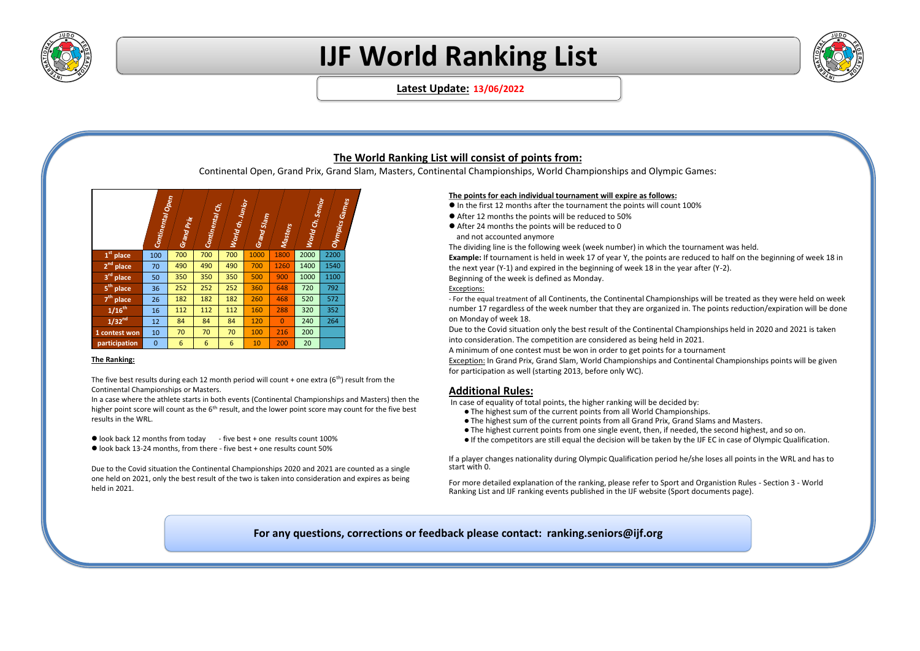# IJF World Ranking List

**Latest Update: 13/06/2022**

## The World Ranking List will consist of points from:

Continental Open, Grand Prix, Grand Slam, Masters, Continental Championships, World Championships and Olympic Games:

| | Continental Open | Grand Prix | Continental Ch. | World ch. Junior | Grand Slam | Masters | World Ch. Senior | Olympics Games |
|---|---|---|---|---|---|---|---|---|
| 1st place | 100 | 700 | 700 | 700 | 1000 | 1800 | 2000 | 2200 |
| 2nd place | 70 | 490 | 490 | 490 | 700 | 1260 | 1400 | 1540 |
| 3rd place | 50 | 350 | 350 | 350 | 500 | 900 | 1000 | 1100 |
| 5th place | 36 | 252 | 252 | 252 | 360 | 648 | 720 | 792 |
| 7th place | 26 | 182 | 182 | 182 | 260 | 468 | 520 | 572 |
| 1/16th | 16 | 112 | 112 | 112 | 160 | 288 | 320 | 352 |
| 1/32nd | 12 | 84 | 84 | 84 | 120 | 0 | 240 | 264 |
| 1 contest won | 10 | 70 | 70 | 70 | 100 | 216 | 200 | |
| participation | 0 | 6 | 6 | 6 | 10 | 200 | 20 | |

**The Ranking:**

The five best results during each 12 month period will count + one extra (6th) result from the Continental Championships or Masters.

In a case where the athlete starts in both events (Continental Championships and Masters) then the higher point score will count as the 6th result, and the lower point score may count for the five best results in the WRL.

- look back 12 months from today - five best + one results count 100%
- look back 13-24 months, from there - five best + one results count 50%

Due to the Covid situation the Continental Championships 2020 and 2021 are counted as a single one held on 2021, only the best result of the two is taken into consideration and expires as being held in 2021.

**The points for each individual tournament will expire as follows:**

- In the first 12 months after the tournament the points will count 100%
- After 12 months the points will be reduced to 50%
- After 24 months the points will be reduced to 0 and not accounted anymore

The dividing line is the following week (week number) in which the tournament was held.

**Example:** If tournament is held in week 17 of year Y, the points are reduced to half on the beginning of week 18 in the next year (Y-1) and expired in the beginning of week 18 in the year after (Y-2).

Beginning of the week is defined as Monday.

Exceptions:

- For the equal treatment of all Continents, the Continental Championships will be treated as they were held on week number 17 regardless of the week number that they are organized in. The points reduction/expiration will be done on Monday of week 18.

Due to the Covid situation only the best result of the Continental Championships held in 2020 and 2021 is taken into consideration. The competition are considered as being held in 2021.

A minimum of one contest must be won in order to get points for a tournament

Exception: In Grand Prix, Grand Slam, World Championships and Continental Championships points will be given for participation as well (starting 2013, before only WC).

## Additional Rules:

In case of equality of total points, the higher ranking will be decided by:

- The highest sum of the current points from all World Championships.
- The highest sum of the current points from all Grand Prix, Grand Slams and Masters.
- The highest current points from one single event, then, if needed, the second highest, and so on.
- If the competitors are still equal the decision will be taken by the IJF EC in case of Olympic Qualification.

If a player changes nationality during Olympic Qualification period he/she loses all points in the WRL and has to start with 0.

For more detailed explanation of the ranking, please refer to Sport and Organistion Rules - Section 3 - World Ranking List and IJF ranking events published in the IJF website (Sport documents page).

**For any questions, corrections or feedback please contact: ranking.seniors@ijf.org**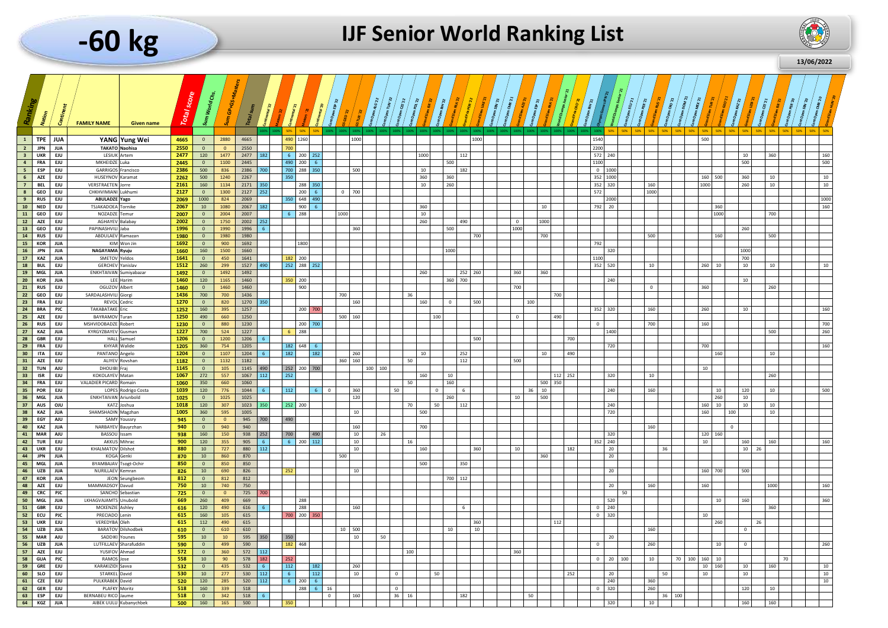# -60 kg

# IJF Senior World Ranking List

13/06/2022

| Ranking | Nation | Continent | FAMILY NAME | Given name | Total score | Sum World Chs. | Sum GP&GS+Masters | Total sum | Continental '22 | Masters '22 | Continental '21 | Masters '21 | Continental '20 | Grand Open ESP '22 | GS GEO '22 | GS TUR '22 | Grand Open ALG '22 | Grand Open TUN '22 | Grand Open CZE '22 | Grand Open POL '22 | Grand Slam KAZ '22 | Grand Open BIH '22 | Grand Slam BUL '22 | Grand Prix POR '22 | Grand Slam UAE '21 | Grand Open SEN '21 | Grand Open CMR '21 | Grand Slam AZE '21 | Grand Open ESP '21 | Grand Slam RUS '21 | World Champs Junior '21 | Grand Prix CRO '21 | Grand Open BIH '21 | Olympic Games JPN '21 | World Champs Senior '21 | Grand Open EGY '21 | Grand Open POR '21 | Grand Slam RUS '21 | Grand Open CRO '21 | Grand Open DOM '21 | Grand Open MEX '21 | Grand Slam TUR '21 | Grand Slam GEO '21 | Grand Open KAZ '21 | Grand Slam UZB '21 | Grand Open CZE '21 | Grand Slam ISR '21 | Grand Open PER '20 | Grand Open SEN '20 | Grand Open CMR '20 | Grand Slam HUN '20 |
|---|---|---|---|---|---|---|---|---|---|---|---|---|---|---|---|---|---|---|---|---|---|---|---|---|---|---|---|---|---|---|---|---|---|---|---|---|---|---|---|---|---|---|---|---|---|---|---|---|---|---|---|
| | | | | | | | | | 100% | 100% | 50% | 50% | 50% | 100% | 100% | 100% | 100% | 100% | 100% | 100% | 100% | 100% | 100% | 100% | 100% | 100% | 100% | 100% | 100% | 100% | 100% | 100% | 100% | 100% | 50% | 50% | 50% | 50% | 50% | 50% | 50% | 50% | 50% | 50% | 50% | 50% | 50% | 50% | 50% | 50% | 50% |
| 1 | TPE | JUA | YANG | Yung Wei | 4665 | 0 | 2880 | 4665 | | | 490 | 1260 | | | | 1000 | | | | | | | | | 1000 | | | | | | | | | 1540 | | | | | | | | 500 | | | | | | | | | |
| 2 | JPN | JUA | TAKATO | Naohisa | 2550 | 0 | 0 | 2550 | | | 700 | | | | | | | | | | | | | | | | | | | | | | | 2200 | | | | | | | | | | | | | | | | | |
| 3 | UKR | EJU | LESIUK | Artem | 2477 | 120 | 1477 | 2477 | 182 | | 6 | 200 | 252 | | | | | | | | 1000 | | 112 | | | | | | | | | | | 572 | 240 | | | | | | | | | | 10 | | 360 | | | | 160 |
| 4 | FRA | EJU | MKHEIDZE | Luka | 2445 | 0 | 1100 | 2445 | | | 490 | 200 | 6 | | | | | | | | | | 500 | | | | | | | | | | | 1100 | | | | | | | | | | | 500 | | | | | | 500 |
| 5 | ESP | EJU | GARRIGOS | Francisco | 2386 | 500 | 836 | 2386 | 700 | | 700 | 288 | 350 | | | 500 | | | | | 10 | | 182 | | | | | | | | | | | 0 | 1000 | | | | | | | | | | | | | | | | |
| 6 | AZE | EJU | HUSEYNOV | Karamat | 2262 | 500 | 1240 | 2267 | | | 350 | | | | | | | | | | 360 | | 360 | | | | | | | | | | | 352 | 1000 | | | | | | | 160 | 500 | | 360 | | 10 | | | | 10 |
| 7 | BEL | EJU | VERSTRAETEN | Jorre | 2161 | 160 | 1134 | 2171 | 350 | | | 288 | 350 | | | | | | | | 10 | | 260 | | | | | | | | | | | 352 | 320 | | | 160 | | | | 1000 | | | 260 | | 10 | | | | 10 |
| 8 | GEO | EJU | CHKHVIMIANI | Lukhumi | 2127 | 0 | 1300 | 2127 | 252 | | | 200 | 6 | 0 | 700 | | | | | | | | | | | | | | | | | | | 572 | | | | 1000 | | | | | | | | | | | | | |
| 9 | RUS | EJU | ABULADZE | Yago | 2069 | 1000 | 824 | 2069 | | | 350 | 648 | 490 | | | | | | | | | | | | | | | | | | | | | | 2000 | | | | | | | | | | | | | | | | 1000 |
| 10 | NED | EJU | TSJAKADOEA | Tornike | 2067 | 10 | 1080 | 2067 | 182 | | | 900 | 6 | | | | | | | | 360 | | | | | | | | | 10 | | | | 792 | 20 | | | | | | | 360 | | | | | | | | | 160 |
| 11 | GEO | EJU | NOZADZE | Temur | 2007 | 0 | 2004 | 2007 | | | 6 | 288 | | | 1000 | | | | | | 10 | | | | | | | | | | | | | | | | | | | | | 1000 | | | | | 700 | | | | |
| 12 | AZE | EJU | AGHAYEV | Balabay | 2002 | 0 | 1750 | 2002 | 252 | | | | | | | | | | | | 260 | | | 490 | | | | 0 | | 1000 | | | | | | | | | | | | | | | | | | | | | |
| 13 | GEO | EJU | PAPINASHVILI | Jaba | 1996 | 0 | 1990 | 1996 | 6 | | | | | | | 360 | | | | | | | 500 | | | | | | 1000 | | | | | | | | | | | | | | | | 260 | | | | | | |
| 14 | RUS | EJU | ABDULAEV | Ramazan | 1980 | 0 | 1980 | 1980 | | | | | | | | | | | | | | | | | 700 | | | | | 700 | | | | | | | | 500 | | | | 160 | | | | | 500 | | | | |
| 15 | KOR | JUA | KIM | Won Jin | 1692 | 0 | 900 | 1692 | | | | 1800 | | | | | | | | | | | | | | | | | | | | | | 792 | | | | | | | | | | | | | | | | | |
| 16 | JPN | JUA | NAGAYAMA | Ryuju | 1660 | 160 | 1500 | 1660 | | | | | | | | | | | | | | | 1000 | | | | | | | | | | | | 320 | | | | | | | | | 1000 | | | | | | | |
| 17 | KAZ | JUA | SMETOV | Yeldos | 1641 | 0 | 450 | 1641 | | | 182 | 200 | | | | | | | | | | | | | | | | | | | | | | 1100 | | | | | | | | | | 700 | | | | | | | |
| 18 | BUL | EJU | GERCHEV | Yanislav | 1512 | 260 | 299 | 1527 | 490 | | 252 | 288 | 252 | | | | | | | | 260 | | 252 | 260 | | | | 360 | | 360 | | | | 352 | 520 | | | 10 | | | | 260 | 10 | | 10 | | 10 | | | | 10 |
| 19 | MGL | JUA | ENKHTAIVAN | Sumiyabazar | 1492 | 0 | 1492 | 1492 | | | | | | | | | | | | | 260 | | 252 | 260 | | | | 360 | | 360 | | | | | | | | | | | | | | | | | | | | | |
| 20 | KOR | JUA | LEE | Harim | 1460 | 120 | 1165 | 1460 | | | 350 | 200 | | | | | | | | | | | 360 | 700 | | | | | | | | | | | 240 | | | | | | | | | | 10 | | | | | | |
| 21 | RUS | EJU | OGUZOV | Albert | 1460 | 0 | 1460 | 1460 | | | | 900 | | | | | | | | | | | | | | | | 700 | | | | | | | | | | 0 | | | | 360 | | | | | 260 | | | | |
| 22 | GEO | EJU | SARDALASHVILI | Giorgi | 1436 | 700 | 700 | 1436 | | | | | | 700 | | | | | | 36 | | | | | | | | | | | 700 | | | | | | | | | | | | | | | | | | | | |
| 23 | FRA | EJU | REVOL | Cedric | 1270 | 0 | 820 | 1270 | 350 | | | | | | | 160 | | | | | 160 | | 0 | | 500 | | | | 100 | | | | | | | | | | | | | | | | | | | | | | |
| 24 | BRA | PJC | TAKABATAKE | Eric | 1252 | 160 | 395 | 1257 | | | | 200 | 700 | | | | | | | | | | | | | | | | | | | | | 352 | 320 | | | 160 | | | | 260 | | | 10 | | | | | | 160 |
| 25 | AZE | EJU | BAYRAMOV | Turan | 1250 | 490 | 660 | 1250 | | | | | | | 500 | 160 | | | | | | 100 | | | | | | 0 | | | 490 | | | | | | | | | | | | | | | | | | | | |
| 26 | RUS | EJU | MSHVIDOBADZE | Robert | 1230 | 0 | 880 | 1230 | | | | 200 | 700 | | | | | | | | | | | | | | | | | | | | | 0 | | | | 700 | | | | 160 | | | | | | | | | 700 |
| 27 | KAZ | JUA | KYRGYZBAYEV | Gusman | 1227 | 700 | 524 | 1227 | | | 6 | 288 | | | | | | | | | | | | | | | | | | | | | | | 1400 | | | | | | | | | | | | 500 | | | | 260 |
| 28 | GBR | EJU | HALL | Samuel | 1206 | 0 | 1200 | 1206 | 6 | | | | | | | | | | | | | | | 500 | | | | | | | | 700 | | | | | | | | | | | | | | | | | | | |
| 29 | FRA | EJU | KHYAR | Walide | 1205 | 360 | 754 | 1205 | | | 182 | 648 | 6 | | | | | | | | | | | | | | | | | | | | | | 720 | | | | | | | 700 | | | | | | | | | 160 |
| 30 | ITA | EJU | PANTANO | Angelo | 1204 | 0 | 1107 | 1204 | 6 | | 182 | | 182 | | | 260 | | | | | 10 | | | 252 | | | | | | 10 | | 490 | | | | | | | | | | | 160 | | | | 10 | | | | |
| 31 | AZE | EJU | ALIYEV | Rovshan | 1182 | 0 | 1132 | 1182 | | | | | | | 360 | 160 | | | | 50 | | | | 112 | | | | 500 | | | | | | | | | | | | | | | | | | | | | | | |
| 32 | TUN | AJU | DHOUIBI | Fraj | 1145 | 0 | 105 | 1145 | 490 | | 252 | 200 | 700 | | | | 100 | 100 | | | | | | | | | | | | | | | | | | | | | | | | 10 | | | | | | | | | |
| 33 | ISR | EJU | KOKOLAYEV | Matan | 1067 | 272 | 557 | 1067 | 112 | | 252 | | | | | | | | | | 160 | | 10 | | | | | | | | 112 | 252 | | | 320 | | | 10 | | | | | | | | | 260 | | | | |
| 34 | FRA | EJU | VALADIER PICARD | Romain | 1060 | 350 | 660 | 1060 | | | | | | | | | | | | 50 | | | 160 | | | | | | | 500 | 350 | | | | | | | | | | | | | | | | | | | | |
| 35 | POR | EJU | LOPES | Rodrigo Costa | 1039 | 120 | 776 | 1044 | 6 | | 112 | | 6 | 0 | | 360 | | | 50 | | | 0 | | 6 | | | | | 36 | 10 | | | | | 240 | | | 160 | | | | | 10 | | 120 | | 10 | | | | 500 |
| 36 | MGL | JUA | ENKHTAIVAN | Ariunbold | 1025 | 0 | 1025 | 1025 | | | | | | | | 120 | | | | | | | 260 | | | | | 10 | | 500 | | | | | | | | | | | | | 260 | | 10 | | | | | | |
| 37 | AUS | OJU | KATZ | Joshua | 1018 | 120 | 307 | 1023 | 350 | | 252 | 200 | | | | | | | | 70 | | 50 | | 112 | | | | | | | | | | | 240 | | | | | | | 160 | 10 | | 10 | | 10 | | | | |
| 38 | KAZ | JUA | SHAMSHADIN | Magzhan | 1005 | 360 | 595 | 1005 | | | | | | | | 10 | | | | | 500 | | | | | | | | | | | | | | 720 | | | | | | | 160 | | 100 | | | 10 | | | | |
| 39 | EGY | AJU | SAMY | Youssry | 945 | 0 | 0 | 945 | 700 | | 490 | | | | | | | | | | | | | | | | | | | | | | | | | | | | | | | | | | | | | | | | |
| 40 | KAZ | JUA | NARBAYEV | Bauyrzhan | 940 | 0 | 940 | 940 | | | | | | | | 160 | | | | | 700 | | | | | | | | | | | | | | | | | 160 | | | | | | 0 | | | | | | | |
| 41 | MAR | AJU | BASSOU | Issam | 938 | 160 | 150 | 938 | 252 | | 700 | | 490 | | | 10 | | 26 | | | | | | | | | | | | | | | | | 320 | | | | | | | 120 | 160 | | | | | | | | |
| 42 | TUR | EJU | AKKUS | Mihrac | 900 | 120 | 355 | 905 | 6 | | 6 | 200 | 112 | | | 10 | | | | 16 | | | | | | | | | | | | | | 352 | 240 | | | | | | | 10 | | | 160 | | 160 | | | | 160 |
| 43 | UKR | EJU | KHALMATOV | Dilshot | 880 | 10 | 727 | 880 | 112 | | | | | | | 10 | | | | | 160 | | | | 360 | | | 10 | | | | 182 | | | 20 | | | | 36 | | | | | | 10 | 26 | | | | | |
| 44 | JPN | JUA | KOGA | Genki | 870 | 10 | 860 | 870 | | | | | | | 500 | | | | | | | | | | | | | | | 360 | | | | | 20 | | | | | | | | | | | | | | | | |
| 45 | MGL | JUA | BYAMBAJAV | Tsogt-Ochir | 850 | 0 | 850 | 850 | | | | | | | | | | | | | 500 | | 350 | | | | | | | | | | | | | | | | | | | | | | | | | | | | |
| 46 | UZB | JUA | NURILLAEV | Kemran | 826 | 10 | 690 | 826 | | | 252 | | | | | 10 | | | | | | | | | | | | | | | | | | | 20 | | | | | | | 160 | 700 | | 500 | | | | | | |
| 47 | KOR | JUA | JEON | Seungbeom | 812 | 0 | 812 | 812 | | | | | | | | | | | | | | | 700 | 112 | | | | | | | | | | | | | | | | | | | | | | | | | | | |
| 48 | AZE | EJU | MAMMADSOY | Davud | 750 | 10 | 740 | 750 | | | | | | | | | | | | | | | | | | | | | | | | | | | 20 | | | 160 | | | | 160 | | | | | 1000 | | | | 160 |
| 49 | CRC | PJC | SANCHO | Sebastian | 725 | 0 | 0 | 725 | 700 | | | | | | | | | | | | | | | | | | | | | | | | | | | | 50 | | | | | | | | | | | | | | |
| 50 | MGL | JUA | LKHAGVAJAMTS | Unubold | 669 | 260 | 409 | 669 | | | | 288 | | | | | | | | | | | | | | | | | | | | | | | 520 | | | | | | | | 10 | | 160 | | | | | | 360 |
| 51 | GBR | EJU | MCKENZIE | Ashley | 616 | 120 | 490 | 616 | 6 | | | 288 | | | | 160 | | | | | | | | 6 | | | | | | | | | | 0 | 240 | | | | | | | | | | | | 360 | | | | |
| 52 | ECU | PJC | PRECIADO | Lenin | 615 | 160 | 105 | 615 | | | 700 | 200 | 350 | | | | | | | | | | | | | | | | | | | | | 0 | 320 | | | | | | | 10 | | | | | | | | | |
| 53 | UKR | EJU | VEREDYBA | Oleh | 615 | 112 | 490 | 615 | | | | | | | | | | | | | | | | | 360 | | | | | | 112 | | | | | | | | | | | | 260 | | | 26 | | | | | |
| 54 | UZB | JUA | BARATOV | Dilshodbek | 610 | 0 | 610 | 610 | | | | | | | 10 | 500 | | | | | | | 10 | | 10 | | | | | | | | | | | | | 160 | | | | | | | 0 | | | | | | |
| 55 | MAR | AJU | SADDIKI | Younes | 595 | 10 | 10 | 595 | 350 | | 350 | | | | | 10 | | 50 | | | | | | | | | | | | | | | | | 20 | | | | | | | | | | | | | | | | |
| 56 | UZB | JUA | LUTFILLAEV | Sharafuddin | 590 | 0 | 499 | 590 | | | 182 | 468 | | | | | | | | | | | | | | | | | | | | | | 0 | | | | 260 | | | | | 10 | | 0 | | | | | | 260 |
| 57 | AZE | EJU | YUSIFOV | Ahmad | 572 | 0 | 360 | 572 | 112 | | | | | | | | | | | 100 | | | | | | | | 360 | | | | | | | | | | | | | | | | | | | | | | | |
| 58 | GUA | PJC | RAMOS | Jose | 558 | 10 | 90 | 578 | 182 | | 252 | | | | | | | | | | | | | | | | | | | | | | | 0 | 20 | 100 | | 10 | | 70 | 100 | 160 | 10 | | | | | 70 | | | |
| 59 | GRE | EJU | KARAKIZIDI | Sawa | 532 | 0 | 435 | 532 | 6 | | 112 | | 182 | | | 260 | | | | | | | | | | | | | | | | | | | | | | | | | | 10 | 160 | | 10 | | 160 | | | | 10 |
| 60 | SLO | EJU | STARKEL | David | 530 | 10 | 277 | 530 | 112 | | 6 | | 112 | | | 10 | | | 0 | | | 50 | | | | | | | | | | 252 | | | 20 | | | | 50 | | | 10 | | | 10 | | | | | | 10 |
| 61 | CZE | EJU | PULKRABEK | David | 520 | 120 | 285 | 520 | 112 | | 6 | 200 | 6 | | | | | | | | | | | | | | | | | | | | | | 240 | | | 360 | | | | | | | | | | | | | 10 |
| 62 | GER | EJU | PLAFKY | Moritz | 518 | 160 | 339 | 518 | | | | 288 | 6 | 16 | | | | | 0 | | | | | | | | | | | | | | | 0 | 320 | | | 260 | | | | | | | 120 | | 10 | | | | |
| 63 | ESP | EJU | BERNABEU RICO | Jaume | 518 | 0 | 342 | 518 | 6 | | | | | 0 | | 160 | | | 36 | 16 | | | | 182 | | | | | 50 | | | | | | | | | | 36 | 100 | | | | | | | | | | | |
| 64 | KGZ | JUA | AIBEK UULU | Kubanychbek | 500 | 160 | 165 | 500 | | | 350 | | | | | | | | | | | | | | | | | | | | | | | | 320 | | | 10 | | | | | | | 160 | | 160 | | | | |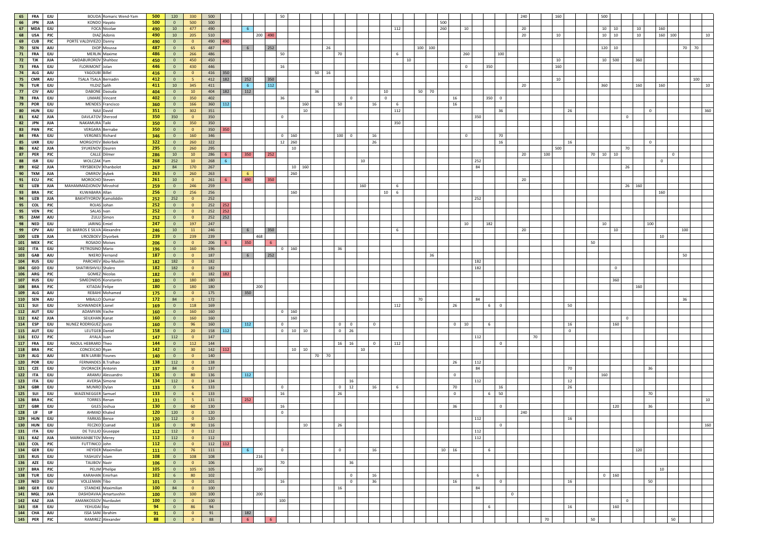| | | | | | | | | | | | | | | | | | | | | | | | | | | | | | | | | | | | | | | | | | | | | | | | | | | | | |
|---|---|---|---|---|---|---|---|---|---|---|---|---|---|---|---|---|---|---|---|---|---|---|---|---|---|---|---|---|---|---|---|---|---|---|---|---|---|---|---|---|---|---|---|---|---|---|---|---|---|---|---|---|
| 65 | FRA | EJU | BOUDA | Romaric Wend-Yam | 500 | 120 | 330 | 500 | | | | | | | 50 | | | | | | | | | | | | | | | | | | | | | 240 | | | 160 | | | | 500 | | | | | | | | |
| 66 | JPN | JUA | KONDO | Hayato | 500 | 0 | 500 | 500 | | | | | | | | | | | | | | | | | | | | | 500 | | | | | | | | | | | | | | | | | | | | | | | | |
| 67 | MDA | EJU | FOCA | Nicolae | 490 | 10 | 477 | 490 | | | 6 | | | | | | | | | | | | | | | | 112 | | | | 260 | | 10 | | | | | 20 | | | | | | | 10 | 10 | | 10 | | 160 | | | | |
| 68 | USA | PJC | DIAZ | Adonis | 490 | 10 | 205 | 510 | | | | | 200 | 490 | | | | | | | | | | | | | | | | | | | | | | 20 | | | | 10 | | | 10 | 10 | | 10 | | 160 | 100 | | | 10 |
| 69 | CUB | PJC | PORTE VALDIVIEZO | Danny | 490 | 0 | 0 | 490 | 490 | | | | | | | | | | | | | | | | | | | | | | | | | | | | | | | | | | | | | | | | | | | |
| 70 | SEN | AJU | DIOP | Moussa | 487 | 0 | 65 | 487 | | | 6 | | | 252 | | | | | 26 | | | | | | | | | 100 | 100 | | | | | | | | | | | | | | 120 | 10 | | | | | | 70 | 70 | |
| 71 | FRA | EJU | MERLIN | Maxime | 486 | 0 | 266 | 486 | | | | | | | 50 | | | | | 70 | | | | | 6 | | | | | | | | 260 | | 100 | | | | | | | | | | | | | | | | | |
| 72 | TJK | JUA | SAIDABUROROV | Shahboz | 450 | 0 | 450 | 450 | | | | | | | | | | | | | | | | | | 10 | | | | | | | | | | | | | | 10 | | | 10 | 500 | | 360 | | | | | | |
| 73 | FRA | EJU | FLORIMONT | Jolan | 446 | 0 | 430 | 446 | | | | | | | 16 | | | | | | | | | | | | | | | | | 0 | | 350 | | | | | | 160 | | | | | | | | | | | | |
| 74 | ALG | AJU | YAGOUBI | Billel | 416 | 0 | 0 | 416 | 350 | | | | | | | | | 50 | 16 | | | | | | | | | | | | | | | | | | | | | | | | | | | | | | | | | |
| 75 | CMR | AJU | TSALA TSALA | Bernadin | 412 | 0 | 5 | 412 | 182 | | 252 | | | 350 | | | | | | | | | | | | | | | | | | | | | | | | | | 10 | | | | | | | | | | 100 | | |
| 76 | TUR | EJU | YILDIZ | Salih | 411 | 10 | 345 | 411 | | | 6 | | | 112 | | | | | | | | | | | | | | | | | | | | | | 20 | | | | | | | 360 | | | 160 | | 160 | | | | 10 |
| 77 | CIV | AJU | DABONE | Daouda | 404 | 0 | 10 | 404 | 182 | | 112 | | | | | | | 36 | | | | | | 10 | | | | 50 | 70 | | | | | | | | | | | | | | | | | | | | | | | |
| 78 | FRA | EJU | LIMARE | Vincent | 402 | 0 | 350 | 402 | | | | | | | 36 | | | | | | 0 | | | 0 | | | | | | | 16 | | | 350 | 0 | | | | | | | | | | | | | | | | | |
| 79 | POR | EJU | MENDES | Francisco | 360 | 0 | 166 | 360 | 112 | | | | | | | | 160 | | | 50 | | | 16 | | 6 | | | | | | 16 | | | | | | | | | | | | | | | | | | | | | |
| 80 | HUN | EJU | NAJI | David | 351 | 0 | 302 | 351 | | | | | | | | | 10 | | | | | | | | 112 | | | | | | | | | | 36 | | | | | 26 | | | | | | | 0 | | | | | 360 |
| 81 | KAZ | JUA | DAVLATOV | Sherzod | 350 | 350 | 0 | 350 | | | | | | | 0 | | | | | | | | | | | | | | | | | | 350 | | | | | | | | | | | | 0 | | | | | | | |
| 82 | JPN | JUA | NAKAMURA | Taiki | 350 | 0 | 350 | 350 | | | | | | | | | | | | | | | | | 350 | | | | | | | | | | | | | | | | | | | | | | | | | | | |
| 83 | PAN | PJC | VERGARA | Bernabe | 350 | 0 | 0 | 350 | 350 | | | | | | | | | | | | | | | | | | | | | | | | | | | | | | | | | | | | | | | | | | | |
| 84 | FRA | EJU | VERGNES | Richard | 346 | 0 | 160 | 346 | | | | | | | 0 | 160 | | | | 100 | 0 | | 16 | | | | | | | | | 0 | | | 70 | | | | | | | | | | | | | | | | | |
| 85 | UKR | EJU | MORGOYEV | Bekirbek | 322 | 0 | 260 | 322 | | | | | | | 12 | 260 | | | | | | | 26 | | | | | | | | | | | | 16 | | | | | 16 | | | | | | | 0 | | | | | |
| 86 | KAZ | JUA | SYUKENOV | Dauren | 295 | 0 | 260 | 295 | | | | | | | | 10 | | | | | | | | | | | | | | | | | | | | | | | 500 | | | | | | 70 | | | | | | | |
| 87 | PER | PJC | CALLE | Dilmer | 286 | 10 | 10 | 286 | 6 | | 350 | | | 252 | | | | | | | | | | | | | | | | | | | | | | 20 | | 100 | | | | 70 | 10 | 10 | | | | | 0 | | | |
| 88 | ISR | EJU | WOLCZAK | Yam | 268 | 252 | 10 | 268 | 6 | | | | | | | | | | | | | 10 | | | | | | | | | | | 252 | | | | | | | | | | | | | | | 0 | | | | |
| 89 | KGZ | JUA | YRYSBEKOV | Khanbolot | 267 | 84 | 170 | 267 | | | | | | | | 10 | 160 | | | | | | | | | | | | | | | | 84 | | | | | | | | | | | | 26 | | | | | | | |
| 90 | TKM | JUA | OMIROV | Aybek | 263 | 0 | 260 | 263 | | | 6 | | | | | 260 | | | | | | | | | | | | | | | | | | | | | | | | | | | | | | | | | | | | |
| 91 | ECU | PJC | MOROCHO | Steven | 261 | 10 | 0 | 261 | 6 | | 490 | | | 350 | | | | | | | | | | | | | | | | | | | | | | 20 | | | | | | | | | | | | | | | | |
| 92 | UZB | JUA | MAHAMMADJONOV | Mirzohid | 259 | 0 | 246 | 259 | | | | | | | | | | | | | | 160 | | | 6 | | | | | | | | | | | | | | | | | | | | 26 | 160 | | 160 | | | | |
| 93 | BRA | PJC | KUWABARA | Allan | 256 | 0 | 256 | 256 | | | | | | | | 160 | | | | | | | | 10 | 6 | | | | | | | | | | | | | | | | | | | | | | | 160 | | | | |
| 94 | UZB | JUA | BAKHTIYOROV | Kamoliddin | 252 | 252 | 0 | 252 | | | | | | | | | | | | | | | | | | | | | | | | | 252 | | | | | | | | | | | | | | | | | | | |
| 95 | COL | PJC | ROJAS | Johan | 252 | 0 | 0 | 252 | 252 | | | | | | | | | | | | | | | | | | | | | | | | | | | | | | | | | | | | | | | | | | | |
| 95 | VEN | PJC | SALAS | Ivan | 252 | 0 | 0 | 252 | 252 | | | | | | | | | | | | | | | | | | | | | | | | | | | | | | | | | | | | | | | | | | | |
| 95 | ZAM | AJU | ZULU | Simon | 252 | 0 | 0 | 252 | 252 | | | | | | | | | | | | | | | | | | | | | | | | | | | | | | | | | | | | | | | | | | | |
| 98 | NED | EJU | JARING | Emiel | 247 | 0 | 197 | 247 | | | | | | | | | | | | | | | | | | | | | | | | 10 | | 182 | | | | | | | | | 10 | | | | 100 | | | | | |
| 99 | CPV | AJU | DE BARROS E SILVA | Alexandre | 246 | 10 | 11 | 246 | | | 6 | | | 350 | | | | | | | | | | | 6 | | | | | | | | | | | 20 | | | | | | | | 10 | | | | | 100 | | | |
| 100 | UZB | JUA | UROZBOEV | Diyorbek | 239 | 0 | 239 | 239 | | | | | 468 | | | | | | | | | | | | | | | | | | | | | | | | | | | | | | | | | | | 10 | | | | |
| 101 | MEX | PJC | ROSADO | Moises | 206 | 0 | 0 | 206 | 6 | | 350 | | | 6 | | | | | | | | | | | | | | | | | | | | | | | | | | | | 50 | | | | | | | | | | |
| 102 | ITA | EJU | PETROSINO | Mario | 196 | 0 | 160 | 196 | | | | | | | 0 | 160 | | | | 36 | | | | | | | | | | | | | | | | | | | | | | | | | | | | | | | | |
| 103 | GAB | AJU | NKERO | Fernand | 187 | 0 | 0 | 187 | | | 6 | | | 252 | | | | | | | | | | | | | | | | | | | | | | | | | | | | | | | | | | | 50 | | | |
| 104 | RUS | EJU | PARCHIEV | Abu-Muslim | 182 | 182 | 0 | 182 | | | | | | | | | | | | | | | | | | | | | 36 | | | | 182 | | | | | | | | | | | | | | | | | | | |
| 104 | GEO | EJU | SHATIRISHVILI | Shakro | 182 | 182 | 0 | 182 | | | | | | | | | | | | | | | | | | | | | | | | | 182 | | | | | | | | | | | 0 | | | | | | | | |
| 106 | ARG | PJC | GOMEZ | Nicolas | 182 | 0 | 0 | 182 | 182 | | | | | | | | | | | | | | | | | | | | | | | | | | | | | | | | | | | | | | | | | | | |
| 107 | RUS | EJU | SIMEONIDIS | Konstantin | 180 | 0 | 180 | 180 | | | | | | | | | | | | | | | | | | | | | | | | | | | | | | | | | | | | 360 | | | | | | | | |
| 108 | BRA | PJC | KITADAI | Felipe | 180 | 0 | 180 | 180 | | | | | 200 | | | | | | | | | | | | | | | | | | | | | | | | | | | | | | | | | 160 | | | | | | |
| 109 | ALG | AJU | REBAHI | Mohamed | 175 | 0 | 0 | 175 | | | 350 | | | | | | | | | | | | | | | | | | | | | | | | | | | | | | | | | | | | | | | | | |
| 110 | SEN | AJU | MBALLO | Oumar | 172 | 84 | 0 | 172 | | | | | | | | | | | | | | | | | | | | 70 | | | | | 84 | | | | | | | | | | | | | | | | | 36 | | |
| 111 | SUI | EJU | SCHWANDER | Lionel | 169 | 0 | 118 | 169 | | | | | | | | | | | | | | | | | 112 | | | | | | 26 | | | 6 | 0 | | | | | 50 | | | | | | | | | | | | |
| 112 | AUT | EJU | ADAMYAN | Vache | 160 | 0 | 160 | 160 | | | | | | | 0 | 160 | | | | | | | | | | | | | | | | | | | | | | | | | | | | | | | | | | | | |
| 112 | KAZ | JUA | SEILKHAN | Kanat | 160 | 0 | 160 | 160 | | | | | | | | 160 | | | | | | | | | | | | | | | | | | | | | | | | | | | | | 0 | | | | | | | |
| 114 | ESP | EJU | NUNEZ RODRIGUEZ | Justo | 160 | 0 | 96 | 160 | | | 112 | | | | 0 | | | | | 0 | 0 | | 0 | | | | | | | | 0 | 10 | | 6 | | | | | | 16 | | | | 160 | | | | | | | | |
| 115 | AUT | EJU | LEUTGEB | Daniel | 158 | 0 | 20 | 158 | 112 | | | | | | 0 | 10 | 10 | | | 0 | 26 | | | | | | | | | | | | | | | | | | | 0 | | | | | | | | | | | | |
| 116 | ECU | PJC | AYALA | Juan | 147 | 112 | 0 | 147 | | | | | | | | | | | | | | | | | | | | | | | | | 112 | | | | 70 | | | | | | | | | | | | | | | |
| 117 | FRA | EJU | RAOUL HEBRARD | Theo | 144 | 0 | 112 | 144 | | | | | | | | | | | | 16 | 16 | | 0 | | 112 | | | | | | | | | | 0 | | | | | | | | | | | | | | | | | |
| 118 | BRA | PJC | CONCEICAO | Ryan | 142 | 0 | 30 | 142 | 112 | | | | | | | 10 | 10 | | | | | 10 | | | | | | | | | | | | | | | | | | | | | | | | | | | | | | |
| 119 | ALG | AJU | BEN LARIBI | Younes | 140 | 0 | 0 | 140 | | | | | | | | | | 70 | 70 | | | | | | | | | | | | | | | | | | | | | | | | | | | | | | | | | |
| 120 | POR | EJU | FERNANDES | B.Tralhao | 138 | 112 | 0 | 138 | | | | | | | | | | | | | | | | | | | | | | | 26 | | 112 | | | | | | | | | | | | | | | | | | | |
| 121 | CZE | EJU | DVORACEK | Antonin | 137 | 84 | 0 | 137 | | | | | | | | | | | | | | | | | | | | | | | | | 84 | | | | | | | 70 | | | | | | | 36 | | | | | |
| 122 | ITA | EJU | ARAMU | Alessandro | 136 | 0 | 80 | 136 | | | 112 | | | | | | | | | | | | | | | | | | | | 0 | | | | | | | | | | | | 160 | | | | | | | | | |
| 123 | ITA | EJU | AVERSA | Simone | 134 | 112 | 0 | 134 | | | | | | | | | | | | | 16 | | | | | | | | | | | | 112 | | | | | | | 12 | | | | | | | | | | | | |
| 124 | GBR | EJU | MUNRO | Dylan | 133 | 0 | 6 | 133 | | | | | | | 0 | | | | | 0 | 12 | | 16 | | 6 | | | | | | 70 | | | | 16 | | | | | 26 | | | | | | | | | | | | |
| 125 | SUI | EJU | WAIZENEGGER | Samuel | 133 | 0 | 6 | 133 | | | | | | | 16 | | | | | 26 | | | | | | | | | | | 0 | | | 6 | 50 | | | | | | | | | | | | 70 | | | | | |
| 126 | BRA | PJC | TORRES | Renan | 131 | 0 | 5 | 131 | | | 252 | | | | | | | | | | | | | | | | | | | | | | | | | | | | | | | | | | | | | | | | | 10 |
| 127 | GBR | EJU | GILES | Joshua | 130 | 0 | 60 | 130 | | | | | | | 16 | | | | | | | | | | | | | | | | 36 | | | | 0 | | | | | | | | | 120 | | | 36 | | | | | |
| 128 | IJF | IJF | AHMAD | Khaled | 120 | 120 | 0 | 120 | | | | | | | 0 | | | | | | | | | | | | | | | | | | | | | | 240 | | | | | | | | | | | | | | | |
| 129 | HUN | EJU | FARKAS | Bence | 120 | 112 | 0 | 120 | | | | | | | | | | | | | | | | | | | | | | | | | 112 | | | | | | | 16 | | | | | | | | | | | | |
| 130 | HUN | EJU | FECZKO | Csanad | 116 | 0 | 90 | 116 | | | | | | | | | 10 | | | 26 | | | | | | | | | | | | | | | 0 | | | | | | | | | | | | | | | | | 160 |
| 131 | ITA | EJU | DE TULLIO | Giuseppe | 112 | 112 | 0 | 112 | | | | | | | | | | | | | | | | | | | | | | | | | 112 | | | | | | | | | | | | | | | | | | | |
| 131 | KAZ | JUA | MARKHANBETOV | Merey | 112 | 112 | 0 | 112 | | | | | | | | | | | | | | | | | | | | | | | | | 112 | | | | | | | | | | | | | | | | | | | |
| 133 | COL | PJC | FUTTINICO | John | 112 | 0 | 0 | 112 | 112 | | | | | | | | | | | | | | | | | | | | | | | | | | | | | | | | | | | | | | | | | | | |
| 134 | GER | EJU | HEYDER | Maximilian | 111 | 0 | 76 | 111 | | | 6 | | | | 0 | | | | | 0 | | | 16 | | | | | | | 10 | 16 | | | 6 | | | | | | | | | | | | 120 | | | | | | |
| 135 | RUS | EJU | YASHUEV | Islam | 108 | 0 | 108 | 108 | | | | | 216 | | | | | | | | | | | | | | | | | | | | | | | | | | | | | | | | | | | | | | | |
| 136 | AZE | EJU | TALIBOV | Nazir | 106 | 0 | 0 | 106 | | | | | | | 70 | | | | | | 36 | | | | | | | | | | | | | | | | | | | | | | | | | | | | | | | |
| 137 | BRA | PJC | PELIM | Phelipe | 105 | 0 | 105 | 105 | | | | | 200 | | | | | | | | | | | | | | | | | | | | | | | | | | | | | | | | | | | 10 | | | | |
| 138 | TUR | EJU | KARAHAN | Emirhan | 102 | 6 | 80 | 102 | | | | | | | | | | | | | 0 | | 16 | | | | | | | | | | 6 | | | | | | | | | | 0 | 160 | | | | | | | | |
| 139 | NED | EJU | VOLLEMAN | Tibo | 101 | 0 | 0 | 101 | | | | | | | 16 | | | | | | 0 | | 36 | | | | | | | | 16 | | | | 0 | | | | | 16 | | | | | | | 50 | | | | | |
| 140 | GER | EJU | STANDKE | Maximilian | 100 | 84 | 0 | 100 | | | | | | | | | | | | 16 | | | | | | | | | | | | | 84 | | | 0 | | | | | | | | | | | | | | | | |
| 141 | MGL | JUA | DASHDAVAA | Amartuvshin | 100 | 0 | 100 | 100 | | | | | 200 | | | | | | | | | | | | | | | | | | | | | | | | | | | | | | | | | | | | | | | |
| 142 | KAZ | JUA | AMANKOSSOV | Nurdaulet | 100 | 0 | 0 | 100 | | | | | | | 100 | | | | | | | | | | | | | | | | | | | | | | | | | | | | | | 0 | | | | | | | |
| 143 | ISR | EJU | YEHUDAI | Ilay | 94 | 0 | 86 | 94 | | | | | | | | | | | | | | | | | | | | | | | | | | 6 | | | | | | 16 | | | | 160 | | | | | | | | |
| 144 | CHA | AJU | ISSA SANI | Ibrahim | 91 | 0 | 0 | 91 | | | 182 | | | | | | | | | | | | | | | | | | | | | | | | | | | | | | | | | | | | | | | | | |
| 145 | PER | PJC | RAMIREZ | Alexander | 88 | 0 | 0 | 88 | | | 6 | | | 6 | | | | | | | | | | | | | | | | | | | | | | | | 70 | | | | 50 | | | | | | | 50 | | | |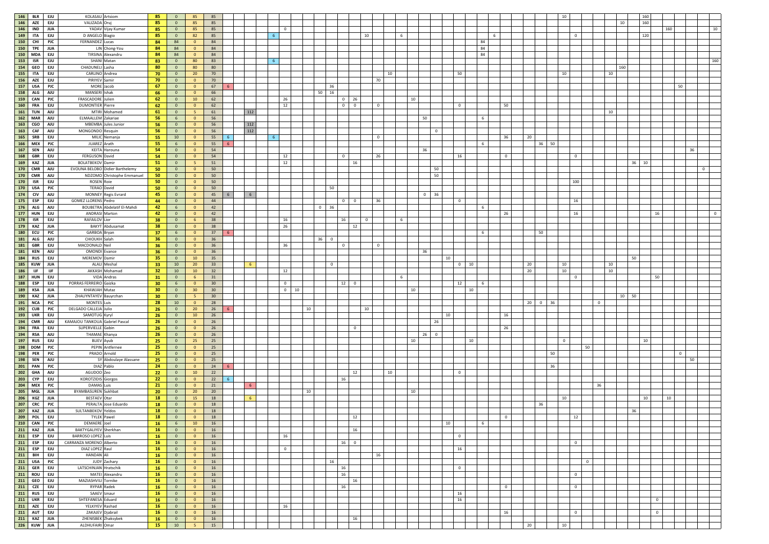| | | | | | | | | | | | | | | | | | | | | | | | | | | | | | | | | | | | | | | | | | | | | | | | | | | | |
|---|---|---|---|---|---|---|---|---|---|---|---|---|---|---|---|---|---|---|---|---|---|---|---|---|---|---|---|---|---|---|---|---|---|---|---|---|---|---|---|---|---|---|---|---|---|---|---|---|---|---|---|---|
| 146 | BLR | EJU | KOLASAU | Artsiom | 85 | 0 | 85 | 85 | | | | | | | | | | | | | | | | | | | | | | | | | | | | | 10 | | | | | | | 160 | | | | | | | | |
| 146 | AZE | EJU | VALIZADA | Oruj | 85 | 0 | 85 | 85 | | | | | | | | | | | | | | | | | | | | | | | | | | | | | | | | | | 10 | | 160 | | | | | | | | |
| 146 | IND | JUA | YADAV | Vijay Kumar | 85 | 0 | 85 | 85 | | | | 0 | | | | | | | | | | | | | | | | | | | | | | | | | | | | | | | | | | 160 | | | | 10 | |
| 149 | ITA | EJU | D ANGELO | Biagio | 85 | 0 | 82 | 85 | | | 6 | | | | | | | | 10 | | | 6 | | | | | | | | | 6 | | | | | | | 0 | | | | | | 120 | | | | | | | |
| 150 | CHI | PJC | FERNANDEZ | Lucas | 84 | 84 | 0 | 84 | | | | | | | | | | | | | | | | | | | | | | 84 | | | | | | | | | | | | | | | | | | | | | |
| 150 | TPE | JUA | LIN | Chong-You | 84 | 84 | 0 | 84 | | | | | | | | | | | | | | | | | | | | | | 84 | | | | | | | | | | | | | | | | | | | | | |
| 150 | MDA | EJU | TIRSINA | Alexandru | 84 | 84 | 0 | 84 | | | | | | | | | | | | | | | | | | | | | | 84 | | | | | | | | | | | | | | | | | | | | | |
| 153 | ISR | EJU | SHANI | Matan | 83 | 0 | 80 | 83 | | | 6 | | | | | | | | | | | | | | | | | | | | | | | | | | | | | | | | | | | | | | | 160 | |
| 154 | GEO | EJU | CHADUNELI | Lasha | 80 | 0 | 80 | 80 | | | | | | | | | | | | | | | | | | | | | | | | | | | | | | | | | | | 160 | | | | | | | | |
| 155 | ITA | EJU | CARLINO | Andrea | 70 | 0 | 20 | 70 | | | | | | | | | | | | | 10 | | | | | | | 50 | | | | | | | | | 10 | | | | | 10 | | | | | | | | | |
| 156 | AZE | EJU | PIRIYEV | Samir | 70 | 0 | 0 | 70 | | | | | | | | | | | | 70 | | | | | | | | | | | | | | | | | | | | | | | | | | | | | | | |
| 157 | USA | PJC | MORE | Jacob | 67 | 0 | 0 | 67 | | | | | | | | 36 | | | | | | | | | | | | | | | | | | | | | | | | | | | | | | | | 50 | | | |
| 158 | ALG | AJU | MANSERI | Ishak | 66 | 0 | 0 | 66 | | | | | | | 50 | 16 | | | | | | | | | | | | | | | | | | | | | | | | | | | | | | | | | | | |
| 159 | CAN | PJC | FRASCADORE | Julien | 62 | 0 | 10 | 62 | | | | 26 | | | | | 0 | 26 | | | | | 10 | | | | | | | | | | | | | | | | | | | | | | | | | | | | |
| 160 | FRA | EJU | DUMONTIER | Pierre | 62 | 0 | 0 | 62 | | | | 12 | | | | | 0 | 0 | | 0 | | | | | | | | 0 | | | | 50 | | | | | | | | | | | | | | | | | | | |
| 161 | TUN | AJU | MTIRI | Mohamed | 61 | 0 | 5 | 61 | | 112 | | | | | | | | | | | | | | | | | | | | | | | | | | | | | | | | 10 | | | | | | | | | |
| 162 | MAR | AJU | ELMAALLEM | Zakariae | 56 | 6 | 0 | 56 | | | | | | | | | | | | | | | | 50 | | | | | | 6 | | | | | | | | | | | | | | | | | | | | | |
| 163 | CGO | AJU | MBEMBA | Jules Junior | 56 | 0 | 0 | 56 | | 112 | | | | | | | | | | | | | | | | | | | | | | | | | | | | | | | | | | | | | | | | | |
| 163 | CAF | AJU | MONGONDO | Resquin | 56 | 0 | 0 | 56 | | 112 | | | | | | | | | | | | | | | | 0 | | | | | | | | | | | | | | | | | | | | | | | | | |
| 165 | SRB | EJU | MILIC | Nemanja | 55 | 10 | 0 | 55 | 6 | | 6 | | | | | | | | | 0 | | | | | | | | | | | | 36 | 20 | | | | | | | | | | | | | | | | | | |
| 166 | MEX | PJC | JUAREZ | Arath | 55 | 6 | 0 | 55 | 6 | | | | | | | | | | | | | | | | | | | | | 6 | | | | | 36 | 50 | | | | | | | | | | | | | | | |
| 167 | SEN | AJU | KEITA | Harouna | 54 | 0 | 0 | 54 | | | | | | | | | | | | | | | | 36 | | | | | | | | | | | | | | | | | | | | | | | | | 36 | | |
| 168 | GBR | EJU | FERGUSON | David | 54 | 0 | 0 | 54 | | | | 12 | | | | | 0 | | | 26 | | | | | | | | 16 | | | | 0 | | | | | | 0 | | | | | | | | | | | | | |
| 169 | KAZ | JUA | BOLATBEKOV | Damir | 51 | 0 | 5 | 51 | | | | 12 | | | | | | 16 | | | | | | | | | | | | | | | | | | | | | | | | | 36 | 10 | | | | | | | |
| 170 | CMR | AJU | EVOUNA BELOBO | Didier Barthelemy | 50 | 0 | 0 | 50 | | | | | | | | | | | | | | | | | | 50 | | | | | | | | | | | | | | | | | | | | | | | | 0 | |
| 170 | CMR | AJU | NDZOMO | Christophe Emmanuel | 50 | 0 | 0 | 50 | | | | | | | | | | | | | | | | | | 50 | | | | | | | | | | | | | | | | | | | | | | | | | |
| 170 | ISR | EJU | ROSEN | Roie | 50 | 0 | 0 | 50 | | | | | | | | | | | | | | | | | | | | | | | | | | | | | | 100 | | | | | | | | | | | | | |
| 170 | USA | PJC | TERAO | David | 50 | 0 | 0 | 50 | | | | | | | | 50 | | | | | | | | | | | | | | | | | | | | | | | | | | | | | | | | | | | |
| 174 | CIV | AJU | MONNEY | Regis Evrard | 45 | 0 | 0 | 45 | 6 | 6 | | | | | | | | | | | | | | 0 | 36 | | | | | | | | | | | | | | | | | | | | | | | | | | |
| 175 | ESP | EJU | GOMEZ LLORENS | Pedro | 44 | 0 | 0 | 44 | | | | | | | | | 0 | 0 | | 36 | | | | | | | | 0 | | | | | | | | | | 16 | | | | | | | | | | | | | |
| 176 | ALG | AJU | BOUBETRA | Abdelatif El-Mahdi | 42 | 6 | 0 | 42 | | | | | | | 0 | 36 | | | | | | | | | | | | | | 6 | | | | | | | | | | | | | | | | | | | | | |
| 177 | HUN | EJU | ANDRASI | Marton | 42 | 0 | 0 | 42 | | | | | | | | | | | | | | | | | | | | | | | | 26 | | | | | | 16 | | | | | | | | 16 | | | | | 0 |
| 178 | ISR | EJU | RAFAILOV | Lior | 38 | 0 | 6 | 38 | | | | 16 | | | | | 16 | | 0 | | | 6 | | | | | | | | | | | | | | | | | | | | | | | | | | | | | |
| 179 | KAZ | JUA | BAKYT | Abdusamat | 38 | 0 | 0 | 38 | | | | 26 | | | | | | 12 | | | | | | | | | | | | | | | | | | | | | | | | | | | | | | | | | |
| 180 | ECU | PJC | GARBOA | Bryan | 37 | 6 | 0 | 37 | 6 | | | | | | | | | | | | | | | | | | | | | 6 | | | | | 50 | | | | | | | | | | | | | | | | |
| 181 | ALG | AJU | CHIOUKH | Salah | 36 | 0 | 0 | 36 | | | | | | | 36 | 0 | | | | | | | | | | | | | | | | | | | | | | | | | | | | | | | | | | | |
| 181 | GBR | EJU | MACDONALD | Neil | 36 | 0 | 0 | 36 | | | | 36 | | | | | 0 | | | 0 | | | | | | | | | | | | | | | | | | | | | | | | | | | | | | | |
| 181 | KEN | AJU | OMONDI | Evance | 36 | 0 | 0 | 36 | | | | | | | | | | | | | | | | 36 | | | | | | | | | | | | | | | | | | | | | | | | | | | |
| 184 | RUS | EJU | MEREMOV | Damir | 35 | 0 | 10 | 35 | | | | | | | | | | | | | | | | | | | 10 | | | | | | | | | | | | | | | | 50 | | | | | | | | |
| 185 | KUW | JUA | ALALI | Meshal | 33 | 10 | 20 | 33 | | 6 | | | | | | 0 | | | | | | | | | | | | 0 | 10 | | | | 20 | | | | 10 | | | | | 10 | | | | | | | | | |
| 186 | IJF | IJF | AKKASH | Mohamad | 32 | 10 | 10 | 32 | | | | 12 | | | | | | | | | | | | | | | | | | | | | 20 | | | | 10 | | | | | 10 | | | | | | | | | |
| 187 | HUN | EJU | VIDA | Andras | 31 | 0 | 6 | 31 | | | | | | | | | | | | | | 6 | | | | | | | | | | | | | | | | 0 | | | | | | | 50 | | | | | | |
| 188 | ESP | EJU | PORRAS FERREIRO | Gaizka | 30 | 6 | 0 | 30 | | | | 0 | | | | | 12 | 0 | | | | | | | | | | 12 | | 6 | | | | | | | | | | | | | | | | | | | | | |
| 189 | KSA | JUA | KHAWJAH | Mutaz | 30 | 0 | 30 | 30 | | | | 0 | 10 | | | | | | | | | | 10 | | | | | | 10 | | | | | | | | | | | | | | | | | | | | | | |
| 190 | KAZ | JUA | ZHAUYNTAYEV | Bauyrzhan | 30 | 0 | 5 | 30 | | | | | | | | | | | | | | | | | | | | | | | | | | | | | | | | | | | 10 | 50 | | | | | | | |
| 191 | NCA | PJC | MONTES | Luis | 28 | 10 | 0 | 28 | | | | | | | | | | | | | | | | | | | | | | | | | 20 | 0 | 36 | | | | | 0 | | | | | | | | | | | |
| 192 | CUB | PJC | DELGADO CALLEJA | Julio | 26 | 0 | 20 | 26 | 6 | | | | | 10 | | | | | 10 | | | | | | | | | | | | | | | | | | | | | | | | | | | | | | | | |
| 193 | UKR | EJU | SAMOTUG | Kyryl | 26 | 0 | 10 | 26 | | | | | | | | | | | | | | | | | | | 10 | | | | | 16 | | | | | | | | | | | | | | | | | | | |
| 194 | CMR | AJU | KAMAJOU TANKOUA | Gabriel Pascal | 26 | 0 | 0 | 26 | | | | | | | | | | | | | | | | | | 26 | | | | | | | | | | | | | | | | | | | | | | | | | |
| 194 | FRA | EJU | SUPERVIELLE | Gabin | 26 | 0 | 0 | 26 | | | | | | | | | | 0 | | | | | | | | | | | | | | 26 | | | | | | | | | | | | | | | | | | | |
| 194 | RSA | AJU | THAMAE | Khanya | 26 | 0 | 0 | 26 | | | | | | | | | | | | | | | | | 26 | 0 | | | | | | | | | | | | | | | | | | | | | | | | | |
| 197 | RUS | EJU | BLIEV | Ayub | 25 | 0 | 25 | 25 | | | | | | | | | | | | | | | 10 | | | | | | 10 | | | | | | | | 0 | | | | | | | 10 | | | | | | | |
| 198 | DOM | PJC | PEPIN | Antfernee | 25 | 0 | 0 | 25 | | | | | | | | | | | | | | | | | | | | | | | | | | | | | | | 50 | | | | | | | | | | | | |
| 198 | PER | PJC | PRADO | Arnold | 25 | 0 | 0 | 25 | | | | | | | | | | | | | | | | | | | | | | | | | | | | 50 | | | | | | | | | | 0 | | | | | |
| 198 | SEN | AJU | SY | Abdoulaye Alassane | 25 | 0 | 0 | 25 | | | | | | | | | | | | | | | | | | | | | | | | | | | | | | | | | | | | | | | | | 50 | | |
| 201 | PAN | PJC | DIAZ | Pablo | 24 | 0 | 0 | 24 | 6 | | | | | | | | | | | | | | | | | | | | | | | | | | | 36 | | | | | | | | | | | | | | | |
| 202 | GHA | AJU | AGUDOO | Zeo | 22 | 0 | 10 | 22 | | | | | | | | | | 12 | | | 10 | | | | | | | 0 | | | | | | | | | | | | | | | | | | | | | | | |
| 203 | CYP | EJU | KOROTZIDIS | Giorgos | 22 | 0 | 0 | 22 | 6 | | | | | | | | 16 | | | | | | | | | | | | | | | | | | | | | | | | | | | | | | | | | | |
| 204 | MEX | PJC | DAMAS | Luis | 21 | 0 | 0 | 21 | | 6 | | | | | | | | | | | | | | | | | | | | | | | | | | | | | | | 36 | | | | | | | | | | |
| 205 | MGL | JUA | BYAMBASUREN | Sukhbat | 20 | 0 | 20 | 20 | | | | | | 10 | | | | | | | | | 10 | | | | | | | | | | | | | | | | | | | | | | | | | | | | |
| 206 | KGZ | JUA | BESTAEV | Otar | 18 | 0 | 15 | 18 | | 6 | | | | | | | | | | | | | | | | | | | | | | | | | | | 10 | | | | | | | 10 | | 10 | | | | | |
| 207 | CRC | PJC | PERALTA | Jose Eduardo | 18 | 0 | 0 | 18 | | | | | | | | | | | | | | | | | | | | | | | | | | | 36 | | | | | | | | | | | | | | | | |
| 207 | KAZ | JUA | SULTANBEKOV | Yeldos | 18 | 0 | 0 | 18 | | | | | | | | | | | | | | | | | | | | | | | | | | | | | | | | | | | 36 | | | | | | | | |
| 209 | POL | EJU | TYLEK | Pawel | 18 | 0 | 0 | 18 | | | | | | | | | | 12 | | | | | | | | | | | | | | 0 | | | | | | 12 | | | | | | | | | | | | | |
| 210 | CAN | PJC | DEMAERE | Joel | 16 | 6 | 10 | 16 | | | | | | | | | | | | | | | | | | | 10 | | | 6 | | | | | | | | | | | | | | | | | | | | | |
| 211 | KAZ | JUA | BAKTYGALIYEV | Sherkhan | 16 | 0 | 0 | 16 | | | | | | | | | | 16 | | | | | | | | | | | | | | | | | | | | | | | | | | | | | | | | | |
| 211 | ESP | EJU | BARROSO LOPEZ | Luis | 16 | 0 | 0 | 16 | | | | 16 | | | | | | | | | | | | | | | | 0 | | | | | | | | | | | | | | | | | | | | | | | |
| 211 | ESP | EJU | CARRANZA MORENO | Alberto | 16 | 0 | 0 | 16 | | | | | | | | | 16 | 0 | | | | | | | | | | | | | | | | | | | | 0 | | | | | | | | | | | | | |
| 211 | ESP | EJU | DIAZ LOPEZ | Raul | 16 | 0 | 0 | 16 | | | | 0 | | | | | | | | | | | | | | | | 16 | | | | | | | | | | | | | | | | | | | | | | | |
| 211 | BIH | EJU | HANDAN | Ali | 16 | 0 | 0 | 16 | | | | | | | | | | | | 16 | | | | | | | | | | | | | | | | | | | | | | | | | | | | | | | |
| 211 | USA | PJC | JUDY | Zachary | 16 | 0 | 0 | 16 | | | | | | | | 16 | | | | | | | | | | | | | | | | | | | | | | | 0 | | | | | | | | | | | | |
| 211 | GER | EJU | LATSCHINJAN | Hratschik | 16 | 0 | 0 | 16 | | | | | | | | | 16 | | | | | | | | | | | 0 | | | | | | | | | | | | | | | | | | | | | | | |
| 211 | ROU | EJU | MATEI | Alexandru | 16 | 0 | 0 | 16 | | | | | | | | | 16 | | | | | | | | | | | | | | | | | | | | | 0 | | | | | | | | | | | | | |
| 211 | GEO | EJU | MAZIASHVILI | Tornike | 16 | 0 | 0 | 16 | | | | | | | | | | 16 | | | | | | | | | | | | | | | | | | | | | | | | | | | | | | | | | |
| 211 | CZE | EJU | RYPAR | Radek | 16 | 0 | 0 | 16 | | | | | | | | | 16 | | | | | | | | | | | | | | | 0 | | | | | | 0 | | | | | | | | | | | | | |
| 211 | RUS | EJU | SAAEV | Iznaur | 16 | 0 | 0 | 16 | | | | | | | | | | | | | | | | | | | | 16 | | | | | | | | | | | | | | | | | | | | | | | |
| 211 | UKR | EJU | SHTEFANESA | Eduard | 16 | 0 | 0 | 16 | | | | | | | | | | | | | | | | | | | | 16 | | | | | | | | | | | | | | | | | 0 | | | | | | |
| 211 | AZE | EJU | YELKIYEV | Rashad | 16 | 0 | 0 | 16 | | | | 16 | | | | | | | | | | | | | | | | | | | | | | | | | | | | | | | | | | | | | | | |
| 211 | AUT | EJU | ZAKAJEV | Djabrail | 16 | 0 | 0 | 16 | | | | | | | | | | | | | | | | | | | | | | | | 16 | | | | | | 0 | | | | | | | 0 | | | | | | |
| 211 | KAZ | JUA | ZHENISBEK | Zhaksybek | 16 | 0 | 0 | 16 | | | | | | | | | | 16 | | | | | | | | | | | | | | | | | | | | | | | | | | | | | | | | | |
| 226 | KUW | JUA | ALDHUFAIRI | Omar | 15 | 10 | 5 | 15 | | | | | | | | | | | | | | | | | | | | | | | | | 20 | | | | 10 | | | | | | | | | | | | | | |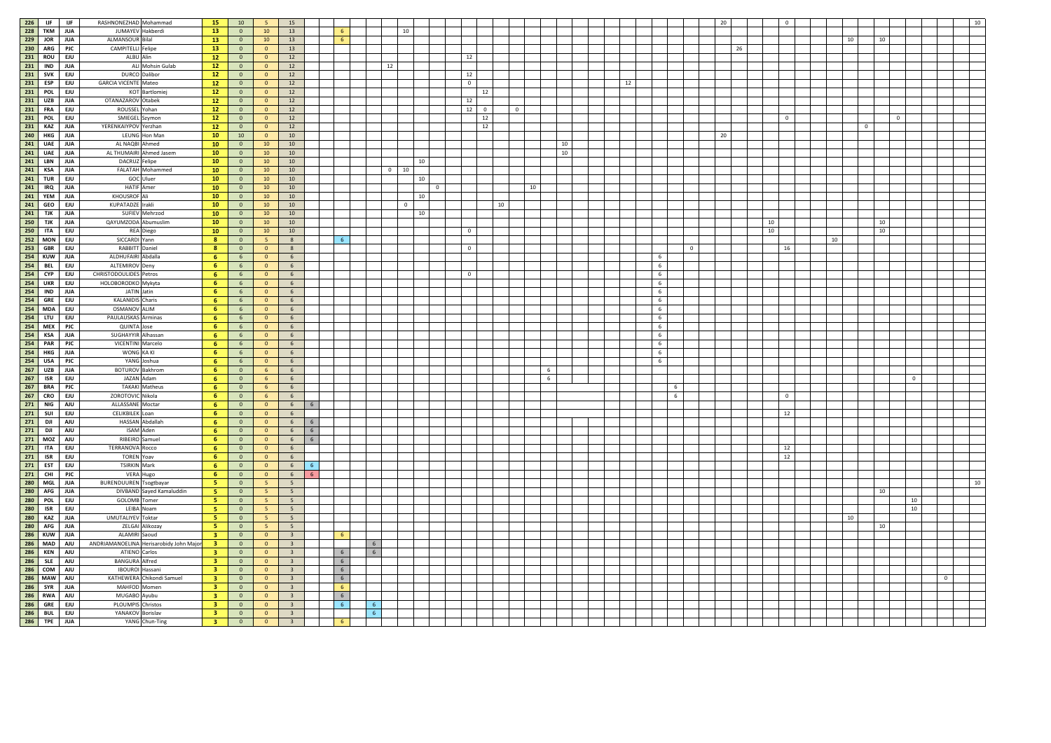| | | | | | | | | | | | | | | | | | | | | | | | | | | | | | | | | | | | | | |
|---|---|---|---|---|---|---|---|---|---|---|---|---|---|---|---|---|---|---|---|---|---|---|---|---|---|---|---|---|---|---|---|---|---|---|---|---|---|
| 226 | IJF | IJF | RASHNONEZHAD | Mohammad | 15 | 10 | 5 | 15 | | | | | | | | | | | | | | | | | 20 | | | 0 | | | | | | | | | 10 |
| 228 | TKM | JUA | JUMAYEV | Hakberdi | 13 | 0 | 10 | 13 | | 6 | | | 10 | | | | | | | | | | | | | | | | | | | | | | | | |
| 229 | JOR | JUA | ALMANSOUR | Bilal | 13 | 0 | 10 | 13 | | 6 | | | | | | | | | | | | | | | | | | | | 10 | | 10 | | | | | |
| 230 | ARG | PJC | CAMPITELLI | Felipe | 13 | 0 | 0 | 13 | | | | | | | | | | | | | | | | | | 26 | | | | | | | | | | | |
| 231 | ROU | EJU | ALBU | Alin | 12 | 0 | 0 | 12 | | | | | | 12 | | | | | | | | | | | | | | | | | | | | | | | |
| 231 | IND | JUA | ALI | Mohsin Gulab | 12 | 0 | 0 | 12 | | | | 12 | | | | | | | | | | | | | | | | | | | | | | | | | |
| 231 | SVK | EJU | DURCO | Dalibor | 12 | 0 | 0 | 12 | | | | | | 12 | | | | | | | | | | | | | | | | | | | | | | | |
| 231 | ESP | EJU | GARCIA VICENTE | Mateo | 12 | 0 | 0 | 12 | | | | | | 0 | | | | | | | 12 | | | | | | | | | | | | | | | | |
| 231 | POL | EJU | KOT | Bartlomiej | 12 | 0 | 0 | 12 | | | | | | | 12 | | | | | | | | | | | | | | | | | | | | | | |
| 231 | UZB | JUA | OTANAZAROV | Otabek | 12 | 0 | 0 | 12 | | | | | | 12 | | | | | | | | | | | | | | | | | | | | | | | |
| 231 | FRA | EJU | ROUSSEL | Yohan | 12 | 0 | 0 | 12 | | | | | | 12 | 0 | | 0 | | | | | | | | | | | | | | | | | | | | |
| 231 | POL | EJU | SMIEGEL | Szymon | 12 | 0 | 0 | 12 | | | | | | | 12 | | | | | | | | | | | | | 0 | | | | | 0 | | | | |
| 231 | KAZ | JUA | YERENKAIYPOV | Yerzhan | 12 | 0 | 0 | 12 | | | | | | | 12 | | | | | | | | | | | | | | | | 0 | | | | | | |
| 240 | HKG | JUA | LEUNG | Hon Man | 10 | 10 | 0 | 10 | | | | | | | | | | | | | | | | | 20 | | | | | | | | | | | | |
| 241 | UAE | JUA | AL NAQBI | Ahmed | 10 | 0 | 10 | 10 | | | | | | | | | | | | 10 | | | | | | | | | | | | | | | | | |
| 241 | UAE | JUA | AL THUMAIRI | Ahmed Jasem | 10 | 0 | 10 | 10 | | | | | | | | | | | | 10 | | | | | | | | | | | | | | | | | |
| 241 | LBN | JUA | DACRUZ | Felipe | 10 | 0 | 10 | 10 | | | | | | 10 | | | | | | | | | | | | | | | | | | | | | | | |
| 241 | KSA | JUA | FALATAH | Mohammed | 10 | 0 | 10 | 10 | | | | 0 | 10 | | | | | | | | | | | | | | | | | | | | | | | | |
| 241 | TUR | EJU | GOC | Uluer | 10 | 0 | 10 | 10 | | | | | | 10 | | | | | | | | | | | | | | | | | | | | | | | |
| 241 | IRQ | JUA | HATIF | Amer | 10 | 0 | 10 | 10 | | | | | | | 0 | | | 10 | | | | | | | | | | | | | | | | | | | |
| 241 | YEM | JUA | KHOUSROF | Ali | 10 | 0 | 10 | 10 | | | | | | 10 | | | | | | | | | | | | | | | | | | | | | | | |
| 241 | GEO | EJU | KUPATADZE | Irakli | 10 | 0 | 10 | 10 | | | | | 0 | | | 10 | | | | | | | | | | | | | | | | | | | | | |
| 241 | TJK | JUA | SUFIEV | Mehrzod | 10 | 0 | 10 | 10 | | | | | | 10 | | | | | | | | | | | | | | | | | | | | | | | |
| 250 | TJK | JUA | QAYUMZODA | Abumuslim | 10 | 0 | 10 | 10 | | | | | | | | | | | | | | | | | | | 10 | | | | | 10 | | | | | |
| 250 | ITA | EJU | REA | Diego | 10 | 0 | 10 | 10 | | | | | | 0 | | | | | | | | | | | | | 10 | | | | | 10 | | | | | |
| 252 | MON | EJU | SICCARDI | Yann | 8 | 0 | 5 | 8 | | 6 | | | | | | | | | | | | | | | | | | | | | | | | | | | |
| 253 | GBR | EJU | RABBITT | Daniel | 8 | 0 | 0 | 8 | | | | | | 0 | | | | | | | | | | 0 | | | | 16 | 10 | | | | | | | | |
| 254 | KUW | JUA | ALDHUFAIRI | Abdalla | 6 | 6 | 0 | 6 | | | | | | | | | | | | | | 6 | | | | | | | | | | | | | | | |
| 254 | BEL | EJU | ALTEMIROV | Deny | 6 | 6 | 0 | 6 | | | | | | | | | | | | | | 6 | | | | | | | | | | | | | | | |
| 254 | CYP | EJU | CHRISTODOULIDES | Petros | 6 | 6 | 0 | 6 | | | | | | 0 | | | | | | | | 6 | | | | | | | | | | | | | | | |
| 254 | UKR | EJU | HOLOBORODKO | Mykyta | 6 | 6 | 0 | 6 | | | | | | | | | | | | | | 6 | | | | | | | | | | | | | | | |
| 254 | IND | JUA | JATIN | Jatin | 6 | 6 | 0 | 6 | | | | | | | | | | | | | | 6 | | | | | | | | | | | | | | | |
| 254 | GRE | EJU | KALANIDIS | Charis | 6 | 6 | 0 | 6 | | | | | | | | | | | | | | 6 | | | | | | | | | | | | | | | |
| 254 | MDA | EJU | OSMANOV | ALIM | 6 | 6 | 0 | 6 | | | | | | | | | | | | | | 6 | | | | | | | | | | | | | | | |
| 254 | LTU | EJU | PAULAUSKAS | Arminas | 6 | 6 | 0 | 6 | | | | | | | | | | | | | | 6 | | | | | | | | | | | | | | | |
| 254 | MEX | PJC | QUINTA | Jose | 6 | 6 | 0 | 6 | | | | | | | | | | | | | | 6 | | | | | | | | | | | | | | | |
| 254 | KSA | JUA | SUGHAYYIR | Alhassan | 6 | 6 | 0 | 6 | | | | | | | | | | | | | | 6 | | | | | | | | | | | | | | | |
| 254 | PAR | PJC | VICENTINI | Marcelo | 6 | 6 | 0 | 6 | | | | | | | | | | | | | | 6 | | | | | | | | | | | | | | | |
| 254 | HKG | JUA | WONG | KA KI | 6 | 6 | 0 | 6 | | | | | | | | | | | | | | 6 | | | | | | | | | | | | | | | |
| 254 | USA | PJC | YANG | Joshua | 6 | 6 | 0 | 6 | | | | | | | | | | | | | | 6 | | | | | | | | | | | | | | | |
| 267 | UZB | JUA | BOTUROV | Bakhrom | 6 | 0 | 6 | 6 | | | | | | | | | | | 6 | | | | | | | | | | | | | | | | | | |
| 267 | ISR | EJU | JAZAN | Adam | 6 | 0 | 6 | 6 | | | | | | | | | | | 6 | | | | | | | | | | | | | | | 0 | | | |
| 267 | BRA | PJC | TAKAKI | Matheus | 6 | 0 | 6 | 6 | | | | | | | | | | | | | | | 6 | | | | | | | | | | | | | | |
| 267 | CRO | EJU | ZOROTOVIC | Nikola | 6 | 0 | 6 | 6 | | | | | | | | | | | | | | | 6 | | | | | 0 | | | | | | | | | |
| 271 | NIG | AJU | ALLASSANE | Moctar | 6 | 0 | 0 | 6 | 6 | | | | | | | | | | | | | | | | | | | | | | | | | | | | |
| 271 | SUI | EJU | CELIKBILEK | Loan | 6 | 0 | 0 | 6 | | | | | | | | | | | | | | | | | | | | 12 | | | | | | | | | |
| 271 | DJI | AJU | HASSAN | Abdallah | 6 | 0 | 0 | 6 | 6 | | | | | | | | | | | | | | | | | | | | | | | | | | | | |
| 271 | DJI | AJU | ISAM | Aden | 6 | 0 | 0 | 6 | 6 | | | | | | | | | | | | | | | | | | | | | | | | | | | | |
| 271 | MOZ | AJU | RIBEIRO | Samuel | 6 | 0 | 0 | 6 | 6 | | | | | | | | | | | | | | | | | | | | | | | | | | | | |
| 271 | ITA | EJU | TERRANOVA | Rocco | 6 | 0 | 0 | 6 | | | | | | | | | | | | | | | | | | | | 12 | | | | | | | | | |
| 271 | ISR | EJU | TOREN | Yoav | 6 | 0 | 0 | 6 | | | | | | | | | | | | | | | | | | | | 12 | | | | | | | | | |
| 271 | EST | EJU | TSIRKIN | Mark | 6 | 0 | 0 | 6 | 6 | | | | | | | | | | | | | | | | | | | | | | | | | | | | |
| 271 | CHI | PJC | VERA | Hugo | 6 | 0 | 0 | 6 | 6 | | | | | | | | | | | | | | | | | | | | | | | | | | | | |
| 280 | MGL | JUA | BURENDUUREN | Tsogtbayar | 5 | 0 | 5 | 5 | | | | | | | | | | | | | | | | | | | | | | | | | | | | | 10 |
| 280 | AFG | JUA | DIVBAND | Sayed Kamaluddin | 5 | 0 | 5 | 5 | | | | | | | | | | | | | | | | | | | | | | | | 10 | | | | | |
| 280 | POL | EJU | GOLOMB | Tomer | 5 | 0 | 5 | 5 | | | | | | | | | | | | | | | | | | | | | | | | | | | 10 | | |
| 280 | ISR | EJU | LEIBA | Noam | 5 | 0 | 5 | 5 | | | | | | | | | | | | | | | | | | | | | | | | | | | 10 | | |
| 280 | KAZ | JUA | UMUTALIYEV | Toktar | 5 | 0 | 5 | 5 | | | | | | | | | | | | | | | | | | | | | | 10 | | | | | | | |
| 280 | AFG | JUA | ZELGAI | Alikozay | 5 | 0 | 5 | 5 | | | | | | | | | | | | | | | | | | | | | | | | 10 | | | | | |
| 286 | KUW | JUA | ALAMIRI | Saoud | 3 | 0 | 0 | 3 | | 6 | | | | | | | | | | | | | | | | | | | | | | | | | | | |
| 286 | MAD | AJU | ANDRIAMANOELINA | Herisarobidy John Major | 3 | 0 | 0 | 3 | | | 6 | | | | | | | | | | | | | | | | | | | | | | | | | | |
| 286 | KEN | AJU | ATIENO | Carlos | 3 | 0 | 0 | 3 | | 6 | 6 | | | | | | | | | | | | | | | | | | | | | | | | | | |
| 286 | SLE | AJU | BANGURA | Alfred | 3 | 0 | 0 | 3 | | 6 | | | | | | | | | | | | | | | | | | | | | | | | | | | |
| 286 | COM | AJU | IBOUROI | Hassani | 3 | 0 | 0 | 3 | | 6 | | | | | | | | | | | | | | | | | | | | | | | | | | | |
| 286 | MAW | AJU | KATHEWERA | Chikondi Samuel | 3 | 0 | 0 | 3 | | 6 | | | | | | | | | | | | | | | | | | | | | | | | | | 0 | |
| 286 | SYR | JUA | MAHFOD | Momen | 3 | 0 | 0 | 3 | | 6 | | | | | | | | | | | | | | | | | | | | | | | | | | | |
| 286 | RWA | AJU | MUGABO | Ayubu | 3 | 0 | 0 | 3 | | 6 | | | | | | | | | | | | | | | | | | | | | | | | | | | |
| 286 | GRE | EJU | PLOUMPIS | Christos | 3 | 0 | 0 | 3 | | 6 | 6 | | | | | | | | | | | | | | | | | | | | | | | | | | |
| 286 | BUL | EJU | YANAKOV | Borislav | 3 | 0 | 0 | 3 | | | 6 | | | | | | | | | | | | | | | | | | | | | | | | | | |
| 286 | TPE | JUA | YANG | Chun-Ting | 3 | 0 | 0 | 3 | | 6 | | | | | | | | | | | | | | | | | | | | | | | | | | | |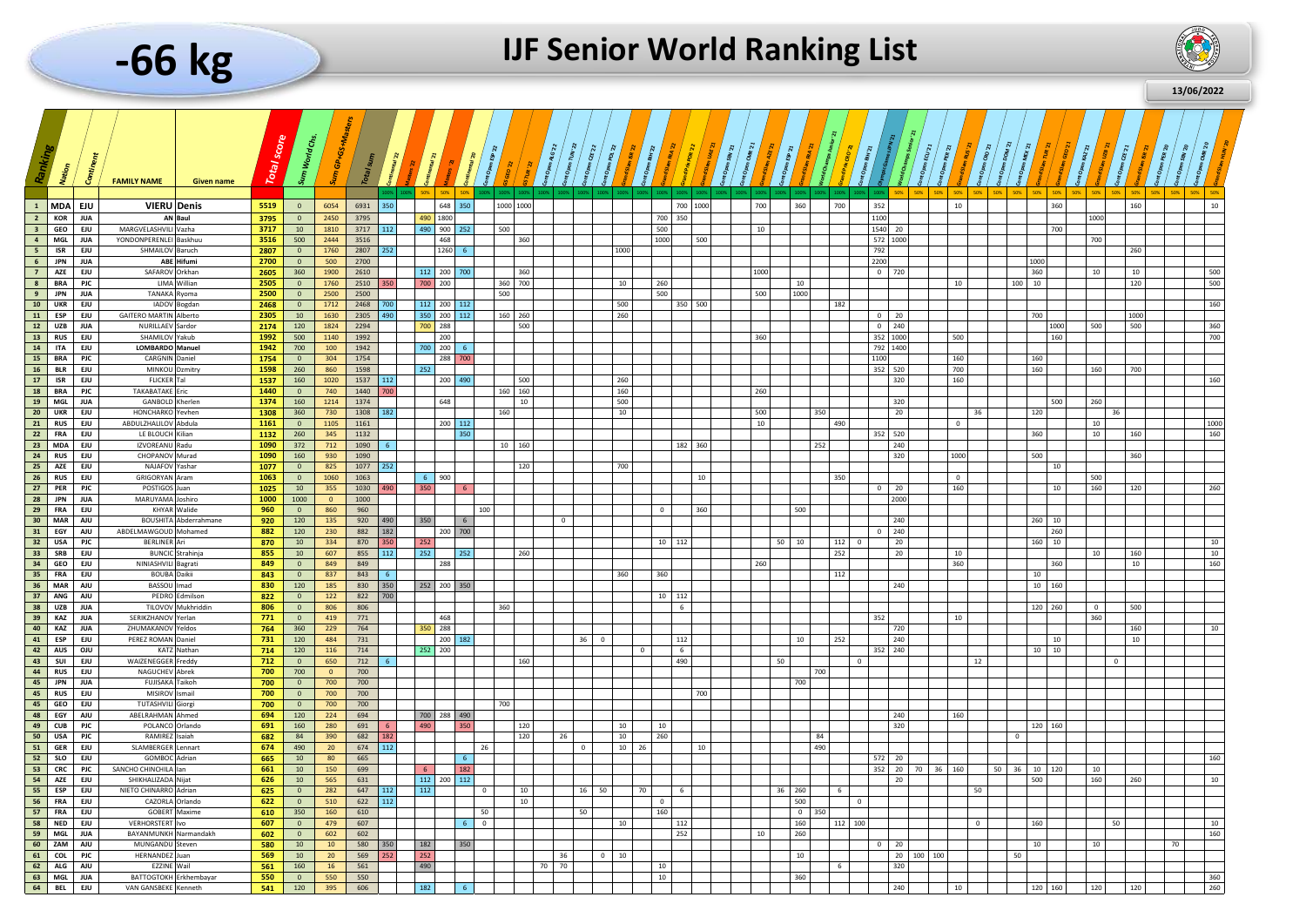# -66 kg

# IJF Senior World Ranking List

13/06/2022

| Ranking | Nation | Continent | FAMILY NAME | Given name | Total score | Sum World Chs. | Sum GPsGS+Masters | Total sum | Continental '22 | Masters '22 | Continental '21 | Masters '21 | Continental '20 | Cont Open ESP '22 | GS GEO '22 | GS TUR '22 | Cont Open ALG '22 | Cont Open TUN '22 | Cont Open CZE '22 | Cont Open POL '22 | Grand Slam KAZ '22 | Cont Open BIH '22 | Grand Slam ISR '22 | Grand Prix POR '22 | Grand Slam UAE '21 | Cont Open SVK '21 | Cont Open CMR '21 | Grand Slam AZE '21 | Cont Open ESP '21 | Grand Slam BUL '21 | World Champs Junior '21 | Grand Prix CRO '21 | Olympic Games JPN '21 | World Champs Senior '21 | Cont Open EGY '21 | Cont Open POR '21 | Grand Slam RUS '21 | Cont Open SEN '21 | Cont Open DOM '21 | Cont Open MEX '21 | Grand Slam TUR '21 | Grand Slam GEO '21 | Cont Open KAZ '21 | Grand Slam UZB '21 | Cont Open CZE '21 | Grand Slam ISR '21 | Cont Open PER '20 | Grand Slam HUN '20 |
|---|---|---|---|---|---|---|---|---|---|---|---|---|---|---|---|---|---|---|---|---|---|---|---|---|---|---|---|---|---|---|---|---|---|---|---|---|---|---|---|---|---|---|---|---|---|---|---|---|
| 1 | MDA | EJU | VIERU | Denis | 5519 | 0 | 6054 | 6931 | 350 | | | 648 | 350 | 1000 | 1000 | | | | | | | | | 700 | 1000 | | 700 | | 360 | | 700 | | 352 | | | | | 10 | | | | 360 | | | | 160 | | 10 |
| 2 | KOR | JUA | AN | Baul | 3795 | 0 | 2450 | 3795 | | | 490 | 1800 | | | | | | | | | | | 700 | 350 | | | | | | | | | 1100 | | | | | | | | | | | 1000 | | | | |
| 3 | GEO | EJU | MARGVELASHVILI | Vazha | 3717 | 10 | 1810 | 3717 | 112 | | 490 | 900 | 252 | 500 | | | | | | | | | 500 | | | | 10 | | | | | | 1540 | 20 | | | | | | | | 700 | | | | | | |
| 4 | MGL | JUA | YONDONPERENLEI | Baskhuu | 3516 | 500 | 2444 | 3516 | | | | 468 | | | | 360 | | | | | | | 1000 | | 500 | | | | | | | | 572 | 1000 | | | | | | | | | | 700 | | | | |
| 5 | ISR | EJU | SHMAILOV | Baruch | 2807 | 0 | 1760 | 2807 | 252 | | | 1260 | 6 | | | | | | | | 1000 | | | | | | | | | | | | 792 | | | | | | | | | | | | | 260 | | |
| 6 | JPN | JUA | ABE | Hifumi | 2700 | 0 | 500 | 2700 | | | | | | | | | | | | | | | | | | | | | | | | | 2200 | | | | | | | | 1000 | | | | | | | |
| 7 | AZE | EJU | SAFAROV | Orkhan | 2605 | 360 | 1900 | 2610 | | | 112 | 200 | 700 | | 360 | | | | | | | | | | | | 1000 | | | | | | 0 | 720 | | | | | | | 360 | | 10 | | 10 | | | 500 |
| 8 | BRA | PJC | LIMA | Willian | 2505 | 0 | 1760 | 2510 | 350 | | 700 | 200 | | 360 | 700 | | | | | | 10 | | 260 | | | | | | 10 | | | | | | | | | 10 | | 100 | 10 | | | | 120 | | | 500 |
| 9 | JPN | JUA | TANAKA | Ryoma | 2500 | 0 | 2500 | 2500 | | | | | | 500 | | | | | | | | | 500 | | | | 500 | | 1000 | | | | | | | | | | | | | | | | | | | |
| 10 | UKR | EJU | IADOV | Bogdan | 2468 | 0 | 1712 | 2468 | 700 | | 112 | 200 | 112 | | | | | | | | 500 | | | 350 | 500 | | | | | | 182 | | | | | | | | | | | | | | | | | 160 |
| 11 | ESP | EJU | GAITERO MARTIN | Alberto | 2305 | 10 | 1630 | 2305 | 490 | | 350 | 200 | 112 | 160 | 260 | | | | | | 260 | | | | | | | | | | | | 0 | 20 | | | | | | | 700 | | | | 1000 | | | |
| 12 | UZB | JUA | NURILLAEV | Sardor | 2174 | 120 | 1824 | 2294 | | | 700 | 288 | | | 500 | | | | | | | | | | | | | | | | | | 0 | 240 | | | | | | | | 1000 | | 500 | 500 | | | 360 |
| 13 | RUS | EJU | SHAMILOV | Yakub | 1992 | 500 | 1140 | 1992 | | | | 200 | | | | | | | | | | | | | | | 360 | | | | | | 352 | 1000 | | | 500 | | | | | 160 | | | | | | |
| 14 | ITA | EJU | LOMBARDO | Manuel | 1942 | 700 | 100 | 1942 | | | 700 | 200 | 6 | | | | | | | | | | | | | | | | | | | | 792 | 1400 | | | | | | | | | | | | | | |
| 15 | BRA | PJC | CARGNIN | Daniel | 1754 | 0 | 304 | 1754 | | | | 288 | 700 | | | | | | | | | | | | | | | | | | | | 1100 | | | | 160 | | | | 160 | | | | | | | |
| 16 | BLR | EJU | MINKOU | Dzmitry | 1598 | 260 | 860 | 1598 | | | 252 | | | | | | | | | | | | | | | | | | | | | | 352 | 520 | | | 700 | | | | 160 | | | 160 | 700 | | | |
| 17 | ISR | EJU | FLICKER | Tal | 1537 | 160 | 1020 | 1537 | 112 | | | 200 | 490 | | 500 | | | | | | 260 | | | | | | | | | | | | | 320 | | | 160 | | | | | | | | | | | 160 |
| 18 | BRA | PJC | TAKABATAKE | Eric | 1440 | 0 | 740 | 1440 | 700 | | | | | 160 | 160 | | | | | | 160 | | | | | | 260 | | | | | | | | | | | | | | | | | | | | | |
| 19 | MGL | JUA | GANBOLD | Kherlen | 1374 | 160 | 1214 | 1374 | | | | 648 | | | 10 | | | | | | 500 | | | | | | | | | | | | | 320 | | | | | | | | 500 | | 260 | | | | |
| 20 | UKR | EJU | HONCHARKO | Yevhen | 1308 | 360 | 730 | 1308 | 182 | | | | | 160 | | | | | | | 10 | | | | | | 500 | | | 350 | | | | 20 | | | | | 36 | | 120 | | | | 36 | | | |
| 21 | RUS | EJU | ABDULZHALILOV | Abdula | 1161 | 0 | 1105 | 1161 | | | | 200 | 112 | | | | | | | | | | | | | | 10 | | | | 490 | | | | | | 0 | | | | | | | 10 | | | | 1000 |
| 22 | FRA | EJU | LE BLOUCH | Kilian | 1132 | 260 | 345 | 1132 | | | | | 350 | | | | | | | | | | | | | | | | | | | | 352 | 520 | | | | | | | 360 | | | 10 | 160 | | | 160 |
| 23 | MDA | EJU | IZVOREANU | Radu | 1090 | 372 | 712 | 1090 | 6 | | | | | 10 | 160 | | | | | | | | | 182 | 360 | | | | | 252 | | | | 240 | | | | | | | | | | | | | | |
| 24 | RUS | EJU | CHOPANOV | Murad | 1090 | 160 | 930 | 1090 | | | | | | | | | | | | | | | | | | | | | | | | | | 320 | | | 1000 | | | | 500 | | | | 360 | | | |
| 25 | AZE | EJU | NAJAFOV | Yashar | 1077 | 0 | 825 | 1077 | 252 | | | | | | 120 | | | | | | 700 | | | | | | | | | | | | | | | | | | | | | 10 | | | | | | |
| 26 | RUS | EJU | GRIGORYAN | Aram | 1063 | 0 | 1060 | 1063 | | | 6 | 900 | | | | | | | | | | | | | 10 | | | | | | 350 | | | | | | 0 | | | | | | | 500 | | | | |
| 27 | PER | PJC | POSTIGOS | Juan | 1025 | 10 | 355 | 1030 | 490 | | 350 | | 6 | | | | | | | | | | | | | | | | | | | | 0 | 20 | | | 160 | | | | | 10 | | 160 | 120 | | | 260 |
| 28 | JPN | JUA | MARUYAMA | Joshiro | 1000 | 1000 | 0 | 1000 | | | | | | | | | | | | | | | | | | | | | | | | | | 2000 | | | | | | | | | | | | | | |
| 29 | FRA | EJU | KHYAR | Walide | 960 | 0 | 860 | 960 | | | | | | 100 | | | | | | | | | 0 | | 360 | | | | 500 | | | | | | | | | | | | | | | | | | | |
| 30 | MAR | AJU | BOUSHITA | Abderrahmane | 920 | 120 | 135 | 920 | 490 | | 350 | | 6 | | | | | 0 | | | | | | | | | | | | | | | | 240 | | | | | | | 260 | 10 | | | | | | |
| 31 | EGY | AJU | ABDELMAWGOUD | Mohamed | 882 | 120 | 230 | 882 | 182 | | | 200 | 700 | | | | | | | | | | | | | | | | | | | | 0 | 240 | | | | | | | | 260 | | | | | | |
| 32 | USA | PJC | BERLINER | Ari | 870 | 10 | 334 | 870 | 350 | | 252 | | | | | | | | | | | | | 10 | 112 | | | 50 | 10 | | 112 | 0 | | 20 | | | | | | | 160 | 10 | | | | | | |
| 33 | SRB | EJU | BUNCIC | Strahinja | 855 | 10 | 607 | 855 | 112 | | 252 | | 252 | | 260 | | | | | | | | | | | | | | | | 252 | | | 20 | | | 10 | | | | | | | 10 | 160 | | | 10 |
| 34 | GEO | EJU | NINIASHVILI | Bagrati | 849 | 0 | 849 | 849 | | | | 288 | | | | | | | | | | | | | | | 260 | | | | | | | | | | 360 | | | | | 360 | | | 10 | | | 160 |
| 35 | FRA | EJU | BOUBA | Daiki | 843 | 0 | 837 | 843 | 6 | | | | | | | | | | | | 360 | | 360 | | | | | | | | 112 | | | | | | | | | | 10 | | | | | | | |
| 36 | MAR | AJU | BASSOU | Imad | 830 | 120 | 185 | 830 | 350 | | 252 | 200 | 350 | | | | | | | | | | | | | | | | | | | | | 240 | | | | | | | 10 | 160 | | | | | | |
| 37 | ANG | AJU | PEDRO | Edmilson | 822 | 0 | 122 | 822 | 700 | | | | | | | | | | | | | | | 10 | 112 | | | | | | | | | | | | | | | | | | | | | | | |
| 38 | UZB | JUA | TILOVOV | Mukhriddin | 806 | 0 | 806 | 806 | | | | | | 360 | | | | | | | | | | | 6 | | | | | | | | | | | | | | | | 120 | 260 | | 0 | 500 | | | |
| 39 | KAZ | JUA | SERIKZHANOV | Yerlan | 771 | 0 | 419 | 771 | | | | 468 | | | | | | | | | | | | | | | | | | | | | 352 | | | | 10 | | | | | | | 360 | | | | |
| 40 | KAZ | JUA | ZHUMAKANOV | Yeldos | 764 | 360 | 229 | 764 | | | 350 | 288 | | | | | | | | | | | | | | | | | | | | | | 720 | | | | | | | | | | | 160 | | | 10 |
| 41 | ESP | EJU | PEREZ ROMAN | Daniel | 731 | 120 | 484 | 731 | | | | 200 | 182 | | | | | 36 | 0 | | | | | | 112 | | | | 10 | | 252 | | | 240 | | | | | | | | 10 | | | 10 | | | |
| 42 | AUS | OJU | KATZ | Nathan | 714 | 120 | 116 | 714 | | | 252 | 200 | | | | | | | | | | 0 | | | 6 | | | | | | | | 352 | 240 | | | | | | | 10 | 10 | | | | | | |
| 43 | SUI | EJU | WAIZENEGGER | Freddy | 712 | 0 | 650 | 712 | 6 | | | | | | 160 | | | | | | | | | | 490 | | | 50 | | | | 0 | | | | | | 12 | | | | | | | 0 | | | |
| 44 | RUS | EJU | NAGUCHEV | Abrek | 700 | 700 | 0 | 700 | | | | | | | | | | | | | | | | | | | | | | 700 | | | | | | | | | | | | | | | | | | |
| 45 | JPN | JUA | FUJISAKA | Taikoh | 700 | 0 | 700 | 700 | | | | | | | | | | | | | | | | | | | | | 700 | | | | | | | | | | | | | | | | | | | |
| 45 | RUS | EJU | MISIROV | Ismail | 700 | 0 | 700 | 700 | | | | | | | | | | | | | | | | | 700 | | | | | | | | | | | | | | | | | | | | | | | |
| 45 | GEO | EJU | TUTASHVILI | Giorgi | 700 | 0 | 700 | 700 | | | | | | 700 | | | | | | | | | | | | | | | | | | | | | | | | | | | | | | | | | | |
| 48 | EGY | AJU | ABELRAHMAN | Ahmed | 694 | 120 | 224 | 694 | | | 700 | 288 | 490 | | | | | | | | | | | | | | | | | | | | | 240 | | | 160 | | | | | | | | | | | |
| 49 | CUB | PJC | POLANCO | Orlando | 691 | 160 | 280 | 691 | 6 | | 490 | | 350 | | 120 | | | | | | 10 | | 10 | | | | | | | | | | | 320 | | | | | | | 120 | 160 | | | | | | |
| 50 | USA | PJC | RAMIREZ | Isaiah | 682 | 84 | 390 | 682 | 182 | | | | | | 120 | | 26 | | | | 10 | | 260 | | | | | | | 84 | | | | | | | | | | 0 | | | | | | | | |
| 51 | GER | EJU | SLAMBERGER | Lennart | 674 | 490 | 20 | 674 | 112 | | | | | 26 | | | | | 0 | | 10 | 26 | | | 10 | | | | | 490 | | | | | | | | | | | | | | | | | | |
| 52 | SLO | EJU | GOMBOC | Adrian | 665 | 10 | 80 | 665 | | | | | 6 | | | | | | | | | | | | | | | | | | | | 572 | 20 | | | | | | | | | | | | | | 160 |
| 53 | CRC | PJC | SANCHO CHINCHILLA | Ian | 661 | 10 | 150 | 699 | | | 6 | | 182 | | | | | | | | | | | | | | | | | | | | 352 | 20 | 70 | 36 | 160 | | 50 | 36 | 10 | 120 | | 10 | | | | |
| 54 | AZE | EJU | SHIKHALIZADA | Nijat | 626 | 10 | 565 | 631 | | | 112 | 200 | 112 | | | | | | | | | | | | | | | | | | | | | 20 | | | | | | | 500 | | | 160 | 260 | | | 10 |
| 55 | ESP | EJU | NIETO CHINARRO | Adrian | 625 | 0 | 282 | 647 | 112 | | 112 | | | 0 | 10 | | | 16 | 50 | | 70 | | 6 | | | | | 36 | 260 | | 6 | | | | | | | 50 | | | | | | | | | | |
| 56 | FRA | EJU | CAZORLA | Orlando | 622 | 0 | 510 | 622 | 112 | | | | | | 10 | | | | | | | | 0 | | | | | | 500 | | | 0 | | | | | | | | | | | | | | | | |
| 57 | FRA | EJU | GOBERT | Maxime | 610 | 350 | 160 | 610 | | | | | | 50 | | | | 50 | | | | | 160 | | | | | | 0 | 350 | | | | | | | | | | | | | | | | | | |
| 58 | NED | EJU | VERHORSTERT | Ivo | 607 | 0 | 479 | 607 | | | | | 6 | 0 | | | | | | | 10 | | | | 112 | | | | 160 | | 112 | 100 | | | | | 0 | | | | 160 | | | | 50 | | | 10 |
| 59 | MGL | JUA | BAYANMUNKH | Narmandakh | 602 | 0 | 602 | 602 | | | | | | | | | | | | | | | | | 252 | | 10 | | 260 | | | | | | | | | | | | | | | | | | | 160 |
| 60 | ZAM | AJU | MUNGANDU | Steven | 580 | 10 | 580 | 580 | 350 | | 182 | | 350 | | | | | | | | | | | | | | | | | | | | 0 | 20 | | | | | | | 10 | | | 10 | | | 70 | |
| 61 | COL | PJC | HERNANDEZ | Juan | 569 | 10 | 20 | 569 | 252 | | 252 | | | | | | | 36 | 0 | 10 | | | | | | | | | 10 | | | | | 20 | 100 | 100 | | | | 50 | | | | | | | | |
| 62 | ALG | AJU | EZZINE | Wail | 561 | 160 | 16 | 561 | | | 490 | | | | | | 70 | 70 | | | | | 10 | | | | | | | 6 | | | | 320 | | | | | | | | | | | | | | |
| 63 | MGL | JUA | BATTOGTOKH | Erkhembayar | 550 | 0 | 550 | 550 | | | | | | | | | | | | | | | 10 | | | | | | 360 | | | | | | | | | | | | | | | | | | | 360 |
| 64 | BEL | EJU | VAN GANSBEKE | Kenneth | 541 | 120 | 395 | 606 | | | 182 | | 6 | | | | | | | | | | | | | | | | | | | | | 240 | | | 10 | | | | 120 | 160 | | 120 | 120 | | | 260 |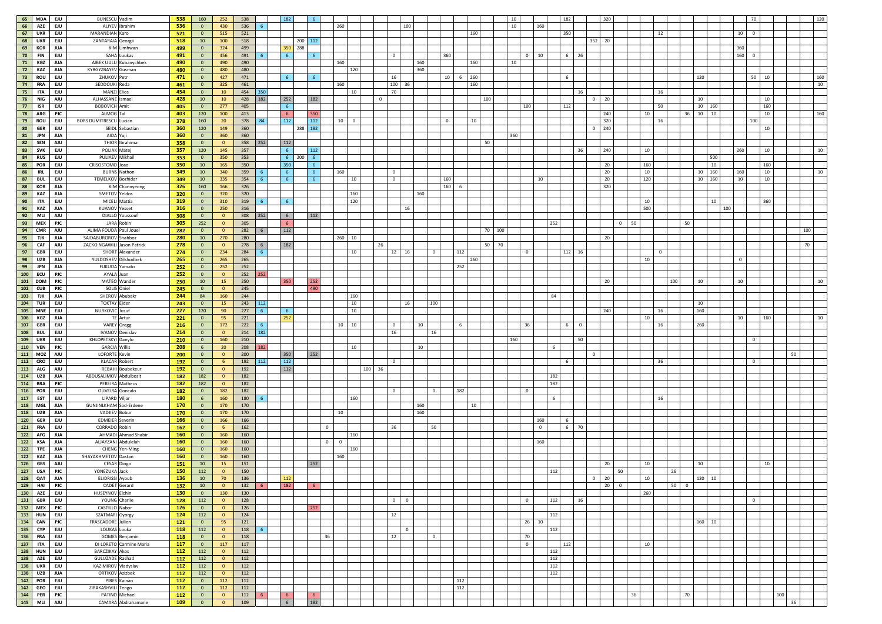| | | | | | | | | | | | | | | | | | | | | | | | | | | | | | | | | | | | | | | | | | | | | | | | | | |
|---|---|---|---|---|---|---|---|---|---|---|---|---|---|---|---|---|---|---|---|---|---|---|---|---|---|---|---|---|---|---|---|---|---|---|---|---|---|---|---|---|---|---|---|---|---|---|---|---|---|---|
| 65 | MDA | EJU | BUNESCU | Vadim | 538 | 160 | 252 | 538 | | 182 | | 6 | | | | | | | | | | | | | | | | | | 10 | | | | 182 | | | 320 | | | | | | | | | | | | | 70 | | | | | 120 |
| 66 | AZE | EJU | ALIYEV | Ibrahim | 536 | 0 | 430 | 536 | 6 | | | | | 260 | | | | | 100 | | | | | | | | | 10 | | 160 | | | | | | | | | | | | | | | | | | |
| 67 | UKR | EJU | MARANDIAN | Karo | 521 | 0 | 515 | 521 | | | | | | | | | | | | | | | | 160 | | | | | | | | 350 | | | | | | | | 12 | | | | | | | 10 | 0 | | | | |
| 68 | UKR | EJU | ZANTARAIA | Georgii | 518 | 10 | 100 | 518 | | | 200 | 112 | | | | | | | | | | | | | | | | | | | | | | 352 | 20 | | | | | | | | | | | | | | | | |
| 69 | KOR | JUA | KIM | Limhwan | 499 | 0 | 324 | 499 | | 350 | 288 | | | | | | | | | | | | | | | | | | | | | | | | | | | | | | | | | | | | 360 | | | | | |
| 70 | FIN | EJU | SAHA | Luukas | 491 | 0 | 456 | 491 | 6 | 6 | | 6 | | | | | | 0 | | | 360 | | | | | | | | 0 | 10 | | 6 | 26 | | | | | | | | | | | | | | 160 | 0 | | | | |
| 71 | KGZ | JUA | AIBEK UULU | Kubanychbek | 490 | 0 | 490 | 490 | | | | | | 160 | | | | | | 160 | | | | 160 | | | 10 | | | | | | | | | | | | | | | | | | | | | | | |
| 72 | KAZ | JUA | KYRGYZBAYEV | Gusman | 480 | 0 | 480 | 480 | | | | | | | 120 | | | | | 360 | | | | | | | | | | | | | | | | | | | | | | | | | | | | | | |
| 73 | ROU | EJU | ZHUKOV | Petr | 471 | 0 | 427 | 471 | | 6 | | 6 | | | | | | 16 | | | | 10 | 6 | 260 | | | | | | | | 6 | | | | | | | | | | | | 120 | | | | 50 | 10 | | | 160 |
| 74 | FRA | EJU | SEDDOUKI | Reda | 461 | 0 | 325 | 461 | | | | | | 160 | | | | 100 | 36 | | | | | 160 | | | | | | | | | | | | | | | | | | | | | | | | | | | | 10 |
| 75 | ITA | EJU | MANZI | Elios | 454 | 0 | 10 | 454 | 350 | | | | | | 10 | | | 70 | | | | | | | | | | | | | | | 16 | | | | | | | 16 | | | | | | | | | | | | |
| 76 | NIG | AJU | ALHASSANE | Ismael | 428 | 10 | 10 | 428 | 182 | 252 | | 182 | | | | | 0 | | | | | | | | 100 | | | | | | | | | 0 | 20 | | | | | | | | | 10 | | | | | 10 | | | |
| 77 | ISR | EJU | BOBOVICH | Amit | 405 | 0 | 277 | 405 | | 6 | | | | | | | | | | | | | | | | | | | 100 | | | 112 | | | | | | | | 50 | | | | 10 | 160 | | | | 160 | | | |
| 78 | ARG | PJC | ALMOG | Tal | 403 | 120 | 100 | 413 | | 6 | | 350 | | | | | | | | | | | | | | | | | | | | | | | 240 | | | | | 10 | | | 36 | 10 | 10 | | | | 10 | | | 160 |
| 79 | ROU | EJU | BORS DUMITRESCU | Lucian | 378 | 160 | 20 | 378 | 84 | 112 | | 112 | | 10 | 0 | | | | | | | | 0 | | 10 | | | | | | | | | | 320 | | | | | 16 | | | | | | | | 100 | | | | |
| 80 | GER | EJU | SEIDL | Sebastian | 360 | 120 | 149 | 360 | | | 288 | 182 | | | | | | | | | | | | | | | | | | | | | | 0 | 240 | | | | | | | | | | | | | | 10 | | | |
| 81 | JPN | JUA | AIDA | Yuji | 360 | 0 | 360 | 360 | | | | | | | | | | | | | | | | | | | | 360 | | | | | | | | | | | | | | | | | | | | | | | | |
| 82 | SEN | AJU | THIOR | Ibrahima | 358 | 0 | 0 | 358 | 252 | 112 | | | | | | | | | | | | | | | | 50 | | | | | | | | | | | | | | | | | | | | | | | | | | |
| 83 | SVK | EJU | POLIAK | Matej | 357 | 120 | 145 | 357 | | 6 | | 112 | | | | | | | | | | | | | | | | | | | | | 36 | | 240 | | | | | 10 | | | | | | | 260 | | 10 | | | 10 |
| 84 | RUS | EJU | PULIAEV | Mikhail | 353 | 0 | 350 | 353 | | 6 | 200 | 6 | | | | | | | | | | | | | | | | | | | | | | | | | | | | | | | | | 500 | | | | | | | |
| 85 | POR | EJU | CRISOSTOMO | Joao | 350 | 10 | 165 | 350 | | 350 | | 6 | | | | | | | | | | | | | | | | | | | | | | | 20 | | | | | 160 | | | | | 10 | | | | 160 | | | |
| 86 | IRL | EJU | BURNS | Nathon | 349 | 10 | 340 | 359 | 6 | 6 | | 6 | | 160 | | | | 0 | | | | | | | | | | | | | | | | | 20 | | | | | 10 | | | | 10 | 160 | | 160 | | 10 | | | 10 |
| 87 | BUL | EJU | TEMELKOV | Bozhidar | 349 | 10 | 335 | 354 | 6 | 6 | | 6 | | | 10 | | | 0 | | | 160 | | | | | | | | | 10 | | | | | 20 | | | | | 120 | | | | 10 | 160 | | 10 | | 10 | | | |
| 88 | KOR | JUA | KIM | Channyeong | 326 | 160 | 166 | 326 | | | | | | | | | | | | | 160 | 6 | | | | | | | | | | | | | 320 | | | | | | | | | | | | | | | | | |
| 89 | KAZ | JUA | SMETOV | Yeldos | 320 | 0 | 320 | 320 | | | | | | | 160 | | | | | 160 | | | | | | | | | | | | | | | | | | | | | | | | | | | | | | | | |
| 90 | ITA | EJU | MICELI | Mattia | 319 | 0 | 310 | 319 | 6 | 6 | | | | | 120 | | | | | | | | | | | | | | | | | | | | | | | | | 10 | | | | | 10 | | | | 360 | | | |
| 91 | KAZ | JUA | KUANOV | Yesset | 316 | 0 | 250 | 316 | | | | | | | | | | | 16 | | | | | | | | | | | | | | | | | | | | | 500 | | | | | | 100 | | | | | | |
| 92 | MLI | AJU | DIALLO | Youssouf | 308 | 0 | 0 | 308 | 252 | 6 | | 112 | | | | | | | | | | | | | | | | | | | | | | | | | | | | | | | | | | | | | | | | |
| 93 | MEX | PJC | JARA | Robin | 305 | 252 | 0 | 305 | | 6 | | | | | | | | | | | | | | | | | | | | | 252 | | | | | 0 | 50 | | | | | | 50 | | | | | | | | | |
| 94 | CMR | AJU | ALIMA FOUDA | Paul Jouel | 282 | 0 | 0 | 282 | 6 | 112 | | | | | | | | | | | | | | | 70 | 100 | | | | | | | | | | | | | | | | | | | | | | | | | 100 | |
| 95 | TJK | JUA | SAIDABURONOV | Shahboz | 280 | 10 | 270 | 280 | | | | | | 260 | 10 | | | | | | | | | | | | | | | | | | | | 20 | | | | | | | | | | | | | | | | | |
| 96 | CAF | AJU | ZACKO NGAWILI | Jason Patrick | 278 | 0 | 0 | 278 | 6 | 182 | | | | | | | 26 | | | | | | | | 50 | 70 | | | | | | | | | | | | | | | | | | | | | | | | | 70 | |
| 97 | GBR | EJU | SHORT | Alexander | 274 | 0 | 234 | 284 | 6 | | | | | | 10 | | | 12 | 16 | | | 0 | 112 | | | | | | 0 | | | 112 | 16 | | | | | | | | 0 | | | | | | | | | | | |
| 98 | UZB | JUA | YULDOSHEV | Dilshodbek | 265 | 0 | 265 | 265 | | | | | | | | | | | | | | | | 260 | | | | | | | | | | | | | | | | 10 | | | | | | | 0 | | | | | |
| 99 | JPN | JUA | FUKUDA | Yamato | 252 | 0 | 252 | 252 | | | | | | | | | | | | | | | 252 | | | | | | | | | | | | | | | | | | | | | | | | | | | | | |
| 100 | ECU | PJC | AYALA | Juan | 252 | 0 | 0 | 252 | 252 | | | | | | | | | | | | | | | | | | | | | | | | | | | | | | | | | | | | | | | | | | | |
| 101 | DOM | PJC | MATEO | Wander | 250 | 10 | 15 | 250 | | 350 | | 252 | | | | | | | | | | | | | | | | | | | | | | | 20 | | | | | | | 100 | | 10 | | | 10 | | | | | 10 |
| 102 | CUB | PJC | SOLIS | Oniel | 245 | 0 | 0 | 245 | | | | 490 | | | | | | | | | | | | | | | | | | | | | | | | | | | | | | | | | | | | | | | | |
| 103 | TJK | JUA | SHEROV | Abubakr | 244 | 84 | 160 | 244 | | | | | | | 160 | | | | | | | | | | | | | | | | 84 | | | | | | | | | | | | | | | | | | | | | |
| 104 | TUR | EJU | TOKTAY | Ejder | 243 | 0 | 15 | 243 | 112 | | | | | | 10 | | | | 16 | | 100 | | | | | | | | | | | | | | | | | | | | | | | 10 | | | | | | | | |
| 105 | MNE | EJU | NURKOVIC | Jusuf | 227 | 120 | 90 | 227 | 6 | 6 | | | | | 10 | | | | | | | | | | | | | | | | | | | | 240 | | | | | 16 | | | | 160 | | | | | | | | |
| 106 | KGZ | JUA | TE | Artur | 221 | 0 | 95 | 221 | | 252 | | | | | | | | | | | | | | | | | | | | | | | | | | | | | | 10 | | | | | | | 10 | | 160 | | | 10 |
| 107 | GBR | EJU | VAREY | Gregg | 216 | 0 | 172 | 222 | 6 | | | | | 10 | 10 | | | 0 | | 10 | | | 6 | | | | | | 36 | | | 6 | 0 | | | | | | | 16 | | | | 260 | | | | | | | | |
| 108 | BUL | EJU | IVANOV | Denislav | 214 | 0 | 0 | 214 | 182 | | | | | | | | | 16 | | | 16 | | | | | | | | | | | | | | | | | | | | | | | | | | | | | | | |
| 109 | UKR | EJU | KHLOPETSKYI | Danylo | 210 | 0 | 160 | 210 | | | | | | | | | | | | | | | | | | | | 160 | | | | | 50 | | | | | | | | | | | | | | | 0 | | | | |
| 110 | VEN | PJC | GARCIA | Willis | 208 | 6 | 20 | 208 | 182 | | | | | | 10 | | | | | 10 | | | | | | | | | | | 6 | | | | | | | | | | | | | | | | | | | | | |
| 111 | MOZ | AJU | LOFORTE | Kevin | 200 | 0 | 0 | 200 | | 350 | | 252 | | | | | | | | | | | | | | | | | | | | | | 0 | | | | | | | | | | | | | | | | 50 | | |
| 112 | CRO | EJU | KLACAR | Robert | 192 | 0 | 6 | 192 | 112 | 112 | | | | | | | | 0 | | | | | | | | | | | | | | 6 | | | | | | | | | 36 | | | | | | | 0 | | | | |
| 113 | ALG | AJU | REBAHI | Boubekeur | 192 | 0 | 0 | 192 | | 112 | | | | | | 100 | 36 | | | | | | | | | | | | | | | | | | | | | | | | | | | | | | | | | | | |
| 114 | UZB | JUA | ABDUSALIMOV | Abdulbosit | 182 | 182 | 0 | 182 | | | | | | | | | | | | | | | | | | | | | | | 182 | | | | | | | | | | | | | | | | | | | | | |
| 114 | BRA | PJC | PEREIRA | Matheus | 182 | 182 | 0 | 182 | | | | | | | | | | | | | | | | | | | | | | | 182 | | | | | | | | | | | | | | | | | | | | | |
| 116 | POR | EJU | OLIVEIRA | Goncalo | 182 | 0 | 182 | 182 | | | | | | | | | | 0 | | | 0 | | 182 | | | | | | 0 | | | | | | | | | | | | | | | | | | | | | | | |
| 117 | EST | EJU | LIPARD | Viljar | 180 | 6 | 160 | 180 | 6 | | | | | | 160 | | | | | | | | | | | | | | | | 6 | | | | | | | | | 16 | | | | | | | | | | | | |
| 118 | MGL | JUA | GUNJINLKHAM | Sod-Erdene | 170 | 0 | 170 | 170 | | | | | | | | | | | | 160 | | | | 10 | | | | | | | | | | | | | | | | | | | | | | | | | | | | |
| 118 | UZB | JUA | VADJIEV | Bobur | 170 | 0 | 170 | 170 | | | | | | 10 | | | | | | 160 | | | | | | | | | | | | | | | | | | | | | | | | | | | | | | | | |
| 120 | GER | EJU | EDMEIER | Severin | 166 | 0 | 166 | 166 | | | | | | | | | | | | | | | | | | | | | | 160 | | 6 | | | | | | | | | | | | | | | | | | | | |
| 121 | FRA | EJU | CORRADO | Robin | 162 | 0 | 6 | 162 | | | | | 0 | | | | | 36 | | | 50 | | | | | | | | | 0 | | 6 | 70 | | | | | | | | | | | | | | | | | | | |
| 122 | AFG | JUA | AHMADI | Ahmad Shabir | 160 | 0 | 160 | 160 | | | | | | | 160 | | | | | | | | | | | | | | | | | | | | | | | | | | | | | | | | | | | | | |
| 122 | KSA | JUA | ALJAYZANI | Abdulelah | 160 | 0 | 160 | 160 | | | | | 0 | 0 | | | | | | | | | | | | | | | | 160 | | | | | | | | | | | | | | | | | | | | | | |
| 122 | TPE | JUA | CHENG | Yen-Ming | 160 | 0 | 160 | 160 | | | | | | | 160 | | | | | | | | | | | | | | | | | | | | | | | | | | | | | | | | | | | | | |
| 122 | KAZ | JUA | SHAYAKHMETOV | Dastan | 160 | 0 | 160 | 160 | | | | | | 160 | | | | | | | | | | | | | | | | | | | | | | | | | | | | | | | | | | | | | | |
| 126 | GBS | AJU | CESAR | Diogo | 151 | 10 | 15 | 151 | | | | 252 | | | | | | | | | | | | | | | | | | | | | | | 20 | | | | | 10 | | | | 10 | | | | | 10 | | | |
| 127 | USA | PJC | YONEZUKA | Jack | 150 | 112 | 0 | 150 | | | | | | | | | | | | | | | | | | | | | | | 112 | | | | | 50 | | | | | | 26 | | | | | | | | | | |
| 128 | QAT | JUA | ELIDRISSI | Ayoub | 136 | 10 | 70 | 136 | | 112 | | | | | | | | | | | | | | | | | | | | | | | | 0 | 20 | | | | | 10 | | | | 120 | 10 | | | | | | | |
| 129 | HAI | PJC | CADET | Gerard | 132 | 10 | 0 | 132 | 6 | 182 | | 6 | | | | | | | | | | | | | | | | | | | | | | | 20 | 0 | | | | | | 50 | 0 | | | | | | | | | |
| 130 | AZE | EJU | HUSEYNOV | Elchin | 130 | 0 | 130 | 130 | | | | | | | | | | | | | | | | | | | | | | | | | | | | | | | | 260 | | | | | | | | | | | | |
| 131 | GBR | EJU | YOUNG | Charlie | 128 | 112 | 0 | 128 | | | | | | | | | | 0 | 0 | | | | | | | | | | 0 | | 112 | | 16 | | | | | | | | | | | | | | | 0 | | | | |
| 132 | MEX | PJC | CASTILLO | Nabor | 126 | 0 | 0 | 126 | | | | 252 | | | | | | | | | | | | | | | | | | | | | | | | | | | | | | | | | | | | | | | | |
| 133 | HUN | EJU | SZATMARI | Gyorgy | 124 | 112 | 0 | 124 | | | | | | | | | | 12 | | | | | | | | | | | | | 112 | | | | | | | | | | | | | | | | | | | | | |
| 134 | CAN | PJC | FRASCADORE | Julien | 121 | 0 | 95 | 121 | | | | | | | | | | | | | | | | | | | | | 26 | 10 | | | | | | | | | | | | | | 160 | 10 | | | | | | | |
| 135 | CYP | EJU | LOUKAS | Louka | 118 | 112 | 0 | 118 | 6 | | | | | | | | | | 0 | | | | | | | | | | | | 112 | | | | | | | | | | | | | | | | | | | | | |
| 136 | FRA | EJU | GOMES | Benjamin | 118 | 0 | 0 | 118 | | | | | 36 | | | | | 12 | | | 0 | | | | | | | | 70 | | | | | | | | | | | | | | | | | | | | | | | |
| 137 | ITA | EJU | DI LORETO | Carmine Maria | 117 | 0 | 117 | 117 | | | | | | | | | | | | | | | | | | | | | 0 | | | 112 | | | | | | | | 10 | | | | | | | | | | | | |
| 138 | HUN | EJU | BARCZIKAY | Akos | 112 | 112 | 0 | 112 | | | | | | | | | | | | | | | | | | | | | | | 112 | | | | | | | | | | | | | | | | | | | | | |
| 138 | AZE | EJU | GULUZADE | Rashad | 112 | 112 | 0 | 112 | | | | | | | | | | | | | | | | | | | | | | | 112 | | | | | | | | | | | | | | | | | | | | | |
| 138 | UKR | EJU | KAZIMIROV | Vladyslav | 112 | 112 | 0 | 112 | | | | | | | | | | | | | | | | | | | | | | | 112 | | | | | | | | | | | | | | | | | | | | | |
| 138 | UZB | JUA | ORTIKOV | Azizbek | 112 | 112 | 0 | 112 | | | | | | | | | | | | | | | | | | | | | | | 112 | | | | | | | | | | | | | | | | | | | | | |
| 142 | POR | EJU | PIRES | Kainan | 112 | 0 | 112 | 112 | | | | | | | | | | | | | | | 112 | | | | | | | | | | | | | | | | | | | | | | | | | | | | | |
| 142 | GEO | EJU | ZIRAKASHVILI | Tengo | 112 | 0 | 112 | 112 | | | | | | | | | | | | | | | 112 | | | | | | | | | | | | | | | | | | | | | | | | | | | | | |
| 144 | PER | PJC | PATINO | Michael | 112 | 0 | 0 | 112 | 6 | 6 | | 6 | | | | | | | | | | | | | | | | | | | | | | | | | 36 | | | | | | 70 | | | | | | | 100 | | |
| 145 | MLI | AJU | CAMARA | Abdrahamane | 109 | 0 | 0 | 109 | | 6 | | 182 | | | | | | | | | | | | | | | | | | | | | | | | | | | | | | | | | | | | | | | 36 | |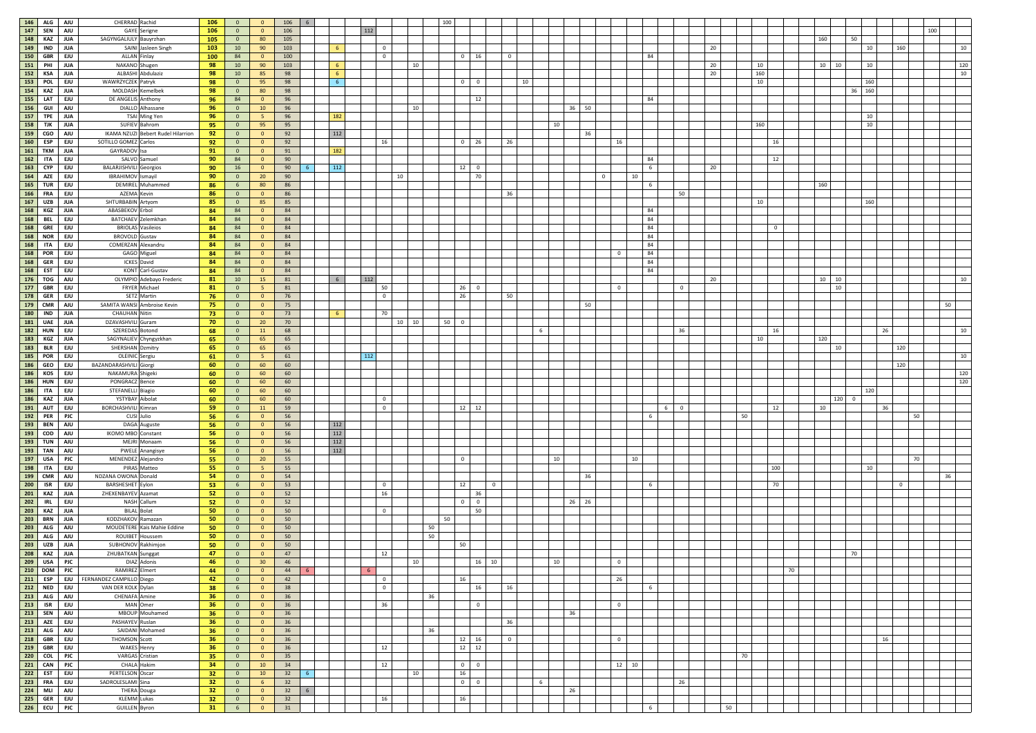| | | | | | | | | | | | | | | | | | | | | | | | | | | | | | | | | | | | | | | | | | | | | |
|---|---|---|---|---|---|---|---|---|---|---|---|---|---|---|---|---|---|---|---|---|---|---|---|---|---|---|---|---|---|---|---|---|---|---|---|---|---|---|---|---|---|---|---|---|
| 146 | ALG | AJU | CHERRAD | Rachid | 106 | 0 | 0 | 106 | 6 | | | | | | | 100 | | | | | | | | | | | | | | | | | | | | | | | | | | | | |
| 147 | SEN | AJU | GAYE | Serigne | 106 | 0 | 0 | 106 | | | 112 | | | | | | | | | | | | | | | | | | | | | | | | | | | | | | | | 100 | |
| 148 | KAZ | JUA | SAGYNGALIULY | Bauyrzhan | 105 | 0 | 80 | 105 | | | | | | | | | | | | | | | | | | | | | | | | | | | | 160 | | 50 | | | | | | |
| 149 | IND | JUA | SAINI | Jasleen Singh | 103 | 10 | 90 | 103 | | 6 | | 0 | | | | | | | | | | | | | | | | | | | 20 | | | | | | | | 10 | | 160 | | | 10 |
| 150 | GBR | EJU | ALLAN | Finlay | 100 | 84 | 0 | 100 | | | | 0 | | | | | 0 | 16 | | 0 | | | | | | | | 84 | | | | | | | | | | | | | | | | |
| 151 | PHI | JUA | NAKANO | Shugen | 98 | 10 | 90 | 103 | | 6 | | | | 10 | | | | | | | | | | | | | | | | | 20 | | 10 | | | 10 | 10 | | 10 | | | | | 120 |
| 152 | KSA | JUA | ALBASHI | Abdulaziz | 98 | 10 | 85 | 98 | | 6 | | | | | | | | | | | | | | | | | | | | | 20 | | 160 | | | | | | | | | | | 10 |
| 153 | POL | EJU | WAWRZYCZEK | Patryk | 98 | 0 | 95 | 98 | | 6 | | | | | | | 0 | 0 | | | 10 | | | | | | | | | | | | 10 | | | | | | | | | | | |
| 154 | KAZ | JUA | MOLDASH | Kemelbek | 98 | 0 | 80 | 98 | | | | | | | | | | | | | | | | | | | | | | | | | | | | | | 36 | 160 | | | | | |
| 155 | LAT | EJU | DE ANGELIS | Anthony | 96 | 84 | 0 | 96 | | | | | | | | | | 12 | | | | | | | | | | 84 | | | | | | | | | | | | | | | | |
| 156 | GUI | AJU | DIALLO | Alhassane | 96 | 0 | 10 | 96 | | | | | | 10 | | | | | | | | | 36 | 50 | | | | | | | | | | | | | | | | | | | | |
| 157 | TPE | JUA | TSAI | Ming Yen | 96 | 0 | 5 | 96 | | 182 | | | | | | | | | | | | | | | | | | | | | | | | | | | | | 10 | | | | | |
| 158 | TJK | JUA | SUFIEV | Bahrom | 95 | 0 | 95 | 95 | | | | | | | | | | | | | | 10 | | | | | | | | | | | 160 | | | | | | 10 | | | | | |
| 159 | CGO | AJU | IKAMA NZUZI | Bebert Rudel Hilarrion | 92 | 0 | 0 | 92 | | 112 | | | | | | | | | | | | | | 36 | | | | | | | | | | | | | | | | | | | | |
| 160 | ESP | EJU | SOTILLO GOMEZ | Carlos | 92 | 0 | 0 | 92 | | | | 16 | | | | | 0 | 26 | | 26 | | | | | | 16 | | | | | | | | 16 | | | | | | | | | | |
| 161 | TKM | JUA | GAYRADOV | Isa | 91 | 0 | 0 | 91 | | 182 | | | | | | | | | | | | | | | | | | | | | | | | | | | | | | | | | | |
| 162 | ITA | EJU | SALVO | Samuel | 90 | 84 | 0 | 90 | | | | | | | | | | | | | | | | | | | | 84 | | | | | | 12 | | | | | | | | | | |
| 163 | CYP | EJU | BALARJISHVILI | Georgios | 90 | 16 | 0 | 90 | 6 | 112 | | | | | | | 12 | 0 | | | | | | | | | | 6 | | | 20 | | | | | | | | | | | | | |
| 164 | AZE | EJU | IBRAHIMOV | Ismayil | 90 | 0 | 20 | 90 | | | | | 10 | | | | | 70 | | | | | | | 0 | | 10 | | | | | | | | | | | | | | | | | |
| 165 | TUR | EJU | DEMIREL | Muhammed | 86 | 6 | 80 | 86 | | | | | | | | | | | | | | | | | | | | 6 | | | | | | | | 160 | | | | | | | | |
| 166 | FRA | EJU | AZEMA | Kevin | 86 | 0 | 0 | 86 | | | | | | | | | | | | 36 | | | | | | | | | | 50 | | | | | | | | | | | | | | |
| 167 | UZB | JUA | SHTURBABIN | Artyom | 85 | 0 | 85 | 85 | | | | | | | | | | | | | | | | | | | | | | | | | 10 | | | | | | 160 | | | | | |
| 168 | KGZ | JUA | ABASBEKOV | Erbol | 84 | 84 | 0 | 84 | | | | | | | | | | | | | | | | | | | | 84 | | | | | | | | | | | | | | | | |
| 168 | BEL | EJU | BATCHAEV | Zelemkhan | 84 | 84 | 0 | 84 | | | | | | | | | | | | | | | | | | | | 84 | | | | | | | | | | | | | | | | |
| 168 | GRE | EJU | BRIOLAS | Vasileios | 84 | 84 | 0 | 84 | | | | | | | | | | | | | | | | | | | | 84 | | | | | | 0 | | | | | | | | | | |
| 168 | NOR | EJU | BROVOLD | Gustav | 84 | 84 | 0 | 84 | | | | | | | | | | | | | | | | | | | | 84 | | | | | | | | | | | | | | | | |
| 168 | ITA | EJU | COMERZAN | Alexandru | 84 | 84 | 0 | 84 | | | | | | | | | | | | | | | | | | | | 84 | | | | | | | | | | | | | | | | |
| 168 | POR | EJU | GAGO | Miguel | 84 | 84 | 0 | 84 | | | | | | | | | | | | | | | | | | 0 | | 84 | | | | | | | | | | | | | | | | |
| 168 | GER | EJU | ICKES | David | 84 | 84 | 0 | 84 | | | | | | | | | | | | | | | | | | | | 84 | | | | | | | | | | | | | | | | |
| 168 | EST | EJU | KONT | Carl-Gustav | 84 | 84 | 0 | 84 | | | | | | | | | | | | | | | | | | | | 84 | | | | | | | | | | | | | | | | |
| 176 | TOG | AJU | OLYMPIO | Adebayo Frederic | 81 | 10 | 15 | 81 | | 6 | 112 | | | | | | | | | | | | | | | | | | | | 20 | | | | | 10 | 10 | | | | | | | 10 |
| 177 | GBR | EJU | FRYER | Michael | 81 | 0 | 5 | 81 | | | | 50 | | | | | 26 | 0 | | | | | | | | 0 | | | | 0 | | | | | | | 10 | | | | | | | |
| 178 | GER | EJU | SETZ | Martin | 76 | 0 | 0 | 76 | | | | 0 | | | | | 26 | | | 50 | | | | | | | | | | | | | | | | | | | | | | | | |
| 179 | CMR | AJU | SAMITA WANSI | Ambroise Kevin | 75 | 0 | 0 | 75 | | | | | | | | | | | | | | | | 50 | | | | | | | | | | | | | | | | | | | 50 | |
| 180 | IND | JUA | CHAUHAN | Nitin | 73 | 0 | 0 | 73 | | 6 | | 70 | | | | | | | | | | | | | | | | | | | | | | | | | | | | | | | | |
| 181 | UAE | JUA | DZAVASHVILI | Guram | 70 | 0 | 20 | 70 | | | | | 10 | 10 | | 50 | 0 | | | | | | | | | | | | | | | | | | | | | | | | | | | |
| 182 | HUN | EJU | SZEREDAS | Botond | 68 | 0 | 11 | 68 | | | | | | | | | | | | | 6 | | | | | | | | | 36 | | | | 16 | | | | | | 26 | | | | 10 |
| 183 | KGZ | JUA | SAGYNALIEV | Chyngyzkhan | 65 | 0 | 65 | 65 | | | | | | | | | | | | | | | | | | | | | | | | | 10 | | | 120 | | | | | | | | |
| 184 | BLR | EJU | SHERSHAN | Dzmitry | 65 | 0 | 65 | 65 | | | | | | | | | | | | | | | | | | | | | | | | | | | | | 10 | | | | 120 | | | |
| 185 | POR | EJU | OLEINIC | Sergiu | 61 | 0 | 5 | 61 | | | 112 | | | | | | | | | | | | | | | | | | | | | | | | | | | | | | | | | 10 |
| 186 | GEO | EJU | BAZANDARASHVILI | Giorgi | 60 | 0 | 60 | 60 | | | | | | | | | | | | | | | | | | | | | | | | | | | | | | | | | 120 | | | |
| 186 | KOS | EJU | NAKAMURA | Shigeki | 60 | 0 | 60 | 60 | | | | | | | | | | | | | | | | | | | | | | | | | | | | | | | | | | | | 120 |
| 186 | HUN | EJU | PONGRACZ | Bence | 60 | 0 | 60 | 60 | | | | | | | | | | | | | | | | | | | | | | | | | | | | | | | | | | | | 120 |
| 186 | ITA | EJU | STEFANELLI | Biagio | 60 | 0 | 60 | 60 | | | | | | | | | | | | | | | | | | | | | | | | | | | | | | | 120 | | | | | |
| 186 | KAZ | JUA | YSTYBAY | Aibolat | 60 | 0 | 60 | 60 | | | | 0 | | | | | | | | | | | | | | | | | | | | | | | | | 120 | 0 | | | | | | |
| 191 | AUT | EJU | BORCHASHVILI | Kimran | 59 | 0 | 11 | 59 | | | | 0 | | | | | 12 | 12 | | | | | | | | | | | 6 | 0 | | | | 12 | | 10 | | | | 36 | | | | |
| 192 | PER | PJC | CUSI | Julio | 56 | 6 | 0 | 56 | | | | | | | | | | | | | | | | | | | | 6 | | | | | 50 | | | | | | | | | 50 | | |
| 193 | BEN | AJU | DAGA | Auguste | 56 | 0 | 0 | 56 | | 112 | | | | | | | | | | | | | | | | | | | | | | | | | | | | | | | | | | |
| 193 | COD | AJU | IKOMO MBO | Constant | 56 | 0 | 0 | 56 | | 112 | | | | | | | | | | | | | | | | | | | | | | | | | | | | | | | | | | |
| 193 | TUN | AJU | MEJRI | Monaam | 56 | 0 | 0 | 56 | | 112 | | | | | | | | | | | | | | | | | | | | | | | | | | | | | | | | | | |
| 193 | TAN | AJU | PWELE | Anangisye | 56 | 0 | 0 | 56 | | 112 | | | | | | | | | | | | | | | | | | | | | | | | | | | | | | | | | | |
| 197 | USA | PJC | MENENDEZ | Alejandro | 55 | 0 | 20 | 55 | | | | | | | | | 0 | | | | | 10 | | | | | 10 | | | | | | | | | | | | | | | 70 | | |
| 198 | ITA | EJU | PIRAS | Matteo | 55 | 0 | 5 | 55 | | | | | | | | | | | | | | | | | | | | | | | | | | 100 | | | | | 10 | | | | | |
| 199 | CMR | AJU | NDZANA OWONA | Donald | 54 | 0 | 0 | 54 | | | | | | | | | | | | | | | | 36 | | | | | | | | | | | | | | | | | | | 36 | |
| 200 | ISR | EJU | BARSHESHET | Eylon | 53 | 6 | 0 | 53 | | | | 0 | | | | | 12 | | 0 | | | | | | | | | 6 | | | | | | 70 | | | | | | | 0 | | | |
| 201 | KAZ | JUA | ZHEXENBAYEV | Azamat | 52 | 0 | 0 | 52 | | | | 16 | | | | | | 36 | | | | | | | | | | | | | | | | | | | | | | | | | | |
| 202 | IRL | EJU | NASH | Callum | 52 | 0 | 0 | 52 | | | | | | | | | 0 | 0 | | | | | 26 | 26 | | | | | | | | | | | | | | | | | | | | |
| 203 | KAZ | JUA | BILAL | Bolat | 50 | 0 | 0 | 50 | | | | 0 | | | | | | 50 | | | | | | | | | | | | | | | | | | | | | | | | | | |
| 203 | BRN | JUA | KODZHAKOV | Ramazan | 50 | 0 | 0 | 50 | | | | | | | | 50 | | | | | | | | | | | | | | | | | | | | | | | | | | | | |
| 203 | ALG | AJU | MOUDETERE | Kais Mahie Eddine | 50 | 0 | 0 | 50 | | | | | | | 50 | | | | | | | | | | | | | | | | | | | | | | | | | | | | | |
| 203 | ALG | AJU | ROUIBET | Houssem | 50 | 0 | 0 | 50 | | | | | | | 50 | | | | | | | | | | | | | | | | | | | | | | | | | | | | | |
| 203 | UZB | JUA | SUBHONOV | Rakhimjon | 50 | 0 | 0 | 50 | | | | | | | | | 50 | | | | | | | | | | | | | | | | | | | | | | | | | | | |
| 208 | KAZ | JUA | ZHUBATKAN | Sunggat | 47 | 0 | 0 | 47 | | | | 12 | | | | | | | | | | | | | | | | | | | | | | | | | | 70 | | | | | | |
| 209 | USA | PJC | DIAZ | Adonis | 46 | 0 | 30 | 46 | | | | | | 10 | | | | 16 | 10 | | | 10 | | | | 0 | | | | | | | | | | | | | | | | | | |
| 210 | DOM | PJC | RAMIREZ | Elmert | 44 | 0 | 0 | 44 | 6 | | 6 | | | | | | | | | | | | | | | | | | | | | | | | 70 | | | | | | | | | |
| 211 | ESP | EJU | FERNANDEZ CAMPILLO | Diego | 42 | 0 | 0 | 42 | | | | 0 | | | | | 16 | | | | | | | | | 26 | | | | | | | | | | | | | | | | | | |
| 212 | NED | EJU | VAN DER KOLK | Dylan | 38 | 6 | 0 | 38 | | | | 0 | | | | | | 16 | | 16 | | | | | | | | 6 | | | | | | | | | | | | | | | | |
| 213 | ALG | AJU | CHENAFA | Amine | 36 | 0 | 0 | 36 | | | | | | | 36 | | | | | | | | | | | | | | | | | | | | | | | | | | | | | |
| 213 | ISR | EJU | MAN | Omer | 36 | 0 | 0 | 36 | | | | 36 | | | | | | 0 | | | | | | | | 0 | | | | | | | | | | | | | | | | | | |
| 213 | SEN | AJU | MBOUP | Mouhamed | 36 | 0 | 0 | 36 | | | | | | | | | | | | | | | 36 | | | | | | | | | | | | | | | | | | | | | |
| 213 | AZE | EJU | PASHAYEV | Ruslan | 36 | 0 | 0 | 36 | | | | | | | | | | | | 36 | | | | | | | | | | | | | | | | | | | | | | | | |
| 213 | ALG | AJU | SAIDANI | Mohamed | 36 | 0 | 0 | 36 | | | | | | | 36 | | | | | | | | | | | | | | | | | | | | | | | | | | | | | |
| 218 | GBR | EJU | THOMSON | Scott | 36 | 0 | 0 | 36 | | | | | | | | | 12 | 16 | | 0 | | | | | | 0 | | | | | | | | | | | | | | 16 | | | | |
| 219 | GBR | EJU | WAKES | Henry | 36 | 0 | 0 | 36 | | | | 12 | | | | | 12 | 12 | | | | | | | | | | | | | | | | | | | | | | | | | | |
| 220 | COL | PJC | VARGAS | Cristian | 35 | 0 | 0 | 35 | | | | | | | | | | | | | | | | | | | | | | | | 70 | | | | | | | | | | | | |
| 221 | CAN | PJC | CHALA | Hakim | 34 | 0 | 10 | 34 | | | | 12 | | | | | 0 | 0 | | | | | | | | 12 | 10 | | | | | | | | | | | | | | | | | |
| 222 | EST | EJU | PERTELSON | Oscar | 32 | 0 | 10 | 32 | 6 | | | | | 10 | | | 16 | | | | | | | | | | | | | | | | | | | | | | | | | | | |
| 223 | FRA | EJU | SADROLESLAMI | Sina | 32 | 0 | 6 | 32 | | | | | | | | | 0 | 0 | | | 6 | | | | | | | | | 26 | | | | | | | | | | | | | | |
| 224 | MLI | AJU | THERA | Douga | 32 | 0 | 0 | 32 | 6 | | | | | | | | | | | | | | 26 | | | | | | | | | | | | | | | | | | | | | |
| 225 | GER | EJU | KLEMM | Lukas | 32 | 0 | 0 | 32 | | | | 16 | | | | | 16 | | | | | | | | | | | | | | | | | | | | | | | | | | | |
| 226 | ECU | PJC | GUILLEN | Byron | 31 | 6 | 0 | 31 | | | | | | | | | | | | | | | | | | | | 6 | | | | 50 | | | | | | | | | | | | |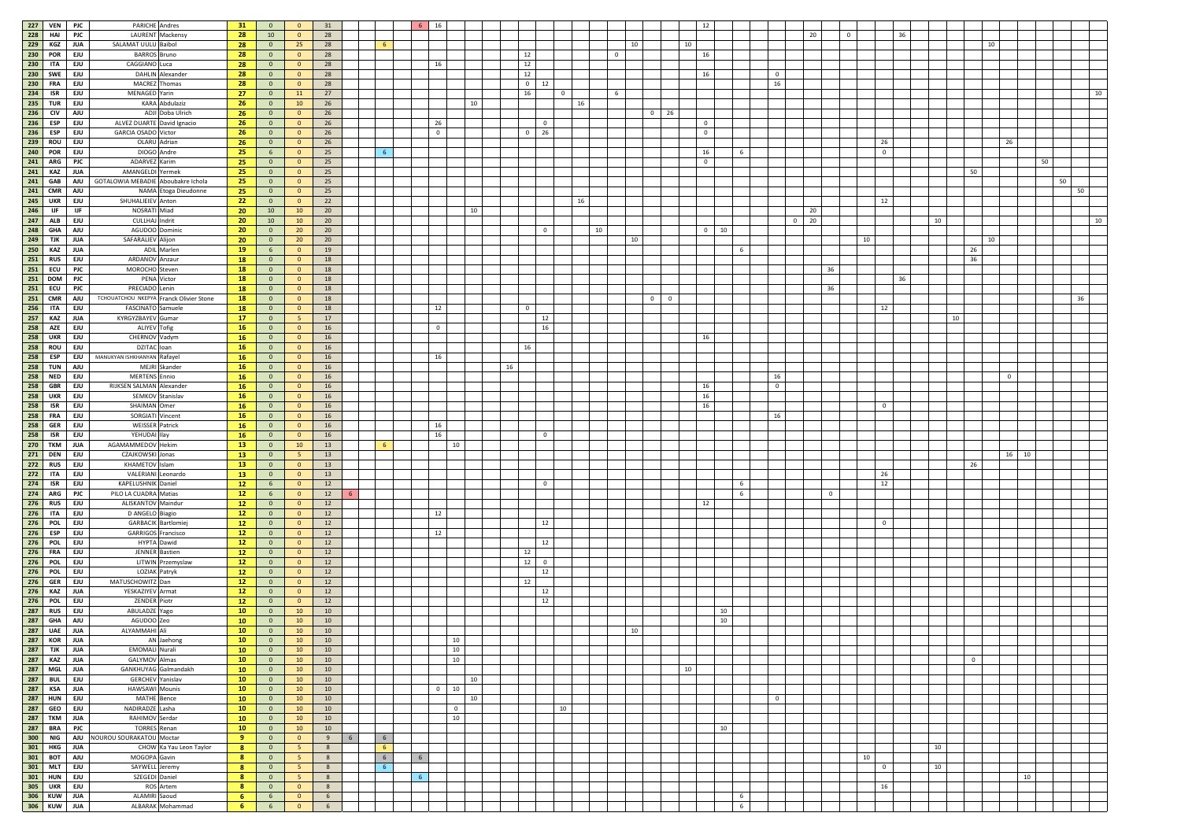| | | | | | | | | | | | | | | | | | | | | | | | | | | | | | | | | | | | | | | | | | | | | | | | | | | | | | | | | | | | |
|---|---|---|---|---|---|---|---|---|---|---|---|---|---|---|---|---|---|---|---|---|---|---|---|---|---|---|---|---|---|---|---|---|---|---|---|---|---|---|---|---|---|---|---|---|---|---|---|---|---|---|---|---|---|---|---|---|---|---|---|
| 227 | VEN | PJC | PARICHE | Andres | 31 | 0 | 0 | 31 | | | | | | 6 | 16 | | | | | | | | | | | | | | | | | 12 | | | | | | | | | | | | | | | | | | | | | | | | | | | |
| 228 | HAI | PJC | LAURENT | Mackensy | 28 | 10 | 0 | 28 | | | | | | | | | | | | | | | | | | | | | | | | | | | | | | 20 | | 0 | | | 36 | | | | | | | 10 | | | | | | | | | |
| 229 | KGZ | JUA | SALAMAT UULU | Baibol | 28 | 0 | 25 | 28 | | | | 6 | | | | | | | | | | | | | | | | 10 | | | 10 | | | | | | | | | | | | | | | | | | | 10 | | | | | | | | | |
| 230 | POR | EJU | BARROS | Bruno | 28 | 0 | 0 | 28 | | | | | | | | | | | | | 12 | | | 0 | | | | | | | | 16 | | | | | | | | | | | | | | | | | | | | | | | | | | | |
| 230 | ITA | EJU | CAGGIANO | Luca | 28 | 0 | 0 | 28 | | | | | | | 16 | | | | | | 12 | | | | | | | | | | | | | | | | | | | | | | | | | | | | | | | | | | | | | | |
| 230 | SWE | EJU | DAHLIN | Alexander | 28 | 0 | 0 | 28 | | | | | | | | | | | | | 12 | | | | | | | | | | | 16 | | | | 0 | | | | | | | | | | | | | | | | | | | | | | | |
| 230 | FRA | EJU | MACREZ | Thomas | 28 | 0 | 0 | 28 | | | | | | | | | | | | | 0 | 12 | | | | | | | | | | | | | | 16 | | | | | | | | | | | | | | | | | | | | | | | |
| 234 | ISR | EJU | MENAGED | Yarin | 27 | 0 | 11 | 27 | | | | | | | | | | | | | 16 | | 0 | | | 6 | | | | | | | | | | | | | | | | | | | | | | | | | | | | | | | | | 10 |
| 235 | TUR | EJU | KARA | Abdulaziz | 26 | 0 | 10 | 26 | | | | | | | | | 10 | | | | | | | | 16 | | | | | | | | | | | | | | | | | | | | | | | | | | | | | | | | | | |
| 236 | CIV | AJU | ADJI | Doba Ulrich | 26 | 0 | 0 | 26 | | | | | | | | | | | | | | | | | | | | | 0 | 26 | | | | | | | | | | | | | | | | | | | | | | | | | | | | | |
| 236 | ESP | EJU | ALVEZ DUARTE | David Ignacio | 26 | 0 | 0 | 26 | | | | | | | 26 | | | | | | | 0 | | | | | | | | | | 0 | | | | | | | | | | | | | | | | | | | | | | | | | | | |
| 236 | ESP | EJU | GARCIA OSADO | Victor | 26 | 0 | 0 | 26 | | | | | | | 0 | | | | | | 0 | 26 | | | | | | | | | | 0 | | | | | | | | | | | | | | | | | | | | | | | | | | | |
| 239 | ROU | EJU | OLARU | Adrian | 26 | 0 | 0 | 26 | | | | | | | | | | | | | | | | | | | | | | | | | | | | | | | | | | 26 | | | | | | | | | 26 | | | | | | | | |
| 240 | POR | EJU | DIOGO | Andre | 25 | 6 | 0 | 25 | | | | 6 | | | | | | | | | | | | | | | | | | | | 16 | | 6 | | | | | | | | 0 | | | | | | | | | | | | | | | | | |
| 241 | ARG | PJC | ADARVEZ | Karim | 25 | 0 | 0 | 25 | | | | | | | | | | | | | | | | | | | | | | | | 0 | | | | | | | | | | | | | | | | | | | | 50 | | | | | | | |
| 241 | KAZ | JUA | AMANGELDI | Yermek | 25 | 0 | 0 | 25 | | | | | | | | | | | | | | | | | | | | | | | | | | | | | | | | | | | | | | | | | 50 | | | | | | | | | | |
| 241 | GAB | AJU | GOTALOWIA MEBADIE | Aboubakre Ichola | 25 | 0 | 0 | 25 | | | | | | | | | | | | | | | | | | | | | | | | | | | | | | | | | | | | | | | | | | | | | 50 | | | | | | |
| 241 | CMR | AJU | NAMA | Etoga Dieudonne | 25 | 0 | 0 | 25 | | | | | | | | | | | | | | | | | | | | | | | | | | | | | | | | | | | | | | | | | | | | | | 50 | | | | | |
| 245 | UKR | EJU | SHUHALIEIEV | Anton | 22 | 0 | 0 | 22 | | | | | | | | | | | | | | | | | 16 | | | | | | | | | | | | | | | | | 12 | | | | | | | | | | | | | | | | | |
| 246 | IJF | IJF | NOSRATI | Miad | 20 | 10 | 10 | 20 | | | | | | | | | 10 | | | | | | | | | | | | | | | | | | | | | 20 | | | | | | | | | | | | | | | | | | | | | |
| 247 | ALB | EJU | CULLHAJ | Indrit | 20 | 10 | 10 | 20 | | | | | | | | | | | | | | | | | | | | | | | | | | | | | 0 | 20 | | | | | | | | 10 | | | | | | | | | | | | | 10 |
| 248 | GHA | AJU | AGUDOO | Dominic | 20 | 0 | 20 | 20 | | | | | | | | | | | | | | 0 | | | 10 | | | | | | | 0 | 10 | | | | | | | | | | | | | | | | | | | | | | | | | | |
| 249 | TJK | JUA | SAFARALIEV | Alijon | 20 | 0 | 20 | 20 | | | | | | | | | | | | | | | | | | | | 10 | | | | | | | | | | | | | 10 | | | | | | | | | 10 | | | | | | | | | |
| 250 | KAZ | JUA | ADIL | Marlen | 19 | 6 | 0 | 19 | | | | | | | | | | | | | | | | | | | | | | | | | | 6 | | | | | | | | | | | | | | | 26 | | | | | | | | | | |
| 251 | RUS | EJU | ARDANOV | Anzaur | 18 | 0 | 0 | 18 | | | | | | | | | | | | | | | | | | | | | | | | | | | | | | | | | | | | | | | | | 36 | | | | | | | | | | |
| 251 | ECU | PJC | MOROCHO | Steven | 18 | 0 | 0 | 18 | | | | | | | | | | | | | | | | | | | | | | | | | | | | | | | 36 | | | | | | | | | | | | | | | | | | | | |
| 251 | DOM | PJC | PENA | Victor | 18 | 0 | 0 | 18 | | | | | | | | | | | | | | | | | | | | | | | | | | | | | | | | | | | 36 | | | | | | | | | | | | | | | | |
| 251 | ECU | PJC | PRECIADO | Lenin | 18 | 0 | 0 | 18 | | | | | | | | | | | | | | | | | | | | | | | | | | | | | | | 36 | | | | | | | | | | | | | | | | | | | | |
| 251 | CMR | AJU | TCHOUATCHOU NKEPYA | Franck Olivier Stone | 18 | 0 | 0 | 18 | | | | | | | | | | | | | | | | | | | | | 0 | 0 | | | | | | | | | | | | | | | | | | | | | | | | 36 | | | | | |
| 256 | ITA | EJU | FASCINATO | Samuele | 18 | 0 | 0 | 18 | | | | | | | 12 | | | | | | 0 | | | | | | | | | | | | | | | | | | | | | 12 | | | | | | | | | | | | | | | | | |
| 257 | KAZ | JUA | KYRGYZBAYEV | Gumar | 17 | 0 | 5 | 17 | | | | | | | | | | | | | | 12 | | | | | | | | | | | | | | | | | | | | | | | | | 10 | | | | | | | | | | | | |
| 258 | AZE | EJU | ALIYEV | Tofig | 16 | 0 | 0 | 16 | | | | | | | 0 | | | | | | | 16 | | | | | | | | | | | | | | | | | | | | | | | | | | | | | | | | | | | | | |
| 258 | UKR | EJU | CHERNOV | Vadym | 16 | 0 | 0 | 16 | | | | | | | | | | | | | | | | | | | | | | | | 16 | | | | | | | | | | | | | | | | | | | | | | | | | | | |
| 258 | ROU | EJU | DZITAC | Ioan | 16 | 0 | 0 | 16 | | | | | | | | | | | | | 16 | | | | | | | | | | | | | | | | | | | | | | | | | | | | | | | | | | | | | | |
| 258 | ESP | EJU | MANUKYAN ISHKHANYAN | Rafayel | 16 | 0 | 0 | 16 | | | | | | | 16 | | | | | | | | | | | | | | | | | | | | | | | | | | | | | | | | | | | | | | | | | | | | |
| 258 | TUN | AJU | MEJRI | Skander | 16 | 0 | 0 | 16 | | | | | | | | | | | 16 | | | | | | | | | | | | | | | | | | | | | | | | | | | | | | | | | | | | | | | | |
| 258 | NED | EJU | MERTENS | Ennio | 16 | 0 | 0 | 16 | | | | | | | | | | | | | | | | | | | | | | | | | | | | 16 | | | | | | | | | | | | | | | | | | | | | | | |
| 258 | GBR | EJU | RIJKSEN SALMAN | Alexander | 16 | 0 | 0 | 16 | | | | | | | | | | | | | | | | | | | | | | | | 16 | | | | 0 | | | | | | | | | | | | | | 0 | | | | | | | | | |
| 258 | UKR | EJU | SEMKOV | Stanislav | 16 | 0 | 0 | 16 | | | | | | | | | | | | | | | | | | | | | | | | 16 | | | | | | | | | | | | | | | | | | | | | | | | | | | |
| 258 | ISR | EJU | SHAIMAN | Omer | 16 | 0 | 0 | 16 | | | | | | | | | | | | | | | | | | | | | | | | 16 | | | | | | | | | | 0 | | | | | | | | | | | | | | | | | |
| 258 | FRA | EJU | SORGIATI | Vincent | 16 | 0 | 0 | 16 | | | | | | | | | | | | | | | | | | | | | | | | | | | | 16 | | | | | | | | | | | | | | | | | | | | | | | |
| 258 | GER | EJU | WEISSER | Patrick | 16 | 0 | 0 | 16 | | | | | | | 16 | | | | | | | | | | | | | | | | | | | | | | | | | | | | | | | | | | | | | | | | | | | | |
| 258 | ISR | EJU | YEHUDAI | Ilay | 16 | 0 | 0 | 16 | | | | | | | 16 | | | | | | | 0 | | | | | | | | | | | | | | | | | | | | | | | | | | | | | | | | | | | | | |
| 270 | TKM | JUA | AGAMAMMEDOV | Hekim | 13 | 0 | 10 | 13 | | | | 6 | | | | 10 | | | | | | | | | | | | | | | | | | | | | | | | | | | | | | | | | | | | | | | | | | | |
| 271 | DEN | EJU | CZAJKOWSKI | Jonas | 13 | 0 | 5 | 13 | | | | | | | | | | | | | | | | | | | | | | | | | | | | | | | | | | | | | | | | | | 16 | 10 | | | | | | | | |
| 272 | RUS | EJU | KHAMETOV | Islam | 13 | 0 | 0 | 13 | | | | | | | | | | | | | | | | | | | | | | | | | | | | | | | | | | | | | | | | | 26 | | | | | | | | | | |
| 272 | ITA | EJU | VALERIANI | Leonardo | 13 | 0 | 0 | 13 | | | | | | | | | | | | | | | | | | | | | | | | | | | | | | | | | | 26 | | | | | | | | | | | | | | | | | |
| 274 | ISR | EJU | KAPELUSHNIK | Daniel | 12 | 6 | 0 | 12 | | | | | | | | | | | | | | 0 | | | | | | | | | | | | 6 | | | | | | | | 12 | | | | | | | | | | | | | | | | | |
| 274 | ARG | PJC | PILO LA CUADRA | Matias | 12 | 6 | 0 | 12 | | 6 | | | | | | | | | | | | | | | | | | | | | | | | 6 | | | | | 0 | | | | | | | | | | | | | | | | | | | | |
| 276 | RUS | EJU | ALISKANTOV | Maindur | 12 | 0 | 0 | 12 | | | | | | | | | | | | | | | | | | | | | | | | 12 | | | | | | | | | | | | | | | | | | | | | | | | | | | |
| 276 | ITA | EJU | D ANGELO | Biagio | 12 | 0 | 0 | 12 | | | | | | | 12 | | | | | | | | | | | | | | | | | | | | | | | | | | | | | | | | | | | | | | | | | | | | |
| 276 | POL | EJU | GARBACIK | Bartlomiej | 12 | 0 | 0 | 12 | | | | | | | | | | | | | | 12 | | | | | | | | | | | | | | | | | | | | 0 | | | | | | | | | | | | | | | | | |
| 276 | ESP | EJU | GARRIGOS | Francisco | 12 | 0 | 0 | 12 | | | | | | | 12 | | | | | | | | | | | | | | | | | | | | | | | | | | | | | | | | | | | | | | | | | | | | |
| 276 | POL | EJU | HYPTA | Dawid | 12 | 0 | 0 | 12 | | | | | | | | | | | | | | 12 | | | | | | | | | | | | | | | | | | | | | | | | | | | | | | | | | | | | | |
| 276 | FRA | EJU | JENNER | Bastien | 12 | 0 | 0 | 12 | | | | | | | | | | | | | 12 | | | | | | | | | | | | | | | | | | | | | | | | | | | | | | | | | | | | | | |
| 276 | POL | EJU | LITWIN | Przemyslaw | 12 | 0 | 0 | 12 | | | | | | | | | | | | | 12 | 0 | | | | | | | | | | | | | | | | | | | | | | | | | | | | | | | | | | | | | |
| 276 | POL | EJU | LOZIAK | Patryk | 12 | 0 | 0 | 12 | | | | | | | | | | | | | | 12 | | | | | | | | | | | | | | | | | | | | | | | | | | | | | | | | | | | | | |
| 276 | GER | EJU | MATUSCHOWITZ | Dan | 12 | 0 | 0 | 12 | | | | | | | | | | | | | 12 | | | | | | | | | | | | | | | | | | | | | | | | | | | | | | | | | | | | | | |
| 276 | KAZ | JUA | YESKAZIYEV | Armat | 12 | 0 | 0 | 12 | | | | | | | | | | | | | | 12 | | | | | | | | | | | | | | | | | | | | | | | | | | | | | | | | | | | | | |
| 276 | POL | EJU | ZENDER | Piotr | 12 | 0 | 0 | 12 | | | | | | | | | | | | | | 12 | | | | | | | | | | | | | | | | | | | | | | | | | | | | | | | | | | | | | |
| 287 | RUS | EJU | ABULADZE | Yago | 10 | 0 | 10 | 10 | | | | | | | | | | | | | | | | | | | | | | | | | 10 | | | | | | | | | | | | | | | | | | | | | | | | | | |
| 287 | GHA | AJU | AGUDOO | Zeo | 10 | 0 | 10 | 10 | | | | | | | | | | | | | | | | | | | | | | | | | 10 | | | | | | | | | | | | | | | | | | | | | | | | | | |
| 287 | UAE | JUA | ALYAMMAHI | Ali | 10 | 0 | 10 | 10 | | | | | | | | | | | | | | | | | | | | 10 | | | | | | | | | | | | | | | | | | | | | | | | | | | | | | | |
| 287 | KOR | JUA | AN | Jaehong | 10 | 0 | 10 | 10 | | | | | | | | 10 | | | | | | | | | | | | | | | | | | | | | | | | | | | | | | | | | | | | | | | | | | | |
| 287 | TJK | JUA | EMOMALI | Nurali | 10 | 0 | 10 | 10 | | | | | | | | 10 | | | | | | | | | | | | | | | | | | | | | | | | | | | | | | | | | | | | | | | | | | | |
| 287 | KAZ | JUA | GALYMOV | Almas | 10 | 0 | 10 | 10 | | | | | | | | 10 | | | | | | | | | | | | | | | | | | | | | | | | | | | | | | | | 0 | | | | | | | | | | | |
| 287 | MGL | JUA | GANKHUYAG | Galmandakh | 10 | 0 | 10 | 10 | | | | | | | | | | | | | | | | | | | | | | | 10 | | | | | | | | | | | | | | | | | | | | | | | | | | | | |
| 287 | BUL | EJU | GERCHEV | Yanislav | 10 | 0 | 10 | 10 | | | | | | | | | 10 | | | | | | | | | | | | | | | | | | | | | | | | | | | | | | | | | | | | | | | | | | |
| 287 | KSA | JUA | HAWSAWI | Mounis | 10 | 0 | 10 | 10 | | | | | | | 0 | 10 | | | | | | | | | | | | | | | | | | | | | | | | | | | | | | | | | | | | | | | | | | | |
| 287 | HUN | EJU | MATHE | Bence | 10 | 0 | 10 | 10 | | | | | | | | | 10 | | | | | | | | | | | | | | | | | | | 0 | | | | | | | | | | | | | | | | | | | | | | | |
| 287 | GEO | EJU | NADIRADZE | Lasha | 10 | 0 | 10 | 10 | | | | | | | | 0 | | | | | | | 10 | | | | | | | | | | | | | | | | | | | | | | | | | | | | | | | | | | | | |
| 287 | TKM | JUA | RAHIMOV | Serdar | 10 | 0 | 10 | 10 | | | | | | | | 10 | | | | | | | | | | | | | | | | | | | | | | | | | | | | | | | | | | | | | | | | | | | |
| 287 | BRA | PJC | TORRES | Renan | 10 | 0 | 10 | 10 | | | | | | | | | | | | | | | | | | | | | | | | | 10 | | | | | | | | | | | | | | | | | | | | | | | | | | |
| 300 | NIG | AJU | NOUROU SOURAKATOU | Moctar | 9 | 0 | 0 | 9 | | 6 | | 6 | | | | | | | | | | | | | | | | | | | | | | | | | | | | | | | | | | | | | | | | | | | | | | | |
| 301 | HKG | JUA | | CHOW Ka Yau Leon Taylor | 8 | 0 | 5 | 8 | | | | 6 | | | | | | | | | | | | | | | | | | | | | | | | | | | | | | | | | | 10 | | | | | | | | | | | | | |
| 301 | BOT | AJU | MOGOPA | Gavin | 8 | 0 | 5 | 8 | | | | 6 | | 6 | | | | | | | | | | | | | | | | | | | | | | | | | | | 10 | | | | | | | | | | | | | | | | | | |
| 301 | MLT | EJU | SAYWELL | Jeremy | 8 | 0 | 5 | 8 | | | | 6 | | | | | | | | | | | | | | | | | | | | | | | | | | | | | | 0 | | | | 10 | | | | | | | | | | | | | |
| 301 | HUN | EJU | SZEGEDI | Daniel | 8 | 0 | 5 | 8 | | | | | | 6 | | | | | | | | | | | | | | | | | | | | | | | | | | | | | | | | | | | | | 10 | | | | | | | | |
| 305 | UKR | EJU | ROS | Artem | 8 | 0 | 0 | 8 | | | | | | | | | | | | | | | | | | | | | | | | | | | | | | | | | | 16 | | | | | | | | | | | | | | | | | |
| 306 | KUW | JUA | ALAMIRI | Saoud | 6 | 6 | 0 | 6 | | | | | | | | | | | | | | | | | | | | | | | | | | 6 | | | | | | | | | | | | | | | | | | | | | | | | | |
| 306 | KUW | JUA | ALBARAK | Mohammad | 6 | 6 | 0 | 6 | | | | | | | | | | | | | | | | | | | | | | | | | | 6 | | | | | | | | | | | | | | | | | | | | | | | | | |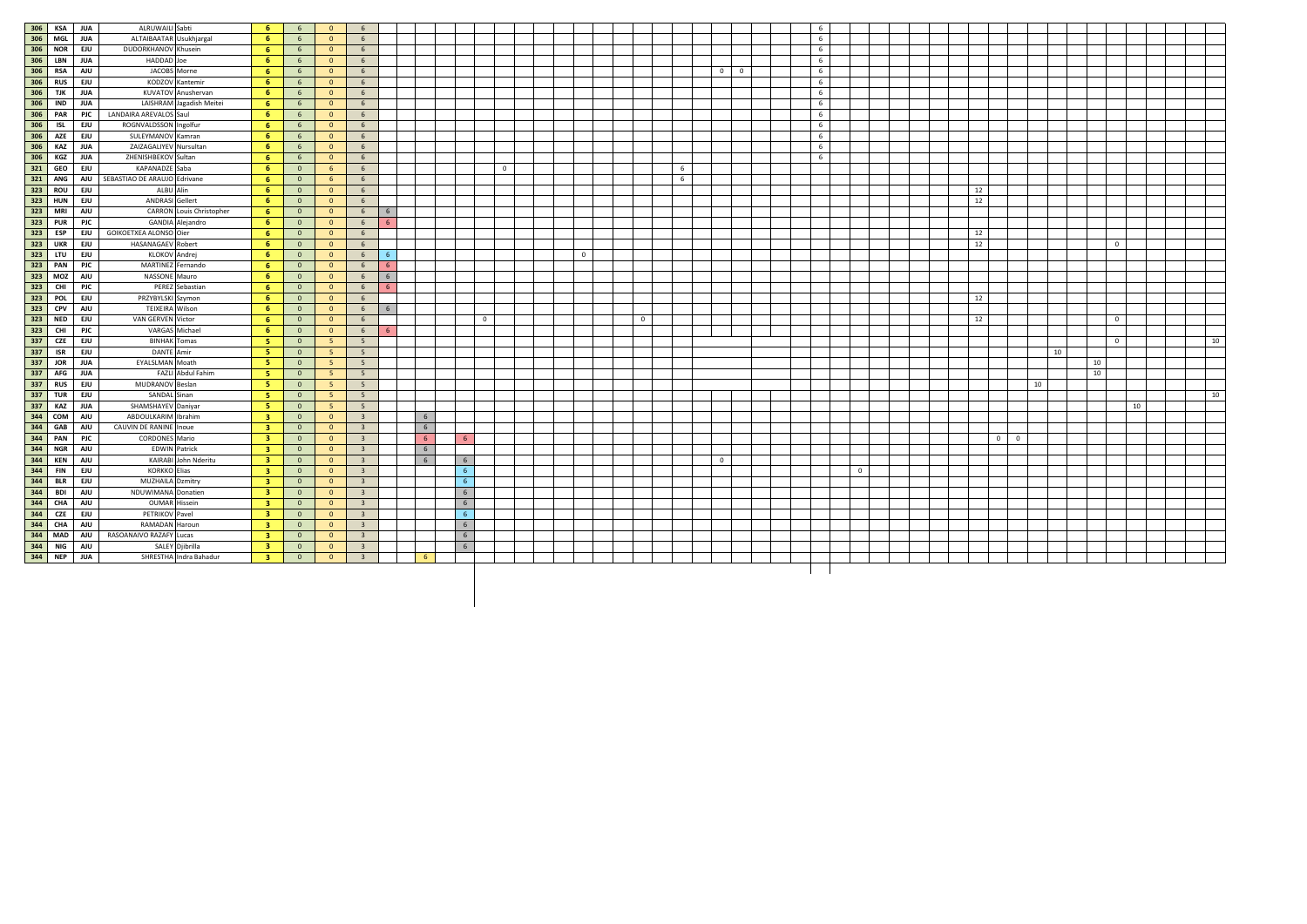| | | | | | | | | | | | | | | | | | | | | | | | | | | | | | | | | | | | | | | | | | | | | | | | | | |
|---|---|---|---|---|---|---|---|---|---|---|---|---|---|---|---|---|---|---|---|---|---|---|---|---|---|---|---|---|---|---|---|---|---|---|---|---|---|---|---|---|---|---|---|---|---|---|---|---|---|---|
| 306 | KSA | JUA | ALRUWAILI | Sabti | 6 | 6 | 0 | 6 | | | | | | | | | | | | | | | | | | | | | | | 6 | | | | | | | | | | | | | | | | | | | |
| 306 | MGL | JUA | ALTAIBAATAR | Usukhjargal | 6 | 6 | 0 | 6 | | | | | | | | | | | | | | | | | | | | | | | 6 | | | | | | | | | | | | | | | | | | | |
| 306 | NOR | EJU | DUDORKHANOV | Khusein | 6 | 6 | 0 | 6 | | | | | | | | | | | | | | | | | | | | | | | 6 | | | | | | | | | | | | | | | | | | | |
| 306 | LBN | JUA | HADDAD | Joe | 6 | 6 | 0 | 6 | | | | | | | | | | | | | | | | | | | | | | | 6 | | | | | | | | | | | | | | | | | | | |
| 306 | RSA | AJU | JACOBS | Morne | 6 | 6 | 0 | 6 | | | | | | | | | | | | | | | | | | 0 | 0 | | | | 6 | | | | | | | | | | | | | | | | | | | |
| 306 | RUS | EJU | KODZOV | Kantemir | 6 | 6 | 0 | 6 | | | | | | | | | | | | | | | | | | | | | | | 6 | | | | | | | | | | | | | | | | | | | |
| 306 | TJK | JUA | KUVATOV | Anushervan | 6 | 6 | 0 | 6 | | | | | | | | | | | | | | | | | | | | | | | 6 | | | | | | | | | | | | | | | | | | | |
| 306 | IND | JUA | LAISHRAM | Jagadish Meitei | 6 | 6 | 0 | 6 | | | | | | | | | | | | | | | | | | | | | | | 6 | | | | | | | | | | | | | | | | | | | |
| 306 | PAR | PJC | LANDAIRA AREVALOS | Saul | 6 | 6 | 0 | 6 | | | | | | | | | | | | | | | | | | | | | | | 6 | | | | | | | | | | | | | | | | | | | |
| 306 | ISL | EJU | ROGNVALDSSON | Ingolfur | 6 | 6 | 0 | 6 | | | | | | | | | | | | | | | | | | | | | | | 6 | | | | | | | | | | | | | | | | | | | |
| 306 | AZE | EJU | SULEYMANOV | Kamran | 6 | 6 | 0 | 6 | | | | | | | | | | | | | | | | | | | | | | | 6 | | | | | | | | | | | | | | | | | | | |
| 306 | KAZ | JUA | ZAIZAGALIYEV | Nursultan | 6 | 6 | 0 | 6 | | | | | | | | | | | | | | | | | | | | | | | 6 | | | | | | | | | | | | | | | | | | | |
| 306 | KGZ | JUA | ZHENISHBEKOV | Sultan | 6 | 6 | 0 | 6 | | | | | | | | | | | | | | | | | | | | | | | 6 | | | | | | | | | | | | | | | | | | | |
| 321 | GEO | EJU | KAPANADZE | Saba | 6 | 0 | 6 | 6 | | | | | | | 0 | | | | | | | | | 6 | | | | | | | | | | | | | | | | | | | | | | | | | | |
| 321 | ANG | AJU | SEBASTIAO DE ARAUJO | Edrivane | 6 | 0 | 6 | 6 | | | | | | | | | | | | | | | | 6 | | | | | | | | | | | | | | | | | | | | | | | | | | |
| 323 | ROU | EJU | ALBU | Alin | 6 | 0 | 0 | 6 | | | | | | | | | | | | | | | | | | | | | | | | | | | | | | | 12 | | | | | | | | | | | | |
| 323 | HUN | EJU | ANDRASI | Gellert | 6 | 0 | 0 | 6 | | | | | | | | | | | | | | | | | | | | | | | | | | | | | | | 12 | | | | | | | | | | | | |
| 323 | MRI | AJU | CARRON | Louis Christopher | 6 | 0 | 0 | 6 | 6 | | | | | | | | | | | | | | | | | | | | | | | | | | | | | | | | | | | | | | | | | | |
| 323 | PUR | PJC | GANDIA | Alejandro | 6 | 0 | 0 | 6 | 6 | | | | | | | | | | | | | | | | | | | | | | | | | | | | | | | | | | | | | | | | | | |
| 323 | ESP | EJU | GOIKOETXEA ALONSO | Oier | 6 | 0 | 0 | 6 | | | | | | | | | | | | | | | | | | | | | | | | | | | | | | | 12 | | | | | | | | | | | | |
| 323 | UKR | EJU | HASANAGAEV | Robert | 6 | 0 | 0 | 6 | | | | | | | | | | | | | | | | | | | | | | | | | | | | | | | 12 | | | | | | | | 0 | | | | |
| 323 | LTU | EJU | KLOKOV | Andrej | 6 | 0 | 0 | 6 | 6 | | | | | | | | | | 0 | | | | | | | | | | | | | | | | | | | | | | | | | | | | | | | |
| 323 | PAN | PJC | MARTINEZ | Fernando | 6 | 0 | 0 | 6 | 6 | | | | | | | | | | | | | | | | | | | | | | | | | | | | | | | | | | | | | | | | | | |
| 323 | MOZ | AJU | NASSONE | Mauro | 6 | 0 | 0 | 6 | 6 | | | | | | | | | | | | | | | | | | | | | | | | | | | | | | | | | | | | | | | | | | |
| 323 | CHI | PJC | PEREZ | Sebastian | 6 | 0 | 0 | 6 | 6 | | | | | | | | | | | | | | | | | | | | | | | | | | | | | | | | | | | | | | | | | | |
| 323 | POL | EJU | PRZYBYLSKI | Szymon | 6 | 0 | 0 | 6 | | | | | | | | | | | | | | | | | | | | | | | | | | | | | | | 12 | | | | | | | | | | | | |
| 323 | CPV | AJU | TEIXEIRA | Wilson | 6 | 0 | 0 | 6 | 6 | | | | | | | | | | | | | | | | | | | | | | | | | | | | | | | | | | | | | | | | | | |
| 323 | NED | EJU | VAN GERVEN | Victor | 6 | 0 | 0 | 6 | | | | | | 0 | | | | | | | | 0 | | | | | | | | | | | | | | | | | 12 | | | | | | | | 0 | | | | |
| 323 | CHI | PJC | VARGAS | Michael | 6 | 0 | 0 | 6 | 6 | | | | | | | | | | | | | | | | | | | | | | | | | | | | | | | | | | | | | | | | | | |
| 337 | CZE | EJU | BINHAK | Tomas | 5 | 0 | 5 | 5 | | | | | | | | | | | | | | | | | | | | | | | | | | | | | | | | | | | | | | | 0 | | | | 10 |
| 337 | ISR | EJU | DANTE | Amir | 5 | 0 | 5 | 5 | | | | | | | | | | | | | | | | | | | | | | | | | | | | | | | | | | | | | 10 | | | | | | | |
| 337 | JOR | JUA | EYALSLMAN | Moath | 5 | 0 | 5 | 5 | | | | | | | | | | | | | | | | | | | | | | | | | | | | | | | | | | | | | | | 10 | | | | | |
| 337 | AFG | JUA | FAZLI | Abdul Fahim | 5 | 0 | 5 | 5 | | | | | | | | | | | | | | | | | | | | | | | | | | | | | | | | | | | | | | | 10 | | | | | |
| 337 | RUS | EJU | MUDRANOV | Beslan | 5 | 0 | 5 | 5 | | | | | | | | | | | | | | | | | | | | | | | | | | | | | | | | | | | | 10 | | | | | | | | |
| 337 | TUR | EJU | SANDAL | Sinan | 5 | 0 | 5 | 5 | | | | | | | | | | | | | | | | | | | | | | | | | | | | | | | | | | | | | | | | | | | 10 |
| 337 | KAZ | JUA | SHAMSHAYEV | Daniyar | 5 | 0 | 5 | 5 | | | | | | | | | | | | | | | | | | | | | | | | | | | | | | | | | | | | | | | | 10 | | | |
| 344 | COM | AJU | ABDOULKARIM | Ibrahim | 3 | 0 | 0 | 3 | | | 6 | | | | | | | | | | | | | | | | | | | | | | | | | | | | | | | | | | | | | | | | |
| 344 | GAB | AJU | CAUVIN DE RANINE | Inoue | 3 | 0 | 0 | 3 | | | 6 | | | | | | | | | | | | | | | | | | | | | | | | | | | | | | | | | | | | | | | | |
| 344 | PAN | PJC | CORDONES | Mario | 3 | 0 | 0 | 3 | | | 6 | | 6 | | | | | | | | | | | | | | | | | | | | | | | | | | | | 0 | 0 | | | | | | | | | |
| 344 | NGR | AJU | EDWIN | Patrick | 3 | 0 | 0 | 3 | | | 6 | | | | | | | | | | | | | | | | | | | | | | | | | | | | | | | | | | | | | | | | |
| 344 | KEN | AJU | KAIRABI | John Nderitu | 3 | 0 | 0 | 3 | | | 6 | | 6 | | | | | | | | | | | | | 0 | | | | | | | | | | | | | | | | | | | | | | | | | |
| 344 | FIN | EJU | KORKKO | Elias | 3 | 0 | 0 | 3 | | | | | 6 | | | | | | | | | | | | | | | | | | | | 0 | | | | | | | | | | | | | | | | | | |
| 344 | BLR | EJU | MUZHAILA | Dzmitry | 3 | 0 | 0 | 3 | | | | | 6 | | | | | | | | | | | | | | | | | | | | | | | | | | | | | | | | | | | | | | |
| 344 | BDI | AJU | NDUWIMANA | Donatien | 3 | 0 | 0 | 3 | | | | | 6 | | | | | | | | | | | | | | | | | | | | | | | | | | | | | | | | | | | | | | |
| 344 | CHA | AJU | OUMAR | Hissein | 3 | 0 | 0 | 3 | | | | | 6 | | | | | | | | | | | | | | | | | | | | | | | | | | | | | | | | | | | | | | |
| 344 | CZE | EJU | PETRIKOV | Pavel | 3 | 0 | 0 | 3 | | | | | 6 | | | | | | | | | | | | | | | | | | | | | | | | | | | | | | | | | | | | | | |
| 344 | CHA | AJU | RAMADAN | Haroun | 3 | 0 | 0 | 3 | | | | | 6 | | | | | | | | | | | | | | | | | | | | | | | | | | | | | | | | | | | | | | |
| 344 | MAD | AJU | RASOANAIVO RAZAFY | Lucas | 3 | 0 | 0 | 3 | | | | | 6 | | | | | | | | | | | | | | | | | | | | | | | | | | | | | | | | | | | | | | |
| 344 | NIG | AJU | SALEY | Djibrilla | 3 | 0 | 0 | 3 | | | | | 6 | | | | | | | | | | | | | | | | | | | | | | | | | | | | | | | | | | | | | | |
| 344 | NEP | JUA | SHRESTHA | Indra Bahadur | 3 | 0 | 0 | 3 | | | | 6 | | | | | | | | | | | | | | | | | | | | | | | | | | | | | | | | | | | | | | | |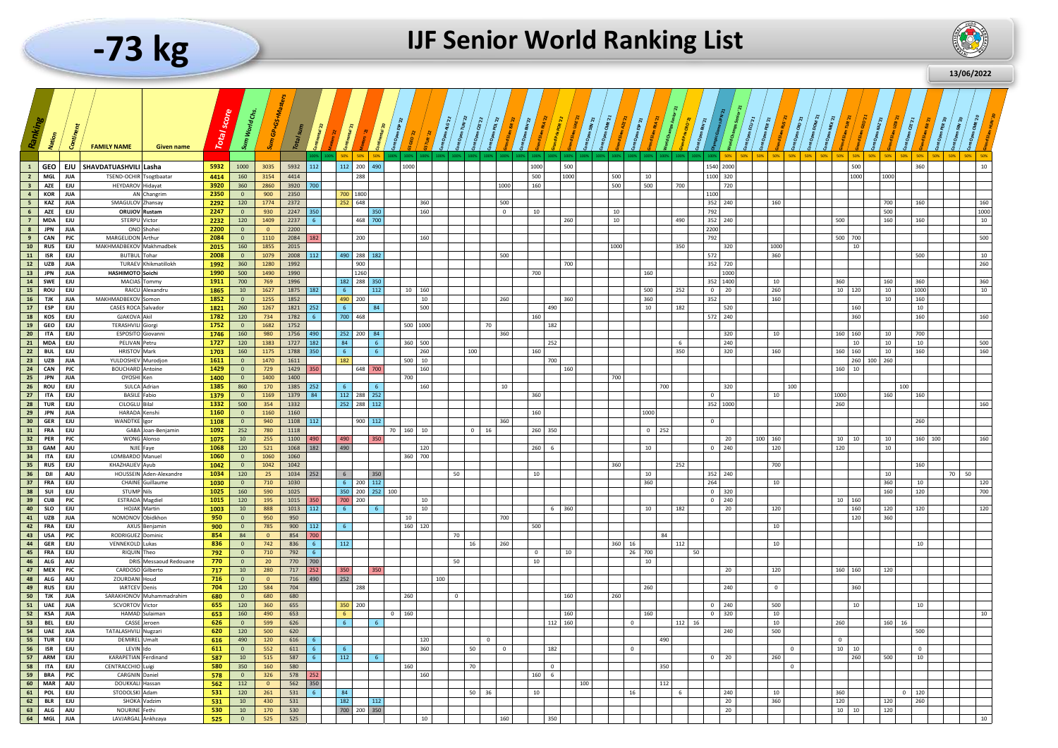# -73 kg

# IJF Senior World Ranking List

13/06/2022

| Ranking | Nation | Continent | FAMILY NAME | Given name | Total score | Sum World Chs. | Sum GP&GS+Masters | Total sum | Continental '22 | Masters '22 | Continental '21 | Masters '21 | Continental '20 | Cont Open ESP '22 | GS GEO '22 | GS TUR '22 | Cont Open ALG '22 | Cont Open TUN '22 | Cont Open CZE '22 | Cont Open POL '22 | | | Cont Open BIH '22 | | | Grand Slam ISR '22 | Grand Prix POR '22 | Grand Slam UAE '21 | Cont Open SEN '21 | Cont Open CMR '21 | | Grand Slam AZE '21 | Cont Open ESP '21 | | | | Cont Open BIH '21 | Olympic Games JPN '21 | World Champs Senior '21 | Cont Open ECU '21 | Cont Open PER '21 | Grand Slam RUS '21 | | Cont Open DOM '21 | Cont Open MEX '21 | Grand Slam TUR '21 | Grand Slam GEO '21 | | Grand Slam UZB '21 | | Cont Open CZE '21 | | Cont Open PER '20 | Cont Open SEN '20 | Cont Open CMR '20 | | | | | Grand Slam HUN '20 |
|---|---|---|---|---|---|---|---|---|---|---|---|---|---|---|---|---|---|---|---|---|---|---|---|---|---|---|---|---|---|---|---|---|---|---|---|---|---|---|---|---|---|---|---|---|---|---|---|---|---|---|---|---|---|---|---|---|---|---|---|---|
| 1 | GEO | EJU | SHAVDATUASHVILI | Lasha | 5932 | 1000 | 3035 | 5932 | 112 | | 112 | 200 | 490 | | 1000 | | | | | | | | | | | 1000 | | 500 | | | | | | | | | | 1540 | 2000 | | | | | | | | 500 | | | | | 360 | | | | | | | | 10 |
| 2 | MGL | JUA | TSEND-OCHIR | Tsogtbaatar | 4414 | 160 | 3154 | 4414 | | | | 288 | | | | | | | | | | | | | | 500 | | 1000 | | | | 500 | | 10 | | | | 1100 | 320 | | | | | | | | 1000 | | 1000 | | | | | | | | | | | |
| 3 | AZE | EJU | HEYDAROV | Hidayat | 3920 | 360 | 2860 | 3920 | 700 | | | | | | | | | | | | | 1000 | | | | 160 | | | | | | 500 | | 500 | | 700 | | | 720 | | | | | | | | | | | | | | | | | | | | | |
| 4 | KOR | JUA | AN | Changrim | 2350 | 0 | 900 | 2350 | | | 700 | 1800 | | | | | | | | | | | | | | | | | | | | | | | | | | 1100 | | | | | | | | | | | | | | | | | | | | | | |
| 5 | KAZ | JUA | SMAGULOV | Zhansay | 2292 | 120 | 1774 | 2372 | | | 252 | 648 | | | | 360 | | | | | | 500 | | | | | | | | | | | | | | | | 352 | 240 | | | 160 | | | | | | | | 700 | | 160 | | | | | | | | 160 |
| 6 | AZE | EJU | ORUJOV | Rustam | 2247 | 0 | 930 | 2247 | 350 | | | | 350 | | | 160 | | | | | | 0 | | | | 10 | | | | | | 10 | | | | | | 792 | | | | | | | | | | | | 500 | | | | | | | | | | 1000 |
| 7 | MDA | EJU | STERPU | Victor | 2232 | 120 | 1409 | 2237 | 6 | | | 468 | 700 | | | | | | | | | | | | | | | 260 | | | | 10 | | | | 490 | | 352 | 240 | | | | | | | 500 | | | | 160 | | 160 | | | | | | | | 10 |
| 8 | JPN | JUA | ONO | Shohei | 2200 | 0 | 0 | 2200 | | | | | | | | | | | | | | | | | | | | | | | | | | | | | | 2200 | | | | | | | | | | | | | | | | | | | | | | |
| 9 | CAN | PJC | MARGELIDON | Arthur | 2084 | 0 | 1110 | 2084 | 182 | | | 200 | | | | 160 | | | | | | | | | | | | | | | | | | | | | | 792 | | | | | | | | 500 | 700 | | | | | | | | | | | | | 500 |
| 10 | RUS | EJU | MAKHMADBEKOV | Makhmadbek | 2015 | 160 | 1855 | 2015 | | | | | | | | | | | | | | | | | | | | | | | | 1000 | | | | 350 | | | 320 | | | 1000 | | | | | 10 | | | | | | | | | | | | | |
| 11 | ISR | EJU | BUTBUL | Tohar | 2008 | 0 | 1079 | 2008 | 112 | | 490 | 288 | 182 | | | | | | | | | 500 | | | | | | | | | | | | | | | | 572 | | | | 360 | | | | | | | | | | 500 | | | | | | | | 10 |
| 12 | UZB | JUA | TURAEV | Khikmatillokh | 1992 | 360 | 1280 | 1992 | | | | 900 | | | | | | | | | | | | | | | | 700 | | | | | | | | | | 352 | 720 | | | | | | | | | | | | | | | | | | | | | 260 |
| 13 | JPN | JUA | HASHIMOTO | Soichi | 1990 | 500 | 1490 | 1990 | | | | 1260 | | | | | | | | | | | | | | 700 | | | | | | | | 160 | | | | | 1000 | | | | | | | | | | | | | | | | | | | | | |
| 14 | SWE | EJU | MACIAS | Tommy | 1911 | 700 | 769 | 1996 | | | 182 | 288 | 350 | | | | | | | | | | | | | | | | | | | | | | | | | 352 | 1400 | | | 10 | | | | 360 | | | | 160 | | 360 | | | | | | | | 360 |
| 15 | ROU | EJU | RAICU | Alexandru | 1865 | 10 | 1627 | 1875 | 182 | | 6 | | 112 | | 10 | 160 | | | | | | | | | | | | | | | | | | 500 | | 252 | | 0 | 20 | | | 260 | | | | 10 | 120 | | | 10 | | 1000 | | | | | | | | 10 |
| 16 | TJK | JUA | MAKHMADBEKOV | Somon | 1852 | 0 | 1255 | 1852 | | | 490 | 200 | | | | 10 | | | | | | 260 | | | | | | 360 | | | | | | 360 | | | | 352 | | | | 160 | | | | | | | | 10 | | 160 | | | | | | | | |
| 17 | ESP | EJU | CASES ROCA | Salvador | 1821 | 260 | 1267 | 1821 | 252 | | 6 | | 84 | | | 500 | | | | | | | | | | | 490 | | | | | | | 10 | | 182 | | | 520 | | | | | | | | 160 | | | | | 10 | | | | | | | | |
| 18 | KOS | EJU | GJAKOVA | Akil | 1782 | 120 | 734 | 1782 | 6 | | 700 | 468 | | | | | | | | | | | | | | 160 | | | | | | | | | | | | 572 | 240 | | | | | | | | 360 | | | | | 160 | | | | | | | | 160 |
| 19 | GEO | EJU | TERASHVILI | Giorgi | 1752 | 0 | 1682 | 1752 | | | | | | | 500 | 1000 | | | | | 70 | | | | | | 182 | | | | | | | | | | | | | | | | | | | | | | | | | | | | | | | | | |
| 20 | ITA | EJU | ESPOSITO | Giovanni | 1746 | 160 | 980 | 1756 | 490 | | 252 | 200 | 84 | | | | | | | | | 360 | | | | | | | | | | | | | | | | | 320 | | | 10 | | | | 160 | 160 | | | 10 | | 700 | | | | | | | | |
| 21 | MDA | EJU | PELIVAN | Petru | 1727 | 120 | 1383 | 1727 | 182 | | 84 | | 6 | | 360 | 500 | | | | | | | | | | | 252 | | | | | | | | | 6 | | | 240 | | | | | | | | 10 | | | 10 | | 10 | | | | | | | | 500 |
| 22 | BUL | EJU | HRISTOV | Mark | 1703 | 160 | 1175 | 1788 | 350 | | 6 | | 6 | | | 260 | | | | 100 | | | | | | 160 | | | | | | | | | | 350 | | | 320 | | | 160 | | | | 160 | 160 | | | 10 | | 160 | | | | | | | | 160 |
| 23 | UZB | JUA | YULDOSHEV | Murodjon | 1611 | 0 | 1470 | 1611 | | | 182 | | | | 500 | 10 | | | | | | | | | | | 700 | | | | | | | | | | | | | | | | | | | | 260 | 100 | 260 | | | | | | | | | | | |
| 24 | CAN | PJC | BOUCHARD | Antoine | 1429 | 0 | 729 | 1429 | 350 | | | 648 | 700 | | | 160 | | | | | | | | | | | | 160 | | | | | | | | | | | | | | | | | | 160 | 10 | | | | | | | | | | | | | |
| 25 | JPN | JUA | OYOSHI | Ken | 1400 | 0 | 1400 | 1400 | | | | | | | 700 | | | | | | | | | | | | | | | | | 700 | | | | | | | | | | | | | | | | | | | | | | | | | | | | |
| 26 | ROU | EJU | SULCA | Adrian | 1385 | 860 | 170 | 1385 | 252 | | 6 | | 6 | | | 160 | | | | | | 10 | | | | | | | | | | | | | 700 | | | | 320 | | | | 100 | | | | | | | | 100 | | | | | | | | | |
| 27 | ITA | EJU | BASILE | Fabio | 1379 | 0 | 1169 | 1379 | 84 | | 112 | 288 | 252 | | | | | | | | | | | | | 360 | | | | | | | | | | | | | | | | 10 | | | | 1000 | | | | 160 | | 160 | | | | | | | | |
| 28 | TUR | EJU | CILOGLU | Bilal | 1332 | 500 | 354 | 1332 | | | 252 | 288 | 112 | | | | | | | | | | | | | | | | | | | | | | | | | 352 | 1000 | | | | | | | 260 | | | | | | | | | | | | | | 160 |
| 29 | JPN | JUA | HARADA | Kenshi | 1160 | 0 | 1160 | 1160 | | | | | | | | | | | | | | | | | | 160 | | | | | | | | 1000 | | | | | | | | | | | | | | | | | | | | | | | | | | |
| 30 | GER | EJU | WANDTKE | Igor | 1108 | 0 | 940 | 1108 | 112 | | | 900 | 112 | | | | | | | | | 360 | | | | | | | | | | | | | | | | 0 | | | | | | | | | | | | | | 260 | | | | | | | | |
| 31 | FRA | EJU | GABA | Joan-Benjamin | 1092 | 252 | 780 | 1118 | | | | | | 70 | 160 | 10 | | | | | 0 | 16 | | | | 260 | 350 | | | | | | | 0 | 252 | | | | | | | | | | | | | | | | | | | | | | | | | |
| 32 | PER | PJC | WONG | Alonso | 1075 | 10 | 255 | 1100 | 490 | | 490 | | 350 | | | | | | | | | | | | | | | | | | | | | | | | | | 20 | | 100 | 160 | | | | 10 | 10 | | | 10 | | 160 | 100 | | | | | | | 160 |
| 33 | GAM | AJU | NJIE | Faye | 1068 | 120 | 521 | 1068 | 182 | | 490 | | | | | 120 | | | | | | | | | | 260 | 6 | | | | | | | 10 | | | | 0 | 240 | | | 120 | | | | 120 | | | | 10 | | | | | | | | | | |
| 34 | ITA | EJU | LOMBARDO | Manuel | 1060 | 0 | 1060 | 1060 | | | | | | | 360 | 700 | | | | | | | | | | | | | | | | | | | | | | | | | | | | | | | | | | | | | | | | | | | | |
| 35 | RUS | EJU | KHAZHALIEV | Ayub | 1042 | 0 | 1042 | 1042 | | | | | | | | | | | | | | | | | | | | | | | | 360 | | | | 252 | | | | | | 700 | | | | | | | | | | 160 | | | | | | | | |
| 36 | DJI | AJU | HOUSSEIN | Aden-Alexandre | 1034 | 120 | 25 | 1034 | 252 | | 6 | | 350 | | | | | | 50 | | | | | | | 10 | | | | | | | | 10 | | | | 352 | 240 | | | | | | | | | | | 10 | | | | | | | | 70 | 50 | |
| 37 | FRA | EJU | CHAINE | Guillaume | 1030 | 0 | 710 | 1030 | | | 6 | 200 | 112 | | | | | | | | | | | | | | | | | | | | | 360 | | | | 264 | | | | 10 | | | | | | | | 360 | | 10 | | | | | | | | 120 |
| 38 | SUI | EJU | STUMP | Nils | 1025 | 160 | 590 | 1025 | | | 350 | 200 | 252 | 100 | | | | | | | | | | | | | | | | | | | | | | | | 0 | 320 | | | | | | | | | | | 160 | | 120 | | | | | | | | 700 |
| 39 | CUB | PJC | ESTRADA | Magdiel | 1015 | 120 | 195 | 1015 | 350 | | 700 | 200 | | | | 10 | | | | | | | | | | | | | | | | | | | | | | 0 | 240 | | | | | | | 10 | 160 | | | | | | | | | | | | | |
| 40 | SLO | EJU | HOJAK | Martin | 1003 | 10 | 888 | 1013 | 112 | | 6 | | 6 | | | 10 | | | | | | | | | | | 6 | 360 | | | | | | 10 | | 182 | | | 20 | | | 120 | | | | | 160 | | | 120 | | 120 | | | | | | | | 120 |
| 41 | UZB | JUA | NOMONOV | Obidkhon | 950 | 0 | 950 | 950 | | | | | | | 10 | | | | | | | 700 | | | | | | | | | | | | | | | | | | | | | | | | | 120 | | | 360 | | | | | | | | | | |
| 42 | FRA | EJU | AXUS | Benjamin | 900 | 0 | 785 | 900 | 112 | | 6 | | | | 160 | 120 | | | | | | | | | | 500 | | | | | | | | | | | | | | | | 10 | | | | | | | | | | | | | | | | | | |
| 43 | USA | PJC | RODRIGUEZ | Dominic | 854 | 84 | 0 | 854 | 700 | | | | | | | | | | | 70 | | | | | | | | | | | | | | | 84 | | | | | | | | | | | | | | | | | | | | | | | | | |
| 44 | GER | EJU | VENNEKOLD | Lukas | 836 | 0 | 742 | 836 | 6 | | 112 | | | | | | | | | | 16 | 260 | | | | | | | | | | 360 | 16 | | | 112 | | | | | | 10 | | | | | | | | | | 10 | | | | | | | | |
| 45 | FRA | EJU | RIQUIN | Theo | 792 | 0 | 710 | 792 | 6 | | | | | | | | | | | | | | | | | 0 | | 10 | | | | | 26 | 700 | | | 50 | | | | | | | | | | | | | | | | | | | | | | | |
| 46 | ALG | AJU | DRIS | Messaoud Redouane | 770 | 0 | 20 | 770 | 700 | | | | | | | | | | 50 | | | | | | | 10 | | | | | | | | 10 | | | | | | | | | | | | | | | | | | | | | | | | | | |
| 47 | MEX | PJC | CARDOSO | Gilberto | 717 | 10 | 280 | 717 | 252 | | 350 | | 350 | | | | | | | | | | | | | | | | | | | | | | | | | | 20 | | | 120 | | | | 160 | 160 | | 120 | | | | | | | | | | | |
| 48 | ALG | AJU | ZOURDANI | Houd | 716 | 0 | 0 | 716 | 490 | | 252 | | | | | | 100 | | | | | | | | | | | | | | | | | | | | | | | | | | | | | | | | | | | | | | | | | | | |
| 49 | RUS | EJU | IARTCEV | Denis | 704 | 120 | 584 | 704 | | | | 288 | | | | | | | | | | | | | | | | | | | | | | 260 | | | | | 240 | | | 0 | | | | | 360 | | | | | | | | | | | | | |
| 50 | TJK | JUA | SARAKHONOV | Muhammadrahim | 680 | 0 | 680 | 680 | | | | | | | 260 | | | | 0 | | | | | | | | | 160 | | | | 260 | | | | | | | | | | | | | | | | | | | | | | | | | | | | |
| 51 | UAE | JUA | SCVORTOV | Victor | 655 | 120 | 360 | 655 | | | 350 | 200 | | 0 | 160 | | | | | | | | | | | | | | | | | | | | | | | 0 | 240 | | | 500 | | | | | 10 | | | | | 10 | | | | | | | | |
| 52 | KSA | JUA | HAMAD | Sulaiman | 653 | 160 | 490 | 653 | | | 6 | | | | | | | | | | | | | | | | | 160 | | | | | | 160 | | | | 0 | 320 | | | 10 | | | | | | | | | | | | | | | | | | 10 |
| 53 | BEL | EJU | CASSE | Jeroen | 626 | 0 | 599 | 626 | | | 6 | | 6 | | | | | | | | | | | | | | 112 | 160 | | | | 0 | | | | 112 | 16 | | | | | 10 | | | | 260 | | | | 160 | 16 | | | | | | | | | |
| 54 | UAE | JUA | TATALASHVILI | Nugzari | 620 | 120 | 500 | 620 | | | | | | | | | | | | | | | | | | | | | | | | | | | | | | | 240 | | | 500 | | | | | | | | | | 500 | | | | | | | | |
| 55 | TUR | EJU | DEMIREL | Umalt | 616 | 490 | 120 | 616 | 6 | | | | | | | 120 | | | | | | 0 | | | | | | | | | | | | | 490 | | | | | | | | | | | 0 | | | | | | | | | | | | | | |
| 56 | ISR | EJU | LEVIN | Ido | 611 | 0 | 552 | 611 | 6 | | 6 | | | | | 360 | | | | | 50 | | 0 | | | | 182 | | | | | 0 | | | | | | | | | | | | 0 | | 10 | 10 | | | | | 0 | | | | | | | | |
| 57 | ARM | EJU | KARAPETIAN | Ferdinand | 587 | 10 | 515 | 587 | 6 | | 112 | | 6 | | | | | | | | | | | | | | | | | | | | | | | | | 0 | 20 | | | 260 | | | | | 260 | | | 500 | | 10 | | | | | | | | |
| 58 | ITA | EJU | CENTRACCHIO | Luigi | 580 | 350 | 160 | 580 | | | | | | | 160 | | | | | 70 | | | | | | 0 | | | | | | | | | 350 | | | | | | | | | 0 | | | | | | | | | | | | | | | | |
| 59 | BRA | PJC | CARGNIN | Daniel | 578 | 0 | 326 | 578 | 252 | | | | | | | 160 | | | | | | | | | | 160 | 6 | | | | | | | | | | | | | | | | | | | | | | | | | | | | | | | |
| 60 | MAR | AJU | DOUKKALI | Hassan | 562 | 112 | 0 | 562 | 350 | | | | | | | | | | | | | | | | | | | | 100 | | | | | | | 112 | | | | | | | | | | | | | | | | | | | | | | |
| 61 | POL | EJU | STODOLSKI | Adam | 531 | 120 | 261 | 531 | 6 | | 84 | | | | | | | | | | 50 | 36 | | | | 10 | | | | | | | 16 | | | 6 | | | 240 | | | 10 | | | | 360 | | | | | 0 | 120 | | | | | | | | |
| 62 | BLR | EJU | SHOKA | Vadzim | 531 | 10 | 430 | 531 | | | 182 | | 112 | | | | | | | | | | | | | | | | | | | | | | | | | | 20 | | | 360 | | | | 120 | | | 120 | | | 260 | | | | | | | | |
| 63 | ALG | AJU | NOURINE | Fethi | 530 | 10 | 170 | 530 | | | 700 | 200 | 350 | | | | | | | | | | | | | | | | | | | | | | | | | | 20 | | | | | | | 10 | 10 | | 120 | | | | | | | | | | | |
| 64 | MGL | JUA | LAVJARGAL | Ankhzaya | 525 | 0 | 525 | 525 | | | | | | | | 10 | | | | | | 160 | | | | | 350 | | | | | | | | | | | | | | | | | | | | | | | | | | | | | | | 10 |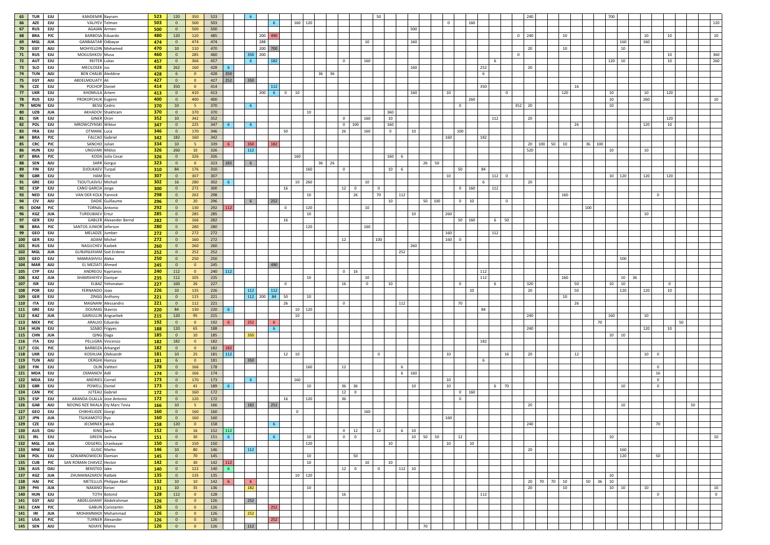| | | | | | | | | | | | | | | | | | | | | | | | | | | | | | | | | | | | | | | | | | | | | | | | | | |
|---|---|---|---|---|---|---|---|---|---|---|---|---|---|---|---|---|---|---|---|---|---|---|---|---|---|---|---|---|---|---|---|---|---|---|---|---|---|---|---|---|---|---|---|---|---|---|---|---|---|
| 65 | TUR | EJU | KANDEMIR | Bayram | 523 | 120 | 350 | 523 | | 6 | | | | | | | | | | | 50 | | | | | | | | | | | | | | 240 | | | | | | | 700 | | | | | | | |
| 66 | AZE | EJU | VALIYEV | Telman | 503 | 0 | 500 | 503 | | | | 6 | | 160 | 120 | | | | | | | | | | | | 0 | | 160 | | | | | | | | | | | | | | | | | | | | 120 |
| 67 | RUS | EJU | AGAIAN | Armen | 500 | 0 | 500 | 500 | | | | | | | | | | | | | | | | 500 | | | | | | | | | | | | | | | | | | | | | | | | | |
| 68 | BRA | PJC | BARBOSA | Eduardo | 480 | 120 | 120 | 485 | | | 200 | 490 | | | | | | | | | | | | | | | | | | | | | | 0 | 240 | | | 10 | | | | | | | 10 | | 10 | | 10 |
| 69 | MGL | JUA | GANBAATAR | Odbayar | 474 | 0 | 474 | 474 | | | 288 | | | | | | | | | 10 | | | | 160 | | | | | | | | | | | | | | | | | | | 160 | | 160 | | | | |
| 70 | EGY | AJU | MOHYELDIN | Mohamed | 470 | 10 | 110 | 470 | | | 200 | 700 | | | | | | | | | | | | | | | | | | | | | | | 20 | | | 10 | | | | | 10 | | | | | | |
| 71 | RUS | EJU | MOGUSHKOV | Musa | 460 | 0 | 285 | 460 | | 350 | 200 | | | | | | | | | | | | | | | | | | | | | | 0 | | | | | | | | | | | | | | 10 | | 360 |
| 72 | AUT | EJU | REITER | Lukas | 457 | 0 | 366 | 457 | | 6 | | 182 | | | | | | 0 | | 160 | | | | | | | | | | 6 | | | | | | | | | | | | 120 | 10 | | | | 10 | | 260 |
| 73 | SLO | EJU | MECILOSEK | Jus | 428 | 262 | 160 | 428 | 6 | | | | | | | | | | | | | | | 160 | | | | | | 252 | | | | | 20 | | | | | | | | | | | | | | |
| 74 | TUN | AJU | BEN CHALBI | Aleddine | 428 | 6 | 0 | 428 | 350 | | | | | | | 36 | 36 | | | | | | | | | | | | | 6 | | | | | | | | | | | | | | | | | | | |
| 75 | EGY | AJU | ABDELMOUATY | Ali | 427 | 0 | 0 | 427 | 252 | 350 | | | | | | | | | | | | | | | | | | | | | | | | | | | | | | | | | | | | | | | |
| 76 | CZE | EJU | POCHOP | Daniel | 414 | 350 | 0 | 414 | | | | 112 | | | | | | | | | | | | | | | | | | 350 | | | | | | | | | 16 | | | | | | | | | | |
| 77 | UKR | EJU | KHOMULA | Artem | 413 | 0 | 410 | 413 | | | 200 | 6 | 0 | 10 | | | | | | | | | | 160 | | | 10 | | | | | | 0 | | | | | 120 | | | | 10 | | | 10 | | 120 | | |
| 78 | RUS | EJU | PROKOPCHUK | Evgenii | 400 | 0 | 400 | 400 | | | | | | | | | | | | | | | | | | | | | 260 | | | | | | | | | | | | | 10 | | | 260 | | | | 10 |
| 79 | MON | EJU | BESSI | Cedric | 370 | 10 | 5 | 370 | | 6 | | | | | | | | | | | | | | | | | | 0 | | | | | 352 | | 20 | | | | | | | 10 | | | | | | | |
| 80 | UZB | JUA | AKHADOV | Shakhram | 370 | 0 | 370 | 370 | | | | | | | 10 | | | | | | 360 | | | | | | | | | | | | | | | | | | | | | | | | | | | | |
| 81 | ISR | EJU | GINER | Oron | 352 | 10 | 342 | 352 | | | | | | | | | | 0 | | 160 | 10 | | | | | | | | | 112 | | | | | 20 | | | | | | | | | | | | 120 | | |
| 82 | POL | EJU | MROWCZYNSKI | Wiktor | 347 | 0 | 225 | 347 | 6 | 6 | | | | | | | | 0 | 100 | | 160 | | | | | | | | | | | | | | | | | 26 | | | | | | | 120 | | 10 | | |
| 83 | FRA | EJU | OTMANE | Luca | 346 | 0 | 170 | 346 | | | | | 50 | | | | | 26 | | 160 | 0 | | | 10 | | | | 100 | | | | | | | | | | | | | | | | | | | | | |
| 84 | BRA | PJC | FALCAO | Gabriel | 342 | 182 | 160 | 342 | | | | | | | | | | | | | | | | | | | 160 | | | 182 | | | | | | | | | | | | | | | | | | | |
| 85 | CRC | PJC | SANCHO | Julian | 334 | 10 | 5 | 339 | 6 | 350 | | 182 | | | | | | | | | | | | | | | | | | | | | | | 20 | 100 | 50 | 10 | | 36 | 100 | | | | | | | | |
| 86 | HUN | EJU | UNGVARI | Miklos | 326 | 260 | 10 | 326 | | 112 | | | | | | | | | | | | | | | | | | | | | | | | | 520 | | | | | | | 10 | | | 10 | | | | |
| 87 | BRA | PJC | KODA | Julio Cesar | 326 | 0 | 326 | 326 | | | | | | 160 | | | | | | | 160 | 6 | | | | | | | | | | | | | | | | | | | | | | | | | | | |
| 88 | SEN | AJU | SARR | Gorgui | 323 | 0 | 0 | 323 | 182 | 6 | | | | | | 36 | 26 | | | | | | | | 26 | 50 | | | | | | | | | | | | | | | | | | | | | | | |
| 89 | FIN | EJU | DJOUKAEV | Turpal | 310 | 84 | 176 | 310 | | | | | | | 160 | | | 0 | | | 10 | 6 | | | | | | 50 | | 84 | | | | | | | | | | | | | | | | | | | |
| 90 | GBR | EJU | HAM | Eric | 307 | 0 | 307 | 307 | | | | | | | | | | | | | | | | | | | 10 | | | | 112 | 0 | | | | | | | | | | 10 | 120 | | 120 | | 120 | | |
| 91 | GRE | EJU | TSOUTLASVILI | Michail | 302 | 16 | 280 | 302 | 6 | | | | | 10 | 260 | | | | | 10 | | | | | | | | | | 6 | | | | | 20 | | | | | | | | | | | | | | |
| 92 | ESP | EJU | CANO GARCIA | Jorge | 300 | 0 | 272 | 300 | | | | | 16 | | | | | 12 | 0 | | 0 | | | | | | | 0 | 160 | | 112 | | | | | | | | | | | | | | | | | | |
| 93 | NED | EJU | VAN DER KOLK | Yannick | 298 | 0 | 202 | 298 | | | | | | | 10 | | | | 26 | | 70 | | 112 | | | | | | | | | | | | | | | 160 | | | | | | | | 0 | | | |
| 94 | CIV | AJU | DADIE | Guillaume | 296 | 0 | 20 | 296 | | 6 | | 252 | | | | | | | | | | 10 | | | 50 | 100 | | 0 | 10 | | | 0 | | | | | | | | | | | | | | | | | |
| 95 | DOM | PJC | TORNAL | Antonio | 292 | 0 | 130 | 292 | 112 | | | | 0 | | 120 | | | | | 10 | | | | | | | | | | | | | | | | | | | | 100 | | | | | | | | | |
| 96 | KGZ | JUA | TURDUBAEV | Ertur | 285 | 0 | 285 | 285 | | | | | | | 10 | | | | | | | | | 10 | | | 260 | | | | | | | | | | | | | | | | | | 10 | | | | |
| 97 | GER | EJU | GABLER | Alexander Bernd | 282 | 0 | 166 | 282 | | | | | 16 | | | | | | | | | | | | | | | 50 | 160 | | 6 | 50 | | | | | | | | | | | | | | | | | |
| 98 | BRA | PJC | SANTOS JUNIOR | Jeferson | 280 | 0 | 280 | 280 | | | | | | | 120 | | | | | 160 | | | | | | | | | | | | | | | | | | | | | | | | | | | | | |
| 99 | GEO | EJU | MELADZE | Jumber | 272 | 0 | 272 | 272 | | | | | | | | | | | | | | | | | | | 160 | | | 112 | | | | | | | | | | | | | | | | | | | |
| 100 | GER | EJU | ADAM | Michel | 272 | 0 | 160 | 272 | | | | | | | | | | 12 | | | 100 | | | | | | 160 | 0 | | | | | | | | | | | | | | | | | | | | | |
| 101 | RUS | EJU | NAGUCHEV | Kazbek | 260 | 0 | 260 | 260 | | | | | | | | | | | | | | | | 260 | | | | | | | | | | | | | | | | | | | | | | | | | |
| 102 | MGL | JUA | GUNJINLKHAM | Sod-Erdene | 252 | 0 | 252 | 252 | | | | | | | | | | | | | | | 252 | | | | | | | | | | | | | | | | | | | | | | | | | | |
| 103 | GEO | EJU | MAMIASHVILI | Aleko | 250 | 0 | 250 | 250 | | | | | | | | | | | | | | | | | | | | | | | | | | | | | | | | | | | 500 | | | | | | |
| 104 | MAR | AJU | EL MEZIATI | Ahmed | 245 | 0 | 0 | 245 | | | | 490 | | | | | | | | | | | | | | | | | | | | | | | | | | | | | | | | | | | | | |
| 105 | CYP | EJU | ANDREOU | Kyprianos | 240 | 112 | 0 | 240 | 112 | | | | | | | | | 0 | 16 | | | | | | | | | | | 112 | | | | | | | | | | | | | | | | | | | |
| 106 | KAZ | JUA | SHAMSHAYEV | Daniyar | 235 | 112 | 105 | 235 | | | | | | | 10 | | | | | 10 | | | | | | | | | | 112 | | | | | | | | 160 | | | | | 10 | 36 | | | | | |
| 107 | ISR | EJU | ELBAZ | Yehonatan | 227 | 160 | 26 | 227 | | | | | 0 | | | | | 16 | | 0 | | 10 | | | | | | 0 | | 6 | | | | | 320 | | | | 50 | | | 10 | 10 | | | 0 | | | |
| 108 | POR | EJU | FERNANDO | Joao | 226 | 10 | 135 | 226 | | 112 | | 112 | | | | | | | | | | | | | | | | | 10 | | | | | | 20 | | | | 50 | | | | 120 | | 120 | | 10 | | |
| 109 | GER | EJU | ZINGG | Anthony | 221 | 0 | 115 | 221 | | 112 | 200 | 84 | 50 | | 10 | | | | | | | | | | | | | | | | | | | | | | | 10 | | | | | | | | | | | |
| 110 | ITA | EJU | MAGNANI | Alessandro | 221 | 0 | 112 | 221 | | | | | 26 | | | | | 0 | | | | | 112 | | | | | 70 | | | | | | | | | | 26 | | | | | | | | | | | |
| 111 | GRE | EJU | DOUMAS | Stavros | 220 | 84 | 130 | 220 | 6 | | | | | 10 | 120 | | | | | | | | | | | | | | | 84 | | | | | | | | | | | | | | | | | | | |
| 112 | KAZ | JUA | GAINULLIN | Angsarbek | 215 | 120 | 95 | 215 | | | | | | 10 | | | | | | | | | | | | | | | | | | | | | 240 | | | | | | | 160 | | | 10 | | | | |
| 113 | MEX | PJC | ARAUJO | Eduardo | 192 | 0 | 0 | 192 | 6 | 252 | | 6 | | | | | | | | | | | | | | | | | | | | | | | | | | | | 70 | | | | | | | | 50 | |
| 114 | HUN | EJU | SZABO | Frigyes | 188 | 120 | 65 | 188 | | | | 6 | | | | | | | | | | | | | | | | | | | | | | | 240 | | | | | | | | | | 120 | | 10 | | |
| 115 | CHN | JUA | QING | Daga | 185 | 0 | 10 | 185 | | 350 | | | | | | | | | | | | | | | | | | | | | | | | | | | | | | | | 10 | 10 | | | | | | |
| 116 | ITA | EJU | PELLIGRA | Vincenzo | 182 | 182 | 0 | 182 | | | | | | | | | | | | | | | | | | | | | | 182 | | | | | | | | | | | | | | | | | | | |
| 117 | COL | PJC | BARBOZA | Arkangel | 182 | 0 | 0 | 182 | 182 | | | | | | | | | | | | | | | | | | | | | | | | | | | | | | | | | | | | | | | | |
| 118 | UKR | EJU | KOSHLIAK | Oleksandr | 181 | 10 | 25 | 181 | 112 | | | | 12 | 10 | | | | | | | 0 | | | | | | 10 | | | | | 16 | | | 20 | | | 12 | | | | | | | 10 | 0 | | | |
| 119 | TUN | AJU | OERGHI | Hamza | 181 | 6 | 0 | 181 | | 350 | | | | | | | | | | | | | | | | | | | | 6 | | | | | | | | | | | | | | | | | | | |
| 120 | FIN | EJU | OLIN | Valtteri | 178 | 0 | 166 | 178 | | | | | | | 160 | | | 12 | | | | | 6 | | | | | | | | | | | | | | | | | | | | | | | 0 | | | |
| 121 | MDA | EJU | OSMANOV | Adil | 174 | 0 | 166 | 174 | | | | | | | | | | | | | | | 6 | 160 | | | | | | | | | | | | | | | | | | | | | | 16 | | | |
| 122 | MDA | EJU | ANDRIES | Cornel | 173 | 0 | 170 | 173 | | 6 | | | 160 | | | | | | | | | | | | | | 10 | | | | | | | | | | | | | | | | | | | 0 | | | |
| 123 | GBR | EJU | POWELL | Daniel | 173 | 0 | 41 | 189 | 6 | | | | | | 10 | | | 36 | 36 | | | | | 10 | | | 10 | | | | 6 | 70 | | | | | | | | | | 10 | | | | 0 | | | |
| 124 | CAN | PJC | JUTEAU | Gabriel | 172 | 0 | 160 | 172 | | | | | | | | | | 12 | 0 | | | | | | | | | 0 | 160 | | | | | | | | | | | | | | | | | | | | |
| 125 | ESP | EJU | ARANDA OLALLA | Jose Antonio | 172 | 0 | 120 | 172 | | | | | 16 | | 120 | | | 36 | | | | | | | | | | 0 | | | | | | | | | | | | | | | | | | | | | |
| 126 | GAB | AJU | NDONG NZE NKALA | Ety Marc Tevia | 166 | 10 | 5 | 166 | | 182 | | 252 | | | | | | | | | | | | | | | | | | | | | | | 20 | | | | | | | | 10 | | | | | 50 | |
| 127 | GEO | EJU | CHIKHELIDZE | Giorgi | 160 | 0 | 160 | 160 | | | | | 0 | | | | | | | 160 | | | | | | | 160 | | | | | | | | | | | | | | | | | | | | | | |
| 128 | JPN | JUA | TSUKAMOTO | Ryo | 160 | 0 | 160 | 160 | | | | | | | | | | | | | | | | | | | 160 | | | | | | | | | | | | | | | | | | | | | | |
| 129 | CZE | EJU | JECMINEK | Jakub | 158 | 120 | 0 | 158 | | | | 6 | | | | | | | | | | | | | | | | | | | | | | | 240 | | | | | | | | | | | 70 | | | |
| 130 | AUS | OJU | KING | Sam | 152 | 0 | 16 | 152 | 112 | | | | | | | | | 0 | 12 | | 12 | | 6 | 10 | | | | | | | | | | | | | | | | | | | | | | | | | |
| 131 | IRL | EJU | GREEN | Joshua | 151 | 0 | 30 | 151 | 6 | | | 6 | | | 10 | | | 0 | 0 | | | | | 10 | 50 | 50 | | 12 | | | | | | | | | | | | | | 10 | | | | | | | 10 |
| 132 | MGL | JUA | ODGEREL | Uranbayar | 150 | 0 | 150 | 150 | | | | | | | 120 | | | | | | | 10 | | | | | 10 | | 10 | | | | | | | | | | | | | | | | | | | | |
| 133 | MNE | EJU | GUSIC | Marko | 146 | 10 | 80 | 146 | | 112 | | | | | | | | | | | | | | | | | | | | | | | | | 20 | | | | | | | | 160 | | | | | | |
| 134 | POL | EJU | SZWARNOWIECKI | Damian | 145 | 0 | 70 | 145 | | | | | | | 10 | | | | 50 | | | | | | | | | | | | | | | | | | | | | | | | 120 | | | 50 | | | |
| 135 | CUB | PJC | SAN ROMAN CHAVEZ | Hector | 142 | 0 | 30 | 142 | 112 | | | | | | 10 | | | | | 10 | | 10 | | | | | | | | | | | | | | | | | | | | | | | | | | | |
| 136 | AUS | OJU | BENSTED | Jake | 140 | 0 | 122 | 140 | 6 | | | | | | | | | 12 | 0 | | 0 | | 112 | 10 | | | | | | | | | | | | | | | | | | | | | | | | | |
| 137 | KGZ | JUA | ZHUMANAZAROV | Ratbek | 135 | 0 | 135 | 135 | | | | | | 10 | 120 | | | | | | | | | | | | | | | | | | | | | | | | | | | 10 | | | | | | | |
| 138 | HAI | PJC | METELLUS | Philippe Abel | 132 | 10 | 10 | 142 | 6 | 6 | | | | | | | | | | | | | | | | | | | | | | | | | 20 | 70 | 70 | 10 | | 50 | 36 | 10 | | | | | | | |
| 139 | PHI | JUA | NAKANO | Keisei | 131 | 10 | 35 | 136 | | 182 | | | | | 10 | | | | | | | | | | | | | | | | | | | | 20 | | | 10 | | | | 10 | 10 | | 10 | | | | 10 |
| 140 | HUN | EJU | TOTH | Botond | 128 | 112 | 0 | 128 | | | | | | | | | | 16 | | | | | | | | | | | | 112 | | | | | | | | | | | | | | | | 0 | | | 0 |
| 141 | EGY | AJU | ABDELGHANY | Abdelrahman | 126 | 0 | 0 | 126 | | 252 | | | | | | | | | | | | | | | | | | | | | | | | | | | | | | | | | | | | | | | |
| 141 | CAN | PJC | GABUN | Constantin | 126 | 0 | 0 | 126 | | | | 252 | | | | | | | | | | | | | | | | | | | | | | | | | | | | | | | | | | | | | |
| 141 | IRI | JUA | MOHAMMADI | Mohammad | 126 | 0 | 0 | 126 | | 252 | | | | | | | | | | | | | | | | | | | | | | | | | | | | | | | | | | | | | | | |
| 141 | USA | PJC | TURNER | Alexander | 126 | 0 | 0 | 126 | | | | 252 | | | | | | | | | | | | | | | | | | | | | | | | | | | | | | | | | | | | | |
| 145 | SEN | AJU | NDIAYE | Mame | 126 | 0 | 0 | 126 | | 112 | | | | | | | | | | | | | | | 70 | | | | | | | | | | | | | | | | | | | | | | | | |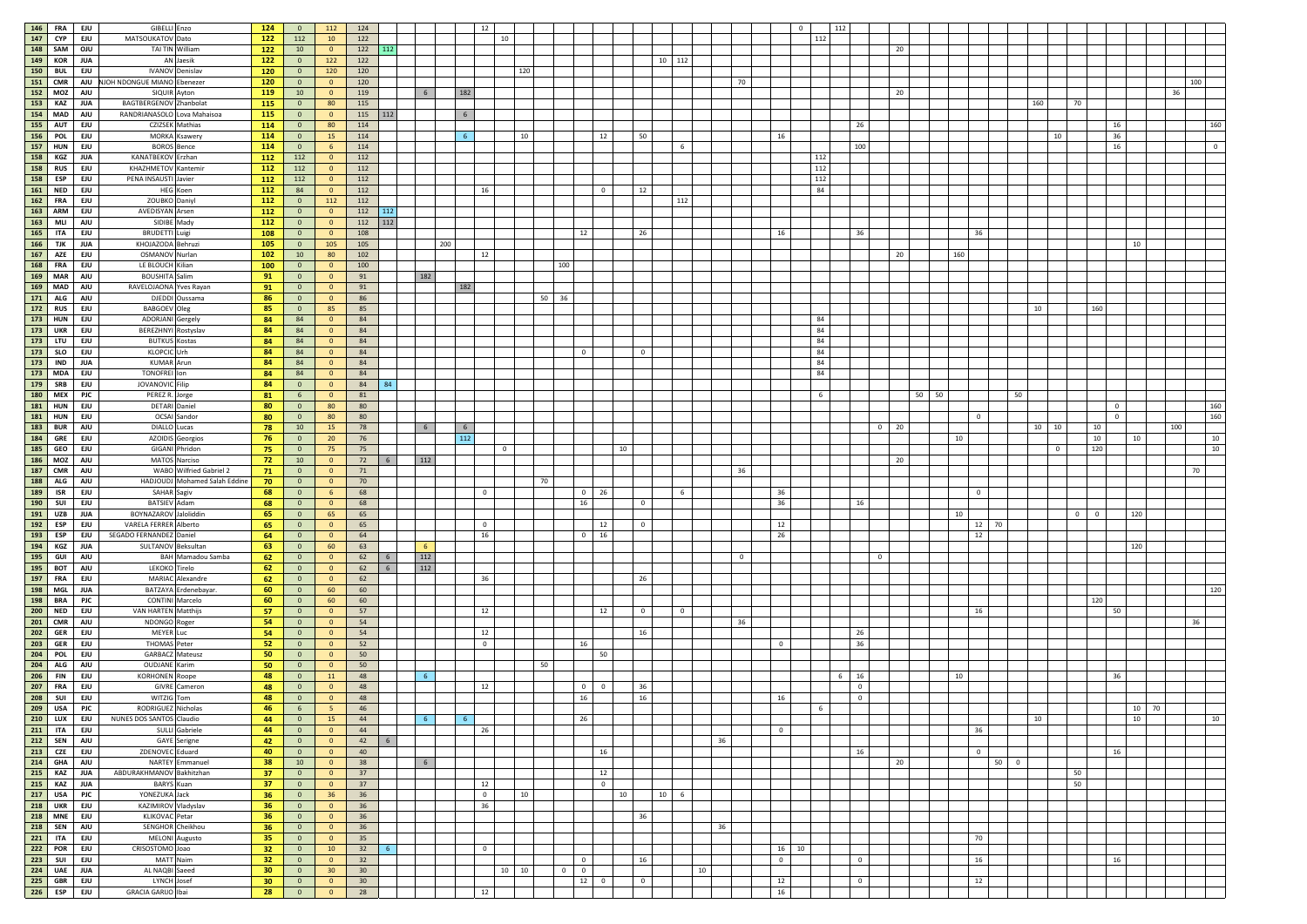| | | | | | | | | | | | | | | | | | | | | | | | | | | | | | | | | | | | | | | | | | | | | | | | | | | | | | | | | | | |
|---|---|---|---|---|---|---|---|---|---|---|---|---|---|---|---|---|---|---|---|---|---|---|---|---|---|---|---|---|---|---|---|---|---|---|---|---|---|---|---|---|---|---|---|---|---|---|---|---|---|---|---|---|---|---|---|---|---|---|---|
| 146 | FRA | EJU | GIBELLI | Enzo | 124 | 0 | 112 | 124 | | 12 | | | | | | | | | | | | | | | | | | | | 0 | | 112 | | | | | | | | | | | | | | | | | | | | | | | | | | | |
| 147 | CYP | EJU | MATSOUKATOV | Dato | 122 | 112 | 10 | 122 | | | 10 | | | | | | | | | | | | | | | | | | | | 112 | | | | 20 | | | | | | | | | | | | | | | | | | | | | | | | |
| 148 | SAM | OJU | TAI TIN | William | 122 | 10 | 0 | 122 | 112 | | | | | | | | | | | | | | | | | | | | | | | | | | 20 | | | | | | | | | | | | | | | | | | | | | | | | |
| 149 | KOR | JUA | AN | Jaesik | 122 | 0 | 122 | 122 | | | | | | | | | | | | | 10 | 112 | | | | | | | | | | | | | | | | | | | | | | | | | | | | | | | | | | | | | |
| 150 | BUL | EJU | IVANOV | Denislav | 120 | 0 | 120 | 120 | | | | 120 | | | | | | | | | | | | | | | | | | | | | | | | | | | | | | | | | | | | | | | | | | | | | | | |
| 151 | CMR | AJU | NJOH NDONGUE MIANO | Ebenezer | 120 | 0 | 0 | 120 | | | | | | | | | | | | | | | | | 70 | | | | | | | | | | | | | | | | | | | | | | | | | | | | | | | 100 | | |
| 152 | MOZ | AJU | SIQUIR | Ayton | 119 | 10 | 0 | 119 | | | | | 6 | | | | 182 | | | | | | | | | | | | | | | | | | 20 | | | | | | | | | | | | | | | | 36 | | | | | | | |
| 153 | KAZ | JUA | BAGTBERGENOV | Zhanbolat | 115 | 0 | 80 | 115 | | | | | | | | | | | | | | | | | | | | | | | | | | | | | | | | | | | | 160 | | 70 | | | | | | | | | | | | | |
| 154 | MAD | AJU | RANDRIANASOLO | Lova Mahaisoa | 115 | 0 | 0 | 115 | 112 | | | | | | | | 6 | | | | | | | | | | | | | | | | | | | | | | | | | | | | | | | | | | | | | | | | | | |
| 155 | AUT | EJU | CZIZSEK | Mathias | 114 | 0 | 80 | 114 | | | | | | | | | | | | | | | | | | | | | | | | | 26 | | | | | | | | | | | | | | | | 16 | | | | | | | | | | 160 |
| 156 | POL | EJU | MORKA | Ksawery | 114 | 0 | 15 | 114 | | | | | 10 | | 6 | | 12 | | 50 | | | | | | | | | 16 | | | | | | | | | | | | | | | | | 10 | | | | 36 | | | | | | | | | | |
| 157 | HUN | EJU | BOROS | Bence | 114 | 0 | 6 | 114 | | | | | | | | | | | | | 6 | | | | | | | | | | | | 100 | | | | | | | | | | | | | | | | 16 | | | | | | | | | | 0 |
| 158 | KGZ | JUA | KANATBEKOV | Erzhan | 112 | 112 | 0 | 112 | | | | | | | | | | | | | | | | | | | | | | | 112 | | | | | | | | | | | | | | | | | | | | | | | | | | | | |
| 158 | RUS | EJU | KHAZHMETOV | Kantemir | 112 | 112 | 0 | 112 | | | | | | | | | | | | | | | | | | | | | | | 112 | | | | | | | | | | | | | | | | | | | | | | | | | | | | |
| 158 | ESP | EJU | PENA INSAUSTI | Javier | 112 | 112 | 0 | 112 | | | | | | | | | | | | | | | | | | | | | | | 112 | | | | | | | | | | | | | | | | | | | | | | | | | | | | |
| 161 | NED | EJU | HEG | Koen | 112 | 84 | 0 | 112 | | 16 | | | | | | | 0 | | 12 | | | | | | | | | | | | 84 | | | | | | | | | | | | | | | | | | | | | | | | | | | | |
| 162 | FRA | EJU | ZOUBKO | Daniyl | 112 | 0 | 112 | 112 | | | | | | | | | | | | | | 112 | | | | | | | | | | | | | | | | | | | | | | | | | | | | | | | | | | | | | |
| 163 | ARM | EJU | AVEDISYAN | Arsen | 112 | 0 | 0 | 112 | 112 | | | | | | | | | | | | | | | | | | | | | | | | | | | | | | | | | | | | | | | | | | | | | | | | | | |
| 163 | MLI | AJU | SIDIBE | Mady | 112 | 0 | 0 | 112 | 112 | | | | | | | | | | | | | | | | | | | | | | | | | | | | | | | | | | | | | | | | | | | | | | | | | | |
| 165 | ITA | EJU | BRUDETTI | Luigi | 108 | 0 | 0 | 108 | | | | | | | | 12 | | | 26 | | | | | | | | | 16 | | | | | 36 | | | | | | | 36 | | | | | | | | | | | | | | | | | | | |
| 166 | TJK | JUA | KHOJAZODA | Behruzi | 105 | 0 | 105 | 105 | | | | | | | 200 | | | | | | | | | | | | | | | | | | | | | | | | | | | | | | | | | | 10 | | | | | | | | | | |
| 167 | AZE | EJU | OSMANOV | Nurlan | 102 | 10 | 80 | 102 | | 12 | | | | | | | | | | | | | | | | | | | | | | | | | 20 | | 160 | | | | | | | | | | | | | | | | | | | | | | |
| 168 | FRA | EJU | LE BLOUCH | Kilian | 100 | 0 | 0 | 100 | | | | | | | 100 | | | | | | | | | | | | | | | | | | | | | | | | | | | | | | | | | | | | | | | | | | | | |
| 169 | MAR | AJU | BOUSHITA | Salim | 91 | 0 | 0 | 91 | | | | | 182 | | | | | | | | | | | | | | | | | | | | | | | | | | | | | | | | | | | | | | | | | | | | | | |
| 169 | MAD | AJU | RAVELOJAONA | Yves Rayan | 91 | 0 | 0 | 91 | | | | | | | | | 182 | | | | | | | | | | | | | | | | | | | | | | | | | | | | | | | | | | | | | | | | | | |
| 171 | ALG | AJU | DJEDDI | Oussama | 86 | 0 | 0 | 86 | | | | | | 50 | 36 | | | | | | | | | | | | | | | | | | | | | | | | | | | | | | | | | | | | | | | | | | | | |
| 172 | RUS | EJU | BABGOEV | Oleg | 85 | 0 | 85 | 85 | | | | | | | | | | | | | | | | | | | | | | | | | | | | | | | | | | | | 10 | | | 160 | | | | | | | | | | | | |
| 173 | HUN | EJU | ADORJANI | Gergely | 84 | 84 | 0 | 84 | | | | | | | | | | | | | | | | | | | | | | | 84 | | | | | | | | | | | | | | | | | | | | | | | | | | | | |
| 173 | UKR | EJU | BEREZHNYI | Rostyslav | 84 | 84 | 0 | 84 | | | | | | | | | | | | | | | | | | | | | | | 84 | | | | | | | | | | | | | | | | | | | | | | | | | | | | |
| 173 | LTU | EJU | BUTKUS | Kostas | 84 | 84 | 0 | 84 | | | | | | | | | | | | | | | | | | | | | | | 84 | | | | | | | | | | | | | | | | | | | | | | | | | | | | |
| 173 | SLO | EJU | KLOPCIC | Urh | 84 | 84 | 0 | 84 | | | | | | | | 0 | | | 0 | | | | | | | | | | | | 84 | | | | | | | | | | | | | | | | | | | | | | | | | | | | |
| 173 | IND | JUA | KUMAR | Arun | 84 | 84 | 0 | 84 | | | | | | | | | | | | | | | | | | | | | | | 84 | | | | | | | | | | | | | | | | | | | | | | | | | | | | |
| 173 | MDA | EJU | TONOFREI | Ion | 84 | 84 | 0 | 84 | | | | | | | | | | | | | | | | | | | | | | | 84 | | | | | | | | | | | | | | | | | | | | | | | | | | | | |
| 179 | SRB | EJU | JOVANOVIC | Filip | 84 | 0 | 0 | 84 | 84 | | | | | | | | | | | | | | | | | | | | | | | | | | | | | | | | | | | | | | | | | | | | | | | | | | |
| 180 | MEX | PJC | PEREZ R. | Jorge | 81 | 6 | 0 | 81 | | | | | | | | | | | | | | | | | | | | | | | 6 | | | | | | 50 | 50 | | | | | 50 | | | | | | | | | | | | | | | | |
| 181 | HUN | EJU | DETARI | Daniel | 80 | 0 | 80 | 80 | | | | | | | | | | | | | | | | | | | | | | | | | | | | | | | | | | | | | | | | | 0 | | | | | | | | | | 160 |
| 181 | HUN | EJU | OCSAI | Sandor | 80 | 0 | 80 | 80 | | | | | | | | | | | | | | | | | | | | | | | | | | | | | | | | 0 | | | | | | | | | 0 | | | | | | | | | | 160 |
| 183 | BUR | AJU | DIALLO | Lucas | 78 | 10 | 15 | 78 | | | | | 6 | | | | 6 | | | | | | | | | | | | | | | | | 0 | 20 | | | | | | | | | 10 | 10 | | | 10 | | | | | 100 | | | | | | |
| 184 | GRE | EJU | AZOIDIS | Georgios | 76 | 0 | 20 | 76 | | | | | | | | | 112 | | | | | | | | | | | | | | | | | | | | | | | 10 | | | | | | | | 10 | | 10 | | | | | | | | | 10 |
| 185 | GEO | EJU | GIGANI | Phridon | 75 | 0 | 75 | 75 | | | 0 | | | | | | | | | 10 | | | | | | | | | | | | | | | | | | | | | | | | | | 0 | | 120 | | | | | | | | | | | 10 |
| 186 | MOZ | AJU | MATOS | Narciso | 72 | 10 | 0 | 72 | 6 | | 112 | | | | | | | | | | | | | | | | | | | | | | | | 20 | | | | | | | | | | | | | | | | | | | | | | | | |
| 187 | CMR | AJU | WABO | Wilfried Gabriel 2 | 71 | 0 | 0 | 71 | | | | | | | | | | | | | | | | | 36 | | | | | | | | | | | | | | | | | | | | | | | | | | | | | | | 70 | | | |
| 188 | ALG | AJU | HADJOUDJ | Mohamed Salah Eddine | 70 | 0 | 0 | 70 | | | | | | 70 | | | | | | | | | | | | | | | | | | | | | | | | | | | | | | | | | | | | | | | | | | | | | |
| 189 | ISR | EJU | SAHAR | Sagiv | 68 | 0 | 6 | 68 | | 0 | | | | | | 0 | 26 | | | | 6 | | | | | | | 36 | | | | | | | | | | | | 0 | | | | | | | | | | | | | | | | | | | |
| 190 | SUI | EJU | BATSIEV | Adam | 68 | 0 | 0 | 68 | | | | | | | | 16 | | | 0 | | | | | | | | | 36 | | | | | 16 | | | | | | | | | | | | | | | | | | | | | | | | | | |
| 191 | UZB | JUA | BOYNAZAROV | Jaloliddin | 65 | 0 | 65 | 65 | | | | | | | | | | | | | | | | | | | | | | | | | | | | | | | 10 | | | | | | | 0 | 0 | | | 120 | | | | | | | | | |
| 192 | ESP | EJU | VARELA FERRER | Alberto | 65 | 0 | 0 | 65 | | 0 | | | | | | | 12 | | 0 | | | | | | | | | 12 | | | | | | | | | | | | 12 | 70 | | | | | | | | | | | | | | | | | | |
| 193 | ESP | EJU | SEGADO FERNANDEZ | Daniel | 64 | 0 | 0 | 64 | | 16 | | | | | | 0 | 16 | | | | | | | | | | | 26 | | | | | | | | | | | | 12 | | | | | | | | | | | | | | | | | | | |
| 194 | KGZ | JUA | SULTANOV | Beksultan | 63 | 0 | 60 | 63 | | | 6 | | | | | | | | | | | | | | | | | | | | | | | | | | | | | | | | | | | | | | | 120 | | | | | | | | | |
| 195 | GUI | AJU | BAH | Mamadou Samba | 62 | 0 | 0 | 62 | 6 | | 112 | | | | | | | | | | | | | | 0 | | | | | | | | | 0 | | | | | | | | | | | | | | | | | | | | | | | | | |
| 195 | BOT | AJU | LEKOKO | Tirelo | 62 | 0 | 0 | 62 | 6 | | 112 | | | | | | | | | | | | | | | | | | | | | | | | | | | | | | | | | | | | | | | | | | | | | | | | |
| 197 | FRA | EJU | MARIAC | Alexandre | 62 | 0 | 0 | 62 | | 36 | | | | | | | | | 26 | | | | | | | | | | | | | | | | | | | | | | | | | | | | | | | | | | | | | | | | |
| 198 | MGL | JUA | BATZAYA | Erdenebayar. | 60 | 0 | 60 | 60 | | | | | | | | | | | | | | | | | | | | | | | | | | | | | | | | | | | | | | | | | | | | | | | | | | | 120 |
| 198 | BRA | PJC | CONTINI | Marcelo | 60 | 0 | 60 | 60 | | | | | | | | | | | | | | | | | | | | | | | | | | | | | | | | | | | | | | | | 120 | | | | | | | | | | | |
| 200 | NED | EJU | VAN HARTEN | Matthijs | 57 | 0 | 0 | 57 | | 12 | | | | | | | 12 | | 0 | | 0 | | | | | | | | | | | | | | | | | | | 16 | | | | | | | | | 50 | | | | | | | | | | |
| 201 | CMR | AJU | NDONGO | Roger | 54 | 0 | 0 | 54 | | | | | | | | | | | | | | | | | 36 | | | | | | | | | | | | | | | | | | | | | | | | | | | | | | | | | 36 | |
| 202 | GER | EJU | MEYER | Luc | 54 | 0 | 0 | 54 | | 12 | | | | | | | | | 16 | | | | | | | | | | | | | | 26 | | | | | | | | | | | | | | | | | | | | | | | | | | |
| 203 | GER | EJU | THOMAS | Peter | 52 | 0 | 0 | 52 | | 0 | | | | | | 16 | | | | | | | | | | | | 0 | | | | | 36 | | | | | | | | | | | | | | | | | | | | | | | | | | |
| 204 | POL | EJU | GARBACZ | Mateusz | 50 | 0 | 0 | 50 | | | | | | | | | 50 | | | | | | | | | | | | | | | | | | | | | | | | | | | | | | | | | | | | | | | | | | |
| 204 | ALG | AJU | OUDJANE | Karim | 50 | 0 | 0 | 50 | | | | | | 50 | | | | | | | | | | | | | | | | | | | | | | | | | | | | | | | | | | | | | | | | | | | | | |
| 206 | FIN | EJU | KORHONEN | Roope | 48 | 0 | 11 | 48 | | | | | 6 | | | | | | | | | | | | | | | | | | | 6 | 16 | | | | | | 10 | | | | | | | | | | 36 | | | | | | | | | | |
| 207 | FRA | EJU | GIVRE | Cameron | 48 | 0 | 0 | 48 | | 12 | | | | | | 0 | 0 | | 36 | | | | | | | | | | | | | | 0 | | | | | | | | | | | | | | | | | | | | | | | | | | |
| 208 | SUI | EJU | WITZIG | Tom | 48 | 0 | 0 | 48 | | | | | | | | 16 | | | 16 | | | | | | | | | 16 | | | | | 0 | | | | | | | | | | | | | | | | | | | | | | | | | | |
| 209 | USA | PJC | RODRIGUEZ | Nicholas | 46 | 6 | 5 | 46 | | | | | | | | | | | | | | | | | | | | | | | 6 | | | | | | | | | | | | | | | | | | | 10 | 70 | | | | | | | | |
| 210 | LUX | EJU | NUNES DOS SANTOS | Claudio | 44 | 0 | 15 | 44 | | | | | 6 | | | 26 | 6 | | | | | | | | | | | | | | | | | | | | | | | | | | | 10 | | | | | | 10 | | | | | | | | | 10 |
| 211 | ITA | EJU | SULLI | Gabriele | 44 | 0 | 0 | 44 | | 26 | | | | | | | | | | | | | | | | | | 0 | | | | | | | | | | | | 36 | | | | | | | | | | | | | | | | | | | |
| 212 | SEN | AJU | GAYE | Serigne | 42 | 0 | 0 | 42 | 6 | | | | | | | | | | | | | | 36 | | | | | | | | | | | | | | | | | | | | | | | | | | | | | | | | | | | | |
| 213 | CZE | EJU | ZDENOVEC | Eduard | 40 | 0 | 0 | 40 | | | | | | | | | 16 | | | | | | | | | | | | | | | | 16 | | | | | | | 0 | | | | | | | | | 16 | | | | | | | | | | |
| 214 | GHA | AJU | NARTEY | Emmanuel | 38 | 10 | 0 | 38 | | | 6 | | | | | | | | | | | | | | | | | | | | | | | | 20 | | | | | | | 50 | 0 | | | | | | | | | | | | | | | | |
| 215 | KAZ | JUA | ABDURAKHMANOV | Bakhitzhan | 37 | 0 | 0 | 37 | | | | | | | | | 12 | | | | | | | | | | | | | | | | | | | | | | | | | | | | | | 50 | | | | | | | | | | | | |
| 215 | KAZ | JUA | BARYS | Kuan | 37 | 0 | 0 | 37 | | 12 | | | | | | | 0 | | | | | | | | | | | | | | | | | | | | | | | | | | | | | | 50 | | | | | | | | | | | | |
| 217 | USA | PJC | YONEZUKA | Jack | 36 | 0 | 36 | 36 | | 0 | | 10 | | | | | | | | 10 | 10 | 6 | | | | | | | | | | | | | | | | | | | | | | | | | | | | | | | | | | | | | |
| 218 | UKR | EJU | KAZIMIROV | Vladyslav | 36 | 0 | 0 | 36 | | 36 | | | | | | | | | | | | | | | | | | | | | | | | | | | | | | | | | | | | | | | | | | | | | | | | | |
| 218 | MNE | EJU | KLIKOVAC | Petar | 36 | 0 | 0 | 36 | | | | | | | | | | | 36 | | | | | | | | | | | | | | | | | | | | | | | | | | | | | | | | | | | | | | | | |
| 218 | SEN | AJU | SENGHOR | Cheikhou | 36 | 0 | 0 | 36 | | | | | | | | | | | | | | | 36 | | | | | | | | | | | | | | | | | | | | | | | | | | | | | | | | | | | | |
| 221 | ITA | EJU | MELONI | Augusto | 35 | 0 | 0 | 35 | | | | | | | | | | | | | | | | | | | | | | | | | | | | | | | | 70 | | | | | | | | | | | | | | | | | | | |
| 222 | POR | EJU | CRISOSTOMO | Joao | 32 | 0 | 10 | 32 | 6 | 0 | | | | | | | | | | | | | | | | | | 16 | 10 | | | | | | | | | | | | | | | | | | | | | | | | | | | | | | |
| 223 | SUI | EJU | MATT | Naim | 32 | 0 | 0 | 32 | | | | | | | | 0 | | | 16 | | | | | | | | | 0 | | | | | 0 | | | | | | | 16 | | | | | | | | | 16 | | | | | | | | | | |
| 224 | UAE | JUA | AL NAQBI | Saeed | 30 | 0 | 30 | 30 | | | 10 | 10 | | 0 | 0 | | | | | | | | | 10 | | | | | | | | | | | | | | | | | | | | | | | | | | | | | | | | | | | |
| 225 | GBR | EJU | LYNCH | Josef | 30 | 0 | 0 | 30 | | | | | | | | 12 | 0 | | 0 | | | | | | | | | 12 | | | | | 0 | | | | | | | 12 | | | | | | | | | | | | | | | | | | | |
| 226 | ESP | EJU | GRACIA GARIJO | Ibai | 28 | 0 | 0 | 28 | | 12 | | | | | | | | | | | | | | | | | | 16 | | | | | | | | | | | | | | | | | | | | | | | | | | | | | | | |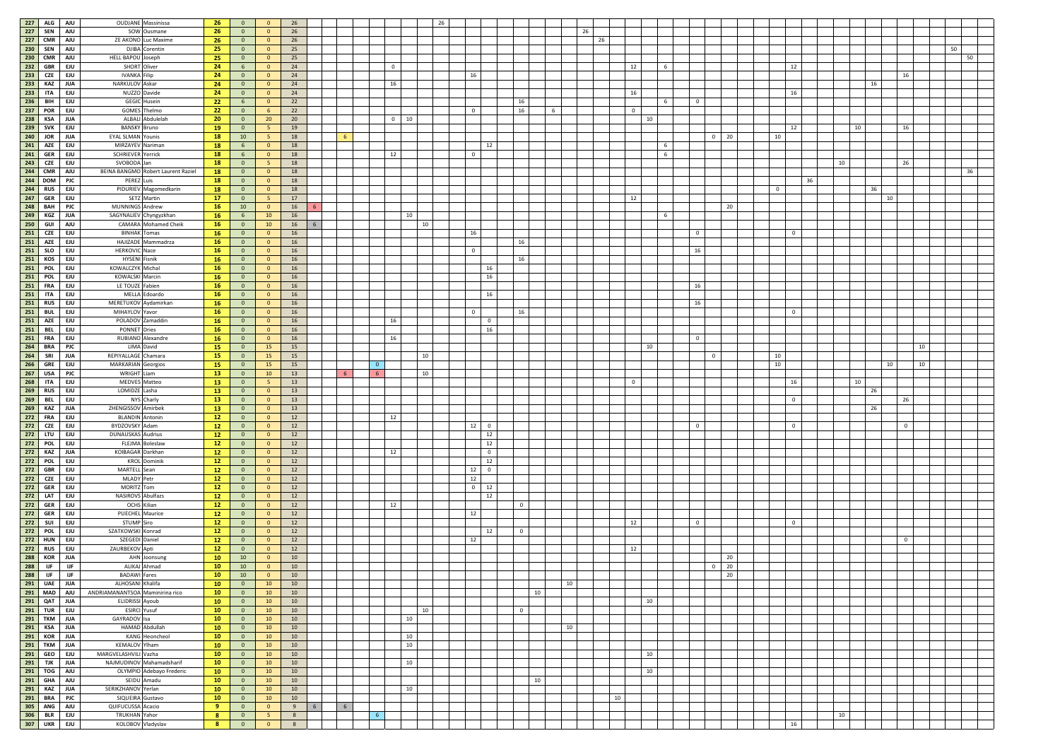| | | | | | | | | | | | | | | | | | | | | | | | | | | | | | | | | | | | | | | | | | | | | | |
|---|---|---|---|---|---|---|---|---|---|---|---|---|---|---|---|---|---|---|---|---|---|---|---|---|---|---|---|---|---|---|---|---|---|---|---|---|---|---|---|---|---|---|---|---|---|
| 227 | ALG | AJU | OUDJANE | Massinissa | **26** | 0 | 0 | 26 | | | | | | | | 26 | | | | | | | | | | | | | | | | | | | | | | | | | | | | | |
| 227 | SEN | AJU | SOW | Ousmane | **26** | 0 | 0 | 26 | | | | | | | | | | | | | | | 26 | | | | | | | | | | | | | | | | | | | | | | |
| 227 | CMR | AJU | ZE AKONO | Luc Maxime | **26** | 0 | 0 | 26 | | | | | | | | | | | | | | | | 26 | | | | | | | | | | | | | | | | | | | | | |
| 230 | SEN | AJU | DJIBA | Corentin | **25** | 0 | 0 | 25 | | | | | | | | | | | | | | | | | | | | | | | | | | | | | | | | | | | 50 | | |
| 230 | CMR | AJU | HELL BAPOU | Joseph | **25** | 0 | 0 | 25 | | | | | | | | | | | | | | | | | | | | | | | | | | | | | | | | | | | | 50 | |
| 232 | GBR | EJU | SHORT | Oliver | **24** | 6 | 0 | 24 | | | | 0 | | | | | | | | | | | | | | 12 | | 6 | | | | | | | 12 | | | | | | | | | | |
| 233 | CZE | EJU | IVANKA | Filip | **24** | 0 | 0 | 24 | | | | | | | | | 16 | | | | | | | | | | | | | | | | | | | | | | | | | 16 | | | |
| 233 | KAZ | JUA | NARKULOV | Askar | **24** | 0 | 0 | 24 | | | | 16 | | | | | | | | | | | | | | | | | | | | | | | | | | | 16 | | | | | | |
| 233 | ITA | EJU | NUZZO | Davide | **24** | 0 | 0 | 24 | | | | | | | | | | | | | | | | | | 16 | | | | | | | | | 16 | | | | | | | | | | |
| 236 | BIH | EJU | GEGIC | Husein | **22** | 6 | 0 | 22 | | | | | | | | | | | 16 | | | | | | | | | 6 | 0 | | | | | | | | | | | | | | | | |
| 237 | POR | EJU | GOMES | Thelmo | **22** | 0 | 6 | 22 | | | | | | | | | 0 | | 16 | 6 | | | | | | 0 | | | | | | | | | | | | | | | | | | | |
| 238 | KSA | JUA | ALBALI | Abdulelah | **20** | 0 | 20 | 20 | | | | 0 | 10 | | | | | | | | | | | | | | 10 | | | | | | | | | | | | | | | | | | |
| 239 | SVK | EJU | BANSKY | Bruno | **19** | 0 | 5 | 19 | | | | | | | | | | | | | | | | | | | | | | | | | | | 12 | | | 10 | | | | 16 | | | |
| 240 | JOR | JUA | EYAL SLMAN | Younis | **18** | 10 | 5 | 18 | | 6 | | | | | | | | | | | | | | | | | | | | 0 | 20 | 10 | | | | | | | | | | | | | |
| 241 | AZE | EJU | MIRZAYEV | Nariman | **18** | 6 | 0 | 18 | | | | | | | | | | 12 | | | | | | | | | | 6 | | | | | | | | | | | | | | | | | |
| 241 | GER | EJU | SCHRIEVER | Yerrick | **18** | 6 | 0 | 18 | | | | 12 | | | | | 0 | | | | | | | | | | | 6 | | | | | | | | | | | | | | | | | |
| 243 | CZE | EJU | SVOBODA | Jan | **18** | 0 | 5 | 18 | | | | | | | | | | | | | | | | | | | | | | | | | | | | | 10 | | | | | 26 | | | |
| 244 | CMR | AJU | BEINA BANGMO | Robert Laurent Raziel | **18** | 0 | 0 | 18 | | | | | | | | | | | | | | | | | | | | | | | | | | | | | | | | | | | | | 36 |
| 244 | DOM | PJC | PEREZ | Luis | **18** | 0 | 0 | 18 | | | | | | | | | | | | | | | | | | | | | | | | | | | | 36 | | | | | | | | | |
| 244 | RUS | EJU | PIDURIEV | Magomedkarin | **18** | 0 | 0 | 18 | | | | | | | | | | | | | | | | | | | | | | | | | 0 | | | | | | | 36 | | | | | |
| 247 | GER | EJU | SETZ | Martin | **17** | 0 | 5 | 17 | | | | | | | | | | | | | | | | | | 12 | | | | | | | | | | | | | | | 10 | | | | |
| 248 | BAH | PJC | MUNNINGS | Andrew | **16** | 10 | 0 | 16 | 6 | | | | | | | | | | | | | | | | | | | | | | 20 | | | | | | | | | | | | | | |
| 249 | KGZ | JUA | SAGYNALIEV | Chyngyzkhan | **16** | 6 | 10 | 16 | | | | | 10 | | | | | | | | | | | | | | | 6 | | | | | | | | | | | | | | | | | |
| 250 | GUI | AJU | CAMARA | Mohamed Cheik | **16** | 0 | 10 | 16 | 6 | | | | | | 10 | | | | | | | | | | | | | | | | | | | | | | | | | | | | | | |
| 251 | CZE | EJU | BINHAK | Tomas | **16** | 0 | 0 | 16 | | | | | | | | | 16 | | | | | | | | | | | | 0 | | | | | | 0 | | | | | | | | | | |
| 251 | AZE | EJU | HAJIZADE | Mammadrza | **16** | 0 | 0 | 16 | | | | | | | | | | | 16 | | | | | | | | | | | | | | | | | | | | | | | | | | |
| 251 | SLO | EJU | HERKOVIC | Nace | **16** | 0 | 0 | 16 | | | | | | | | | 0 | | | | | | | | | | | | 16 | | | | | | | | | | | | | | | | |
| 251 | KOS | EJU | HYSENI | Fisnik | **16** | 0 | 0 | 16 | | | | | | | | | | | 16 | | | | | | | | | | | | | | | | | | | | | | | | | | |
| 251 | POL | EJU | KOWALCZYK | Michal | **16** | 0 | 0 | 16 | | | | | | | | | | 16 | | | | | | | | | | | | | | | | | | | | | | | | | | | |
| 251 | POL | EJU | KOWALSKI | Marcin | **16** | 0 | 0 | 16 | | | | | | | | | | 16 | | | | | | | | | | | | | | | | | | | | | | | | | | | |
| 251 | FRA | EJU | LE TOUZE | Fabien | **16** | 0 | 0 | 16 | | | | | | | | | | | | | | | | | | | | | 16 | | | | | | | | | | | | | | | | |
| 251 | ITA | EJU | MELLA | Edoardo | **16** | 0 | 0 | 16 | | | | | | | | | | 16 | | | | | | | | | | | | | | | | | | | | | | | | | | | |
| 251 | RUS | EJU | MERETUKOV | Aydamirkan | **16** | 0 | 0 | 16 | | | | | | | | | | | | | | | | | | | | | 16 | | | | | | | | | | | | | | | | |
| 251 | BUL | EJU | MIHAYLOV | Yavor | **16** | 0 | 0 | 16 | | | | | | | | | 0 | | 16 | | | | | | | | | | | | | | | | 0 | | | | | | | | | | |
| 251 | AZE | EJU | POLADOV | Zamaddin | **16** | 0 | 0 | 16 | | | | 16 | | | | | | 0 | | | | | | | | | | | | | | | | | | | | | | | | | | | |
| 251 | BEL | EJU | PONNET | Dries | **16** | 0 | 0 | 16 | | | | | | | | | | 16 | | | | | | | | | | | | | | | | | | | | | | | | | | | |
| 251 | FRA | EJU | RUBIANO | Alexandre | **16** | 0 | 0 | 16 | | | | 16 | | | | | | | | | | | | | | | | | 0 | | | | | | | | | | | | | | | | |
| 264 | BRA | PJC | LIMA | David | **15** | 0 | 15 | 15 | | | | | | | | | | | | | | | | | | | 10 | | | | | | | | | | | | | | | | 10 | | |
| 264 | SRI | JUA | REPIYALLAGE | Chamara | **15** | 0 | 15 | 15 | | | | | | 10 | | | | | | | | | | | | | | | | 0 | | 10 | | | | | | | | | | | | | |
| 266 | GRE | EJU | MARKARIAN | Georgios | **15** | 0 | 15 | 15 | | | 0 | | | | | | | | | | | | | | | | | | | | | 10 | | | | | | | | | | 10 | 10 | | |
| 267 | USA | PJC | WRIGHT | Liam | **13** | 0 | 10 | 13 | | 6 | 6 | | | 10 | | | | | | | | | | | | | | | | | | | | | | | | | | | | | | | |
| 268 | ITA | EJU | MEDVES | Matteo | **13** | 0 | 5 | 13 | | | | | | | | | | | | | | | | | | 0 | | | | | | | | | 16 | | | 10 | | | | | | | |
| 269 | RUS | EJU | LOMIDZE | Lasha | **13** | 0 | 0 | 13 | | | | | | | | | | | | | | | | | | | | | | | | | | | | | | | | 26 | | | | | |
| 269 | BEL | EJU | NYS | Charly | **13** | 0 | 0 | 13 | | | | | | | | | | | | | | | | | | | | | | | | | | | 0 | | | | | | | 26 | | | |
| 269 | KAZ | JUA | ZHENGISSOV | Amirbek | **13** | 0 | 0 | 13 | | | | | | | | | | | | | | | | | | | | | | | | | | | | | | | | 26 | | | | | |
| 272 | FRA | EJU | BLANDIN | Antonin | **12** | 0 | 0 | 12 | | | | 12 | | | | | | | | | | | | | | | | | | | | | | | | | | | | | | | | | |
| 272 | CZE | EJU | BYDZOVSKY | Adam | **12** | 0 | 0 | 12 | | | | | | | | | 12 | 0 | | | | | | | | | | | 0 | | | | | | 0 | | | | | | | 0 | | | |
| 272 | LTU | EJU | DUNAUSKAS | Audrius | **12** | 0 | 0 | 12 | | | | | | | | | | 12 | | | | | | | | | | | | | | | | | | | | | | | | | | | |
| 272 | POL | EJU | FLEJMA | Boleslaw | **12** | 0 | 0 | 12 | | | | | | | | | | 12 | | | | | | | | | | | | | | | | | | | | | | | | | | | |
| 272 | KAZ | JUA | KOIBAGAR | Darkhan | **12** | 0 | 0 | 12 | | | | 12 | | | | | | 0 | | | | | | | | | | | | | | | | | | | | | | | | | | | |
| 272 | POL | EJU | KROL | Dominik | **12** | 0 | 0 | 12 | | | | | | | | | | 12 | | | | | | | | | | | | | | | | | | | | | | | | | | | |
| 272 | GBR | EJU | MARTELL | Sean | **12** | 0 | 0 | 12 | | | | | | | | | 12 | 0 | | | | | | | | | | | | | | | | | | | | | | | | | | | |
| 272 | CZE | EJU | MLADY | Petr | **12** | 0 | 0 | 12 | | | | | | | | | 12 | | | | | | | | | | | | | | | | | | | | | | | | | | | | |
| 272 | GER | EJU | MORITZ | Tom | **12** | 0 | 0 | 12 | | | | | | | | | 0 | 12 | | | | | | | | | | | | | | | | | | | | | | | | | | | |
| 272 | LAT | EJU | NASIROVS | Abulfazs | **12** | 0 | 0 | 12 | | | | | | | | | | 12 | | | | | | | | | | | | | | | | | | | | | | | | | | | |
| 272 | GER | EJU | OCHS | Kilian | **12** | 0 | 0 | 12 | | | | 12 | | | | | | | 0 | | | | | | | | | | | | | | | | | | | | | | | | | | |
| 272 | GER | EJU | PUECHEL | Maurice | **12** | 0 | 0 | 12 | | | | | | | | | 12 | | | | | | | | | | | | | | | | | | | | | | | | | | | | |
| 272 | SUI | EJU | STUMP | Siro | **12** | 0 | 0 | 12 | | | | | | | | | | | | | | | | | | 12 | | | 0 | | | | | | 0 | | | | | | | | | | |
| 272 | POL | EJU | SZATKOWSKI | Konrad | **12** | 0 | 0 | 12 | | | | | | | | | | 12 | 0 | | | | | | | | | | | | | | | | | | | | | | | | | | |
| 272 | HUN | EJU | SZEGEDI | Daniel | **12** | 0 | 0 | 12 | | | | | | | | | 12 | | | | | | | | | | | | | | | | | | | | | | | | | 0 | | | |
| 272 | RUS | EJU | ZAURBEKOV | Apti | **12** | 0 | 0 | 12 | | | | | | | | | | | | | | | | | | 12 | | | | | | | | | | | | | | | | | | | |
| 288 | KOR | JUA | AHN | Joonsung | **10** | 10 | 0 | 10 | | | | | | | | | | | | | | | | | | | | | | | 20 | | | | | | | | | | | | | | |
| 288 | IJF | IJF | ALIKAJ | Ahmad | **10** | 10 | 0 | 10 | | | | | | | | | | | | | | | | | | | | | | 0 | 20 | | | | | | | | | | | | | | |
| 288 | IJF | IJF | BADAWI | Fares | **10** | 10 | 0 | 10 | | | | | | | | | | | | | | | | | | | | | | | 20 | | | | | | | | | | | | | | |
| 291 | UAE | JUA | ALHOSANI | Khalifa | **10** | 0 | 10 | 10 | | | | | | | | | | | | | | 10 | | | | | | | | | | | | | | | | | | | | | | | |
| 291 | MAD | AJU | ANDRIAMANANTSOA | Maminirina rico | **10** | 0 | 10 | 10 | | | | | | | | | | | | | 10 | | | | | | | | | | | | | | | | | | | | | | | | |
| 291 | QAT | JUA | ELIDRISSI | Ayoub | **10** | 0 | 10 | 10 | | | | | | | | | | | | | | | | | | | 10 | | | | | | | | | | | | | | | | | | |
| 291 | TUR | EJU | ESIRCI | Yusuf | **10** | 0 | 10 | 10 | | | | | | | 10 | | | | 0 | | | | | | | | | | | | | | | | | | | | | | | | | | |
| 291 | TKM | JUA | GAYRADOV | Isa | **10** | 0 | 10 | 10 | | | | | | 10 | | | | | | | | | | | | | | | | | | | | | | | | | | | | | | | |
| 291 | KSA | JUA | HAMAD | Abdullah | **10** | 0 | 10 | 10 | | | | | | | | | | | | | | 10 | | | | | | | | | | | | | | | | | | | | | | | |
| 291 | KOR | JUA | KANG | Heoncheol | **10** | 0 | 10 | 10 | | | | | | 10 | | | | | | | | | | | | | | | | | | | | | | | | | | | | | | | |
| 291 | TKM | JUA | KEMALOV | Ylham | **10** | 0 | 10 | 10 | | | | | | 10 | | | | | | | | | | | | | | | | | | | | | | | | | | | | | | | |
| 291 | GEO | EJU | MARGVELASHVILI | Vazha | **10** | 0 | 10 | 10 | | | | | | | | | | | | | | | | | | | 10 | | | | | | | | | | | | | | | | | | |
| 291 | TJK | JUA | NAJMUDINOV | Mahamadsharif | **10** | 0 | 10 | 10 | | | | | | 10 | | | | | | | | | | | | | | | | | | | | | | | | | | | | | | | |
| 291 | TOG | AJU | OLYMPIO | Adebayo Frederic | **10** | 0 | 10 | 10 | | | | | | | | | | | | | | | | | | | 10 | | | | | | | | | | | | | | | | | | |
| 291 | GHA | AJU | SEIDU | Amadu | **10** | 0 | 10 | 10 | | | | | | | | | | | | | 10 | | | | | | | | | | | | | | | | | | | | | | | | |
| 291 | KAZ | JUA | SERIKZHANOV | Yerlan | **10** | 0 | 10 | 10 | | | | | | 10 | | | | | | | | | | | | | | | | | | | | | | | | | | | | | | | |
| 291 | BRA | PJC | SIQUEIRA | Gustavo | **10** | 0 | 10 | 10 | | | | | | | | | | | | | | | | | 10 | | | | | | | | | | | | | | | | | | | | |
| 305 | ANG | AJU | QUIFUCUSSA | Acacio | **9** | 0 | 0 | 9 | 6 | 6 | | | | | | | | | | | | | | | | | | | | | | | | | | | | | | | | | | | |
| 306 | BLR | EJU | TRUKHAN | Yahor | **8** | 0 | 5 | 8 | | | 6 | | | | | | | | | | | | | | | | | | | | | | | | | | 10 | | | | | | | | |
| 307 | UKR | EJU | KOLOBOV | Vladyslav | **8** | 0 | 0 | 8 | | | | | | | | | | | | | | | | | | | | | | | | | | | 16 | | | | | | | | | | |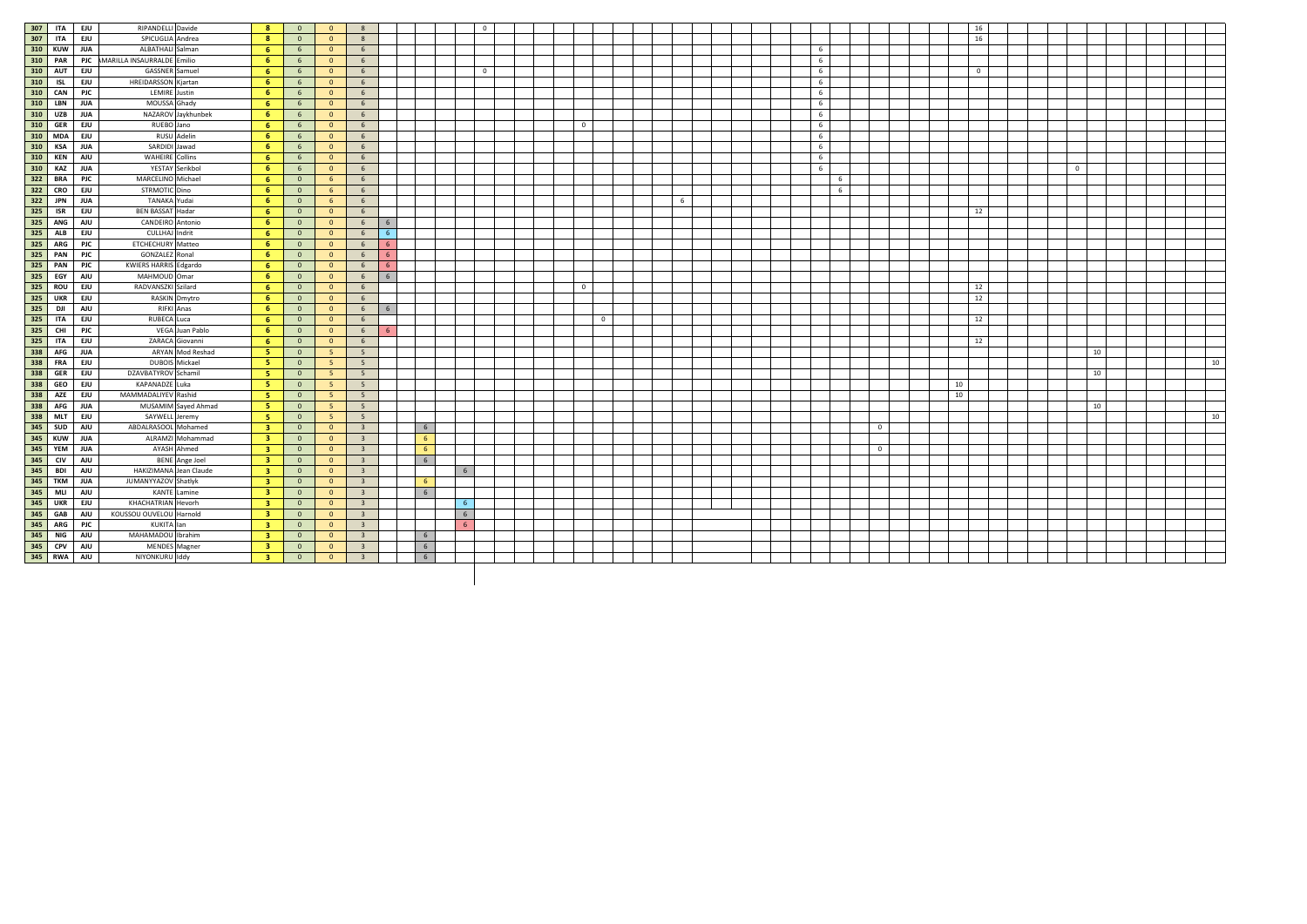| | | | | | | | | | | | | | | | | | | | | | | | | | | | | | | | | | | | | | | | | | | | | | | | | | | |
|---|---|---|---|---|---|---|---|---|---|---|---|---|---|---|---|---|---|---|---|---|---|---|---|---|---|---|---|---|---|---|---|---|---|---|---|---|---|---|---|---|---|---|---|---|---|---|---|---|---|---|
| 307 | ITA | EJU | RIPANDELLI | Davide | 8 | 0 | 0 | 8 | | | | | | 0 | | | | | | | | | | | | | | | | | | | | | | | | | 16 | | | | | | | | | | | |
| 307 | ITA | EJU | SPICUGLIA | Andrea | 8 | 0 | 0 | 8 | | | | | | | | | | | | | | | | | | | | | | | | | | | | | | | 16 | | | | | | | | | | | |
| 310 | KUW | JUA | ALBATHALI | Salman | 6 | 6 | 0 | 6 | | | | | | | | | | | | | | | | | | | | | | | 6 | | | | | | | | | | | | | | | | | | | |
| 310 | PAR | PJC | AMARILLA INSAURRALDE | Emilio | 6 | 6 | 0 | 6 | | | | | | | | | | | | | | | | | | | | | | | 6 | | | | | | | | | | | | | | | | | | | |
| 310 | AUT | EJU | GASSNER | Samuel | 6 | 6 | 0 | 6 | | | | | | 0 | | | | | | | | | | | | | | | | | 6 | | | | | | | | 0 | | | | | | | | | | | |
| 310 | ISL | EJU | HREIDARSSON | Kjartan | 6 | 6 | 0 | 6 | | | | | | | | | | | | | | | | | | | | | | | 6 | | | | | | | | | | | | | | | | | | | |
| 310 | CAN | PJC | LEMIRE | Justin | 6 | 6 | 0 | 6 | | | | | | | | | | | | | | | | | | | | | | | 6 | | | | | | | | | | | | | | | | | | | |
| 310 | LBN | JUA | MOUSSA | Ghady | 6 | 6 | 0 | 6 | | | | | | | | | | | | | | | | | | | | | | | 6 | | | | | | | | | | | | | | | | | | | |
| 310 | UZB | JUA | NAZAROV | Jaykhunbek | 6 | 6 | 0 | 6 | | | | | | | | | | | | | | | | | | | | | | | 6 | | | | | | | | | | | | | | | | | | | |
| 310 | GER | EJU | RUEBO | Jano | 6 | 6 | 0 | 6 | | | | | | | | | | | 0 | | | | | | | | | | | | 6 | | | | | | | | | | | | | | | | | | | |
| 310 | MDA | EJU | RUSU | Adelin | 6 | 6 | 0 | 6 | | | | | | | | | | | | | | | | | | | | | | | 6 | | | | | | | | | | | | | | | | | | | |
| 310 | KSA | JUA | SARDIDI | Jawad | 6 | 6 | 0 | 6 | | | | | | | | | | | | | | | | | | | | | | | 6 | | | | | | | | | | | | | | | | | | | |
| 310 | KEN | AJU | WAHEIRE | Collins | 6 | 6 | 0 | 6 | | | | | | | | | | | | | | | | | | | | | | | 6 | | | | | | | | | | | | | | | | | | | |
| 310 | KAZ | JUA | YESTAY | Serikbol | 6 | 6 | 0 | 6 | | | | | | | | | | | | | | | | | | | | | | | 6 | | | | | | | | | | | | | | 0 | | | | | | |
| 322 | BRA | PJC | MARCELINO | Michael | 6 | 0 | 6 | 6 | | | | | | | | | | | | | | | | | | | | | | | | 6 | | | | | | | | | | | | | | | | | | |
| 322 | CRO | EJU | STRMOTIC | Dino | 6 | 0 | 6 | 6 | | | | | | | | | | | | | | | | | | | | | | | | 6 | | | | | | | | | | | | | | | | | | |
| 322 | JPN | JUA | TANAKA | Yudai | 6 | 0 | 6 | 6 | | | | | | | | | | | | | | | | | 6 | | | | | | | | | | | | | | | | | | | | | | | | | |
| 325 | ISR | EJU | BEN BASSAT | Hadar | 6 | 0 | 0 | 6 | | | | | | | | | | | | | | | | | | | | | | | | | | | | | | | 12 | | | | | | | | | | | |
| 325 | ANG | AJU | CANDEIRO | Antonio | 6 | 0 | 0 | 6 | 6 | | | | | | | | | | | | | | | | | | | | | | | | | | | | | | | | | | | | | | | | | |
| 325 | ALB | EJU | CULLHAJ | Indrit | 6 | 0 | 0 | 6 | 6 | | | | | | | | | | | | | | | | | | | | | | | | | | | | | | | | | | | | | | | | | |
| 325 | ARG | PJC | ETCHECHURY | Matteo | 6 | 0 | 0 | 6 | 6 | | | | | | | | | | | | | | | | | | | | | | | | | | | | | | | | | | | | | | | | | |
| 325 | PAN | PJC | GONZALEZ | Ronal | 6 | 0 | 0 | 6 | 6 | | | | | | | | | | | | | | | | | | | | | | | | | | | | | | | | | | | | | | | | | |
| 325 | PAN | PJC | KWIERS HARRIS | Edgardo | 6 | 0 | 0 | 6 | 6 | | | | | | | | | | | | | | | | | | | | | | | | | | | | | | | | | | | | | | | | | |
| 325 | EGY | AJU | MAHMOUD | Omar | 6 | 0 | 0 | 6 | 6 | | | | | | | | | | | | | | | | | | | | | | | | | | | | | | | | | | | | | | | | | |
| 325 | ROU | EJU | RADVANSZKI | Szilard | 6 | 0 | 0 | 6 | | | | | | | | | | | 0 | | | | | | | | | | | | | | | | | | | | 12 | | | | | | | | | | | |
| 325 | UKR | EJU | RASKIN | Dmytro | 6 | 0 | 0 | 6 | | | | | | | | | | | | | | | | | | | | | | | | | | | | | | | 12 | | | | | | | | | | | |
| 325 | DJI | AJU | RIFKI | Anas | 6 | 0 | 0 | 6 | 6 | | | | | | | | | | | | | | | | | | | | | | | | | | | | | | | | | | | | | | | | | |
| 325 | ITA | EJU | RUBECA | Luca | 6 | 0 | 0 | 6 | | | | | | | | | | | | | 0 | | | | | | | | | | | | | | | | | | 12 | | | | | | | | | | | |
| 325 | CHI | PJC | VEGA | Juan Pablo | 6 | 0 | 0 | 6 | 6 | | | | | | | | | | | | | | | | | | | | | | | | | | | | | | | | | | | | | | | | | |
| 325 | ITA | EJU | ZARACA | Giovanni | 6 | 0 | 0 | 6 | | | | | | | | | | | | | | | | | | | | | | | | | | | | | | | 12 | | | | | | | | | | | |
| 338 | AFG | JUA | ARYAN | Mod Reshad | 5 | 0 | 5 | 5 | | | | | | | | | | | | | | | | | | | | | | | | | | | | | | | | | | | | | | 10 | | | | 10 |
| 338 | FRA | EJU | DUBOIS | Mickael | 5 | 0 | 5 | 5 | | | | | | | | | | | | | | | | | | | | | | | | | | | | | | | | | | | | | | | | | | |
| 338 | GER | EJU | DZAVBATYROV | Schamil | 5 | 0 | 5 | 5 | | | | | | | | | | | | | | | | | | | | | | | | | | | | | | | | | | | | | | 10 | | | | |
| 338 | GEO | EJU | KAPANADZE | Luka | 5 | 0 | 5 | 5 | | | | | | | | | | | | | | | | | | | | | | | | | | | | | | 10 | | | | | | | | | | | | |
| 338 | AZE | EJU | MAMMADALIYEV | Rashid | 5 | 0 | 5 | 5 | | | | | | | | | | | | | | | | | | | | | | | | | | | | | | 10 | | | | | | | | | | | | |
| 338 | AFG | JUA | MUSAMIM | Sayed Ahmad | 5 | 0 | 5 | 5 | | | | | | | | | | | | | | | | | | | | | | | | | | | | | | | | | | | | | | 10 | | | | |
| 338 | MLT | EJU | SAYWELL | Jeremy | 5 | 0 | 5 | 5 | | | | | | | | | | | | | | | | | | | | | | | | | | | | | | | | | | | | | | | | | | 10 |
| 345 | SUD | AJU | ABDALRASOOL | Mohamed | 3 | 0 | 0 | 3 | | | 6 | | | | | | | | | | | | | | | | | | | | | | | 0 | | | | | | | | | | | | | | | | |
| 345 | KUW | JUA | ALRAMZI | Mohammad | 3 | 0 | 0 | 3 | | | 6 | | | | | | | | | | | | | | | | | | | | | | | | | | | | | | | | | | | | | | | |
| 345 | YEM | JUA | AYASH | Ahmed | 3 | 0 | 0 | 3 | | | 6 | | | | | | | | | | | | | | | | | | | | | | | 0 | | | | | | | | | | | | | | | | |
| 345 | CIV | AJU | BENE | Ange Joel | 3 | 0 | 0 | 3 | | | 6 | | | | | | | | | | | | | | | | | | | | | | | | | | | | | | | | | | | | | | | |
| 345 | BDI | AJU | HAKIZIMANA | Jean Claude | 3 | 0 | 0 | 3 | | | | | 6 | | | | | | | | | | | | | | | | | | | | | | | | | | | | | | | | | | | | | |
| 345 | TKM | JUA | JUMANYYAZOV | Shatlyk | 3 | 0 | 0 | 3 | | | 6 | | | | | | | | | | | | | | | | | | | | | | | | | | | | | | | | | | | | | | | |
| 345 | MLI | AJU | KANTE | Lamine | 3 | 0 | 0 | 3 | | | 6 | | | | | | | | | | | | | | | | | | | | | | | | | | | | | | | | | | | | | | | |
| 345 | UKR | EJU | KHACHATRIAN | Hevorh | 3 | 0 | 0 | 3 | | | | | 6 | | | | | | | | | | | | | | | | | | | | | | | | | | | | | | | | | | | | | |
| 345 | GAB | AJU | KOUSSOU OUVELOU | Harnold | 3 | 0 | 0 | 3 | | | | | 6 | | | | | | | | | | | | | | | | | | | | | | | | | | | | | | | | | | | | | |
| 345 | ARG | PJC | KUKITA | Ian | 3 | 0 | 0 | 3 | | | | | 6 | | | | | | | | | | | | | | | | | | | | | | | | | | | | | | | | | | | | | |
| 345 | NIG | AJU | MAHAMADOU | Ibrahim | 3 | 0 | 0 | 3 | | | 6 | | | | | | | | | | | | | | | | | | | | | | | | | | | | | | | | | | | | | | | |
| 345 | CPV | AJU | MENDES | Magner | 3 | 0 | 0 | 3 | | | 6 | | | | | | | | | | | | | | | | | | | | | | | | | | | | | | | | | | | | | | | |
| 345 | RWA | AJU | NIYONKURU | Iddy | 3 | 0 | 0 | 3 | | | 6 | | | | | | | | | | | | | | | | | | | | | | | | | | | | | | | | | | | | | | | |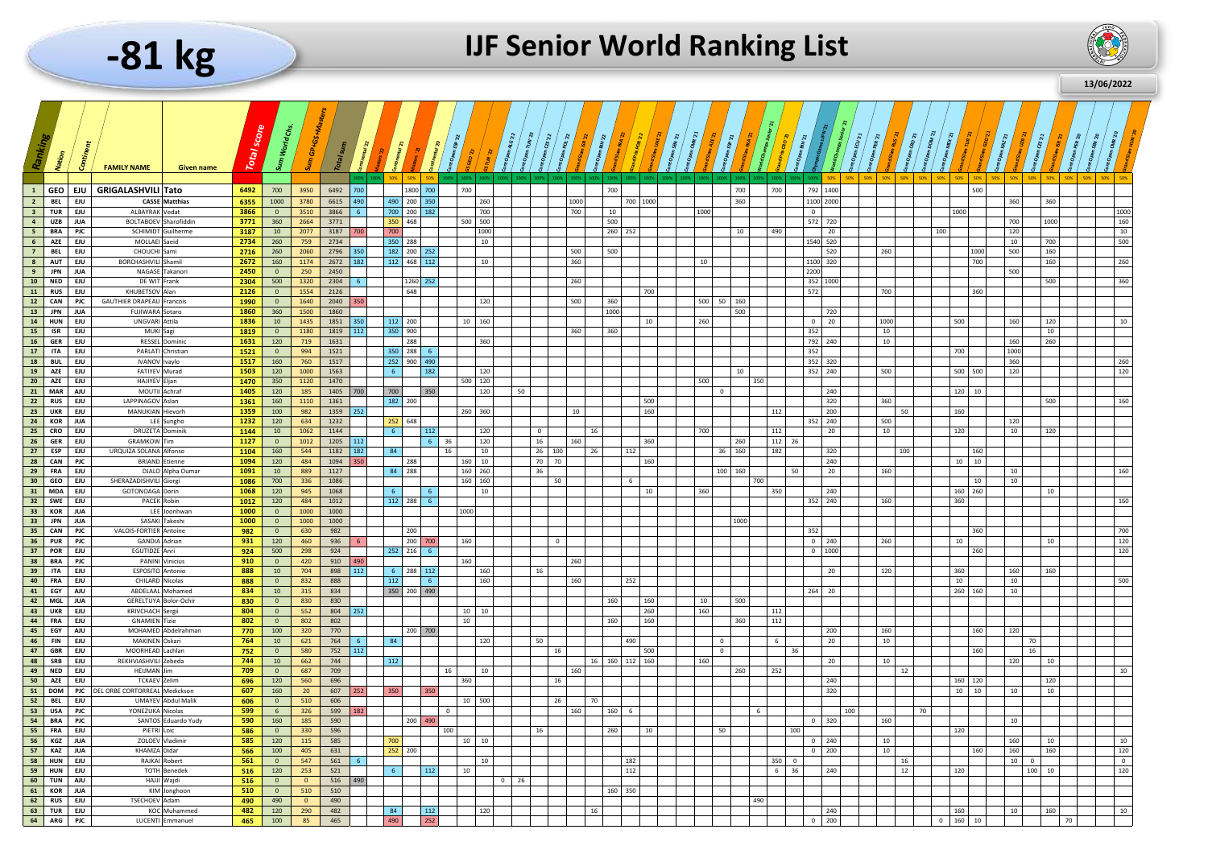# -81 kg

# IJF Senior World Ranking List

13/06/2022

| Ranking | Nation | Continent | FAMILY NAME | Given name | Total score | Sum World Chs. | Sum GPGS+Masters | Total sum | Event results (left to right) |
|---|---|---|---|---|---|---|---|---|---|
| 1 | GEO | EJU | GRIGALASHVILI | Tato | 6492 | 700 | 3950 | 6492 | 700, 1800, 700, 700, 700, 700, 700, 792, 1400, 500 |
| 2 | BEL | EJU | CASSE | Matthias | 6355 | 1000 | 3780 | 6615 | 490, 490, 200, 350, 260, 1000, 700, 1000, 360, 1100, 2000, 360, 360 |
| 3 | TUR | EJU | ALBAYRAK | Vedat | 3866 | 0 | 3510 | 3866 | 6, 700, 200, 182, 700, 700, 10, 1000, 0, 1000, 1000 |
| 4 | UZB | JUA | BOLTABOEV | Sharofiddin | 3771 | 360 | 2664 | 3771 | 350, 468, 500, 500, 500, 572, 720, 700, 1000, 160 |
| 5 | BRA | PJC | SCHIMIDT | Guilherme | 3187 | 10 | 2077 | 3187 | 700, 700, 1000, 260, 252, 10, 490, 20, 100, 120, 10 |
| 6 | AZE | EJU | MOLLAEI | Saeid | 2734 | 260 | 759 | 2734 | 350, 288, 10, 1540, 520, 10, 700, 500 |
| 7 | BEL | EJU | CHOUCHI | Sami | 2716 | 260 | 2060 | 2796 | 350, 182, 200, 252, 500, 500, 520, 260, 1000, 500, 160 |
| 8 | AUT | EJU | BORCHASHVILI | Shamil | 2672 | 160 | 1174 | 2672 | 182, 112, 468, 112, 10, 360, 10, 1100, 320, 700, 160, 260 |
| 9 | JPN | JUA | NAGASE | Takanori | 2450 | 0 | 250 | 2450 | 2200, 500 |
| 10 | NED | EJU | DE WIT | Frank | 2304 | 500 | 1320 | 2304 | 6, 1260, 252, 260, 352, 1000, 500, 360 |
| 11 | RUS | EJU | KHUBETSOV | Alan | 2126 | 0 | 1554 | 2126 | 648, 700, 572, 700, 360 |
| 12 | CAN | PJC | GAUTHIER DRAPEAU | Francois | 1990 | 0 | 1640 | 2040 | 350, 120, 500, 360, 500, 50, 160 |
| 13 | JPN | JUA | FUJIWARA | Sotaro | 1860 | 360 | 1500 | 1860 | 1000, 500, 720 |
| 14 | HUN | EJU | UNGVARI | Attila | 1836 | 10 | 1435 | 1851 | 350, 112, 200, 10, 160, 10, 260, 0, 20, 1000, 500, 160, 120, 10 |
| 15 | ISR | EJU | MUKI | Sagi | 1819 | 0 | 1180 | 1819 | 112, 350, 900, 360, 360, 352, 10, 10 |
| 16 | GER | EJU | RESSEL | Dominic | 1631 | 120 | 719 | 1631 | 288, 360, 792, 240, 10, 160, 260 |
| 17 | ITA | EJU | PARLATI | Christian | 1521 | 0 | 994 | 1521 | 350, 288, 6, 352, 700, 1000 |
| 18 | BUL | EJU | IVANOV | Ivaylo | 1517 | 160 | 760 | 1517 | 252, 900, 490, 352, 320, 360, 260 |
| 19 | AZE | EJU | FATIYEV | Murad | 1503 | 120 | 1000 | 1563 | 6, 182, 120, 10, 352, 240, 500, 500, 500, 120, 120 |
| 20 | AZE | EJU | HAJIYEV | Eljan | 1470 | 350 | 1120 | 1470 | 500, 120, 500, 350 |
| 21 | MAR | AJU | MOUTII | Achraf | 1405 | 120 | 185 | 1405 | 700, 700, 350, 120, 50, 0, 240, 120, 10 |
| 22 | RUS | EJU | LAPPINAGOV | Aslan | 1361 | 160 | 1110 | 1361 | 182, 200, 500, 320, 360, 500, 160 |
| 23 | UKR | EJU | MANUKIAN | Hievorh | 1359 | 100 | 982 | 1359 | 252, 260, 360, 10, 160, 112, 200, 50, 160 |
| 24 | KOR | JUA | LEE | Sungho | 1232 | 120 | 634 | 1232 | 252, 648, 352, 240, 500, 120 |
| 25 | CRO | EJU | DRUZETA | Dominik | 1144 | 10 | 1062 | 1144 | 6, 112, 120, 0, 16, 700, 112, 20, 10, 120, 10, 120 |
| 26 | GER | EJU | GRAMKOW | Tim | 1127 | 0 | 1012 | 1205 | 112, 6, 36, 120, 16, 160, 360, 36, 260, 112, 26 |
| 27 | ESP | EJU | URQUIZA SOLANA | Alfonso | 1104 | 160 | 544 | 1182 | 182, 84, 16, 10, 26, 100, 26, 112, 36, 160, 182, 320, 100, 160 |
| 28 | CAN | PJC | BRIAND | Etienne | 1094 | 120 | 484 | 1094 | 350, 288, 160, 10, 70, 70, 160, 240, 10, 10 |
| 29 | FRA | EJU | DJALO | Alpha Oumar | 1091 | 10 | 889 | 1127 | 84, 288, 160, 260, 36, 100, 160, 50, 20, 160, 10, 160 |
| 30 | GEO | EJU | SHERAZADISHVILI | Giorgi | 1086 | 700 | 336 | 1086 | 160, 160, 50, 6, 700, 10, 10 |
| 31 | MDA | EJU | GOTONOAGA | Dorin | 1068 | 120 | 945 | 1068 | 6, 6, 10, 10, 360, 350, 240, 160, 260, 10 |
| 32 | SWE | EJU | PACEK | Robin | 1012 | 120 | 484 | 1012 | 112, 288, 6, 352, 240, 160, 360, 160 |
| 33 | KOR | JUA | LEE | Joonhwan | 1000 | 0 | 1000 | 1000 | 1000 |
| 33 | JPN | JUA | SASAKI | Takeshi | 1000 | 0 | 1000 | 1000 | 1000 |
| 35 | CAN | PJC | VALOIS-FORTIER | Antoine | 982 | 0 | 630 | 982 | 200, 352, 360, 700 |
| 36 | PUR | PJC | GANDIA | Adrian | 931 | 120 | 460 | 936 | 6, 200, 700, 160, 0, 0, 240, 260, 10, 10, 120 |
| 37 | POR | EJU | EGUTIDZE | Anri | 924 | 500 | 298 | 924 | 252, 216, 6, 0, 1000, 260, 120 |
| 38 | BRA | PJC | PANINI | Vinicius | 910 | 0 | 420 | 910 | 490, 160, 260 |
| 39 | ITA | EJU | ESPOSITO | Antonio | 888 | 10 | 704 | 898 | 112, 6, 288, 112, 160, 16, 20, 120, 360, 160, 160 |
| 40 | FRA | EJU | CHILARD | Nicolas | 888 | 0 | 832 | 888 | 112, 6, 160, 160, 252, 10, 10, 500 |
| 41 | EGY | AJU | ABDELAAL | Mohamed | 834 | 10 | 315 | 834 | 350, 200, 490, 264, 20, 260, 160, 10 |
| 42 | MGL | JUA | GERELTUYA | Bolor-Ochir | 830 | 0 | 830 | 830 | 160, 160, 10, 500 |
| 43 | UKR | EJU | KRIVCHACH | Sergii | 804 | 0 | 552 | 804 | 252, 10, 10, 260, 160, 112 |
| 44 | FRA | EJU | GNAMIEN | Tizie | 802 | 0 | 802 | 802 | 10, 160, 160, 360, 112 |
| 45 | EGY | AJU | MOHAMED | Abdelrahman | 770 | 100 | 320 | 770 | 200, 700, 200, 160, 160, 120 |
| 46 | FIN | EJU | MAKINEN | Oskari | 764 | 10 | 621 | 764 | 6, 84, 120, 50, 490, 0, 6, 20, 10, 70 |
| 47 | GBR | EJU | MOORHEAD | Lachlan | 752 | 0 | 580 | 752 | 112, 16, 500, 0, 36, 160, 16 |
| 48 | SRB | EJU | REKHVIASHVILI | Zebeda | 744 | 10 | 662 | 744 | 112, 16, 160, 112, 160, 160, 20, 10, 120, 10 |
| 49 | NED | EJU | HEIJMAN | Jim | 709 | 0 | 687 | 709 | 16, 10, 160, 260, 252, 12, 10 |
| 50 | AZE | EJU | TCKAEV | Zelim | 696 | 120 | 560 | 696 | 360, 16, 240, 160, 120, 120 |
| 51 | DOM | PJC | DEL ORBE CORTORREAL | Medickson | 607 | 160 | 20 | 607 | 252, 350, 350, 320, 10, 10, 10, 10 |
| 52 | BEL | EJU | UMAYEV | Abdul Malik | 606 | 0 | 510 | 606 | 10, 500, 26, 70 |
| 53 | USA | PJC | YONEZUKA | Nicolas | 599 | 6 | 326 | 599 | 182, 0, 160, 160, 6, 6, 100, 70 |
| 54 | BRA | PJC | SANTOS | Eduardo Yudy | 590 | 160 | 185 | 590 | 200, 490, 0, 320, 160, 10 |
| 55 | FRA | EJU | PIETRI | Loic | 586 | 0 | 330 | 596 | 100, 16, 260, 10, 50, 100, 120 |
| 56 | KGZ | JUA | ZOLOEV | Vladimir | 585 | 120 | 115 | 585 | 700, 10, 10, 0, 240, 10, 160, 10, 10 |
| 57 | KAZ | JUA | KHAMZA | Didar | 566 | 100 | 405 | 631 | 252, 200, 0, 200, 10, 160, 160, 160, 120 |
| 58 | HUN | EJU | RAJKAI | Robert | 561 | 0 | 547 | 561 | 6, 10, 182, 350, 0, 16, 10, 0, 0 |
| 59 | HUN | EJU | TOTH | Benedek | 516 | 120 | 253 | 521 | 6, 112, 10, 112, 6, 36, 240, 12, 120, 100, 10, 120 |
| 60 | TUN | AJU | HAJJI | Wajdi | 516 | 0 | 0 | 516 | 490, 0, 26 |
| 61 | KOR | JUA | KIM | Jonghoon | 510 | 0 | 510 | 510 | 160, 350 |
| 62 | RUS | EJU | TSECHOEV | Adam | 490 | 490 | 0 | 490 | 490 |
| 63 | TUR | EJU | KOC | Muhammed | 482 | 120 | 290 | 482 | 84, 112, 120, 16, 240, 160, 10, 160, 10 |
| 64 | ARG | PJC | LUCENTI | Emmanuel | 465 | 100 | 85 | 465 | 490, 252, 0, 200, 0, 160, 10, 70 |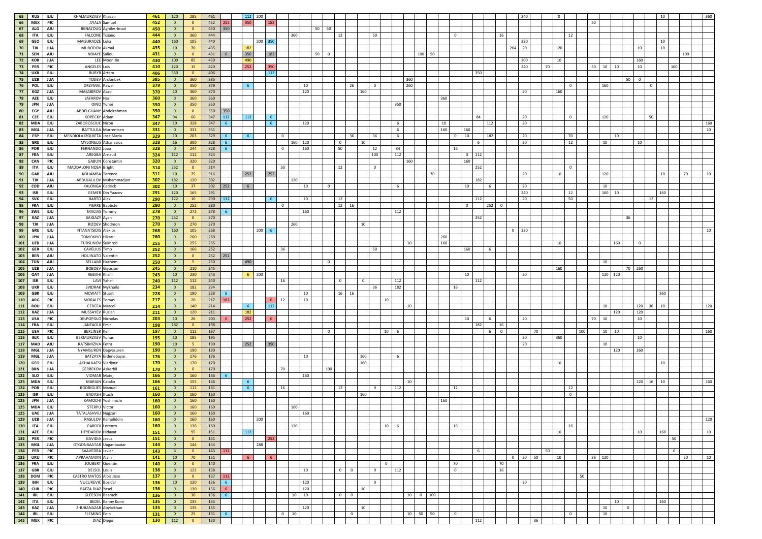| | | | | | | | | | | | | | | | | | | | | | | | | | | | | | | | | | | | | | | | | | | | | | | | | | |
|---|---|---|---|---|---|---|---|---|---|---|---|---|---|---|---|---|---|---|---|---|---|---|---|---|---|---|---|---|---|---|---|---|---|---|---|---|---|---|---|---|---|---|---|---|---|---|---|---|---|
| 65 | RUS | EJU | KHALMURZAEV | Khasan | 461 | 120 | 285 | 461 | | 112 | 200 | | | | | | | | | | | | | | | | | | | | | | | | | | 240 | | | 0 | | | | | | | | | 10 | | | 360 |
| 66 | MEX | PJC | AYALA | Samuel | 452 | 0 | 0 | 452 | 252 | 350 | | 182 | | | | | | | | | | | | | | | | | | | | | | | | | | | | | | | 50 | | | | | | | | | |
| 67 | ALG | AJU | BENAZOUG | Aghiles-Imad | 450 | 0 | 0 | 450 | 350 | | | | | | | 50 | 50 | | | | | | | | | | | | | | | | | | | | | | | | | | | | | | | | | |
| 68 | ITA | EJU | FALCONE | Tiziano | 444 | 0 | 360 | 444 | | | | | | 360 | | | | 12 | | | 50 | | | | | | | 0 | | | | 16 | | | | | | 12 | | | | | | | | | | | |
| 69 | GEO | EJU | MAISURADZE | Luka | 440 | 160 | 105 | 440 | | | 200 | 350 | | | | | | | | | | | | | | | | | | | | | | 320 | | | | | | | | | | | | 10 | | | |
| 70 | TJK | JUA | MURODOV | Akmal | 435 | 10 | 70 | 435 | | 182 | | | | | | | | | | | | | | | | | | | | | | | 264 | 20 | | | 120 | | | | | | 10 | | | 10 | | | |
| 71 | SEN | AJU | NDIAYE | Saliou | 431 | 0 | 0 | 431 | 6 | 350 | | 182 | | | | 50 | 0 | | | | | | | 100 | 50 | | | | | | | | | | | | | | | | | | | | | | | 100 | |
| 72 | KOR | JUA | LEE | Moon Jin | 430 | 100 | 85 | 430 | | 490 | | | | | | | | | | | | | | | | | | | | | | | | 200 | | | 10 | | | | | | 160 | | | | | | |
| 73 | PER | PJC | ANGELES | Luis | 410 | 120 | 15 | 420 | | 252 | | 350 | | | | | | | | | | | | | | | | | | | | | | 240 | | 70 | | | | 50 | 10 | 10 | 10 | | | | 100 | | |
| 74 | UKR | EJU | BUBYR | Artem | 406 | 350 | 0 | 406 | | | | 112 | | | | | | | | | | | | | | | | | | 350 | | | | | | | | | | | | | | | | | | | |
| 75 | UZB | JUA | TOJIEV | Arslonbek | 385 | 0 | 360 | 385 | | | | | | | | | | | | | | | | 360 | | | | | | | | | | | | | | | | | | | | 50 | 0 | | | | |
| 76 | POL | EJU | DRZYMAL | Pawel | 379 | 0 | 350 | 379 | | 6 | | | | | 10 | | | | 26 | | 0 | | | 260 | | | | | | | | | | | | | | 0 | | | 160 | | | | | 0 | | | |
| 77 | KGZ | JUA | MASABIROV | Asad | 370 | 10 | 360 | 370 | | | | | | | 120 | | | | | 160 | | | | | | | | | | | | | | 20 | | | 160 | | | | | | | | | | | | |
| 78 | AZE | EJU | JAFAROV | Hasil | 360 | 0 | 360 | 360 | | | | | | | | | | | | | | | | | | | 360 | | | | | | | | | | | | | | | | | | | | | | |
| 79 | JPN | JUA | OINO | Yuhei | 350 | 0 | 350 | 350 | | | | | | | | | | | | | | | 350 | | | | | | | | | | | | | | | | | | | | | | | | | | |
| 80 | EGY | AJU | ABDELGHANY | Abdelrahman | 350 | 0 | 0 | 350 | 350 | | | | | | | | | | | | | | | | | | | | | | | | | | | | | | | | | | | | | | | | |
| 81 | CZE | EJU | KOPECKY | Adam | 347 | 94 | 60 | 347 | 112 | 112 | | 6 | | | | | | | | | | | | | | | | | | 84 | | | | 20 | | | | 0 | | | 120 | | | | | 50 | | | |
| 82 | MDA | EJU | ZABOROSCIUC | Nicon | 347 | 10 | 328 | 347 | 6 | | | 6 | | | 120 | | | | | | | | 6 | | | | 10 | | | | 112 | | | 20 | | | | | | | | | | | | | | | 160 |
| 83 | MGL | JUA | BATTULGA | Murrentsen | 331 | 0 | 331 | 331 | | | | | | | | | | | | | | | 6 | | | | 160 | | 160 | | | | | | | | | | | | | | | | | | | | 10 |
| 84 | ESP | EJU | MENDIOLA IZQUIETA | Jose Maria | 329 | 10 | 203 | 329 | 6 | 6 | | | 0 | | | | | | 36 | | 36 | | 6 | | | | | 0 | 10 | | 182 | | | 20 | | | | 70 | | | | 10 | | | | | | | |
| 85 | GRE | EJU | MYLONELIS | Athanasios | 328 | 16 | 300 | 328 | 6 | | | | | 160 | 120 | | | 0 | | 10 | | | | | | | | | | 6 | | | | 20 | | | | 12 | | | 10 | | | 10 | | | | | |
| 86 | POR | EJU | FERNANDO | Joao | 328 | 0 | 244 | 328 | 6 | | | | 0 | | 160 | | | 50 | | | 12 | | 84 | | | | | 16 | | | | | | | | | | | | | | | | | | | | | |
| 87 | FRA | EJU | AREGBA | Arnaud | 324 | 112 | 112 | 324 | | | | | | | | | | | | | 100 | | 112 | | | | | | 0 | 112 | | | | | | | | | | | | | | | | | | | |
| 88 | CAN | PJC | GABUN | Constantin | 320 | 0 | 320 | 320 | | | | | | | | | | | | | | | | | 160 | | | | 160 | | | | | | | | | | | | | | | | | | | | |
| 89 | ITA | EJU | MADDALONI NOSA | Bright | 314 | 252 | 0 | 314 | | | | | 50 | | | | | 12 | | | 0 | | | | | | | | | 252 | | | | | | | | 0 | | | | | | | | | | | |
| 90 | GAB | AJU | KOUAMBA | Terence | 311 | 10 | 75 | 316 | | 252 | | 252 | | | | | | | | | | | | | | 70 | | | | | | | | 20 | | | 10 | | | | 120 | | | | | 10 | | 70 | 10 |
| 91 | TJK | JUA | ABDUJALILOV | Muhammadjon | 302 | 182 | 120 | 302 | | | | | | 120 | | | | | | | | | | | | | | | | 182 | | | | | | | | | | | | | | | | | | | |
| 92 | COD | AJU | KALONGA | Cedrick | 302 | 10 | 37 | 302 | 252 | 6 | | | | | 10 | | 0 | | | | | | 6 | | | | | | 10 | | 6 | | | 20 | | | | | | | 10 | | | | | | | | |
| 93 | ISR | EJU | GEMER | Din Yaacov | 291 | 120 | 165 | 291 | | | | | | | | | | | | | | | | | | | | | | | | | | 240 | | | | 12 | | | 160 | 10 | | | | 160 | | | |
| 94 | SVK | EJU | BARTO | Alex | 290 | 122 | 10 | 290 | 112 | | | 6 | | | 10 | | | 12 | | | | | | | | | | | | 112 | | | | 20 | | | | 50 | | | | | | | 12 | | | | |
| 95 | FRA | EJU | PIERRE | Baptiste | 280 | 0 | 252 | 280 | | | | | 0 | | | | | 12 | 16 | | | | | | | | | | 0 | | 252 | 0 | | | | | | | | | | | | | | | | | |
| 96 | SWE | EJU | MACIAS | Tommy | 278 | 0 | 272 | 278 | 6 | | | | | | 160 | | | | | | | | 112 | | | | | | | | | | | | | | | | | | | | | | | | | | |
| 97 | KAZ | JUA | BAIGAZY | Ayan | 270 | 252 | 0 | 270 | | | | | | | | | | | | | | | | | | | | | | 252 | | | | | | | | | | | | | 36 | | | | | | |
| 98 | TJK | JUA | RIZOEV | Shodmon | 270 | 0 | 270 | 270 | | | | | | 260 | | | | | | 10 | | | | | | | | | | | | | | | | | | | | | | | | | | | | | |
| 99 | GRE | EJU | NTANATSIDIS | Alexios | 268 | 160 | 105 | 268 | | | 200 | 6 | | | | | | | | | | | | | | | | | | | | | 0 | 320 | | | | | | | | | | | | | | | 10 |
| 100 | JPN | JUA | TOMOKIYO | Hikaru | 260 | 0 | 260 | 260 | | | | | | | | | | | | | | | | | | | 260 | | | | | | | | | | | | | | | | | | | | | | |
| 101 | UZB | JUA | TURSUNOV | Sukhrob | 255 | 0 | 255 | 255 | | | | | | | | | | | | | | | | 10 | | | 160 | | | | | | | | | | 10 | | | | | 160 | | 0 | | | | | |
| 102 | GER | EJU | CAVELIUS | Timo | 252 | 0 | 166 | 252 | | | | | 36 | | | | | | | | 50 | | | | | | | | 160 | | 6 | | | | | | | | | | | | | | | | | | |
| 103 | BEN | AJU | HOUINATO | Valentin | 252 | 0 | 0 | 252 | 252 | | | | | | | | | | | | | | | | | | | | | | | | | | | | | | | | | | | | | | | | |
| 104 | TUN | AJU | SELLAMI | Hachem | 250 | 0 | 5 | 250 | | 490 | | | | | | | 0 | | | | | | | | | | | | | | | | | | | | | | | | 10 | | | | | | | | |
| 105 | UZB | JUA | BOBOEV | Giyosjon | 245 | 0 | 210 | 245 | | | | | | | | | | | | | | | | | | | | | | | | | | | | | 160 | | | | | | 70 | 260 | | | | | |
| 106 | QAT | JUA | REBAHI | Khalil | 243 | 10 | 230 | 243 | | 6 | 200 | | | | | | | | | | | | | | | | | | 10 | | | | | 20 | | | | | | | 120 | 120 | | | | | | | |
| 107 | ISR | EJU | LAVI | Yaheli | 240 | 112 | 112 | 240 | | | | | 16 | | | | | 0 | | 0 | | | 112 | | | | | | | 112 | | | | | | | | | | | | | | | | | | | |
| 108 | UKR | EJU | SVIDRAK | Mykhailo | 234 | 0 | 182 | 234 | | | | | | | | | | | | | 36 | | 182 | | | | | 16 | | | | | | | | | | | | | | | | | | | | | |
| 109 | GBR | EJU | MCWATT | Stuart | 228 | 0 | 190 | 228 | 6 | | | | | | 10 | | | 16 | 16 | | | | | | | | | | | | | | | | | | | | | | | | | | | 360 | | | |
| 110 | ARG | PJC | MORALES | Tomas | 217 | 0 | 20 | 217 | 182 | | | 6 | 12 | | 10 | | | | | | | 10 | | | | | | | | | | | | | | | | | | | | | | | | | | | |
| 111 | ROU | EJU | CERCEA | Marcel | 214 | 0 | 140 | 214 | | 6 | | 112 | | | | | | | | | | | | 10 | | | | | | | | | | | | | | | | | 10 | | | 120 | 36 | 10 | | | 120 |
| 112 | KAZ | JUA | MUSSAYEV | Ruslan | 211 | 0 | 120 | 211 | | 182 | | | | | | | | | | | | | | | | | | | | | | | | | | | | | | | | 120 | | 120 | | | | | |
| 113 | USA | PJC | DELPOPOLO | Nicholas | 203 | 10 | 26 | 203 | 6 | 252 | | 6 | | | | | | | | | | | | | | | | | 10 | | 6 | | | 20 | | | | | | 70 | 10 | | | 10 | | | | | |
| 114 | FRA | EJU | JANFAOUI | Emir | 198 | 182 | 0 | 198 | | | | | | | | | | | | | | | | | | | | | | 182 | | 16 | | | | | | | | | | | | | | | | | |
| 115 | USA | PJC | BERLINER | Kell | 197 | 0 | 112 | 197 | | | | | | | | | 0 | | | | | 10 | 6 | | | | | | | | 6 | 0 | | | 70 | | | | 100 | | 10 | 10 | | 10 | | | | | 160 |
| 116 | BLR | EJU | BEKMURZAEV | Yunus | 195 | 10 | 185 | 195 | | | | | | | | | | | | | | | | | | | | | | | | | | 20 | | | 360 | | | | | | | 10 | | | | | |
| 117 | MAD | AJU | RATSIMIZIVA | Fetra | 190 | 10 | 5 | 190 | | 252 | | 350 | | | | | | | | | | | | | | | | | | | | | | 20 | | | | | | | 10 | | | | | | | | |
| 118 | MGL | JUA | NYAMSUREN | Dagvasuren | 190 | 0 | 190 | 190 | | | | | | | | | | | | | | | | | | | | | | | | | | | | | | | | | | 120 | | 260 | | | | | |
| 119 | MGL | JUA | BATZAYA | Erdenebayar. | 176 | 0 | 176 | 176 | | | | | | | 10 | | | | | 160 | | | 6 | | | | | | | | | | | | | | | | | | | | | | | | | | |
| 120 | GEO | EJU | AKHALKATSI | Vladimir | 170 | 0 | 170 | 170 | | | | | | | | | | | | 160 | | | | | | | | | | | | | | | | | 10 | | | | | | | | | 10 | | | |
| 121 | BRN | JUA | GERBEKOV | Askerbii | 170 | 0 | 0 | 170 | | | | | 70 | | | | 100 | | | | | | | | | | | | | | | | | | | | | | | | | | | | | | | | |
| 122 | SLO | EJU | VIDMAR | Matej | 166 | 0 | 160 | 166 | 6 | | | | | | 160 | | | | | | | | | | | | | | | | | | | | | | | | | | | | | | | | | | |
| 123 | MDA | EJU | MARIAN | Catalin | 166 | 0 | 155 | 166 | | 6 | | | | | | | | | | | | | | 10 | | | | | | | | | | | | | | | | | | | | 120 | 16 | 10 | | | 160 |
| 124 | POR | EJU | RODRIGUES | Manuel | 161 | 0 | 112 | 161 | | 6 | | | 16 | | | | | 12 | | | 0 | | 112 | | | | | 12 | | | | | | | | | | 12 | | | | | | | | | | | |
| 125 | ISR | EJU | BADASH | Iftach | 160 | 0 | 160 | 160 | | | | | | | | | | | | 160 | | | | | | | | | | | | | | | | | | 0 | | | | | | | | | | | |
| 125 | JPN | JUA | KAMOCHI | Yoshimichi | 160 | 0 | 160 | 160 | | | | | | | | | | | | | | | | | | | 160 | | | | | | | | | | | | | | | | | | | | | | |
| 125 | MDA | EJU | STERPU | Victor | 160 | 0 | 160 | 160 | | | | | | 160 | | | | | | | | | | | | | | | | | | | | | | | | | | | | | | | | | | | |
| 125 | UAE | JUA | TATALASHVILI | Nugzari | 160 | 0 | 160 | 160 | | | | | | | 160 | | | | | | | | | | | | | | | | | | | | | | | | | | | | | | | | | | |
| 129 | UZB | JUA | RASULOV | Kamoliddin | 160 | 0 | 160 | 160 | | | 200 | | | | | | | | | | | | | | | | | | | | | | | | | | | | | | | | | | | | | | 120 |
| 130 | ITA | EJU | PARODI | Lorenzo | 160 | 0 | 136 | 160 | | | | | | 120 | | | | | | | | 10 | 6 | | | | | 16 | | | | | | | | | | 16 | | | | | | | | | | | |
| 131 | AZE | EJU | HEYDAROV | Hidayat | 151 | 0 | 95 | 151 | | 112 | | | | | | | | | | | | | | | | | | | | | | | | | | | 10 | | | | | | | 10 | | 160 | | | 10 |
| 132 | PER | PJC | GAVIDIA | Jesus | 151 | 0 | 0 | 151 | | | | 252 | | | | | | | | | | | | | | | | | | | | | | | | | | | | | | | | | | | 50 | | |
| 133 | MGL | JUA | OTGONBAATAR | Uuganbaatar | 144 | 0 | 144 | 144 | | | 288 | | | | | | | | | | | | | | | | | | | | | | | | | | | | | | | | | | | | | | |
| 134 | PER | PJC | SAAVEDRA | Javier | 143 | 6 | 0 | 143 | 112 | | | | | | | | | | | | | | | | | | | | | 6 | | | | | 50 | | | | | | | | | | | 0 | | | |
| 135 | URU | PJC | APRAHAMIAN | Alain | 141 | 10 | 70 | 151 | | 6 | | 6 | | | | | | | | | | | | | | | | | | | | | 0 | 20 | 50 | | 10 | | | 36 | 120 | | | | | | | 50 | 10 |
| 136 | FRA | EJU | JOUBERT | Quentin | 140 | 0 | 0 | 140 | | | | | | | | | | | | | | 0 | | | | | | 70 | | | | 70 | | | | | | | | | | | | | | | | | |
| 137 | GBR | EJU | DELSOL | Louis | 138 | 0 | 122 | 138 | | | | | | | 10 | | | 0 | 0 | | 0 | | 112 | | | | | 0 | | | | 16 | | | | | | | | | | | | | | | | | |
| 138 | DOM | PJC | CASTRO MATOS | Albis Jose | 137 | 0 | 0 | 137 | 112 | | | | | | | | | | | | | | | | | | | | | | | | | | | | | | 50 | | | | | | | | | | |
| 139 | BIH | EJU | VUCUREVIC | Bozidar | 136 | 10 | 120 | 136 | 6 | | | | | | 120 | | | | | | 0 | | | | | | | | | | | | | 20 | | | | | | | | | | | | | | | |
| 140 | CUB | PJC | BAEZA DIAZ | Yasel | 136 | 0 | 130 | 136 | 6 | | | | | | 120 | | | | | 10 | | | | | | | | | | | | | | | | | | | | | | | | | | | | | |
| 141 | IRL | EJU | GLEESON | Bearach | 136 | 0 | 30 | 136 | 6 | | | | | 10 | 10 | | | 0 | 0 | | | | | 10 | 0 | 100 | | | | | | | | | | | | | | | | | | | | | | | |
| 142 | ITA | EJU | BEDEL | Kenny Komi | 135 | 0 | 135 | 135 | | | | | | | | | | | | | | | | | | | | | | | | | | | | | | | | | | 10 | | | | 260 | | | |
| 143 | KAZ | JUA | ZHUBANAZAR | Abylaikhan | 135 | 0 | 135 | 135 | | | | | | | 120 | | | | | 10 | | | | | | | | | | | | | | | | | | | | | 10 | | 0 | | | | | | |
| 144 | IRL | EJU | FLEMING | Eoin | 131 | 0 | 25 | 131 | 6 | | | | 0 | 10 | | | | | 0 | | | | | 10 | 50 | 50 | | 0 | | | | | | | | | | 0 | | | 10 | | | | | | | | |
| 145 | MEX | PJC | DIAZ | Diego | 130 | 112 | 0 | 130 | | | | | | | | | | | | | | | | | | | | | | 112 | | | | | | 36 | | | | | | | | | | | | | |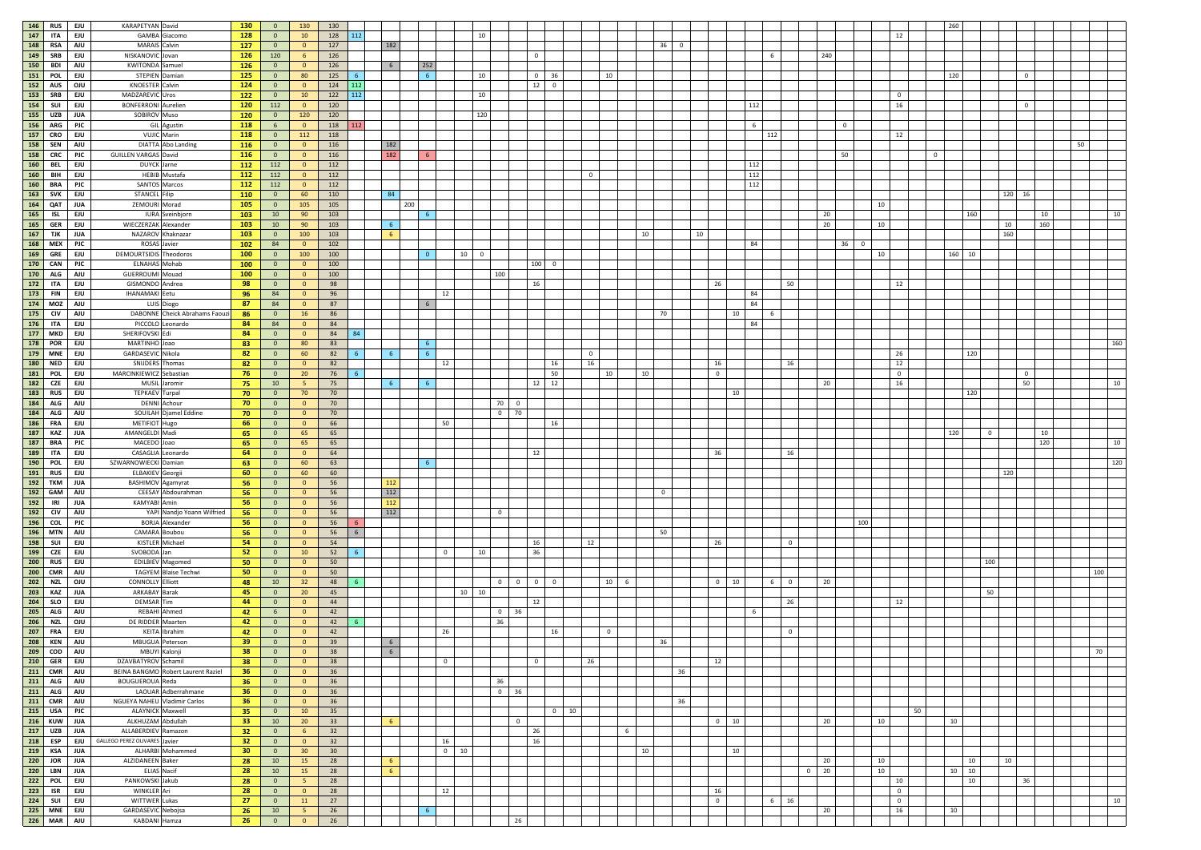| Rank | Nat. | Union | Surname | Name | Pts | | | | | | | | | | | | | | | | | | | | | | | | | | | | | | | | | | | | | | | | | | | |
|---|---|---|---|---|---|---|---|---|---|---|---|---|---|---|---|---|---|---|---|---|---|---|---|---|---|---|---|---|---|---|---|---|---|---|---|---|---|---|---|---|---|---|---|---|---|---|---|---|
| 146 | RUS | EJU | KARAPETYAN | David | 130 | 0 | 130 | 130 | | | | | | | | | | | | | | | | | | | | | | | | | | | | | | | | 260 | | | | | | | | |
| 147 | ITA | EJU | GAMBA | Giacomo | 128 | 0 | 10 | 128 | 112 | | | | | 10 | | | | | | | | | | | | | | | | | | | | | | | 12 | | | | | | | | | | | |
| 148 | RSA | AJU | MARAIS | Calvin | 127 | 0 | 0 | 127 | | 182 | | | | | | | | | | | | | 36 | 0 | | | | | | | | | | | | | | | | | | | | | | | | |
| 149 | SRB | EJU | NISKANOVIC | Jovan | 126 | 120 | 6 | 126 | | | | | | | | 0 | | | | | | | | | | | | | 6 | | | 240 | | | | | | | | | | | | | | | | |
| 150 | BDI | AJU | KWITONDA | Samuel | 126 | 0 | 0 | 126 | | 6 | | 252 | | | | | | | | | | | | | | | | | | | | | | | | | | | | | | | | | | | | |
| 151 | POL | EJU | STEPIEN | Damian | 125 | 0 | 80 | 125 | 6 | | | 6 | | 10 | | 0 | 36 | | | 10 | | | | | | | | | | | | | | | | | | | | 120 | | | | 0 | | | | |
| 152 | AUS | OJU | KNOESTER | Calvin | 124 | 0 | 0 | 124 | 112 | | | | | | | 12 | 0 | | | | | | | | | | | | | | | | | | | | | | | | | | | | | | | |
| 153 | SRB | EJU | MADZAREVIC | Uros | 122 | 0 | 10 | 122 | 112 | | | | | 10 | | | | | | | | | | | | | | | | | | | | | | | 0 | | | | | | | | | | | |
| 154 | SUI | EJU | BONFERRONI | Aurelien | 120 | 112 | 0 | 120 | | | | | | | | | | | | | | | | | | | | 112 | | | | | | | | | 16 | | | | | | | 0 | | | | |
| 155 | UZB | JUA | SOBIROV | Muso | 120 | 0 | 120 | 120 | | | | | | 120 | | | | | | | | | | | | | | | | | | | | | | | | | | | | | | | | | | |
| 156 | ARG | PJC | GIL | Agustin | 118 | 6 | 0 | 118 | 112 | | | | | | | | | | | | | | | | | | 6 | | | | | | 0 | | | | | | | | | | | | | | | |
| 157 | CRO | EJU | VUJIC | Marin | 118 | 0 | 112 | 118 | | | | | | | | | | | | | | | | | | | | | 112 | | | | | | | | 12 | | | | | | | | | | | |
| 158 | SEN | AJU | DIATTA | Abo Landing | 116 | 0 | 0 | 116 | | 182 | | | | | | | | | | | | | | | | | | | | | | | | | | | | | | | | | | | | 50 | | |
| 158 | CRC | PJC | GUILLEN VARGAS | David | 116 | 0 | 0 | 116 | | 182 | | 6 | | | | | | | | | | | | | | | | | | | | | 50 | | | | | | 0 | | | | | | | | | |
| 160 | BEL | EJU | DUYCK | Jarne | 112 | 112 | 0 | 112 | | | | | | | | | | | | | | | | | | | | 112 | | | | | | | | | | | | | | | | | | | | |
| 160 | BIH | EJU | HEBIB | Mustafa | 112 | 112 | 0 | 112 | | | | | | | | | | | 0 | | | | | | | | | 112 | | | | | | | | | | | | | | | | | | | | |
| 160 | BRA | PJC | SANTOS | Marcos | 112 | 112 | 0 | 112 | | | | | | | | | | | | | | | | | | | | 112 | | | | | | | | | | | | | | | | | | | | |
| 163 | SVK | EJU | STANCEL | Filip | 110 | 0 | 60 | 110 | | 84 | | | | | | | | | | | | | | | | | | | | | | | | | | | | | | | | | 120 | 16 | | | | |
| 164 | QAT | JUA | ZEMOURI | Morad | 105 | 0 | 105 | 105 | | | 200 | | | | | | | | | | | | | | | | | | | | | | | | | 10 | | | | | | | | | | | | |
| 165 | ISL | EJU | IURA | Sveinbjorn | 103 | 10 | 90 | 103 | | | | 6 | | | | | | | | | | | | | | | | | | | | 20 | | | | | | | | | 160 | | | | 10 | | | 10 |
| 165 | GER | EJU | WIECZERZAK | Alexander | 103 | 10 | 90 | 103 | | 6 | | | | | | | | | | | | | | | | | | | | | | 20 | | | | 10 | | | | | | | 10 | | 160 | | | |
| 167 | TJK | JUA | NAZAROV | Khaknazar | 103 | 0 | 100 | 103 | | 6 | | | | | | | | | | | | 10 | | | 10 | | | | | | | | | | | | | | | | | | 160 | | | | | |
| 168 | MEX | PJC | ROSAS | Javier | 102 | 84 | 0 | 102 | | | | | | | | | | | | | | | | | | | | 84 | | | | | 36 | 0 | | | | | | | | | | | | | | |
| 169 | GRE | EJU | DEMOURTSIDIS | Theodoros | 100 | 0 | 100 | 100 | | | | 0 | 10 | 0 | | | | | | | | | | | | | | | | | | | | | | 10 | | | | 160 | 10 | | | | | | | |
| 170 | CAN | PJC | ELNAHAS | Mohab | 100 | 0 | 0 | 100 | | | | | | | | 100 | 0 | | | | | | | | | | | | | | | | | | | | | | | | | | | | | | | |
| 170 | ALG | AJU | GUERROUMI | Mouad | 100 | 0 | 0 | 100 | | | | | | | 100 | | | | | | | | | | | | | | | | | | | | | | | | | | | | | | | | | |
| 172 | ITA | EJU | GISMONDO | Andrea | 98 | 0 | 0 | 98 | | | | | | | | 16 | | | | | | | | | | 26 | | | | 50 | | | | | | | 12 | | | | | | | | | | | |
| 173 | FIN | EJU | IHANAMAKI | Eetu | 96 | 84 | 0 | 96 | | | | 12 | | | | | | | | | | | | | | | | 84 | | | | | | | | | | | | | | | | | | | | |
| 174 | MOZ | AJU | LUIS | Diogo | 87 | 84 | 0 | 87 | | | | 6 | | | | | | | | | | | | | | | | 84 | | | | | | | | | | | | | | | | | | | | |
| 175 | CIV | AJU | DABONNE | Cheick Abrahams Faouzi | 86 | 0 | 16 | 86 | | | | | | | | | | | | | | | 70 | | | | 10 | | 6 | | | | | | | | | | | | | | | | | | | |
| 176 | ITA | EJU | PICCOLO | Leonardo | 84 | 84 | 0 | 84 | | | | | | | | | | | | | | | | | | | | 84 | | | | | | | | | | | | | | | | | | | | |
| 177 | MKD | EJU | SHERIFOVSKI | Edi | 84 | 0 | 0 | 84 | 84 | | | | | | | | | | | | | | | | | | | | | | | | | | | | | | | | | | | | | | | |
| 178 | POR | EJU | MARTINHO | Joao | 83 | 0 | 80 | 83 | | | | 6 | | | | | | | | | | | | | | | | | | | | | | | | | | | | | | | | | | | | 160 |
| 179 | MNE | EJU | GARDASEVIC | Nikola | 82 | 0 | 60 | 82 | 6 | 6 | | 6 | | | | | | 0 | | | | | | | | | | | | | | | | | | | 26 | | | | 120 | | | | | | | |
| 180 | NED | EJU | SNIJDERS | Thomas | 82 | 0 | 0 | 82 | | | | 12 | | | | | 16 | 16 | | | | | | | | 16 | | | | 16 | | | | | | | 12 | | | | | | | | | | | |
| 181 | POL | EJU | MARCINKIEWICZ | Sebastian | 76 | 0 | 20 | 76 | 6 | | | | | | | | 50 | | 10 | | 10 | | | | | 0 | | | | | | | | | | | 0 | | | | | | | 0 | | | | |
| 182 | CZE | EJU | MUSIL | Jaromir | 75 | 10 | 5 | 75 | | 6 | | 6 | | | | 12 | 12 | | | | | | | | | | | | | | | 20 | | | | | 16 | | | | | | | 50 | | | | 10 |
| 183 | RUS | EJU | TEPKAEV | Turpal | 70 | 0 | 70 | 70 | | | | | | | | | | | | | | | | | | | 10 | | | | | | | | | | | | | | 120 | | | | | | | |
| 184 | ALG | AJU | DENNI | Achour | 70 | 0 | 0 | 70 | | | | | | | 70 | 0 | | | | | | | | | | | | | | | | | | | | | | | | | | | | | | | | |
| 185 | ALG | AJU | SOUILAH | Djamel Eddine | 70 | 0 | 0 | 70 | | | | | | | 0 | 70 | | | | | | | | | | | | | | | | | | | | | | | | | | | | | | | | |
| 186 | FRA | EJU | METIFIOT | Hugo | 66 | 0 | 0 | 66 | | | | 50 | | | | | 16 | | | | | | | | | | | | | | | | | | | | | | | | | | | | | | | |
| 187 | KAZ | JUA | AMANGELDI | Madi | 65 | 0 | 65 | 65 | | | | | | | | | | | | | | | | | | | | | | | | | | | | | | | | 120 | | 0 | | | 10 | | | |
| 187 | BRA | PJC | MACEDO | Joao | 65 | 0 | 65 | 65 | | | | | | | | | | | | | | | | | | | | | | | | | | | | | | | | | | | | | 120 | | | 10 |
| 189 | ITA | EJU | CASAGLIA | Leonardo | 64 | 0 | 0 | 64 | | | | | | | | 12 | | | | | | | | | | 36 | | | | 16 | | | | | | | | | | | | | | | | | | |
| 190 | POL | EJU | SZWARNOWIECKI | Damian | 63 | 0 | 60 | 63 | | | | 6 | | | | | | | | | | | | | | | | | | | | | | | | | | | | | | | | | | | | 120 |
| 191 | RUS | EJU | ELBAKIEV | Georgii | 60 | 0 | 60 | 60 | | | | | | | | | | | | | | | | | | | | | | | | | | | | | | | | | | | 120 | | | | | |
| 192 | TKM | JUA | BASHIMOV | Agamyrat | 56 | 0 | 0 | 56 | | 112 | | | | | | | | | | | | | | | | | | | | | | | | | | | | | | | | | | | | | | |
| 192 | GAM | AJU | CEESAY | Abdourahman | 56 | 0 | 0 | 56 | | 112 | | | | | | | | | 0 | | | | | | | | | | | | | | | | | | | | | | | | | | | | | |
| 192 | IRI | JUA | KAMYABI | Amin | 56 | 0 | 0 | 56 | | 112 | | | | | | | | | | | | | | | | | | | | | | | | | | | | | | | | | | | | | | |
| 192 | CIV | AJU | YAPI | Nandjo Yoann Wilfried | 56 | 0 | 0 | 56 | | 112 | | | | | 0 | | | | | | | | | | | | | | | | | | | | | | | | | | | | | | | | | |
| 196 | COL | PJC | BORJA | Alexander | 56 | 0 | 0 | 56 | 6 | | | | | | | | | | | | | | | | | | | | | | | | | | 100 | | | | | | | | | | | | | |
| 196 | MTN | AJU | CAMARA | Boubou | 56 | 0 | 0 | 56 | 6 | | | | | | | | | | | | | | 50 | | | | | | | | | | | | | | | | | | | | | | | | | |
| 198 | SUI | EJU | KISTLER | Michael | 54 | 0 | 0 | 54 | | | | | | | | 16 | | | 12 | | | | | | | 26 | | | | 0 | | | | | | | | | | | | | | | | | | |
| 199 | CZE | EJU | SVOBODA | Jan | 52 | 0 | 10 | 52 | 6 | | | 0 | | 10 | | 36 | | | | | | | | | | | | | | | | | | | | | | | | | | | | | | | | |
| 200 | RUS | EJU | EDILBIEV | Magomed | 50 | 0 | 0 | 50 | | | | | | | | | | | | | | | | | | | | | | | | | | | | | | | | | | 100 | | | | | | |
| 200 | CMR | AJU | TAGYEM | Blaise Techwi | 50 | 0 | 0 | 50 | | | | | | | | | | | | | | | | | | | | | | | | | | | | | | | | | | | | | | | 100 | |
| 202 | NZL | OJU | CONNOLLY | Elliott | 48 | 10 | 32 | 48 | 6 | | | | | | 0 | 0 | 0 | 0 | | 10 | 6 | | | | | 0 | 10 | | 6 | 0 | | 20 | | | | | | | | | | | | | | | | |
| 203 | KAZ | JUA | ARKABAY | Barak | 45 | 0 | 20 | 45 | | | | | 10 | 10 | | | | | | | | | | | | | | | | | | | | | | | | | | | | | 50 | | | | | |
| 204 | SLO | EJU | DEMSAR | Tim | 44 | 0 | 0 | 44 | | | | | | | | 12 | | | | | | | | | | | | | | 26 | | | | | | | 12 | | | | | | | | | | | |
| 205 | ALG | AJU | REBAHI | Ahmed | 42 | 6 | 0 | 42 | | | | | | | 0 | 36 | | | | | | | | | | | | 6 | | | | | | | | | | | | | | | | | | | | |
| 206 | NZL | OJU | DE RIDDER | Maarten | 42 | 0 | 0 | 42 | 6 | | | | | | 36 | | | | | | | | | | | | | | | | | | | | | | | | | | | | | | | | | |
| 207 | FRA | EJU | KEITA | Ibrahim | 42 | 0 | 0 | 42 | | | | 26 | | | | | 16 | | | 0 | | | | | | | | | | 0 | | | | | | | | | | | | | | | | | | |
| 208 | KEN | AJU | MBUGUA | Peterson | 39 | 0 | 0 | 39 | | 6 | | | | | | | | | | | | | 36 | | | | | | | | | | | | | | | | | | | | | | | | | |
| 209 | COD | AJU | MBUYI | Kalonji | 38 | 0 | 0 | 38 | | 6 | | | | | | | | | | | | | | | | | | | | | | | | | | | | | | | | | | | | | 70 | |
| 210 | GER | EJU | DZAVBATYROV | Schamil | 38 | 0 | 0 | 38 | | | | 0 | | | | 0 | | | 26 | | | | | | | 12 | | | | | | | | | | | | | | | | | | | | | | |
| 211 | CMR | AJU | BEINA BANGMO | Robert Laurent Raziel | 36 | 0 | 0 | 36 | | | | | | | | | | | | | | | | 36 | | | | | | | | | | | | | | | | | | | | | | | | |
| 211 | ALG | AJU | BOUGUEROUA | Reda | 36 | 0 | 0 | 36 | | | | | | | 36 | | | | | | | | | | | | | | | | | | | | | | | | | | | | | | | | | |
| 211 | ALG | AJU | LAOUAR | Adberrahmane | 36 | 0 | 0 | 36 | | | | | | | 0 | 36 | | | | | | | | | | | | | | | | | | | | | | | | | | | | | | | | |
| 211 | CMR | AJU | NGUEYA NAHEU | Vladimir Carlos | 36 | 0 | 0 | 36 | | | | | | | | | | | | | | | | 36 | | | | | | | | | | | | | | | | | | | | | | | | |
| 215 | USA | PJC | ALAYNICK | Maxwell | 35 | 0 | 10 | 35 | | | | | | | | | 0 | 10 | | | | | | | | | | | | | | | | | | | | 50 | | | | | | | | | | |
| 216 | KUW | JUA | ALKHUZAM | Abdullah | 33 | 10 | 20 | 33 | | 6 | | | | | 0 | | | | | | | | | | | 0 | 10 | | | | | 20 | | | | 10 | | | | 10 | | | | | | | | |
| 217 | UZB | JUA | ALLABERDIEV | Ramazon | 32 | 0 | 6 | 32 | | | | | | | | 26 | | | | | 6 | | | | | | | | | | | | | | | | | | | | | | | | | | | |
| 218 | ESP | EJU | GALLEGO PEREZ OLIVARES | Javier | 32 | 0 | 0 | 32 | | | | 16 | | | | 16 | | | | | | | | | | | | | | | | | | | | | | | | | | | | | | | | |
| 219 | KSA | JUA | ALHARBI | Mohammed | 30 | 0 | 30 | 30 | | | | 0 | 10 | | | | | | | | | 10 | | | | | 10 | | | | | | | | | | | | | | | | | | | | | |
| 220 | JOR | JUA | ALZIDANEEN | Baker | 28 | 10 | 15 | 28 | | 6 | | | | | | | | | | | | | | | | | | | | | | 20 | | | | 10 | | | | | 10 | | 10 | | | | | |
| 220 | LBN | JUA | ELIAS | Nacif | 28 | 10 | 15 | 28 | | 6 | | | | | | | | | | | | | | | | | | | | | 0 | 20 | | | | 10 | | | | 10 | 10 | | | | | | | |
| 222 | POL | EJU | PANKOWSKI | Jakub | 28 | 0 | 5 | 28 | | | | | | | | | | | | | | | | | | | | | | | | | | | | | 10 | | | | 10 | | | 36 | | | | |
| 223 | ISR | EJU | WINKLER | Ari | 28 | 0 | 0 | 28 | | | | 12 | | | | | | | | | | | | | | 16 | | | | | | | | | | | 0 | | | | | | | | | | | |
| 224 | SUI | EJU | WITTWER | Lukas | 27 | 0 | 11 | 27 | | | | | | | | | | | | | | | | | | 0 | | | 6 | 16 | | | | | | | 0 | | | | | | | | | | | 10 |
| 225 | MNE | EJU | GARDASEVIC | Nebojsa | 26 | 10 | 5 | 26 | | | | 6 | | | | | | | | | | | | | | | | | | | | 20 | | | | | 16 | | | 10 | | | | | | | | |
| 226 | MAR | AJU | KABDANI | Hamza | 26 | 0 | 0 | 26 | | | | | | | 26 | | | | | | | | | | | | | | | | | | | | | | | | | | | | | | | | | |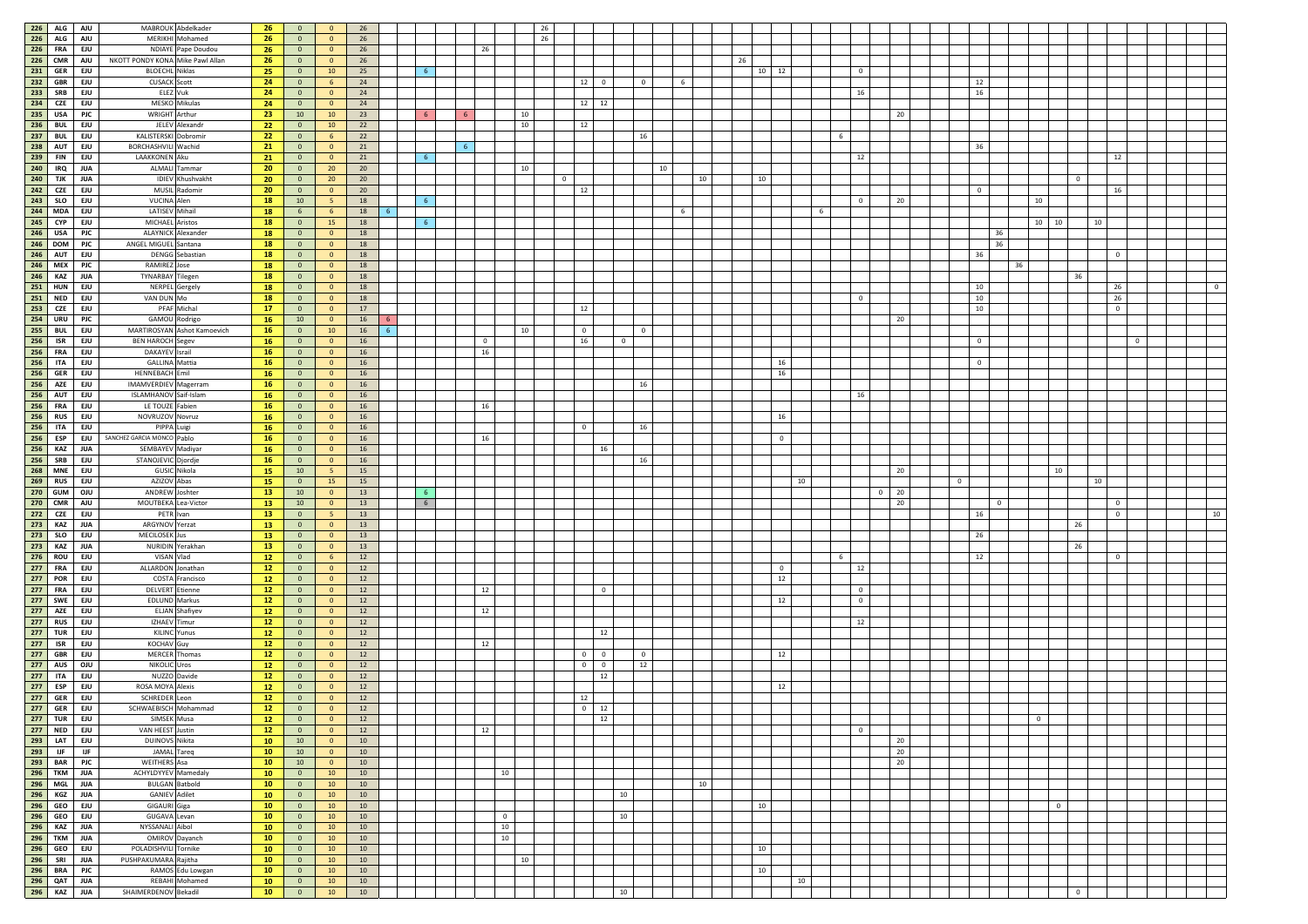| | | | | | | | | | | | | | | | | | | | | | | | | | | | | | | | | | | | | | | | | | | | | | | | | | | | |
|---|---|---|---|---|---|---|---|---|---|---|---|---|---|---|---|---|---|---|---|---|---|---|---|---|---|---|---|---|---|---|---|---|---|---|---|---|---|---|---|---|---|---|---|---|---|---|---|---|---|---|---|---|
| 226 | ALG | AJU | MABROUK | Abdelkader | 26 | 0 | 0 | 26 | | | | | | | | | | | 26 | | | | | | | | | | | | | | | | | | | | | | | | | | | | | | | | | |
| 226 | ALG | AJU | MERIKHI | Mohamed | 26 | 0 | 0 | 26 | | | | | | | | | | | 26 | | | | | | | | | | | | | | | | | | | | | | | | | | | | | | | | | |
| 226 | FRA | EJU | NDIAYE | Pape Doudou | 26 | 0 | 0 | 26 | | | | | | | 26 | | | | | | | | | | | | | | | | | | | | | | | | | | | | | | | | | | | | | |
| 226 | CMR | AJU | NKOTT PONDY KONA | Mike Pawl Allan | 26 | 0 | 0 | 26 | | | | | | | | | | | | | | | | | | | | 26 | | | | | | | | | | | | | | | | | | | | | | | | | |
| 231 | GER | EJU | BLOECHL | Niklas | 25 | 0 | 10 | 25 | | | 6 | | | | | | | | | | | | | | | | | | 10 | 12 | | | | 0 | | | | | | | | | | | | | | | | | | |
| 232 | GBR | EJU | CUSACK | Scott | 24 | 0 | 6 | 24 | | | | | | | | | | | | | | 12 | 0 | 0 | 6 | | | | | | | | | | | | | | | | 12 | | | | | | | | | | | |
| 233 | SRB | EJU | ELEZ | Vuk | 24 | 0 | 0 | 24 | | | | | | | | | | | | | | | | | | | | | | | | | | 16 | | | | | | | 16 | | | | | | | | | | | |
| 234 | CZE | EJU | MESKO | Mikulas | 24 | 0 | 0 | 24 | | | | | | | | | | | | | | 12 | 12 | | | | | | | | | | | | | | | | | | | | | | | | | | | | | |
| 235 | USA | PJC | WRIGHT | Arthur | 23 | 10 | 10 | 23 | | | 6 | | 6 | | | | 10 | | | | | | | | | | | | | | | | | | | 20 | | | | | | | | | | | | | | | | |
| 236 | BUL | EJU | JELEV | Alexandr | 22 | 0 | 10 | 22 | | | | | | | | | 10 | | | | | 12 | | | | | | | | | | | | | | | | | | | | | | | | | | | | | | |
| 237 | BUL | EJU | KALISTERSKI | Dobromir | 22 | 0 | 6 | 22 | | | | | | | | | | | | | | | | 16 | | | | | | | | 6 | | | | | | | | | | | | | | | | | | | | |
| 238 | AUT | EJU | BORCHASHVILI | Wachid | 21 | 0 | 0 | 21 | | | | | 6 | | | | | | | | | | | | | | | | | | | | | | | | | | | | 36 | | | | | | | | | | | |
| 239 | FIN | EJU | LAAKKONEN | Aku | 21 | 0 | 0 | 21 | | | 6 | | | | | | | | | | | | | | | | | | | | | | | 12 | | | | | | | | | | | | | | 12 | | | | |
| 240 | IRQ | JUA | ALMALI | Tammar | 20 | 0 | 20 | 20 | | | | | | | | | 10 | | | | | | | | 10 | | | | | | | | | | | | | | | | | | | | | | | | | | | |
| 240 | TJK | JUA | IDIEV | Khushvakht | 20 | 0 | 20 | 20 | | | | | | | | | | | | | 0 | | | | | | 10 | | 10 | | | | | | | | | | | | | | | | 0 | | | | | | | |
| 242 | CZE | EJU | MUSIL | Radomir | 20 | 0 | 0 | 20 | | | | | | | | | | | | | | 12 | | | | | | | | | | | | | | | | | | | 0 | | | | | | | 16 | | | | |
| 243 | SLO | EJU | VUCINA | Alen | 18 | 10 | 5 | 18 | | | 6 | | | | | | | | | | | | | | | | | | | | | | | 0 | | 20 | | | | | | | | 10 | | | | | | | | |
| 244 | MDA | EJU | LATISEV | Mihail | 18 | 6 | 6 | 18 | 6 | | | | | | | | | | | | | | | | | 6 | | | | | | 6 | | | | | | | | | | | | | | | | | | | | |
| 245 | CYP | EJU | MICHAEL | Aristos | 18 | 0 | 15 | 18 | | | 6 | | | | | | | | | | | | | | | | | | | | | | | | | | | | | | | | | 10 | 10 | | 10 | | | | | |
| 246 | USA | PJC | ALAYNICK | Alexander | 18 | 0 | 0 | 18 | | | | | | | | | | | | | | | | | | | | | | | | | | | | | | | | | | 36 | | | | | | | | | | |
| 246 | DOM | PJC | ANGEL MIGUEL | Santana | 18 | 0 | 0 | 18 | | | | | | | | | | | | | | | | | | | | | | | | | | | | | | | | | | 36 | | | | | | | | | | |
| 246 | AUT | EJU | DENGG | Sebastian | 18 | 0 | 0 | 18 | | | | | | | | | | | | | | | | | | | | | | | | | | | | | | | | | 36 | | | | | | | 0 | | | | |
| 246 | MEX | PJC | RAMIREZ | Jose | 18 | 0 | 0 | 18 | | | | | | | | | | | | | | | | | | | | | | | | | | | | | | | | | | | 36 | | | | | | | | | |
| 246 | KAZ | JUA | TYNARBAY | Tilegen | 18 | 0 | 0 | 18 | | | | | | | | | | | | | | | | | | | | | | | | | | | | | | | | | | | | | | 36 | | | | | | |
| 251 | HUN | EJU | NERPEL | Gergely | 18 | 0 | 0 | 18 | | | | | | | | | | | | | | | | | | | | | | | | | | | | | | | | | 10 | | | | | | | 26 | | | | 0 |
| 251 | NED | EJU | VAN DUN | Mo | 18 | 0 | 0 | 18 | | | | | | | | | | | | | | | | | | | | | | | | | | 0 | | | | | | | 10 | | | | | | | 26 | | | | |
| 253 | CZE | EJU | PFAF | Michal | 17 | 0 | 0 | 17 | | | | | | | | | | | | | | 12 | | | | | | | | | | | | | | | | | | | 10 | | | | | | | 0 | | | | |
| 254 | URU | PJC | GAMOU | Rodrigo | 16 | 10 | 0 | 16 | 6 | | | | | | | | | | | | | | | | | | | | | | | | | | | 20 | | | | | | | | | | | | | | | | |
| 255 | BUL | EJU | MARTIROSYAN | Ashot Kamoevich | 16 | 0 | 10 | 16 | 6 | | | | | | | | 10 | | | | | 0 | | 0 | | | | | | | | | | | | | | | | | | | | | | | | | | | | |
| 256 | ISR | EJU | BEN HAROCH | Segev | 16 | 0 | 0 | 16 | | | | | | | 0 | | | | | | | 16 | 0 | | | | | | | | | | | | | | | | | | 0 | | | | | | | | 0 | | | |
| 256 | FRA | EJU | DAKAYEV | Israil | 16 | 0 | 0 | 16 | | | | | | | 16 | | | | | | | | | | | | | | | | | | | | | | | | | | | | | | | | | | | | | |
| 256 | ITA | EJU | GALLINA | Mattia | 16 | 0 | 0 | 16 | | | | | | | | | | | | | | | | | | | | | | 16 | | | | | | | | | | | 0 | | | | | | | | | | | |
| 256 | GER | EJU | HENNEBACH | Emil | 16 | 0 | 0 | 16 | | | | | | | | | | | | | | | | | | | | | | 16 | | | | | | | | | | | | | | | | | | | | | | |
| 256 | AZE | EJU | IMAMVERDIEV | Magerram | 16 | 0 | 0 | 16 | | | | | | | | | | | | | | | | 16 | | | | | | | | | | | | | | | | | | | | | | | | | | | | |
| 256 | AUT | EJU | ISLAMHANOV | Saif-Islam | 16 | 0 | 0 | 16 | | | | | | | | | | | | | | | | | | | | | | | | | | 16 | | | | | | | | | | | | | | | | | | |
| 256 | FRA | EJU | LE TOUZE | Fabien | 16 | 0 | 0 | 16 | | | | | | | 16 | | | | | | | | | | | | | | | | | | | | | | | | | | | | | | | | | | | | | |
| 256 | RUS | EJU | NOVRUZOV | Novruz | 16 | 0 | 0 | 16 | | | | | | | | | | | | | | | | | | | | | | 16 | | | | | | | | | | | | | | | | | | | | | | |
| 256 | ITA | EJU | PIPPA | Luigi | 16 | 0 | 0 | 16 | | | | | | | | | | | | | | 0 | | 16 | | | | | | | | | | | | | | | | | | | | | | | | | | | | |
| 256 | ESP | EJU | SANCHEZ GARCIA MONCO | Pablo | 16 | 0 | 0 | 16 | | | | | | | 16 | | | | | | | | | | | | | | | 0 | | | | | | | | | | | | | | | | | | | | | | |
| 256 | KAZ | JUA | SEMBAYEV | Madiyar | 16 | 0 | 0 | 16 | | | | | | | | | | | | | | | 16 | | | | | | | | | | | | | | | | | | | | | | | | | | | | | |
| 256 | SRB | EJU | STANOJEVIC | Djordje | 16 | 0 | 0 | 16 | | | | | | | | | | | | | | | | 16 | | | | | | | | | | | | | | | | | | | | | | | | | | | | |
| 268 | MNE | EJU | GUSIC | Nikola | 15 | 10 | 5 | 15 | | | | | | | | | | | | | | | | | | | | | | | | | | | | 20 | | | | | | | | 10 | | | | | | | | |
| 269 | RUS | EJU | AZIZOV | Abas | 15 | 0 | 15 | 15 | | | | | | | | | | | | | | | | | | | | | | | 10 | | | | | | | | 0 | | | | | | | 10 | | | | | | |
| 270 | GUM | OJU | ANDREW | Joshter | 13 | 10 | 0 | 13 | | | 6 | | | | | | | | | | | | | | | | | | | | | | | | 0 | 20 | | | | | | | | | | | | | | | | |
| 270 | CMR | AJU | MOUTBEKA | Lea-Victor | 13 | 10 | 0 | 13 | | | 6 | | | | | | | | | | | | | | | | | | | | | | | | | 20 | | | | | | 0 | | | | | | 0 | | | | |
| 272 | CZE | EJU | PETR | Ivan | 13 | 0 | 5 | 13 | | | | | | | | | | | | | | | | | | | | | | | | | | | | | | | | | 16 | | | | | | | 0 | | | | 10 |
| 273 | KAZ | JUA | ARGYNOV | Yerzat | 13 | 0 | 0 | 13 | | | | | | | | | | | | | | | | | | | | | | | | | | | | | | | | | | | | | | 26 | | | | | | |
| 273 | SLO | EJU | MECILOSEK | Jus | 13 | 0 | 0 | 13 | | | | | | | | | | | | | | | | | | | | | | | | | | | | | | | | | 26 | | | | | | | | | | | |
| 273 | KAZ | JUA | NURIDIN | Yerakhan | 13 | 0 | 0 | 13 | | | | | | | | | | | | | | | | | | | | | | | | | | | | | | | | | | | | | | 26 | | | | | | |
| 276 | ROU | EJU | VISAN | Vlad | 12 | 0 | 6 | 12 | | | | | | | | | | | | | | | | | | | | | | | | 6 | | | | | | | | | 12 | | | | | | | 0 | | | | |
| 277 | FRA | EJU | ALLARDON | Jonathan | 12 | 0 | 0 | 12 | | | | | | | | | | | | | | | | | | | | | | 0 | | | | 12 | | | | | | | | | | | | | | | | | | |
| 277 | POR | EJU | COSTA | Francisco | 12 | 0 | 0 | 12 | | | | | | | | | | | | | | | | | | | | | | 12 | | | | | | | | | | | | | | | | | | | | | | |
| 277 | FRA | EJU | DELVERT | Etienne | 12 | 0 | 0 | 12 | | | | | | | 12 | | | | | | | | 0 | | | | | | | | | | | 0 | | | | | | | | | | | | | | | | | | |
| 277 | SWE | EJU | EDLUND | Markus | 12 | 0 | 0 | 12 | | | | | | | | | | | | | | | | | | | | | | 12 | | | | 0 | | | | | | | | | | | | | | | | | | |
| 277 | AZE | EJU | ELJAN | Shafiyev | 12 | 0 | 0 | 12 | | | | | | | 12 | | | | | | | | | | | | | | | | | | | | | | | | | | | | | | | | | | | | | |
| 277 | RUS | EJU | IZHAEV | Timur | 12 | 0 | 0 | 12 | | | | | | | | | | | | | | | | | | | | | | | | | | 12 | | | | | | | | | | | | | | | | | | |
| 277 | TUR | EJU | KILINC | Yunus | 12 | 0 | 0 | 12 | | | | | | | | | | | | | | | 12 | | | | | | | | | | | | | | | | | | | | | | | | | | | | | |
| 277 | ISR | EJU | KOCHAV | Guy | 12 | 0 | 0 | 12 | | | | | | | 12 | | | | | | | | | | | | | | | | | | | | | | | | | | | | | | | | | | | | | |
| 277 | GBR | EJU | MERCER | Thomas | 12 | 0 | 0 | 12 | | | | | | | | | | | | | | 0 | 0 | 0 | | | | | | 12 | | | | | | | | | | | | | | | | | | | | | | |
| 277 | AUS | OJU | NIKOLIC | Uros | 12 | 0 | 0 | 12 | | | | | | | | | | | | | | 0 | 0 | 12 | | | | | | | | | | | | | | | | | | | | | | | | | | | | |
| 277 | ITA | EJU | NUZZO | Davide | 12 | 0 | 0 | 12 | | | | | | | | | | | | | | | 12 | | | | | | | | | | | | | | | | | | | | | | | | | | | | | |
| 277 | ESP | EJU | ROSA MOYA | Alexis | 12 | 0 | 0 | 12 | | | | | | | | | | | | | | | | | | | | | | 12 | | | | | | | | | | | | | | | | | | | | | | |
| 277 | GER | EJU | SCHREDER | Leon | 12 | 0 | 0 | 12 | | | | | | | | | | | | | | 12 | | | | | | | | | | | | | | | | | | | | | | | | | | | | | | |
| 277 | GER | EJU | SCHWAEBISCH | Mohammad | 12 | 0 | 0 | 12 | | | | | | | | | | | | | | 0 | 12 | | | | | | | | | | | | | | | | | | | | | | | | | | | | | |
| 277 | TUR | EJU | SIMSEK | Musa | 12 | 0 | 0 | 12 | | | | | | | | | | | | | | | 12 | | | | | | | | | | | | | | | | | | | 0 | | | | | | | | | | |
| 277 | NED | EJU | VAN HEEST | Justin | 12 | 0 | 0 | 12 | | | | | | | 12 | | | | | | | | | | | | | | | | | | | 0 | | | | | | | | | | | | | | | | | | |
| 293 | LAT | EJU | DUJNOVS | Nikita | 10 | 10 | 0 | 10 | | | | | | | | | | | | | | | | | | | | | | | | | | | | 20 | | | | | | | | | | | | | | | | |
| 293 | IJF | IJF | JAMAL | Tareq | 10 | 10 | 0 | 10 | | | | | | | | | | | | | | | | | | | | | | | | | | | | 20 | | | | | | | | | | | | | | | | |
| 293 | BAR | PJC | WEITHERS | Asa | 10 | 10 | 0 | 10 | | | | | | | | | | | | | | | | | | | | | | | | | | | | 20 | | | | | | | | | | | | | | | | |
| 296 | TKM | JUA | ACHYLDYYEV | Mamedaly | 10 | 0 | 10 | 10 | | | | | | | | 10 | | | | | | | | | | | | | | | | | | | | | | | | | | | | | | | | | | | | |
| 296 | MGL | JUA | BULGAN | Batbold | 10 | 0 | 10 | 10 | | | | | | | | | | | | | | | | | | | 10 | | | | | | | | | | | | | | | | | | | | | | | | | |
| 296 | KGZ | JUA | GANIEV | Adilet | 10 | 0 | 10 | 10 | | | | | | | | | | | | | | | | 10 | | | | | | | | | | | | | | | | | | | | | | | | | | | | |
| 296 | GEO | EJU | GIGAURI | Giga | 10 | 0 | 10 | 10 | | | | | | | | | | | | | | | | | | | | | 10 | | | | | | | | | | | | | | | | 0 | | | | | | | |
| 296 | GEO | EJU | GUGAVA | Levan | 10 | 0 | 10 | 10 | | | | | | | | 0 | | | | | | | | 10 | | | | | | | | | | | | | | | | | | | | | | | | | | | | |
| 296 | KAZ | JUA | NYSSANALI | Aibol | 10 | 0 | 10 | 10 | | | | | | | | 10 | | | | | | | | | | | | | | | | | | | | | | | | | | | | | | | | | | | | |
| 296 | TKM | JUA | OMIROV | Dayanch | 10 | 0 | 10 | 10 | | | | | | | | 10 | | | | | | | | | | | | | | | | | | | | | | | | | | | | | | | | | | | | |
| 296 | GEO | EJU | POLADISHVILI | Tornike | 10 | 0 | 10 | 10 | | | | | | | | | | | | | | | | | | | | | 10 | | | | | | | | | | | | | | | | | | | | | | | |
| 296 | SRI | JUA | PUSHPAKUMARA | Rajitha | 10 | 0 | 10 | 10 | | | | | | | | | 10 | | | | | | | | | | | | | | | | | | | | | | | | | | | | | | | | | | | |
| 296 | BRA | PJC | RAMOS | Edu Lowgan | 10 | 0 | 10 | 10 | | | | | | | | | | | | | | | | | | | | | 10 | | | | | | | | | | | | | | | | | | | | | | | |
| 296 | QAT | JUA | REBAHI | Mohamed | 10 | 0 | 10 | 10 | | | | | | | | | | | | | | | | | | | | | | | 10 | | | | | | | | | | | | | | | | | | | | | |
| 296 | KAZ | JUA | SHAIMERDENOV | Bekadil | 10 | 0 | 10 | 10 | | | | | | | | | | | | | | | | 10 | | | | | | | | | | | | | | | | | | | | | 0 | | | | | | | |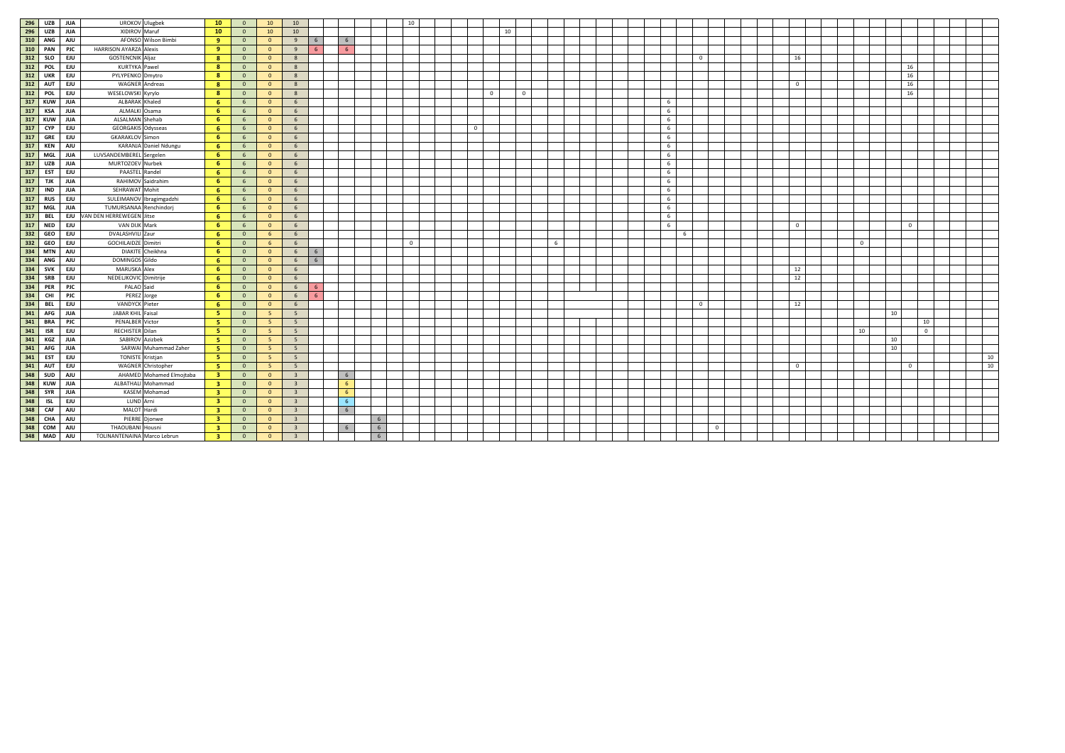| | | | | | | | | | | | | | | | | | | | | | | | | | | | | | | | | | | | | | | | | | | | | | | | | | | | |
|---|---|---|---|---|---|---|---|---|---|---|---|---|---|---|---|---|---|---|---|---|---|---|---|---|---|---|---|---|---|---|---|---|---|---|---|---|---|---|---|---|---|---|---|---|---|---|---|---|---|---|---|
| 296 | UZB | JUA | UROKOV | Ulugbek | 10 | 0 | 10 | 10 | | | | | | | 10 | | | | | | | | | | | | | | | | | | | | | | | | | | | | | | | | | | | |
| 296 | UZB | JUA | XIDIROV | Maruf | 10 | 0 | 10 | 10 | | | | | | | | | | | | | 10 | | | | | | | | | | | | | | | | | | | | | | | | | | | | | |
| 310 | ANG | AJU | AFONSO | Wilson Bimbi | 9 | 0 | 0 | 9 | 6 | | 6 | | | | | | | | | | | | | | | | | | | | | | | | | | | | | | | | | | | | | | | |
| 310 | PAN | PJC | HARRISON AYARZA | Alexis | 9 | 0 | 0 | 9 | 6 | | 6 | | | | | | | | | | | | | | | | | | | | | | | | | | | | | | | | | | | | | | | |
| 312 | SLO | EJU | GOSTENCNIK | Aljaz | 8 | 0 | 0 | 8 | | | | | | | | | | | | | | | | | | | | | | | | | 0 | | | | | | 16 | | | | | | | | | | | | |
| 312 | POL | EJU | KURTYKA | Pawel | 8 | 0 | 0 | 8 | | | | | | | | | | | | | | | | | | | | | | | | | | | | | | | | | | | | | | 16 | | | | | |
| 312 | UKR | EJU | PYLYPENKO | Dmytro | 8 | 0 | 0 | 8 | | | | | | | | | | | | | | | | | | | | | | | | | | | | | | | | | | | | | | 16 | | | | | |
| 312 | AUT | EJU | WAGNER | Andreas | 8 | 0 | 0 | 8 | | | | | | | | | | | | | | | | | | | | | | | | | | | | | | | 0 | | | | | | | 16 | | | | | |
| 312 | POL | EJU | WESELOWSKI | Kyrylo | 8 | 0 | 0 | 8 | | | | | | | | | | | | 0 | | 0 | | | | | | | | | | | | | | | | | | | | | | | | 16 | | | | | |
| 317 | KUW | JUA | ALBARAK | Khaled | 6 | 6 | 0 | 6 | | | | | | | | | | | | | | | | | | | | | | | 6 | | | | | | | | | | | | | | | | | | | | |
| 317 | KSA | JUA | ALMALKI | Osama | 6 | 6 | 0 | 6 | | | | | | | | | | | | | | | | | | | | | | | 6 | | | | | | | | | | | | | | | | | | | | |
| 317 | KUW | JUA | ALSALMAN | Shehab | 6 | 6 | 0 | 6 | | | | | | | | | | | | | | | | | | | | | | | 6 | | | | | | | | | | | | | | | | | | | | |
| 317 | CYP | EJU | GEORGAKIS | Odysseas | 6 | 6 | 0 | 6 | | | | | | | | | | | 0 | | | | | | | | | | | | 6 | | | | | | | | | | | | | | | | | | | | |
| 317 | GRE | EJU | GKARAKLOV | Simon | 6 | 6 | 0 | 6 | | | | | | | | | | | | | | | | | | | | | | | 6 | | | | | | | | | | | | | | | | | | | | |
| 317 | KEN | AJU | KARANJA | Daniel Ndungu | 6 | 6 | 0 | 6 | | | | | | | | | | | | | | | | | | | | | | | 6 | | | | | | | | | | | | | | | | | | | | |
| 317 | MGL | JUA | LUVSANDEMBEREL | Sergelen | 6 | 6 | 0 | 6 | | | | | | | | | | | | | | | | | | | | | | | 6 | | | | | | | | | | | | | | | | | | | | |
| 317 | UZB | JUA | MURTOZOEV | Nurbek | 6 | 6 | 0 | 6 | | | | | | | | | | | | | | | | | | | | | | | 6 | | | | | | | | | | | | | | | | | | | | |
| 317 | EST | EJU | PAASTEL | Randel | 6 | 6 | 0 | 6 | | | | | | | | | | | | | | | | | | | | | | | 6 | | | | | | | | | | | | | | | | | | | | |
| 317 | TJK | JUA | RAHIMOV | Saidrahim | 6 | 6 | 0 | 6 | | | | | | | | | | | | | | | | | | | | | | | 6 | | | | | | | | | | | | | | | | | | | | |
| 317 | IND | JUA | SEHRAWAT | Mohit | 6 | 6 | 0 | 6 | | | | | | | | | | | | | | | | | | | | | | | 6 | | | | | | | | | | | | | | | | | | | | |
| 317 | RUS | EJU | SULEIMANOV | Ibragimgadzhi | 6 | 6 | 0 | 6 | | | | | | | | | | | | | | | | | | | | | | | 6 | | | | | | | | | | | | | | | | | | | | |
| 317 | MGL | JUA | TUMURSANAA | Renchindorj | 6 | 6 | 0 | 6 | | | | | | | | | | | | | | | | | | | | | | | 6 | | | | | | | | | | | | | | | | | | | | |
| 317 | BEL | EJU | VAN DEN HERREWEGEN | Jitse | 6 | 6 | 0 | 6 | | | | | | | | | | | | | | | | | | | | | | | 6 | | | | | | | | | | | | | | | | | | | | |
| 317 | NED | EJU | VAN DIJK | Mark | 6 | 6 | 0 | 6 | | | | | | | | | | | | | | | | | | | | | | | 6 | | | | | | | | 0 | | | | | | | 0 | | | | | |
| 332 | GEO | EJU | DVALASHVILI | Zaur | 6 | 0 | 6 | 6 | | | | | | | | | | | | | | | | | | | | | | | | 6 | | | | | | | | | | | | | | | | | | | |
| 332 | GEO | EJU | GOCHILAIDZE | Dimitri | 6 | 0 | 6 | 6 | | | | | | | 0 | | | | | | | | | 6 | | | | | | | | | | | | | | | | | | | 0 | | | | | | | | |
| 334 | MTN | AJU | DIAKITE | Cheikhna | 6 | 0 | 0 | 6 | 6 | | | | | | | | | | | | | | | | | | | | | | | | | | | | | | | | | | | | | | | | | | |
| 334 | ANG | AJU | DOMINGOS | Gildo | 6 | 0 | 0 | 6 | 6 | | | | | | | | | | | | | | | | | | | | | | | | | | | | | | | | | | | | | | | | | | |
| 334 | SVK | EJU | MARUSKA | Alex | 6 | 0 | 0 | 6 | | | | | | | | | | | | | | | | | | | | | | | | | | | | | | | 12 | | | | | | | | | | | | |
| 334 | SRB | EJU | NEDELJKOVIC | Dimitrije | 6 | 0 | 0 | 6 | | | | | | | | | | | | | | | | | | | | | | | | | | | | | | | 12 | | | | | | | | | | | | |
| 334 | PER | PJC | PALAO | Said | 6 | 0 | 0 | 6 | 6 | | | | | | | | | | | | | | | | | | | | | | | | | | | | | | | | | | | | | | | | | | |
| 334 | CHI | PJC | PEREZ | Jorge | 6 | 0 | 0 | 6 | 6 | | | | | | | | | | | | | | | | | | | | | | | | | | | | | | | | | | | | | | | | | | |
| 334 | BEL | EJU | VANDYCK | Pieter | 6 | 0 | 0 | 6 | | | | | | | | | | | | | | | | | | | | | | | | | 0 | | | | | | 12 | | | | | | | | | | | | |
| 341 | AFG | JUA | JABAR KHIL | Faisal | 5 | 0 | 5 | 5 | | | | | | | | | | | | | | | | | | | | | | | | | | | | | | | | | | | | | 10 | | | | | | |
| 341 | BRA | PJC | PENALBER | Victor | 5 | 0 | 5 | 5 | | | | | | | | | | | | | | | | | | | | | | | | | | | | | | | | | | | | | | | 10 | | | | |
| 341 | ISR | EJU | RECHISTER | Dilan | 5 | 0 | 5 | 5 | | | | | | | | | | | | | | | | | | | | | | | | | | | | | | | | | | | 10 | | | | 0 | | | | |
| 341 | KGZ | JUA | SABIROV | Azizbek | 5 | 0 | 5 | 5 | | | | | | | | | | | | | | | | | | | | | | | | | | | | | | | | | | | | | 10 | | | | | | |
| 341 | AFG | JUA | SARWAI | Muhammad Zaher | 5 | 0 | 5 | 5 | | | | | | | | | | | | | | | | | | | | | | | | | | | | | | | | | | | | | 10 | | | | | | |
| 341 | EST | EJU | TONISTE | Kristjan | 5 | 0 | 5 | 5 | | | | | | | | | | | | | | | | | | | | | | | | | | | | | | | | | | | | | | | | | | | 10 |
| 341 | AUT | EJU | WAGNER | Christopher | 5 | 0 | 5 | 5 | | | | | | | | | | | | | | | | | | | | | | | | | | | | | | | 0 | | | | | | | | 0 | | | | 10 |
| 348 | SUD | AJU | AHAMED | Mohamed Elmojtaba | 3 | 0 | 0 | 3 | | | 6 | | | | | | | | | | | | | | | | | | | | | | | | | | | | | | | | | | | | | | | | |
| 348 | KUW | JUA | ALBATHALI | Mohammad | 3 | 0 | 0 | 3 | | | 6 | | | | | | | | | | | | | | | | | | | | | | | | | | | | | | | | | | | | | | | | |
| 348 | SYR | JUA | KASEM | Mohamad | 3 | 0 | 0 | 3 | | | 6 | | | | | | | | | | | | | | | | | | | | | | | | | | | | | | | | | | | | | | | | |
| 348 | ISL | EJU | LUND | Arni | 3 | 0 | 0 | 3 | | | 6 | | | | | | | | | | | | | | | | | | | | | | | | | | | | | | | | | | | | | | | | |
| 348 | CAF | AJU | MALOT | Hardi | 3 | 0 | 0 | 3 | | | 6 | | | | | | | | | | | | | | | | | | | | | | | | | | | | | | | | | | | | | | | | |
| 348 | CHA | AJU | PIERRE | Djonwe | 3 | 0 | 0 | 3 | | | | | 6 | | | | | | | | | | | | | | | | | | | | | | | | | | | | | | | | | | | | | | |
| 348 | COM | AJU | THAOUBANI | Housni | 3 | 0 | 0 | 3 | | | 6 | | 6 | | | | | | | | | | | | | | | | | | | | | 0 | | | | | | | | | | | | | | | | | |
| 348 | MAD | AJU | TOLINANTENAINA | Marco Lebrun | 3 | 0 | 0 | 3 | | | | | 6 | | | | | | | | | | | | | | | | | | | | | | | | | | | | | | | | | | | | | | |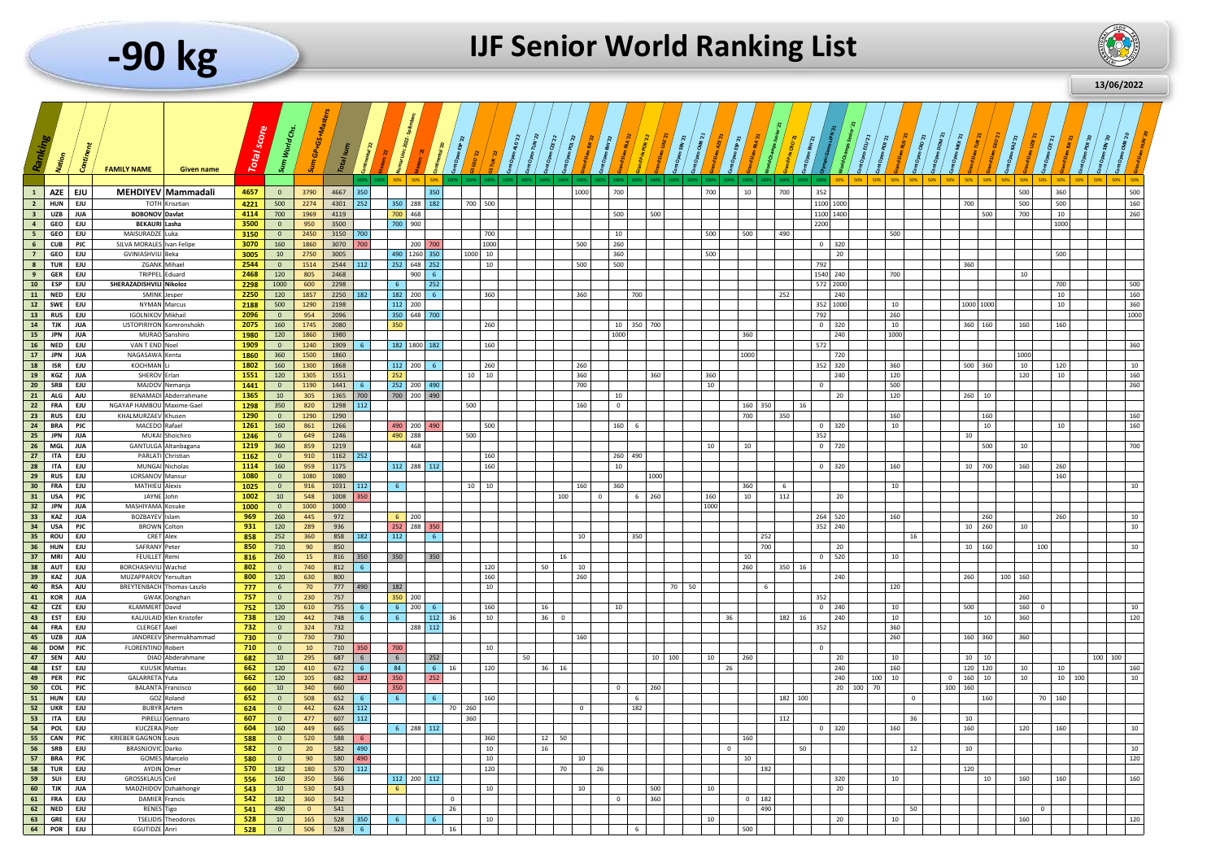# -90 kg

# IJF Senior World Ranking List

13/06/2022

Column headers are rotated and hard to read, so some event names are best readings and may be inaccurate. In this very wide table, values on the right-hand side may be off by one column.

| Ranking | Nation | Continent | FAMILY NAME | Given name | Total score | Sum World Chs. | Sum GPGS+Masters | Total sum | Continental '22 | Masters '22 | Multi-Cont. 2022 - Sp.Masters | Masters '21 | Continental '21 | Cont'l Open ESP '22 | GS GEO '22 | GS TUR '22 | Cont'l Open ALG '22 | Cont'l Open TUN '22 | Cont'l Open CZE '22 | Cont'l Open POL '22 | Grand Slam KAZ '22 | Cont'l Open BIH '22 | Grand Slam ISR '22 | Grand Prix POR '22 | Grand Slam UAE '21 | Cont'l Open SEN '21 | Cont'l Open CMR '21 | Grand Slam AZE '21 | Cont'l Open ESP '21 | Grand Slam BLR '21 | World Champs Junior '21 | Grand Prix CRO '21 | Cont'l Open BIH '21 | Olympic Games JPN '21 | World Champs Senior '21 | Cont'l Open ECU '21 | Cont'l Open PER '21 | Grand Slam RUS '21 | Cont'l Open CRO '21 | Cont'l Open DOM '21 | Cont'l Open MEX '21 | Grand Slam TUR '21 | Grand Slam GEO '21 | Cont'l Open KAZ '21 | Grand Slam UZB '21 | Cont'l Open CZE '21 | Grand Slam ISR '20 | Cont'l Open PER '20 | Cont'l Open SEN '20 | Cont'l Open CMR '20 | Grand Slam HUN '20 |
|---|---|---|---|---|---|---|---|---|---|---|---|---|---|---|---|---|---|---|---|---|---|---|---|---|---|---|---|---|---|---|---|---|---|---|---|---|---|---|---|---|---|---|---|---|---|---|---|---|---|---|---|
| | | | | | | | | | 100% | 100% | 50% | 50% | 50% | 100% | 100% | 100% | 100% | 100% | 100% | 100% | 100% | 100% | 100% | 100% | 100% | 100% | 100% | 100% | 100% | 100% | 100% | 100% | 100% | 100% | 50% | 50% | 50% | 50% | 50% | 50% | 50% | 50% | 50% | 50% | 50% | 50% | 50% | 50% | 50% | 50% | 50% |
| 1 | AZE | EJU | MEHDIYEV | Mammadali | 4657 | 0 | 3790 | 4667 | 350 | | | | 350 | | | | | | | | 1000 | | 700 | | | | | 700 | | 10 | | 700 | | 352 | | | | | | | | | | | | 500 | | 360 | | | 500 |
| 2 | HUN | EJU | TOTH | Krisztian | 4221 | 500 | 2274 | 4301 | 252 | | 350 | 288 | 182 | 700 | 500 | | | | | | | | | | | | | | | | | | | 1100 | 1000 | | | | | | | 700 | | | | 500 | | 500 | | | 160 |
| 3 | UZB | JUA | BOBONOV | Davlat | 4114 | 700 | 1969 | 4119 | | | 700 | 468 | | | | | | | | | | | 500 | | 500 | | | | | | | | | 1100 | 1400 | | | | | | | | | | 500 | 700 | | 10 | | | 260 |
| 4 | GEO | EJU | BEKAURI | Lasha | 3500 | 0 | 950 | 3500 | | | 700 | 900 | | | | | | | | | | | | | | | | | | | | | | 2200 | | | | | | | | | | | | | | 1000 | | | |
| 5 | GEO | EJU | MAISURADZE | Luka | 3150 | 0 | 2450 | 3150 | 700 | | | | | | 700 | | | | | | | | 10 | | | | 500 | | 500 | | 490 | | | | | | | 500 | | | | | | | | | | | | | |
| 6 | CUB | PJC | SILVA MORALES | Ivan Felipe | 3070 | 160 | 1860 | 3070 | 700 | | | 200 | 700 | | 1000 | | | | | 500 | | | 260 | | | | | | | | | | | 0 | 320 | | | | | | | | | | | | | | | | |
| 7 | GEO | EJU | GVINIASHVILI | Beka | 3005 | 10 | 2750 | 3005 | | | 490 | 1260 | 350 | 1000 | 10 | | | | | | | | 360 | | | | 500 | | | | | | | | | | | | | | | | | | | 500 | | | | | |
| 8 | TUR | EJU | ZGANK | Mihael | 2544 | 0 | 1514 | 2544 | 112 | | 252 | 648 | 252 | | 10 | | | | | 500 | | | 500 | | | | | | | | | | | 792 | | | | | | | | 360 | | | | | | | | | |
| 9 | GER | EJU | TRIPPEL | Eduard | 2468 | 120 | 805 | 2468 | | | | 900 | 6 | | | | | | | | | | | | | | | | | | | | | 1540 | 240 | | | 700 | | | | | | | | 10 | | | | | |
| 10 | ESP | EJU | SHERAZADISHVILI | Nikoloz | 2298 | 1000 | 600 | 2298 | | | 6 | | 252 | | | | | | | | | | | | | | | | | | | | | 572 | 2000 | | | | | | | | | | | | | 700 | | | 500 |
| 11 | NED | EJU | SMINK | Jesper | 2250 | 120 | 1857 | 2250 | 182 | | 182 | 200 | 6 | | 360 | | | | | 360 | | | | 700 | | | | | | | 252 | | | | 240 | | | | | | | | | | | | | 10 | | | 160 |
| 12 | SWE | EJU | NYMAN | Marcus | 2188 | 500 | 1290 | 2198 | | | 112 | 200 | | | | | | | | | | | | | | | | | | | | | | 352 | 1000 | | | 10 | | | | 1000 | 1000 | | | | | 10 | | | 360 |
| 13 | RUS | EJU | IGOLNIKOV | Mikhail | 2096 | 0 | 954 | 2096 | | | 350 | 648 | 700 | | | | | | | | | | | | | | | | | | | | | 792 | | | | 260 | | | | | | | | | | | | | 1000 |
| 14 | TJK | JUA | USTOPIRIYON | Komronshokh | 2075 | 160 | 1745 | 2080 | | | 350 | | | | 260 | | | | | | | | 10 | 350 | 700 | | | | | | | | | 0 | 320 | | | 10 | | | | 360 | 160 | | | 160 | | 160 | | | |
| 15 | JPN | JUA | MURAO | Sanshiro | 1980 | 120 | 1860 | 1980 | | | | | | | | | | | | | | | 1000 | | | | | | | 360 | | | | | 240 | | | 1000 | | | | | | | | | | | | | |
| 16 | NED | EJU | VAN T END | Noel | 1909 | 0 | 1240 | 1909 | 6 | | 182 | 1800 | 182 | | 160 | | | | | | | | | | | | | | | | | | | 572 | | | | | | | | | | | | | | | | | 360 |
| 17 | JPN | JUA | NAGASAWA | Kenta | 1860 | 360 | 1500 | 1860 | | | | | | | | | | | | | | | | | | | | | | 1000 | | | | | 720 | | | | | | | | | | | 1000 | | | | | |
| 18 | ISR | EJU | KOCHMAN | Li | 1802 | 160 | 1300 | 1868 | | | 112 | 200 | 6 | | 260 | | | | | 260 | | | | | | | | | | | | | | 352 | 320 | | | 360 | | | | 500 | 360 | | | 10 | | 120 | | | 10 |
| 19 | KGZ | JUA | SHEROV | Erlan | 1551 | 120 | 1305 | 1551 | | | 252 | | | 10 | 10 | | | | | 360 | | | | | 360 | | 360 | | | | | | | | 240 | | | 120 | | | | | | | | 120 | | 10 | | | 160 |
| 20 | SRB | EJU | MAJDOV | Nemanja | 1441 | 0 | 1190 | 1441 | 6 | | 252 | 200 | 490 | | | | | | | 700 | | | | | | | 10 | | | | | | | 0 | | | | 500 | | | | | | | | | | | | | 260 |
| 21 | ALG | AJU | BENAMADI | Abderrahmane | 1365 | 10 | 305 | 1365 | 700 | | 700 | 200 | 490 | | | | | | | | | | 10 | | | | | | | | | | | | 20 | | | 120 | | | | 260 | 10 | | | | | | | | |
| 22 | FRA | EJU | NGAYAP HAMBOU | Maxime-Gaël | 1298 | 350 | 820 | 1298 | 112 | | | | | | | | 500 | | | 160 | | | 0 | | | | | | | 160 | 350 | | 16 | | | | | | | | | | | | | | | | | | |
| 23 | RUS | EJU | KHALMURZAEV | Khusen | 1290 | 0 | 1290 | 1290 | | | | | | | | | | | | | | | | | | | | | | 700 | | 350 | | | | | | 160 | | | | | 160 | | | | | | | | 160 |
| 24 | BRA | PJC | MACEDO | Rafael | 1261 | 160 | 861 | 1266 | | | 490 | 200 | 490 | | 500 | | | | | | | | 160 | 6 | | | | | | | | | | 0 | 320 | | | 10 | | | | | 10 | | | | | 10 | | | 160 |
| 25 | JPN | JUA | MUKAI | Shoichiro | 1246 | 0 | 649 | 1246 | | | 490 | 288 | | | | | 500 | | | | | | | | | | | | | | | | | 352 | | | | | | | | 10 | | | | | | | | | |
| 26 | MGL | JUA | GANTULGA | Altanbagana | 1219 | 360 | 859 | 1219 | | | | 468 | | | | | | | | | | | | | | | 10 | | | 10 | | | | 0 | 720 | | | | | | | | 500 | | | 10 | | | | | 700 |
| 27 | ITA | EJU | PARLATI | Christian | 1162 | 0 | 910 | 1162 | 252 | | | | | | 160 | | | | | | | | 260 | 490 | | | | | | | | | | | | | | | | | | | | | | | | | | | |
| 28 | ITA | EJU | MUNGAI | Nicholas | 1114 | 160 | 959 | 1175 | | | 112 | 288 | 112 | | 160 | | | | | | | | 10 | | | | | | | | | | | 0 | 320 | | | 160 | | | | 10 | 700 | | | 160 | | 260 | | | |
| 29 | RUS | EJU | LORSANOV | Mansur | 1080 | 0 | 1080 | 1080 | | | | | | | | | | | | | | | | | 1000 | | | | | | | | | | | | | | | | | | | | | | | 160 | | | |
| 30 | FRA | EJU | MATHIEU | Alexis | 1025 | 0 | 916 | 1031 | 112 | | 6 | | | 10 | 10 | | | | | 160 | | | 360 | | | | | | | 360 | | 6 | | | | | | 10 | | | | | | | | | | | | | 10 |
| 31 | USA | PJC | JAYNE | John | 1002 | 10 | 548 | 1008 | 350 | | | | | | | | | | 100 | | 0 | | | 6 | 260 | | | 160 | | 10 | | 112 | | | 20 | | | | | | | | | | | | | | | | |
| 32 | JPN | JUA | MASHIYAMA | Kosuke | 1000 | 0 | 1000 | 1000 | | | | | | | | | | | | | | | | | | | | 1000 | | | | | | | | | | | | | | | | | | | | | | | |
| 33 | KAZ | JUA | BOZBAYEV | Islam | 969 | 260 | 445 | 972 | | | 6 | 200 | | | | | | | | | | | | | | | | | | | | | | 264 | 520 | | | 160 | | | | | 260 | | | | | 260 | | | 10 |
| 34 | USA | PJC | BROWN | Colton | 931 | 120 | 289 | 936 | | | 252 | 288 | 350 | | | | | | | | | | | | | | | | | | | | | 352 | 240 | | | | | | | 10 | 260 | | | 10 | | | | | 10 |
| 35 | ROU | EJU | CRET | Alex | 858 | 252 | 360 | 858 | 182 | | 112 | | 6 | | | | | | | 10 | | | 350 | | | | | | | | 252 | | | | | | | | 16 | | | | | | | | | | | | |
| 36 | HUN | EJU | SAFRANY | Peter | 850 | 710 | 90 | 850 | | | | | | | | | | | | | | | | | | | | | | | 700 | | | | 20 | | | | | | | 10 | 160 | | | | 100 | | | | |
| 37 | MRI | AJU | FEUILLET | Remi | 816 | 260 | 15 | 816 | 350 | | 350 | | 350 | | | | | | 16 | | | | | | | | | | | 10 | | | | 0 | 520 | | | 10 | | | | | | | | | | | | | |
| 38 | AUT | EJU | BORCHASHVILI | Wachid | 802 | 0 | 740 | 812 | 6 | | | | | | 120 | | | 50 | | 10 | | | | | | | | | | 260 | | 350 | 16 | | | | | | | | | | | | | | | | | | |
| 39 | KAZ | JUA | MUZAPPAROV | Yersultan | 800 | 120 | 630 | 800 | | | | | | | 160 | | | | | 260 | | | | | | | | | | | | | | | 240 | | | | | | | 260 | | | 100 | 160 | | | | | |
| 40 | RSA | AJU | BREYTENBACH | Thomas-Laszlo | 777 | 6 | 70 | 777 | 490 | | 182 | | | | 10 | | | | | | | | | | | 70 | 50 | | | | 6 | | | | | | | 120 | | | | | | | | | | | | | |
| 41 | KOR | JUA | GWAK | Donghan | 757 | 0 | 230 | 757 | | | 350 | 200 | | | | | | | | | | | | | | | | | | | | | | 352 | | | | | | | | | | | | 260 | | | | | |
| 42 | CZE | EJU | KLAMMERT | David | 752 | 120 | 610 | 755 | 6 | | 6 | 200 | 6 | | 160 | | | 16 | | | | | 10 | | | | | | | | | | | 0 | 240 | | | 10 | | | | 500 | | | | 160 | 0 | | | | 10 |
| 43 | EST | EJU | KALJULAID | Klen Kristofer | 738 | 120 | 442 | 748 | 6 | | 6 | | 112 | 36 | 10 | | | 36 | 0 | | | | | | | | | | 36 | | | 182 | 16 | | 240 | | | 10 | | | | | 10 | | | 360 | | | | | 120 |
| 44 | FRA | EJU | CLERGET | Axel | 732 | 0 | 324 | 732 | | | | 288 | 112 | | | | | | | | | | | | | | | | | | | | | 352 | | | | 360 | | | | | | | | | | | | | |
| 45 | UZB | JUA | JANDREEV | Shermukhammad | 730 | 0 | 730 | 730 | | | | | | | | | | | | 160 | | | | | | | | | | | | | | | | | | 260 | | | | 160 | 360 | | | 360 | | | | | |
| 46 | DOM | PJC | FLORENTINO | Robert | 710 | 0 | 10 | 710 | 350 | | 700 | | | | 10 | | | | | | | | | | | | | | | | | | | 0 | | | | | | | | | | | | | | | | | |
| 47 | SEN | AJU | DIAO | Abderahmane | 682 | 10 | 295 | 687 | 6 | | 6 | | 252 | | | | 50 | | | | | | | 10 | 100 | | 10 | | 260 | | | | | | 20 | | | 10 | | | | 10 | 10 | | | | | | 100 | 100 | |
| 48 | EST | EJU | KUUSIK | Mattias | 662 | 120 | 410 | 672 | 6 | | 84 | | 6 | 16 | 120 | | | 36 | 16 | | | | | | | | | 26 | | | | | | | 240 | | | 160 | | | | 120 | 120 | | | 10 | | 10 | | | 160 |
| 49 | PER | PJC | GALARRETA | Yuta | 662 | 120 | 105 | 682 | 182 | | 350 | | 252 | | | | | | | | | | | | | | | | | | | | | | 240 | 100 | 10 | | | | 0 | 160 | 10 | | | 10 | | 10 | 100 | | 10 |
| 50 | COL | PJC | BALANTA | Francisco | 660 | 10 | 340 | 660 | | | 350 | | | | | | | | | | | | 0 | | 260 | | | | | | | | | | 20 | 100 | 70 | | | | 100 | 160 | | | | | | | | | |
| 51 | HUN | EJU | GOZ | Roland | 652 | 0 | 508 | 652 | 6 | | | | 6 | | 160 | | | | | | | | | 6 | | | | | | | 182 | 100 | | | | | | | 0 | | | | 160 | | | | 70 | 160 | | | |
| 52 | UKR | EJU | BUBYR | Artem | 624 | 0 | 442 | 624 | 112 | | | | | 70 | 260 | | | | | | 0 | | | 182 | | | | | | | | | | | | | | | | | | | | | | | | | | | |
| 53 | ITA | EJU | PIRELLI | Gennaro | 607 | 0 | 477 | 607 | 112 | | | | | | 360 | | | | | | | | | | | | | | | | 112 | | | | | | | | 36 | | | 10 | | | | | | | | | |
| 54 | POL | EJU | KUCZERA | Piotr | 604 | 160 | 449 | 665 | | | 6 | 288 | 112 | | | | | | | | | | | | | | | | | | | | | 0 | 320 | | | 160 | | | | 160 | | | | 120 | | 160 | | | 10 |
| 55 | CAN | PJC | KRIEBER GAGNON | Louis | 588 | 0 | 520 | 588 | 6 | | | | | | 360 | | | 12 | 50 | | | | | | | | | | 160 | | | | | | | | | | | | | | | | | | | | | | |
| 56 | SRB | EJU | BRASNJOVIC | Darko | 582 | 0 | 20 | 582 | 490 | | | | | | 10 | | | 16 | | | | | | | | | | 0 | | | | 50 | | | | | | | 12 | | | 10 | | | | | | | | | 10 |
| 57 | BRA | PJC | GOMES | Marcelo | 580 | 0 | 90 | 580 | 490 | | | | | | 10 | | | | | 10 | | | | | | | | | 10 | | | | | | | | | | | | | | | | | | | | | | 120 |
| 58 | TUR | EJU | AYDIN | Omer | 570 | 182 | 180 | 570 | 112 | | | | | | 120 | | | | 70 | | 26 | | | | | | | | | 182 | | | | | | | | | | | | 120 | | | | | | | | | |
| 59 | SUI | EJU | GROSSKLAUS | Ciril | 556 | 160 | 350 | 566 | | | 112 | 200 | 112 | | | | | | | | | | | | | | | | | | | | | | 320 | | | 10 | | | | | 10 | | | 160 | | 160 | | | 160 |
| 60 | TJK | JUA | MADZHIDOV | Dzhakhongir | 543 | 10 | 530 | 543 | | | 6 | | | | 10 | | | | | 10 | | | | | 500 | | 10 | | | | | | | | 20 | | | | | | | | | | | | | | | | |
| 61 | FRA | EJU | DAMIER | Francis | 542 | 182 | 360 | 542 | | | | | | 0 | | | | | | | | | 0 | | 360 | | | | | 0 | 182 | | | | | | | | | | | | | | | | | | | | |
| 62 | NED | EJU | RENES | Tigo | 541 | 490 | 0 | 541 | | | | | | 26 | | | | | | | | | | | | | | | | | 490 | | | | | | | | 50 | | | | | | | | 0 | | | | |
| 63 | GRE | EJU | TSELIDIS | Theodoros | 528 | 10 | 165 | 528 | 350 | | 6 | | 6 | | 10 | | | | | | | | | | | | 10 | | | | | | | | 20 | | | 10 | | | | | | | | 160 | | | | | 120 |
| 64 | POR | EJU | EGUTIDZE | Anri | 528 | 0 | 506 | 528 | 6 | | | | | 16 | | | | | | | | | | 6 | | | | | 500 | | | | | | | | | | | | | | | | | | | | | | |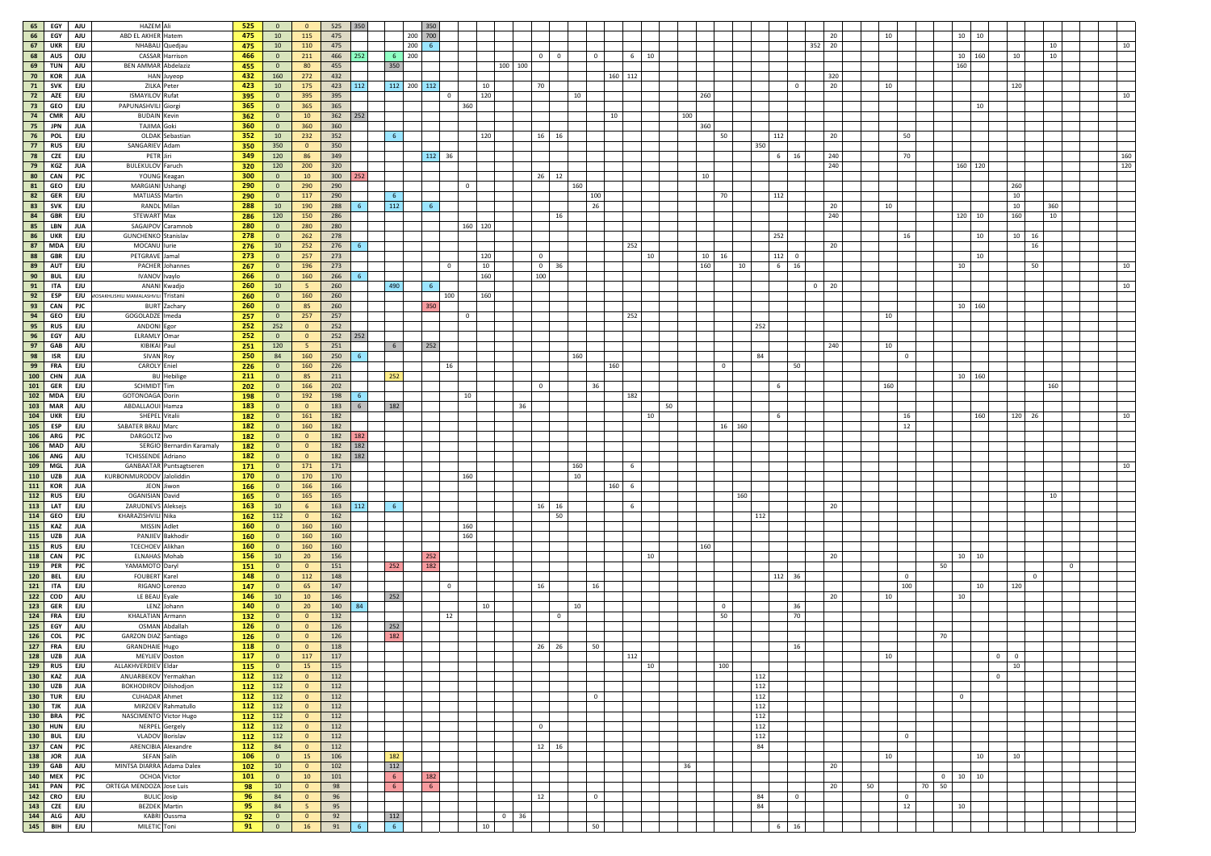| | | | | | | | | | | | | | | | | | | | | | | | | | | | | | | | | | | | | | | | | | | | | | | | | | |
|---|---|---|---|---|---|---|---|---|---|---|---|---|---|---|---|---|---|---|---|---|---|---|---|---|---|---|---|---|---|---|---|---|---|---|---|---|---|---|---|---|---|---|---|---|---|---|---|---|---|
| 65 | EGY | AJU | HAZEM | Ali | 525 | 0 | 0 | 525 | 350 | | | 350 | | | | | | | | | | | | | | | | | | | | | | | | | | | | | | | | | | | | | |
| 66 | EGY | AJU | ABD EL AKHER | Hatem | 475 | 10 | 115 | 475 | | | 200 | 700 | | | | | | | | | | | | | | | | | | | | | | 20 | 10 | | | | | | 10 | 10 | | | | | | | |
| 67 | UKR | EJU | NHABALI | Quedjau | 475 | 10 | 110 | 475 | | | 200 | 6 | | | | | | | | | | | | | | | | | | | | | 352 | 20 | | | | | | | | | | | | | 10 | | 10 |
| 68 | AUS | OJU | CASSAR | Harrison | 466 | 0 | 211 | 466 | 252 | 6 | 200 | | | | | | | 0 | 0 | | 0 | | 6 | 10 | | | | | | | | | | | | | | | | | 10 | 160 | | 10 | | | 10 | | |
| 69 | TUN | AJU | BEN AMMAR | Abdelaziz | 455 | 0 | 80 | 455 | | 350 | | | | | | 100 | 100 | | | | | | | | | | | | | | | | | | | | | | | | 160 | | | | | | | | |
| 70 | KOR | JUA | HAN | Juyeop | 432 | 160 | 272 | 432 | | | | | | | | | | | | 160 | 112 | | | | | | | | | | | | | 320 | | | | | | | | | | | | | | | |
| 71 | SVK | EJU | ZILKA | Peter | 423 | 10 | 175 | 423 | 112 | 112 | 200 | 112 | | | 10 | | | 70 | | | | | | | | | | | | | | 0 | | 20 | 10 | | | | | | | | | 120 | | | | | |
| 72 | AZE | EJU | ISMAYILOV | Rufat | 395 | 0 | 395 | 395 | | | | 0 | | | 120 | | | | | 10 | | | | | | | | 260 | | | | | | | | | | | | | | | | | | | | | 10 |
| 73 | GEO | EJU | PAPUNASHVILI | Giorgi | 365 | 0 | 365 | 365 | | | | | 360 | | | | | | | | | | | | | | | | | | | | | | | | | | | | | 10 | | | | | | | |
| 74 | CMR | AJU | BUDAIN | Kevin | 362 | 0 | 10 | 362 | 252 | | | | | | | | | | | | | 10 | | | | 100 | | | | | | | | | | | | | | | | | | | | | | | |
| 75 | JPN | JUA | TAJIMA | Goki | 360 | 0 | 360 | 360 | | | | | | | | | | | | | | | | | | | | 360 | | | | | | | | | | | | | | | | | | | | | |
| 76 | POL | EJU | OLDAK | Sebastian | 352 | 10 | 232 | 352 | | 6 | | | | | 120 | | | 16 | 16 | | | | | | | | | | 50 | | 112 | | | 20 | | | 50 | | | | | | | | | | | | |
| 77 | RUS | EJU | SANGARIEV | Adam | 350 | 350 | 0 | 350 | | | | | | | | | | | | | | | | | | | | | | 350 | | | | | | | | | | | | | | | | | | | |
| 78 | CZE | EJU | PETR | Jiri | 349 | 120 | 86 | 349 | | | | 112 | 36 | | | | | | | | | | | | | | | | | | 6 | 16 | | 240 | | 70 | | | | | | | | | | | | | 160 |
| 79 | KGZ | JUA | BULEKULOV | Faruch | 320 | 120 | 200 | 320 | | | | | | | | | | | | | | | | | | | | | | | | | | 240 | | | | | | | 160 | 120 | | | | | | | 120 |
| 80 | CAN | PJC | YOUNG | Keagan | 300 | 0 | 10 | 300 | 252 | | | | | | | | | 26 | 12 | | | | | | | | | 10 | | | | | | | | | | | | | | | | | | | | | |
| 81 | GEO | EJU | MARGIANI | Ushangi | 290 | 0 | 290 | 290 | | | | 0 | | | | | | | 160 | | | | | | | | | | | | | | | | | | | | | | | | | 260 | | | | | |
| 82 | GER | EJU | MATIJASS | Martin | 290 | 0 | 117 | 290 | | 6 | | | | | | | | | | | 100 | | | | | | | | 70 | | 112 | | | | | | | | | | | | | 10 | | | | | |
| 83 | SVK | EJU | RANDL | Milan | 288 | 10 | 190 | 288 | 6 | 112 | | 6 | | | | | | | | | 26 | | | | | | | | | | | | | 20 | 10 | | | | | | | | | 10 | | 360 | | | |
| 84 | GBR | EJU | STEWART | Max | 286 | 120 | 150 | 286 | | | | | | | | | | | 16 | | | | | | | | | | | | | | | 240 | | | | | | | 120 | 10 | | 160 | | 10 | | | |
| 85 | LBN | JUA | SAGAIPOV | Caramnob | 280 | 0 | 280 | 280 | | | | | | 160 | 120 | | | | | | | | | | | | | | | | | | | | | | | | | | | | | | | | | | |
| 86 | UKR | EJU | GUNCHENKO | Stanislav | 278 | 0 | 262 | 278 | | | | | | | | | | | | | | | | | | | | | | | 252 | | | | | | 16 | | | | | 10 | | 10 | 16 | | | | |
| 87 | MDA | EJU | MOCANU | Iurie | 276 | 10 | 252 | 276 | 6 | | | | | | | | | | | | | | 252 | | | | | | | | | | | 20 | | | | | | | | | | | 16 | | | | |
| 88 | GBR | EJU | PETGRAVE | Jamal | 273 | 0 | 257 | 273 | | | | | | | 120 | | | 0 | | | | | | 10 | | | | 10 | 16 | | 112 | 0 | | | | | | | | | | 10 | | | | | | | |
| 89 | AUT | EJU | PACHER | Johannes | 267 | 0 | 196 | 273 | | | | 0 | | | 10 | | | 0 | 36 | | | | | | | | | 160 | | 10 | 6 | 16 | | | | | | | | | 10 | | | | 50 | | | | 10 |
| 90 | BUL | EJU | IVANOV | Ivaylo | 266 | 0 | 160 | 266 | 6 | | | | | | 160 | | | 100 | | | | | | | | | | | | | | | | | | | | | | | | | | | | | | | |
| 91 | ITA | EJU | ANANI | Kwadjo | 260 | 10 | 5 | 260 | | 490 | | 6 | | | | | | | | | | | | | | | | | | | | | 0 | 20 | | | | | | | | | | | | | | | 10 |
| 92 | ESP | EJU | MOSAKHLISHVILI MAMALASHVILI | Tristani | 260 | 0 | 160 | 260 | | | | | 100 | | 160 | | | | | | | | | | | | | | | | | | | | | | | | | | | | | | | | | | |
| 93 | CAN | PJC | BURT | Zachary | 260 | 0 | 85 | 260 | | | | 350 | | | | | | | | | | | | | | | | | | | | | | | | | | | | | 10 | 160 | | | | | | | |
| 94 | GEO | EJU | GOGOLADZE | Imeda | 257 | 0 | 257 | 257 | | | | 0 | | | | | | | | | | | 252 | | | | | | | | | | | | 10 | | | | | | | | | | | | | | |
| 95 | RUS | EJU | ANDONI | Egor | 252 | 252 | 0 | 252 | | | | | | | | | | | | | | | | | | | | | | 252 | | | | | | | | | | | | | | | | | | | |
| 96 | EGY | AJU | ELRAMLY | Omar | 252 | 0 | 0 | 252 | 252 | | | | | | | | | | | | | | | | | | | | | | | | | | | | | | | | | | | | | | | | |
| 97 | GAB | AJU | KIBIKAI | Paul | 251 | 120 | 5 | 251 | | 6 | | 252 | | | | | | | | | | | | | | | | | | | | | | 240 | 10 | | | | | | | | | | | | | | |
| 98 | ISR | EJU | SIVAN | Roy | 250 | 84 | 160 | 250 | 6 | | | | | | | | | | 160 | | | | | | | | | | | 84 | | | | | | | 0 | | | | | | | | | | | | |
| 99 | FRA | EJU | CAROLY | Eniel | 226 | 0 | 160 | 226 | | | | | | 16 | | | | | | | | 160 | | | | | | | 0 | | | 50 | | | | | | | | | | | | | | | | | |
| 100 | CHN | JUA | BU | Hebilige | 211 | 0 | 85 | 211 | | 252 | | | | | | | | | | | | | | | | | | | | | | | | | | | | | | | 10 | 160 | | | | | | | |
| 101 | GER | EJU | SCHMIDT | Tim | 202 | 0 | 166 | 202 | | | | | | | | | | 0 | | | 36 | | | | | | | | | | 6 | | | | | 160 | | | | | | | | | | | 160 | | |
| 102 | MDA | EJU | GOTONOAGA | Dorin | 198 | 0 | 192 | 198 | 6 | | | | | 10 | | | | | | | | | 182 | | | | | | | | | | | | | | | | | | | | | | | | | | |
| 103 | MAR | AJU | ABDALLAOUI | Hamza | 183 | 0 | 0 | 183 | 6 | 182 | | | | | | | 36 | | | | | | | | 50 | | | | | | | | | | | | | | | | | | | | | | | | |
| 104 | UKR | EJU | SHEPEL | Vitalii | 182 | 0 | 161 | 182 | | | | | | | | | | | | | | | | 10 | | | | | | | 6 | | | | | | 16 | | | | | 160 | | 120 | 26 | | | | 10 |
| 105 | ESP | EJU | SABATER BRAU | Marc | 182 | 0 | 160 | 182 | | | | | | | | | | | | | | | | | | | | 16 | 160 | | | | | | | | 12 | | | | | | | | | | | | |
| 106 | ARG | PJC | DARGOLTZ | Ivo | 182 | 0 | 0 | 182 | 182 | | | | | | | | | | | | | | | | | | | | | | | | | | | | | | | | | | | | | | | | |
| 106 | MAD | AJU | SERGIO | Bernardin Karamaly | 182 | 0 | 0 | 182 | 182 | | | | | | | | | | | | | | | | | | | | | | | | | | | | | | | | | | | | | | | | |
| 106 | ANG | AJU | TCHISSENDE | Adriano | 182 | 0 | 0 | 182 | 182 | | | | | | | | | | | | | | | | | | | | | | | | | | | | | | | | | | | | | | | | |
| 109 | MGL | JUA | GANBAATAR | Puntsagtseren | 171 | 0 | 171 | 171 | | | | | | | | | | | 160 | | | | 6 | | | | | | | | | | | | | | | | | | | | | | | | | | 10 |
| 110 | UZB | JUA | KURBONMURODOV | Jaloliddin | 170 | 0 | 170 | 170 | | | | | | 160 | | | | | 10 | | | | | | | | | | | | | | | | | | | | | | | | | | | | | | |
| 111 | KOR | JUA | JEON | Jiwon | 166 | 0 | 166 | 166 | | | | | | | | | | | | | | 160 | 6 | | | | | | | | | | | | | | | | | | | | | | | | | | |
| 112 | RUS | EJU | OGANISIAN | David | 165 | 0 | 165 | 165 | | | | | | | | | | | | | | | | | | | | | 160 | | | | | | | | | | | | | | | | | | 10 | | |
| 113 | LAT | EJU | ZARUDNEVS | Aleksejs | 163 | 10 | 6 | 163 | 112 | 6 | | | | | | | | 16 | 16 | | | | 6 | | | | | | | | | | | 20 | | | | | | | | | | | | | | | |
| 114 | GEO | EJU | KHARAZISHVILI | Nika | 162 | 112 | 0 | 162 | | | | | | | | | | | 50 | | | | | | | | | | | 112 | | | | | | | | | | | | | | | | | | | |
| 115 | KAZ | JUA | MISSIN | Adlet | 160 | 0 | 160 | 160 | | | | | | 160 | | | | | | | | | | | | | | | | | | | | | | | | | | | | | | | | | | | |
| 115 | UZB | JUA | PANJIEV | Bakhodir | 160 | 0 | 160 | 160 | | | | | | 160 | | | | | | | | | | | | | | | | | | | | | | | | | | | | | | | | | | | |
| 115 | RUS | EJU | TCECHOEV | Alikhan | 160 | 0 | 160 | 160 | | | | | | | | | | | | | | | | | | | | 160 | | | | | | | | | | | | | | | | | | | | | |
| 118 | CAN | PJC | ELNAHAS | Mohab | 156 | 10 | 20 | 156 | | | | 252 | | | | | | | | | | | | 10 | | | | | | | | | | 20 | | | | | | | 10 | 10 | | | | | | | |
| 119 | PER | PJC | YAMAMOTO | Daryl | 151 | 0 | 0 | 151 | | 252 | | 182 | | | | | | | | | | | | | | | | | | | | | | | | | | | 50 | | | | | | | | | 0 | |
| 120 | BEL | EJU | FOUBERT | Karel | 148 | 0 | 112 | 148 | | | | | | | | | | | | | | | | | | | | | | | 112 | 36 | | | | | 0 | | | | | | | | 0 | | | | |
| 121 | ITA | EJU | RIGANO | Lorenzo | 147 | 0 | 65 | 147 | | | | 0 | | | | | | 16 | | | 16 | | | | | | | | | | | | | | | | 100 | | | | | 10 | | 120 | | | | | |
| 122 | COD | AJU | LE BEAU | Eyale | 146 | 10 | 10 | 146 | | 252 | | | | | | | | | | | | | | | | | | | | | | | | 20 | 10 | | | | | | 10 | | | | | | | | |
| 123 | GER | EJU | LENZ | Johann | 140 | 0 | 20 | 140 | 84 | | | | | | 10 | | | | | 10 | | | | | | | | | 0 | | | 36 | | | | | | | | | | | | | | | | | |
| 124 | FRA | EJU | KHALATIAN | Armann | 132 | 0 | 0 | 132 | | | | | | 12 | | | | | 0 | | | | | | | | | | 50 | | | 70 | | | | | | | | | | | | | | | | | |
| 125 | EGY | AJU | OSMAN | Abdallah | 126 | 0 | 0 | 126 | | 252 | | | | | | | | | | | | | | | | | | | | | | | | | | | | | | | | | | | | | | | |
| 126 | COL | PJC | GARZON DIAZ | Santiago | 126 | 0 | 0 | 126 | | 182 | | | | | | | | | | | | | | | | | | | | | | | | | | | | | | | | | | | | | | | |
| 127 | FRA | EJU | GRANDHAIE | Hugo | 118 | 0 | 0 | 118 | | | | | | | | | | 26 | 26 | | 50 | | | | | | | | | | | 16 | | | | | | | 70 | | | | | | | | | | |
| 128 | UZB | JUA | MEYLIEV | Doston | 117 | 0 | 117 | 117 | | | | | | | | | | | | | | | 112 | | | | | | | | | | | | 10 | | | | | | | | 0 | 0 | | | | | |
| 129 | RUS | EJU | ALLAKHVERDIEV | Eldar | 115 | 0 | 15 | 115 | | | | | | | | | | | | | | | | 10 | | | | 100 | | | | | | | | | | | | | | | | 10 | | | | | |
| 130 | KAZ | JUA | ANUARBEKOV | Yermakhan | 112 | 112 | 0 | 112 | | | | | | | | | | | | | | | | | | | | | | 112 | | | | | | | | | | | | | 0 | | | | | | |
| 130 | UZB | JUA | BOKHODIROV | Dilshodjon | 112 | 112 | 0 | 112 | | | | | | | | | | | | | | | | | | | | | | 112 | | | | | | | | | | | | | | | | | | | |
| 130 | TUR | EJU | CUHADAR | Ahmet | 112 | 112 | 0 | 112 | | | | | | | | | | | | | 0 | | | | | | | | | 112 | | | | | | | | | | | 0 | | | | | | | | |
| 130 | TJK | JUA | MIRZOEV | Rahmatullo | 112 | 112 | 0 | 112 | | | | | | | | | | | | | | | | | | | | | | 112 | | | | | | | | | | | | | | | | | | | |
| 130 | BRA | PJC | NASCIMENTO | Victor Hugo | 112 | 112 | 0 | 112 | | | | | | | | | | | | | | | | | | | | | | 112 | | | | | | | | | | | | | | | | | | | |
| 130 | HUN | EJU | NERPEL | Gergely | 112 | 112 | 0 | 112 | | | | | | | | | | 0 | | | | | | | | | | | | 112 | | | | | | | | | | | | | | | | | | | |
| 130 | BUL | EJU | VLADOV | Borislav | 112 | 112 | 0 | 112 | | | | | | | | | | | | | | | | | | | | | | 112 | | | | | | | 0 | | | | | | | | | | | | |
| 137 | CAN | PJC | ARENCIBIA | Alexandre | 112 | 84 | 0 | 112 | | | | | | | | | | 12 | 16 | | | | | | | | | | | 84 | | | | | | | | | | | | | | | | | | | |
| 138 | JOR | JUA | SEFAN | Salih | 106 | 0 | 15 | 106 | | 182 | | | | | | | | | | | | | | | | | | | | | | | | | 10 | | | | | | | 10 | | 10 | | | | | |
| 139 | GAB | AJU | MINTSA DIARRA | Adama Dalex | 102 | 10 | 0 | 102 | | 112 | | | | | | | | | | | | | | | | | 36 | | | | | | | 20 | | | | | | | | | | | | | | | |
| 140 | MEX | PJC | OCHOA | Victor | 101 | 0 | 10 | 101 | | 6 | | 182 | | | | | | | | | | | | | | | | | | | | | | | | | | | 0 | 10 | 10 | | | | | | | | |
| 141 | PAN | PJC | ORTEGA MENDOZA | Jose Luis | 98 | 10 | 0 | 98 | | 6 | | 6 | | | | | | | | | | | | | | | | | | | | | | 20 | 50 | | | 70 | 50 | | | | | | | | | | |
| 142 | CRO | EJU | BULIC | Josip | 96 | 84 | 0 | 96 | | | | | | | | | | 12 | | | 0 | | | | | | | | | 84 | | 0 | | | | | 0 | | | | | | | | | | | | |
| 143 | CZE | EJU | BEZDEK | Martin | 95 | 84 | 5 | 95 | | | | | | | | | | | | | | | | | | | | | | 84 | | | | | | | 12 | | | | 10 | | | | | | | | |
| 144 | ALG | AJU | KABRI | Oussma | 92 | 0 | 0 | 92 | | 112 | | | | | | 0 | 36 | | | | | | | | | | | | | | | | | | | | | | | | | | | | | | | | |
| 145 | BIH | EJU | MILETIC | Toni | 91 | 0 | 16 | 91 | 6 | 6 | | | | | 10 | | | | | | 50 | | | | | | | | | | 6 | 16 | | | | | | | | | | | | | | | | | |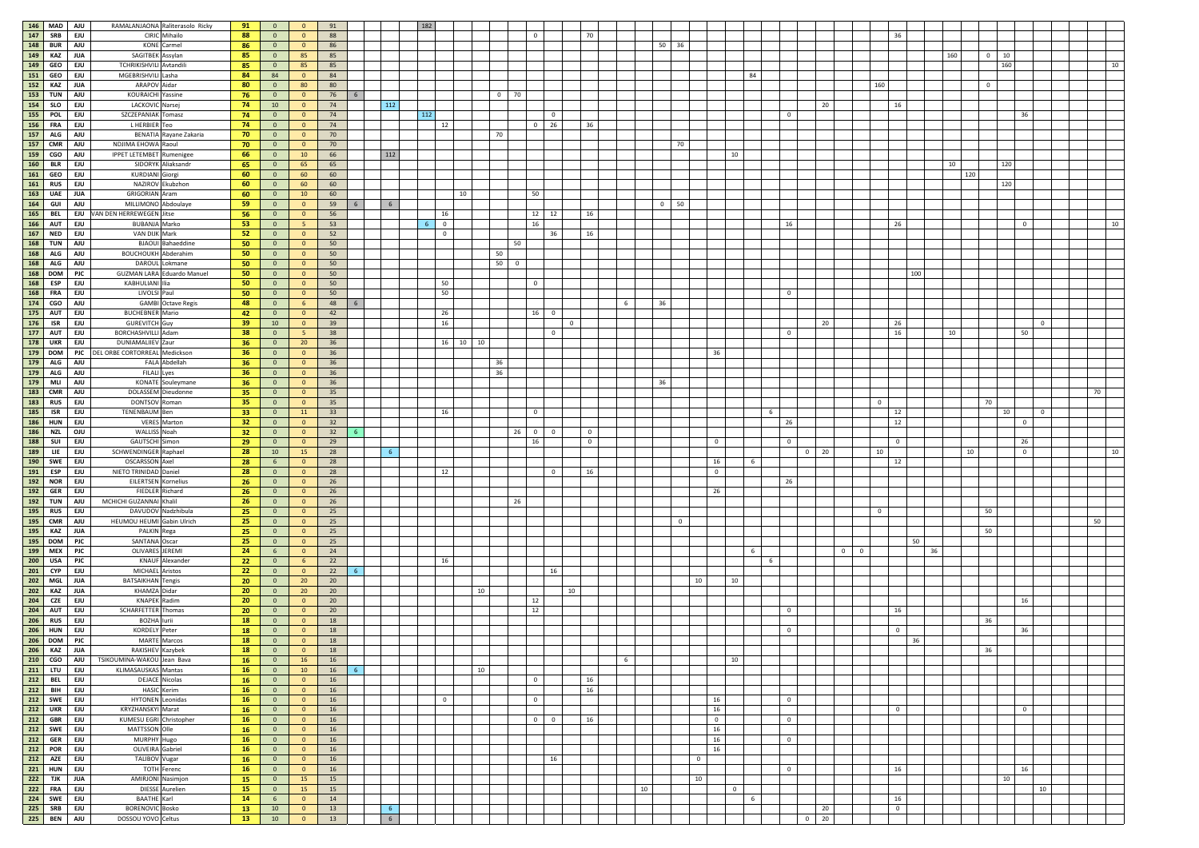| | | | | | | | | | | | | | | | | | | | | | | | | | | | | | | | | | | | | | | | | | | | | | | |
|---|---|---|---|---|---|---|---|---|---|---|---|---|---|---|---|---|---|---|---|---|---|---|---|---|---|---|---|---|---|---|---|---|---|---|---|---|---|---|---|---|---|---|---|---|---|---|
| 146 | MAD | AJU | RAMALANJAONA | Raliterasolo Ricky | 91 | 0 | 0 | 91 | | | | 182 | | | | | | | | | | | | | | | | | | | | | | | | | | | | | | | | | | |
| 147 | SRB | EJU | CIRIC | Mihailo | 88 | 0 | 0 | 88 | | | | | | | | | 0 | | | 70 | | | | | | | | | | | | | | | | 36 | | | | | | | | | | |
| 148 | BUR | AJU | KONE | Carmel | 86 | 0 | 0 | 86 | | | | | | | | | | | | | | 50 | 36 | | | | | | | | | | | | | | | | | | | | | | | |
| 149 | KAZ | JUA | SAGITBEK | Assylan | 85 | 0 | 85 | 85 | | | | | | | | | | | | | | | | | | | | | | | | | | | | | | | 160 | | 0 | 10 | | | | |
| 149 | GEO | EJU | TCHRIKISHVILI | Avtandili | 85 | 0 | 85 | 85 | | | | | | | | | | | | | | | | | | | | | | | | | | | | | | | | | | 160 | | | | 10 |
| 151 | GEO | EJU | MGEBRISHVILI | Lasha | 84 | 84 | 0 | 84 | | | | | | | | | | | | | | | | | | | | 84 | | | | | | | | | | | | | | | | | | |
| 152 | KAZ | JUA | ARAPOV | Aidar | 80 | 0 | 80 | 80 | | | | | | | | | | | | | | | | | | | | | | | | | | 160 | | | | | | | 0 | | | | | |
| 153 | TUN | AJU | KOURAICHI | Yassine | 76 | 0 | 0 | 76 | 6 | | | | | | | | 0 | 70 | | | | | | | | | | | | | | | | | | | | | | | | | | | | |
| 154 | SLO | EJU | LACKOVIC | Narsej | 74 | 10 | 0 | 74 | | | 112 | | | | | | | | | | | | | | | | | | | | | 20 | | | | 16 | | | | | | | | | | |
| 155 | POL | EJU | SZCZEPANIAK | Tomasz | 74 | 0 | 0 | 74 | | | | 112 | | | | | | | 0 | | | | | | | | | | | 0 | | | | | | | | | | | | | 36 | | | |
| 156 | FRA | EJU | L HERBIER | Teo | 74 | 0 | 0 | 74 | | | | | 12 | | | | | 0 | 26 | | 36 | | | | | | | | | | | | | | | | | | | | | | | | | |
| 157 | ALG | AJU | BENATIA | Rayane Zakaria | 70 | 0 | 0 | 70 | | | | | | | | | 70 | | | | | | | | | | | | | | | | | | | | | | | | | | | | | |
| 157 | CMR | AJU | NDJIMA EHOWA | Raoul | 70 | 0 | 0 | 70 | | | | | | | | | | | | | | | | 70 | | | | | | | | | | | | | | | | | | | | | | |
| 159 | CGO | AJU | IPPET LETEMBET | Rumenigee | 66 | 0 | 10 | 66 | | | 112 | | | | | | | | | | | | | | | | | 10 | | | | | | | | | | | | | | | | | | |
| 160 | BLR | EJU | SIDORYK | Aliaksandr | 65 | 0 | 65 | 65 | | | | | | | | | | | | | | | | | | | | | | | | | | | | | | | 10 | | | 120 | | | | |
| 161 | GEO | EJU | KURDIANI | Giorgi | 60 | 0 | 60 | 60 | | | | | | | | | | | | | | | | | | | | | | | | | | | | | | | | 120 | | | | | | |
| 161 | RUS | EJU | NAZIROV | Ekubzhon | 60 | 0 | 60 | 60 | | | | | | | | | | | | | | | | | | | | | | | | | | | | | | | | | | 120 | | | | |
| 163 | UAE | JUA | GRIGORIAN | Aram | 60 | 0 | 10 | 60 | | | | | | 10 | | | | 50 | | | | | | | | | | | | | | | | | | | | | | | | | | | | |
| 164 | GUI | AJU | MILLIMONO | Abdoulaye | 59 | 0 | 0 | 59 | 6 | | 6 | | | | | | | | | | | | 0 | 50 | | | | | | | | | | | | | | | | | | | | | | |
| 165 | BEL | EJU | VAN DEN HERREWEGEN | Jitse | 56 | 0 | 0 | 56 | | | | | 16 | | | | | 12 | 12 | | 16 | | | | | | | | | | | | | | | | | | | | | | | | | |
| 166 | AUT | EJU | BUBANJA | Marko | 53 | 0 | 5 | 53 | | | | 6 | 0 | | | | | 16 | | | | | | | | | | | | 16 | | | | | | 26 | | | | | | | 0 | | | 10 |
| 167 | NED | EJU | VAN DIJK | Mark | 52 | 0 | 0 | 52 | | | | | 0 | | | | | | 36 | | 16 | | | | | | | | | | | | | | | | | | | | | | | | | |
| 168 | TUN | AJU | BJAOUI | Bahaeddine | 50 | 0 | 0 | 50 | | | | | | | | | | 50 | | | | | | | | | | | | | | | | | | | | | | | | | | | | |
| 168 | ALG | AJU | BOUCHOUKH | Abderahim | 50 | 0 | 0 | 50 | | | | | | | | | 50 | | | | | | | | | | | | | | | | | | | | | | | | | | | | | |
| 168 | ALG | AJU | DAROUL | Lokmane | 50 | 0 | 0 | 50 | | | | | | | | | 50 | 0 | | | | | | | | | | | | | | | | | | | | | | | | | | | | |
| 168 | DOM | PJC | GUZMAN LARA | Eduardo Manuel | 50 | 0 | 0 | 50 | | | | | | | | | | | | | | | | | | | | | | | | | | | | | 100 | | | | | | | | | |
| 168 | ESP | EJU | KABHULIANI | Ilia | 50 | 0 | 0 | 50 | | | | | 50 | | | | | 0 | | | | | | | | | | | | | | | | | | | | | | | | | | | | |
| 168 | FRA | EJU | LIVOLSI | Paul | 50 | 0 | 0 | 50 | | | | | 50 | | | | | | | | | | | | | | | | | 0 | | | | | | | | | | | | | | | | |
| 174 | CGO | AJU | GAMBI | Octave Regis | 48 | 0 | 6 | 48 | 6 | | | | | | | | | | | | | 6 | | 36 | | | | | | | | | | | | | | | | | | | | | | |
| 175 | AUT | EJU | BUCHEBNER | Mario | 42 | 0 | 0 | 42 | | | | | 26 | | | | | 16 | 0 | | | | | | | | | | | | | | | | | | | | | | | | | | | |
| 176 | ISR | EJU | GUREVITCH | Guy | 39 | 10 | 0 | 39 | | | | | 16 | | | | | | | 0 | | | | | | | | | | | | 20 | | | | 26 | | | | | | | | 0 | | |
| 177 | AUT | EJU | BORCHASHVILLI | Adam | 38 | 0 | 5 | 38 | | | | | | | | | | | 0 | | | | | | | | | | | 0 | | | | | | 16 | | | 10 | | | | 50 | | | |
| 178 | UKR | EJU | DUNIAMALIIEV | Zaur | 36 | 0 | 20 | 36 | | | | | 16 | 10 | 10 | | | | | | | | | | | | | | | | | | | | | | | | | | | | | | | |
| 179 | DOM | PJC | DEL ORBE CORTORREAL | Medickson | 36 | 0 | 0 | 36 | | | | | | | | | | | | | | | | | 36 | | | | | | | | | | | | | | | | | | | | | |
| 179 | ALG | AJU | FALA | Abdellah | 36 | 0 | 0 | 36 | | | | | | | | | 36 | | | | | | | | | | | | | | | | | | | | | | | | | | | | | |
| 179 | ALG | AJU | FILALI | Lyes | 36 | 0 | 0 | 36 | | | | | | | | | 36 | | | | | | | | | | | | | | | | | | | | | | | | | | | | | |
| 179 | MLI | AJU | KONATE | Souleymane | 36 | 0 | 0 | 36 | | | | | | | | | | | | | | | | 36 | | | | | | | | | | | | | | | | | | | | | | |
| 183 | CMR | AJU | DOLASSEM | Dieudonne | 35 | 0 | 0 | 35 | | | | | | | | | | | | | | | | | | | | | | | | | | | | | | | | | | | | | 70 | |
| 183 | RUS | EJU | DONTSOV | Roman | 35 | 0 | 0 | 35 | | | | | | | | | | | | | | | | | | | | | | | | | | 0 | | | | | | | 70 | | | | | |
| 185 | ISR | EJU | TENENBAUM | Ben | 33 | 0 | 11 | 33 | | | | | 16 | | | | | 0 | | | | | | | | | | | 6 | | | | | | | 12 | | | | | | 10 | | 0 | | |
| 186 | HUN | EJU | VERES | Marton | 32 | 0 | 0 | 32 | | | | | | | | | | | | | | | | | | | | | | 26 | | | | | | 12 | | | | | | | 0 | | | |
| 186 | NZL | OJU | WALLISS | Noah | 32 | 0 | 0 | 32 | 6 | | | | | | | | 26 | 0 | 0 | | 0 | | | | | | | | | | | | | | | | | | | | | | | | | |
| 188 | SUI | EJU | GAUTSCHI | Simon | 29 | 0 | 0 | 29 | | | | | | | | | | 16 | | | 0 | | | | | 0 | | | | 0 | | | | | | 0 | | | | | | | 26 | | | |
| 189 | LIE | EJU | SCHWENDINGER | Raphael | 28 | 10 | 15 | 28 | | | 6 | | | | | | | | | | | | | | | | | | | | 0 | 20 | | | 10 | | | | | 10 | | | 0 | | | 10 |
| 190 | SWE | EJU | OSCARSSON | Axel | 28 | 6 | 0 | 28 | | | | | | | | | | | | | | | | | | 16 | | | 6 | | | | | | | 12 | | | | | | | | | | |
| 191 | ESP | EJU | NIETO TRINIDAD | Daniel | 28 | 0 | 0 | 28 | | | | | 12 | | | | | | 0 | | 16 | | | | | 0 | | | | | | | | | | | | | | | | | | | | |
| 192 | NOR | EJU | EILERTSEN | Kornelius | 26 | 0 | 0 | 26 | | | | | | | | | | | | | | | | | | | | | | 26 | | | | | | | | | | | | | | | | |
| 192 | GER | EJU | FIEDLER | Richard | 26 | 0 | 0 | 26 | | | | | | | | | | | | | | | | | | 26 | | | | | | | | | | | | | | | | | | | | |
| 192 | TUN | AJU | MCHICHI GUZANNAI | Khalil | 26 | 0 | 0 | 26 | | | | | | | | | 26 | | | | | | | | | | | | | | | | | | | | | | | | | | | | | |
| 195 | RUS | EJU | DAVUDOV | Nadzhibula | 25 | 0 | 0 | 25 | | | | | | | | | | | | | | | | | | | | | | | | | | 0 | | | | | | | 50 | | | | | |
| 195 | CMR | AJU | HEUMOU HEUMI | Gabin Ulrich | 25 | 0 | 0 | 25 | | | | | | | | | | | | | | | | | 0 | | | | | | | | | | | | | | | | | | | | 50 | |
| 195 | KAZ | JUA | PALKIN | Rega | 25 | 0 | 0 | 25 | | | | | | | | | | | | | | | | | | | | | | | | | | | | | | | | | 50 | | | | | |
| 195 | DOM | PJC | SANTANA | Oscar | 25 | 0 | 0 | 25 | | | | | | | | | | | | | | | | | | | | | | | | | | | | | 50 | | | | | | | | | |
| 199 | MEX | PJC | OLIVARES | JEREMI | 24 | 6 | 0 | 24 | | | | | | | | | | | | | | | | | | | | 6 | | | | | 0 | 0 | | | | 36 | | | | | | | | |
| 200 | USA | PJC | KNAUF | Alexander | 22 | 0 | 6 | 22 | | | | | 16 | | | | | | | | | | | | | | | | 6 | | | | | | | | | | | | | | | | | |
| 201 | CYP | EJU | MICHAEL | Aristos | 22 | 0 | 0 | 22 | 6 | | | | | | | | | | 16 | | | | | | | | | | | | | | | | | | | | | | | | | | | |
| 202 | MGL | JUA | BATSAIKHAN | Tengis | 20 | 0 | 20 | 20 | | | | | | | | | | | | | | | | | 10 | | 10 | | | | | | | | | | | | | | | | | | | |
| 202 | KAZ | JUA | KHAMZA | Didar | 20 | 0 | 20 | 20 | | | | | | | 10 | | | | | 10 | | | | | | | | | | | | | | | | | | | | | | | | | | |
| 204 | CZE | EJU | KNAPEK | Radim | 20 | 0 | 0 | 20 | | | | | | | | | | 12 | | | | | | | | | | | | | | | | | | | | | | | | | 16 | | | |
| 204 | AUT | EJU | SCHARFETTER | Thomas | 20 | 0 | 0 | 20 | | | | | | | | | | 12 | | | | | | | | | | | | 0 | | | | | | 16 | | | | | | | | | | |
| 206 | RUS | EJU | BOZHA | Iurii | 18 | 0 | 0 | 18 | | | | | | | | | | | | | | | | | | | | | | | | | | | | | | | | | 36 | | | | | |
| 206 | HUN | EJU | KORDELY | Peter | 18 | 0 | 0 | 18 | | | | | | | | | | | | | | | | | | | | | | 0 | | | | | | 0 | | | | | | | 36 | | | |
| 206 | DOM | PJC | MARTE | Marcos | 18 | 0 | 0 | 18 | | | | | | | | | | | | | | | | | | | | | | | | | | | | | 36 | | | | | | | | | |
| 206 | KAZ | JUA | RAKISHEV | Kazybek | 18 | 0 | 0 | 18 | | | | | | | | | | | | | | | | | | | | | | | | | | | | | | | | | 36 | | | | | |
| 210 | CGO | AJU | TSIKOUMINA-WAKOU | Jean Bava | 16 | 0 | 16 | 16 | | | | | | | | | | | | | | 6 | | | | | 10 | | | | | | | | | | | | | | | | | | | |
| 211 | LTU | EJU | KLIMASAUSKAS | Mantas | 16 | 0 | 10 | 16 | | 6 | | | | | 10 | | | | | | | | | | | | | | | | | | | | | | | | | | | | | | | |
| 212 | BEL | EJU | DEJACE | Nicolas | 16 | 0 | 0 | 16 | | | | | | | | | | 0 | | | 16 | | | | | | | | | | | | | | | | | | | | | | | | | |
| 212 | BIH | EJU | HASIC | Kerim | 16 | 0 | 0 | 16 | | | | | | | | | | | | | 16 | | | | | | | | | | | | | | | | | | | | | | | | | |
| 212 | SWE | EJU | HYTONEN | Leonidas | 16 | 0 | 0 | 16 | | | | | 0 | | | | | 0 | | | | | | | | 16 | | | | 0 | | | | | | | | | | | | | | | | |
| 212 | UKR | EJU | KRYZHANSKYI | Marat | 16 | 0 | 0 | 16 | | | | | | | | | | | | | | | | | | 16 | | | | | | | | | | 0 | | | | | | | 0 | | | |
| 212 | GBR | EJU | KUMESU EGRI | Christopher | 16 | 0 | 0 | 16 | | | | | | | | | | 0 | 0 | | 16 | | | | | 0 | | | | 0 | | | | | | | | | | | | | | | | |
| 212 | SWE | EJU | MATTSSON | Olle | 16 | 0 | 0 | 16 | | | | | | | | | | | | | | | | | | 16 | | | | | | | | | | | | | | | | | | | | |
| 212 | GER | EJU | MURPHY | Hugo | 16 | 0 | 0 | 16 | | | | | | | | | | | | | | | | | | 16 | | | | 0 | | | | | | | | | | | | | | | | |
| 212 | POR | EJU | OLIVEIRA | Gabriel | 16 | 0 | 0 | 16 | | | | | | | | | | | | | | | | | | 16 | | | | | | | | | | | | | | | | | | | | |
| 212 | AZE | EJU | TALIBOV | Vugar | 16 | 0 | 0 | 16 | | | | | | | | | | | 16 | | | | | | 0 | | | | | | | | | | | | | | | | | | | | | |
| 221 | HUN | EJU | TOTH | Ferenc | 16 | 0 | 0 | 16 | | | | | | | | | | | | | | | | | | | | | | 0 | | | | | | 16 | | | | | | | 16 | | | |
| 222 | TJK | JUA | AMIRJONI | Nasimjon | 15 | 0 | 15 | 15 | | | | | | | | | | | | | | | | | 10 | | | | | | | | | | | | | | | | | 10 | | | | |
| 222 | FRA | EJU | DIESSE | Aurelien | 15 | 0 | 15 | 15 | | | | | | | | | | | | | | 10 | | | | | 0 | | | | | | | | | | | | | | | | | 10 | | |
| 224 | SWE | EJU | BAATHE | Karl | 14 | 6 | 0 | 14 | | | | | | | | | | | | | | | | | | | | | 6 | | | | | | | 16 | | | | | | | | | | |
| 225 | SRB | EJU | BORENOVIC | Bosko | 13 | 10 | 0 | 13 | | | 6 | | | | | | | | | | | | | | | | | | | | | 20 | | | | 0 | | | | | | | | | | |
| 225 | BEN | AJU | DOSSOU YOVO | Celtus | 13 | 10 | 0 | 13 | | | 6 | | | | | | | | | | | | | | | | | | | | 0 | 20 | | | | | | | | | | | | | | |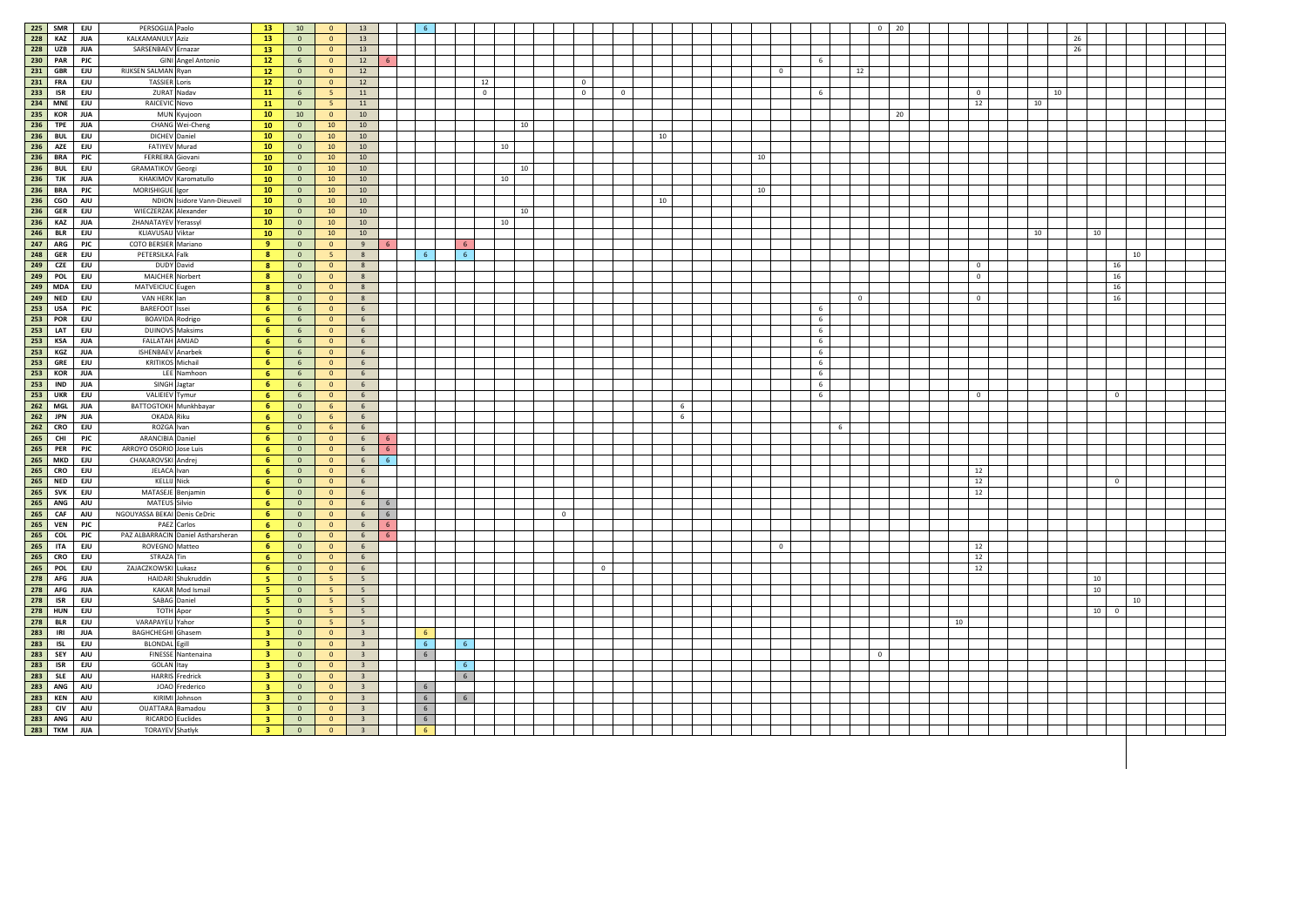| | | | | | | | | | | | | | | | | | | | | | | | | | | | | | | | | | | | |
|---|---|---|---|---|---|---|---|---|---|---|---|---|---|---|---|---|---|---|---|---|---|---|---|---|---|---|---|---|---|---|---|---|---|---|---|
| 225 | SMR | EJU | PERSOGLIA | Paolo | 13 | 10 | 0 | 13 | | 6 | | | | | | | | | | | | | | | | 0 | 20 | | | | | | | | |
| 228 | KAZ | JUA | KALKAMANULY | Aziz | 13 | 0 | 0 | 13 | | | | | | | | | | | | | | | | | | | | | | | | 26 | | | |
| 228 | UZB | JUA | SARSENBAEV | Ernazar | 13 | 0 | 0 | 13 | | | | | | | | | | | | | | | | | | | | | | | | 26 | | | |
| 230 | PAR | PJC | GINI | Angel Antonio | 12 | 6 | 0 | 12 | 6 | | | | | | | | | | | | | | 6 | | | | | | | | | | | | |
| 231 | GBR | EJU | RIJKSEN SALMAN | Ryan | 12 | 0 | 0 | 12 | | | | | | | | | | | | | | 0 | | | 12 | | | | | | | | | | |
| 231 | FRA | EJU | TASSIER | Loris | 12 | 0 | 0 | 12 | | | | 12 | | | | 0 | | | | | | | | | | | | | | | | | | | |
| 233 | ISR | EJU | ZURAT | Nadav | 11 | 6 | 5 | 11 | | | | 0 | | | | 0 | 0 | | | | | | 6 | | | | | | 0 | | 10 | | | | |
| 234 | MNE | EJU | RAICEVIC | Novo | 11 | 0 | 5 | 11 | | | | | | | | | | | | | | | | | | | | | 12 | 10 | | | | | |
| 235 | KOR | JUA | MUN | Kyujoon | 10 | 10 | 0 | 10 | | | | | | | | | | | | | | | | | | | 20 | | | | | | | | |
| 236 | TPE | JUA | CHANG | Wei-Cheng | 10 | 0 | 10 | 10 | | | | | | 10 | | | | | | | | | | | | | | | | | | | | | |
| 236 | BUL | EJU | DICHEV | Daniel | 10 | 0 | 10 | 10 | | | | | | | | | | 10 | | | | | | | | | | | | | | | | | |
| 236 | AZE | EJU | FATIYEV | Murad | 10 | 0 | 10 | 10 | | | | | 10 | | | | | | | | | | | | | | | | | | | | | | |
| 236 | BRA | PJC | FERREIRA | Giovani | 10 | 0 | 10 | 10 | | | | | | | | | | | | 10 | | | | | | | | | | | | | | | |
| 236 | BUL | EJU | GRAMATIKOV | Georgi | 10 | 0 | 10 | 10 | | | | | | 10 | | | | | | | | | | | | | | | | | | | | | |
| 236 | TJK | JUA | KHAKIMOV | Karomatullo | 10 | 0 | 10 | 10 | | | | | 10 | | | | | | | | | | | | | | | | | | | | | | |
| 236 | BRA | PJC | MORISHIGUE | Igor | 10 | 0 | 10 | 10 | | | | | | | | | | | | 10 | | | | | | | | | | | | | | | |
| 236 | CGO | AJU | NDION | Isidore Vann-Dieuveil | 10 | 0 | 10 | 10 | | | | | | | | | | 10 | | | | | | | | | | | | | | | | | |
| 236 | GER | EJU | WIECZERZAK | Alexander | 10 | 0 | 10 | 10 | | | | | | 10 | | | | | | | | | | | | | | | | | | | | | |
| 236 | KAZ | JUA | ZHANATAYEV | Yerassyl | 10 | 0 | 10 | 10 | | | | | 10 | | | | | | | | | | | | | | | | | | | | | | |
| 246 | BLR | EJU | KLIAVUSAU | Viktar | 10 | 0 | 10 | 10 | | | | | | | | | | | | | | | | | | | | | | 10 | | | 10 | | |
| 247 | ARG | PJC | COTO BERSIER | Mariano | 9 | 0 | 0 | 9 | 6 | | 6 | | | | | | | | | | | | | | | | | | | | | | | | |
| 248 | GER | EJU | PETERSILKA | Falk | 8 | 0 | 5 | 8 | | 6 | 6 | | | | | | | | | | | | | | | | | | | | | | | | 10 |
| 249 | CZE | EJU | DUDY | David | 8 | 0 | 0 | 8 | | | | | | | | | | | | | | | | | | | | | 0 | | | | | 16 | |
| 249 | POL | EJU | MAJCHER | Norbert | 8 | 0 | 0 | 8 | | | | | | | | | | | | | | | | | | | | | 0 | | | | | 16 | |
| 249 | MDA | EJU | MATVEICIUC | Eugen | 8 | 0 | 0 | 8 | | | | | | | | | | | | | | | | | | | | | | | | | | 16 | |
| 249 | NED | EJU | VAN HERK | Ian | 8 | 0 | 0 | 8 | | | | | | | | | | | | | | | | | 0 | | | | 0 | | | | | 16 | |
| 253 | USA | PJC | BAREFOOT | Issei | 6 | 6 | 0 | 6 | | | | | | | | | | | | | | | 6 | | | | | | | | | | | | |
| 253 | POR | EJU | BOAVIDA | Rodrigo | 6 | 6 | 0 | 6 | | | | | | | | | | | | | | | 6 | | | | | | | | | | | | |
| 253 | LAT | EJU | DUINOVS | Maksims | 6 | 6 | 0 | 6 | | | | | | | | | | | | | | | 6 | | | | | | | | | | | | |
| 253 | KSA | JUA | FALLATAH | AMJAD | 6 | 6 | 0 | 6 | | | | | | | | | | | | | | | 6 | | | | | | | | | | | | |
| 253 | KGZ | JUA | ISHENBAEV | Anarbek | 6 | 6 | 0 | 6 | | | | | | | | | | | | | | | 6 | | | | | | | | | | | | |
| 253 | GRE | EJU | KRITIKOS | Michail | 6 | 6 | 0 | 6 | | | | | | | | | | | | | | | 6 | | | | | | | | | | | | |
| 253 | KOR | JUA | LEE | Namhoon | 6 | 6 | 0 | 6 | | | | | | | | | | | | | | | 6 | | | | | | | | | | | | |
| 253 | IND | JUA | SINGH | Jagtar | 6 | 6 | 0 | 6 | | | | | | | | | | | | | | | 6 | | | | | | | | | | | | |
| 253 | UKR | EJU | VALIEIEV | Tymur | 6 | 6 | 0 | 6 | | | | | | | | | | | | | | | 6 | | | | | | 0 | | | | | 0 | |
| 262 | MGL | JUA | BATTOGTOKH | Munkhbayar | 6 | 0 | 6 | 6 | | | | | | | | | | | 6 | | | | | | | | | | | | | | | | |
| 262 | JPN | JUA | OKADA | Riku | 6 | 0 | 6 | 6 | | | | | | | | | | | 6 | | | | | | | | | | | | | | | | |
| 262 | CRO | EJU | ROZGA | Ivan | 6 | 0 | 6 | 6 | | | | | | | | | | | | | | | | 6 | | | | | | | | | | | |
| 265 | CHI | PJC | ARANCIBIA | Daniel | 6 | 0 | 0 | 6 | 6 | | | | | | | | | | | | | | | | | | | | | | | | | | |
| 265 | PER | PJC | ARROYO OSORIO | Jose Luis | 6 | 0 | 0 | 6 | 6 | | | | | | | | | | | | | | | | | | | | | | | | | | |
| 265 | MKD | EJU | CHAKAROVSKI | Andrej | 6 | 0 | 0 | 6 | 6 | | | | | | | | | | | | | | | | | | | | | | | | | | |
| 265 | CRO | EJU | JELACA | Ivan | 6 | 0 | 0 | 6 | | | | | | | | | | | | | | | | | | | | | 12 | | | | | | |
| 265 | NED | EJU | KELLIJ | Nick | 6 | 0 | 0 | 6 | | | | | | | | | | | | | | | | | | | | | 12 | | | | | 0 | |
| 265 | SVK | EJU | MATASEJE | Benjamin | 6 | 0 | 0 | 6 | | | | | | | | | | | | | | | | | | | | | 12 | | | | | | |
| 265 | ANG | AJU | MATEUS | Silvio | 6 | 0 | 0 | 6 | 6 | | | | | | | | | | | | | | | | | | | | | | | | | | |
| 265 | CAF | AJU | NGOUYASSA BEKAI | Denis CeDric | 6 | 0 | 0 | 6 | 6 | | | | | | 0 | | | | | | | | | | | | | | | | | | | | |
| 265 | VEN | PJC | PAEZ | Carlos | 6 | 0 | 0 | 6 | 6 | | | | | | | | | | | | | | | | | | | | | | | | | | |
| 265 | COL | PJC | PAZ ALBARRACIN | Daniel Astharsheran | 6 | 0 | 0 | 6 | 6 | | | | | | | | | | | | | | | | | | | | | | | | | | |
| 265 | ITA | EJU | ROVEGNO | Matteo | 6 | 0 | 0 | 6 | | | | | | | | | | | | | 0 | | | | | | | | 12 | | | | | | |
| 265 | CRO | EJU | STRAZA | Tin | 6 | 0 | 0 | 6 | | | | | | | | | | | | | | | | | | | | | 12 | | | | | | |
| 265 | POL | EJU | ZAJACZKOWSKI | Lukasz | 6 | 0 | 0 | 6 | | | | | | | | | 0 | | | | | | | | | | | | 12 | | | | | | |
| 278 | AFG | JUA | HAIDARI | Shukruddin | 5 | 0 | 5 | 5 | | | | | | | | | | | | | | | | | | | | | | | | | 10 | | |
| 278 | AFG | JUA | KAKAR | Mod Ismail | 5 | 0 | 5 | 5 | | | | | | | | | | | | | | | | | | | | | | | | | 10 | | |
| 278 | ISR | EJU | SABAG | Daniel | 5 | 0 | 5 | 5 | | | | | | | | | | | | | | | | | | | | | | | | | | | 10 |
| 278 | HUN | EJU | TOTH | Apor | 5 | 0 | 5 | 5 | | | | | | | | | | | | | | | | | | | | | | | | | 10 | 0 | |
| 278 | BLR | EJU | VARAPAYEU | Yahor | 5 | 0 | 5 | 5 | | | | | | | | | | | | | | | | | | | | 10 | | | | | | | |
| 283 | IRI | JUA | BAGHCHEGHI | Ghasem | 3 | 0 | 0 | 3 | | 6 | | | | | | | | | | | | | | | | | | | | | | | | | |
| 283 | ISL | EJU | BLONDAL | Egill | 3 | 0 | 0 | 3 | | 6 | 6 | | | | | | | | | | | | | | | | | | | | | | | | |
| 283 | SEY | AJU | FINESSE | Nantenaina | 3 | 0 | 0 | 3 | | 6 | | | | | | | | | | | | | | | | 0 | | | | | | | | | |
| 283 | ISR | EJU | GOLAN | Itay | 3 | 0 | 0 | 3 | | | 6 | | | | | | | | | | | | | | | | | | | | | | | | |
| 283 | SLE | AJU | HARRIS | Fredrick | 3 | 0 | 0 | 3 | | | 6 | | | | | | | | | | | | | | | | | | | | | | | | |
| 283 | ANG | AJU | JOAO | Frederico | 3 | 0 | 0 | 3 | | 6 | | | | | | | | | | | | | | | | | | | | | | | | | |
| 283 | KEN | AJU | KIRIMI | Johnson | 3 | 0 | 0 | 3 | | 6 | 6 | | | | | | | | | | | | | | | | | | | | | | | | |
| 283 | CIV | AJU | OUATTARA | Bamadou | 3 | 0 | 0 | 3 | | 6 | | | | | | | | | | | | | | | | | | | | | | | | | |
| 283 | ANG | AJU | RICARDO | Euclides | 3 | 0 | 0 | 3 | | 6 | | | | | | | | | | | | | | | | | | | | | | | | | |
| 283 | TKM | JUA | TORAYEV | Shatlyk | 3 | 0 | 0 | 3 | | 6 | | | | | | | | | | | | | | | | | | | | | | | | | |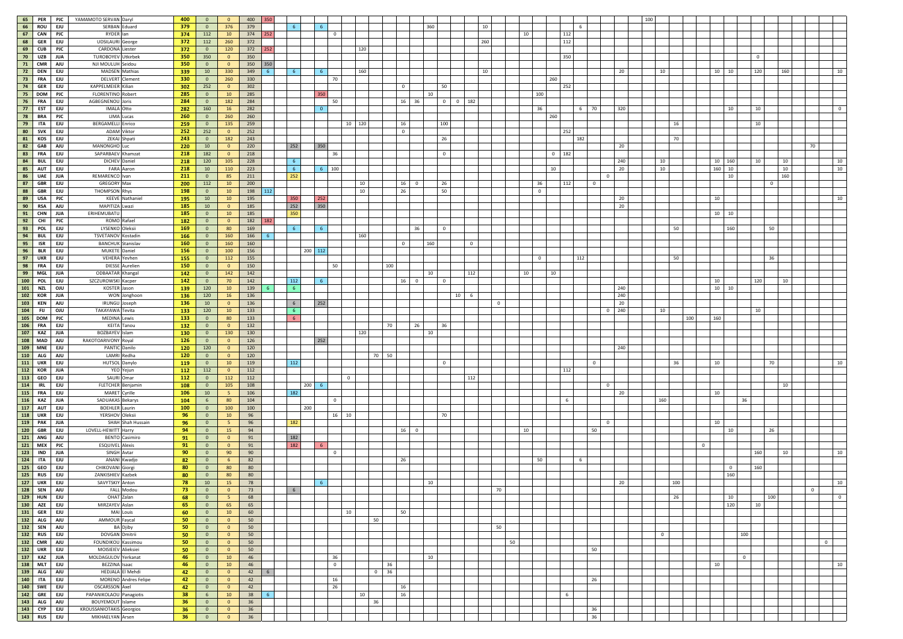| | | | | | | | | | | | | | | | | | | | | | | | | | | | | | | | | | | | | | | | | | | | | | | | | | | | |
|---|---|---|---|---|---|---|---|---|---|---|---|---|---|---|---|---|---|---|---|---|---|---|---|---|---|---|---|---|---|---|---|---|---|---|---|---|---|---|---|---|---|---|---|---|---|---|---|---|---|---|---|
| 65 | PER | PJC | YAMAMOTO SERVAN | Daryl | 400 | 0 | 0 | 400 | 350 | | | | | | | | | | | | | | | | | | | | | | | | | | | 100 | | | | | | | | | | | | | | | |
| 66 | ROU | EJU | SERBAN | Eduard | 379 | 0 | 376 | 379 | | 6 | | 6 | | | | | | | | | 360 | | | | 10 | | | | | | | 6 | | | | | | | | | | | | | | | | | | | |
| 67 | CAN | PJC | RYDER | Ian | 374 | 112 | 10 | 374 | 252 | | | | | 0 | | | | | | | | | | | | | | 10 | | | 112 | | | | | | | | | | | | | | | | | | | | |
| 68 | GER | EJU | UDSILAURI | George | 372 | 112 | 260 | 372 | | | | | | | | | | | | | | | | | 260 | | | | | | 112 | | | | | | | | | | | | | | | | | | | | |
| 69 | CUB | PJC | CARDONA | Liester | 372 | 0 | 120 | 372 | 252 | | | | | | | 120 | | | | | | | | | | | | | | | | | | | | | | | | | | | | | | | | | | | |
| 70 | UZB | JUA | TUROBOYEV | Utkirbek | 350 | 350 | 0 | 350 | | | | | | | | | | | | | | | | | | | | | | | 350 | | | | | | | | | | | | | 0 | | | | | | | |
| 71 | CMR | AJU | NJI MOULUH | Seidou | 350 | 0 | 0 | 350 | 350 | | | | | | | | | | | | | | | | | | | | | | | | | | | | | | | | | | | | | | | | | | |
| 72 | DEN | EJU | MADSEN | Mathias | 339 | 10 | 330 | 349 | 6 | 6 | | 6 | | | | 160 | | | | | | | | | 10 | | | | | | | | | | 20 | | 10 | | | | 10 | 10 | | 120 | | 160 | | | | | 10 |
| 73 | FRA | EJU | DELVERT | Clement | 330 | 0 | 260 | 330 | | | | | | 70 | | | | | | | | | | | | | | | | 260 | | | | | | | | | | | | | | | | | | | | | |
| 74 | GER | EJU | KAPPELMEIER | Kilian | 302 | 252 | 0 | 302 | | | | | | | | | | | 0 | | | 50 | | | | | | | | | 252 | | | | | | | | | | | | | | | | | | | | |
| 75 | DOM | PJC | FLORENTINO | Robert | 285 | 0 | 10 | 285 | | | | 350 | | | | | | | | | 10 | | | | | | | | 100 | | | | | | | | | | | | | | | | | | | | | | |
| 76 | FRA | EJU | AGBEGNENOU | Joris | 284 | 0 | 182 | 284 | | | | | | 50 | | | | | 16 | 36 | | 0 | 0 | 182 | | | | | | | | | | | | | | | | | | | | | | | | | | | |
| 77 | EST | EJU | IMALA | Otto | 282 | 160 | 16 | 282 | | | | 0 | | | | | | | | | | | | | | | | | 36 | | | 6 | 70 | | 320 | | | | | | | 10 | | 10 | | | | | | | 0 |
| 78 | BRA | PJC | LIMA | Lucas | 260 | 0 | 260 | 260 | | | | | | | | | | | | | | | | | | | | | | 260 | | | | | | | | | | | | | | | | | | | | | |
| 79 | ITA | EJU | BERGAMELLI | Enrico | 259 | 0 | 135 | 259 | | | | | | | 10 | 120 | | | 16 | | | 100 | | | | | | | | | | | | | | | | 16 | | | | | | 10 | | | | | | | |
| 80 | SVK | EJU | ADAM | Viktor | 252 | 252 | 0 | 252 | | | | | | | | | | | 0 | | | | | | | | | | | | 252 | | | | | | | | | | | | | | | | | | | | |
| 81 | KOS | EJU | ZEKAJ | Shpati | 243 | 0 | 182 | 243 | | | | | | | | | | | | | | 26 | | | | | | | | | | 182 | | | | | | 70 | | | | | | | | | | | | | |
| 82 | GAB | AJU | MANONGHO | Luc | 220 | 10 | 0 | 220 | | 252 | | 350 | | | | | | | | | | | | | | | | | | | | | | | 20 | | | | | | | | | | | | | 70 | | | |
| 83 | FRA | EJU | SAPARBAEV | Khamzat | 218 | 182 | 0 | 218 | | | | | | 36 | | | | | | | | 0 | | | | | | | | 0 | 182 | | | | | | | | | | | | | | | | | | | | |
| 84 | BUL | EJU | DICHEV | Daniel | 218 | 120 | 105 | 228 | | 6 | | | | | | | | | | | | | | | | | | | | | | | | | 240 | | 10 | | | | 10 | 160 | | 10 | | 10 | | | | | 10 |
| 85 | AUT | EJU | FARA | Aaron | 218 | 10 | 110 | 223 | | 6 | | 6 | 100 | | | | | | | | | | | | | | | | | 10 | | | | | 20 | | 10 | | | | 160 | 10 | | | | 10 | | | | | 10 |
| 86 | UAE | JUA | REMARENCO | Ivan | 211 | 0 | 85 | 211 | | 252 | | | | | | | | | | | | | | | | | | | | | | | | 0 | | | | | | | | 10 | | | | 160 | | | | | |
| 87 | GBR | EJU | GREGORY | Max | 200 | 112 | 10 | 200 | | | | | | | | 10 | | | 16 | 0 | | 26 | | | | | | | 36 | | 112 | | 0 | | | | | | | | | | | | 0 | | | | | | |
| 88 | GBR | EJU | THOMPSON | Rhys | 198 | 0 | 10 | 198 | 112 | | | | | | | 10 | | | 26 | | | 50 | | | | | | | 0 | | | | | | | | | | | | | | | | | | | | | | |
| 89 | USA | PJC | KEEVE | Nathaniel | 195 | 10 | 10 | 195 | | 350 | | 252 | | | | | | | | | | | | | | | | | | | | | | | 20 | | | | | | 10 | | | | | | | | | | 10 |
| 90 | RSA | AJU | MAPITIZA | Lwazi | 185 | 10 | 0 | 185 | | 252 | | 350 | | | | | | | | | | | | | | | | | | | | | | | 20 | | | | | | | | | | | | | | | | |
| 91 | CHN | JUA | ERIHEMUBATU | | 185 | 0 | 10 | 185 | | 350 | | | | | | | | | | | | | | | | | | | | | | | | | | | | | | | 10 | 10 | | | | | | | | | |
| 92 | CHI | PJC | ROMO | Rafael | 182 | 0 | 0 | 182 | 182 | | | | | | | | | | | | | | | | | | | | | | | | | | | | | | | | | | | | | | | | | | |
| 93 | POL | EJU | LYSENKO | Oleksii | 169 | 0 | 80 | 169 | | 6 | | 6 | | | | | | | | 36 | | 0 | | | | | | | | | | | | | | | | 50 | | | | 160 | | | 50 | | | | | | |
| 94 | BUL | EJU | TSVETANOV | Kostadin | 166 | 0 | 160 | 166 | 6 | | | | | | | 160 | | | | | | | | | | | | | | | | | | | | | | | | | | | | | | | | | | | |
| 95 | ISR | EJU | BANCHUK | Stanislav | 160 | 0 | 160 | 160 | | | | | | | | | | | 0 | | 160 | | 0 | | | | | | | | | | | | | | | | | | | | | | | | | | | | |
| 96 | BLR | EJU | MUKETE | Daniel | 156 | 0 | 100 | 156 | | | 200 | 112 | | | | | | | | | | | | | | | | | | | | | | | | | | | | | | | | | | | | | | | |
| 97 | UKR | EJU | VEHERA | Yevhen | 155 | 0 | 112 | 155 | | | | | | | | | | | | | | | | | | | | | 0 | | | 112 | | | | | | 50 | | | | | | | 36 | | | | | | |
| 98 | FRA | EJU | DIESSE | Aurelien | 150 | 0 | 0 | 150 | | | | | | 50 | | | | 100 | | | | | | | | | | | | | | | | | | | | | | | | | | | | | | | | | |
| 99 | MGL | JUA | ODBAATAR | Khangal | 142 | 0 | 142 | 142 | | | | | | | | | | | | | 10 | | | 112 | | | | 10 | | 10 | | | | | | | | | | | | | | | | | | | | | |
| 100 | POL | EJU | SZCZUROWSKI | Kacper | 142 | 0 | 70 | 142 | | 112 | | 6 | | | | | | | 16 | 0 | | 0 | | | | | | | | | | | | | | | | | | | 10 | | | 120 | | 10 | | | | | |
| 101 | NZL | OJU | KOSTER | Jason | 139 | 120 | 10 | 139 | 6 | 6 | | | | | | | | | | | | | | | | | | | | | | | | | 240 | | | | | | 10 | 10 | | | | | | | | | |
| 102 | KOR | JUA | WON | Jonghoon | 136 | 120 | 16 | 136 | | | | | | | | | | | | | | | 10 | 6 | | | | | | | | | | | 240 | | | | | | | | | | | | | | | | |
| 103 | KEN | AJU | IRUNGU | Joseph | 136 | 10 | 0 | 136 | | 6 | | 252 | | | | | | | | | | | | | | 0 | | | | | | | | | 20 | | | | | | | | | | | | | | | | |
| 104 | FIJ | OJU | TAKAYAWA | Tevita | 133 | 120 | 10 | 133 | | 6 | | | | | | | | | | | | | | | | | | | | | | | | 0 | 240 | | 10 | | | | | | | 10 | | | | | | | |
| 105 | DOM | PJC | MEDINA | Lewis | 133 | 0 | 80 | 133 | | 6 | | | | | | | | | | | | | | | | | | | | | | | | | | | | | 100 | | 160 | | | | | | | | | | |
| 106 | FRA | EJU | KEITA | Tanou | 132 | 0 | 0 | 132 | | | | | | | | | | 70 | | 26 | | 36 | | | | | | | | | | | | | | | | | | | | | | | | | | | | | |
| 107 | KAZ | JUA | BOZBAYEV | Islam | 130 | 0 | 130 | 130 | | | | | | | | 120 | | | | | 10 | | | | | | | | | | | | | | | | | | | | | | | | | | | | | | |
| 108 | MAD | AJU | RAKOTOARIVONY | Royal | 126 | 0 | 0 | 126 | | | | 252 | | | | | | | | | | | | | | | | | | | | | | | | | | | | | | | | | | | | | | | |
| 109 | MNE | EJU | PANTIC | Danilo | 120 | 120 | 0 | 120 | | | | | | | | | | | | | | | | | | | | | | | | | | | 240 | | | | | | | | | | | | | | | | |
| 110 | ALG | AJU | LAMRI | Redha | 120 | 0 | 0 | 120 | | | | | | | | | 70 | 50 | | | | | | | | | | | | | | | | | | | | | | | | | | | | | | | | | |
| 111 | UKR | EJU | HUTSOL | Danylo | 119 | 0 | 10 | 119 | | 112 | | | | | | | | | | | | 0 | | | | | | | | | | | 0 | | | | | 36 | | | 10 | | | | 70 | | | | | | 10 |
| 112 | KOR | JUA | YEO | Yejun | 112 | 112 | 0 | 112 | | | | | | | | | | | | | | | | | | | | | | | 112 | | | | | | | | | | | | | | | | | | | | |
| 113 | GEO | EJU | SAURI | Omar | 112 | 0 | 112 | 112 | | | | | | | 0 | | | | | | | | | 112 | | | | | | | | | | | | | | | | | | | | | | | | | | | |
| 114 | IRL | EJU | FLETCHER | Benjamin | 108 | 0 | 105 | 108 | | | 200 | 6 | | | | | | | | | | | | | | | | | | | | | | 0 | | | | | | | | | | | | 10 | | | | | |
| 115 | FRA | EJU | MARET | Cyrille | 106 | 10 | 5 | 106 | | 182 | | | | | | | | | | | | | | | | | | | | | | | | | 20 | | | | | | 10 | | | | | | | | | | |
| 116 | KAZ | JUA | SADUAKAS | Bekarys | 104 | 6 | 80 | 104 | | | | | | 0 | | | | | | | | | | | | | | | | | 6 | | | | | | 160 | | | | | | 36 | | | | | | | | |
| 117 | AUT | EJU | BOEHLER | Laurin | 100 | 0 | 100 | 100 | | | 200 | | | | | | | | | | | | | | | | | | | | | | | | | | | | | | | | | | | | | | | | |
| 118 | UKR | EJU | YERSHOV | Oleksii | 96 | 0 | 10 | 96 | | | | | | 16 | 10 | | | | | | | 70 | | | | | | | | | | | | | | | | | | | | | | | | | | | | | |
| 119 | PAK | JUA | SHAH | Shah Hussain | 96 | 0 | 5 | 96 | | 182 | | | | | | | | | | | | | | | | | | | | | | | | 0 | | | | | | | 10 | | | | | | | | | | |
| 120 | GBR | EJU | LOVELL-HEWITT | Harry | 94 | 0 | 15 | 94 | | | | | | | | | | | 16 | 0 | | | | | | | | 10 | | | | | 50 | | | | | | | | | 10 | | | 26 | | | | | | |
| 121 | ANG | AJU | BENTO | Casimiro | 91 | 0 | 0 | 91 | | 182 | | | | | | | | | | | | | | | | | | | | | | | | | | | | | | | | | | | | | | | | | |
| 121 | MEX | PJC | ESQUIVEL | Alexis | 91 | 0 | 0 | 91 | | 182 | | 6 | | | | | | | | | | | | | | | | | | | | | | | | | | | | 0 | | | | | | | | | | | |
| 123 | IND | JUA | SINGH | Avtar | 90 | 0 | 90 | 90 | | | | | | 0 | | | | | | | | | | | | | | | | | | | | | | | | | | | | | | 160 | | 10 | | | | | 10 |
| 124 | ITA | EJU | ANANI | Kwadjo | 82 | 0 | 6 | 82 | | | | | | | | | | | 26 | | | | | | | | | | 50 | | | 6 | | | | | | | | | | | | | | | | | | | |
| 125 | GEO | EJU | CHIKOVANI | Giorgi | 80 | 0 | 80 | 80 | | | | | | | | | | | | | | | | | | | | | | | | | | | | | | | | | | 0 | | 160 | | | | | | | |
| 125 | RUS | EJU | ZANKISHIEV | Kazbek | 80 | 0 | 80 | 80 | | | | | | | | | | | | | | | | | | | | | | | | | | | | | | | | | | 160 | | | | | | | | | |
| 127 | UKR | EJU | SAVYTSKIY | Anton | 78 | 10 | 15 | 78 | | | | 6 | | | | | | | | | 10 | | | | | | | | | | | | | | 20 | | | 100 | | | | | | | | | | | | | 10 |
| 128 | SEN | AJU | FALL | Modou | 73 | 0 | 0 | 73 | | 6 | | | | | | | | | | | | | | | | 70 | | | | | | | | | | | | | | | | | | | | | | | 0 | | |
| 129 | HUN | EJU | OHAT | Zalan | 68 | 0 | 5 | 68 | | | | | | | | | | | | | | | | | | | | | | | | | | | | | | 26 | | | | 10 | | | 100 | | | | | | 0 |
| 130 | AZE | EJU | MIRZAYEV | Aslan | 65 | 0 | 65 | 65 | | | | | | | | | | | | | | | | | | | | | | | | | | | | | | | | | | 120 | | 10 | | | | | | | |
| 131 | GER | EJU | MAI | Louis | 60 | 0 | 10 | 60 | | | | | | | 10 | | | | 50 | | | | | | | | | | | | | | | | | | | | | | | | | | | | | | | | |
| 132 | ALG | AJU | AMMOUR | Faycal | 50 | 0 | 0 | 50 | | | | | | | | | | 50 | | | | | | | | | | | | | | | | | | | | | | | | | | | | | | | | | |
| 132 | SEN | AJU | BA | Djiby | 50 | 0 | 0 | 50 | | | | | | | | | | | | | | | | | | 50 | | | | | | | | | | | | | | | | | | | | | | | | | |
| 132 | RUS | EJU | DOVGAN | Dmitrii | 50 | 0 | 0 | 50 | | | | | | | | | | | | | | | | | | | | | | | | | | | | | 0 | | | | | | 100 | | | | | | | | |
| 132 | CMR | AJU | FOUNDIKOU | Kassimou | 50 | 0 | 0 | 50 | | | | | | | | | | | | | | | | | | | 50 | | | | | | | | | | | | | | | | | | | | | | | 0 | |
| 132 | UKR | EJU | MOISIEIEV | Alieksiei | 50 | 0 | 0 | 50 | | | | | | | | | | | | | | | | | | | | | | | | | 50 | | | | | | | | | | | | | | | | | | |
| 137 | KAZ | JUA | MOLDAGULOV | Yerkanat | 46 | 0 | 10 | 46 | | | | | | 36 | | | | | | | 10 | | | | | | | | | | | | | | | | | | | | | | 0 | | | | | | | | |
| 138 | MLT | EJU | BEZZINA | Isaac | 46 | 0 | 10 | 46 | | | | | | 0 | | | | 36 | | | | | | | | | | | | | | | | | | | | | | | 10 | | | | | | | | | | 10 |
| 139 | ALG | AJU | HEDJALA | El Mehdi | 42 | 0 | 0 | 42 | 6 | | | | | | | | 0 | 36 | | | | | | | | | | | | | | | | | | | | | | | | | | | | | | | | | |
| 140 | ITA | EJU | MORENO | Andres Felipe | 42 | 0 | 0 | 42 | | | | | | 16 | | | | | | | | | | | | | | | | | | | 26 | | | | | | | | | | | | | | | | | | |
| 140 | SWE | EJU | OSCARSSON | Axel | 42 | 0 | 0 | 42 | | | | | | 26 | | | | | 16 | | | | | | | | | | | | | | | | | | | | | | | | | | | | | | | | |
| 142 | GRE | EJU | PAPANIKOLAOU | Panagiotis | 38 | 6 | 10 | 38 | 6 | | | | | | 10 | | | | 16 | | | | | | | | | | | | 6 | | | | | | | | | | | | | | | | | | | | |
| 143 | ALG | AJU | BOUYEMOUT | Islame | 36 | 0 | 0 | 36 | | | | | | | | | | 36 | | | | | | | | | | | | | | | | | | | | | | | | | | | | | | | | | |
| 143 | CYP | EJU | KROUSSANIOTAKIS | Georgios | 36 | 0 | 0 | 36 | | | | | | | | | | | | | | | | | | | | | | | | | 36 | | | | | | | | | | | | | | | | | | |
| 143 | RUS | EJU | MIKHAELYAN | Arsen | 36 | 0 | 0 | 36 | | | | | | | | | | | | | | | | | | | | | | | | | 36 | | | | | | | | | | | | | | | | | | |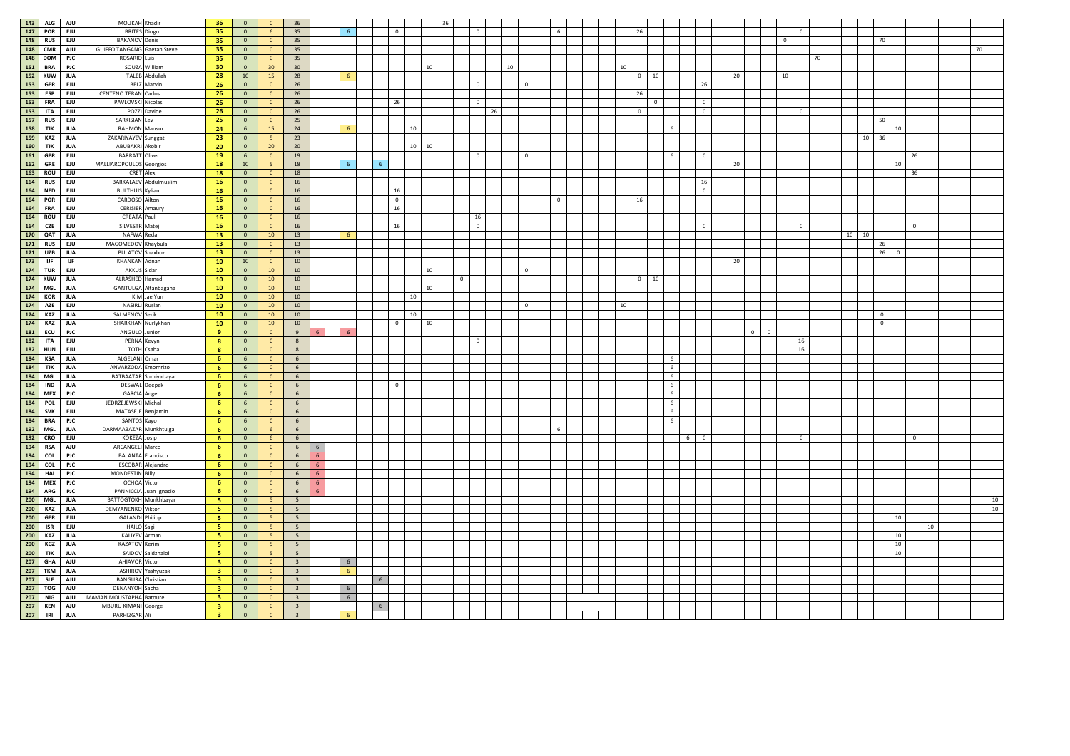| | | | | | | | | | | | | | | | | | | | | | | | | | | | | | | | | | | | | | | | | | | |
|---|---|---|---|---|---|---|---|---|---|---|---|---|---|---|---|---|---|---|---|---|---|---|---|---|---|---|---|---|---|---|---|---|---|---|---|---|---|---|---|---|---|---|
| 143 | ALG | AJU | MOUKAH | Khadir | 36 | 0 | 0 | 36 | | | | | | | | 36 | | | | | | | | | | | | | | | | | | | | | | | | | | |
| 147 | POR | EJU | BRITES | Diogo | 35 | 0 | 6 | 35 | | 6 | | | 0 | | | | | 0 | | | | 6 | | 26 | | | | | | | | | 0 | | | | | | | | | |
| 148 | RUS | EJU | BAKANOV | Denis | 35 | 0 | 0 | 35 | | | | | | | | | | | | | | | | | | | | | | | | 0 | | | | | 70 | | | | | |
| 148 | CMR | AJU | GUIFFO TANGANG | Gaetan Steve | 35 | 0 | 0 | 35 | | | | | | | | | | | | | | | | | | | | | | | | | | | | | | | | | 70 | |
| 148 | DOM | PJC | ROSARIO | Luis | 35 | 0 | 0 | 35 | | | | | | | | | | | | | | | | | | | | | | | | | | 70 | | | | | | | | |
| 151 | BRA | PJC | SOUZA | William | 30 | 0 | 30 | 30 | | | | | | | 10 | | | | | 10 | | | 10 | | | | | | | | | | | | | | | | | | | |
| 152 | KUW | JUA | TALEB | Abdullah | 28 | 10 | 15 | 28 | | 6 | | | | | | | | | | | | | | 0 | 10 | | | | 20 | | | 10 | | | | | | | | | | |
| 153 | GER | EJU | BELZ | Marvin | 26 | 0 | 0 | 26 | | | | | | | | | | 0 | | | 0 | | | | | | | 26 | | | | | | | | | | | | | | |
| 153 | ESP | EJU | CENTENO TERAN | Carlos | 26 | 0 | 0 | 26 | | | | | | | | | | | | | | | | 26 | | | | | | | | | | | | | | | | | | |
| 153 | FRA | EJU | PAVLOVSKI | Nicolas | 26 | 0 | 0 | 26 | | | | | 26 | | | | | 0 | | | | | | | 0 | | | 0 | | | | | | | | | | | | | | |
| 153 | ITA | EJU | POZZI | Davide | 26 | 0 | 0 | 26 | | | | | | | | | | | 26 | | | | | 0 | | | | 0 | | | | | 0 | | | | | | | | | |
| 157 | RUS | EJU | SARKISIAN | Lev | 25 | 0 | 0 | 25 | | | | | | | | | | | | | | | | | | | | | | | | | | | | | 50 | | | | | |
| 158 | TJK | JUA | RAHMON | Mansur | 24 | 6 | 15 | 24 | | 6 | | | | 10 | | | | | | | | | | | | 6 | | | | | | | | | | | | 10 | | | | |
| 159 | KAZ | JUA | ZAKARIYAYEV | Sunggat | 23 | 0 | 5 | 23 | | | | | | | | | | | | | | | | | | | | | | | | | | | | 10 | 36 | | | | | |
| 160 | TJK | JUA | ABUBAKRI | Akobir | 20 | 0 | 20 | 20 | | | | | | 10 | 10 | | | | | | | | | | | | | | | | | | | | | | | | | | | |
| 161 | GBR | EJU | BARRATT | Oliver | 19 | 6 | 0 | 19 | | | | | | | | | | 0 | | | 0 | | | | | 6 | | 0 | | | | | | | | | | | 26 | | | |
| 162 | GRE | EJU | MALLIAROPOULOS | Georgios | 18 | 10 | 5 | 18 | | 6 | 6 | | | | | | | | | | | | | | | | | | 20 | | | | | | | | | 10 | | | | |
| 163 | ROU | EJU | CRET | Alex | 18 | 0 | 0 | 18 | | | | | | | | | | | | | | | | | | | | | | | | | | | | | | | 36 | | | |
| 164 | RUS | EJU | BARKALAEV | Abdulmuslim | 16 | 0 | 0 | 16 | | | | | | | | | | | | | | | | | | | | 16 | | | | | | | | | | | | | | |
| 164 | NED | EJU | BULTHUIS | Kylian | 16 | 0 | 0 | 16 | | | | | 16 | | | | | | | | | | | | | | | 0 | | | | | | | | | | | | | | |
| 164 | POR | EJU | CARDOSO | Ailton | 16 | 0 | 0 | 16 | | | | | 0 | | | | | | | | | 0 | | 16 | | | | | | | | | | | | | | | | | | |
| 164 | FRA | EJU | CERISIER | Amaury | 16 | 0 | 0 | 16 | | | | | 16 | | | | | | | | | | | | | | | | | | | | | | | | | | | | | |
| 164 | ROU | EJU | CREATA | Paul | 16 | 0 | 0 | 16 | | | | | | | | | | 16 | | | | | | | | | | | | | | | | | | | | | | | | |
| 164 | CZE | EJU | SILVESTR | Matej | 16 | 0 | 0 | 16 | | | | | 16 | | | | | 0 | | | | | | | | | | 0 | | | | | 0 | | | | | | 0 | | | |
| 170 | QAT | JUA | NAFWA | Reda | 13 | 0 | 10 | 13 | | 6 | | | | | | | | | | | | | | | | | | | | | | | | | 10 | 10 | | | | | | |
| 171 | RUS | EJU | MAGOMEDOV | Khaybula | 13 | 0 | 0 | 13 | | | | | | | | | | | | | | | | | | | | | | | | | | | | | 26 | | | | | |
| 171 | UZB | JUA | PULATOV | Shaxboz | 13 | 0 | 0 | 13 | | | | | | | | | | | | | | | | | | | | | | | | | | | | | 26 | 0 | | | | |
| 173 | IJF | IJF | KHANKAN | Adnan | 10 | 10 | 0 | 10 | | | | | | | | | | | | | | | | | | | | | 20 | | | | | | | | | | | | | |
| 174 | TUR | EJU | AKKUS | Sidar | 10 | 0 | 10 | 10 | | | | | | | 10 | | | | | | 0 | | | | | | | | | | | | | | | | | | | | | |
| 174 | KUW | JUA | ALRASHED | Hamad | 10 | 0 | 10 | 10 | | | | | | | | | 0 | | | | | | | 0 | 10 | | | | | | | | | | | | | | | | | |
| 174 | MGL | JUA | GANTULGA | Altanbagana | 10 | 0 | 10 | 10 | | | | | | | 10 | | | | | | | | | | | | | | | | | | | | | | | | | | | |
| 174 | KOR | JUA | KIM | Jae Yun | 10 | 0 | 10 | 10 | | | | | | 10 | | | | | | | | | | | | | | | | | | | | | | | | | | | | |
| 174 | AZE | EJU | NASIRLI | Ruslan | 10 | 0 | 10 | 10 | | | | | | | | | | | | | 0 | | 10 | | | | | | | | | | | | | | | | | | | |
| 174 | KAZ | JUA | SALMENOV | Serik | 10 | 0 | 10 | 10 | | | | | | 10 | | | | | | | | | | | | | | | | | | | | | | | 0 | | | | | |
| 174 | KAZ | JUA | SHARKHAN | Nurlykhan | 10 | 0 | 10 | 10 | | | | | 0 | | 10 | | | | | | | | | | | | | | | | | | | | | | 0 | | | | | |
| 181 | ECU | PJC | ANGULO | Junior | 9 | 0 | 0 | 9 | 6 | 6 | | | | | | | | | | | | | | | | | | | | 0 | 0 | | | | | | | | | | | |
| 182 | ITA | EJU | PERNA | Kevyn | 8 | 0 | 0 | 8 | | | | | | | | | | 0 | | | | | | | | | | | | | | | 16 | | | | | | | | | |
| 182 | HUN | EJU | TOTH | Csaba | 8 | 0 | 0 | 8 | | | | | | | | | | | | | | | | | | | | | | | | | 16 | | | | | | | | | |
| 184 | KSA | JUA | ALGELANI | Omar | 6 | 6 | 0 | 6 | | | | | | | | | | | | | | | | | | 6 | | | | | | | | | | | | | | | | |
| 184 | TJK | JUA | ANVARZODA | Emomrizo | 6 | 6 | 0 | 6 | | | | | | | | | | | | | | | | | | 6 | | | | | | | | | | | | | | | | |
| 184 | MGL | JUA | BATBAATAR | Sumiyabayar | 6 | 6 | 0 | 6 | | | | | | | | | | | | | | | | | | 6 | | | | | | | | | | | | | | | | |
| 184 | IND | JUA | DESWAL | Deepak | 6 | 6 | 0 | 6 | | | | | 0 | | | | | | | | | | | | | 6 | | | | | | | | | | | | | | | | |
| 184 | MEX | PJC | GARCIA | Angel | 6 | 6 | 0 | 6 | | | | | | | | | | | | | | | | | | 6 | | | | | | | | | | | | | | | | |
| 184 | POL | EJU | JEDRZEJEWSKI | Michal | 6 | 6 | 0 | 6 | | | | | | | | | | | | | | | | | | 6 | | | | | | | | | | | | | | | | |
| 184 | SVK | EJU | MATASEJE | Benjamin | 6 | 6 | 0 | 6 | | | | | | | | | | | | | | | | | | 6 | | | | | | | | | | | | | | | | |
| 184 | BRA | PJC | SANTOS | Kayo | 6 | 6 | 0 | 6 | | | | | | | | | | | | | | | | | | 6 | | | | | | | | | | | | | | | | |
| 192 | MGL | JUA | DARMAABAZAR | Munkhtulga | 6 | 0 | 6 | 6 | | | | | | | | | | | | | | 6 | | | | | | | | | | | | | | | | | | | | |
| 192 | CRO | EJU | KOKEZA | Josip | 6 | 0 | 6 | 6 | | | | | | | | | | | | | | | | | | | 6 | 0 | | | | | 0 | | | | | | 0 | | | |
| 194 | RSA | AJU | ARCANGELI | Marco | 6 | 0 | 0 | 6 | 6 | | | | | | | | | | | | | | | | | | | | | | | | | | | | | | | | | |
| 194 | COL | PJC | BALANTA | Francisco | 6 | 0 | 0 | 6 | 6 | | | | | | | | | | | | | | | | | | | | | | | | | | | | | | | | | |
| 194 | COL | PJC | ESCOBAR | Alejandro | 6 | 0 | 0 | 6 | 6 | | | | | | | | | | | | | | | | | | | | | | | | | | | | | | | | | |
| 194 | HAI | PJC | MONDESTIN | Billy | 6 | 0 | 0 | 6 | 6 | | | | | | | | | | | | | | | | | | | | | | | | | | | | | | | | | |
| 194 | MEX | PJC | OCHOA | Victor | 6 | 0 | 0 | 6 | 6 | | | | | | | | | | | | | | | | | | | | | | | | | | | | | | | | | |
| 194 | ARG | PJC | PANNICCIA | Juan Ignacio | 6 | 0 | 0 | 6 | 6 | | | | | | | | | | | | | | | | | | | | | | | | | | | | | | | | | |
| 200 | MGL | JUA | BATTOGTOKH | Munkhbayar | 5 | 0 | 5 | 5 | | | | | | | | | | | | | | | | | | | | | | | | | | | | | | | | | | 10 |
| 200 | KAZ | JUA | DEMYANENKO | Viktor | 5 | 0 | 5 | 5 | | | | | | | | | | | | | | | | | | | | | | | | | | | | | | | | | | 10 |
| 200 | GER | EJU | GALANDI | Philipp | 5 | 0 | 5 | 5 | | | | | | | | | | | | | | | | | | | | | | | | | | | | | | 10 | | | | |
| 200 | ISR | EJU | HAILO | Sagi | 5 | 0 | 5 | 5 | | | | | | | | | | | | | | | | | | | | | | | | | | | | | | | | 10 | | |
| 200 | KAZ | JUA | KALIYEV | Arman | 5 | 0 | 5 | 5 | | | | | | | | | | | | | | | | | | | | | | | | | | | | | | 10 | | | | |
| 200 | KGZ | JUA | KAZATOV | Kerim | 5 | 0 | 5 | 5 | | | | | | | | | | | | | | | | | | | | | | | | | | | | | | 10 | | | | |
| 200 | TJK | JUA | SAIDOV | Saidzhalol | 5 | 0 | 5 | 5 | | | | | | | | | | | | | | | | | | | | | | | | | | | | | | 10 | | | | |
| 207 | GHA | AJU | AHIAVOR | Victor | 3 | 0 | 0 | 3 | | 6 | | | | | | | | | | | | | | | | | | | | | | | | | | | | | | | | |
| 207 | TKM | JUA | ASHIROV | Yashyuzak | 3 | 0 | 0 | 3 | | 6 | | | | | | | | | | | | | | | | | | | | | | | | | | | | | | | | |
| 207 | SLE | AJU | BANGURA | Christian | 3 | 0 | 0 | 3 | | | | 6 | | | | | | | | | | | | | | | | | | | | | | | | | | | | | | |
| 207 | TOG | AJU | DENANYOH | Sacha | 3 | 0 | 0 | 3 | | 6 | | | | | | | | | | | | | | | | | | | | | | | | | | | | | | | | |
| 207 | NIG | AJU | MAMAN MOUSTAPHA | Batoure | 3 | 0 | 0 | 3 | | 6 | | | | | | | | | | | | | | | | | | | | | | | | | | | | | | | | |
| 207 | KEN | AJU | MBURU KIMANI | George | 3 | 0 | 0 | 3 | | | | 6 | | | | | | | | | | | | | | | | | | | | | | | | | | | | | | |
| 207 | IRI | JUA | PARHIZGAR | Ali | 3 | 0 | 0 | 3 | | 6 | | | | | | | | | | | | | | | | | | | | | | | | | | | | | | | | |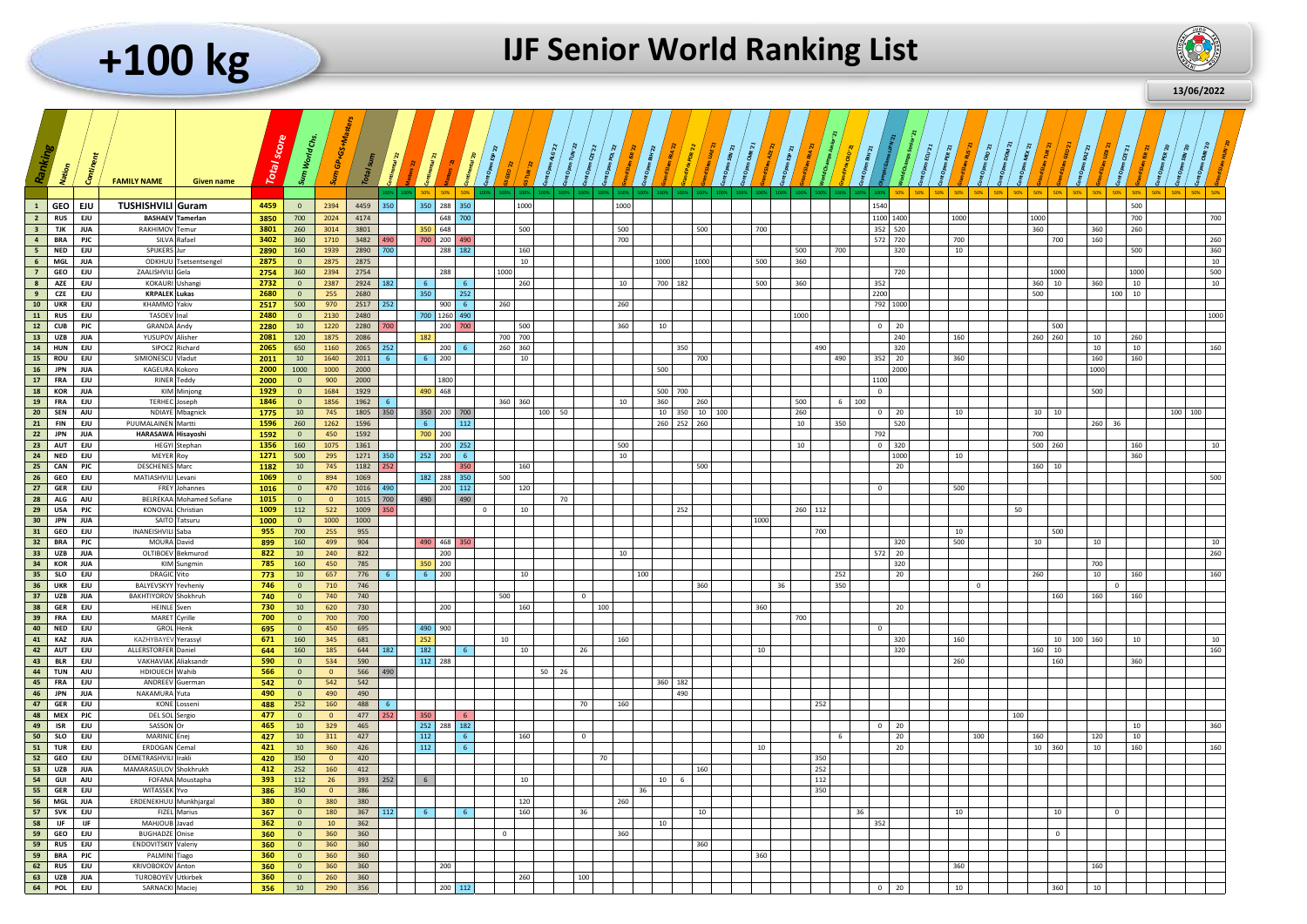# +100 kg

# IJF Senior World Ranking List

13/06/2022

| Ranking | Nation | Continent | FAMILY NAME | Given name | Total score | Sum World Chs. | Sum GPs/GS+Masters | Total sum | Continental '22 | Masters '22 | Continental '21 | Masters '21 | Continental '20 | Cont Open ESP '22 | GS GEO '22 | GS TUR '22 | Cont Open ALG '22 | Cont Open TUN '22 | Cont Open CZE '22 | Cont Open POL '22 | | Grand Slam KAZ '22 | Cont Open BIH '22 | Grand Slam ISR '22 | Grand Prix POR '22 | Grand Slam UAE '21 | | Cont Open SEN '21 | Cont Open CMR '21 | Grand Slam AZE '21 | | Cont Open ESP '21 | Grand Slam BLR '21 | World Champs Junior '21 | Grand Prix CRO '21 | Olympic Games JPN '21 | World Champs Senior '21 | Cont Open ECU '21 | Cont Open PER '21 | Grand Slam RUS '21 | | Cont Open DOM '21 | Cont Open MEX '21 | Grand Slam TUR '21 | Grand Slam GEO '21 | Cont Open KAZ '21 | Grand Slam UZB '21 | | | | | | | Cont Open POR '20 | Cont Open SEN '20 | Cont Open CMR '20 | | Grand Slam HUN '20 |
|---|---|---|---|---|---|---|---|---|---|---|---|---|---|---|---|---|---|---|---|---|---|---|---|---|---|---|---|---|---|---|---|---|---|---|---|---|---|---|---|---|---|---|---|---|---|---|---|---|---|---|---|---|---|---|---|---|---|---|
| 1 | GEO | EJU | TUSHISHVILI | Guram | 4459 | 0 | 2394 | 4459 | 350 | | 350 | 288 | 350 | | | 1000 | | | | | | 1000 | | | | | | | | | | | | | | 1540 | | | | | | | | | | | | | | 500 | | | | | | | | |
| 2 | RUS | EJU | BASHAEV | Tamerlan | 3850 | 700 | 2024 | 4174 | | | | 648 | 700 | | | | | | | | | | | | | | | | | | | | | | | 1100 | 1400 | | | 1000 | | | | | 1000 | | | | | 700 | | | | | | | | 700 |
| 3 | TJK | JUA | RAKHIMOV | Temur | 3801 | 260 | 3014 | 3801 | | | 350 | 648 | | | | 500 | | | | | | 500 | | | | 500 | | | 700 | | | | | | | 352 | 520 | | | | | | | 360 | | | 360 | | | 260 | | | | | | | | |
| 4 | BRA | PJC | SILVA | Rafael | 3402 | 360 | 1710 | 3482 | 490 | | 700 | 200 | 490 | | | | | | | | | 700 | | | | | | | | | | | | | | 572 | 720 | | | 700 | | | | | | | 700 | 160 | | | | | | | | | | 260 |
| 5 | NED | EJU | SPIJKERS | Jur | 2890 | 160 | 1939 | 2890 | 700 | | | 288 | 182 | | | 160 | | | | | | | | | | | | | | | | 500 | | 700 | | | 320 | | | 10 | | | | | | | | | | 500 | | | | | | | | 360 |
| 6 | MGL | JUA | ODKHUU | Tsetsentsengel | 2875 | 0 | 2875 | 2875 | | | | | | | | 10 | | | | | | | | 1000 | | | 1000 | | 500 | | | 360 | | | | | | | | | | | | | | | | | | | | | | | | | | 10 |
| 7 | GEO | EJU | ZAALISHVILI | Gela | 2754 | 360 | 2394 | 2754 | | | | 288 | | 1000 | | | | | | | | | | | | | | | | | | | | | | | 720 | | | | | | | | | | 1000 | | | 1000 | | | | | | | | 500 |
| 8 | AZE | EJU | KOKAURI | Ushangi | 2732 | 0 | 2387 | 2924 | 182 | | 6 | | 6 | | | 260 | | | | | | 10 | | 700 | 182 | | | | 500 | | | 360 | | | | 352 | | | | | | | 360 | 10 | | | 360 | | | 10 | | | | | | | | 10 |
| 9 | CZE | EJU | KRPALEK | Lukas | 2680 | 0 | 255 | 2680 | | | 350 | | 252 | | | | | | | | | | | | | | | | | | | | | | | 2200 | | | | | | | | 500 | | | | 100 | 10 | | | | | | | | | |
| 10 | UKR | EJU | KHAMMO | Yakiv | 2517 | 500 | 970 | 2517 | 252 | | | 900 | 6 | 260 | | | | | | | | 260 | | | | | | | | | | | | | | 792 | 1000 | | | | | | | | | | | | | | | | | | | | | |
| 11 | RUS | EJU | TASOEV | Inal | 2480 | 0 | 2130 | 2480 | | | 700 | 1260 | 490 | | | | | | | | | | | | | | | | | | | | 1000 | | | | | | | | | | | | | | | | | | | | | | | | | 1000 |
| 12 | CUB | PJC | GRANDA | Andy | 2280 | 10 | 1220 | 2280 | 700 | | | 200 | 700 | | | 500 | | | | | | 360 | | 10 | | | | | | | | | | | | 0 | 20 | | | | | | | | | 500 | | | | | | | | | | | | |
| 13 | UZB | JUA | YUSUPOV | Alisher | 2081 | 120 | 1875 | 2086 | | | 182 | | | 700 | 700 | | | | | | | | | | | | | | | | | | | | | | 240 | | | 160 | | | | 260 | 260 | | | 10 | | 260 | | | | | | | | |
| 14 | HUN | EJU | SIPOCZ | Richard | 2065 | 650 | 1160 | 2065 | 252 | | | 200 | 6 | 260 | 360 | | | | | | | | | | 350 | | | | | | | | | 490 | | | 320 | | | | | | | | | | | 10 | | 10 | | | | | | | | 160 |
| 15 | ROU | EJU | SIMIONESCU | Vladut | 2011 | 10 | 1640 | 2011 | 6 | | 6 | 200 | | | | 10 | | | | | | | | | | | 700 | | | | | | | | 490 | 352 | 20 | | | 360 | | | | | | | | 160 | | 160 | | | | | | | | |
| 16 | JPN | JUA | KAGEURA | Kokoro | 2000 | 1000 | 1000 | 2000 | | | | | | | | | | | | | | | | 500 | | | | | | | | | | | | | 2000 | | | | | | | | | | | 1000 | | | | | | | | | | |
| 17 | FRA | EJU | RINER | Teddy | 2000 | 0 | 900 | 2000 | | | | 1800 | | | | | | | | | | | | | | | | | | | | | | | | 1100 | | | | | | | | | | | | | | | | | | | | | | |
| 18 | KOR | JUA | KIM | Minjong | 1929 | 0 | 1684 | 1929 | | | 490 | 468 | | | | | | | | | | | | 500 | 700 | | | | | | | | | | | 0 | | | | | | | | | | | | 500 | | | | | | | | | | |
| 19 | FRA | EJU | TERHEC | Joseph | 1846 | 0 | 1856 | 1962 | 6 | | | | | 360 | 360 | | | | | | | 10 | | 360 | | 260 | | | | | | 500 | | 6 | 100 | | | | | | | | | | | | | | | | | | | | | | | |
| 20 | SEN | AJU | NDIAYE | Mbagnick | 1775 | 10 | 745 | 1805 | 350 | | 350 | 200 | 700 | | | | 100 | 50 | | | | | | 10 | 350 | 10 | 100 | | | | | 260 | | | | 0 | 20 | | | 10 | | | | 10 | 10 | | | | | | | | | | 100 | 100 | | |
| 21 | FIN | EJU | PUUMALAINEN | Martti | 1596 | 260 | 1262 | 1596 | | | 6 | | 112 | | | | | | | | | | | 260 | 252 | 260 | | | | | | 10 | | 350 | | | 520 | | | | | | | | | | | 260 | 36 | | | | | | | | | |
| 22 | JPN | JUA | HARASAWA | Hisayoshi | 1592 | 0 | 450 | 1592 | | | 700 | 200 | | | | | | | | | | | | | | | | | | | | | | | | 792 | | | | | | | | 700 | | | | | | | | | | | | | | |
| 23 | AUT | EJU | HEGYI | Stephan | 1356 | 160 | 1075 | 1361 | | | | 200 | 252 | | | | | | | | | 500 | | | | | | | | | | 10 | | | | 0 | 320 | | | | | | | 500 | 260 | | | | | 160 | | | | | | | | 10 |
| 24 | NED | EJU | MEYER | Roy | 1271 | 500 | 295 | 1271 | 350 | | 252 | 200 | 6 | | | | | | | | | 10 | | | | | | | | | | | | | | | 1000 | | | 10 | | | | | | | | | | 360 | | | | | | | | |
| 25 | CAN | PJC | DESCHENES | Marc | 1182 | 10 | 745 | 1182 | 252 | | | | 350 | | | 160 | | | | | | | | | | | 500 | | | | | | | | | | 20 | | | | | | | 160 | 10 | | | | | | | | | | | | | |
| 26 | GEO | EJU | MATIASHVILI | Levani | 1069 | 0 | 894 | 1069 | | | 182 | 288 | 350 | 500 | | | | | | | | | | | | | | | | | | | | | | | | | | | | | | | | | | | | | | | | | | | | 500 |
| 27 | GER | EJU | FREY | Johannes | 1016 | 0 | 470 | 1016 | 490 | | | 200 | 112 | | | 120 | | | | | | | | | | | | | | | | | | | | 0 | | | | 500 | | | | | | | | | | | | | | | | | | |
| 28 | ALG | AJU | BELREKAA | Mohamed Sofiane | 1015 | 0 | 0 | 1015 | 700 | | 490 | | 490 | | | | | 70 | | | | | | | | | | | | | | | | | | | | | | | | | | | | | | | | | | | | | | | | |
| 29 | USA | PJC | KONOVAL | Christian | 1009 | 112 | 522 | 1009 | 350 | | | | | 0 | | 10 | | | | | | | | | 252 | | | | | | | 260 | 112 | | | | | | | | | | 50 | | | | | | | | | | | | | | | |
| 30 | JPN | JUA | SAITO | Tatsuru | 1000 | 0 | 1000 | 1000 | | | | | | | | | | | | | | | | | | | | | 1000 | | | | | | | | | | | | | | | | | | | | | | | | | | | | | |
| 31 | GEO | EJU | INANEISHVILI | Saba | 955 | 700 | 255 | 955 | | | | | | | | | | | | | | | | | | | | | | | | | 700 | | | | | | | 10 | | | | 500 | | | | | | | | | | | | | | |
| 32 | BRA | PJC | MOURA | David | 899 | 160 | 499 | 904 | | | 490 | 468 | 350 | | | | | | | | | | | | | | | | | | | | | | | | 320 | | | 500 | | | | 10 | | | | 10 | | | | | | | | | | 10 |
| 33 | UZB | JUA | OLTIBOEV | Bekmurod | 822 | 10 | 240 | 822 | | | | 200 | | | | | | | | | | 10 | | | | | | | | | | | | | | 572 | 20 | | | | | | | | | | | | | | | | | | | | | 260 |
| 34 | KOR | JUA | KIM | Sungmin | 785 | 160 | 450 | 785 | | | 350 | 200 | | | | | | | | | | | | | | | | | | | | | | | | | 320 | | | | | | | | | | | 700 | | | | | | | | | | |
| 35 | SLO | EJU | DRAGIC | Vito | 773 | 10 | 657 | 776 | 6 | | 6 | 200 | | | | 10 | | | | | | | 100 | | | | | | | | | | | 252 | | | 20 | | | | | | | 260 | | | | 10 | | 160 | | | | | | | | 160 |
| 36 | UKR | EJU | BALYEVSKYY | Yevheniy | 746 | 0 | 710 | 746 | | | | | | | | | | | | | | | | | | 360 | | | | 36 | | | | 350 | | | | | | | | 0 | | | | | | | 0 | | | | | | | | | |
| 37 | UZB | JUA | BAKHTIYOROV | Shokhrukh | 740 | 0 | 740 | 740 | | | | | | 500 | | | | | 0 | | | | | | | | | | | | | | | | | | | | | | | | | | 160 | | | 160 | | 160 | | | | | | | | |
| 38 | GER | EJU | HEINLE | Sven | 730 | 10 | 620 | 730 | | | | 200 | | | | 160 | | | | | 100 | | | | | | | | 360 | | | | | | | | 20 | | | | | | | | | | | | | | | | | | | | | |
| 39 | FRA | EJU | MARET | Cyrille | 700 | 0 | 700 | 700 | | | | | | | | | | | | | | | | | | | | | | | | 700 | | | | | | | | | | | | | | | | | | | | | | | | | | |
| 40 | NED | EJU | GROL | Henk | 695 | 0 | 450 | 695 | | | 490 | 900 | | | | | | | | | | | | | | | | | | | | | | | | 0 | | | | | | | | | | | | | | | | | | | | | | |
| 41 | KAZ | JUA | KAZHYBAYEV | Yerassyl | 671 | 160 | 345 | 681 | | | 252 | | | | 10 | | | | | | | 160 | | | | | | | | | | | | | | | 320 | | | 160 | | | | | 10 | 100 | 160 | | | 10 | | | | | | | | 10 |
| 42 | AUT | EJU | ALLERSTORFER | Daniel | 644 | 160 | 185 | 644 | 182 | | 182 | | 6 | | | 10 | | | 26 | | | | | | | | | | 10 | | | | | | | | 320 | | | | | | | 160 | 10 | | | | | | | | | | | | | 160 |
| 43 | BLR | EJU | VAKHAVIAK | Aliaksandr | 590 | 0 | 534 | 590 | | | 112 | 288 | | | | | | | | | | | | | | | | | | | | | | | | | | | | 260 | | | | | 160 | | | | | 360 | | | | | | | | |
| 44 | TUN | AJU | HDIOUECH | Wahib | 566 | 0 | 0 | 566 | 490 | | | | | | | | | 50 | 26 | | | | | | | | | | | | | | | | | | | | | | | | | | | | | | | | | | | | | | | |
| 45 | FRA | EJU | ANDREEV | Guerman | 542 | 0 | 542 | 542 | | | | | | | | | | | | | | | | 360 | 182 | | | | | | | | | | | | | | | | | | | | | | | | | | | | | | | | | |
| 46 | JPN | JUA | NAKAMURA | Yuta | 490 | 0 | 490 | 490 | | | | | | | | | | | | | | | | | 490 | | | | | | | | | | | | | | | | | | | | | | | | | | | | | | | | | |
| 47 | GER | EJU | KONE | Losseni | 488 | 252 | 160 | 488 | 6 | | | | | | | | | | | 70 | | 160 | | | | | | | | | | | 252 | | | | | | | | | | | | | | | | | | | | | | | | | |
| 48 | MEX | PJC | DEL SOL | Sergio | 477 | 0 | 0 | 477 | 252 | | 350 | | 6 | | | | | | | | | | | | | | | | | | | | | | | | | | | | | | 100 | | | | | | | | | | | | | | | |
| 49 | ISR | EJU | SASSON | Or | 465 | 10 | 329 | 465 | | | 252 | 288 | 182 | | | | | | | | | | | | | | | | | | | | | | | 0 | 20 | | | | | | | | | | | | | 10 | | | | | | | | 360 |
| 50 | SLO | EJU | MARINIC | Enej | 427 | 10 | 311 | 427 | | | 112 | | 6 | | | 160 | | | 0 | | | | | | | | | | | | | | | 6 | | | 20 | | | | 100 | | | 160 | | | | 120 | | 10 | | | | | | | | |
| 51 | TUR | EJU | ERDOGAN | Cemal | 421 | 10 | 360 | 426 | | | 112 | | 6 | | | | | | | | | | | | | | | | 10 | | | | | | | | 20 | | | | | | | 10 | 360 | | | 10 | | 160 | | | | | | | | 160 |
| 52 | GEO | EJU | DEMETRASHVILI | Irakli | 420 | 350 | 0 | 420 | | | | | | | | | | | | | 70 | | | | | | | | | | | | 350 | | | | | | | | | | | | | | | | | | | | | | | | | |
| 53 | UZB | JUA | MAMARASULOV | Shokhrukh | 412 | 252 | 160 | 412 | | | | | | | | | | | | | | | | | | 160 | | | | | | | 252 | | | | | | | | | | | | | | | | | | | | | | | | | |
| 54 | GUI | AJU | FOFANA | Moustapha | 393 | 112 | 26 | 393 | 252 | | 6 | | | | | 10 | | | | | | | | 10 | 6 | | | | | | | | 112 | | | | | | | | | | | | | | | | | | | | | | | | | |
| 55 | GER | EJU | WITASSEK | Yvo | 386 | 350 | 0 | 386 | | | | | | | | | | | | | | | 36 | | | | | | | | | | 350 | | | | | | | | | | | | | | | | | | | | | | | | | |
| 56 | MGL | JUA | ERDENEKHUU | Munkhjargal | 380 | 0 | 380 | 380 | | | | | | | | 120 | | | | | | 260 | | | | | | | | | | | | | | | | | | | | | | | | | | | | | | | | | | | | |
| 57 | SVK | EJU | FIZEL | Marius | 367 | 0 | 180 | 367 | 112 | | 6 | | 6 | | | 160 | | | 36 | | | | | | | 10 | | | | | | | | | 36 | | | | | 10 | | | | 10 | | | | | 0 | | | | | | | | | |
| 58 | IJF | IJF | MAHJOUB | Javad | 362 | 0 | 10 | 362 | | | | | | | | | | | | | | | | 10 | | | | | | | | | | | | 352 | | | | | | | | | | | | | | | | | | | | | | |
| 59 | GEO | EJU | BUGHADZE | Onise | 360 | 0 | 360 | 360 | | | | | | 0 | | | | | | | | 360 | | | | | | | | | | | | | | | | | | | | | | 0 | | | | | | | | | | | | | | |
| 59 | RUS | EJU | ENDOVITSKIY | Valeriy | 360 | 0 | 360 | 360 | | | | | | | | | | | | | | | | | | 360 | | | | | | | | | | | | | | | | | | | | | | | | | | | | | | | | |
| 59 | BRA | PJC | PALMINI | Tiago | 360 | 0 | 360 | 360 | | | | | | | | | | | | | | | | | | | | | 360 | | | | | | | | | | | | | | | | | | | | | | | | | | | | | |
| 62 | RUS | EJU | KRIVOBOKOV | Anton | 360 | 0 | 360 | 360 | | | | 200 | | | | | | | | | | | | | | | | | | | | | | | | | | | | 360 | | | | | | | | 160 | | | | | | | | | | |
| 63 | UZB | JUA | TUROBOYEV | Utkirbek | 360 | 0 | 260 | 360 | | | | | | | | 260 | | | 100 | | | | | | | | | | | | | | | | | | | | | | | | | | | | | | | | | | | | | | | |
| 64 | POL | EJU | SARNACKI | Maciej | 356 | 10 | 290 | 356 | | | | 200 | 112 | | | | | | | | | | | | | | | | | | | | | | | 0 | 20 | | | 10 | | | | | 360 | | | 10 | | | | | | | | | | |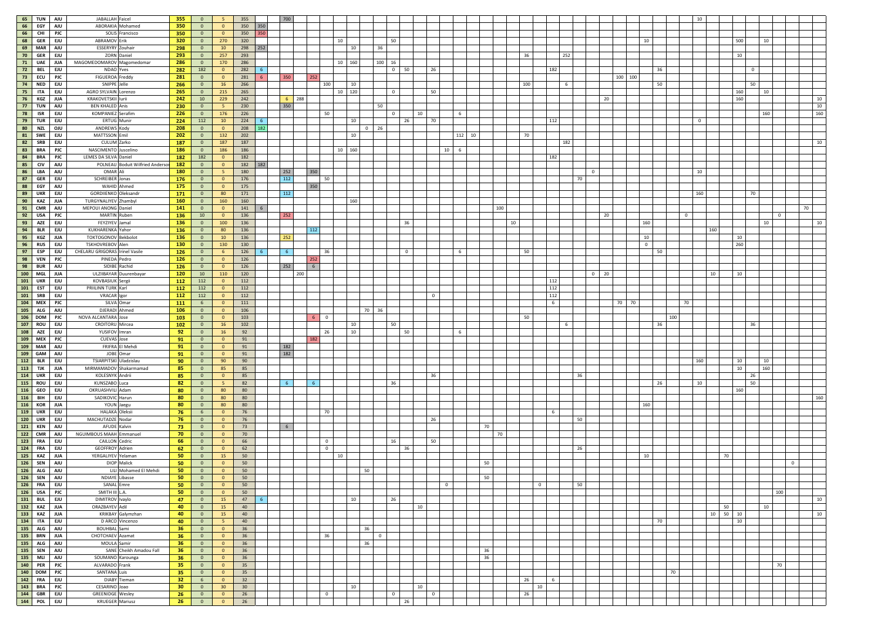| | | | | | | | | | | | | | | | | | | | | | | | | | | | | | | | | | | | | | | | | | | | | | | | | | |
|---|---|---|---|---|---|---|---|---|---|---|---|---|---|---|---|---|---|---|---|---|---|---|---|---|---|---|---|---|---|---|---|---|---|---|---|---|---|---|---|---|---|---|---|---|---|---|---|---|---|
| 65 | TUN | AJU | JABALLAH | Faicel | 355 | 0 | 5 | 355 | | 700 | | | | | | | | | | | | | | | | | | | | | | | | | | | | | 10 | | | | | | | | | |
| 66 | EGY | AJU | ABORAKIA | Mohamed | 350 | 0 | 0 | 350 | 350 | | | | | | | | | | | | | | | | | | | | | | | | | | | | | | | | | | | | | | | |
| 66 | CHI | PJC | SOLIS | Francisco | 350 | 0 | 0 | 350 | 350 | | | | | | | | | | | | | | | | | | | | | | | | | | | | | | | | | | | | | | | |
| 68 | GER | EJU | ABRAMOV | Erik | 320 | 0 | 270 | 320 | | | | | | 10 | | | | 50 | | | | | | | | | | | | | | | | | | 10 | | | | | | | 500 | | 10 | | | | |
| 69 | MAR | AJU | ESSERYRY | Zouhair | 298 | 0 | 10 | 298 | 252 | | | | | | 10 | | 36 | | | | | | | | | | | | | | | | | | | | | | | | | | | | | | | |
| 70 | GER | EJU | ZORN | Daniel | 293 | 0 | 257 | 293 | | | | | | | | | | | | | | | | | | | | 36 | | | 252 | | | | | | | | | | | | 10 | | | | | | |
| 71 | UAE | JUA | MAGOMEDOMAROV | Magomedomar | 286 | 0 | 170 | 286 | | | | | | 10 | 160 | | 100 | 16 | | | | | | | | | | | | | | | | | | | | | | | | | | | | | | | |
| 72 | BEL | EJU | NDAO | Yves | 282 | 182 | 0 | 282 | 6 | | | | | | | | | 0 | 50 | | 26 | | | | | | | | | 182 | | | | | | | | 36 | | | | | | 0 | | | | | |
| 73 | ECU | PJC | FIGUEROA | Freddy | 281 | 0 | 0 | 281 | 6 | 350 | | 252 | | | | | | | | | | | | | | | | | | | | | | | 100 | 100 | | | | | | | | | | | | | |
| 74 | NED | EJU | SNIPPE | Jelle | 266 | 0 | 16 | 266 | | | | | 100 | | 10 | | | | | | | | | | | | | 100 | | | 6 | | | | | | | 50 | | | | | | 50 | | | | | |
| 75 | ITA | EJU | AGRO SYLVAIN | Lorenzo | 265 | 0 | 215 | 265 | | | | | | 10 | 120 | | | 0 | | | 50 | | | | | | | | | | | | | | | | | | | | | | 160 | | 10 | | | | |
| 76 | KGZ | JUA | KRAKOVETSKII | Iurii | 242 | 10 | 229 | 242 | | 6 | 288 | | | | | | | | | | | | | | | | | | | | | | | 20 | | | | | | | | | 160 | | | | | | 10 |
| 77 | TUN | AJU | BEN KHALED | Anis | 230 | 0 | 5 | 230 | | 350 | | | | | | | 50 | | | | | | | | | | | | | | | | | | | | | | | | | | | | | | | | 10 |
| 78 | ISR | EJU | KOMPANIEZ | Serafim | 226 | 0 | 176 | 226 | | | | | 50 | | | | | 0 | | 10 | | 6 | | | | | | | | | | | | | | | | | | | | | | | 160 | | | | 160 |
| 79 | TUR | EJU | ERTUG | Munir | 224 | 112 | 10 | 224 | 6 | | | | | | 10 | | | | 26 | | 70 | | | | | | | | | 112 | | | | | | | | | | | 0 | | | | | | | | |
| 80 | NZL | OJU | ANDREWS | Kody | 208 | 0 | 0 | 208 | 182 | | | | | | | 0 | 26 | | | | | | | | | | | | | | | | | | | | | | | | | | | | | | | | |
| 81 | SWE | EJU | MATTSSON | Emil | 202 | 0 | 132 | 202 | | | | | | | 10 | | | | | | | | 112 | 10 | | | | 70 | | | | | | | | | | | | | | | | | | | | | |
| 82 | SRB | EJU | CULUM | Zarko | 187 | 0 | 187 | 187 | | | | | | | | | | | | | | | | | | | | | | | 182 | | | | | | | | | | | | | | | | | | 10 |
| 83 | BRA | PJC | NASCIMENTO | Juscelino | 186 | 0 | 186 | 186 | | | | | | 10 | 160 | | | | | | | 10 | 6 | | | | | | | | | | | | | | | | | | | | | | | | | | |
| 84 | BRA | PJC | LEMES DA SILVA | Daniel | 182 | 182 | 0 | 182 | | | | | | | | | | | | | | | | | | | | | | 182 | | | | | | | | | | | | | | | | | | | |
| 85 | CIV | AJU | POLNEAU | Boduit Wilfried Anderson | 182 | 0 | 0 | 182 | 182 | | | | | | | | | | | | | | | | | | | | | | | | | | | | | | | | | | | | | | | | |
| 86 | LBA | AJU | OMAR | Ali | 180 | 0 | 5 | 180 | | 252 | | 350 | | | | | | | | | | | | | | | | | | | | | 0 | | | | | | | | 10 | | | | | | | | |
| 87 | GER | EJU | SCHREIBER | Jonas | 176 | 0 | 0 | 176 | | 112 | | | 50 | | | | | | | | | | | | | | | | | | | 70 | | | | | | | | | | | | | | | | | |
| 88 | EGY | AJU | WAHID | Ahmed | 175 | 0 | 0 | 175 | | | | 350 | | | | | | | | | | | | | | | | | | | | | | | | | | | | | | | | | | | | | |
| 89 | UKR | EJU | GORDIIENKO | Oleksandr | 171 | 0 | 80 | 171 | | 112 | | | | | | | | | | | | | | | | | | | | | | | | | | | | | | | 160 | | | | 70 | | | | |
| 90 | KAZ | JUA | TURGYNALIYEV | Zhambyl | 160 | 0 | 160 | 160 | | | | | | | 160 | | | | | | | | | | | | | | | | | | | | | | | | | | | | | | | | | | |
| 91 | CMR | AJU | MEPOUI ANONG | Daniel | 141 | 0 | 0 | 141 | 6 | | | | | | | | | | | | | | | | | 100 | | | | | | | | | | | | | | | | | | | | | | 70 | |
| 92 | USA | PJC | MARTIN | Ruben | 136 | 10 | 0 | 136 | | 252 | | | | | | | | | | | | | | | | | | | | | | | | 20 | | | | | 0 | | | | | | | 0 | | | |
| 93 | AZE | EJU | FEYZIYEV | Jamal | 136 | 0 | 100 | 136 | | | | | | | | | | | 36 | | | | | | | | 10 | | | | | | | | | 160 | | | | | | | | | 10 | | | | 10 |
| 94 | BLR | EJU | KUKHARENKA | Yahor | 136 | 0 | 80 | 136 | | | | 112 | | | | | | | | | | | | | | | | | | | | | | | | | | | | | | 160 | | | | | | | |
| 95 | KGZ | JUA | TOKTOGONOV | Bekbolot | 136 | 0 | 10 | 136 | | 252 | | | | | | | | | | | | | | | | | | | | | | | | | | 10 | | | | | | | | 10 | | | | | |
| 96 | RUS | EJU | TSKHOVREBOV | Alen | 130 | 0 | 130 | 130 | | | | | | | | | | | | | | | | | | | | | | | | | | | | 0 | | | | | | | | 260 | | | | | |
| 97 | ESP | EJU | CHELARU GRIGORAS | Irinel Vasile | 126 | 0 | 6 | 126 | 6 | 6 | | | 36 | | | | | | 0 | | | 6 | | | | | | 50 | | | | | | | | | | 50 | | | | | | | | | | | |
| 98 | VEN | PJC | PINEDA | Pedro | 126 | 0 | 0 | 126 | | | | 252 | | | | | | | | | | | | | | | | | | | | | | | | | | | | | | | | | | | | | |
| 98 | BUR | AJU | SIDIBE | Rachid | 126 | 0 | 0 | 126 | | 252 | | 6 | | | | | | | | | | | | | | | | | | | | | | | | | | | | | | | | | | | | | |
| 100 | MGL | JUA | ULZIIBAYAR | Duurenbayar | 120 | 10 | 110 | 120 | | | 200 | | | | | | | | | | | | | | | | | | | | | | 0 | 20 | | | | | | | | | 10 | 10 | | | | | |
| 101 | UKR | EJU | KOVBASIUK | Sergii | 112 | 112 | 0 | 112 | | | | | | | | | | | | | | | | | | | | | | 112 | | | | | | | | | | | | | | | | | | | |
| 101 | EST | EJU | PRIILINN TURK | Karl | 112 | 112 | 0 | 112 | | | | | | | | | | | | | | | | | | | | | | 112 | | | | | | | | | | | | | | | | | | | |
| 101 | SRB | EJU | VRACAR | Igor | 112 | 112 | 0 | 112 | | | | | | | | | | | | | 0 | | | | | | | | | 112 | | | | | | | | | | | | | | | | | | | |
| 104 | MEX | PJC | SILVA | Omar | 111 | 6 | 0 | 111 | | | | | | | | | | | | | | | | | | | | | | 6 | | | | | 70 | 70 | | | | 70 | | | | | | | | | |
| 105 | ALG | AJU | DJERADI | Ahmed | 106 | 0 | 0 | 106 | | | | | | | | 70 | 36 | | | | | | | | | | | | | | | | | | | | | | | | | | | | | | | | |
| 106 | DOM | PJC | NOVA ALCANTARA | Jose | 103 | 0 | 0 | 103 | | | | 6 | 0 | | | | | | | | | | | | | | | 50 | | | | | | | | | | | 100 | | | | | | | | | | |
| 107 | ROU | EJU | CROITORU | Mircea | 102 | 0 | 16 | 102 | | | | | | | 10 | | | 50 | | | | | | | | | | | | | 6 | | | | | | | 36 | | | | | | 36 | | | | | |
| 108 | AZE | EJU | YUSIFOV | Imran | 92 | 0 | 16 | 92 | | | | | 26 | | 10 | | | | 50 | | | 6 | | | | | | | | | | | | | | | | | | | | | | | | | | | |
| 109 | MEX | PJC | CUEVAS | Jose | 91 | 0 | 0 | 91 | | | | 182 | | | | | | | | | | | | | | | | | | | | | | | | | | | | | | | | | | | | | |
| 109 | MAR | AJU | FRIFRA | El Mehdi | 91 | 0 | 0 | 91 | | 182 | | | | | | | | | | | | | | | | | | | | | | | | | | | | | | | | | | | | | | | |
| 109 | GAM | AJU | JOBE | Omar | 91 | 0 | 0 | 91 | | 182 | | | | | | | | | | | | | | | | | | | | | | | | | | | | | | | | | | | | | | | |
| 112 | BLR | EJU | TSIARPITSKI | Uladzislau | 90 | 0 | 90 | 90 | | | | | | | | | | | | | | | | | | | | | | | | | | | | | | | | | 160 | | | 10 | | 10 | | | |
| 113 | TJK | JUA | MIRMAMADOV | Shakarmamad | 85 | 0 | 85 | 85 | | | | | | | | | | | | | | | | | | | | | | | | | | | | | | | | | | | | 10 | | 160 | | | |
| 114 | UKR | EJU | KOLESNYK | Andrii | 85 | 0 | 0 | 85 | | | | | | | | | | | | | 36 | | | | | | | | | | | 36 | | | | | | | | | | | | | 26 | | | | |
| 115 | ROU | EJU | KUNSZABO | Luca | 82 | 0 | 5 | 82 | | 6 | | 6 | | | | | | 36 | | | | | | | | | | | | | | | | | | | | 26 | | | 10 | | | | 50 | | | | |
| 116 | GEO | EJU | OKRUASHVILI | Adam | 80 | 0 | 80 | 80 | | | | | | | | | | | | | | | | | | | | | | | | | | | | | | | | | | | | 160 | | | | | |
| 116 | BIH | EJU | SADIKOVIC | Harun | 80 | 0 | 80 | 80 | | | | | | | | | | | | | | | | | | | | | | | | | | | | | | | | | | | | | | | | | 160 |
| 116 | KOR | JUA | YOUN | Jaegu | 80 | 0 | 80 | 80 | | | | | | | | | | | | | | | | | | | | | | | | | | | | 160 | | | | | | | | | | | | | |
| 119 | UKR | EJU | HALAKA | Oleksii | 76 | 6 | 0 | 76 | | | | | 70 | | | | | | | | | | | | | | | | | 6 | | | | | | | | | | | | | | | | | | | |
| 120 | UKR | EJU | MACHUTADZE | Nodar | 76 | 0 | 0 | 76 | | | | | | | | | | | | | 26 | | | | | | | | | | | 50 | | | | | | | | | | | | | | | | | |
| 121 | KEN | AJU | AFUDE | Kalvin | 73 | 0 | 0 | 73 | | 6 | | | | | | | | | | | | | | 70 | | | | | | | | | | | | | | | | | | | | | | | | | |
| 122 | CMR | AJU | NGUIMBOUS MAAH | Emmanuel | 70 | 0 | 0 | 70 | | | | | | | | | | | | | | | | | 70 | | | | | | | | | | | | | | | | | | | | | | | | |
| 123 | FRA | EJU | CAILLON | Cedric | 66 | 0 | 0 | 66 | | | | | 0 | | | | | 16 | | | 50 | | | | | | | | | | | | | | | | | | | | | | | | | | | | |
| 124 | FRA | EJU | GEOFFROY | Adrien | 62 | 0 | 0 | 62 | | | | | 0 | | | | | | 36 | | | | | | | | | | | | | 26 | | | | | | | | | | | | | | | | | |
| 125 | KAZ | JUA | YERGALIYEV | Yelaman | 50 | 0 | 15 | 50 | | | | | | 10 | | | | | | | | | | | | | | | | | | | | | | 10 | | | | | | | 70 | | | | | | |
| 126 | SEN | AJU | DIOP | Malick | 50 | 0 | 0 | 50 | | | | | | | | | | | | | | | | | 50 | | | | | | | | | | | | | | | | | | | | | | 0 | | |
| 126 | ALG | AJU | LILI | Mohamed El Mehdi | 50 | 0 | 0 | 50 | | | | | | | | 50 | | | | | | | | | | | | | | | | | | | | | | | | | | | | | | | | | |
| 126 | SEN | AJU | NDIAYE | Libasse | 50 | 0 | 0 | 50 | | | | | | | | | | | | | | | | 50 | | | | | | | | | | | | | | | | | | | | | | | | | |
| 126 | FRA | EJU | SANAL | Emre | 50 | 0 | 0 | 50 | | | | | | | | | | | | | | 0 | | | | | | | | 0 | | 50 | | | | | | | | | | | | | | | | | |
| 126 | USA | PJC | SMITH III | L.A. | 50 | 0 | 0 | 50 | | | | | | | | | | | | | | | | | | | | | | | | | | | | | | | | | | | | | | 100 | | | |
| 131 | BUL | EJU | DIMITROV | Ivaylo | 47 | 0 | 15 | 47 | 6 | | | | | | 10 | | | 26 | | | | | | | | | | | | | | | | | | | | | | | | | | | | | | | 10 |
| 132 | KAZ | JUA | ORAZBAYEV | Adil | 40 | 0 | 15 | 40 | | | | | | | | | | | | 10 | | | | | | | | | | | | | | | | | | | | | | | 50 | | | 10 | | | |
| 133 | KAZ | JUA | KRIKBAY | Galymzhan | 40 | 0 | 15 | 40 | | | | | | | | | | | | | | | | | | | | | | | | | | | | | | | | | | 10 | 50 | 10 | | | | | 10 |
| 134 | ITA | EJU | D ARCO | Vincenzo | 40 | 0 | 5 | 40 | | | | | | | | | | | | | | | | | | | | | | | | | | | | | | 70 | | | | | | 10 | | | | | |
| 135 | ALG | AJU | BOUHBAL | Sami | 36 | 0 | 0 | 36 | | | | | | | | 36 | | | | | | | | | | | | | | | | | | | | | | | | | | | | | | | | | |
| 135 | BRN | JUA | CHOTCHAEV | Azamat | 36 | 0 | 0 | 36 | | | | | 36 | | | | 0 | | | | | | | | | | | | | | | | | | | | | | | | | | | | | | | | |
| 135 | ALG | AJU | MOULA | Samir | 36 | 0 | 0 | 36 | | | | | | | | 36 | | | | | | | | | | | | | | | | | | | | | | | | | | | | | | | | | |
| 135 | SEN | AJU | SANE | Cheikh Amadou Fall | 36 | 0 | 0 | 36 | | | | | | | | | | | | | | | | | 36 | | | | | | | | | | | | | | | | | | | | | | | | |
| 135 | MLI | AJU | SOUMANO | Karounga | 36 | 0 | 0 | 36 | | | | | | | | | | | | | | | | | 36 | | | | | | | | | | | | | | | | | | | | | | | | |
| 140 | PER | PJC | ALVARADO | Frank | 35 | 0 | 0 | 35 | | | | | | | | | | | | | | | | | | | | | | | | | | | | | | | | | | | | | | 70 | | | |
| 140 | DOM | PJC | SANTANA | Luis | 35 | 0 | 0 | 35 | | | | | | | | | | | | | | | | | | | | | | | | | | | | | | | 70 | | | | | | | | | | |
| 142 | FRA | EJU | DIABY | Tieman | 32 | 6 | 0 | 32 | | | | | | | | | | | | | | | | | | | | 26 | | 6 | | | | | | | | | | | | | | | | | | | |
| 143 | BRA | PJC | CESARINO | Joao | 30 | 0 | 30 | 30 | | | | | | | 10 | | | | | 10 | | | | | | | | | 10 | | | | | | | | | | | | | | | | | | | | |
| 144 | GBR | EJU | GREENIDGE | Wesley | 26 | 0 | 0 | 26 | | | | | 0 | | | | | 0 | | | 0 | | | | | | | 26 | | | | | | | | | | | | | | | | | | | | | |
| 144 | POL | EJU | KRUEGER | Mariusz | 26 | 0 | 0 | 26 | | | | | | | | | | | 26 | | | | | | | | | | | | | | | | | | | | | | | | | | | | | | |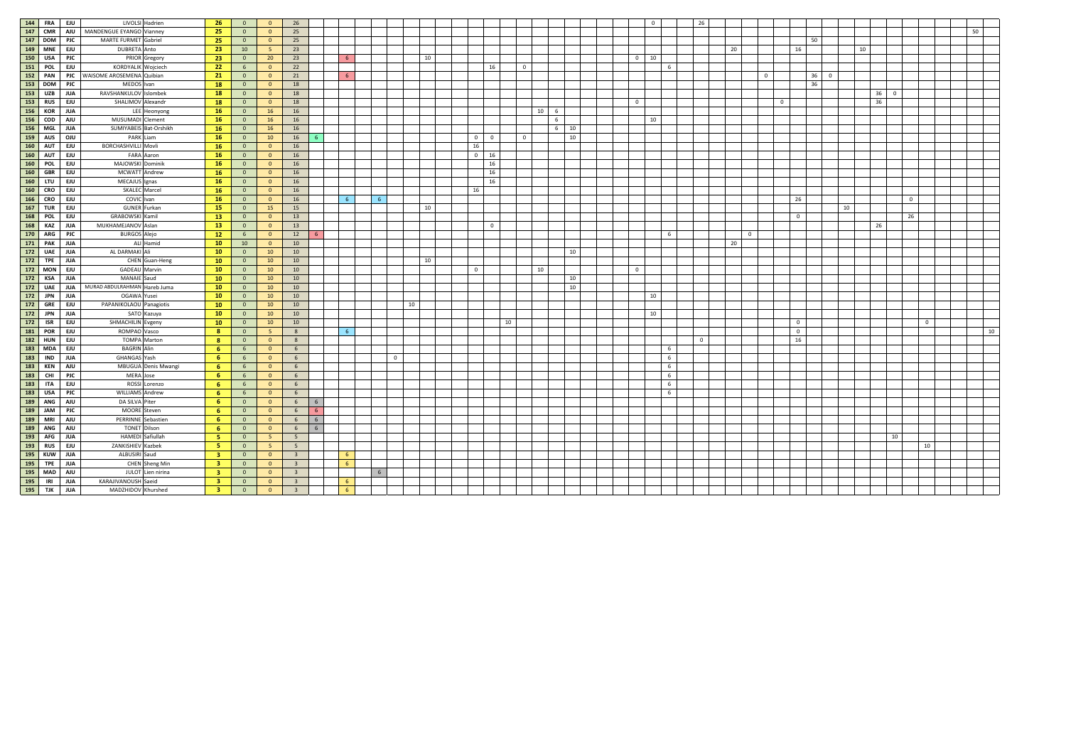| | | | | | | | | | | | | | | | | | | | | | | | | | | | | | | | | | | | | | | | | | | | | | | | | | | |
|---|---|---|---|---|---|---|---|---|---|---|---|---|---|---|---|---|---|---|---|---|---|---|---|---|---|---|---|---|---|---|---|---|---|---|---|---|---|---|---|---|---|---|---|---|---|---|---|---|---|---|
| 144 | FRA | EJU | LIVOLSI | Hadrien | 26 | 0 | 0 | 26 | | | | | | | | | | | | | | | | | | | | | 0 | | | 26 | | | | | | | | | | | | | | | | | | |
| 147 | CMR | AJU | MANDENGUE EYANGO | Vianney | 25 | 0 | 0 | 25 | | | | | | | | | | | | | | | | | | | | | | | | | | | | | | | | | | | | | | | | | 50 | |
| 147 | DOM | PJC | MARTE FURMET | Gabriel | 25 | 0 | 0 | 25 | | | | | | | | | | | | | | | | | | | | | | | | | | | | | | | | 50 | | | | | | | | | | |
| 149 | MNE | EJU | DUBRETA | Anto | 23 | 10 | 5 | 23 | | | | | | | | | | | | | | | | | | | | | | | | | | 20 | | | | 16 | | | | 10 | | | | | | | | |
| 150 | USA | PJC | PRIOR | Gregory | 23 | 0 | 20 | 23 | | 6 | | | | | 10 | | | | | | | | | | | | 0 | 10 | | | | | | | | | | | | | | | | | | | | | | |
| 151 | POL | EJU | KORDYALIK | Wojciech | 22 | 6 | 0 | 22 | | | | | | | | | | | 16 | | 0 | | | | | | | | 6 | | | | | | | | | | | | | | | | | | | | | |
| 152 | PAN | PJC | WAISOME AROSEMENA | Quibian | 21 | 0 | 0 | 21 | | 6 | | | | | | | | | | | | | | | | | | | | | | | | | | 0 | | | 36 | 0 | | | | | | | | | | |
| 153 | DOM | PJC | MEDOS | Ivan | 18 | 0 | 0 | 18 | | | | | | | | | | | | | | | | | | | | | | | | | | | | | | | 36 | | | | | | | | | | | |
| 153 | UZB | JUA | RAVSHANKULOV | Islombek | 18 | 0 | 0 | 18 | | | | | | | | | | | | | | | | | | | | | | | | | | | | | | | | | | | | 36 | 0 | | | | | |
| 153 | RUS | EJU | SHALIMOV | Alexandr | 18 | 0 | 0 | 18 | | | | | | | | | | | | | | | | | | | 0 | | | | | | | | | | 0 | | | | | | | 36 | | | | | | |
| 156 | KOR | JUA | LEE | Heonyong | 16 | 0 | 16 | 16 | | | | | | | | | | | | | | 10 | 6 | | | | | | | | | | | | | | | | | | | | | | | | | | | |
| 156 | COD | AJU | MUSUMADI | Clement | 16 | 0 | 16 | 16 | | | | | | | | | | | | | | | 6 | | | | | 10 | | | | | | | | | | | | | | | | | | | | | | |
| 156 | MGL | JUA | SUMIYABEIS | Bat-Orshikh | 16 | 0 | 16 | 16 | | | | | | | | | | | | | | | 6 | 10 | | | | | | | | | | | | | | | | | | | | | | | | | | |
| 159 | AUS | OJU | PARK | Liam | 16 | 0 | 10 | 16 | 6 | | | | | | | | | 0 | 0 | | 0 | | | 10 | | | | | | | | | | | | | | | | | | | | | | | | | | |
| 160 | AUT | EJU | BORCHASHVILLI | Movli | 16 | 0 | 0 | 16 | | | | | | | | | | 16 | | | | | | | | | | | | | | | | | | | | | | | | | | | | | | | | |
| 160 | AUT | EJU | FARA | Aaron | 16 | 0 | 0 | 16 | | | | | | | | | | 0 | 16 | | | | | | | | | | | | | | | | | | | | | | | | | | | | | | | |
| 160 | POL | EJU | MAJOWSKI | Dominik | 16 | 0 | 0 | 16 | | | | | | | | | | | 16 | | | | | | | | | | | | | | | | | | | | | | | | | | | | | | | |
| 160 | GBR | EJU | MCWATT | Andrew | 16 | 0 | 0 | 16 | | | | | | | | | | | 16 | | | | | | | | | | | | | | | | | | | | | | | | | | | | | | | |
| 160 | LTU | EJU | MECAJUS | Ignas | 16 | 0 | 0 | 16 | | | | | | | | | | | 16 | | | | | | | | | | | | | | | | | | | | | | | | | | | | | | | |
| 160 | CRO | EJU | SKALEC | Marcel | 16 | 0 | 0 | 16 | | | | | | | | | | 16 | | | | | | | | | | | | | | | | | | | | | | | | | | | | | | | | |
| 166 | CRO | EJU | COVIC | Ivan | 16 | 0 | 0 | 16 | | 6 | | 6 | | | | | | | | | | | | | | | | | | | | | | | | | | 26 | | | | | | | 0 | | | | | |
| 167 | TUR | EJU | GUNER | Furkan | 15 | 0 | 15 | 15 | | | | | | | 10 | | | | | | | | | | | | | | | | | | | | | | | | | | 10 | | | | | | | | | |
| 168 | POL | EJU | GRABOWSKI | Kamil | 13 | 0 | 0 | 13 | | | | | | | | | | | | | | | | | | | | | | | | | | | | | | 0 | | | | | | | 26 | | | | | |
| 168 | KAZ | JUA | MUKHAMEJANOV | Aslan | 13 | 0 | 0 | 13 | | | | | | | | | | | 0 | | | | | | | | | | | | | | | | | | | | | | | | | 26 | | | | | | |
| 170 | ARG | PJC | BURGOS | Alejo | 12 | 6 | 0 | 12 | 6 | | | | | | | | | | | | | | | | | | | | 6 | | | | | | 0 | | | | | | | | | | | | | | | |
| 171 | PAK | JUA | ALI | Hamid | 10 | 10 | 0 | 10 | | | | | | | | | | | | | | | | | | | | | | | | | | 20 | | | | | | | | | | | | | | | | |
| 172 | UAE | JUA | AL DARMAKI | Ali | 10 | 0 | 10 | 10 | | | | | | | | | | | | | | | | 10 | | | | | | | | | | | | | | | | | | | | | | | | | | |
| 172 | TPE | JUA | CHEN | Guan-Heng | 10 | 0 | 10 | 10 | | | | | | | 10 | | | | | | | | | | | | | | | | | | | | | | | | | | | | | | | | | | | |
| 172 | MON | EJU | GADEAU | Marvin | 10 | 0 | 10 | 10 | | | | | | | | | | 0 | | | | 10 | | | | | | 0 | | | | | | | | | | | | | | | | | | | | | | |
| 172 | KSA | JUA | MANAIE | Saud | 10 | 0 | 10 | 10 | | | | | | | | | | | | | | | | 10 | | | | | | | | | | | | | | | | | | | | | | | | | | |
| 172 | UAE | JUA | MURAD ABDULRAHMAN | Hareb Juma | 10 | 0 | 10 | 10 | | | | | | | | | | | | | | | | 10 | | | | | | | | | | | | | | | | | | | | | | | | | | |
| 172 | JPN | JUA | OGAWA | Yusei | 10 | 0 | 10 | 10 | | | | | | | | | | | | | | | | | | | | 10 | | | | | | | | | | | | | | | | | | | | | | |
| 172 | GRE | EJU | PAPANIKOLAOU | Panagiotis | 10 | 0 | 10 | 10 | | | | | | 10 | | | | | | | | | | | | | | | | | | | | | | | | | | | | | | | | | | | | |
| 172 | JPN | JUA | SATO | Kazuya | 10 | 0 | 10 | 10 | | | | | | | | | | | | | | | | | | | | 10 | | | | | | | | | | | | | | | | | | | | | | |
| 172 | ISR | EJU | SHMACHILIN | Evgeny | 10 | 0 | 10 | 10 | | | | | | | | | | | | 10 | | | | | | | | | | | | | | | | | | 0 | | | | | | | | 0 | | | | |
| 181 | POR | EJU | ROMPAO | Vasco | 8 | 0 | 5 | 8 | | 6 | | | | | | | | | | | | | | | | | | | | | | | | | | | | 0 | | | | | | | | | | | | 10 |
| 182 | HUN | EJU | TOMPA | Marton | 8 | 0 | 0 | 8 | | | | | | | | | | | | | | | | | | | | | | | 0 | | | | | | | 16 | | | | | | | | | | | | |
| 183 | MDA | EJU | BAGRIN | Alin | 6 | 6 | 0 | 6 | | | | | | | | | | | | | | | | | | | | | 6 | | | | | | | | | | | | | | | | | | | | | |
| 183 | IND | JUA | GHANGAS | Yash | 6 | 6 | 0 | 6 | | | | | 0 | | | | | | | | | | | | | | | | | | | | | | | | | | | | | | | | | | | | | |
| 183 | KEN | AJU | MBUGUA | Denis Mwangi | 6 | 6 | 0 | 6 | | | | | | | | | | | | | | | | | | | | | 6 | | | | | | | | | | | | | | | | | | | | | |
| 183 | CHI | PJC | MERA | Jose | 6 | 6 | 0 | 6 | | | | | | | | | | | | | | | | | | | | | 6 | | | | | | | | | | | | | | | | | | | | | |
| 183 | ITA | EJU | ROSSI | Lorenzo | 6 | 6 | 0 | 6 | | | | | | | | | | | | | | | | | | | | | 6 | | | | | | | | | | | | | | | | | | | | | |
| 183 | USA | PJC | WILLIAMS | Andrew | 6 | 6 | 0 | 6 | | | | | | | | | | | | | | | | | | | | | 6 | | | | | | | | | | | | | | | | | | | | | |
| 189 | ANG | AJU | DA SILVA | Piter | 6 | 0 | 0 | 6 | 6 | | | | | | | | | | | | | | | | | | | | | | | | | | | | | | | | | | | | | | | | | |
| 189 | JAM | PJC | MOORE | Steven | 6 | 0 | 0 | 6 | 6 | | | | | | | | | | | | | | | | | | | | | | | | | | | | | | | | | | | | | | | | | |
| 189 | MRI | AJU | PERRINNE | Sebastien | 6 | 0 | 0 | 6 | 6 | | | | | | | | | | | | | | | | | | | | | | | | | | | | | | | | | | | | | | | | | |
| 189 | ANG | AJU | TONET | Dilson | 6 | 0 | 0 | 6 | 6 | | | | | | | | | | | | | | | | | | | | | | | | | | | | | | | | | | | | | | | | | |
| 193 | AFG | JUA | HAMEDI | Safiullah | 5 | 0 | 5 | 5 | | | | | | | | | | | | | | | | | | | | | | | | | | | | | | | | | | | | | 10 | | | | | |
| 193 | RUS | EJU | ZANKISHIEV | Kazbek | 5 | 0 | 5 | 5 | | | | | | | | | | | | | | | | | | | | | | | | | | | | | | | | | | | | | | | 10 | | | |
| 195 | KUW | JUA | ALBUSIRI | Saud | 3 | 0 | 0 | 3 | | 6 | | | | | | | | | | | | | | | | | | | | | | | | | | | | | | | | | | | | | | | | |
| 195 | TPE | JUA | CHEN | Sheng Min | 3 | 0 | 0 | 3 | | 6 | | | | | | | | | | | | | | | | | | | | | | | | | | | | | | | | | | | | | | | | |
| 195 | MAD | AJU | JULOT | Lien nirina | 3 | 0 | 0 | 3 | | | | 6 | | | | | | | | | | | | | | | | | | | | | | | | | | | | | | | | | | | | | | |
| 195 | IRI | JUA | KARAJIVANOUSH | Saeid | 3 | 0 | 0 | 3 | | 6 | | | | | | | | | | | | | | | | | | | | | | | | | | | | | | | | | | | | | | | | |
| 195 | TJK | JUA | MADZHIDOV | Khurshed | 3 | 0 | 0 | 3 | | 6 | | | | | | | | | | | | | | | | | | | | | | | | | | | | | | | | | | | | | | | | |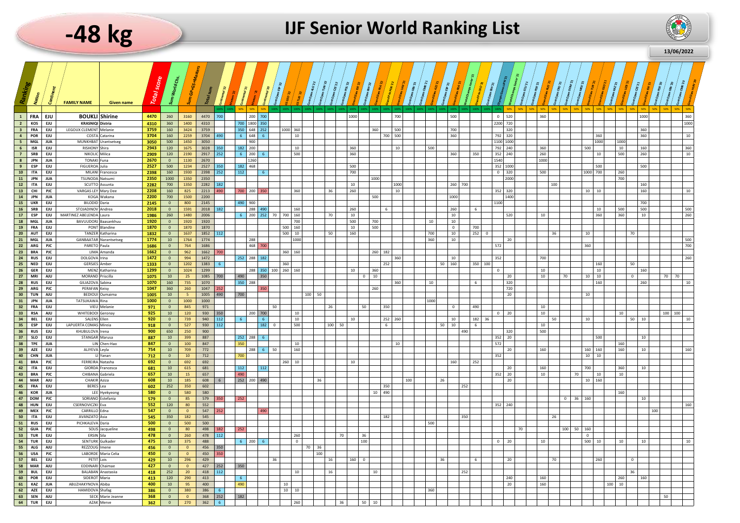# -48 kg

## IJF Senior World Ranking List

13/06/2022

| Ranking | Nation | Continent | FAMILY NAME | Given name | Total score | Sum World Chs. | Sum GPs/GS+Masters | Total sum | Continental '22 | Masters '22 | Continental '21 | Masters '21 | Continental '20 | Cont Open ESP '22 | GS GEO '22 | GS TUR '22 | Cont Open ALG '22 | Cont Open TUN '22 | Cont Open CZE '22 | Cont Open POL '22 | Grand Slam KAZ '22 | Cont Open BIH '22 | Grand Slam ISR '22 | Grand Prix POR '22 | Grand Slam UAE '21 | Cont Open SEN '21 | Cont Open CMR '21 | Grand Slam AZE '21 | Cont Open ESP '21 | Grand Slam FRA '21 | World Champs Junior '21 | Grand Prix CRO '21 | Cont Open BIH '21 | Olympic Games JPN '21 | World Champs Senior '21 | Cont Open EGY '21 | Cont Open POR '21 | Grand Slam RUS '21 | Cont Open CRO '21 | Cont Open DOM '21 | Cont Open MEX '21 | Grand Slam TUR '21 | Grand Slam GEO '21 | Grand Prix POR '21 | Grand Slam UZB '21 | Cont Open CZE '21 | Grand Slam ISR '21 | Cont Open PER '20 | Cont Open SEN '20 | Cont Open CMR '20 | Grand Slam HUN '20 |
|---|---|---|---|---|---|---|---|---|---|---|---|---|---|---|---|---|---|---|---|---|---|---|---|---|---|---|---|---|---|---|---|---|---|---|---|---|---|---|---|---|---|---|---|---|---|---|---|---|---|---|---|
| 1 | FRA | EJU | BOUKLI | Shirine | 4470 | 260 | 3160 | 4470 | 700 |  |  | 200 | 700 |  |  |  |  |  |  |  | 1000 |  |  |  | 700 |  |  |  |  | 500 |  |  |  | 0 | 520 |  |  | 360 |  |  |  |  |  |  |  |  | 1000 |  |  |  | 360 |
| 2 | KOS | EJU | KRASNIQI | Distria | 4310 | 360 | 1400 | 4310 |  |  | 700 | 1800 | 350 |  |  |  |  |  |  |  |  |  |  |  |  |  |  |  |  |  |  |  |  | 2200 | 720 |  |  |  |  |  |  |  |  |  |  |  |  |  |  |  | 1000 |
| 3 | FRA | EJU | LEGOUX CLEMENT | Melanie | 3759 | 160 | 3424 | 3759 |  |  | 350 | 648 | 252 | 1000 | 360 |  |  |  |  |  |  |  | 360 |  | 500 |  |  |  |  | 700 |  |  |  |  | 320 |  |  |  |  |  |  |  |  |  |  |  | 360 |  |  |  |  |
| 4 | POR | EJU | COSTA | Catarina | 3704 | 160 | 2259 | 3704 | 490 |  | 6 | 648 | 6 |  |  | 10 |  |  |  |  |  |  |  | 700 | 500 |  |  |  |  | 360 |  |  |  | 792 | 320 |  |  |  |  |  |  |  | 360 |  |  |  | 360 |  |  |  | 10 |
| 5 | MGL | JUA | MUNKHBAT | Urantsetseg | 3050 | 500 | 1450 | 3050 |  |  |  | 900 |  |  |  |  |  |  |  |  |  |  |  |  |  |  |  |  |  |  |  |  |  | 1100 | 1000 |  |  |  |  |  |  |  | 1000 |  | 1000 |  |  |  |  |  |  |
| 6 | ISR | EJU | RISHONY | Shira | 2943 | 120 | 1675 | 3028 | 350 |  | 182 | 200 |  |  |  | 10 |  |  |  | 360 |  |  |  |  | 10 |  |  | 500 |  |  |  |  |  | 792 | 240 |  |  | 360 |  |  |  | 500 |  |  | 10 |  | 160 |  |  |  | 360 |
| 7 | SRB | EJU | NIKOLIC | Milica | 2909 | 120 | 2190 | 2917 | 252 |  | 6 | 200 | 6 |  |  | 500 |  |  |  | 360 |  |  |  |  |  |  |  |  |  | 360 |  | 350 |  | 352 | 240 |  |  | 260 |  |  |  |  | 10 |  | 500 |  | 260 |  |  |  | 10 |
| 8 | JPN | JUA | TONAKI | Funa | 2670 | 0 | 1130 | 2670 |  |  |  | 1260 |  |  |  |  |  |  |  |  |  |  |  |  |  |  |  |  |  |  |  |  |  | 1540 |  |  |  | 1000 |  |  |  |  |  |  |  |  |  |  |  |  |  |
| 9 | ESP | EJU | FIGUEROA | Julia | 2527 | 500 | 1234 | 2527 | 350 |  | 182 | 468 |  |  |  |  |  |  |  | 500 |  |  |  |  |  |  |  |  |  |  |  |  |  | 352 | 1000 |  |  |  |  |  |  |  | 500 |  |  |  | 500 |  |  |  |  |
| 10 | ITA | EJU | MILANI | Francesca | 2398 | 160 | 1930 | 2398 | 252 |  | 112 |  | 6 |  |  |  |  |  |  | 700 |  |  |  |  |  |  |  |  |  |  |  |  |  | 0 | 320 |  |  | 500 |  |  |  | 1000 | 700 |  | 260 |  |  |  |  |  |  |
| 11 | JPN | JUA | TSUNODA | Natsumi | 2350 | 1000 | 1350 | 2350 |  |  |  |  |  |  |  |  |  |  |  |  |  | 1000 |  |  |  |  |  |  |  |  |  |  |  |  | 2000 |  |  |  |  |  |  |  |  |  | 700 |  |  |  |  |  |  |
| 12 | ITA | EJU | SCUTTO | Assunta | 2282 | 700 | 1350 | 2282 | 182 |  |  |  |  |  |  |  |  |  |  | 10 |  |  |  |  | 1000 |  |  |  |  | 260 | 700 |  |  |  |  |  |  |  | 100 |  |  |  |  |  |  |  | 160 |  |  |  |  |
| 13 | CHI | PJC | VARGAS LEY | Mary Dee | 2208 | 160 | 825 | 2213 | 490 |  | 700 | 200 | 350 |  |  | 360 |  | 36 |  | 260 |  |  |  |  | 10 |  |  |  |  |  |  |  |  | 352 | 320 |  |  |  |  |  |  | 10 | 10 |  |  |  | 160 |  |  |  | 10 |
| 14 | JPN | JUA | KOGA | Wakana | 2200 | 700 | 1500 | 2200 |  |  |  |  |  |  |  |  |  |  |  |  |  | 500 |  |  |  |  |  |  |  | 1000 |  |  |  |  | 1400 |  |  |  |  |  |  |  |  |  |  |  |  |  |  |  |  |
| 15 | UKR | EJU | BILODID | Daria | 2145 | 0 | 800 | 2145 |  |  | 490 | 900 |  |  |  |  |  |  |  |  |  |  |  |  |  |  |  |  |  |  |  |  |  | 1100 |  |  |  |  |  |  |  |  |  |  |  |  | 700 |  |  |  |  |
| 16 | SRB | EJU | STOJADINOV | Andrea | 2018 | 0 | 1591 | 2018 | 182 |  |  | 288 | 490 |  |  | 160 |  |  |  | 260 |  |  |  | 6 |  |  |  |  |  | 260 |  | 6 |  |  |  |  |  |  |  |  |  | 10 |  |  | 500 |  | 500 |  |  |  | 500 |
| 17 | ESP | EJU | MARTINEZ ABELENDA | Laura | 1986 | 260 | 1480 | 2006 |  |  | 6 | 200 | 252 | 70 | 700 | 160 |  | 70 |  | 10 |  |  |  |  |  |  |  |  |  | 10 |  |  |  |  | 520 |  |  | 10 |  |  |  |  | 360 |  | 360 |  | 10 |  |  |  | 260 |
| 18 | MGL | JUA | BAVUUDORJ | Baasankhuu | 1920 | 0 | 1920 | 1920 |  |  |  |  |  |  |  | 700 |  |  |  | 500 |  |  | 700 |  |  |  |  | 10 |  | 10 |  |  |  |  |  |  |  |  |  |  |  |  |  |  |  |  |  |  |  |  |  |
| 19 | FRA | EJU | PONT | Blandine | 1870 | 0 | 1870 | 1870 |  |  |  |  |  |  | 500 | 160 |  |  |  | 10 |  |  | 500 |  |  |  |  |  |  | 0 |  | 700 |  |  |  |  |  |  |  |  |  |  |  |  |  |  |  |  |  |  |  |
| 20 | AUT | EJU | TANZER | Katharina | 1832 | 0 | 1637 | 1852 | 112 |  |  |  |  |  | 500 | 10 |  | 50 |  | 160 |  |  |  |  |  |  |  | 700 |  | 10 |  | 252 | 0 |  |  |  |  |  | 36 |  |  | 10 |  |  |  | 70 |  |  |  |  |  |
| 21 | MGL | JUA | GANBAATAR | Narantsetseg | 1774 | 10 | 1764 | 1774 |  |  |  | 288 |  |  |  | 1000 |  |  |  |  |  |  |  |  |  |  |  | 360 |  | 10 |  |  |  |  | 20 |  |  |  |  |  |  |  |  |  |  |  |  |  |  |  | 500 |
| 22 | ARG | PJC | PARETO | Paula | 1686 | 0 | 764 | 1686 |  |  |  | 468 | 700 |  |  |  |  |  |  |  |  |  |  |  |  |  |  |  |  |  |  |  |  | 572 |  |  |  |  |  |  |  | 360 |  |  |  |  |  |  |  |  | 700 |
| 23 | BRA | PJC | LIMA | Amanda | 1662 | 0 | 962 | 1662 | 700 |  |  |  |  |  | 360 | 160 |  |  |  |  |  |  | 260 | 182 |  |  |  |  |  |  |  |  |  |  |  |  |  |  |  |  |  |  |  |  |  |  |  |  |  |  |  |
| 24 | RUS | EJU | DOLGOVA | Irina | 1472 | 0 | 994 | 1472 |  |  | 252 | 288 | 182 |  |  |  |  |  |  |  |  |  |  |  | 360 |  |  |  |  | 10 |  |  |  | 352 |  |  |  | 700 |  |  |  |  |  |  |  |  |  |  |  |  | 260 |
| 25 | NED | EJU | GERSJES | Amber | 1333 | 0 | 1202 | 1383 | 6 |  |  |  |  |  | 360 |  |  |  |  |  |  |  |  | 252 |  |  |  |  | 50 | 160 |  | 350 | 100 |  |  |  |  |  |  |  |  | 160 |  |  |  | 50 |  |  |  |  |  |
| 26 | GER | EJU | MENZ | Katharina | 1299 | 0 | 1024 | 1299 |  |  |  | 288 | 350 | 100 | 260 | 160 |  |  |  | 10 |  | 360 |  |  |  |  |  |  |  |  |  |  |  | 0 |  |  |  | 10 |  |  |  | 10 |  |  |  |  | 160 |  |  |  |  |
| 27 | MRI | AJU | MORAND | Priscilla | 1075 | 10 | 25 | 1085 | 700 |  | 490 |  | 350 |  |  |  |  |  |  |  | 0 | 10 |  |  |  |  |  |  |  |  |  |  |  |  | 20 |  |  | 10 |  | 70 |  | 10 | 10 |  |  | 0 |  |  | 70 | 70 |  |
| 28 | RUS | EJU | GILIAZOVA | Sabina | 1070 | 160 | 735 | 1070 |  |  | 350 | 288 |  |  |  |  |  |  |  |  |  |  |  |  | 360 |  |  | 10 |  |  |  | 6 |  |  | 320 |  |  |  |  |  |  |  | 160 |  |  |  | 260 |  |  |  | 10 |
| 29 | ARG | PJC | PERAFAN | Keisy | 1047 | 360 | 260 | 1047 | 252 |  |  |  | 350 |  |  |  |  |  |  |  |  |  | 260 |  |  |  |  |  |  |  |  |  |  |  | 720 |  |  |  |  |  |  |  |  |  |  |  |  |  |  |  |  |
| 30 | TUN | AJU | BEDIOUI | Oumaima | 1005 | 10 | 5 | 1005 | 490 |  | 700 |  |  |  |  |  | 100 | 50 |  |  |  |  |  |  |  |  |  |  |  |  |  |  |  |  | 20 |  |  |  |  |  |  | 10 |  |  |  |  |  |  |  |  |  |
| 31 | JPN | JUA | TATSUKAWA | Rina | 1000 | 0 | 1000 | 1000 |  |  |  |  |  |  |  |  |  |  |  |  |  |  |  |  |  |  |  | 1000 |  |  |  |  |  |  |  |  |  |  |  |  |  |  |  |  |  |  |  |  |  |  |  |
| 32 | FRA | EJU | VIEU | Melanie | 971 | 0 | 845 | 971 |  |  |  |  |  | 50 |  |  |  |  | 26 |  |  | 50 |  | 350 |  |  |  |  |  | 0 |  | 490 |  |  |  |  |  | 10 |  |  |  |  |  |  |  |  |  |  |  |  |  |
| 33 | RSA | AJU | WHITEBOOI | Geronay | 925 | 10 | 120 | 930 | 350 |  |  | 200 | 700 |  |  | 10 |  |  |  |  |  |  |  |  |  |  |  |  |  |  |  |  |  | 0 | 20 |  |  | 10 |  |  |  |  |  |  | 10 |  |  |  | 100 | 100 |  |
| 34 | BEL | EJU | SALENS | Ellen | 920 | 0 | 739 | 940 | 112 |  | 6 |  | 6 |  |  | 10 |  |  |  | 10 |  |  |  | 252 | 260 |  |  |  |  | 10 |  | 182 | 36 |  |  |  |  |  | 50 |  |  | 10 |  |  |  | 50 | 10 |  |  |  | 10 |
| 35 | ESP | EJU | LAPUERTA COMAS | Mireia | 918 | 0 | 527 | 930 | 112 |  |  |  | 182 | 0 |  | 500 |  | 100 | 50 |  |  |  |  | 6 |  |  |  |  | 50 | 10 |  | 6 |  |  |  |  |  | 10 |  |  |  |  |  |  |  |  |  |  |  |  |  |
| 36 | RUS | EJU | KHUBULOVA | Irena | 900 | 650 | 250 | 900 |  |  |  |  |  |  |  |  |  |  |  |  |  |  |  |  |  |  |  |  |  |  | 490 |  |  |  | 320 |  |  | 500 |  |  |  |  |  |  |  |  |  |  |  |  |  |
| 37 | SLO | EJU | STANGAR | Marusa | 887 | 10 | 399 | 887 |  |  | 252 | 288 | 6 |  |  |  |  |  |  |  |  |  |  |  |  |  |  |  |  |  |  |  |  | 352 | 20 |  |  |  |  |  |  |  | 500 |  |  |  | 10 |  |  |  |  |
| 38 | TPE | JUA | LIN | Chen-Hao | 847 | 0 | 100 | 847 |  |  | 350 |  |  |  |  | 10 |  |  |  |  |  |  |  |  | 10 |  |  |  |  |  |  |  |  | 572 |  |  |  |  |  |  |  |  |  |  | 160 |  |  |  |  |  |  |
| 39 | AZE | EJU | ALIYEVA | Leyla | 754 | 10 | 709 | 772 |  |  |  | 288 | 6 | 50 |  | 160 |  |  |  |  |  |  |  |  |  |  |  |  |  |  |  |  |  |  | 20 |  |  | 160 |  |  |  | 160 | 160 |  | 160 |  | 10 |  |  |  | 160 |
| 40 | CHN | JUA | LI | Yanan | 712 | 0 | 10 | 712 |  |  | 700 |  |  |  |  |  |  |  |  |  |  |  |  |  |  |  |  |  |  |  |  |  |  | 352 |  |  |  |  |  |  |  | 10 | 10 |  |  |  |  |  |  |  |  |
| 41 | BRA | PJC | FERREIRA | Natasha | 692 | 0 | 692 | 692 |  |  |  |  |  |  | 260 | 10 |  |  |  | 10 |  |  |  |  |  |  |  |  |  | 160 |  | 252 |  |  |  |  |  |  |  |  |  |  |  |  |  |  |  |  |  |  |  |
| 42 | ITA | EJU | GIORDA | Francesca | 681 | 10 | 615 | 681 |  |  | 112 |  | 112 |  |  |  |  |  |  |  |  |  |  |  |  |  |  |  |  |  |  |  |  |  | 20 |  |  | 160 |  |  |  | 700 |  |  | 360 |  | 10 |  |  |  |  |
| 43 | BRA | PJC | CHIBANA | Gabriela | 657 | 10 | 15 | 657 |  |  | 490 |  |  |  |  |  |  |  |  |  |  |  |  |  |  |  |  |  |  |  |  |  |  | 352 | 20 |  |  | 10 |  |  | 70 |  | 10 |  | 10 |  |  |  |  |  |  |
| 44 | MAR | AJU | CHAKIR | Aziza | 608 | 10 | 185 | 608 | 6 |  | 252 | 200 | 490 |  |  |  |  | 36 |  |  |  |  |  |  |  | 100 |  | 26 |  |  |  |  |  |  | 20 |  |  |  |  |  |  | 10 | 160 |  |  |  |  |  |  |  |  |
| 45 | FRA | EJU | BERES | Lea | 602 | 252 | 350 | 602 |  |  |  |  |  |  |  |  |  |  |  |  |  |  |  | 350 |  |  |  |  |  |  | 252 |  |  |  |  |  |  |  |  |  |  |  |  |  |  |  |  |  |  |  |  |
| 46 | KOR | JUA | LEE | Hyekyeong | 580 | 0 | 580 | 580 |  |  |  |  |  |  |  |  |  |  |  |  |  |  | 10 | 490 |  |  |  |  |  |  |  |  |  |  |  |  |  |  |  |  |  |  |  |  | 160 |  |  |  |  |  |  |
| 47 | DOM | PJC | SORIANO | Estefania | 579 | 0 | 85 | 579 | 350 |  | 252 |  |  |  |  |  |  |  |  |  |  |  |  |  |  |  |  |  |  |  |  |  |  |  |  |  |  |  |  | 0 | 36 | 160 |  |  |  |  | 10 |  |  |  |  |
| 48 | HUN | EJU | CSERNOVICZKI | Eva | 552 | 120 | 80 | 552 |  |  |  |  |  |  |  |  |  |  |  |  |  |  |  |  |  |  |  |  |  |  |  |  |  | 352 | 240 |  |  |  |  |  |  |  |  |  |  |  |  |  |  |  | 160 |
| 49 | MEX | PJC | CARRILLO | Edna | 547 | 0 | 0 | 547 | 252 |  |  |  | 490 |  |  |  |  |  |  |  |  |  |  |  |  |  |  |  |  |  |  |  |  |  |  |  |  |  |  |  |  |  |  |  |  |  |  | 100 |  |  |  |
| 50 | ITA | EJU | AVANZATO | Asia | 545 | 350 | 182 | 545 |  |  |  |  |  |  |  |  |  |  |  |  |  |  |  | 182 |  |  |  |  |  |  | 350 |  |  |  |  |  |  |  | 26 |  |  |  |  |  |  |  |  |  |  |  |  |
| 51 | RUS | EJU | PICHKALEVA | Daria | 500 | 0 | 500 | 500 |  |  |  |  |  |  |  |  |  |  |  |  |  |  |  |  |  |  |  | 500 |  |  |  |  |  |  |  |  |  |  |  |  |  |  |  |  |  |  |  |  |  |  |  |
| 52 | GUA | PJC | SOLIS | Jacqueline | 498 | 0 | 80 | 498 | 182 |  | 252 |  |  |  |  |  |  |  |  |  |  |  |  |  |  |  |  |  |  |  |  |  |  |  |  | 70 |  |  |  | 100 | 50 | 160 |  |  |  |  |  |  |  |  |  |
| 53 | TUR | EJU | ERSIN | Sila | 478 | 0 | 260 | 478 | 112 |  |  |  |  |  |  | 260 |  |  | 70 |  | 36 |  |  |  |  |  |  |  |  |  |  |  |  |  |  |  |  |  |  |  |  | 0 |  |  |  |  |  |  |  |  |  |
| 54 | TUR | EJU | SENTURK | Gulkader | 475 | 10 | 375 | 488 |  |  | 6 | 200 | 6 |  |  | 0 |  |  |  |  | 100 |  |  |  |  |  |  |  |  |  |  |  |  | 0 | 20 |  |  | 10 |  |  |  | 500 | 10 |  | 10 |  | 10 |  |  |  | 10 |
| 55 | ALG | AJU | REZZOUG | Imene | 456 | 0 | 0 | 456 | 350 |  |  |  |  |  |  |  | 70 | 36 |  |  |  |  |  |  |  |  |  |  |  |  |  |  |  |  |  |  |  |  |  |  |  |  |  |  |  |  |  |  |  |  |  |
| 56 | USA | PJC | LABORDE | Maria Celia | 450 | 0 | 0 | 450 | 350 |  |  |  |  |  |  |  |  | 100 |  |  |  |  |  |  |  |  |  |  |  |  |  |  |  |  |  |  |  |  |  |  |  |  |  |  |  |  |  |  |  |  |  |
| 57 | BEL | EJU | PETIT | Lois | 429 | 10 | 296 | 429 |  |  |  |  | 36 |  |  |  |  |  | 16 | 160 | 0 |  |  |  |  |  |  |  | 36 |  |  | 6 |  |  | 20 |  |  |  | 70 |  |  |  | 260 |  |  | 0 |  |  |  |  |  |
| 58 | MAR | AJU | EDDINARI | Chaimae | 427 | 0 | 0 | 427 | 252 |  | 350 |  |  |  |  |  |  |  |  |  |  |  |  |  |  |  |  |  |  |  |  |  |  |  |  |  |  |  |  |  |  |  |  |  |  |  |  |  |  |  |  |
| 59 | BUL | EJU | BALABAN | Anastasiia | 418 | 252 | 20 | 418 | 112 |  |  |  |  |  |  | 10 |  |  | 16 |  |  | 10 |  |  |  |  |  |  |  |  | 252 |  |  |  |  |  |  |  |  |  |  |  |  |  |  | 36 |  |  |  |  |  |
| 60 | POR | EJU | SIDEROT | Maria | 413 | 120 | 290 | 413 |  |  | 6 |  |  |  |  |  |  |  |  |  |  |  |  |  |  |  |  |  |  |  |  |  |  |  | 240 |  |  | 160 |  |  |  |  |  |  | 260 |  | 160 |  |  |  |  |
| 61 | KAZ | JUA | ABUZHAKYNOVA | Abiba | 400 | 10 | 95 | 400 |  |  | 490 |  |  | 10 |  |  |  |  |  |  |  |  |  |  |  |  |  |  |  |  |  |  |  |  | 20 |  |  | 160 |  |  |  |  |  | 100 | 10 |  |  |  |  |  |  |
| 62 | AZE | EJU | HAMIDOVA | Shafag | 386 | 0 | 380 | 386 | 6 |  |  |  |  | 10 | 10 |  |  |  |  |  |  |  |  |  |  |  |  | 360 |  |  |  |  |  |  |  |  |  |  |  |  |  |  |  |  |  |  |  |  |  |  |  |
| 63 | SEN | AJU | SECK | Marie Jeanne | 368 | 0 | 0 | 368 | 252 |  | 182 |  |  |  |  |  |  |  |  |  |  |  |  |  |  |  |  |  |  |  |  |  |  |  |  |  |  |  |  |  |  |  |  |  |  |  |  |  | 50 |  |  |
| 64 | TUR | EJU | AZAK | Merve | 362 | 0 | 270 | 362 | 6 |  |  |  |  |  |  | 260 |  |  |  | 36 |  | 50 | 10 |  |  |  |  |  |  |  |  |  |  |  |  |  |  |  |  |  |  |  |  |  |  |  |  |  |  |  |  |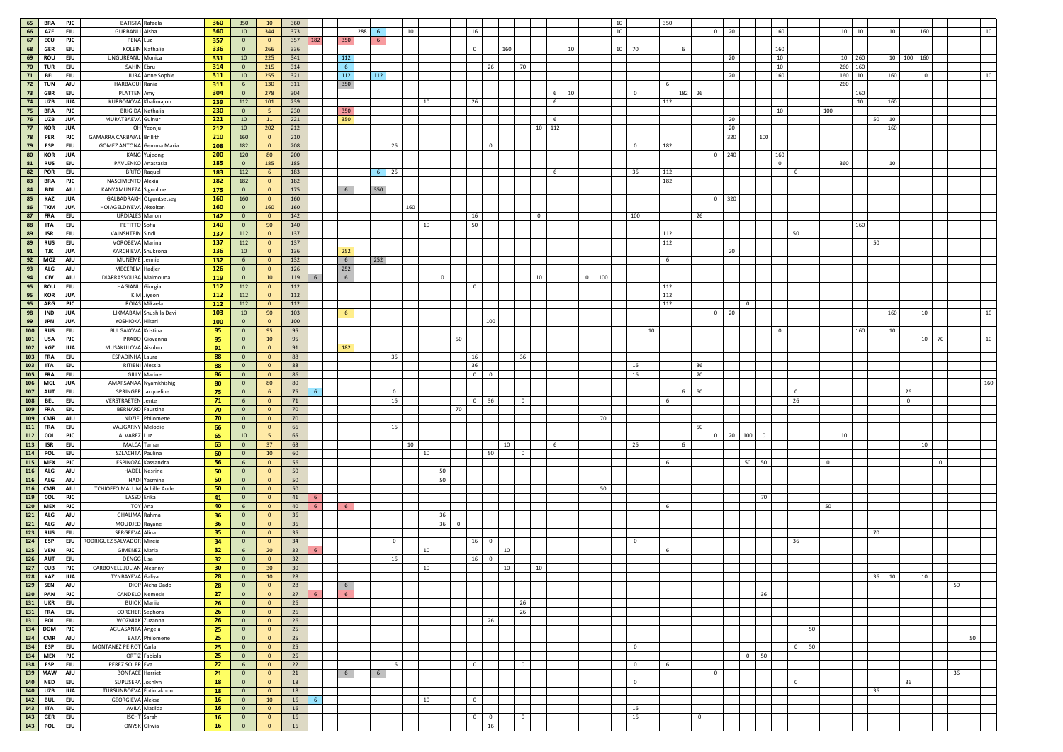| Rank | Country | Union | Surname | Name | Total | | | | | | | | | | | | | | | | | | | | | | | | | | | | | | | | | | | | | | | | | | | | | | | |
|---|---|---|---|---|---|---|---|---|---|---|---|---|---|---|---|---|---|---|---|---|---|---|---|---|---|---|---|---|---|---|---|---|---|---|---|---|---|---|---|---|---|---|---|---|---|---|---|---|---|---|---|---|
| 65 | BRA | PJC | BATISTA | Rafaela | 360 | 350 | 10 | 360 | | | | | | | | | | | | | | | | | | | 10 | | | 350 | | | | | | | | | | | | | | | | | | | | | | |
| 66 | AZE | EJU | GURBANLI | Aisha | 360 | 10 | 344 | 373 | | | 288 | 6 | | 10 | | | | 16 | | | | | | | | | 10 | | | | | | 0 | 20 | | | 160 | | | | | 10 | 10 | | 10 | | 160 | | | | | 10 |
| 67 | ECU | PJC | PENA | Luz | 357 | 0 | 0 | 357 | 182 | 350 | | 6 | | | | | | | | | | | | | | | | | | | | | | | | | | | | | | | | | | | | | | | | |
| 68 | GER | EJU | KOLEIN | Nathalie | 336 | 0 | 266 | 336 | | | | | | | | | | 0 | 160 | | | | | 10 | | | 10 | 70 | | | 6 | | | | | | 160 | | | | | | | | | | | | | | | |
| 69 | ROU | EJU | UNGUREANU | Monica | 331 | 10 | 225 | 341 | | 112 | | | | | | | | | | | | | | | | | | | | | | | | 20 | | | 10 | | | | | 10 | 260 | | 10 | 100 | 160 | | | | | |
| 70 | TUR | EJU | SAHIN | Ebru | 314 | 0 | 215 | 314 | | 6 | | | | | | | | | 26 | 70 | | | | | | | | | | | | | | | | | 10 | | | | | 260 | 160 | | | | | | | | | |
| 71 | BEL | EJU | JURA | Anne Sophie | 311 | 10 | 255 | 321 | | 112 | | 112 | | | | | | | | | | | | | | | | | | | | | | 20 | | | 160 | | | | | 160 | 10 | | 160 | | 10 | | | | | 10 |
| 72 | TUN | AJU | HARBAOUI | Rania | 311 | 6 | 130 | 311 | | 350 | | | | | | | | | | | | | | | | | | | | 6 | | | | | | | | | | | | 260 | | | | | | | | | | |
| 73 | GBR | EJU | PLATTEN | Amy | 304 | 0 | 278 | 304 | | | | | | | | | | | | | | | 6 | 10 | | | | 0 | | | 182 | 26 | | | | | | | | | | | 160 | | | | | | | | | |
| 74 | UZB | JUA | KURBONOVA | Khalimajon | 239 | 112 | 101 | 239 | | | | | | | 10 | | | 26 | | | | | 6 | | | | | | | 112 | | | | | | | | | | | | | 10 | | 160 | | | | | | | |
| 75 | BRA | PJC | BRIGIDA | Nathalia | 230 | 0 | 5 | 230 | | 350 | | | | | | | | | | | | | | | | | | | | | | | | | | | 10 | | | | 100 | | | | | | | | | | | |
| 76 | UZB | JUA | MURATBAEVA | Gulnur | 221 | 10 | 11 | 221 | | 350 | | | | | | | | | | | | | 6 | | | | | | | | | | | 20 | | | | | | | | | | 50 | 10 | | | | | | | |
| 77 | KOR | JUA | OH | Yeonju | 212 | 10 | 202 | 212 | | | | | | | | | | | | | | 10 | 112 | | | | | | | | | | | 20 | | | | | | | | | | | 160 | | | | | | | |
| 78 | PER | PJC | GAMARRA CARBAJAL | Brillith | 210 | 160 | 0 | 210 | | | | | | | | | | | | | | | | | | | | | | | | | | 320 | | 100 | | | | | | | | | | | | | | | | |
| 79 | ESP | EJU | GOMEZ ANTONA | Gemma Maria | 208 | 182 | 0 | 208 | | | | | 26 | | | | | | 0 | | | | | | | | | 0 | | 182 | | | | | | | | | | | | | | | | | | | | | | |
| 80 | KOR | JUA | KANG | Yujeong | 200 | 120 | 80 | 200 | | | | | | | | | | | | | | | | | | | | | | | | | 0 | 240 | | | 160 | | | | | | | | | | | | | | | |
| 81 | RUS | EJU | PAVLENKO | Anastasia | 185 | 0 | 185 | 185 | | | | | | | | | | | | | | | | | | | | | | | | | | | | | 0 | | | | | 360 | | | 10 | | | | | | | |
| 82 | POR | EJU | BRITO | Raquel | 183 | 112 | 6 | 183 | | | | 6 | 26 | | | | | | | | | | 6 | | | | | 36 | | 112 | | | | | | | | 0 | | | | | | | | | | | | | | |
| 83 | BRA | PJC | NASCIMENTO | Alexia | 182 | 182 | 0 | 182 | | | | | | | | | | | | | | | | | | | | | | 182 | | | | | | | | | | | | | | | | | | | | | | |
| 84 | BDI | AJU | KANYAMUNEZA | Signoline | 175 | 0 | 0 | 175 | | 6 | | 350 | | | | | | | | | | | | | | | | | | | | | | | | | | | | | | | | | | | | | | | | |
| 85 | KAZ | JUA | GALBADRAKH | Otgontsetseg | 160 | 160 | 0 | 160 | | | | | | | | | | | | | | | | | | | | | | | | | 0 | 320 | | | | | | | | | | | | | | | | | | |
| 86 | TKM | JUA | HOJAGELDIYEVA | Aksoltan | 160 | 0 | 160 | 160 | | | | | | 160 | | | | | | | | | | | | | | | | | | | | | | | | | | | | | | | | | | | | | | |
| 87 | FRA | EJU | URDIALES | Manon | 142 | 0 | 0 | 142 | | | | | | | | | | 16 | | | 0 | | | | | | | 100 | | | | 26 | | | | | | | | | | | | | | | | | | | | |
| 88 | ITA | EJU | PETITTO | Sofia | 140 | 0 | 90 | 140 | | | | | | | 10 | | | 50 | | | | | | | | | | | | | | | | | | | | | | | | | 160 | | | | | | | | | |
| 89 | ISR | EJU | VAINSHTEIN | Sindi | 137 | 112 | 0 | 137 | | | | | | | | | | | | | | | | | | | | | | 112 | | | | | | | | 50 | | | | | | | | | | | | | | |
| 89 | RUS | EJU | VOROBEVA | Marina | 137 | 112 | 0 | 137 | | | | | | | | | | | | | | | | | | | | | | 112 | | | | | | | | | | | | | | 50 | | | | | | | | |
| 91 | TJK | JUA | KARCHIEVA | Shukrona | 136 | 10 | 0 | 136 | | 252 | | | | | | | | | | | | | | | | | | | | | | | | 20 | | | | | | | | | | | | | | | | | | |
| 92 | MOZ | AJU | MUNEME | Jennie | 132 | 6 | 0 | 132 | | 6 | | 252 | | | | | | | | | | | | | | | | | | 6 | | | | | | | | | | | | | | | | | | | | | | |
| 93 | ALG | AJU | MECEREM | Hadjer | 126 | 0 | 0 | 126 | | 252 | | | | | | | | | | | | | | | | | | | | | | | | | | | | | | | | | | | | | | | | | | |
| 94 | CIV | AJU | DIARRASSOUBA | Maimouna | 119 | 0 | 10 | 119 | 6 | 6 | | | | | | 0 | | | | | 10 | | | | 0 | 100 | | | | | | | | | | | | | | | | | | | | | | | | | | |
| 95 | ROU | EJU | HAGIANU | Giorgia | 112 | 112 | 0 | 112 | | | | | | | | | | 0 | | | | | | | | | | | | 112 | | | | | | | | | | | | | | | | | | | | | | |
| 95 | KOR | JUA | KIM | Jiyeon | 112 | 112 | 0 | 112 | | | | | | | | | | | | | | | | | | | | | | 112 | | | | | | | | | | | | | | | | | | | | | | |
| 95 | ARG | PJC | ROJAS | Mikaela | 112 | 112 | 0 | 112 | | | | | | | | | | | | | | | | | | | | | | 112 | | | | | 0 | | | | | | | | | | | | | | | | | |
| 98 | IND | JUA | LIKMABAM | Shushila Devi | 103 | 10 | 90 | 103 | | 6 | | | | | | | | | | | | | | | | | | | | | | | 0 | 20 | | | | | | | | | | | 160 | | 10 | | | | | 10 |
| 99 | JPN | JUA | YOSHIOKA | Hikari | 100 | 0 | 0 | 100 | | | | | | | | | | | 100 | | | | | | | | | | | | | | | | | | | | | | | | | | | | | | | | | |
| 100 | RUS | EJU | BULGAKOVA | Kristina | 95 | 0 | 95 | 95 | | | | | | | | | | | | | | | | | | | | | 10 | | | | | | | | 0 | | | | | | 160 | | 10 | | | | | | | |
| 101 | USA | PJC | PRADO | Giovanna | 95 | 0 | 10 | 95 | | | | | | | | | 50 | | | | | | | | | | | | | | | | | | | | | | | | | | | | | | 10 | 70 | | | | 10 |
| 102 | KGZ | JUA | MUSAKULOVA | Aisuluu | 91 | 0 | 0 | 91 | | 182 | | | | | | | | | | | | | | | | | | | | | | | | | | | | | | | | | | | | | | | | | | |
| 103 | FRA | EJU | ESPADINHA | Laura | 88 | 0 | 0 | 88 | | | | | 36 | | | | | 16 | | 36 | | | | | | | | | | | | | | | | | | | | | | | | | | | | | | | | |
| 103 | ITA | EJU | RITIENI | Alessia | 88 | 0 | 0 | 88 | | | | | | | | | | 36 | | | | | | | | | | 16 | | | | 36 | | | | | | | | | | | | | | | | | | | | |
| 105 | FRA | EJU | GILLY | Marine | 86 | 0 | 0 | 86 | | | | | | | | | | 0 | 0 | | | | | | | | | 16 | | | | 70 | | | | | | | | | | | | | | | | | | | | |
| 106 | MGL | JUA | AMARSANAA | Nyamkhishig | 80 | 0 | 80 | 80 | | | | | | | | | | | | | | | | | | | | | | | | | | | | | | | | | | | | | | | | | | | | 160 |
| 107 | AUT | EJU | SPRINGER | Jacqueline | 75 | 0 | 6 | 75 | 6 | | | | 0 | | | | | | | | | | | | | | | | | | 6 | 50 | | | | | 0 | | | | | | | | | 26 | | | | | | |
| 108 | BEL | EJU | VERSTRAETEN | Jente | 71 | 6 | 0 | 71 | | | | | 16 | | | | | 0 | 36 | 0 | | | | | | | | | | 6 | | | | | | | 26 | | | | | | | | | 0 | | | | | | |
| 109 | FRA | EJU | BERNARD | Faustine | 70 | 0 | 0 | 70 | | | | | | | | | 70 | | | | | | | | | | | | | | | | | | | | | | | | | | | | | | | | | | | |
| 109 | CMR | AJU | NDZIE | Philomene. | 70 | 0 | 0 | 70 | | | | | | | | | | | | | | | | | | 70 | | | | | | | | | | | | | | | | | | | | | | | | | | |
| 111 | FRA | EJU | VAUGARNY | Melodie | 66 | 0 | 0 | 66 | | | | | 16 | | | | | | | | | | | | | | | | | | | 50 | | | | | | | | | | | | | | | | | | | | |
| 112 | COL | PJC | ALVAREZ | Luz | 65 | 10 | 5 | 65 | | | | | | | | | | | | | | | | | | | | | | | | | 0 | 20 | 100 | 0 | | | | | | 10 | | | | | | | | | | |
| 113 | ISR | EJU | MALCA | Tamar | 63 | 0 | 37 | 63 | | | | | | 10 | | | | | 10 | | | | 6 | | | | | 26 | | | 6 | | | | | | | | | | | | | | | | 10 | | | | | |
| 114 | POL | EJU | SZLACHTA | Paulina | 60 | 0 | 10 | 60 | | | | | | | 10 | | | | 50 | 0 | | | | | | | | | | | | | | | | | | | | | | | | | | | | | | | | |
| 115 | MEX | PJC | ESPINOZA | Kassandra | 56 | 6 | 0 | 56 | | | | | | | | | | | | | | | | | | | | | | 6 | | | | | 50 | 50 | | | 0 | | | | | | | | | | 0 | | | |
| 116 | ALG | AJU | HADEL | Nesrine | 50 | 0 | 0 | 50 | | | | | | | | | 50 | | | | | | | | | | | | | | | | | | | | | | | | | | | | | | | | | | | |
| 116 | ALG | AJU | HADI | Yasmine | 50 | 0 | 0 | 50 | | | | | | | | | 50 | | | | | | | | | | | | | | | | | | | | | | | | | | | | | | | | | | | |
| 116 | CMR | AJU | TCHIOFFO MALUM | Achille Aude | 50 | 0 | 0 | 50 | | | | | | | | | | | | | | | | | | 50 | | | | | | | | | | | | | | | | | | | | | | | | | | |
| 119 | COL | PJC | LASSO | Erika | 41 | 0 | 0 | 41 | 6 | | | | | | | | | | | | | | | | | | | | | | | | | | | 70 | | | | | | | | | | | | | | | | |
| 120 | MEX | PJC | TOY | Ana | 40 | 6 | 0 | 40 | 6 | 6 | | | | | | | | | | | | | | | | | | | | 6 | | | | | | | | | 50 | | | | | | | | | | | | | |
| 121 | ALG | AJU | GHALIMA | Rahma | 36 | 0 | 0 | 36 | | | | | | | | | 36 | | | | | | | | | | | | | | | | | | | | | | | | | | | | | | | | | | | |
| 121 | ALG | AJU | MOUDJED | Rayane | 36 | 0 | 0 | 36 | | | | | | | | | 36 | 0 | | | | | | | | | | | | | | | | | | | | | | | | | | | | | | | | | | |
| 123 | RUS | EJU | SERGEEVA | Alina | 35 | 0 | 0 | 35 | | | | | | | | | | | | | | | | | | | | | | | | | | | | | | | | | | | | 70 | | | | | | | | |
| 124 | ESP | EJU | RODRIGUEZ SALVADOR | Mireia | 34 | 0 | 0 | 34 | | | | | 0 | | | | | 16 | 0 | | | | | | | | | 0 | | | | | | | | | 36 | | | | | | | | | | | | | | | |
| 125 | VEN | PJC | GIMENEZ | Maria | 32 | 6 | 20 | 32 | 6 | | | | | | 10 | | | | 10 | | | | | | | | | | | 6 | | | | | | | | | | | | | | | | | | | | | | |
| 126 | AUT | EJU | DENGG | Lisa | 32 | 0 | 0 | 32 | | | | | 16 | | | | | 16 | 0 | | | | | | | | | | | | | | | | | | | | | | | | | | | | | | | | | |
| 127 | CUB | PJC | CARBONELL JULIAN | Aleanny | 30 | 0 | 30 | 30 | | | | | | | 10 | | | | 10 | | 10 | | | | | | | | | | | | | | | | | | | | | | | | | | | | | | | |
| 128 | KAZ | JUA | TYNBAYEVA | Galiya | 28 | 0 | 10 | 28 | | | | | | | | | | | | | | | | | | | | | | | | | | | | | | | | | | | | 36 | 10 | | 10 | | | | | |
| 129 | SEN | AJU | DIOP | Aicha Dado | 28 | 0 | 0 | 28 | | 6 | | | | | | | | | | | | | | | | | | | | | | | | | | | | | | | | | | | | | | | | 50 | | |
| 130 | PAN | PJC | CANDELO | Nemesis | 27 | 0 | 0 | 27 | 6 | 6 | | | | | | | | | | | | | | | | | | | | | | | | | | 36 | | | | | | | | | | | | | | | | |
| 131 | UKR | EJU | BUIOK | Mariia | 26 | 0 | 0 | 26 | | | | | | | | | | | | 26 | | | | | | | | | | | | | | | | | | | | | | | | | | | | | | | | |
| 131 | FRA | EJU | CORCHER | Sephora | 26 | 0 | 0 | 26 | | | | | | | | | | | | 26 | | | | | | | | | | | | | | | | | | | | | | | | | | | | | | | | |
| 131 | POL | EJU | WOZNIAK | Zuzanna | 26 | 0 | 0 | 26 | | | | | | | | | | | 26 | | | | | | | | | | | | | | | | | | | | | | | | | | | | | | | | | |
| 134 | DOM | PJC | AGUASANTA | Angela | 25 | 0 | 0 | 25 | | | | | | | | | | | | | | | | | | | | | | | | | | | | | | | | 50 | | | | | | | | | | | | |
| 134 | CMR | AJU | BATA | Philomene | 25 | 0 | 0 | 25 | | | | | | | | | | | | | | | | | | | | | | | | | | | | | | | | | | | | | | | | | | | 50 | |
| 134 | ESP | EJU | MONTANEZ PEIROT | Carla | 25 | 0 | 0 | 25 | | | | | | | | | | | | | | | | | | | | 0 | | | | | | | | | 0 | 50 | | | | | | | | | | | | | | |
| 134 | MEX | PJC | ORTIZ | Fabiola | 25 | 0 | 0 | 25 | | | | | | | | | | | | | | | | | | | | | | | | | | | 0 | 50 | | | | | | | | | | | | | | | | |
| 138 | ESP | EJU | PEREZ SOLER | Eva | 22 | 6 | 0 | 22 | | | | | 16 | | | | | 0 | | 0 | | | | | | | | 0 | | 6 | | | | | | | | | | | | | | | | | | | | | | |
| 139 | MAW | AJU | BONFACE | Harriet | 21 | 0 | 0 | 21 | | 6 | | 6 | | | | | | | | | | | | | | | | | | | | | 0 | | | | | | | | | | | | | | | | | 36 | | |
| 140 | NED | EJU | SUPUSEPA | Joshlyn | 18 | 0 | 0 | 18 | | | | | | | | | | | | | | | | | | | | 0 | | | | | | | | | 0 | | | | | | | | | 36 | | | | | | |
| 140 | UZB | JUA | TURSUNBOEVA | Fotimakhon | 18 | 0 | 0 | 18 | | | | | | | | | | | | | | | | | | | | | | | | | | | | | | | | | | | | 36 | | | | | | | | |
| 142 | BUL | EJU | GEORGIEVA | Aleksa | 16 | 0 | 10 | 16 | 6 | | | | | | 10 | | | 0 | | | | | | | | | | | | | | | | | | | | | | | | | | | | | | | | | | |
| 143 | ITA | EJU | AVILA | Matilda | 16 | 0 | 0 | 16 | | | | | | | | | | | | | | | | | | | | 16 | | | | | | | | | | | | | | | | | | | | | | | | |
| 143 | GER | EJU | ISCHT | Sarah | 16 | 0 | 0 | 16 | | | | | | | | | | 0 | 0 | 0 | | | | | | | | 16 | | | | 0 | | | | | | | | | | | | | | | | | | | | |
| 143 | POL | EJU | ONYSK | Oliwia | 16 | 0 | 0 | 16 | | | | | | | | | | | 16 | | | | | | | | | | | | | | | | | | | | | | | | | | | | | | | | | |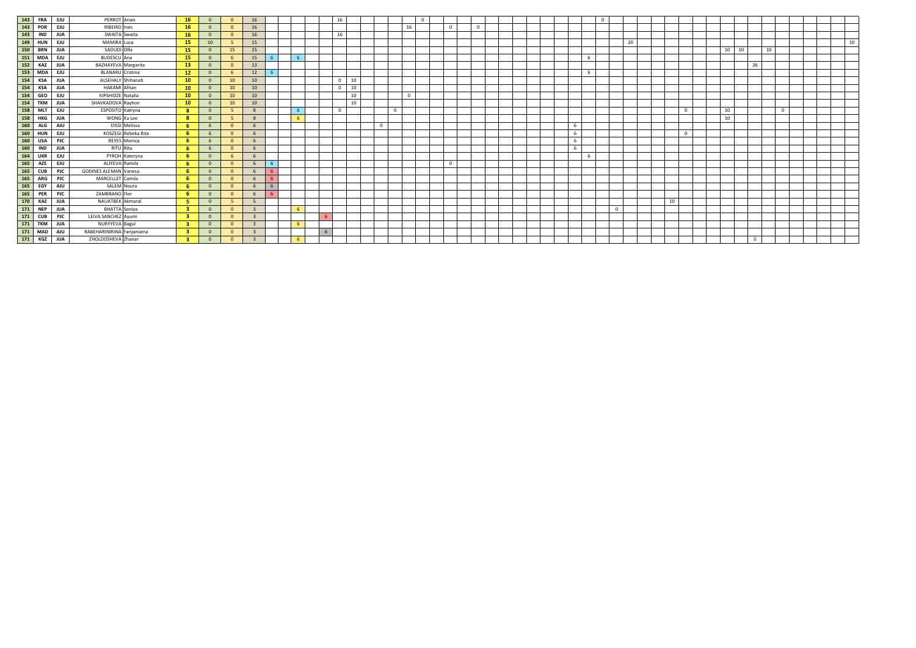| | | | | | | | | | | | | | | | | | | | | | | | | | | | | | | | | | | | | | | | | | | | | | | | | | | |
|---|---|---|---|---|---|---|---|---|---|---|---|---|---|---|---|---|---|---|---|---|---|---|---|---|---|---|---|---|---|---|---|---|---|---|---|---|---|---|---|---|---|---|---|---|---|---|---|---|---|---|
| 143 | FRA | EJU | PERROT | Anais | 16 | 0 | 0 | 16 | | | | | | 16 | | | | | | 0 | | | | | | | | | | | | | 0 | | | | | | | | | | | | | | | | | |
| 143 | POR | EJU | RIBEIRO | Ines | 16 | 0 | 0 | 16 | | | | | | | | | | | 16 | | | 0 | | 0 | | | | | | | | | | | | | | | | | | | | | | | | | | |
| 143 | IND | JUA | SWAITA | Swaita | 16 | 0 | 0 | 16 | | | | | | 16 | | | | | | | | | | | | | | | | | | | | | | | | | | | | | | | | | | | | |
| 149 | HUN | EJU | MAMIRA | Luca | 15 | 10 | 5 | 15 | | | | | | | | | | | | | | | | | | | | | | | | | | | 20 | | | | | | | | | | | | | | | 10 |
| 150 | BRN | JUA | SAOUDI | Olfa | 15 | 0 | 15 | 15 | | | | | | | | | | | | | | | | | | | | | | | | | | | | | | | | | | 10 | 10 | | 10 | | | | | |
| 151 | MDA | EJU | BUDESCU | Ana | 15 | 0 | 6 | 15 | 6 | | 6 | | | | | | | | | | | | | | | | | | | | | | 6 | | | | | | | | | | | | | | | | | |
| 152 | KAZ | JUA | BAZHAYEVA | Margarita | 13 | 0 | 0 | 13 | | | | | | | | | | | | | | | | | | | | | | | | | | | | | | | | | | | | 26 | | | | | | |
| 153 | MDA | EJU | BLANARU | Cristina | 12 | 0 | 6 | 12 | 6 | | | | | | | | | | | | | | | | | | | | | | | | 6 | | | | | | | | | | | | | | | | | |
| 154 | KSA | JUA | ALSEHALY | Shihanah | 10 | 0 | 10 | 10 | | | | | | 0 | 10 | | | | | | | | | | | | | | | | | | | | | | | | | | | | | | | | | | | |
| 154 | KSA | JUA | HAKAMI | Afnan | 10 | 0 | 10 | 10 | | | | | | 0 | 10 | | | | | | | | | | | | | | | | | | | | | | | | | | | | | | | | | | | |
| 154 | GEO | EJU | KIPSHIDZE | Natalia | 10 | 0 | 10 | 10 | | | | | | | 10 | | | | 0 | | | | | | | | | | | | | | | | | | | | | | | | | | | | | | | |
| 154 | TKM | JUA | SHAVKADOVA | Rayhon | 10 | 0 | 10 | 10 | | | | | | | 10 | | | | | | | | | | | | | | | | | | | | | | | | | | | | | | | | | | | |
| 158 | MLT | EJU | ESPOSITO | Katryna | 8 | 0 | 5 | 8 | | | 6 | | | 0 | | | | 0 | | | | | | | | | | | | | | | | | | | | | 0 | | | 10 | | | | 0 | | | | |
| 158 | HKG | JUA | WONG | Ka Lee | 8 | 0 | 5 | 8 | | | 6 | | | | | | | | | | | | | | | | | | | | | | | | | | | | | | | 10 | | | | | | | | |
| 160 | ALG | AJU | DISSI | Melissa | 6 | 6 | 0 | 6 | | | | | | | | | 0 | | | | | | | | | | | | | | 6 | | | | | | | | | | | | | | | | | | | |
| 160 | HUN | EJU | KOSZEGI | Rebeka Rita | 6 | 6 | 0 | 6 | | | | | | | | | | | | | | | | | | | | | | | 6 | | | | | | | | 0 | | | | | | | | | | | |
| 160 | USA | PJC | REYES | Monica | 6 | 6 | 0 | 6 | | | | | | | | | | | | | | | | | | | | | | | 6 | | | | | | | | | | | | | | | | | | | |
| 160 | IND | JUA | RITU | Ritu | 6 | 6 | 0 | 6 | | | | | | | | | | | | | | | | | | | | | | | 6 | | | | | | | | | | | | | | | | | | | |
| 164 | UKR | EJU | PYROH | Kateryna | 6 | 0 | 6 | 6 | | | | | | | | | | | | | | | | | | | | | | | | 6 | | | | | | | | | | | | | | | | | | |
| 165 | AZE | EJU | ALIYEVA | Ramila | 6 | 0 | 0 | 6 | 6 | | | | | | | | | | | | | 0 | | | | | | | | | | | | | | | | | | | | | | | | | | | | |
| 165 | CUB | PJC | GODINES ALEMAN | Vanesa | 6 | 0 | 0 | 6 | 6 | | | | | | | | | | | | | | | | | | | | | | | | | | | | | | | | | | | | | | | | | |
| 165 | ARG | PJC | MARCELLET | Camila | 6 | 0 | 0 | 6 | 6 | | | | | | | | | | | | | | | | | | | | | | | | | | | | | | | | | | | | | | | | | |
| 165 | EGY | AJU | SALEM | Noura | 6 | 0 | 0 | 6 | 6 | | | | | | | | | | | | | | | | | | | | | | | | | | | | | | | | | | | | | | | | | |
| 165 | PER | PJC | ZAMBRANO | Flor | 6 | 0 | 0 | 6 | 6 | | | | | | | | | | | | | | | | | | | | | | | | | | | | | | | | | | | | | | | | | |
| 170 | KAZ | JUA | NAUATBEK | Akmaral | 5 | 0 | 5 | 5 | | | | | | | | | | | | | | | | | | | | | | | | | | | | | | 10 | | | | | | | | | | | | |
| 171 | NEP | JUA | BHATTA | Soniya | 3 | 0 | 0 | 3 | | | 6 | | | | | | | | | | | | | | | | | | | | | | | | 0 | | | | | | | | | | | | | | | |
| 171 | CUB | PJC | LEIVA SANCHEZ | Ayumi | 3 | 0 | 0 | 3 | | | | | 6 | | | | | | | | | | | | | | | | | | | | | | | | | | | | | | | | | | | | | |
| 171 | TKM | JUA | NURYYEVA | Bagul | 3 | 0 | 0 | 3 | | | 6 | | | | | | | | | | | | | | | | | | | | | | | | | | | | | | | | | | | | | | | |
| 171 | MAD | AJU | RABEHARINIRINA | Fanjaniaina | 3 | 0 | 0 | 3 | | | | | 6 | | | | | | | | | | | | | | | | | | | | | | | | | | | | | | | | | | | | | |
| 171 | KGZ | JUA | ZHOLDOSHEVA | Zhanar | 3 | 0 | 0 | 3 | | | 6 | | | | | | | | | | | | | | | | | | | | | | | | | | | | | | | | | 0 | | | | | | |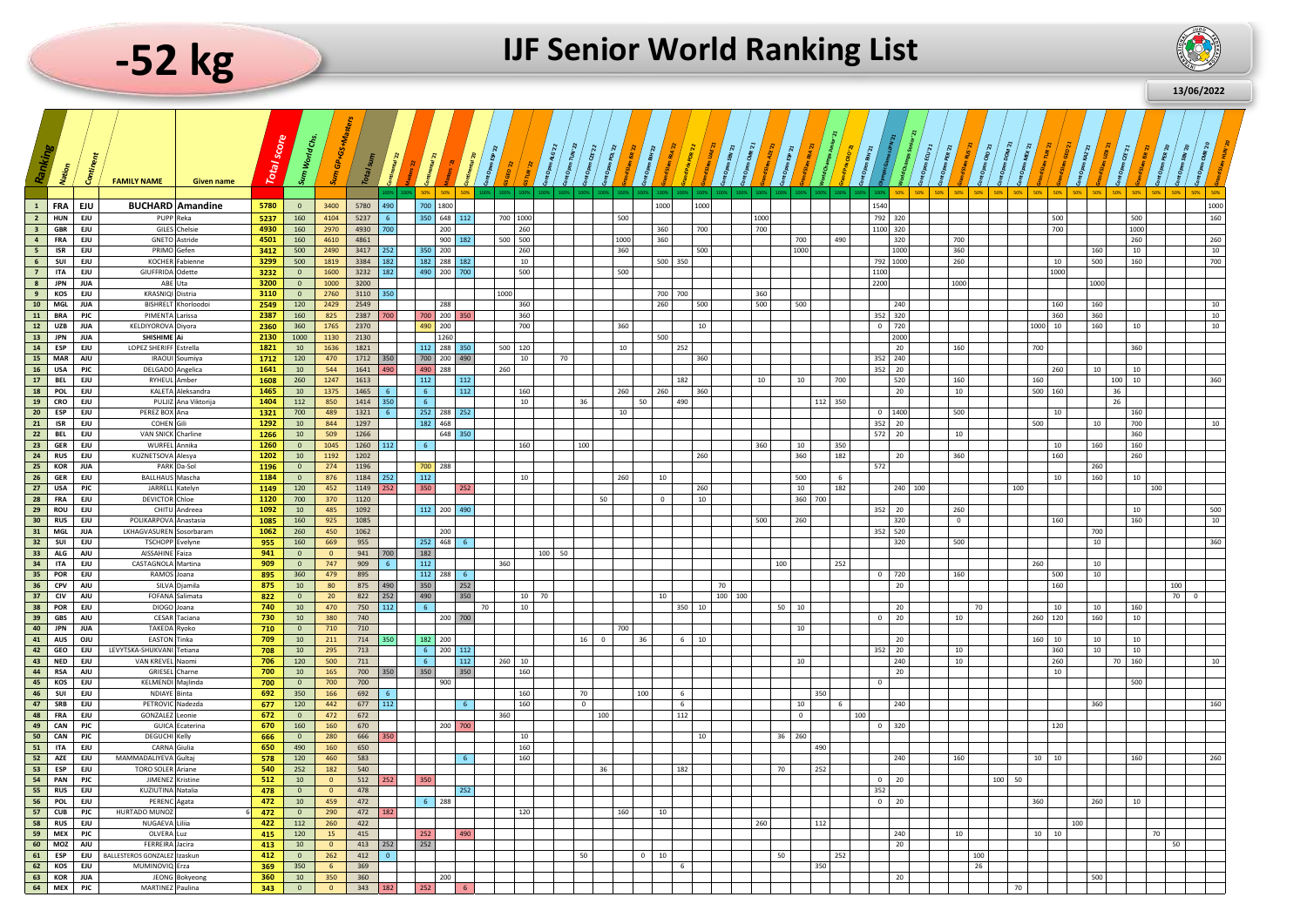# -52 kg

## IJF Senior World Ranking List

13/06/2022

Event column headers below are best-effort readings of small rotated labels and may not exactly match the source. The horizontal placement of values in the event columns is estimated and may be offset by one column in places.

| Ranking | Nation | Continent | FAMILY NAME | Given name | Total score | Sum World Chs. | Sum GP&GS+Masters | Total sum | Continental '22 | Masters '22 | Continental '21 | Masters '21 | Continental '20 | Cont Open ESP '22 | GS GEO '22 | GS TUR '22 | Cont Open ALG '22 | Cont Open TUN '22 | Cont Open CZE '22 | Cont Open POL '22 | Grand Slam KAZ '22 | Cont Open BIH '22 | Grand Slam ISR '22 | Grand Prix POR '22 | Grand Slam UAE '21 | Cont Open BIH '21 | Cont Open SEN '21 | Cont Open CMR '21 | Grand Slam AZE '21 | Cont Open ESP '21 | Grand Slam BRA '21 | World Champs Junior '21 | Grand Prix CRO '21 | Olympic Games JPN '21 | World Champs Senior '21 | Cont Open ECU '21 | Cont Open PER '21 | Grand Slam RUS '21 | Cont Open CRO '21 | Cont Open DOM '21 | Cont Open MEX '21 | Grand Slam TUR '21 | Grand Slam GEO '21 | Cont Open KAZ '21 | Grand Slam UZB '21 | Cont Open CZE '21 | Grand Slam ISR '21 | Cont Open '21 | Cont Open '21 | Cont Open '20 | Cont Open '20 | Cont Open PER '20 | Cont Open SEN '20 | Cont Open CMR '20 | Grand Slam HUN '20 |
|---|---|---|---|---|---|---|---|---|---|---|---|---|---|---|---|---|---|---|---|---|---|---|---|---|---|---|---|---|---|---|---|---|---|---|---|---|---|---|---|---|---|---|---|---|---|---|---|---|---|---|---|---|---|---|---|
| | | | | | | | | | 100% | 100% | 50% | 50% | 50% | 100% | 100% | 100% | 100% | 100% | 100% | 100% | 100% | 100% | 100% | 100% | 100% | 100% | 100% | 100% | 100% | 100% | 100% | 100% | 100% | 100% | 50% | 50% | 50% | 50% | 50% | 50% | 50% | 50% | 50% | 50% | 50% | 50% | 50% | 50% | 50% | 50% | 50% | 50% | 50% | 50% | 50% |
| 1 | FRA | EJU | BUCHARD | Amandine | 5780 | 0 | 3400 | 5780 | 490 | | 700 | 1800 | | | | | | | | | | | 1000 | | 1000 | | | | | | | | | 1540 | | | | | | | | | | | | | | | | | | | | | 1000 |
| 2 | HUN | EJU | PUPP | Reka | 5237 | 160 | 4104 | 5237 | 6 | | 350 | 648 | 112 | 700 | 1000 | | | | | | 500 | | | | | | | | 1000 | | | | | 792 | 320 | | | | | | | 500 | | | | | 500 | | | | | | | | 160 |
| 3 | GBR | EJU | GILES | Chelsie | 4930 | 160 | 2970 | 4930 | 700 | | | 200 | | | | 260 | | | | | | | 360 | | 700 | | | 700 | | | | | | 1100 | 320 | | | | | | | 700 | | | | | 1000 | | | | | | | | |
| 4 | FRA | EJU | GNETO | Astride | 4501 | 160 | 4610 | 4861 | | | | 900 | 182 | 500 | | 500 | | | | | 1000 | | 360 | | | | | | | | 700 | | 490 | | 320 | | | 700 | | | | | | | | | 260 | | | | | | | | 260 |
| 5 | ISR | EJU | PRIMO | Gefen | 3412 | 500 | 2490 | 3417 | 252 | | 350 | 200 | | | | 260 | | | | | 360 | | | | 500 | | | | | 1000 | | | | | 1000 | | | 360 | | | | | | | 160 | | 10 | | | | | | | | 10 |
| 6 | SUI | EJU | KOCHER | Fabienne | 3299 | 500 | 1819 | 3384 | 182 | | 182 | 288 | 182 | | | 10 | | | | | | | 500 | 350 | | | | | | | | | | 792 | 1000 | | | 260 | | | | 10 | | 500 | | | 160 | | | | | | | | 700 |
| 7 | ITA | EJU | GIUFFRIDA | Odette | 3232 | 0 | 1600 | 3232 | 182 | | 490 | 200 | 700 | | | 500 | | | | | 500 | | | | | | | | | | | | | 1100 | | | | | | | | 1000 | | | | | | | | | | | | | |
| 8 | JPN | JUA | ABE | Uta | 3200 | 0 | 1000 | 3200 | | | | | | | | | | | | | | | | | | | | | | | | | | 2200 | | | | 1000 | | | | | | | 1000 | | | | | | | | | | |
| 9 | KOS | EJU | KRASNIQI | Distria | 3110 | 0 | 2760 | 3110 | 350 | | | | | 1000 | | | | | | | | | 700 | 700 | | | | 360 | | | | | | | | | | | | | | | | | | | | | | | | | | | |
| 10 | MGL | JUA | BISHRELT | Khorloodoi | 2549 | 120 | 2429 | 2549 | | | | 288 | | | | 360 | | | | | | | 260 | | 500 | | | 500 | | 500 | | | | | 240 | | | | | | | 160 | | 160 | | | | | | | | | | | 10 |
| 11 | BRA | PJC | PIMENTA | Larissa | 2387 | 160 | 825 | 2387 | 700 | | 700 | 200 | 350 | | | 360 | | | | | | | | | | | | | | | | | | 352 | 320 | | | | | | | 360 | | 360 | | | | | | | | | | | 10 |
| 12 | UZB | JUA | KELDIYOROVA | Diyora | 2360 | 360 | 1765 | 2370 | | | 490 | 200 | | | | 700 | | | | | 360 | | | | 10 | | | | | | | | | 0 | 720 | | | | | | 1000 | 10 | | 160 | | | 10 | | | | | | | | 10 |
| 13 | JPN | JUA | SHISHIME | Ai | 2130 | 1000 | 1130 | 2130 | | | | 1260 | | | | | | | | | | | 500 | | | | | | | | | | | | 2000 | | | | | | | | | | | | | | | | | | | | |
| 14 | ESP | EJU | LOPEZ SHERIFF | Estrella | 1821 | 10 | 1636 | 1821 | | | 112 | 288 | 350 | 500 | 120 | | | | | | 10 | | | 252 | | | | | | | | | | | 20 | | | 160 | | | 700 | | | | | | 360 | | | | | | | | |
| 15 | MAR | AJU | IRAOUI | Soumiya | 1712 | 120 | 470 | 1712 | 350 | | 700 | 200 | 490 | | | 10 | | 70 | | | | | | | 360 | | | | | | | | | 352 | 240 | | | | | | | | | | | | | | | | | | | | |
| 16 | USA | PJC | DELGADO | Angelica | 1641 | 10 | 544 | 1641 | 490 | | 490 | 288 | | 260 | | | | | | | | | | | | | | | | | | | | 352 | 20 | | | | | | | 260 | | 10 | | | 10 | | | | | | | | |
| 17 | BEL | EJU | RYHEUL | Amber | 1608 | 260 | 1247 | 1613 | | | 112 | | 112 | | | | | | | | | | | 182 | | | 10 | | | 10 | | 700 | | | 520 | | | 160 | | | | 160 | | | | 100 | 10 | | | | | | | | 360 |
| 18 | POL | EJU | KALETA | Aleksandra | 1465 | 10 | 1375 | 1465 | 6 | | 6 | | 112 | | | 160 | | | | | 260 | | 260 | | 360 | | | | | | | | | | 20 | | | 10 | | | | 500 | 160 | | | 36 | | | | | | | | | |
| 19 | CRO | EJU | PULIZ | Ana Viktorija | 1404 | 112 | 850 | 1414 | 350 | | 6 | | | | | 10 | | | 36 | | | 50 | 490 | | | | | | | | 112 | 350 | | | | | | | | | | | | | | 26 | | | | | | | | | |
| 20 | ESP | EJU | PEREZ BOX | Ana | 1321 | 700 | 489 | 1321 | 6 | | 252 | 288 | 252 | | | | | | | | 10 | | | | | | | | | | | | | 0 | 1400 | | | 500 | | | | 10 | | | | | 160 | | | | | | | | |
| 21 | ISR | EJU | COHEN | Gili | 1292 | 10 | 844 | 1297 | | | 182 | 468 | | | | | | | | | | | | | | | | | | | | | | 352 | 20 | | | | | | | 500 | | 10 | | | 700 | | | | | | | | 10 |
| 22 | BEL | EJU | VAN SNICK | Charline | 1266 | 10 | 509 | 1266 | | | | 648 | 350 | | | | | | | | | | | | | | | | | | | | | 572 | 20 | | | 10 | | | | | | | | | 360 | | | | | | | | |
| 23 | GER | EJU | WURFEL | Annika | 1260 | 0 | 1045 | 1260 | 112 | | 6 | | | | | 160 | | | 100 | | | | | | | | | 360 | | 10 | | 350 | | | | | | | | | | 10 | | 160 | | | 160 | | | | | | | | |
| 24 | RUS | EJU | KUZNETSOVA | Alesya | 1202 | 10 | 1192 | 1202 | | | | | | | | | | | | | | | | | 260 | | | | | 360 | | 182 | | | 20 | | | 360 | | | | 160 | | | | | 260 | | | | | | | | |
| 25 | KOR | JUA | PARK | Da-Sol | 1196 | 0 | 274 | 1196 | | | 700 | 288 | | | | | | | | | | | | | | | | | | | | | | 572 | | | | | | | | | | 260 | | | | | | | | | | | |
| 26 | GER | EJU | BALLHAUS | Mascha | 1184 | 0 | 876 | 1184 | 252 | | 112 | | | | | 10 | | | | | 260 | | 10 | | | | | | | 500 | | 6 | | | | | | | | | | 10 | | 160 | | | 10 | | | | | | | | |
| 27 | USA | PJC | JARRELL | Katelyn | 1149 | 120 | 452 | 1149 | 252 | | 350 | | 252 | | | | | | | | | | | | 260 | | | | | 10 | | 182 | | | 240 | 100 | | | | | 100 | | | | | | | 100 | | | | | | | |
| 28 | FRA | EJU | DEVICTOR | Chloe | 1120 | 700 | 370 | 1120 | | | | | | | | | | | 50 | | | | 0 | | 10 | | | | | 360 | 700 | | | | | | | | | | | | | | | | | | | | | | | | |
| 29 | ROU | EJU | CHITU | Andreea | 1092 | 10 | 485 | 1092 | | | 112 | 200 | 490 | | | | | | | | | | | | | | | | | | | | | 352 | 20 | | | 260 | | | | | | | | | 10 | | | | | | | | 500 |
| 30 | RUS | EJU | POLIKARPOVA | Anastasia | 1085 | 160 | 925 | 1085 | | | | | | | | | | | | | | | | | | | | 500 | | 260 | | | | | 320 | | | 0 | | | | 160 | | | | | 160 | | | | | | | | 10 |
| 31 | MGL | JUA | LKHAGVASUREN | Sosorbaram | 1062 | 260 | 450 | 1062 | | | | 200 | | | | | | | | | | | | | | | | | | | | | | 352 | 520 | | | | | | | | | 700 | | | | | | | | | | | |
| 32 | SUI | EJU | TSCHOPP | Evelyne | 955 | 160 | 669 | 955 | | | 252 | 468 | 6 | | | | | | | | | | | | | | | | | | | | | | 320 | | | 500 | | | | | | 10 | | | | | | | | | | | 360 |
| 33 | ALG | AJU | AISSAHINE | Faiza | 941 | 0 | 0 | 941 | 700 | | 182 | | | | | | 100 | 50 | | | | | | | | | | | | | | | | | | | | | | | | | | | | | | | | | | | | | |
| 34 | ITA | EJU | CASTAGNOLA | Martina | 909 | 0 | 747 | 909 | 6 | | 112 | | | | 360 | | | | | | | | | | | | | | 100 | | | 252 | | | | | | | | | | 260 | | 10 | | | | | | | | | | | |
| 35 | POR | EJU | RAMOS | Joana | 895 | 360 | 479 | 895 | | | 112 | 288 | 6 | | | | | | | | | | | | | | | | | | | | | 0 | 720 | | | 160 | | | | 500 | | 10 | | | | | | | | | | | |
| 36 | CPV | AJU | SILVA | Djamila | 875 | 10 | 80 | 875 | 490 | | 350 | | 252 | | | | | | | | | | | | 70 | | | | | | | | | | 20 | | | | | | | 160 | | | | | | | | | | 100 | | | |
| 37 | CIV | AJU | FOFANA | Salimata | 822 | 0 | 20 | 822 | 252 | | 490 | | 350 | | | 10 | 70 | | | | | | 10 | | | 100 | 100 | | | | | | | | | | | | | | | | | | | | | | | | | 70 | 0 | | |
| 38 | POR | EJU | DIOGO | Joana | 740 | 10 | 470 | 750 | 112 | | 6 | | | 70 | | 10 | | | | | | | 350 | 10 | | | | 50 | 10 | | | | | | 20 | | 70 | | | | | 10 | | 10 | | | 160 | | | | | | | | |
| 39 | GBS | AJU | CESAR | Taciana | 730 | 10 | 380 | 740 | | | | 200 | 700 | | | | | | | | | | | | | | | | | | | | | 0 | 20 | | | 10 | | | | 260 | 120 | 160 | | | 10 | | | | | | | | |
| 40 | JPN | JUA | TAKEDA | Ryoko | 710 | 0 | 710 | 710 | | | | | | | | | | | | | 700 | | | | | | | | 10 | | | | | | | | | | | | | | | | | | | | | | | | | | |
| 41 | AUS | OJU | EASTON | Tinka | 709 | 10 | 211 | 714 | 350 | | 182 | 200 | | | | | | | 16 | 0 | | 36 | | 6 | 10 | | | | | | | | | | 20 | | | | | | | 160 | 10 | 10 | | | 10 | | | | | | | | |
| 42 | GEO | EJU | LEVTSKA-SHUKVANI | Tetiana | 708 | 10 | 295 | 713 | | | 6 | 200 | 112 | | | | | | | | | | | | | | | | | | | | | 352 | 20 | | | 10 | | | | | 360 | 10 | | | 10 | | | | | | | | |
| 43 | NED | EJU | VAN KREVEL | Naomi | 706 | 120 | 500 | 711 | | | 6 | | 112 | 260 | 10 | | | | | | | | | | | | | | 10 | | | | | | 240 | | | 10 | | | | | 260 | | | 70 | 160 | | | | | | | | 10 |
| 44 | RSA | AJU | GRIESEL | Charne | 700 | 10 | 165 | 700 | 350 | | 350 | | 350 | | | 160 | | | | | | | | | | | | | | | | | | | 20 | | | | | | | | 10 | | | | | | | | | | | | |
| 45 | KOS | EJU | KELMENDI | Majlinda | 700 | 0 | 700 | 700 | | | | 900 | | | | | | | | | | | | | | | | | | | | | | 0 | | | | | | | | | | | | | 500 | | | | | | | | |
| 46 | SUI | EJU | NDIAYE | Binta | 692 | 350 | 166 | 692 | 6 | | 182 | 200 | | | | 160 | | | 70 | | 100 | | | 6 | | | | | | | 350 | | | | | | | | | | | | | | | | | | | | | | | | |
| 47 | SRB | EJU | PETROVIC | Nadezda | 677 | 120 | 442 | 677 | 112 | | | | 6 | | | 160 | | | 0 | | | | | 6 | | | | | 10 | | | 6 | | | 240 | | | | | | | | | 360 | | | | | | | | | | | 160 |
| 48 | FRA | EJU | GONZALEZ | Leonie | 672 | 0 | 472 | 672 | | | | | | 360 | | | | | | 100 | | | | 112 | | | | | 0 | | | | 100 | | | | | | | | | | | | | | | | | | | | | | |
| 49 | CAN | PJC | GUICA | Ecaterina | 670 | 160 | 160 | 670 | | | | 200 | 700 | | | | | | | | | | | | | | | | | | | | | 0 | 320 | | | | | | | | 120 | | | | | | | | | | | | |
| 50 | CAN | PJC | DEGUCHI | Kelly | 666 | 0 | 280 | 666 | 350 | | | | | | | 10 | | | | | | | | | 10 | | | 36 | 260 | | | | | | | | | | | | | | | | | | | | | | | | | | |
| 51 | ITA | EJU | CARNA | Giulia | 650 | 490 | 160 | 650 | | | | | | | | 160 | | | | | | | | | | | | | | 490 | | | | | | | | | | | | | | | | | | | | | | | | | |
| 52 | AZE | EJU | MAMMADALIYEVA | Gultaj | 578 | 120 | 460 | 583 | | | | | 6 | | | 160 | | | | | | | | | | | | | | | | | | | 240 | | | 160 | | | | 10 | 10 | | | | 160 | | | | | | | | 260 |
| 53 | ESP | EJU | TORO SOLER | Ariane | 540 | 252 | 182 | 540 | | | | | | | | | | | | 36 | | | | 182 | | | | 70 | | 252 | | | | | | | | | | | | | | | | | | | | | | | | | |
| 54 | PAN | PJC | JIMENEZ | Kristine | 512 | 10 | 0 | 512 | 252 | | 350 | | | | | | | | | | | | | | | | | | | | | | | 0 | 20 | | | | | 100 | 50 | | | | | | | | | | | | | | |
| 55 | RUS | EJU | KUZIUTINA | Natalia | 478 | 0 | 0 | 478 | | | | | 252 | | | | | | | | | | | | | | | | | | | | | 352 | | | | | | | | | | | | | | | | | | | | | |
| 56 | POL | EJU | PERENC | Agata | 472 | 10 | 459 | 472 | | | 6 | 288 | | | | | | | | | | | | | | | | | | | | | | 0 | 20 | | | | | | | | 360 | 260 | | | 10 | | | | | | | | |
| 57 | CUB | PJC | HURTADO MUNOZ | 6 | 472 | 0 | 290 | 472 | 182 | | | | | | | 120 | | | | | 160 | | 10 | | | | | | | | | | | | | | | | | | | | | | | | | | | | | | | | |
| 58 | RUS | EJU | NUGAEVA | Liliia | 422 | 112 | 260 | 422 | | | | | | | | | | | | | | | | | | | | 260 | | 112 | | | | | | | | | | | | | | 100 | | | | | | | | | | | |
| 59 | MEX | PJC | OLVERA | Luz | 415 | 120 | 15 | 415 | | | 252 | | 490 | | | | | | | | | | | | | | | | | | | | | | 240 | | | 10 | | | | 10 | 10 | | | | | 70 | | | | | | | |
| 60 | MOZ | AJU | FERREIRA | Jacira | 413 | 10 | 0 | 413 | 252 | | 252 | | | | | | | | | | | | | | | | | | | | | | | | 20 | | | | | | | | | | | | | | | | 50 | | | | |
| 61 | ESP | EJU | BALLESTEROS GONZALEZ | Izaskun | 412 | 0 | 262 | 412 | 0 | | | | | | | | | | 50 | | | 0 | 10 | | | | | | 50 | | | 252 | | | | | | | 100 | | | | | | | | | | | | | | | | |
| 62 | KOS | EJU | MUMINOVIQ | Erza | 369 | 350 | 6 | 369 | | | | | | | | | | | | | | | | 6 | | | | | | | 350 | | | | | | | | 26 | | | | | | | | | | | | | | | | |
| 63 | KOR | JUA | JEONG | Bokyeong | 360 | 10 | 350 | 360 | | | | 200 | | | | | | | | | | | | | | | | | | | | | | | 20 | | | | | | | | | 500 | | | | | | | | | | | |
| 64 | MEX | PJC | MARTINEZ | Paulina | 343 | 0 | 0 | 343 | 182 | | 252 | | 6 | | | | | | | | | | | | | | | | | | | | | | | | | | | | 70 | | | | | | | | | | | | | | |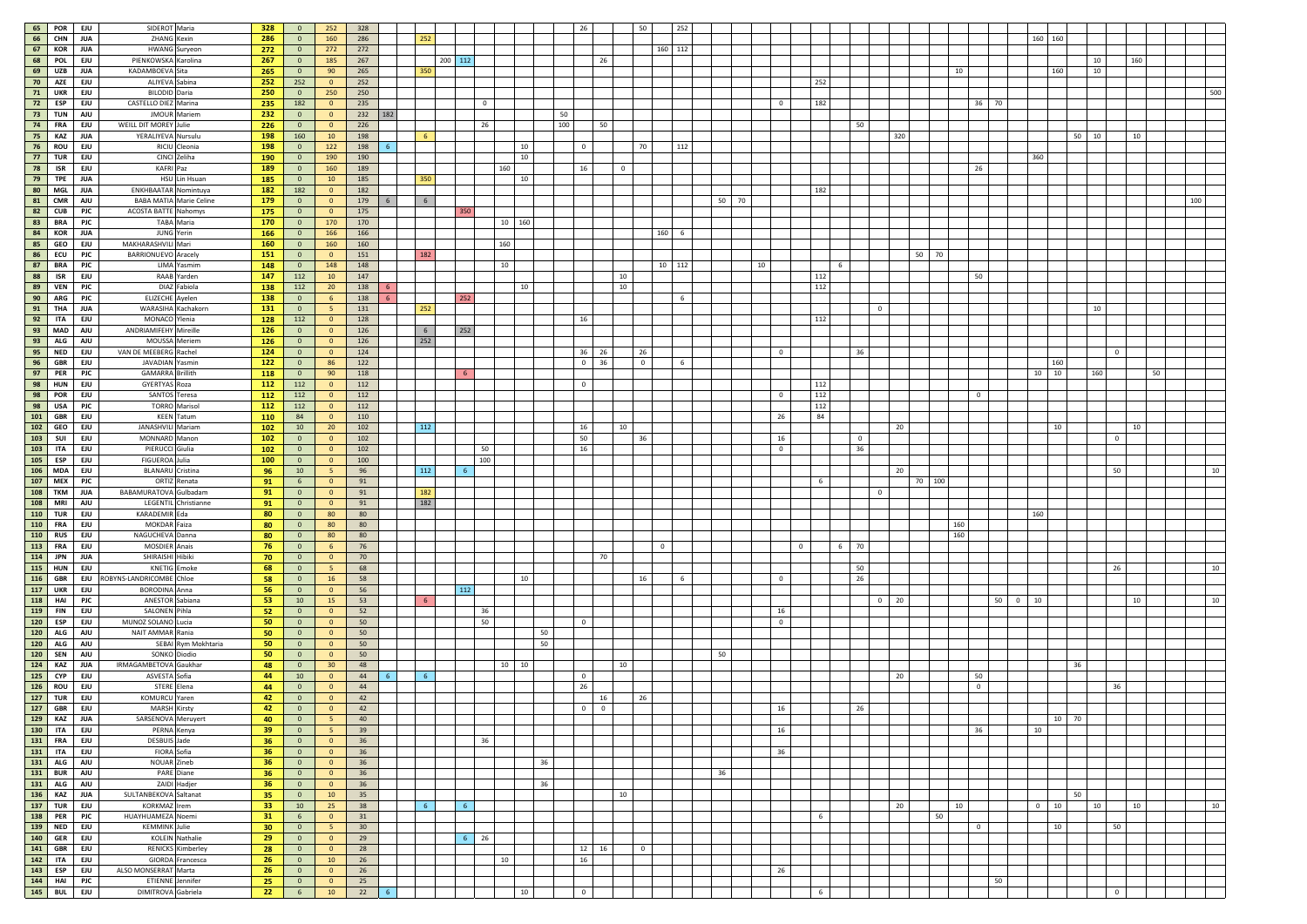| | | | | | | | | | | | | | | | | | | | | | | | | | | | | | | | | | | | | | | | | | | | | | | | | | |
|---|---|---|---|---|---|---|---|---|---|---|---|---|---|---|---|---|---|---|---|---|---|---|---|---|---|---|---|---|---|---|---|---|---|---|---|---|---|---|---|---|---|---|---|---|---|---|---|---|---|
| 65 | POR | EJU | SIDEROT | Maria | 328 | 0 | 252 | 328 | | | | | | | | | | 26 | | | 50 | | 252 | | | | | | | | | | | | | | | | | | | | | | | | | |
| 66 | CHN | JUA | ZHANG | Kexin | 286 | 0 | 160 | 286 | | 252 | | | | | | | | | | | | | | | | | | | | | | | | | | | | | | 160 | 160 | | | | | | | |
| 67 | KOR | JUA | HWANG | Suryeon | 272 | 0 | 272 | 272 | | | | | | | | | | | | | | 160 | 112 | | | | | | | | | | | | | | | | | | | | | | | | | |
| 68 | POL | EJU | PIENKOWSKA | Karolina | 267 | 0 | 185 | 267 | | | 200 | 112 | | | | | | | 26 | | | | | | | | | | | | | | | | | | | | | | | | | 10 | | 160 | | | |
| 69 | UZB | JUA | KADAMBOEVA | Sita | 265 | 0 | 90 | 265 | | 350 | | | | | | | | | | | | | | | | | | | | | | | | | | 10 | | | | | 160 | | | 10 | | | | | |
| 70 | AZE | EJU | ALIYEVA | Sabina | 252 | 252 | 0 | 252 | | | | | | | | | | | | | | | | | | | | | 252 | | | | | | | | | | | | | | | | | | | | |
| 71 | UKR | EJU | BILODID | Daria | 250 | 0 | 250 | 250 | | | | | | | | | | | | | | | | | | | | | | | | | | | | | | | | | | | | | | | | | 500 |
| 72 | ESP | EJU | CASTELLO DIEZ | Marina | 235 | 182 | 0 | 235 | | | | | 0 | | | | | | | | | | | | | | 0 | | 182 | | | | | | | | 36 | 70 | | | | | | | | | | | |
| 73 | TUN | AJU | JMOUR | Mariem | 232 | 0 | 0 | 232 | 182 | | | | | | | | 50 | | | | | | | | | | | | | | | | | | | | | | | | | | | | | | | | |
| 74 | FRA | EJU | WEILL DIT MOREY | Julie | 226 | 0 | 0 | 226 | | | | | 26 | | | 100 | | | 50 | | | | | | | | | | | | 50 | | | | | | | | | | | | | | | | | | |
| 75 | KAZ | JUA | YERALIYEVA | Nursulu | 198 | 160 | 10 | 198 | | 6 | | | | | | | | | | | | | | | | | | | | | | | 320 | | | | | | | | | | 50 | 10 | | 10 | | | |
| 76 | ROU | EJU | RICIU | Cleonia | 198 | 0 | 122 | 198 | 6 | | | | | | 10 | | | 0 | | | 70 | | 112 | | | | | | | | | | | | | | | | | | | | | | | | | | |
| 77 | TUR | EJU | CINCI | Zeliha | 190 | 0 | 190 | 190 | | | | | | | 10 | | | | | | | | | | | | | | | | | | | | | | | | | 360 | | | | | | | | | |
| 78 | ISR | EJU | KAFRI | Paz | 189 | 0 | 160 | 189 | | | | | | 160 | | | | 16 | | 0 | | | | | | | | | | | | | | | | | 26 | | | | | | | | | | | | |
| 79 | TPE | JUA | HSU | Lin Hsuan | 185 | 0 | 10 | 185 | | 350 | | | | | 10 | | | | | | | | | | | | | | | | | | | | | | | | | | | | | | | | | | |
| 80 | MGL | JUA | ENKHBAATAR | Nomintuya | 182 | 182 | 0 | 182 | | | | | | | | | | | | | | | | | | | | | 182 | | | | | | | | | | | | | | | | | | | | |
| 81 | CMR | AJU | BABA MATIA | Marie Celine | 179 | 0 | 0 | 179 | 6 | 6 | | | | | | | | | | | | | | 50 | 70 | | | | | | | | | | | | | | | | | | | | | | | 100 | |
| 82 | CUB | PJC | ACOSTA BATTE | Nahomys | 175 | 0 | 0 | 175 | | | | 350 | | | | | | | | | | | | | | | | | | | | | | | | | | | | | | | | | | | | | |
| 83 | BRA | PJC | TABA | Maria | 170 | 0 | 170 | 170 | | | | | | 10 | 160 | | | | | | | | | | | | | | | | | | | | | | | | | | | | | | | | | | |
| 84 | KOR | JUA | JUNG | Yerin | 166 | 0 | 166 | 166 | | | | | | | | | | | | | | 160 | 6 | | | | | | | | | | | | | | | | | | | | | | | | | | |
| 85 | GEO | EJU | MAKHARASHVILI | Mari | 160 | 0 | 160 | 160 | | | | | | 160 | | | | | | | | | | | | | | | | | | | | | | | | | | | | | | | | | | | |
| 86 | ECU | PJC | BARRIONUEVO | Aracely | 151 | 0 | 0 | 151 | | 182 | | | | | | | | | | | | | | | | | | | | | | | | 50 | 70 | | | | | | | | | | | | | | |
| 87 | BRA | PJC | LIMA | Yasmim | 148 | 0 | 148 | 148 | | | | | | 10 | | | | | | | | 10 | 112 | | | 10 | | | | 6 | | | | | | | | | | | | | | | | | | | |
| 88 | ISR | EJU | RAAB | Yarden | 147 | 112 | 10 | 147 | | | | | | | | | | | 10 | | | | | | | | | | 112 | | | | | | | | 50 | | | | | | | | | | | | |
| 89 | VEN | PJC | DIAZ | Fabiola | 138 | 112 | 20 | 138 | 6 | | | | | | 10 | | | | 10 | | | | | | | | | | 112 | | | | | | | | | | | | | | | | | | | | |
| 90 | ARG | PJC | ELIZECHE | Ayelen | 138 | 0 | 6 | 138 | 6 | | | 252 | | | | | | | | | | | 6 | | | | | | | | | | | | | | | | | | | | | | | | | | |
| 91 | THA | JUA | WARASIHA | Kachakorn | 131 | 0 | 5 | 131 | | 252 | | | | | | | | | | | | | | | | | | | | | | 0 | | | | | | | | | | | | 10 | | | | | |
| 92 | ITA | EJU | MONACO | Ylenia | 128 | 112 | 0 | 128 | | | | | | | | | | 16 | | | | | | | | | | | 112 | | | | | | | | | | | | | | | | | | | | |
| 93 | MAD | AJU | ANDRIAMIFEHY | Mireille | 126 | 0 | 0 | 126 | | 6 | | 252 | | | | | | | | | | | | | | | | | | | | | | | | | | | | | | | | | | | | | |
| 93 | ALG | AJU | MOUSSA | Meriem | 126 | 0 | 0 | 126 | | 252 | | | | | | | | | | | | | | | | | | | | | | | | | | | | | | | | | | | | | | | |
| 95 | NED | EJU | VAN DE MEEBERG | Rachel | 124 | 0 | 0 | 124 | | | | | | | | | | 36 | 26 | | 26 | | | | | | 0 | | | | 36 | | | | | | | | | | | | | | 0 | | | | |
| 96 | GBR | EJU | JAVADIAN | Yasmin | 122 | 0 | 86 | 122 | | | | | | | | | | 0 | 36 | | 0 | | 6 | | | | | | | | | | | | | | | | | | 160 | | | | | | | | |
| 97 | PER | PJC | GAMARRA | Brillith | 118 | 0 | 90 | 118 | | | | 6 | | | | | | | | | | | | | | | | | | | | | | | | | | | | 10 | 10 | | 160 | | | | 50 | | |
| 98 | HUN | EJU | GYERTYAS | Roza | 112 | 112 | 0 | 112 | | | | | | | | | | 0 | | | | | | | | | | | 112 | | | | | | | | | | | | | | | | | | | | |
| 98 | POR | EJU | SANTOS | Teresa | 112 | 112 | 0 | 112 | | | | | | | | | | | | | | | | | | | 0 | | 112 | | | | | | | | 0 | | | | | | | | | | | | |
| 98 | USA | PJC | TORRO | Marisol | 112 | 112 | 0 | 112 | | | | | | | | | | | | | | | | | | | | | 112 | | | | | | | | | | | | | | | | | | | | |
| 101 | GBR | EJU | KEEN | Tatum | 110 | 84 | 0 | 110 | | | | | | | | | | | | | | | | | | | 26 | | 84 | | | | | | | | | | | | | | | | | | | | |
| 102 | GEO | EJU | JANASHVILI | Mariam | 102 | 10 | 20 | 102 | | 112 | | | | | | | | 16 | | 10 | | | | | | | | | | | | | 20 | | | | | | | | 10 | | | | | 10 | | | |
| 103 | SUI | EJU | MONNARD | Manon | 102 | 0 | 0 | 102 | | | | | | | | | | 50 | | | 36 | | | | | | 16 | | | | 0 | | | | | | | | | | | | | | 0 | | | | |
| 103 | ITA | EJU | PIERUCCI | Giulia | 102 | 0 | 0 | 102 | | | | | 50 | | | | | 16 | | | | | | | | | 0 | | | | 36 | | | | | | | | | | | | | | | | | | |
| 105 | ESP | EJU | FIGUEROA | Julia | 100 | 0 | 0 | 100 | | | | | | 100 | | | | | | | | | | | | | | | | | | | | | | | | | | | | | | | | | | | |
| 106 | MDA | EJU | BLANARU | Cristina | 96 | 10 | 5 | 96 | | 112 | | 6 | | | | | | | | | | | | | | | | | | | | | 20 | | | | | | | | | | | | 50 | | | | 10 |
| 107 | MEX | PJC | ORTIZ | Renata | 91 | 6 | 0 | 91 | | | | | | | | | | | | | | | | | | | | | 6 | | | | | 70 | 100 | | | | | | | | | | | | | | |
| 108 | TKM | JUA | BABAMURATOVA | Gulbadam | 91 | 0 | 0 | 91 | | 182 | | | | | | | | | | | | | | | | | | | | | | 0 | | | | | | | | | | | | | | | | | |
| 108 | MRI | AJU | LEGENTIL | Christianne | 91 | 0 | 0 | 91 | | 182 | | | | | | | | | | | | | | | | | | | | | | | | | | | | | | | | | | | | | | | |
| 110 | TUR | EJU | KARADEMIR | Eda | 80 | 0 | 80 | 80 | | | | | | | | | | | | | | | | | | | | | | | | | | | | | | | | 160 | | | | | | | | | |
| 110 | FRA | EJU | MOKDAR | Faiza | 80 | 0 | 80 | 80 | | | | | | | | | | | | | | | | | | | | | | | | | | | | 160 | | | | | | | | | | | | | |
| 110 | RUS | EJU | NAGUCHEVA | Danna | 80 | 0 | 80 | 80 | | | | | | | | | | | | | | | | | | | | | | | | | | | | 160 | | | | | | | | | | | | | |
| 113 | FRA | EJU | MOSDIER | Anais | 76 | 0 | 6 | 76 | | | | | | | | | | | | 0 | | | | | | | | 0 | | 6 | 70 | | | | | | | | | | | | | | | | | | |
| 114 | JPN | JUA | SHIRAISHI | Hibiki | 70 | 0 | 0 | 70 | | | | | | | | | | | 70 | | | | | | | | | | | | | | | | | | | | | | | | | | | | | | |
| 115 | HUN | EJU | KNETIG | Emoke | 68 | 0 | 5 | 68 | | | | | | | | | | | | | | | | | | | | | | | 50 | | | | | | | | | | | | | | 26 | | | | 10 |
| 116 | GBR | EJU | ROBYNS-LANDRICOMBE | Chloe | 58 | 0 | 16 | 58 | | | | | | | 10 | | | | | | 16 | | 6 | | | | 0 | | | | 26 | | | | | | | | | | | | | | | | | | |
| 117 | UKR | EJU | BORODINA | Anna | 56 | 0 | 0 | 56 | | | | 112 | | | | | | | | | | | | | | | | | | | | | | | | | | | | | | | | | | | | | |
| 118 | HAI | PJC | ANESTOR | Sabiana | 53 | 10 | 15 | 53 | | 6 | | | | | | | | | | | | | | | | | | | | | | 0 | 20 | | | | | 50 | 0 | 10 | | | | | | 10 | | | 10 |
| 119 | FIN | EJU | SALONEN | Pihla | 52 | 0 | 0 | 52 | | | | | 36 | | | | | | | | | | | | | | 16 | | | | | | | | | | | | | | | | | | | | | | |
| 120 | ESP | EJU | MUNOZ SOLANO | Lucia | 50 | 0 | 0 | 50 | | | | | 50 | | | | | 0 | | | | | | | | | 0 | | | | | | | | | | | | | | | | | | | | | | |
| 120 | ALG | AJU | NAIT AMMAR | Rania | 50 | 0 | 0 | 50 | | | | | | | | | 50 | | | | | | | | | | | | | | | | | | | | | | | | | | | | | | | | |
| 120 | ALG | AJU | SEBAI | Rym Mokhtaria | 50 | 0 | 0 | 50 | | | | | | | | | 50 | | | | | | | | | | | | | | | | | | | | | | | | | | | | | | | | |
| 120 | SEN | AJU | SONKO | Diodio | 50 | 0 | 0 | 50 | | | | | | | | | | | | | | | | 50 | | | | | | | | | | | | | | | | | | | | | | | | | |
| 124 | KAZ | JUA | IRMAGAMBETOVA | Gaukhar | 48 | 0 | 30 | 48 | | | | | | 10 | 10 | | | | | 10 | | | | | | | | | | | | | | | | | | | | | | | 36 | | | | | | |
| 125 | CYP | EJU | ASVESTA | Sofia | 44 | 10 | 0 | 44 | 6 | 6 | | | | | | | | 0 | | | | | | | | | | | | | | | 20 | | | | 50 | | | | | | | | | | | | |
| 126 | ROU | EJU | STERE | Elena | 44 | 0 | 0 | 44 | | | | | | | | | | 26 | | | | | | | | | | | | | | | | | | | 0 | | | | | | | | 36 | | | | |
| 127 | TUR | EJU | KOMURCU | Yaren | 42 | 0 | 0 | 42 | | | | | | | | | | | 16 | | 26 | | | | | | | | | | | | | | | | | | | | | | | | | | | | |
| 127 | GBR | EJU | MARSH | Kirsty | 42 | 0 | 0 | 42 | | | | | | | | | | 0 | 0 | | | | | | | | 16 | | | | 26 | | | | | | | | | | | | | | | | | | |
| 129 | KAZ | JUA | SARSENOVA | Meruyert | 40 | 0 | 5 | 40 | | | | | | | | | | | | | | | | | | | | | | | | | | | | | | | | | 10 | 70 | | | | | | | |
| 130 | ITA | EJU | PERNA | Kenya | 39 | 0 | 5 | 39 | | | | | | | | | | | | | | | | | | | 16 | | | | | | | | | | 36 | | | 10 | | | | | | | | | |
| 131 | FRA | EJU | DESBUIS | Jade | 36 | 0 | 0 | 36 | | | | | 36 | | | | | | | | | | | | | | | | | | | | | | | | | | | | | | | | | | | | |
| 131 | ITA | EJU | FIORA | Sofia | 36 | 0 | 0 | 36 | | | | | | | | | | | | | | | | | | | 36 | | | | | | | | | | | | | | | | | | | | | | |
| 131 | ALG | AJU | NOUAR | Zineb | 36 | 0 | 0 | 36 | | | | | | | | 36 | | | | | | | | | | | | | | | | | | | | | | | | | | | | | | | | | |
| 131 | BUR | AJU | PARE | Diane | 36 | 0 | 0 | 36 | | | | | | | | | | | | | | | | 36 | | | | | | | | | | | | | | | | | | | | | | | | | |
| 131 | ALG | AJU | ZAIDI | Hadjer | 36 | 0 | 0 | 36 | | | | | | | | 36 | | | | | | | | | | | | | | | | | | | | | | | | | | | | | | | | | |
| 136 | KAZ | JUA | SULTANBEKOVA | Saltanat | 35 | 0 | 10 | 35 | | | | | | | | | | | | 10 | | | | | | | | | | | | | | | | | | | | | | | 50 | | | | | | |
| 137 | TUR | EJU | KORKMAZ | Irem | 33 | 10 | 25 | 38 | | 6 | | 6 | | | | | | | | | | | | | | | | | | | | | 20 | | | 10 | | | | 0 | 10 | | | 10 | | 10 | | | 10 |
| 138 | PER | PJC | HUAYHUAMEZA | Noemi | 31 | 6 | 0 | 31 | | | | | | | | | | | | | | | | | | | | | 6 | | | | | | 50 | | | | | | | | | | | | | | |
| 139 | NED | EJU | KEMMINK | Julie | 30 | 0 | 5 | 30 | | | | | | | | | | | | | | | | | | | | | | | | | | | | | 0 | | | | 10 | | | | 50 | | | | |
| 140 | GER | EJU | KOLEIN | Nathalie | 29 | 0 | 0 | 29 | | | | 6 | 26 | | | | | | | | | | | | | | | | | | | | | | | | | | | | | | | | | | | | |
| 141 | GBR | EJU | RENICKS | Kimberley | 28 | 0 | 0 | 28 | | | | | | | | | | 12 | 16 | | 0 | | | | | | | | | | | | | | | | | | | | | | | | | | | | |
| 142 | ITA | EJU | GIORDA | Francesca | 26 | 0 | 10 | 26 | | | | | | 10 | | | | 16 | | | | | | | | | | | | | | | | | | | | | | | | | | | | | | | |
| 143 | ESP | EJU | ALSO MONSERRAT | Marta | 26 | 0 | 0 | 26 | | | | | | | | | | | | | | | | | | | 26 | | | | | | | | | | | | | | | | | | | | | | |
| 144 | HAI | PJC | ETIENNE | Jennifer | 25 | 0 | 0 | 25 | | | | | | | | | | | | | | | | | | | | | | | | | | | | | | 50 | | | | | | | | | | | |
| 145 | BUL | EJU | DIMITROVA | Gabriela | 22 | 6 | 10 | 22 | 6 | | | | | | 10 | | | 0 | | | | | | | | | | | 6 | | | | | | | | | | | | | | | 0 | | | | | |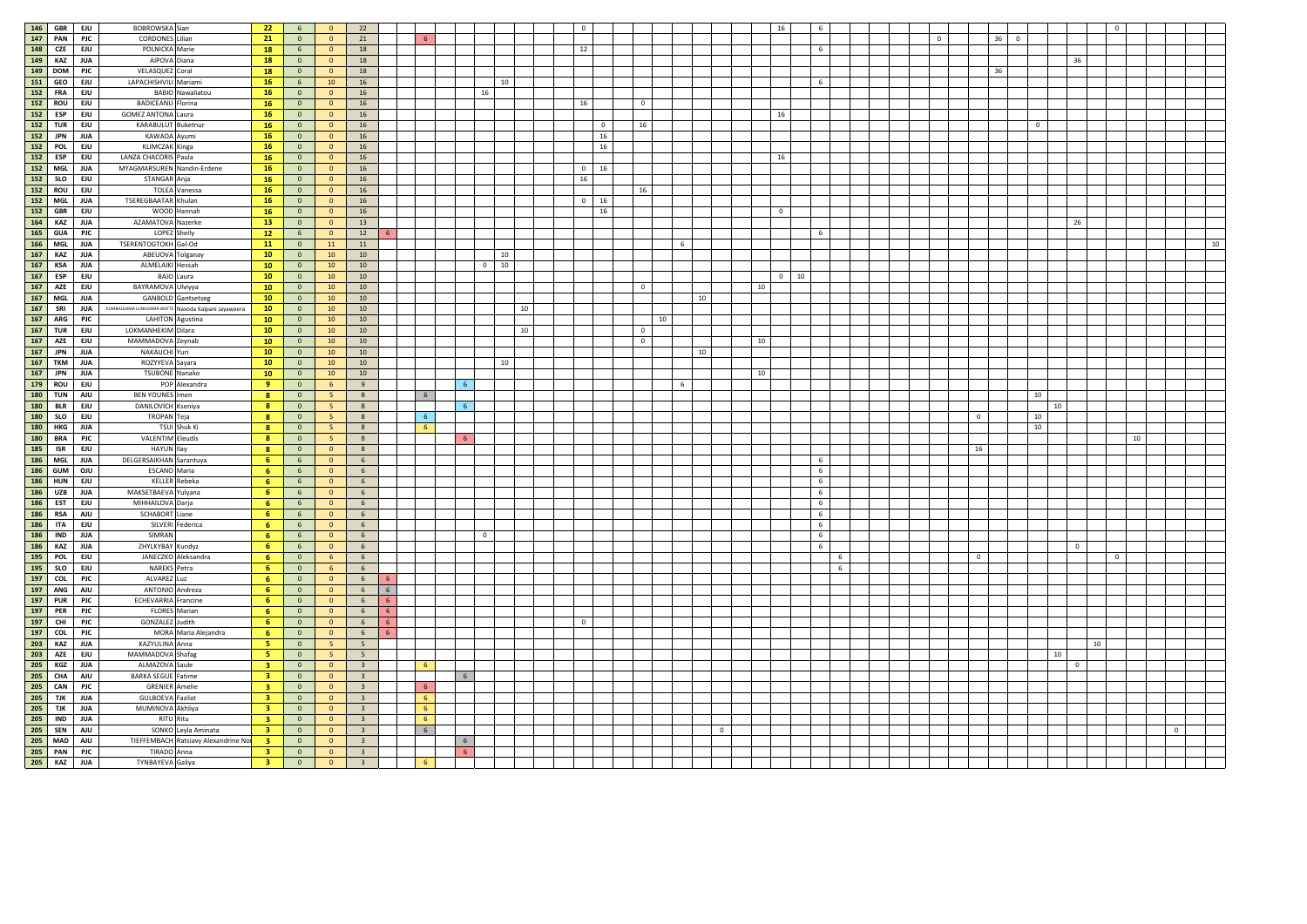| | | | | | | | | | | | | | | | | | | | | | | | | | | | | | | | | | | | | | | | |
|---|---|---|---|---|---|---|---|---|---|---|---|---|---|---|---|---|---|---|---|---|---|---|---|---|---|---|---|---|---|---|---|---|---|---|---|---|---|---|---|---|
| 146 | GBR | EJU | BOBROWSKA | Sian | 22 | 6 | 0 | 22 | | | | | | | 0 | | | | | | | | 16 | | 6 | | | | 0 | | | | | | | | | | | |
| 147 | PAN | PJC | CORDONES | Lilian | 21 | 0 | 0 | 21 | | 6 | | | | | | | | | | | | | | | | | 0 | 36 | 0 | | | | | | | | | | | |
| 148 | CZE | EJU | POLNICKA | Marie | 18 | 6 | 0 | 18 | | | | | | | 12 | | | | | | | | | | 6 | | | | | | | | | | | | | | | |
| 149 | KAZ | JUA | AIPOVA | Diana | 18 | 0 | 0 | 18 | | | | | | | | | | | | | | | | | | | | | | | | | | | 36 | | | | | |
| 149 | DOM | PJC | VELASQUEZ | Coral | 18 | 0 | 0 | 18 | | | | | | | | | | | | | | | | | | | | 36 | | | | | | | | | | | | |
| 151 | GEO | EJU | LAPACHISHVILI | Mariami | 16 | 6 | 10 | 16 | | | | | 10 | | | | | | | | | | | | 6 | | | | | | | | | | | | | | | |
| 152 | FRA | EJU | BABIO | Nawaliatou | 16 | 0 | 0 | 16 | | | | 16 | | | | | | | | | | | | | | | | | | | | | | | | | | | | |
| 152 | ROU | EJU | BADICEANU | Florina | 16 | 0 | 0 | 16 | | | | | | | 16 | | 0 | | | | | | | | | | | | | | | | | | | | | | | |
| 152 | ESP | EJU | GOMEZ ANTONA | Laura | 16 | 0 | 0 | 16 | | | | | | | | | | | | | | | 16 | | | | | | | | | | | | | | | | | |
| 152 | TUR | EJU | KARABULUT | Buketnur | 16 | 0 | 0 | 16 | | | | | | | | 0 | 16 | | | | | | | | | | | | | 0 | | | | | | | | | | |
| 152 | JPN | JUA | KAWADA | Ayumi | 16 | 0 | 0 | 16 | | | | | | | | 16 | | | | | | | | | | | | | | | | | | | | | | | | |
| 152 | POL | EJU | KLIMCZAK | Kinga | 16 | 0 | 0 | 16 | | | | | | | | 16 | | | | | | | | | | | | | | | | | | | | | | | | |
| 152 | ESP | EJU | LANZA CHACORIS | Paula | 16 | 0 | 0 | 16 | | | | | | | | | | | | | | | 16 | | | | | | | | | | | | | | | | | |
| 152 | MGL | JUA | MYAGMARSUREN | Nandin-Erdene | 16 | 0 | 0 | 16 | | | | | | | 0 | 16 | | | | | | | | | | | | | | | | | | | | | | | | |
| 152 | SLO | EJU | STANGAR | Anja | 16 | 0 | 0 | 16 | | | | | | | 16 | | | | | | | | | | | | | | | | | | | | | | | | | |
| 152 | ROU | EJU | TOLEA | Vanessa | 16 | 0 | 0 | 16 | | | | | | | | | 16 | | | | | | | | | | | | | | | | | | | | | | | |
| 152 | MGL | JUA | TSEREGBAATAR | Khulan | 16 | 0 | 0 | 16 | | | | | | | 0 | 16 | | | | | | | | | | | | | | | | | | | | | | | | |
| 152 | GBR | EJU | WOOD | Hannah | 16 | 0 | 0 | 16 | | | | | | | | 16 | | | | | | | 0 | | | | | | | | | | | | | | | | | |
| 164 | KAZ | JUA | AZAMATOVA | Nazerke | 13 | 0 | 0 | 13 | | | | | | | | | | | | | | | | | | | | | | | | | | 26 | | | | | | |
| 165 | GUA | PJC | LOPEZ | Sheily | 12 | 6 | 0 | 12 | 6 | | | | | | | | | | | | | | | | 6 | | | | | | | | | | | | | | | |
| 166 | MGL | JUA | TSERENTOGTOKH | Gal-Od | 11 | 0 | 11 | 11 | | | | | | | | | | 6 | | | | | | | | | | | | | | | | | | | | | | 10 |
| 167 | KAZ | JUA | ABEUOVA | Tolganay | 10 | 0 | 10 | 10 | | | | | 10 | | | | | | | | | | | | | | | | | | | | | | | | | | | |
| 167 | KSA | JUA | ALMELAIKI | Hessah | 10 | 0 | 10 | 10 | | | | 0 | 10 | | | | | | | | | | | | | | | | | | | | | | | | | | | |
| 167 | ESP | EJU | BAJO | Laura | 10 | 0 | 10 | 10 | | | | | | | | | | | | | | | 0 | 10 | | | | | | | | | | | | | | | | |
| 167 | AZE | EJU | BAYRAMOVA | Ulviyya | 10 | 0 | 10 | 10 | | | | | | | | | 0 | | | | | 10 | | | | | | | | | | | | | | | | | | |
| 167 | MGL | JUA | GANBOLD | Gantsetseg | 10 | 0 | 10 | 10 | | | | | | | | | | | | 10 | | | | | | | | | | | | | | | | | | | | |
| 167 | SRI | JUA | KUMBALGAMA LUNUGAMA WATTE | Navoda Kalpani Jayaweera | 10 | 0 | 10 | 10 | | | | | | 10 | | | | | | | | | | | | | | | | | | | | | | | | | | |
| 167 | ARG | PJC | LAHITON | Agustina | 10 | 0 | 10 | 10 | | | | | | | | | | | 10 | | | | | | | | | | | | | | | | | | | | | |
| 167 | TUR | EJU | LOKMANHEKIM | Dilara | 10 | 0 | 10 | 10 | | | | | | 10 | | | 0 | | | | | | | | | | | | | | | | | | | | | | | |
| 167 | AZE | EJU | MAMMADOVA | Zeynab | 10 | 0 | 10 | 10 | | | | | | | | | 0 | | | | | 10 | | | | | | | | | | | | | | | | | | |
| 167 | JPN | JUA | NAKAUCHI | Yuri | 10 | 0 | 10 | 10 | | | | | | | | | | | | 10 | | | | | | | | | | | | | | | | | | | | |
| 167 | TKM | JUA | ROZYYEVA | Sayara | 10 | 0 | 10 | 10 | | | | | 10 | | | | | | | | | | | | | | | | | | | | | | | | | | | |
| 167 | JPN | JUA | TSUBONE | Nanako | 10 | 0 | 10 | 10 | | | | | | | | | | | | | | 10 | | | | | | | | | | | | | | | | | | |
| 179 | ROU | EJU | POP | Alexandra | 9 | 0 | 6 | 9 | | | 6 | | | | | | | 6 | | | | | | | | | | | | | | | | | | | | | | |
| 180 | TUN | AJU | BEN YOUNES | Imen | 8 | 0 | 5 | 8 | | 6 | | | | | | | | | | | | | | | | | | | | | | 10 | | | | | | | | |
| 180 | BLR | EJU | DANILOVICH | Kseniya | 8 | 0 | 5 | 8 | | | 6 | | | | | | | | | | | | | | | | | | | | | | 10 | | | | | | | |
| 180 | SLO | EJU | TROPAN | Teja | 8 | 0 | 5 | 8 | | 6 | | | | | | | | | | | | | | | | | 0 | | | | | 10 | | | | | | | | |
| 180 | HKG | JUA | TSUI | Shuk Ki | 8 | 0 | 5 | 8 | | 6 | | | | | | | | | | | | | | | | | | | | | | 10 | | | | | | | | |
| 180 | BRA | PJC | VALENTIM | Eleudis | 8 | 0 | 5 | 8 | | | 6 | | | | | | | | | | | | | | | | | | | | | | | | | | | 10 | | |
| 185 | ISR | EJU | HAYUN | Ilay | 8 | 0 | 0 | 8 | | | | | | | | | | | | | | | | | | | 16 | | | | | | | | | | | | | |
| 186 | MGL | JUA | DELGERSAIKHAN | Sarantuya | 6 | 6 | 0 | 6 | | | | | | | | | | | | | | | | | 6 | | | | | | | | | | | | | | | |
| 186 | GUM | OJU | ESCANO | Maria | 6 | 6 | 0 | 6 | | | | | | | | | | | | | | | | | 6 | | | | | | | | | | | | | | | |
| 186 | HUN | EJU | KELLER | Rebeka | 6 | 6 | 0 | 6 | | | | | | | | | | | | | | | | | 6 | | | | | | | | | | | | | | | |
| 186 | UZB | JUA | MAKSETBAEVA | Yulyana | 6 | 6 | 0 | 6 | | | | | | | | | | | | | | | | | 6 | | | | | | | | | | | | | | | |
| 186 | EST | EJU | MIHHAILOVA | Darja | 6 | 6 | 0 | 6 | | | | | | | | | | | | | | | | | 6 | | | | | | | | | | | | | | | |
| 186 | RSA | AJU | SCHABORT | Liane | 6 | 6 | 0 | 6 | | | | | | | | | | | | | | | | | 6 | | | | | | | | | | | | | | | |
| 186 | ITA | EJU | SILVERI | Federica | 6 | 6 | 0 | 6 | | | | | | | | | | | | | | | | | 6 | | | | | | | | | | | | | | | |
| 186 | IND | JUA | SIMRAN | | 6 | 6 | 0 | 6 | | | | 0 | | | | | | | | | | | | | 6 | | | | | | | | | | | | | | | |
| 186 | KAZ | JUA | ZHYLKYBAY | Kundyz | 6 | 6 | 0 | 6 | | | | | | | | | | | | | | | | | 6 | | | | | | | | | 0 | | | | | | |
| 195 | POL | EJU | JANECZKO | Aleksandra | 6 | 0 | 6 | 6 | | | | | | | | | | | | | | | | | | 6 | 0 | | | | | | | | | | 0 | | | |
| 195 | SLO | EJU | NAREKS | Petra | 6 | 0 | 6 | 6 | | | | | | | | | | | | | | | | | | 6 | | | | | | | | | | | | | | |
| 197 | COL | PJC | ALVAREZ | Luz | 6 | 0 | 0 | 6 | 6 | | | | | | | | | | | | | | | | | | | | | | | | | | | | | | | |
| 197 | ANG | AJU | ANTONIO | Andreza | 6 | 0 | 0 | 6 | 6 | | | | | | | | | | | | | | | | | | | | | | | | | | | | | | | |
| 197 | PUR | PJC | ECHEVARRIA | Francine | 6 | 0 | 0 | 6 | 6 | | | | | | | | | | | | | | | | | | | | | | | | | | | | | | | |
| 197 | PER | PJC | FLORES | Marian | 6 | 0 | 0 | 6 | 6 | | | | | | | | | | | | | | | | | | | | | | | | | | | | | | | |
| 197 | CHI | PJC | GONZALEZ | Judith | 6 | 0 | 0 | 6 | 6 | | | | | | 0 | | | | | | | | | | | | | | | | | | | | | | | | | |
| 197 | COL | PJC | MORA | Maria Alejandra | 6 | 0 | 0 | 6 | 6 | | | | | | | | | | | | | | | | | | | | | | | | | | | | | | | |
| 203 | KAZ | JUA | KAZYULINA | Anna | 5 | 0 | 5 | 5 | | | | | | | | | | | | | | | | | | | | | | | | | | | | 10 | | | | |
| 203 | AZE | EJU | MAMMADOVA | Shafag | 5 | 0 | 5 | 5 | | | | | | | | | | | | | | | | | | | | | | | | | 10 | | | | | | | |
| 205 | KGZ | JUA | ALMAZOVA | Saule | 3 | 0 | 0 | 3 | | 6 | | | | | | | | | | | | | | | | | | | | | | | | 0 | | | | | | |
| 205 | CHA | AJU | BARKA SEGUE | Fatime | 3 | 0 | 0 | 3 | | | 6 | | | | | | | | | | | | | | | | | | | | | | | | | | | | | |
| 205 | CAN | PJC | GRENIER | Amelie | 3 | 0 | 0 | 3 | | 6 | | | | | | | | | | | | | | | | | | | | | | | | | | | | | | |
| 205 | TJK | JUA | GULBOEVA | Fazilat | 3 | 0 | 0 | 3 | | 6 | | | | | | | | | | | | | | | | | | | | | | | | | | | | | | |
| 205 | TJK | JUA | MUMINOVA | Akhliya | 3 | 0 | 0 | 3 | | 6 | | | | | | | | | | | | | | | | | | | | | | | | | | | | | | |
| 205 | IND | JUA | RITU | Ritu | 3 | 0 | 0 | 3 | | 6 | | | | | | | | | | | | | | | | | | | | | | | | | | | | | | |
| 205 | SEN | AJU | SONKO | Leyla Aminata | 3 | 0 | 0 | 3 | | 6 | | | | | | | | | | | 0 | | | | | | | | | | | | | | | | | | 0 | |
| 205 | MAD | AJU | TIEFFEMBACH | Ratsiavy Alexandrine No | 3 | 0 | 0 | 3 | | | 6 | | | | | | | | | | | | | | | | | | | | | | | | | | | | | |
| 205 | PAN | PJC | TIRADO | Anna | 3 | 0 | 0 | 3 | | | 6 | | | | | | | | | | | | | | | | | | | | | | | | | | | | | |
| 205 | KAZ | JUA | TYNBAYEVA | Galiya | 3 | 0 | 0 | 3 | | 6 | | | | | | | | | | | | | | | | | | | | | | | | | | | | | | |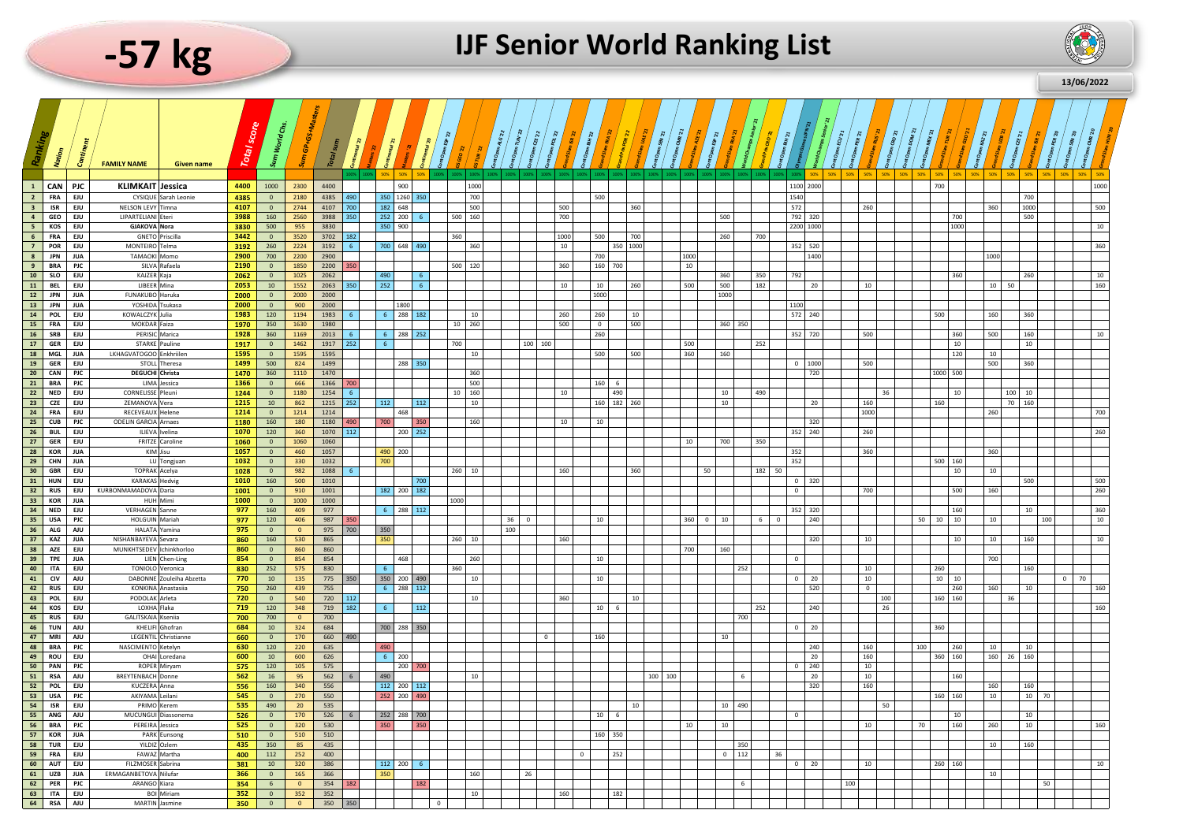# -57 kg

# IJF Senior World Ranking List

13/06/2022

| Ranking | Nation | Continent | FAMILY NAME | Given name | Total score | Sum World Chs. | Sum GPxGS+Masters | Total sum | Continental '22 | Masters '22 | Continental '21 | Masters '21 | Continental '20 | Cont Open ESP '22 | GS GEO '22 | GS TUR '22 | Cont Open ALG '22 | Cont Open TUN '22 | Cont Open CZE '22 | Cont Open POL '22 | Grand Slam KAZ '22 | Cont Open BIH '22 | Grand Slam ISR '22 | Grand Prix POR '22 | Grand Slam UAE '21 | Cont Open SEN '21 | Cont Open CMR '21 | Grand Slam AZE '21 | Cont Open ESP '21 | Grand Slam FRA '21 | World Champs Junior '21 | Grand Prix CRO '21 | Cont Open BIH '21 | Olympic Games JPN '21 | World Champs Senior '21 | Cont Open ECU '21 | Cont Open PER '21 | Grand Slam RUS '21 | Cont Open CRO '21 | Cont Open DOM '21 | Cont Open MEX '21 | Grand Slam TUR '21 | Grand Slam GEO '21 | Cont Open KAZ '21 | Grand Slam UZB '21 | Cont Open CZE '21 | Grand Slam ISR '21 | Cont Open PER '20 | Cont Open SEN '20 | Cont Open CMR '20 | Grand Slam HUN '20 |
|---|---|---|---|---|---|---|---|---|---|---|---|---|---|---|---|---|---|---|---|---|---|---|---|---|---|---|---|---|---|---|---|---|---|---|---|---|---|---|---|---|---|---|---|---|---|---|---|---|---|---|---|
| 1 | CAN | PJC | KLIMKAIT | Jessica | 4400 | 1000 | 2300 | 4400 | | | | 900 | | | | 1000 | | | | | | | | | | | | | | | | | | 1100 | 2000 | | | | | | | | 700 | | | | 700 | | | | 1000 |
| 2 | FRA | EJU | CYSIQUE | Sarah Leonie | 4385 | 0 | 2180 | 4385 | 490 | | 350 | 1260 | 350 | | | 700 | | | | | | | 500 | | | | | | | | | | | 1540 | | | | | | | | | | | | | 700 | | | | |
| 3 | ISR | EJU | NELSON LEVY | Timna | 4107 | 0 | 2744 | 4107 | 700 | | 182 | 648 | | | | 500 | | | | 500 | | | | 360 | | | | | | | | | | 572 | | | | 260 | | | | | | | 360 | | 1000 | | | | 500 |
| 4 | GEO | EJU | LIPARTELIANI | Eteri | 3988 | 160 | 2560 | 3988 | 350 | | 252 | 200 | 6 | 500 | 160 | | | | | 700 | | | | | | | | | | 500 | | | | 792 | 320 | | | | | | | | 700 | | | | 500 | | | | |
| 5 | KOS | EJU | GJAKOVA | Nora | 3830 | 500 | 955 | 3830 | | | 350 | 900 | | | | | | | | | | | | | | | | | | | | | | 2200 | 1000 | | | | | | | | 1000 | | | | | | | | 10 |
| 6 | FRA | EJU | GNETO | Priscilla | 3442 | 0 | 3520 | 3702 | 182 | | | | | 360 | | | | | | 1000 | | | 500 | | 700 | | | | | 260 | | 700 | | | | | | | | | | | | | | | | | | | |
| 7 | POR | EJU | MONTEIRO | Telma | 3192 | 260 | 2224 | 3192 | 6 | | 700 | 648 | 490 | | | 360 | | | | 10 | | | | 350 | 1000 | | | | | | | | | 352 | 520 | | | | | | | | | | | | | | | | 360 |
| 8 | JPN | JUA | TAMAOKI | Momo | 2900 | 700 | 2200 | 2900 | | | | | | | | | | | | | | | 700 | | | | | 1000 | | | | | | | 1400 | | | | | | | | | 1000 | | | | | | | |
| 9 | BRA | PJC | SILVA | Rafaela | 2190 | 0 | 1850 | 2200 | 350 | | | | | 500 | 120 | | | | | 360 | | | 160 | 700 | | | | 10 | | | | | | | | | | | | | | | | | | | | | | | |
| 10 | SLO | EJU | KAJZER | Kaja | 2062 | 0 | 1025 | 2062 | | | 490 | | 6 | | | | | | | | | | | | | | | | | 360 | | 350 | | 792 | | | | | | | | | 360 | | | | 260 | | | | 10 |
| 11 | BEL | EJU | LIBEER | Mina | 2053 | 10 | 1552 | 2063 | 350 | | 252 | | 6 | | | | | | | 10 | | | 10 | | 260 | | | 500 | | 500 | | 182 | | | 20 | | 10 | | | | | | | | 10 | 50 | | | | | 160 |
| 12 | JPN | JUA | FUNAKUBO | Haruka | 2000 | 0 | 2000 | 2000 | | | | | | | | | | | | | | | 1000 | | | | | | | 1000 | | | | | | | | | | | | | | | | | | | | | |
| 13 | JPN | JUA | YOSHIDA | Tsukasa | 2000 | 0 | 900 | 2000 | | | | 1800 | | | | | | | | | | | | | | | | | | | | | | 1100 | | | | | | | | | | | | | | | | | |
| 14 | POL | EJU | KOWALCZYK | Julia | 1983 | 120 | 1194 | 1983 | 6 | | 6 | 288 | 182 | | | 10 | | | | 260 | | | 260 | | 10 | | | | | | | | | 572 | 240 | | | | | | | 500 | | | 160 | | 360 | | | | |
| 15 | FRA | EJU | MOKDAR | Faiza | 1970 | 350 | 1630 | 1980 | | | | | | 10 | 260 | | | | | 500 | | | 0 | | 500 | | | | | 360 | 350 | | | | | | | | | | | | | | | | | | | | |
| 16 | SRB | EJU | PERISIC | Marica | 1928 | 360 | 1169 | 2013 | 6 | | 6 | 288 | 252 | | | | | | | | | | 260 | | | | | | | | | | | 352 | 720 | | | 500 | | | | | 360 | | 500 | | 160 | | | | 10 |
| 17 | GER | EJU | STARKE | Pauline | 1917 | 0 | 1462 | 1917 | 252 | | 6 | | | 700 | | | | 100 | 100 | | | | | | | | | 500 | | | | 252 | | | | | | | | | | | 10 | | | | 10 | | | | |
| 18 | MGL | JUA | LKHAGVATOGOO | Enkhriilen | 1595 | 0 | 1595 | 1595 | | | | | | | | 10 | | | | | | | 500 | | 500 | | | 360 | | 160 | | | | | | | | | | | | | 120 | | 10 | | | | | | |
| 19 | GER | EJU | STOLL | Theresa | 1499 | 500 | 824 | 1499 | | | | 288 | 350 | | | | | | | | | | | | | | | | | | | | | 0 | 1000 | | | 500 | | | | | | | 500 | | 360 | | | | |
| 20 | CAN | PJC | DEGUCHI | Christa | 1470 | 360 | 1110 | 1470 | | | | | | | | 360 | | | | | | | | | | | | | | | | | | | 720 | | | | | | | 1000 | 500 | | | | | | | | |
| 21 | BRA | PJC | LIMA | Jessica | 1366 | 0 | 666 | 1366 | 700 | | | | | | | 500 | | | | | | | 160 | 6 | | | | | | | | | | | | | | | | | | | | | | | | | | | |
| 22 | NED | EJU | CORNELISSE | Pleuni | 1244 | 0 | 1180 | 1254 | 6 | | | | | 10 | 160 | | | | | 10 | | | | 490 | | | | | | 10 | | 490 | | | | | | | | 36 | | | 10 | | | 100 | 10 | | | | |
| 23 | CZE | EJU | ZEMANOVA | Vera | 1215 | 10 | 862 | 1215 | 252 | | 112 | | 112 | | | 10 | | | | | | | 160 | 182 | 260 | | | | | 10 | | | | | 20 | | | 160 | | | | 160 | | | | 70 | 160 | | | | |
| 24 | FRA | EJU | RECEVEAUX | Helene | 1214 | 0 | 1214 | 1214 | | | | 468 | | | | | | | | | | | | | | | | | | | | | | | | | | 1000 | | | | | | | 260 | | | | | | 700 |
| 25 | CUB | PJC | ODELIN GARCIA | Arnaes | 1180 | 160 | 180 | 1180 | 490 | | 700 | | 350 | | | 160 | | | | 10 | | | 10 | | | | | | | | | | | | 320 | | | | | | | | | | | | | | | | |
| 26 | BUL | EJU | ILIEVA | Ivelina | 1070 | 120 | 360 | 1070 | 112 | | | 200 | 252 | | | | | | | | | | | | | | | | | | | | | 352 | 240 | | | 260 | | | | | | | | | | | | | 260 |
| 27 | GER | EJU | FRITZE | Caroline | 1060 | 0 | 1060 | 1060 | | | | | | | | | | | | | | | | | | | | 10 | | 700 | | 350 | | | | | | | | | | | | | | | | | | | |
| 28 | KOR | JUA | KIM | Jisu | 1057 | 0 | 460 | 1057 | | | 490 | 200 | | | | | | | | | | | | | | | | | | | | | | 352 | | | | 360 | | | | | | | 360 | | | | | | |
| 29 | CHN | JUA | LU | Tongjuan | 1032 | 0 | 330 | 1032 | | | 700 | | | | | | | | | | | | | | | | | | | | | | | 352 | | | | | | | | 500 | 160 | | | | | | | | |
| 30 | GBR | EJU | TOPRAK | Acelya | 1028 | 0 | 982 | 1088 | 6 | | | | | 260 | 10 | | | | | 160 | | | | | 360 | | | | 50 | | | 182 | 50 | | | | | | | | | | 10 | | 10 | | | | | | |
| 31 | HUN | EJU | KARAKAS | Hedvig | 1010 | 160 | 500 | 1010 | | | | | 700 | | | | | | | | | | | | | | | | | | | | | 0 | 320 | | | | | | | | | | | | 500 | | | | 500 |
| 32 | RUS | EJU | KURBONMAMADOVA | Daria | 1001 | 0 | 910 | 1001 | | | 182 | 200 | 182 | | | | | | | | | | | | | | | | | | | | | 0 | | | | 700 | | | | | 500 | | 160 | | | | | | 260 |
| 33 | KOR | JUA | HUH | Mimi | 1000 | 0 | 1000 | 1000 | | | | | | 1000 | | | | | | | | | | | | | | | | | | | | | | | | | | | | | | | | | | | | | |
| 34 | NED | EJU | VERHAGEN | Sanne | 977 | 160 | 409 | 977 | 6 | | | 288 | 112 | | | | | | | | | | | | | | | | | | | | | 352 | 320 | | | | | | | | 160 | | | | 10 | | | | 360 |
| 35 | USA | PJC | HOLGUIN | Mariah | 977 | 120 | 406 | 987 | 350 | | | | | | | | | 36 | 0 | | | | 10 | | | | | 360 | 0 | 10 | | 6 | 0 | | 240 | | | | | | 50 | 10 | 10 | | 10 | | | 100 | | | 10 |
| 36 | ALG | AJU | HALATA | Yamina | 975 | 0 | 0 | 975 | 700 | | 350 | | | | | | | 100 | | | | | | | | | | | | | | | | | | | | | | | | | | | | | | | | | |
| 37 | KAZ | JUA | NISHANBAYEVA | Sevara | 860 | 160 | 530 | 865 | | | 350 | | | 260 | 10 | | | | | 160 | | | | | | | | | | | | | | | 320 | | | 10 | | | | | 10 | | 10 | | 160 | | | | 10 |
| 38 | AZE | EJU | MUNKHTSEDEV | Ichinkhorloo | 860 | 0 | 860 | 860 | | | | | | | | | | | | | | | | | | | | 700 | | 160 | | | | | | | | | | | | | | | | | | | | | |
| 39 | TPE | JUA | LIEN | Chen-Ling | 854 | 0 | 854 | 854 | | | | 468 | | | | 260 | | | | | | | 10 | | | | | | | | | | | 0 | | | | | | | | | | | 700 | | | | | | |
| 40 | ITA | EJU | TONIOLO | Veronica | 830 | 252 | 575 | 830 | | | 6 | | | 360 | | | | | | | | | | | | | | | | | | 252 | | | | | | 10 | | | | 260 | | | | | 160 | | | | |
| 41 | CIV | AJU | DABONNE | Zouleiha Abzetta | 770 | 10 | 135 | 775 | 350 | | 350 | 200 | 490 | | | 10 | | | | | | | 10 | | | | | | | | | | | 0 | 20 | | | 10 | | | | 10 | 10 | | | | | | 0 | 70 | |
| 42 | RUS | EJU | KONKINA | Anastasiia | 750 | 260 | 439 | 755 | | | 6 | 288 | 112 | | | | | | | | | | | | | | | | | | | | | | 520 | | | 0 | | | | | 260 | | 160 | | 10 | | | | 160 |
| 43 | POL | EJU | PODOLAK | Arleta | 720 | 0 | 540 | 720 | 112 | | | | | | | 10 | | | | 360 | | | | | 10 | | | | | | | | | | | | | | 100 | | | 160 | 160 | | | | | | | | |
| 44 | KOS | EJU | LOXHA | Flaka | 719 | 120 | 348 | 719 | 182 | | 6 | | 112 | | | | | | | | | | 10 | 6 | | | | | | | | 252 | | | 240 | | | | 26 | | | | | | | 36 | | | | | 160 |
| 45 | RUS | EJU | GALITSKAIA | Kseniia | 700 | 700 | 0 | 700 | | | | | | | | | | | | | | | | | | | | | | | 700 | | | | | | | | | | | | | | | | | | | | |
| 46 | TUN | AJU | KHELIFI | Ghofran | 684 | 10 | 324 | 684 | | | 700 | 288 | 350 | | | | | | | | | | | | | | | | | | | | | 0 | 20 | | | | | | | 360 | | | | | | | | | |
| 47 | MRI | AJU | LEGENTIL | Christianne | 660 | 0 | 170 | 660 | 490 | | | | | | | | | | 0 | | | | 160 | | | | | | | 10 | | | | | | | | | | | | | | | | | | | | | |
| 48 | BRA | PJC | NASCIMENTO | Ketelyn | 630 | 120 | 220 | 635 | | | 490 | | | | | | | | | | | | | | | | | | | | | | | | 240 | | | 160 | | | 100 | | 260 | | 10 | | 10 | | | | |
| 49 | ROU | EJU | OHAI | Loredana | 600 | 10 | 600 | 626 | | | 6 | 200 | | | | | | | | | | | | | | | | | | | | | | | 20 | | | 160 | | | | 360 | 160 | | 160 | 26 | 160 | | | | |
| 50 | PAN | PJC | ROPER | Miryam | 575 | 120 | 105 | 575 | | | | 200 | 700 | | | | | | | | | | | | | | | | | | | | | 0 | 240 | | | 10 | | | | | | | | | | | | | |
| 51 | RSA | AJU | BREYTENBACH | Donne | 562 | 16 | 95 | 562 | 6 | | 490 | | | | | 10 | | | | | | | | | | 100 | 100 | | | | 6 | | | | 20 | | | 10 | | | | | 160 | | | | | | | | |
| 52 | POL | EJU | KUCZERA | Anna | 556 | 160 | 340 | 556 | | | 112 | 200 | 112 | | | | | | | | | | | | | | | | | | | | | | 320 | | | 160 | | | | | | | 160 | | 160 | | | | |
| 53 | USA | PJC | AKIYAMA | Leilani | 545 | 0 | 270 | 550 | | | 252 | 200 | 490 | | | | | | | | | | | | | | | | | | | | | | | | | | | | | 160 | 160 | | 10 | | 10 | 70 | | | |
| 54 | ISR | EJU | PRIMO | Kerem | 535 | 490 | 20 | 535 | | | | | | | | | | | | | | | | | 10 | | | | | 10 | 490 | | | | | | | | 50 | | | | | | | | | | | | |
| 55 | ANG | AJU | MUCUNGUI | Diassonema | 526 | 0 | 170 | 526 | 6 | | 252 | 288 | 700 | | | | | | | | | | 10 | 6 | | | | | | | | | | 0 | | | | | | | | | 10 | | | | 10 | | | | |
| 56 | BRA | PJC | PEREIRA | Jessica | 525 | 0 | 320 | 530 | | | 350 | | 350 | | | | | | | | | | | | | | | 10 | | 10 | | | | | | | | 10 | | | 70 | | 160 | | 260 | | 10 | | | | 160 |
| 57 | KOR | JUA | PARK | Eunsong | 510 | 0 | 510 | 510 | | | | | | | | | | | | | | | 160 | 350 | | | | | | | | | | | | | | | | | | | | | | | | | | | |
| 58 | TUR | EJU | YILDIZ | Ozlem | 435 | 350 | 85 | 435 | | | | | | | | | | | | | | | | | | | | | | | 350 | | | | | | | | | | | | | | 10 | | 160 | | | | |
| 59 | FRA | EJU | FAWAZ | Martha | 400 | 112 | 252 | 400 | | | | | | | | | | | | | | 0 | | 252 | | | | | | 0 | 112 | | 36 | | | | | | | | | | | | | | | | | | |
| 60 | AUT | EJU | FILZMOSER | Sabrina | 381 | 10 | 320 | 386 | | | 112 | 200 | 6 | | | | | | | | | | | | | | | | | | | | | 0 | 20 | | | 10 | | | | 260 | 160 | | | | | | | | 10 |
| 61 | UZB | JUA | ERMAGANBETOVA | Nilufar | 366 | 0 | 165 | 366 | | | 350 | | | | | 160 | | 26 | | | | | | | | | | | | | | | | | | | | | | | | | | | 10 | | | | | | |
| 62 | PER | PJC | ARANGO | Kiara | 354 | 6 | 0 | 354 | 182 | | | | 182 | | | | | | | | | | | | | | | | | | | 6 | | | | | 100 | | | | | | | | | | | 50 | | | |
| 63 | ITA | EJU | BOI | Miriam | 352 | 0 | 352 | 352 | | | | | | | | 10 | | | | 160 | | | | 182 | | | | | | | | | | | | | | | | | | | | | | | | | | | |
| 64 | RSA | AJU | MARTIN | Jasmine | 350 | 0 | 0 | 350 | 350 | | | | | 0 | | | | | | | | | | | | | | | | | | | | | | | | | | | | | | | | | | | | | |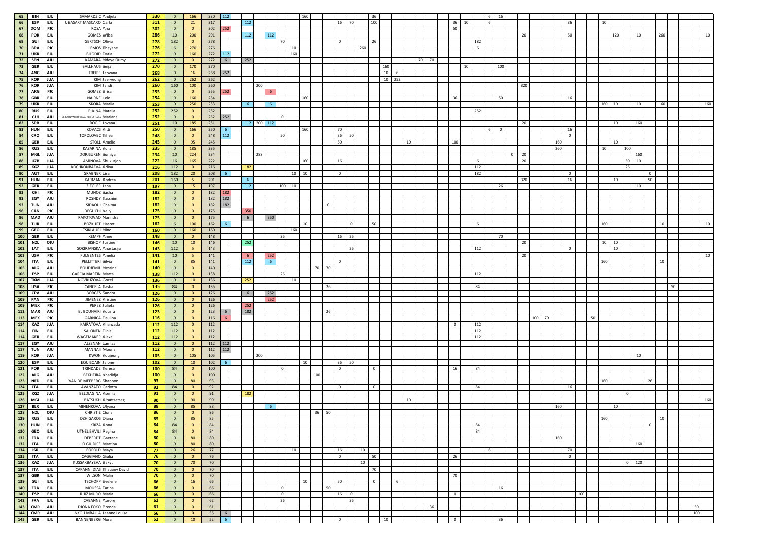| | | | | | | | | | | | | | | | | | | | | | | | | | | | | | | | | | | | | | | | | | | | | |
|---|---|---|---|---|---|---|---|---|---|---|---|---|---|---|---|---|---|---|---|---|---|---|---|---|---|---|---|---|---|---|---|---|---|---|---|---|---|---|---|---|---|---|---|---|
| 65 | BIH | EJU | SAMARDZIC | Andjela | 330 | 0 | 166 | 330 | 112 | | | | | 160 | | | | | 36 | | | | | | | | | 6 | 16 | | | | | | | | | | | | | | | |
| 66 | ESP | EJU | UBASART MASCARO | Carla | 311 | 0 | 21 | 317 | | 112 | | | | | | | 16 | 70 | 100 | | | | | | 36 | 10 | | 6 | | | | | | | 36 | | 10 | | | | | | | |
| 67 | DOM | PJC | ROSA | Ana | 302 | 0 | 0 | 302 | 252 | | | | | | | | | | | | | | | | 50 | | | | | | | | | | | | | | | | | | | |
| 68 | POR | EJU | GOMES | Wilsa | 286 | 10 | 200 | 291 | | 112 | | 112 | | | | | | | | | | | | | | | | | | | 20 | | | | 50 | | | 120 | | | | 10 | 260 | | 10 |
| 69 | SUI | EJU | GERTSCH | Olivia | 278 | 182 | 0 | 278 | | | | | 70 | | | | 0 | | 26 | | | | | | | | 182 | | | | | | | | | | | | | | | | | | |
| 70 | BRA | PJC | LEMOS | Thayane | 276 | 6 | 270 | 276 | | | | | | 10 | | | | 260 | | | | | | | | | 6 | | | | | | | | | | | | | | | | | | |
| 71 | UKR | EJU | BILODID | Daria | 272 | 0 | 160 | 272 | 112 | | | | 160 | | | | | | | | | | | | | | | | | | | | | | | | | | | | | | | | |
| 72 | SEN | AJU | KAMARA | Ndeye Oumy | 272 | 0 | 0 | 272 | 6 | 252 | | | | | | | | | | | | | 70 | 70 | | | | | | | | | | | | | | | | | | | | | |
| 73 | GER | EJU | BALLHAUS | Seija | 270 | 0 | 170 | 270 | | | | | | | | | | | | 160 | | | | | | 10 | | | 100 | | | | | | | | | | | | | | | | |
| 74 | ANG | AJU | FREIRE | Jeovana | 268 | 0 | 16 | 268 | 252 | | | | | | | | | | | 10 | 6 | | | | | | | | | | | | | | | | | | | | | | | | |
| 75 | KOR | JUA | KIM | Jaeryeong | 262 | 0 | 262 | 262 | | | | | | | | | | | | 10 | 252 | | | | | | | | | | | | | | | | | | | | | | | | |
| 76 | KOR | JUA | KIM | Jandi | 260 | 160 | 100 | 260 | | | 200 | | | | | | | | | | | | | | | | | | | | | 320 | | | | | | | | | | | | | |
| 77 | ARG | PJC | GOMEZ | Brisa | 255 | 0 | 0 | 255 | 252 | | | 6 | | | | | | | | | | | | | | | | | | | | | | | | | | | | | | | | | |
| 78 | GBR | EJU | NAIRNE | Lele | 254 | 0 | 160 | 254 | | | | | | 160 | | | | | | | | | | | 36 | | | | 50 | | | | | | 16 | | | | | | | | | | |
| 79 | UKR | EJU | SKORA | Mariia | 253 | 0 | 250 | 253 | | 6 | | 6 | | | | | | | | | | | | | | | | | | | | | | | | | | 160 | 10 | | | 10 | 160 | | 160 |
| 80 | RUS | EJU | ELKINA | Natalia | 252 | 252 | 0 | 252 | | | | | | | | | | | | | | | | | | | 252 | | | | | | | | | | | | | | | | | | |
| 81 | GUI | AJU | DE CARVALHO VIDAL REIS ESTEVES | Mariana | 252 | 0 | 0 | 252 | 252 | | | | 0 | | | | | | | | | | | | | | | | | | | | | | | | | | | | | | | | |
| 82 | SRB | EJU | ROGIC | Jovana | 251 | 10 | 185 | 251 | | 112 | 200 | 112 | | | | | | | | | | | | | | | | | | | 20 | | | | | | | | 10 | | 160 | | | | |
| 83 | HUN | EJU | KOVACS | Kitti | 250 | 0 | 166 | 250 | 6 | | | | | 160 | | | 70 | | | | | | | | | | | 6 | 0 | | | | | | 16 | | | | | | | | | | |
| 84 | CRO | EJU | TOPOLOVEC | Tihea | 248 | 0 | 0 | 248 | 112 | | | | 50 | | | | 36 | 50 | | | | | | | | | | | | | | | | | 0 | | | | | | | | | | |
| 85 | GER | EJU | STOLL | Amelie | 245 | 0 | 95 | 245 | | | | | | | | | 50 | | | | | 10 | | | 100 | | | | | | | | 160 | | | | | | 10 | | | | | | |
| 86 | RUS | EJU | KAZARINA | Yulia | 235 | 0 | 185 | 235 | | | | | | | | | | | | | | | | | | | | | | | | | 360 | | | | | 10 | | 100 | | | | | |
| 87 | MGL | JUA | DORJSUREN | Sumiya | 234 | 10 | 224 | 234 | | | 288 | | | | | | | | | | | | | | | | | | | 0 | 20 | | | | | | | | | | 160 | | | | |
| 88 | UZB | JUA | AMINOVA | Shukurjon | 222 | 16 | 165 | 222 | | | | | | 160 | | | 16 | | | | | | | | | | 6 | | | | 20 | | | | | | | | | 50 | 10 | | | | |
| 89 | KGZ | JUA | KOCHKONBAEVA | Adina | 216 | 112 | 0 | 216 | | 182 | | | | | | | | | | | | | | | | | 112 | | | | | | | | | | | | | 26 | | | | | |
| 90 | AUT | EJU | GRABNER | Lisa | 208 | 182 | 20 | 208 | 6 | | | | 10 | 10 | | | 0 | | | | | | | | | | 182 | | | | | | | | 0 | | | | | | | 0 | | | |
| 91 | HUN | EJU | KARMAN | Andrea | 201 | 160 | 5 | 201 | | 6 | | | | | | | | | | | | | | | | | | | | | | 320 | | | 16 | | | | 10 | | | 50 | | | |
| 92 | GER | EJU | ZIEGLER | Jana | 197 | 0 | 15 | 197 | | 112 | | | 100 | 10 | | | | | | | | | | | | | | | 26 | | | | | | | | | | | | 10 | | | | |
| 93 | CHI | PJC | MUNOZ | Sasha | 182 | 0 | 0 | 182 | 182 | | | | | | | | | | | | | | | | | | | | | | | | | | | | | | | | | | | | |
| 93 | EGY | AJU | ROSHDY | Tassnim | 182 | 0 | 0 | 182 | 182 | | | | | | | | | | | | | | | | | | | | | | | | | | | | | | | | | | | | |
| 93 | TUN | AJU | SIDAOUI | Chaima | 182 | 0 | 0 | 182 | 182 | | | | | | | 0 | | | | | | | | | | | | | | | | | | | | | | | | | | | | | |
| 96 | CAN | PJC | DEGUCHI | Kelly | 175 | 0 | 0 | 175 | | 350 | | | | | | | | | | | | | | | | | | | | | | | | | | | | | | | | | | | |
| 96 | MAD | AJU | RAKOTOVAO | Narindra | 175 | 0 | 0 | 175 | | 6 | | 350 | | | | | | | | | | | | | | | | | | | | | | | | | | | | | | | | | |
| 98 | TUR | EJU | BOZKURT | Hasret | 162 | 6 | 100 | 162 | 6 | | | | | 10 | | | | 0 | 50 | | | | | | | | 6 | | | | | | | | | | | 160 | | | | | 10 | | 10 |
| 99 | GEO | EJU | TSIKLAURI | Nino | 160 | 0 | 160 | 160 | | | | | 160 | | | | | | | | | | | | | | | | | | | | | | | | | | | | | | | | |
| 100 | GER | EJU | KEMPF | Anne | 148 | 0 | 0 | 148 | | | | | 36 | | | | 16 | 26 | | | | | | | | | | | 70 | | | | | | | | | | | | | | | | |
| 101 | NZL | OJU | BISHOP | Justine | 146 | 10 | 10 | 146 | | 252 | | | | | | | | | | | | | | | | | | | | | 20 | | | | | | | 10 | 10 | | | | | | |
| 102 | LAT | EJU | SOKIRJANSKA | Anastasija | 143 | 112 | 5 | 143 | | | | | | | | | | 26 | | | | | | | | | 112 | | | | | | | | 0 | | | | 10 | | | | | | |
| 103 | USA | PJC | FULGENTES | Amelia | 141 | 10 | 5 | 141 | | 6 | | 252 | | | | | | | | | | | | | | | | | | | 20 | | | | | | | | | | | | | | 10 |
| 104 | ITA | EJU | PELLITTERI | Silvia | 141 | 0 | 85 | 141 | | 112 | | 6 | | | | | 0 | | | | | | | | | | | | | | | | | | | | | 160 | | | | | 10 | | |
| 105 | ALG | AJU | BOUDJEMIL | Nesrine | 140 | 0 | 0 | 140 | | | | | | | 70 | 70 | | | | | | | | | | | | | | | | | | | | | | | | | | | | | |
| 106 | ESP | EJU | GARCIA MARTIN | Marta | 138 | 112 | 0 | 138 | | | | | 26 | | | | | | | | | | | | | | 112 | | | | | | | | | | | | | | | | | | |
| 107 | TKM | JUA | NOVRUZOVA | Gozel | 136 | 0 | 10 | 136 | | 252 | | | | 10 | | | | | | | | | | | | | | | | | | | | | | | | | | | | | | | |
| 108 | USA | PJC | CANCELA | Tasha | 135 | 84 | 0 | 135 | | | | | | | | 26 | | | | | | | | | | | 84 | | | | | | | | | | | | | | | | 50 | | |
| 109 | CPV | AJU | BORGES | Sandra | 126 | 0 | 0 | 126 | | 6 | | 252 | | | | | | | | | | | | | | | | | | | | | | | | | | | | | | | | | |
| 109 | PAN | PJC | JIMENEZ | Kristine | 126 | 0 | 0 | 126 | | | | 252 | | | | | | | | | | | | | | | | | | | | | | | | | | | | | | | | | |
| 109 | MEX | PJC | PEREZ | Julieta | 126 | 0 | 0 | 126 | | 252 | | | | | | | | | | | | | | | | | | | | | | | | | | | | | | | | | | | |
| 112 | MAR | AJU | EL BOUHAIRI | Yousra | 123 | 0 | 0 | 123 | 6 | 182 | | | | | | 26 | | | | | | | | | | | | | | | | | | | | | | | | | | | | | |
| 113 | MEX | PJC | GARNICA | Paulina | 116 | 0 | 0 | 116 | 6 | | | | | | | | | | | | | | | | | | | | | | | 100 | 70 | | | 50 | | | | | | | | | |
| 114 | KAZ | JUA | KAIRATOVA | Khanzada | 112 | 112 | 0 | 112 | | | | | | | | | | | | | | | | | 0 | | 112 | | | | | | | | | | | | | | | | | | |
| 114 | FIN | EJU | SALONEN | Pihla | 112 | 112 | 0 | 112 | | | | | | | | | | | | | | | | | | | 112 | | | | | | | | | | | | | | | | | | |
| 114 | GER | EJU | WAGEMAKER | Alexe | 112 | 112 | 0 | 112 | | | | | | | | | | | | | | | | | | | 112 | | | | | | | | | | | | | | | | | | |
| 117 | EGY | AJU | ALZENAN | Lamiaa | 112 | 0 | 0 | 112 | 112 | | | | | | | | | | | | | | | | | | | | | | | | | | | | | | | | | | | | |
| 117 | TUN | AJU | MANNAII | Mouna | 112 | 0 | 0 | 112 | 112 | | | | | | | | | | | | | | | | | | | | | | | | | | | | | | | | | | | | |
| 119 | KOR | JUA | KWON | Youjeong | 105 | 0 | 105 | 105 | | | 200 | | | | | | | | | | | | | | | | | | | | | | | | | | | | | | 10 | | | | |
| 120 | ESP | EJU | EQUISOAIN | Jaione | 102 | 0 | 10 | 102 | 6 | | | | | 10 | | | 36 | 50 | | | | | | | | | | | | | | | | | | | | | | | | | | | |
| 121 | POR | EJU | TRINDADE | Teresa | 100 | 84 | 0 | 100 | | | | | 0 | | | | 0 | | 0 | | | | | | 16 | | 84 | | | | | | | | | | | | | | | | | | |
| 122 | ALG | AJU | BEKHEIRA | Khadidja | 100 | 0 | 0 | 100 | | | | | | | 100 | | | | | | | | | | | | | | | | | | | | | | | | | | | | | | |
| 123 | NED | EJU | VAN DE MEEBERG | Shannon | 93 | 0 | 80 | 93 | | | | | | | | | | | | | | | | | | | | | | | | | | | | | | 160 | | | | 26 | | | |
| 124 | ITA | EJU | AVANZATO | Carlotta | 92 | 84 | 0 | 92 | | | | | | | | | 0 | | 0 | | | | | | | | 84 | | | | | | | | 16 | | | | | | | | | | |
| 125 | KGZ | JUA | BELDIAGINA | Kseniia | 91 | 0 | 0 | 91 | | 182 | | | | | | | | | | | | | | | | | | | | | | | | | | | | | | 0 | | | | | |
| 126 | MGL | JUA | BATSUKH | Altantsetseg | 90 | 0 | 90 | 90 | | | | | | | | | | | | | | 10 | | | | | | | | | | | | | | | | | | | | | | | 160 |
| 127 | BLR | EJU | MINENKOVA | Ulyana | 88 | 0 | 85 | 88 | | | | 6 | | | | | | | | | | | | | | | | | | | | | 160 | | | | | | 10 | | | | | | |
| 128 | NZL | OJU | CHRISTIE | Qona | 86 | 0 | 0 | 86 | | | | | | | 36 | 50 | | | | | | | | | | | | | | | | | | | | | | | | | | | | | |
| 129 | RUS | EJU | DZHIGAROS | Diana | 85 | 0 | 85 | 85 | | | | | | | | | | | | | | | | | | | | | | | | | | | | | | 160 | | | | | 10 | | |
| 130 | HUN | EJU | KRIZA | Anna | 84 | 84 | 0 | 84 | | | | | | | | | | | | | | | | | | | 84 | | | | | | | | | | | | | | | 0 | | | |
| 130 | GEO | EJU | UTNELISHVILI | Regina | 84 | 84 | 0 | 84 | | | | | | | | | | | | | | | | | | | 84 | | | | | | | | | | | | | | | | | | |
| 132 | FRA | EJU | DEBERDT | Gaetane | 80 | 0 | 80 | 80 | | | | | | | | | | | | | | | | | | | | | | | | | 160 | | | | | | | | | | | | |
| 132 | ITA | EJU | LO GIUDICE | Martina | 80 | 0 | 80 | 80 | | | | | | | | | | | | | | | | | | | | | | | | | | | | | | | | | 160 | | | | |
| 134 | ISR | EJU | LEOPOLD | Maya | 77 | 0 | 26 | 77 | | | | | | 10 | | | 16 | 10 | | | | | | | | | | 6 | | | | | | | 70 | | | | | | | | | | |
| 135 | ITA | EJU | CAGGIANO | Giulia | 76 | 0 | 0 | 76 | | | | | | | | | 0 | | 50 | | | | | | 26 | | | | | | | | | | 0 | | | | | | | | | | |
| 136 | KAZ | JUA | KUSSAKBAYEVA | Bakyt | 70 | 0 | 70 | 70 | | | | | | | | | | 10 | | | | | | | | | | | | | | | | | | | | | | 0 | 120 | | | | |
| 137 | ITA | EJU | CAPANNI DIAS | Thauany David | 70 | 0 | 0 | 70 | | | | | | | | | | | 70 | | | | | | | | | | | | | | | | | | | | | | | | | | |
| 137 | GBR | EJU | WILSON | Malin | 70 | 0 | 0 | 70 | | | | | | | | | | | | | | | | | 70 | | | | | | | | | | | | | | | | | | | | |
| 139 | SUI | EJU | TSCHOPP | Evelyne | 66 | 0 | 16 | 66 | | | | | | 10 | | | 50 | | 0 | | 6 | | | | | | | | | | | | | | | | | | | | | | | | |
| 140 | FRA | EJU | MOUSSA | Fatiha | 66 | 0 | 0 | 66 | | | | | 0 | | | 50 | | | | | | | | | | | | | 16 | | | | | | | | | | | | | | | | |
| 140 | ESP | EJU | RUIZ MURO | Maria | 66 | 0 | 0 | 66 | | | | | 0 | | | | 16 | 0 | | | | | | | 0 | | | | | | | | | | | 100 | | | | | | | | | |
| 142 | FRA | EJU | CABANNE | Aurore | 62 | 0 | 0 | 62 | | | | | 26 | | | | | 36 | | | | | | | | | | | | | | | | | | | | | | | | | | | |
| 143 | CMR | AJU | DJONA FOKO | Brenda | 61 | 0 | 0 | 61 | | | | | | | | | | | | | | | | 36 | | | | | | | | | | | | | | | | | | | | 50 | |
| 144 | CMR | AJU | NKOU MBALLA | Jeanne Louise | 56 | 0 | 0 | 56 | 6 | | | | | | | | | | | | | | | | | | | | | | | | | | | | | | | | | | | 100 | |
| 145 | GER | EJU | BANNENBERG | Nora | 52 | 0 | 10 | 52 | 6 | | | | | | | | 0 | | | 10 | | | | | 0 | | | | 36 | | | | | | | | | | | | | | | | |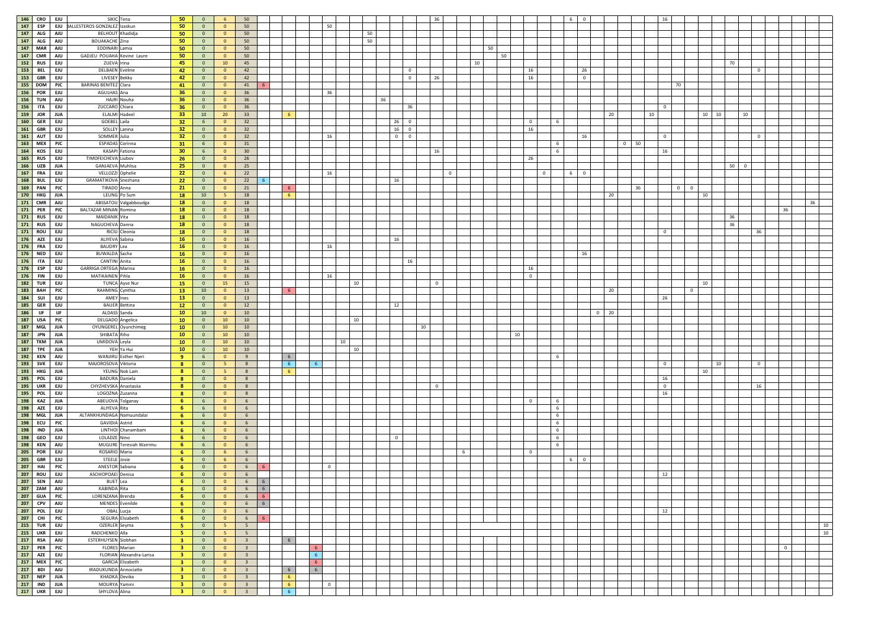| | | | | | | | | | | | | | | | | | | | | | | | | | | | | | | | | | | | | | | | | | | | | | |
|---|---|---|---|---|---|---|---|---|---|---|---|---|---|---|---|---|---|---|---|---|---|---|---|---|---|---|---|---|---|---|---|---|---|---|---|---|---|---|---|---|---|---|---|---|---|
| 146 | CRO | EJU | SIKIC | Tena | 50 | 0 | 6 | 50 | | | | | | | | | | | | 36 | | | | | | | | | 6 | 0 | | | | | 16 | | | | | | | | | | |
| 147 | ESP | EJU | BALLESTEROS GONZALEZ | Izaskun | 50 | 0 | 0 | 50 | | | | | 50 | | | | | | | | | | | | | | | | | | | | | | | | | | | | | | | | |
| 147 | ALG | AJU | BELHOUT | Khadidja | 50 | 0 | 0 | 50 | | | | | | | | 50 | | | | | | | | | | | | | | | | | | | | | | | | | | | | | |
| 147 | ALG | AJU | BOUAKACHE | Zina | 50 | 0 | 0 | 50 | | | | | | | | 50 | | | | | | | | | | | | | | | | | | | | | | | | | | | | | |
| 147 | MAR | AJU | EDDINARI | Lamia | 50 | 0 | 0 | 50 | | | | | | | | | | | | | | | 50 | | | | | | | | | | | | | | | | | | | | | | |
| 147 | CMR | AJU | GADJEU POUAHA | Kevine Laure | 50 | 0 | 0 | 50 | | | | | | | | | | | | | | | | 50 | | | | | | | | | | | | | | | | | | | | | |
| 152 | RUS | EJU | ZUEVA | Irina | 45 | 0 | 10 | 45 | | | | | | | | | | | | | 10 | | | | | | | | | | | | | | | | | | | 70 | | | | | |
| 153 | BEL | EJU | DELBAEN | Eveline | 42 | 0 | 0 | 42 | | | | | | | | | | | 0 | | | | | | | 16 | | | | 26 | | | | | | | | | | | | 0 | | | |
| 153 | GBR | EJU | LIVESEY | Bekky | 42 | 0 | 0 | 42 | | | | | | | | | | | 0 | | 26 | | | | | 16 | | | | 0 | | | | | | | | | | | | | | | |
| 155 | DOM | PJC | BARINAS BENITEZ | Clara | 41 | 0 | 0 | 41 | 6 | | | | | | | | | | | | | | | | | | | | | | | | | | | 70 | | | | | | | | | |
| 156 | POR | EJU | AGULHAS | Ana | 36 | 0 | 0 | 36 | | | | | 36 | | | | | | | | | | | | | | | | | | | | | | | | | | | | | | | | |
| 156 | TUN | AJU | HAJRI | Nouha | 36 | 0 | 0 | 36 | | | | | | | | | 36 | | | | | | | | | | | | | | | | | | | | | | | | | | | | |
| 156 | ITA | EJU | ZUCCARO | Chiara | 36 | 0 | 0 | 36 | | | | | | | | | | | 36 | | | | | | | | | | | | | | | | 0 | | | | | | | | | | |
| 159 | JOR | JUA | ELALMI | Hadeel | 33 | 10 | 20 | 33 | | 6 | | | | | | | | | | | | | | | | | | | | | | 20 | | 10 | | | | 10 | 10 | | 10 | | | | |
| 160 | GER | EJU | GOEBEL | Laila | 32 | 6 | 0 | 32 | | | | | | | | | | 26 | 0 | | | | | | | 0 | 6 | | | | | | | | | | | | | | | | | | |
| 161 | GBR | EJU | SOLLEY | Lanina | 32 | 0 | 0 | 32 | | | | | | | | | | 16 | 0 | | | | | | | 16 | | | | | | | | | | | | | | | | | | | |
| 161 | AUT | EJU | SOMMER | Julia | 32 | 0 | 0 | 32 | | | | | 16 | | | | | 0 | 0 | | | | | | | | | | | 16 | | | | | 0 | | | | | | | 0 | | | |
| 163 | MEX | PJC | ESPADAS | Corinna | 31 | 6 | 0 | 31 | | | | | | | | | | | | | | | | | | | 6 | | | | 0 | 50 | | | | | | | | | | | | | |
| 164 | KOS | EJU | KASAPI | Fationa | 30 | 6 | 0 | 30 | | | | | | | | | | | | | 16 | | | | | | 6 | | | | | | | | 16 | | | | | | | | | | |
| 165 | RUS | EJU | TIMOFEICHEVA | Liubov | 26 | 0 | 0 | 26 | | | | | | | | | | | | | | | | | | 26 | | | | | | | | | | | | | | | | | | | |
| 166 | UZB | JUA | GANJAEVA | Muhlisa | 25 | 0 | 0 | 25 | | | | | | | | | | | | | | | | | | | | | | | | | | | | | | | | 50 | 0 | | | | |
| 167 | FRA | EJU | VELLOZZI | Ophelie | 22 | 0 | 6 | 22 | | | | | 16 | | | | | | | | | 0 | | | | | 0 | 6 | 0 | | | | | | | | | | | | | | | | |
| 168 | BUL | EJU | GRAMATIKOVA | Snezhana | 22 | 0 | 0 | 22 | 6 | | | | | | | | | 16 | | | | | | | | | | | | | | | | | | | | | | | | | | | |
| 169 | PAN | PJC | TIRADO | Anna | 21 | 0 | 0 | 21 | | 6 | | | | | | | | | | | | | | | | | | | | | | | 36 | | | 0 | 0 | | | | | | | | |
| 170 | HKG | JUA | LEUNG | Po Sum | 18 | 10 | 5 | 18 | | 6 | | | | | | | | | | | | | | | | | | | | | | 20 | | | | | | 10 | | | | | | | |
| 171 | CMR | AJU | ABSSATOU | Valgabboudga | 18 | 0 | 0 | 18 | | | | | | | | | | | | | | | | | | | | | | | | | | | | | | | | | | | | 36 | |
| 171 | PER | PJC | BALTAZAR MINAN | Romina | 18 | 0 | 0 | 18 | | | | | | | | | | | | | | | | | | | | | | | | | | | | | | | | | | | 36 | | |
| 171 | RUS | EJU | MAIDANIK | Vita | 18 | 0 | 0 | 18 | | | | | | | | | | | | | | | | | | | | | | | | | | | | | | | | 36 | | | | | |
| 171 | RUS | EJU | NAGUCHEVA | Danna | 18 | 0 | 0 | 18 | | | | | | | | | | | | | | | | | | | | | | | | | | | | | | | | 36 | | | | | |
| 171 | ROU | EJU | RICIU | Cleonia | 18 | 0 | 0 | 18 | | | | | | | | | | | | | | | | | | | | | | | | | | | 0 | | | | | | | 36 | | | |
| 176 | AZE | EJU | ALIYEVA | Sabina | 16 | 0 | 0 | 16 | | | | | | | | | | 16 | | | | | | | | | | | | | | | | | | | | | | | | | | | |
| 176 | FRA | EJU | BAUDRY | Lea | 16 | 0 | 0 | 16 | | | | | 16 | | | | | | | | | | | | | | | | | | | | | | | | | | | | | | | | |
| 176 | NED | EJU | BUWALDA | Sacha | 16 | 0 | 0 | 16 | | | | | | | | | | | | | | | | | | | | | 16 | | | | | | | | | | | | | | | | |
| 176 | ITA | EJU | CANTINI | Anita | 16 | 0 | 0 | 16 | | | | | | | | | | | 16 | | | | | | | | | | | | | | | | | | | | | | | | | | |
| 176 | ESP | EJU | GARRIGA ORTEGA | Marina | 16 | 0 | 0 | 16 | | | | | | | | | | | | | | | | | | 16 | | | | | | | | | | | | | | | | | | | |
| 176 | FIN | EJU | MATIKAINEN | Pihla | 16 | 0 | 0 | 16 | | | | | 16 | | | | | | | | | | | | | 0 | | | | | | | | | | | | | | | | | | | |
| 182 | TUR | EJU | TUNCA | Ayse Nur | 15 | 0 | 15 | 15 | | | | | | | 10 | | | | | | 0 | | | | | | | | | | | | | | | | | 10 | | | | | | | |
| 183 | BAH | PJC | RAHMING | Cynthia | 13 | 10 | 0 | 13 | | 6 | | | | | | | | | | | | | | | | | | | | | | 20 | | | | | 0 | | | | | | | | |
| 184 | SUI | EJU | AMEY | Ines | 13 | 0 | 0 | 13 | | | | | | | | | | | | | | | | | | | | | | | | | | | 26 | | | | | | | | | | |
| 185 | GER | EJU | BAUER | Bettina | 12 | 0 | 0 | 12 | | | | | | | | | | 12 | | | | | | | | | | | | | | | | | | | | | | | | | | | |
| 186 | IJF | IJF | ALDASS | Sanda | 10 | 10 | 0 | 10 | | | | | | | | | | | | | | | | | | | | | | | 0 | 20 | | | | | | | | | | | | | |
| 187 | USA | PJC | DELGADO | Angelica | 10 | 0 | 10 | 10 | | | | | | | 10 | | | | | | | | | | | | | | | | | | | | | | | | | | | | | | |
| 187 | MGL | JUA | OYUNGEREL | Oyunchimeg | 10 | 0 | 10 | 10 | | | | | | | | | | | | 10 | | | | | | | | | | | | | | | | | | | | | | | | | |
| 187 | JPN | JUA | SHIBATA | Riho | 10 | 0 | 10 | 10 | | | | | | | | | | | | | | | | | 10 | | | | | | | | | | | | | | | | | | | | |
| 187 | TKM | JUA | UMIDOVA | Leyla | 10 | 0 | 10 | 10 | | | | | | 10 | | | | | | | | | | | | | | | | | | | | | | | | | | | | | | | |
| 187 | TPE | JUA | YEH | Ya Hui | 10 | 0 | 10 | 10 | | | | | | | 10 | | | | | | | | | | | | | | | | | | | | | | | | | | | | | | |
| 192 | KEN | AJU | WANJIRU | Esther Njeri | 9 | 6 | 0 | 9 | | 6 | | | | | | | | | | | | | | | | | 6 | | | | | | | | | | | | | | | | | | |
| 193 | SVK | EJU | MAJOROSOVA | Viktoria | 8 | 0 | 5 | 8 | | 6 | | 6 | | | | | | | | | | | | | | | | | | | | | | | 0 | | 10 | | | | | 0 | | | |
| 193 | HKG | JUA | YEUNG | Nok Lam | 8 | 0 | 5 | 8 | | 6 | | | | | | | | | | | | | | | | | | | | | | | | | | | | 10 | | | | | | | |
| 195 | POL | EJU | BADURA | Daniela | 8 | 0 | 0 | 8 | | | | | | | | | | | | | | | | | | | | | | | | | | | 16 | | | | | | | | | | |
| 195 | UKR | EJU | CHYZHEVSKA | Anastasiia | 8 | 0 | 0 | 8 | | | | | | | | | | | | | 0 | | | | | | | | | | | | | | 0 | | | | | | | 16 | | | |
| 195 | POL | EJU | LOGOZNA | Zuzanna | 8 | 0 | 0 | 8 | | | | | | | | | | | | | | | | | | | | | | | | | | | 16 | | | | | | | | | | |
| 198 | KAZ | JUA | ABEUOVA | Tolganay | 6 | 6 | 0 | 6 | | | | | | | | | | | | | | | | | | 0 | 6 | | | | | | | | | | | | | | | | | | |
| 198 | AZE | EJU | ALIYEVA | Rita | 6 | 6 | 0 | 6 | | | | | | | | | | | | | | | | | | | 6 | | | | | | | | | | | | | | | | | | |
| 198 | MGL | JUA | ALTANKHUNDAGA | Namuundalai | 6 | 6 | 0 | 6 | | | | | | | | | | | | | | | | | | | 6 | | | | | | | | | | | | | | | | | | |
| 198 | ECU | PJC | GAVIDIA | Astrid | 6 | 6 | 0 | 6 | | | | | | | | | | | | | | | | | | | 6 | | | | | | | | | | | | | | | | | | |
| 198 | IND | JUA | LINTHOI | Chanambam | 6 | 6 | 0 | 6 | | | | | | | | | | | | | | | | | | | 6 | | | | | | | | | | | | | | | | | | |
| 198 | GEO | EJU | LOLADZE | Nino | 6 | 6 | 0 | 6 | | | | | | | | | | 0 | | | | | | | | | 6 | | | | | | | | | | | | | | | | | | |
| 198 | KEN | AJU | MUGURE | Teresiah Wairimu | 6 | 6 | 0 | 6 | | | | | | | | | | | | | | | | | | | 6 | | | | | | | | | | | | | | | | | | |
| 205 | POR | EJU | ROSARIO | Maria | 6 | 0 | 6 | 6 | | | | | | | | | | | | | | | 6 | | | 0 | | | | | | | | | | | | | | | | | | | |
| 205 | GBR | EJU | STEELE | Josie | 6 | 0 | 6 | 6 | | | | | | | | | | | | | | | | | | | | 6 | 0 | | | | | | | | | | | | | | | | |
| 207 | HAI | PJC | ANESTOR | Sabiana | 6 | 0 | 0 | 6 | 6 | | | | 0 | | | | | | | | | | | | | | | | | | | | | | | | | | | | | | | | |
| 207 | ROU | EJU | ASCHIOPOAEI | Denisa | 6 | 0 | 0 | 6 | | | | | | | | | | | | | | | | | | | | | | | | | | | 12 | | | | | | | | | | |
| 207 | SEN | AJU | BUET | Lea | 6 | 0 | 0 | 6 | 6 | | | | | | | | | | | | | | | | | | | | | | | | | | | | | | | | | | | | |
| 207 | ZAM | AJU | KABINDA | Rita | 6 | 0 | 0 | 6 | 6 | | | | | | | | | | | | | | | | | | | | | | | | | | | | | | | | | | | | |
| 207 | GUA | PJC | LORENZANA | Brenda | 6 | 0 | 0 | 6 | 6 | | | | | | | | | | | | | | | | | | | | | | | | | | | | | | | | | | | | |
| 207 | CPV | AJU | MENDES | Evenilde | 6 | 0 | 0 | 6 | 6 | | | | | | | | | | | | | | | | | | | | | | | | | | | | | | | | | | | | |
| 207 | POL | EJU | OBAL | Lucja | 6 | 0 | 0 | 6 | | | | | | | | | | | | | | | | | | | | | | | | | | | 12 | | | | | | | | | | |
| 207 | CHI | PJC | SEGURA | Elizabeth | 6 | 0 | 0 | 6 | 6 | | | | | | | | | | | | | | | | | | | | | | | | | | | | | | | | | | | | |
| 215 | TUR | EJU | OZERLER | Seyma | 5 | 0 | 5 | 5 | | | | | | | | | | | | | | | | | | | | | | | | | | | | | | | | | | | | | 10 |
| 215 | UKR | EJU | RADCHENKO | Alla | 5 | 0 | 5 | 5 | | | | | | | | | | | | | | | | | | | | | | | | | | | | | | | | | | | | | 10 |
| 217 | RSA | AJU | ESTERHUYSEN | Siobhan | 3 | 0 | 0 | 3 | | 6 | | | | | | | | | | | | | | | | | | | | | | | | | | | | | | | | | | | |
| 217 | PER | PJC | FLORES | Marian | 3 | 0 | 0 | 3 | | | | 6 | | | | | | | | | | | | | | | | | | | | | | | | | | | | | | | 0 | | |
| 217 | AZE | EJU | FLORIAN | Alexandra-Larisa | 3 | 0 | 0 | 3 | | | | 6 | | | | | | | | | | | | | | | | | | | | | | | | | | | | | | | | | |
| 217 | MEX | PJC | GARCIA | Elizabeth | 3 | 0 | 0 | 3 | | | | 6 | | | | | | | | | | | | | | | | | | | | | | | | | | | | | | | | | |
| 217 | BDI | AJU | IRADUKUNDA | Annociatte | 3 | 0 | 0 | 3 | | 6 | | 6 | | | | | | | | | | | | | | | | | | | | | | | | | | | | | | | | | |
| 217 | NEP | JUA | KHADKA | Devika | 3 | 0 | 0 | 3 | | | 6 | | | | | | | | | | | | | | | | | | | | | | | | | | | | | | | | | | |
| 217 | IND | JUA | MOURYA | Yamini | 3 | 0 | 0 | 3 | | | 6 | | 0 | | | | | | | | | | | | | | | | | | | | | | | | | | | | | | | | |
| 217 | UKR | EJU | SHYLOVA | Alina | 3 | 0 | 0 | 3 | | | 6 | | | | | | | | | | | | | | | | | | | | | | | | | | | | | | | | | | |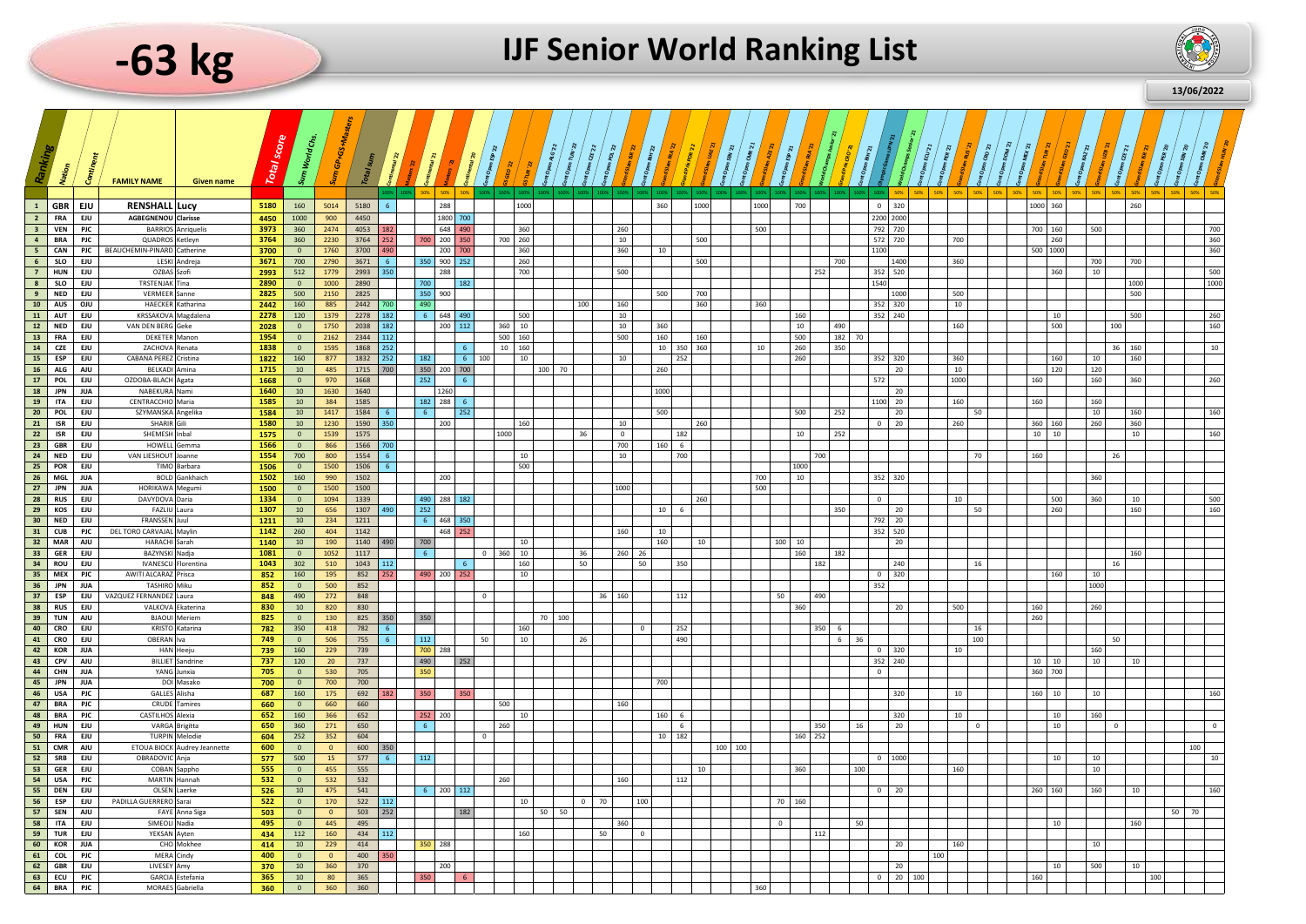# -63 kg

# IJF Senior World Ranking List

13/06/2022

| Ranking | Nation | Continent | FAMILY NAME | Given name | Total score | Sum World Chs. | Sum GP&GS+Masters | Total sum | Continental '22 | Masters '22 | Continental '21 | Masters '21 | Continental '20 | Cont Open ESP '22 | | GS GEO '22 | GS TUR '22 | Cont Open ALG '22 | Cont Open TUN '22 | Cont Open CZE '22 | Cont Open POL '22 | | Cont Open BIH '22 | Grand Slam ISR '22 | | Grand Prix POR '22 | Grand Slam UAE '21 | Cont Open SEN '21 | Cont Open CMR '21 | Grand Slam AZE '21 | | Cont Open ESP '21 | | World Champs Junior '21 | Grand Prix CRO '21 | Cont Open BIH '21 | Olympic Games JPN '21 | World Champs Senior '21 | Cont Open ECU '21 | Cont Open PER '21 | | Grand Slam RUS '21 | | Cont Open CRO '21 | Cont Open DOM '21 | Cont Open MEX '21 | Grand Slam TUR '21 | Grand Slam GEO '21 | | Grand Slam UZB '21 | | Grand Slam ISR '21 | | | | | | Cont Open POR '20 | Cont Open SEN '20 | Cont Open CMR '20 | | Grand Slam HUN '20 |
|---|---|---|---|---|---|---|---|---|---|---|---|---|---|---|---|---|---|---|---|---|---|---|---|---|---|---|---|---|---|---|---|---|---|---|---|---|---|---|---|---|---|---|---|---|---|---|---|---|---|---|---|---|---|---|---|---|---|---|---|---|---|---|
| | | | | | | | | | 100% | 100% | 50% | 50% | 50% | 100% | 100% | 100% | 100% | 100% | 100% | 100% | 100% | 100% | 100% | 100% | 100% | 100% | 100% | 100% | 100% | 100% | 100% | 100% | 100% | 100% | 100% | 100% | 100% | 50% | 50% | 50% | 50% | 50% | 50% | 50% | 50% | 50% | 50% | 50% | 50% | 50% | 50% | 50% | 50% | 50% | 50% | 50% | 50% | 50% | 50% | 50% | 50% | 50% |
| 1 | GBR | EJU | RENSHALL | Lucy | 5180 | 160 | 5014 | 5180 | 6 | | | 288 | | | | | 1000 | | | | | | | | 360 | | 1000 | | | | 1000 | | 700 | | | | 0 | 320 | | | | | | | | | 1000 | 360 | | | | 260 | | | | | | | | | | |
| 2 | FRA | EJU | AGBEGNENOU | Clarisse | 4450 | 1000 | 900 | 4450 | | | | 1800 | 700 | | | | | | | | | | | | | | | | | | | | | | | | 2200 | 2000 | | | | | | | | | | | | | | | | | | | | | | | | |
| 3 | VEN | PJC | BARRIOS | Anriquelis | 3973 | 360 | 2474 | 4053 | 182 | | | 648 | 490 | | | | 360 | | | | | 260 | | | | | | | | | 500 | | | | | | 792 | 720 | | | | | | | | | 700 | 160 | | 500 | | | | | | | | | | | | 700 |
| 4 | BRA | PJC | QUADROS | Ketleyn | 3764 | 360 | 2230 | 3764 | 252 | | 700 | 200 | 350 | | 700 | 260 | | | | | | 10 | | | | | 500 | | | | | | | | | | 572 | 720 | | | | 700 | | | | | | 260 | | | | | | | | | | | | | | 360 |
| 5 | CAN | PJC | BEAUCHEMIN-PINARD | Catherine | 3700 | 0 | 1760 | 3700 | 490 | | | 200 | 700 | | | | 360 | | | | | 360 | | 10 | | | | | | | | | | | | | 1100 | | | | | | | | | | 500 | 1000 | | | | | | | | | | | | | | 360 |
| 6 | SLO | EJU | LESKI | Andreja | 3671 | 700 | 2790 | 3671 | 6 | | 350 | 900 | 252 | | | | 260 | | | | | | | | | | 500 | | | | | | | | | 700 | | 1400 | | | | 360 | | | | | | | | | 700 | | 700 | | | | | | | | | |
| 7 | HUN | EJU | OZBAS | Szofi | 2993 | 512 | 1779 | 2993 | 350 | | | 288 | | | | | 700 | | | | | 500 | | | | | | | | | | | | 252 | | | 352 | 520 | | | | | | | | | | 360 | | 10 | | | | | | | | | | | | 500 |
| 8 | SLO | EJU | TRSTENJAK | Tina | 2890 | 0 | 1000 | 2890 | | | 700 | | 182 | | | | | | | | | | | | | | | | | | | | | | | | 1540 | | | | | | | | | | | | | | | 1000 | | | | | | | | | | 1000 |
| 9 | NED | EJU | VERMEER | Sanne | 2825 | 500 | 2150 | 2825 | | | 350 | 900 | | | | | | | | | | | | | 500 | | 700 | | | | | | | | | | | 1000 | | | | 500 | | | | | | | | | | 500 | | | | | | | | | | |
| 10 | AUS | OJU | HAECKER | Katharina | 2442 | 160 | 885 | 2442 | 700 | | 490 | | | | | | | | | 100 | | 160 | | | | | 360 | | | 360 | | | | | | | 352 | 320 | | | | 10 | | | | | | | | | | | | | | | | | | | | |
| 11 | AUT | EJU | KRSSAKOVA | Magdalena | 2278 | 120 | 1379 | 2278 | 182 | | 6 | 648 | 490 | | | | 500 | | | | | 10 | | | | | | | | | | | 160 | | | | 352 | 240 | | | | | | | | | | 10 | | | | 500 | | | | | | | | | | 260 |
| 12 | NED | EJU | VAN DEN BERG | Geke | 2028 | 0 | 1750 | 2038 | 182 | | | 200 | 112 | | 360 | | 10 | | | | | 10 | | 360 | | | | | | | | | 10 | | 490 | | | | | | | 160 | | | | | | 500 | | | 100 | | | | | | | | | | | 160 |
| 13 | FRA | EJU | DEKETER | Manon | 1954 | 0 | 2162 | 2344 | 112 | | | | | | | 500 | 160 | | | | | 500 | | 160 | | 160 | | | | | | | 500 | | 182 | 70 | | | | | | | | | | | | | | | | | | | | | | | | |
| 14 | CZE | EJU | ZACHOVA | Renata | 1838 | 0 | 1595 | 1868 | 252 | | | | 6 | | | 10 | 160 | | | | | | | 10 | 350 | 360 | | | | 10 | | | 260 | | 350 | | | | | | | | | | | | | | | | 36 | 160 | | | | | | | | | | 10 |
| 15 | ESP | EJU | CABANA PEREZ | Cristina | 1822 | 160 | 877 | 1832 | 252 | | 182 | | 6 | 100 | | | 10 | | | | | 10 | | | 252 | | | | | | | | 260 | | | | 352 | 320 | | | | 360 | | | | | | 160 | | 10 | | 160 | | | | | | | | | | |
| 16 | ALG | AJU | BELKADI | Amina | 1715 | 10 | 485 | 1715 | 700 | | 350 | 200 | 700 | | | | | 100 | 70 | | | | | 260 | | | | | | | | | | | | | | 20 | | | | 10 | | | | | | 120 | | 120 | | | | | | | | | | | | |
| 17 | POL | EJU | OZDOBA-BLACH | Agata | 1668 | 0 | 970 | 1668 | | | 252 | | 6 | | | | | | | | | | | | | | | | | | | | | | | | 572 | | | | | 1000 | | | | | 160 | | | 160 | | 360 | | | | | | | | | | 260 |
| 18 | JPN | JUA | NABEKURA | Nami | 1640 | 10 | 1630 | 1640 | | | | 1260 | | | | | | | | | | | | | 1000 | | | | | | | | | | | | | 20 | | | | | | | | | | | | | | | | | | | | | | | | |
| 19 | ITA | EJU | CENTRACCHIO | Maria | 1585 | 10 | 384 | 1585 | | | 182 | 288 | 6 | | | | | | | | | | | | | | | | | | | | | | | | 1100 | 20 | | | | 160 | | | | | 160 | | | 160 | | | | | | | | | | | | |
| 20 | POL | EJU | SZYMANSKA | Angelika | 1584 | 10 | 1417 | 1584 | 6 | | 6 | | 252 | | | | | | | | | | | | 500 | | | | | | | | 500 | | 252 | | | 20 | | | | | | 50 | | | | | | 10 | | 160 | | | | | | | | | | 160 |
| 21 | ISR | EJU | SHARIR | Gili | 1580 | 10 | 1230 | 1590 | 350 | | | 200 | | | | | 160 | | | | | 10 | | | | 260 | | | | | | | | | | | 0 | 20 | | | | 260 | | | | | 360 | 160 | | 260 | | 360 | | | | | | | | | | |
| 22 | ISR | EJU | SHEMESH | Inbal | 1575 | 0 | 1539 | 1575 | | | | | | | | 1000 | | | | 36 | | 0 | | | 182 | | | | | | | | 10 | | 252 | | | | | | | | | | | | 10 | 10 | | | | 10 | | | | | | | | | | 160 |
| 23 | GBR | EJU | HOWELL | Gemma | 1566 | 0 | 866 | 1566 | 700 | | | | | | | | | | | | | 700 | | 160 | 6 | | | | | | | | | | | | | | | | | | | | | | | | | | | | | | | | | | | | | |
| 24 | NED | EJU | VAN LIESHOUT | Joanne | 1554 | 700 | 800 | 1554 | 6 | | | | | | | | 10 | | | | | 10 | | | 700 | | | | | | | | | 700 | | | | | | | | | 70 | | | | 160 | | | | 26 | | | | | | | | | | | |
| 25 | POR | EJU | TIMO | Barbara | 1506 | 0 | 1500 | 1506 | 6 | | | | | | | | 500 | | | | | | | | | | | | | | | | 1000 | | | | | | | | | | | | | | | | | | | | | | | | | | | | | |
| 26 | MGL | JUA | BOLD | Gankhaich | 1502 | 160 | 990 | 1502 | | | | 200 | | | | | | | | | | | | | | | | | | 700 | | | 10 | | | | 352 | 320 | | | | | | | | | | | | 360 | | | | | | | | | | | | |
| 27 | JPN | JUA | HORIKAWA | Megumi | 1500 | 0 | 1500 | 1500 | | | | | | | | | | | | | | 1000 | | | | | | | | 500 | | | | | | | | | | | | | | | | | | | | | | | | | | | | | | | | |
| 28 | RUS | EJU | DAVYDOVA | Daria | 1334 | 0 | 1094 | 1339 | | | 490 | 288 | 182 | | | | | | | | | | | | | 260 | | | | | | | | | | | 0 | | | | | 10 | | | | | | 500 | | 360 | | 10 | | | | | | | | | | 500 |
| 29 | KOS | EJU | FAZLIU | Laura | 1307 | 10 | 656 | 1307 | 490 | | 252 | | | | | | | | | | | | | 10 | 6 | | | | | | | | | | 350 | | | 20 | | | | | | 50 | | | | 260 | | | | 160 | | | | | | | | | | 160 |
| 30 | NED | EJU | FRANSSEN | Juul | 1211 | 10 | 234 | 1211 | | | 6 | 468 | 350 | | | | | | | | | | | | | | | | | | | | | | | | 792 | 20 | | | | | | | | | | | | | | | | | | | | | | | | |
| 31 | CUB | PJC | DEL TORO CARVAJAL | Maylin | 1142 | 260 | 404 | 1142 | | | | 468 | 252 | | | | | | | | | 160 | | 10 | | | | | | | | | | | | | 352 | 520 | | | | | | | | | | | | | | | | | | | | | | | | |
| 32 | MAR | AJU | HARACHI | Sarah | 1140 | 10 | 190 | 1140 | 490 | | 700 | | | | | | 10 | | | | | | | 160 | | 10 | | | | | | 100 | 10 | | | | | 20 | | | | | | | | | | | | | | | | | | | | | | | | |
| 33 | GER | EJU | BAZYNSKI | Nadja | 1081 | 0 | 1052 | 1117 | | | 6 | | | | 0 | 360 | 10 | | | 36 | | 260 | 26 | | | | | | | | | | 160 | | 182 | | | | | | | | | | | | | | | | | 160 | | | | | | | | | | |
| 34 | ROU | EJU | IVANESCU | Florentina | 1043 | 302 | 510 | 1043 | 112 | | | | 6 | | | | 160 | | | 50 | | | 50 | | 350 | | | | | | | | | 182 | | | | 240 | | | | | | 16 | | | | | | | 16 | | | | | | | | | | | |
| 35 | MEX | PJC | AWITI ALCARAZ | Prisca | 852 | 160 | 195 | 852 | 252 | | 490 | 200 | 252 | | | | 10 | | | | | | | | | | | | | | | | | | | | 0 | 320 | | | | | | | | | | 160 | | 10 | | | | | | | | | | | | |
| 36 | JPN | JUA | TASHIRO | Miku | 852 | 0 | 500 | 852 | | | | | | | | | | | | | | | | | | | | | | | | | | | | | 352 | | | | | | | | | | | | | 1000 | | | | | | | | | | | | |
| 37 | ESP | EJU | VAZQUEZ FERNANDEZ | Laura | 848 | 490 | 272 | 848 | | | | | | | 0 | | | | | | 36 | 160 | | | 112 | | | | | | | 50 | | 490 | | | | | | | | | | | | | | | | | | | | | | | | | | | | |
| 38 | RUS | EJU | VALKOVA | Ekaterina | 830 | 10 | 820 | 830 | | | | | | | | | | | | | | | | | | | | | | | | | 360 | | | | | 20 | | | | 500 | | | | | 160 | | | 260 | | | | | | | | | | | | |
| 39 | TUN | AJU | BJAOUI | Meriem | 825 | 0 | 130 | 825 | 350 | | 350 | | | | | | | 70 | 100 | | | | | | | | | | | | | | | | | | | | | | | | | | | | 260 | | | | | | | | | | | | | | | |
| 40 | CRO | EJU | KRISTO | Katarina | 782 | 350 | 418 | 782 | 6 | | | | | | | | 160 | | | | | | 0 | | 252 | | | | | | | | | | 350 | 6 | | | | | | | | 16 | | | | | | | | | | | | | | | | | | |
| 41 | CRO | EJU | OBERAN | Iva | 749 | 0 | 506 | 755 | 6 | | 112 | | | 50 | | | 10 | | | 26 | | | | | 490 | | | | | | | | | | 6 | 36 | | | | | | | | 100 | | | | | | | 50 | | | | | | | | | | | |
| 42 | KOR | JUA | HAN | Heeju | 739 | 160 | 229 | 739 | | | 700 | 288 | | | | | | | | | | | | | | | | | | | | | | | | | 0 | 320 | | | | 10 | | | | | | | | 160 | | | | | | | | | | | | |
| 43 | CPV | AJU | BILLIET | Sandrine | 737 | 120 | 20 | 737 | | | 490 | | 252 | | | | | | | | | | | | | | | | | | | | | | | | 352 | 240 | | | | | | | | | 10 | 10 | | 10 | | 10 | | | | | | | | | | |
| 44 | CHN | JUA | YANG | Junxia | 705 | 0 | 530 | 705 | | | 350 | | | | | | | | | | | | | | | | | | | | | | | | | | 0 | | | | | | | | | | 360 | 700 | | | | | | | | | | | | | | |
| 45 | JPN | JUA | DOI | Masako | 700 | 0 | 700 | 700 | | | | | | | | | | | | | | | | | 700 | | | | | | | | | | | | | | | | | | | | | | | | | | | | | | | | | | | | | |
| 46 | USA | PJC | GALLES | Alisha | 687 | 160 | 175 | 692 | 182 | | 350 | | 350 | | | | | | | | | | | | | | | | | | | | | | | | | 320 | | | | 10 | | | | | 160 | 10 | | 10 | | | | | | | | | | | | 160 |
| 47 | BRA | PJC | CRUDE | Tamires | 660 | 0 | 660 | 660 | | | | | | | | 500 | | | | | | 160 | | | | | | | | | | | | | | | | | | | | | | | | | | | | | | | | | | | | | | | | |
| 48 | BRA | PJC | CASTILHOS | Alexia | 652 | 160 | 366 | 652 | | | 252 | 200 | | | | | 10 | | | | | | | 160 | 6 | | | | | | | | | | | | | 320 | | | | 10 | | | | | | 10 | | 160 | | | | | | | | | | | | |
| 49 | HUN | EJU | VARGA | Brigitta | 650 | 360 | 271 | 650 | | | 6 | | | | | 260 | | | | | | | | | 6 | | | | | | | | | 350 | | 16 | | 20 | | | | | | 0 | | | | 10 | | | 0 | | | | | | | | | | | 0 |
| 50 | FRA | EJU | TURPIN | Melodie | 604 | 252 | 352 | 604 | | | | | | | 0 | | | | | | | | | 10 | 182 | | | | | | | | 160 | 252 | | | | | | | | | | | | | | | | | | | | | | | | | | | | |
| 51 | CMR | AJU | ETOUA BIOCK | Audrey Jeannette | 600 | 0 | 0 | 600 | 350 | | | | | | | | | | | | | | | | | | | 100 | 100 | | | | | | | | | | | | | | | | | | | | | | | | | | | | | | | 100 | | |
| 52 | SRB | EJU | OBRADOVIC | Anja | 577 | 500 | 15 | 577 | 6 | | 112 | | | | | | | | | | | | | | | | | | | | | | | | | | 0 | 1000 | | | | | | | | | | 10 | | 10 | | | | | | | | | | | | 10 |
| 53 | GER | EJU | COBAN | Sappho | 555 | 0 | 455 | 555 | | | | | | | | | | | | | | | | | | | 10 | | | | | | 360 | | | 100 | | | | | | 160 | | | | | | | | 10 | | | | | | | | | | | | |
| 54 | USA | PJC | MARTIN | Hannah | 532 | 0 | 532 | 532 | | | | | | | | 260 | | | | | | 160 | | | 112 | | | | | | | | | | | | | | | | | | | | | | | | | | | | | | | | | | | | | |
| 55 | DEN | EJU | OLSEN | Laerke | 526 | 10 | 475 | 541 | | | 6 | 200 | 112 | | | | | | | | | | | | | | | | | | | | | | | | 0 | 20 | | | | | | | | | 260 | 160 | | 160 | | 10 | | | | | | | | | | 160 |
| 56 | ESP | EJU | PADILLA GUERRERO | Sarai | 522 | 0 | 170 | 522 | 112 | | | | | | | | 10 | | | 0 | 70 | | 100 | | | | | | | | | 70 | 160 | | | | | | | | | | | | | | | | | | | | | | | | | | | | | |
| 57 | SEN | AJU | FAYE | Anna Siga | 503 | 0 | 0 | 503 | 252 | | | | 182 | | | | | 50 | 50 | | | | | | | | | | | | | | | | | | | | | | | | | | | | | | | | | | | | | | 50 | 70 | | |
| 58 | ITA | EJU | SIMEOLI | Nadia | 495 | 0 | 445 | 495 | | | | | | | | | | | | | | 360 | | | | | | | | | 0 | | | | | 50 | | | | | | | | | | | | 10 | | | | 160 | | | | | | | | | | |
| 59 | TUR | EJU | YEKSAN | Ayten | 434 | 112 | 160 | 434 | 112 | | | | | | | | 160 | | | | 50 | | 0 | | | | | | | | | | | 112 | | | | | | | | | | | | | | | | | | | | | | | | | | | | |
| 60 | KOR | JUA | CHO | Mokhee | 414 | 10 | 229 | 414 | | | 350 | 288 | | | | | | | | | | | | | | | | | | | | | | | | | | 20 | | | | 160 | | | | | | | | 10 | | | | | | | | | | | | |
| 61 | COL | PJC | MERA | Cindy | 400 | 0 | 0 | 400 | 350 | | | | | | | | | | | | | | | | | | | | | | | | | | | | | | | | 100 | | | | | | | | | | | | | | | | | | | | | |
| 62 | GBR | EJU | LIVESEY | Amy | 370 | 10 | 360 | 370 | | | | 200 | | | | | | | | | | | | | | | | | | | | | | | | | | 20 | | | | | | | | | | 10 | | 500 | | 10 | | | | | | | | | | |
| 63 | ECU | PJC | GARCIA | Estefania | 365 | 10 | 80 | 365 | | | 350 | | 6 | | | | | | | | | | | | | | | | | | | | | | | | 0 | 20 | 100 | | | | | | | | 160 | | | | | | 100 | | | | | | | | | |
| 64 | BRA | PJC | MORAES | Gabriella | 360 | 0 | 360 | 360 | | | | | | | | | | | | | | | | | | | | | | 360 | | | | | | | | | | | | | | | | | | | | | | | | | | | | | | | | |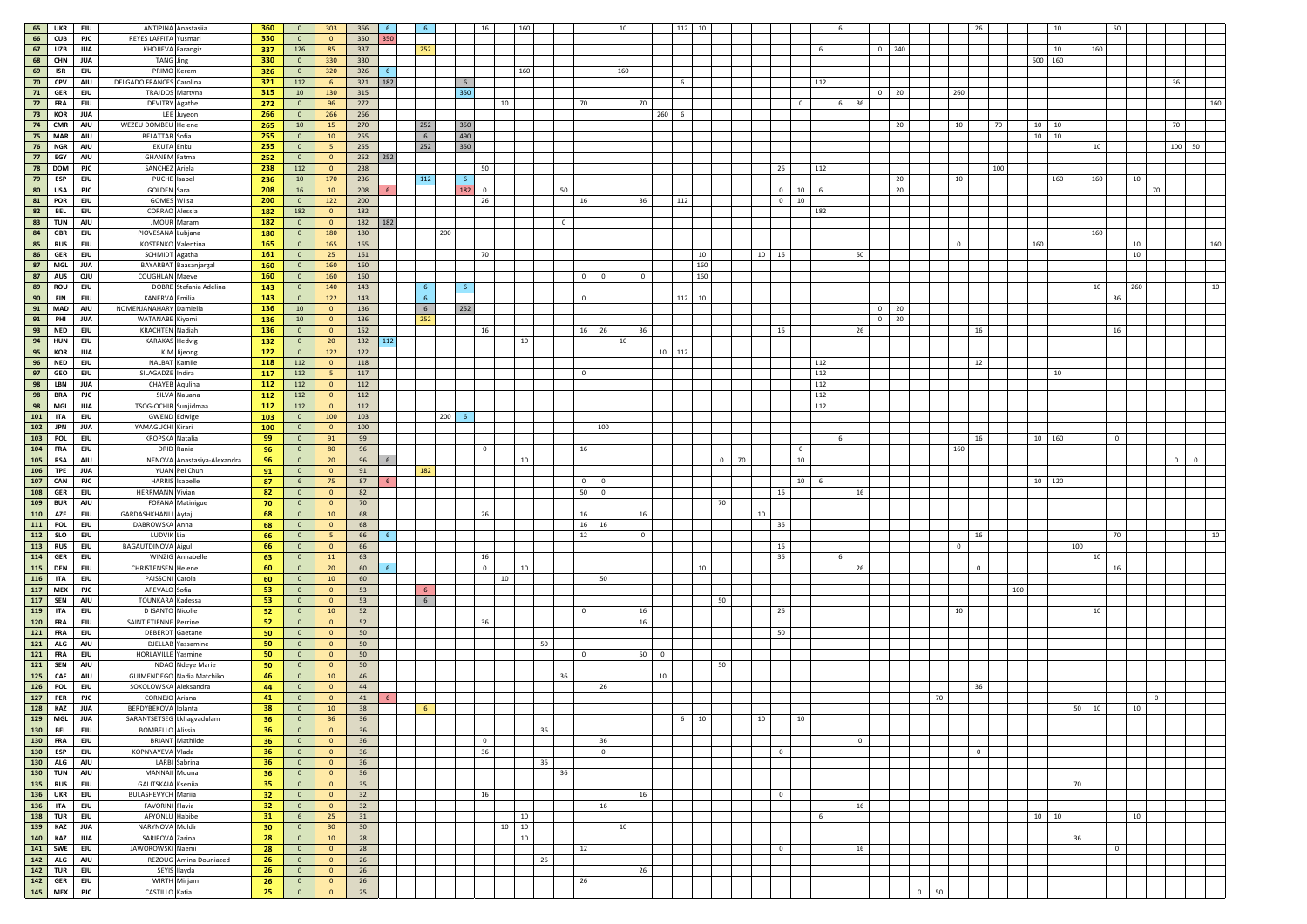| | | | | | | | | | | | | | | | | | | | | | | | | | | | | | | | | | | | | | | | | | | | | | | | | | | | | | | |
|---|---|---|---|---|---|---|---|---|---|---|---|---|---|---|---|---|---|---|---|---|---|---|---|---|---|---|---|---|---|---|---|---|---|---|---|---|---|---|---|---|---|---|---|---|---|---|---|---|---|---|---|---|---|---|---|
| 65 | UKR | EJU | ANTIPINA | Anastasiia | 360 | 0 | 303 | 366 | 6 | | 6 | | | 16 | | 160 | | | | | 10 | | | 112 | 10 | | | | | | 6 | | | | | | | 26 | | | | 10 | | | 50 | | | | | | | | | |
| 66 | CUB | PJC | REYES LAFFITA | Yusmari | 350 | 0 | 0 | 350 | 350 | | | | | | | | | | | | | | | | | | | | | | | | | | | | | | | | | | | | | | | | | | | | | |
| 67 | UZB | JUA | KHOJIEVA | Farangiz | 337 | 126 | 85 | 337 | | | 252 | | | | | | | | | | | | | | | | | | | | 6 | | | 0 | 240 | | | | | | | 10 | | 160 | | | | | | | | | | |
| 68 | CHN | JUA | TANG | Jing | 330 | 0 | 330 | 330 | | | | | | | | | | | | | | | | | | | | | | | | | | | | | | | | | 500 | 160 | | | | | | | | | | | | |
| 69 | ISR | EJU | PRIMO | Kerem | 326 | 0 | 320 | 326 | 6 | | | | | | | 160 | | | | 160 | | | | | | | | | | | | | | | | | | | | | | | | | | | | | | | | | | |
| 70 | CPV | AJU | DELGADO FRANCES | Carolina | 321 | 112 | 6 | 321 | 182 | | | | 6 | | | | | | | | | | | 6 | | | | | | | 112 | | | | | | | | | | | | | | | | | | | 36 | | | | |
| 71 | GER | EJU | TRAJDOS | Martyna | 315 | 10 | 130 | 315 | | | | | 350 | | | | | | | | | | | | | | | | | | | | | 0 | 20 | | 260 | | | | | | | | | | | | | | | | | |
| 72 | FRA | EJU | DEVITRY | Agathe | 272 | 0 | 96 | 272 | | | | | | | 10 | | | | 70 | | 70 | | | | | | | | | 0 | | 6 | 36 | | | | | | | | | | | | | | | | | | | | | 160 |
| 73 | KOR | JUA | LEE | Juyeon | 266 | 0 | 266 | 266 | | | | | | | | | | | | | | | 260 | 6 | | | | | | | | | | | | | | | | | | | | | | | | | | | | | | |
| 74 | CMR | AJU | WEZEU DOMBEU | Helene | 265 | 10 | 15 | 270 | | | 252 | | 350 | | | | | | | | | | | | | | | | | | | | | | 20 | | | 10 | | 70 | | 10 | 10 | | | | | | | 70 | | | | |
| 75 | MAR | AJU | BELATTAR | Sofia | 255 | 0 | 10 | 255 | | | 6 | | 490 | | | | | | | | | | | | | | | | | | | | | | | | | | | | | 10 | 10 | | | | | | | | | | | |
| 76 | NGR | AJU | EKUTA | Enku | 255 | 0 | 5 | 255 | | | 252 | | 350 | | | | | | | | | | | | | | | | | | | | | | | | | | | | | | | | | 10 | | | | 100 | 50 | | | |
| 77 | EGY | AJU | GHANEM | Fatma | 252 | 0 | 0 | 252 | 252 | | | | | | | | | | | | | | | | | | | | | | | | | | | | | | | | | | | | | | | | | | | | | |
| 78 | DOM | PJC | SANCHEZ | Ariela | 238 | 112 | 0 | 238 | | | | | | 50 | | | | | | | | | | | | | | | 26 | | 112 | | | | | | | | | 100 | | | | | | | | | | | | | | |
| 79 | ESP | EJU | PUCHE | Isabel | 236 | 10 | 170 | 236 | | | 112 | | 6 | | | | | | | | | | | | | | | | | | | | | | 20 | | | 10 | | | | | 160 | | 160 | | 10 | | | | | | | |
| 80 | USA | PJC | GOLDEN | Sara | 208 | 16 | 10 | 208 | 6 | | | | 182 | 0 | | | | 50 | | | | | | | | | | | 0 | 10 | 6 | | | | 20 | | | | | | | | | | | | | 70 | | | | | | |
| 81 | POR | EJU | GOMES | Wilsa | 200 | 0 | 122 | 200 | | | | | | 26 | | | | | 16 | | | 36 | | 112 | | | | | 0 | 10 | | | | | | | | | | | | | | | | | | | | | | | | |
| 82 | BEL | EJU | CORRAO | Alessia | 182 | 182 | 0 | 182 | | | | | | | | | | | | | | | | | | | | | | | 182 | | | | | | | | | | | | | | | | | | | | | | | |
| 83 | TUN | AJU | JMOUR | Maram | 182 | 0 | 0 | 182 | 182 | | | | | | | | | 0 | | | | | | | | | | | | | | | | | | | | | | | | | | | | | | | | | | | | |
| 84 | GBR | EJU | PIOVESANA | Lubjana | 180 | 0 | 180 | 180 | | | | 200 | | | | | | | | | | | | | | | | | | | | | | | | | | | | | | | | | 160 | | | | | | | | | |
| 85 | RUS | EJU | KOSTENKO | Valentina | 165 | 0 | 165 | 165 | | | | | | | | | | | | | | | | | | | | | | | | | | | | | | 0 | | | 160 | | | | | | 10 | | | | | | | 160 |
| 86 | GER | EJU | SCHMIDT | Agatha | 161 | 0 | 25 | 161 | | | | | | 70 | | | | | | | | | | | 10 | | 10 | 16 | | | | 50 | | | | | | | | | | | | | | | 10 | | | | | | | |
| 87 | MGL | JUA | BAYARBAT | Baasanjargal | 160 | 0 | 160 | 160 | | | | | | | | | | | | | | | | | 160 | | | | | | | | | | | | | | | | | | | | | | | | | | | | | |
| 88 | AUS | OJU | COUGHLAN | Maeve | 160 | 0 | 160 | 160 | | | | | | | | | | | 0 | 0 | | 0 | | | 160 | | | | | | | | | | | | | | | | | | | | | | | | | | | | | |
| 89 | ROU | EJU | DOBRE | Stefania Adelina | 143 | 0 | 140 | 143 | | | 6 | | 6 | | | | | | | | | | | | | | | | | | | | | | | | | | | | | | | | 10 | 260 | | | | | | | | 10 |
| 90 | FIN | EJU | KANERVA | Emilia | 143 | 0 | 122 | 143 | | | 6 | | | | | | | | 0 | | | | | 112 | 10 | | | | | | | | | | | | | | | | | | | | | 36 | | | | | | | | |
| 91 | MAD | AJU | NOMENJANAHARY | Damiella | 136 | 10 | 0 | 136 | | | 6 | | 252 | | | | | | | | | | | | | | | | | | | | | 0 | 20 | | | | | | | | | | | | | | | | | | | |
| 91 | PHI | JUA | WATANABE | Kiyomi | 136 | 10 | 0 | 136 | | | 252 | | | | | | | | | | | | | | | | | | | | | | | 0 | 20 | | | | | | | | | | | | | | | | | | | |
| 93 | NED | EJU | KRACHTEN | Nadiah | 136 | 0 | 0 | 152 | | | | | | 16 | | | | | 16 | 26 | | 36 | | | | | | | 16 | | | 26 | | | | | | | 16 | | | | | | | 16 | | | | | | | | |
| 94 | HUN | EJU | KARAKAS | Hedvig | 132 | 0 | 20 | 132 | 112 | | | | | | | 10 | | | | | 10 | | | | | | | | | | | | | | | | | | | | | | | | | | | | | | | | | |
| 95 | KOR | JUA | KIM | Jijeong | 122 | 0 | 122 | 122 | | | | | | | | | | | | | | | 10 | 112 | | | | | | | | | | | | | | | | | | | | | | | | | | | | | | |
| 96 | NED | EJU | NALBAT | Kamile | 118 | 112 | 0 | 118 | | | | | | | | | | | | | | | | | | | | | | | 112 | | | | | | | | 12 | | | | | | | | | | | | | | | |
| 97 | GEO | EJU | SILAGADZE | Indira | 117 | 112 | 5 | 117 | | | | | | | | | | | 0 | | | | | | | | | | | | 112 | | | | | | | | | | | | 10 | | | | | | | | | | | |
| 98 | LBN | JUA | CHAYEB | Aqulina | 112 | 112 | 0 | 112 | | | | | | | | | | | | | | | | | | | | | | | 112 | | | | | | | | | | | | | | | | | | | | | | | |
| 98 | BRA | PJC | SILVA | Nauana | 112 | 112 | 0 | 112 | | | | | | | | | | | | | | | | | | | | | | | 112 | | | | | | | | | | | | | | | | | | | | | | | |
| 98 | MGL | JUA | TSOG-OCHIR | Sunjidmaa | 112 | 112 | 0 | 112 | | | | | | | | | | | | | | | | | | | | | | | 112 | | | | | | | | | | | | | | | | | | | | | | | |
| 101 | ITA | EJU | GWEND | Edwige | 103 | 0 | 100 | 103 | | | | 200 | 6 | | | | | | | | | | | | | | | | | | | | | | | | | | | | | | | | | | | | | | | | | |
| 102 | JPN | JUA | YAMAGUCHI | Kirari | 100 | 0 | 0 | 100 | | | | | | | | | | | | 100 | | | | | | | | | | | | | | | | | | | | | | | | | | | | | | | | | | |
| 103 | POL | EJU | KROPSKA | Natalia | 99 | 0 | 91 | 99 | | | | | | | | | | | | | | | | | | | | | | | 6 | | | | | | | | 16 | | | 10 | 160 | | | 0 | | | | | | | | |
| 104 | FRA | EJU | DRID | Rania | 96 | 0 | 80 | 96 | | | | | | 0 | | | | | 16 | | | | | | | | | | | 0 | | | | | | | | 160 | | | | | | | | | | | | | | | | |
| 105 | RSA | AJU | NENOVA | Anastasiya-Alexandra | 96 | 0 | 20 | 96 | 6 | | | | | | | 10 | | | | | | | | | | 0 | 70 | | | 10 | | | | | | | | | | | | | | | | | | | | 0 | 0 | | | |
| 106 | TPE | JUA | YUAN | Pei Chun | 91 | 0 | 0 | 91 | | | 182 | | | | | | | | | | | | | | | | | | | | | | | | | | | | | | | | | | | | | | | | | | | |
| 107 | CAN | PJC | HARRIS | Isabelle | 87 | 6 | 75 | 87 | 6 | | | | | | | | | | 0 | 0 | | | | | | | | | | 10 | 6 | | | | | | | | | | | 10 | 120 | | | | | | | | | | | |
| 108 | GER | EJU | HERRMANN | Vivian | 82 | 0 | 0 | 82 | | | | | | | | | | | 50 | 0 | | | | | | | | | 16 | | | 16 | | | | | | | | | | | | | | | | | | | | | | |
| 109 | BUR | AJU | FOFANA | Matinigue | 70 | 0 | 0 | 70 | | | | | | | | | | | | | | | | | | 70 | | | | | | | | | | | | | | | | | | | | | | | | | | | | |
| 110 | AZE | EJU | GARDASHKHANLI | Aytaj | 68 | 0 | 10 | 68 | | | | | | 26 | | | | | 16 | | | 16 | | | | | | 10 | | | | | | | | | | | | | | | | | | | | | | | | | | |
| 111 | POL | EJU | DABROWSKA | Anna | 68 | 0 | 0 | 68 | | | | | | | | | | | 16 | 16 | | | | | | | | | 36 | | | | | | | | | | | | | | | | | | | | | | | | | |
| 112 | SLO | EJU | LUDVIK | Lia | 66 | 0 | 5 | 66 | 6 | | | | | | | | | | 12 | | | 0 | | | | | | | | | | | | | | | | | 16 | | | | | | | | 70 | | | | | | | 10 |
| 113 | RUS | EJU | BAGAUTDINOVA | Aigul | 66 | 0 | 0 | 66 | | | | | | | | | | | | | | | | | | | | | 16 | | | | | | | | | 0 | | | | | | | 100 | | | | | | | | | |
| 114 | GER | EJU | WINZIG | Annabelle | 63 | 0 | 11 | 63 | | | | | | 16 | | | | | | | | | | | | | | | 36 | | 6 | | | | | | | | | | | | | | | 10 | | | | | | | | |
| 115 | DEN | EJU | CHRISTENSEN | Helene | 60 | 0 | 20 | 60 | 6 | | | | | 0 | | 10 | | | | | | | | | 10 | | | | | | | 26 | | | | | | | 0 | | | | | | | 16 | | | | | | | | |
| 116 | ITA | EJU | PAISSONI | Carola | 60 | 0 | 10 | 60 | | | | | | | 10 | | | | | 50 | | | | | | | | | | | | | | | | | | | | | | | | | | | | | | | | | | |
| 117 | MEX | PJC | AREVALO | Sofia | 53 | 0 | 0 | 53 | | | 6 | | | | | | | | | | | | | | | | | | | | | | | | | | | | | | 100 | | | | | | | | | | | | | |
| 117 | SEN | AJU | TOUNKARA | Kadessa | 53 | 0 | 0 | 53 | | | 6 | | | | | | | | | | | | | | | 50 | | | | | | | | | | | | | | | | | | | | | | | | | | | | |
| 119 | ITA | EJU | D ISANTO | Nicolle | 52 | 0 | 10 | 52 | | | | | | | | | | | 0 | | | 16 | | | | | | | 26 | | | | | | | | | 10 | | | | | | | 10 | | | | | | | | | |
| 120 | FRA | EJU | SAINT ETIENNE | Perrine | 52 | 0 | 0 | 52 | | | | | | 36 | | | | | | | | 16 | | | | | | | | | | | | | | | | | | | | | | | | | | | | | | | | |
| 121 | FRA | EJU | DEBERDT | Gaetane | 50 | 0 | 0 | 50 | | | | | | | | | | | | | | | | | | | | | 50 | | | | | | | | | | | | | | | | | | | | | | | | | |
| 121 | ALG | AJU | DJELLAB | Yassamine | 50 | 0 | 0 | 50 | | | | | | | | | 50 | | | | | | | | | | | | | | | | | | | | | | | | | | | | | | | | | | | | | |
| 121 | FRA | EJU | HORLAVILLE | Yasmine | 50 | 0 | 0 | 50 | | | | | | | | | | | 0 | | | 50 | 0 | | | | | | | | | | | | | | | | | | | | | | | | | | | | | | | |
| 121 | SEN | AJU | NDAO | Ndeye Marie | 50 | 0 | 0 | 50 | | | | | | | | | | | | | | | | | | 50 | | | | | | | | | | | | | | | | | | | | | | | | | | | | |
| 125 | CAF | AJU | GUIMENDEGO | Nadia Matchiko | 46 | 0 | 10 | 46 | | | | | | | | | | 36 | | | | | 10 | | | | | | | | | | | | | | | | | | | | | | | | | | | | | | | |
| 126 | POL | EJU | SOKOLOWSKA | Aleksandra | 44 | 0 | 0 | 44 | | | | | | | | | | | | 26 | | | | | | | | | | | | | | | | | | | 36 | | | | | | | | | | | | | | | |
| 127 | PER | PJC | CORNEJO | Ariana | 41 | 0 | 0 | 41 | 6 | | | | | | | | | | | | | | | | | | | | | | | | | | | | 70 | | | | | | | | | | | 0 | | | | | | |
| 128 | KAZ | JUA | BERDYBEKOVA | Iolanta | 38 | 0 | 10 | 38 | | | 6 | | | | | | | | | | | | | | | | | | | | | | | | | | | | | | | | | | 50 | 10 | | 10 | | | | | | |
| 129 | MGL | JUA | SARANTSETSEG | Lkhagvadulam | 36 | 0 | 36 | 36 | | | | | | | | | | | | | | | | 6 | 10 | | | 10 | | 10 | | | | | | | | | | | | | | | | | | | | | | | | |
| 130 | BEL | EJU | BOMBELLO | Alissia | 36 | 0 | 0 | 36 | | | | | | | | | 36 | | | | | | | | | | | | | | | | | | | | | | | | | | | | | | | | | | | | | |
| 130 | FRA | EJU | BRIANT | Mathilde | 36 | 0 | 0 | 36 | | | | | | 0 | | | | | | 36 | | | | | | | | | | | | 0 | | | | | | | | | | | | | | | | | | | | | | |
| 130 | ESP | EJU | KOPNYAYEVA | Vlada | 36 | 0 | 0 | 36 | | | | | | 36 | | | | | | 0 | | | | | | | | | 0 | | | | | | | | | | 0 | | | | | | | | | | | | | | | |
| 130 | ALG | AJU | LARBI | Sabrina | 36 | 0 | 0 | 36 | | | | | | | | | 36 | | | | | | | | | | | | | | | | | | | | | | | | | | | | | | | | | | | | | |
| 130 | TUN | AJU | MANNAII | Mouna | 36 | 0 | 0 | 36 | | | | | | | | | | 36 | | | | | | | | | | | | | | | | | | | | | | | | | | | | | | | | | | | | |
| 135 | RUS | EJU | GALITSKAIA | Kseniia | 35 | 0 | 0 | 35 | | | | | | | | | | | | | | | | | | | | | | | | | | | | | | | | | | | | | 70 | | | | | | | | | |
| 136 | UKR | EJU | BULASHEVYCH | Mariia | 32 | 0 | 0 | 32 | | | | | | 16 | | | | | | | | 16 | | | | | | | 0 | | | | | | | | | | | | | | | | | | | | | | | | | |
| 136 | ITA | EJU | FAVORINI | Flavia | 32 | 0 | 0 | 32 | | | | | | | | | | | | 16 | | | | | | | | | | | | 16 | | | | | | | | | | | | | | | | | | | | | | |
| 138 | TUR | EJU | AFYONLU | Habibe | 31 | 6 | 25 | 31 | | | | | | | | 10 | | | | | | | | | | | | | | | 6 | | | | | | | | | | | 10 | 10 | | | | 10 | | | | | | | |
| 139 | KAZ | JUA | NARYNOVA | Moldir | 30 | 0 | 30 | 30 | | | | | | | 10 | 10 | | | | | 10 | | | | | | | | | | | | | | | | | | | | | | | | | | | | | | | | | |
| 140 | KAZ | JUA | SARIPOVA | Zarina | 28 | 0 | 10 | 28 | | | | | | | | 10 | | | | | | | | | | | | | | | | | | | | | | | | | | | | | 36 | | | | | | | | | |
| 141 | SWE | EJU | JAWOROWSKI | Naemi | 28 | 0 | 0 | 28 | | | | | | | | | | | 12 | | | | | | | | | | 0 | | | 16 | | | | | | | | | | | | | | 0 | | | | | | | | |
| 142 | ALG | AJU | REZOUG | Amina Douniazed | 26 | 0 | 0 | 26 | | | | | | | | | 26 | | | | | | | | | | | | | | | | | | | | | | | | | | | | | | | | | | | | | |
| 142 | TUR | EJU | SEYIS | Ilayda | 26 | 0 | 0 | 26 | | | | | | | | | | | | | | 26 | | | | | | | | | | | | | | | | | | | | | | | | | | | | | | | | |
| 142 | GER | EJU | WIRTH | Mirjam | 26 | 0 | 0 | 26 | | | | | | | | | | | 26 | | | | | | | | | | | | | | | | | | | | | | | | | | | | | | | | | | | |
| 145 | MEX | PJC | CASTILLO | Katia | 25 | 0 | 0 | 25 | | | | | | | | | | | | | | | | | | | | | | | | | | 0 | 50 | | | | | | | | | | | | | | | | | | | |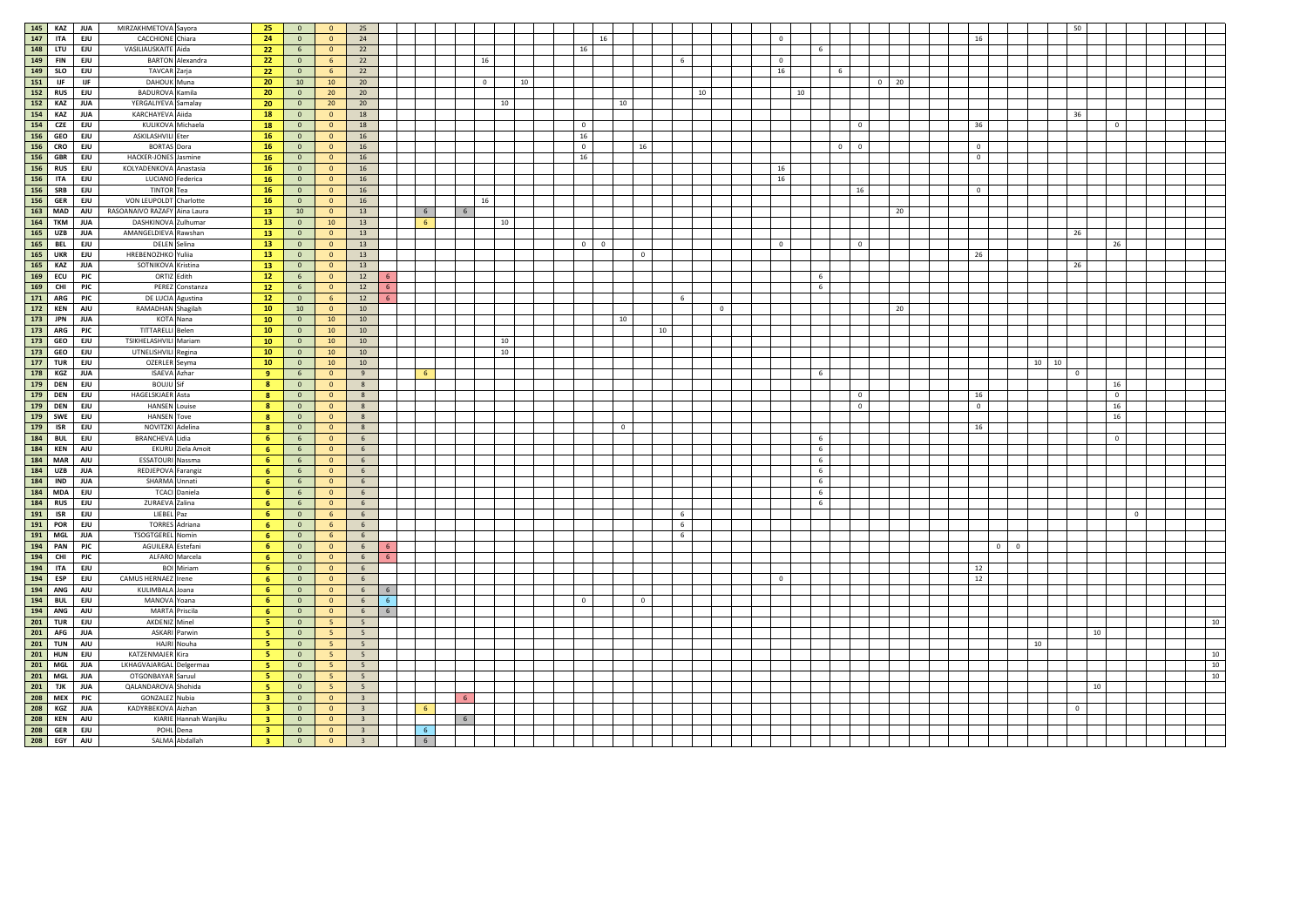| | | | | | | | | | | | | | | | | | | | | | | | | | | | | | | | | | | | | | | | |
|---|---|---|---|---|---|---|---|---|---|---|---|---|---|---|---|---|---|---|---|---|---|---|---|---|---|---|---|---|---|---|---|---|---|---|---|---|---|---|---|
| 145 | KAZ | JUA | MIRZAKHMETOVA | Sayora | 25 | 0 | 0 | 25 | | | | | | | | | | | | | | | | | | | | | | | | | | 50 | | | | |
| 147 | ITA | EJU | CACCHIONE | Chiara | 24 | 0 | 0 | 24 | | | | | | | | | 16 | | | | | | | | 0 | | | | | | 16 | | | | | | | | |
| 148 | LTU | EJU | VASILIAUSKAITE | Aida | 22 | 6 | 0 | 22 | | | | | | | | 16 | | | | | | | | | | | 6 | | | | | | | | | | | | |
| 149 | FIN | EJU | BARTON | Alexandra | 22 | 0 | 6 | 22 | | | | | 16 | | | | | | | | 6 | | | | 0 | | | | | | | | | | | | | | |
| 149 | SLO | EJU | TAVCAR | Zarja | 22 | 0 | 6 | 22 | | | | | | | | | | | | | | | | | 16 | | | 6 | | | | | | | | | | | |
| 151 | IJF | IJF | DAHOUK | Muna | 20 | 10 | 10 | 20 | | | | | 0 | | 10 | | | | | | | | | | | | | | 0 | 20 | | | | | | | | | |
| 152 | RUS | EJU | BADUROVA | Kamila | 20 | 0 | 20 | 20 | | | | | | | | | | | | | | 10 | | | | 10 | | | | | | | | | | | | | |
| 152 | KAZ | JUA | YERGALIYEVA | Samalay | 20 | 0 | 20 | 20 | | | | | | 10 | | | | 10 | | | | | | | | | | | | | | | | | | | | | |
| 154 | KAZ | JUA | KARCHAYEVA | Aiida | 18 | 0 | 0 | 18 | | | | | | | | | | | | | | | | | | | | | | | | | | | 36 | | | | |
| 154 | CZE | EJU | KULIKOVA | Michaela | 18 | 0 | 0 | 18 | | | | | | | | 0 | | | | | | | | | | | | | 0 | | 36 | | | | | | 0 | | |
| 156 | GEO | EJU | ASKILASHVILI | Eter | 16 | 0 | 0 | 16 | | | | | | | | 16 | | | | | | | | | | | | | | | | | | | | | | | |
| 156 | CRO | EJU | BORTAS | Dora | 16 | 0 | 0 | 16 | | | | | | | | 0 | | | 16 | | | | | | | | | 0 | 0 | | 0 | | | | | | | | |
| 156 | GBR | EJU | HACKER-JONES | Jasmine | 16 | 0 | 0 | 16 | | | | | | | | 16 | | | | | | | | | | | | | | | 0 | | | | | | | | |
| 156 | RUS | EJU | KOLYADENKOVA | Anastasia | 16 | 0 | 0 | 16 | | | | | | | | | | | | | | | | | 16 | | | | | | | | | | | | | | |
| 156 | ITA | EJU | LUCIANO | Federica | 16 | 0 | 0 | 16 | | | | | | | | | | | | | | | | | 16 | | | | | | | | | | | | | | |
| 156 | SRB | EJU | TINTOR | Tea | 16 | 0 | 0 | 16 | | | | | | | | | | | | | | | | | | | | | 16 | | 0 | | | | | | | | |
| 156 | GER | EJU | VON LEUPOLDT | Charlotte | 16 | 0 | 0 | 16 | | | | | 16 | | | | | | | | | | | | | | | | | | | | | | | | | | |
| 163 | MAD | AJU | RASOANAIVO RAZAFY | Aina Laura | 13 | 10 | 0 | 13 | | | 6 | 6 | | | | | | | | | | | | | | | | | | 20 | | | | | | | | | |
| 164 | TKM | JUA | DASHKINOVA | Zulhumar | 13 | 0 | 10 | 13 | | | 6 | | | 10 | | | | | | | | | | | | | | | | | | | | | | | | | |
| 165 | UZB | JUA | AMANGELDIEVA | Rawshan | 13 | 0 | 0 | 13 | | | | | | | | | | | | | | | | | | | | | | | | | | | 26 | | | | |
| 165 | BEL | EJU | DELEN | Selina | 13 | 0 | 0 | 13 | | | | | | | | 0 | 0 | | | | | | | | 0 | | | | 0 | | | | | | | | 26 | | |
| 165 | UKR | EJU | HREBENOZHKO | Yuliia | 13 | 0 | 0 | 13 | | | | | | | | | | | 0 | | | | | | | | | | | | 26 | | | | | | | | |
| 165 | KAZ | JUA | SOTNIKOVA | Kristina | 13 | 0 | 0 | 13 | | | | | | | | | | | | | | | | | | | | | | | | | | | 26 | | | | |
| 169 | ECU | PJC | ORTIZ | Edith | 12 | 6 | 0 | 12 | 6 | | | | | | | | | | | | | | | | | | 6 | | | | | | | | | | | | |
| 169 | CHI | PJC | PEREZ | Constanza | 12 | 6 | 0 | 12 | 6 | | | | | | | | | | | | | | | | | | 6 | | | | | | | | | | | | |
| 171 | ARG | PJC | DE LUCIA | Agustina | 12 | 0 | 6 | 12 | 6 | | | | | | | | | | | | 6 | | | | | | | | | | | | | | | | | | |
| 172 | KEN | AJU | RAMADHAN | Shagilah | 10 | 10 | 0 | 10 | | | | | | | | | | | | | | | 0 | | | | | | | 20 | | | | | | | | | |
| 173 | JPN | JUA | KOTA | Nana | 10 | 0 | 10 | 10 | | | | | | | | | | 10 | | | | | | | | | | | | | | | | | | | | | |
| 173 | ARG | PJC | TITTARELLI | Belen | 10 | 0 | 10 | 10 | | | | | | | | | | | | 10 | | | | | | | | | | | | | | | | | | | |
| 173 | GEO | EJU | TSIKHELASHVILI | Mariam | 10 | 0 | 10 | 10 | | | | | | 10 | | | | | | | | | | | | | | | | | | | | | | | | | |
| 173 | GEO | EJU | UTNELISHVILI | Regina | 10 | 0 | 10 | 10 | | | | | | 10 | | | | | | | | | | | | | | | | | | | | | | | | | |
| 177 | TUR | EJU | OZERLER | Seyma | 10 | 0 | 10 | 10 | | | | | | | | | | | | | | | | | | | | | | | | | | 10 | 10 | | | | |
| 178 | KGZ | JUA | ISAEVA | Azhar | 9 | 6 | 0 | 9 | | | 6 | | | | | | | | | | | | | | | | 6 | | | | | | | | | 0 | | | |
| 179 | DEN | EJU | BOUJU | Sif | 8 | 0 | 0 | 8 | | | | | | | | | | | | | | | | | | | | | | | | | | | | | 16 | | |
| 179 | DEN | EJU | HAGELSKJAER | Asta | 8 | 0 | 0 | 8 | | | | | | | | | | | | | | | | | | | | | 0 | | 16 | | | | | | 0 | | |
| 179 | DEN | EJU | HANSEN | Louise | 8 | 0 | 0 | 8 | | | | | | | | | | | | | | | | | | | | | 0 | | 0 | | | | | | 16 | | |
| 179 | SWE | EJU | HANSEN | Tove | 8 | 0 | 0 | 8 | | | | | | | | | | | | | | | | | | | | | | | | | | | | | 16 | | |
| 179 | ISR | EJU | NOVITZKI | Adelina | 8 | 0 | 0 | 8 | | | | | | | | | | 0 | | | | | | | | | | | | | 16 | | | | | | | | |
| 184 | BUL | EJU | BRANCHEVA | Lidia | 6 | 6 | 0 | 6 | | | | | | | | | | | | | | | | | | | 6 | | | | | | | | | | 0 | | |
| 184 | KEN | AJU | EKURU | Ziela Amoit | 6 | 6 | 0 | 6 | | | | | | | | | | | | | | | | | | | 6 | | | | | | | | | | | | |
| 184 | MAR | AJU | ESSATOURI | Nassma | 6 | 6 | 0 | 6 | | | | | | | | | | | | | | | | | | | 6 | | | | | | | | | | | | |
| 184 | UZB | JUA | REDJEPOVA | Farangiz | 6 | 6 | 0 | 6 | | | | | | | | | | | | | | | | | | | 6 | | | | | | | | | | | | |
| 184 | IND | JUA | SHARMA | Unnati | 6 | 6 | 0 | 6 | | | | | | | | | | | | | | | | | | | 6 | | | | | | | | | | | | |
| 184 | MDA | EJU | TCACI | Daniela | 6 | 6 | 0 | 6 | | | | | | | | | | | | | | | | | | | 6 | | | | | | | | | | | | |
| 184 | RUS | EJU | ZURAEVA | Zalina | 6 | 6 | 0 | 6 | | | | | | | | | | | | | | | | | | | 6 | | | | | | | | | | | | |
| 191 | ISR | EJU | LIEBEL | Paz | 6 | 0 | 6 | 6 | | | | | | | | | | | | | 6 | | | | | | | | | | | | | | | | | 0 | |
| 191 | POR | EJU | TORRES | Adriana | 6 | 0 | 6 | 6 | | | | | | | | | | | | | 6 | | | | | | | | | | | | | | | | | | |
| 191 | MGL | JUA | TSOGTGEREL | Nomin | 6 | 0 | 6 | 6 | | | | | | | | | | | | | 6 | | | | | | | | | | | | | | | | | | |
| 194 | PAN | PJC | AGUILERA | Estefani | 6 | 0 | 0 | 6 | 6 | | | | | | | | | | | | | | | | | | | | | | | 0 | 0 | | | | | | |
| 194 | CHI | PJC | ALFARO | Marcela | 6 | 0 | 0 | 6 | 6 | | | | | | | | | | | | | | | | | | | | | | | | | | | | | | |
| 194 | ITA | EJU | BOI | Miriam | 6 | 0 | 0 | 6 | | | | | | | | | | | | | | | | | | | | | | | 12 | | | | | | | | |
| 194 | ESP | EJU | CAMUS HERNAEZ | Irene | 6 | 0 | 0 | 6 | | | | | | | | | | | | | | | | | 0 | | | | | | 12 | | | | | | | | |
| 194 | ANG | AJU | KULIMBALA | Joana | 6 | 0 | 0 | 6 | | 6 | | | | | | | | | | | | | | | | | | | | | | | | | | | | | |
| 194 | BUL | EJU | MANOVA | Yoana | 6 | 0 | 0 | 6 | | 6 | | | | | | 0 | | | 0 | | | | | | | | | | | | | | | | | | | | |
| 194 | ANG | AJU | MARTA | Priscila | 6 | 0 | 0 | 6 | | 6 | | | | | | | | | | | | | | | | | | | | | | | | | | | | | |
| 201 | TUR | EJU | AKDENIZ | Minel | 5 | 0 | 5 | 5 | | | | | | | | | | | | | | | | | | | | | | | | | | | | | | | 10 |
| 201 | AFG | JUA | ASKARI | Parwin | 5 | 0 | 5 | 5 | | | | | | | | | | | | | | | | | | | | | | | | | | | | 10 | | | |
| 201 | TUN | AJU | HAJRI | Nouha | 5 | 0 | 5 | 5 | | | | | | | | | | | | | | | | | | | | | | | | | | 10 | | | | | |
| 201 | HUN | EJU | KATZENMAJER | Kira | 5 | 0 | 5 | 5 | | | | | | | | | | | | | | | | | | | | | | | | | | | | | | | 10 |
| 201 | MGL | JUA | LKHAGVAJARGAL | Delgermaa | 5 | 0 | 5 | 5 | | | | | | | | | | | | | | | | | | | | | | | | | | | | | | | 10 |
| 201 | MGL | JUA | OTGONBAYAR | Saruul | 5 | 0 | 5 | 5 | | | | | | | | | | | | | | | | | | | | | | | | | | | | | | | 10 |
| 201 | TJK | JUA | QALANDAROVA | Shohida | 5 | 0 | 5 | 5 | | | | | | | | | | | | | | | | | | | | | | | | | | | | 10 | | | |
| 208 | MEX | PJC | GONZALEZ | Nubia | 3 | 0 | 0 | 3 | | | | 6 | | | | | | | | | | | | | | | | | | | | | | | | | | | |
| 208 | KGZ | JUA | KADYRBEKOVA | Aizhan | 3 | 0 | 0 | 3 | | | 6 | | | | | | | | | | | | | | | | | | | | | | | | 0 | | | | |
| 208 | KEN | AJU | KIARIE | Hannah Wanjiku | 3 | 0 | 0 | 3 | | | | 6 | | | | | | | | | | | | | | | | | | | | | | | | | | | |
| 208 | GER | EJU | POHL | Dena | 3 | 0 | 0 | 3 | | | 6 | | | | | | | | | | | | | | | | | | | | | | | | | | | | |
| 208 | EGY | AJU | SALMA | Abdallah | 3 | 0 | 0 | 3 | | | 6 | | | | | | | | | | | | | | | | | | | | | | | | | | | | |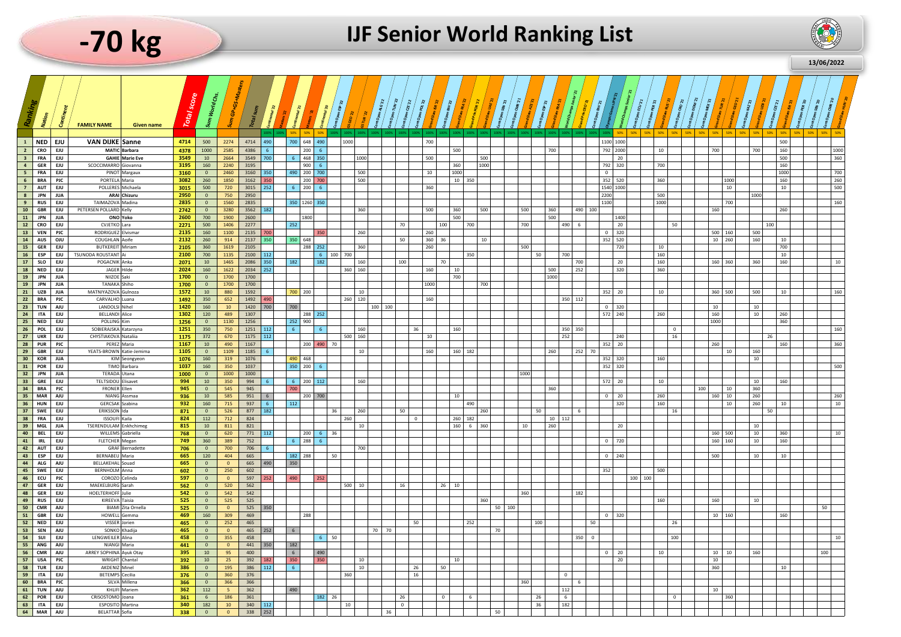# -70 kg

## IJF Senior World Ranking List

13/06/2022

Note: the points per event are listed in left-to-right order as they appear in the event columns. Column positions for individual events are not shown.

| Ranking | Nation | Continent | FAMILY NAME | Given name | Total score | Sum World Chs. | Sum GP/GS+Masters | Total sum | Event points (in order) |
|---|---|---|---|---|---|---|---|---|---|
| 1 | NED | EJU | VAN DIJKE | Sanne | 4714 | 500 | 2274 | 4714 | 490, 700, 648, 490, 1000, 700, 1100, 1000, 500 |
| 2 | CRO | EJU | MATIC | Barbara | 4378 | 1000 | 2585 | 4386 | 6, 200, 6, 500, 700, 792, 2000, 10, 700, 700, 160, 1000 |
| 3 | FRA | EJU | GAHIE | Marie Eve | 3549 | 10 | 2664 | 3549 | 700, 6, 468, 350, 1000, 500, 500, 20, 500, 360 |
| 4 | GER | EJU | SCOCCIMARRO | Giovanna | 3195 | 160 | 2240 | 3195 | 900, 6, 360, 1000, 792, 320, 700, 160 |
| 5 | FRA | EJU | PINOT | Margaux | 3160 | 0 | 2460 | 3160 | 350, 490, 200, 700, 500, 10, 1000, 0, 1000, 700 |
| 6 | BRA | PJC | PORTELA | Maria | 3082 | 260 | 1850 | 3162 | 350, 200, 700, 500, 10, 350, 352, 520, 360, 1000, 160, 260 |
| 7 | AUT | EJU | POLLERES | Michaela | 3015 | 500 | 720 | 3015 | 252, 6, 200, 6, 360, 1540, 1000, 10, 10, 500 |
| 8 | JPN | JUA | ARAI | Chizuru | 2950 | 0 | 750 | 2950 | 2200, 500, 1000 |
| 9 | RUS | EJU | TAIMAZOVA | Madina | 2835 | 0 | 1560 | 2835 | 350, 1260, 350, 1100, 1000, 700, 160 |
| 10 | GBR | EJU | PETERSEN POLLARD | Kelly | 2742 | 0 | 3280 | 3562 | 182, 360, 500, 360, 500, 500, 360, 490, 100, 160, 260 |
| 11 | JPN | JUA | ONO | Yoko | 2600 | 700 | 1900 | 2600 | 1800, 500, 1400 |
| 12 | CRO | EJU | CVJETKO | Lara | 2271 | 500 | 1406 | 2277 | 252, 70, 100, 700, 700, 490, 6, 20, 50, 100 |
| 13 | VEN | PJC | RODRIGUEZ | Elvismar | 2135 | 160 | 1100 | 2135 | 700, 350, 260, 260, 0, 320, 500, 160, 500 |
| 14 | AUS | OJU | COUGHLAN | Aoife | 2132 | 260 | 914 | 2137 | 350, 350, 648, 50, 360, 36, 10, 352, 520, 10, 260, 160, 10 |
| 15 | GER | EJU | BUTKEREIT | Miriam | 2105 | 360 | 1619 | 2105 | 288, 252, 360, 260, 500, 720, 10, 700 |
| 16 | ESP | EJU | TSUNODA ROUSTANT | Ai | 2100 | 700 | 1135 | 2100 | 112, 6, 100, 700, 350, 50, 700, 160, 10 |
| 17 | SLO | EJU | POGACNIK | Anka | 2071 | 10 | 1465 | 2086 | 350, 182, 182, 160, 100, 70, 700, 20, 160, 160, 360, 360, 160, 10 |
| 18 | NED | EJU | JAGER | Hilde | 2024 | 160 | 1622 | 2034 | 252, 360, 160, 160, 10, 500, 252, 320, 360 |
| 19 | JPN | JUA | NIIZOE | Saki | 1700 | 0 | 1700 | 1700 | 700, 1000 |
| 19 | JPN | JUA | TANAKA | Shiho | 1700 | 0 | 1700 | 1700 | 1000, 700 |
| 21 | UZB | JUA | MATNIYAZOVA | Gulnoza | 1572 | 10 | 880 | 1592 | 700, 200, 10, 352, 20, 10, 360, 500, 500, 10, 160 |
| 22 | BRA | PJC | CARVALHO | Luana | 1492 | 350 | 652 | 1492 | 490, 260, 120, 160, 350, 112 |
| 23 | TUN | AJU | LANDOLSI | Nihel | 1420 | 160 | 10 | 1420 | 700, 700, 100, 100, 0, 320, 10, 10 |
| 24 | ITA | EJU | BELLANDI | Alice | 1302 | 120 | 489 | 1307 | 288, 252, 572, 240, 260, 160, 10, 260 |
| 25 | NED | EJU | POLLING | Kim | 1256 | 0 | 1130 | 1256 | 252, 900, 1000, 360 |
| 26 | POL | EJU | SOBIERAJSKA | Katarzyna | 1251 | 350 | 750 | 1251 | 112, 6, 6, 160, 36, 160, 350, 350, 0, 160 |
| 27 | UKR | EJU | CHYSTIAKOVA | Natalia | 1175 | 372 | 670 | 1175 | 112, 500, 160, 10, 252, 240, 16, 26 |
| 28 | PUR | PJC | PEREZ | Maria | 1167 | 10 | 490 | 1167 | 200, 490, 70, 352, 20, 260, 160, 360 |
| 29 | GBR | EJU | YEATS-BROWN | Katie-Jemima | 1105 | 0 | 1109 | 1185 | 6, 10, 160, 160, 182, 260, 252, 70, 10, 160 |
| 30 | KOR | JUA | KIM | Seongyeon | 1076 | 160 | 319 | 1076 | 490, 468, 352, 320, 160, 10 |
| 31 | POR | EJU | TIMO | Barbara | 1037 | 160 | 350 | 1037 | 350, 200, 6, 352, 320, 500 |
| 32 | JPN | JUA | TERADA | Utana | 1000 | 0 | 1000 | 1000 | 1000 |
| 33 | GRE | EJU | TELTSIDOU | Elisavet | 994 | 10 | 350 | 994 | 6, 6, 200, 112, 160, 572, 20, 10, 10, 160 |
| 34 | BRA | PJC | FRONER | Ellen | 945 | 0 | 545 | 945 | 700, 360, 100, 10, 360 |
| 35 | MAR | AJU | NIANG | Assmaa | 936 | 10 | 585 | 951 | 6, 200, 700, 10, 0, 20, 260, 160, 10, 260, 260 |
| 36 | HUN | EJU | GERCSAK | Szabina | 932 | 160 | 715 | 937 | 6, 112, 490, 320, 160, 10, 260, 10, 10 |
| 37 | SWE | EJU | ERIKSSON | Ida | 871 | 0 | 526 | 877 | 182, 36, 260, 50, 260, 50, 6, 16, 50 |
| 38 | FRA | EJU | ISSOUFI | Kaila | 824 | 112 | 712 | 824 | 260, 0, 260, 182, 10, 112 |
| 39 | MGL | JUA | TSERENDULAM | Enkhchimeg | 815 | 10 | 811 | 821 | 10, 160, 6, 360, 10, 260, 20, 10 |
| 40 | BEL | EJU | WILLEMS | Gabriella | 768 | 0 | 620 | 771 | 112, 200, 6, 36, 160, 500, 10, 360, 10 |
| 41 | IRL | EJU | FLETCHER | Megan | 749 | 360 | 389 | 752 | 6, 288, 6, 0, 720, 160, 160, 10, 160 |
| 42 | AUT | EJU | GRAF | Bernadette | 706 | 0 | 700 | 706 | 6, 700 |
| 43 | ESP | EJU | BERNABEU | Maria | 665 | 120 | 404 | 665 | 182, 288, 50, 0, 240, 500, 10, 10 |
| 44 | ALG | AJU | BELLAKEHAL | Souad | 665 | 0 | 0 | 665 | 490, 350 |
| 45 | SWE | EJU | BERNHOLM | Anna | 602 | 0 | 250 | 602 | 352, 500 |
| 46 | ECU | PJC | COROZO | Celinda | 597 | 0 | 0 | 597 | 252, 490, 252, 100, 100 |
| 47 | GER | EJU | MAEKELBURG | Sarah | 562 | 0 | 520 | 562 | 500, 10, 16, 26, 10 |
| 48 | GER | EJU | HOELTERHOFF | Julie | 542 | 0 | 542 | 542 | 360, 182 |
| 49 | RUS | EJU | KIREEVA | Taisia | 525 | 0 | 525 | 525 | 360, 160, 160, 10 |
| 50 | CMR | AJU | BIAMI | Zita Ornella | 525 | 0 | 0 | 525 | 350, 50, 100, 50 |
| 51 | GBR | EJU | HOWELL | Gemma | 469 | 160 | 309 | 469 | 288, 0, 320, 10, 160, 160 |
| 52 | NED | EJU | VISSER | Jorien | 465 | 0 | 252 | 465 | 50, 252, 100, 50, 26 |
| 53 | SEN | AJU | SONKO | Khadija | 465 | 0 | 0 | 465 | 252, 6, 70, 70, 70 |
| 54 | SUI | EJU | LENGWEILER | Alina | 458 | 0 | 355 | 458 | 6, 50, 350, 0, 100, 10 |
| 55 | ANG | AJU | NIANGI | Maria | 441 | 0 | 0 | 441 | 350, 182 |
| 56 | CMR | AJU | ARREY SOPHINA | Ayuk Otay | 395 | 10 | 95 | 400 | 6, 490, 0, 20, 10, 10, 10, 160, 100 |
| 57 | USA | PJC | WRIGHT | Chantal | 392 | 10 | 25 | 392 | 182, 350, 350, 10, 10, 20, 10 |
| 58 | TUR | EJU | AKDENIZ | Minel | 386 | 0 | 195 | 386 | 112, 6, 10, 26, 50, 360, 10 |
| 59 | ITA | EJU | BETEMPS | Cecilia | 376 | 0 | 360 | 376 | 360, 16, 0 |
| 60 | BRA | PJC | SILVA | Millena | 366 | 0 | 366 | 366 | 360, 6 |
| 61 | TUN | AJU | KHLIFI | Mariem | 362 | 112 | 5 | 362 | 490, 112, 10 |
| 62 | POR | EJU | CRISOSTOMO | Joana | 361 | 6 | 186 | 361 | 182, 26, 26, 0, 6, 26, 6, 0, 360 |
| 63 | ITA | EJU | ESPOSITO | Martina | 340 | 182 | 10 | 340 | 112, 10, 0, 36, 182 |
| 64 | MAR | AJU | BELATTAR | Sofia | 338 | 0 | 0 | 338 | 252, 36, 50 |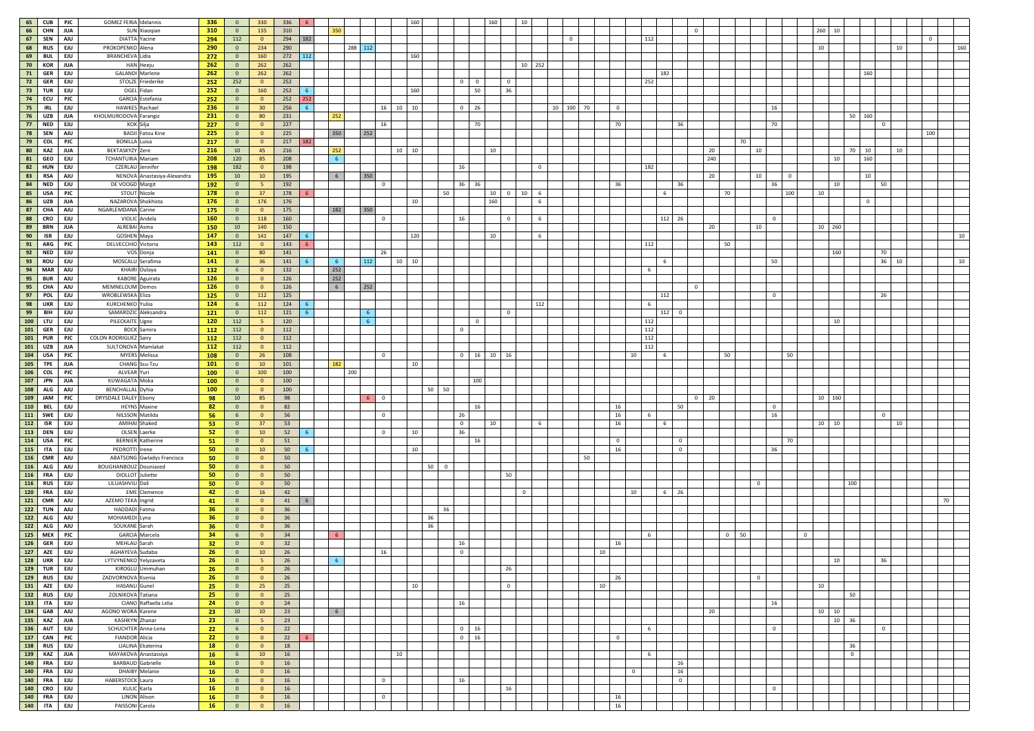| | | | | | | | | | | | | | | | | | | | | | | | | | | | | | | | | | | | | | | | | | | | | | | | | | | |
|---|---|---|---|---|---|---|---|---|---|---|---|---|---|---|---|---|---|---|---|---|---|---|---|---|---|---|---|---|---|---|---|---|---|---|---|---|---|---|---|---|---|---|---|---|---|---|---|---|---|---|
| 65 | CUB | PJC | GOMEZ FERIA | Idelannis | 336 | 0 | 330 | 336 | 6 | | | | | | 160 | | | | | 160 | | 10 | | | | | | | | | | | | | | | | | | | | | | | | | | | | |
| 66 | CHN | JUA | SUN | Xiaoqian | 310 | 0 | 135 | 310 | | 350 | | | | | | | | | | | | | | | | | | | | | | | 0 | | | | | | | | 260 | 10 | | | | | | | | |
| 67 | SEN | AJU | DIATTA | Yacine | 294 | 112 | 0 | 294 | 182 | | | | | | | | | | | | | | | 0 | | | | | | 112 | | | | | | | | | | | | | | | | | | 0 | | |
| 68 | RUS | EJU | PROKOPENKO | Alena | 290 | 0 | 234 | 290 | | | 288 | 112 | | | | | | | | | | | | | | | | | | | | | | | | | | | | | 10 | | | | | | | 10 | | | 160 |
| 69 | BUL | EJU | BRANCHEVA | Lidia | 272 | 0 | 160 | 272 | 112 | | | | | | 160 | | | | | | | | | | | | | | | | | | | | | | | | | | | | | | | | | | | |
| 70 | KOR | JUA | HAN | Heeju | 262 | 0 | 262 | 262 | | | | | | | | | | | | | | 10 | 252 | | | | | | | | | | | | | | | | | | | | | | | | | | | |
| 71 | GER | EJU | GALANDI | Marlene | 262 | 0 | 262 | 262 | | | | | | | | | | | | | | | | | | | | | | | 182 | | | | | | | | | | | | | | | 160 | | | | |
| 72 | GER | EJU | STOLZE | Friederike | 252 | 252 | 0 | 252 | | | | | | | | | | 0 | 0 | | 0 | | | | | | | | | 252 | | | | | | | | | | | | | | | | | | | | |
| 73 | TUR | EJU | OGEL | Fidan | 252 | 0 | 160 | 252 | 6 | | | | | | 160 | | | | 50 | | 36 | | | | | | | | | | | | | | | | | | | | | | | | | | | | | |
| 74 | ECU | PJC | GARCIA | Estefania | 252 | 0 | 0 | 252 | 252 | | | | | | | | | | | | | | | | | | | | | | | | | | | | | | | | | | | | | | | | | |
| 75 | IRL | EJU | HAWKES | Rachael | 236 | 0 | 30 | 256 | 6 | | | | 16 | 10 | 10 | | | 0 | 26 | | | | | 10 | 100 | 70 | | 0 | | | | | | | | | | 16 | | | | | | | | | | | | |
| 76 | UZB | JUA | KHOLMURODOVA | Farangiz | 231 | 0 | 80 | 231 | | 252 | | | | | | | | | | | | | | | | | | | | | | | | | | | | | | | | | | 50 | 160 | | | | | |
| 77 | NED | EJU | KOK | Silja | 227 | 0 | 0 | 227 | | | | | 16 | | | | | | 70 | | | | | | | | | 70 | | | | 36 | | | | | | 70 | | | | | | | | 0 | | | | |
| 78 | SEN | AJU | BADJI | Fatou Kine | 225 | 0 | 0 | 225 | | 350 | | 252 | | | | | | | | | | | | | | | | | | | | | | | | | | | | | | | | | | | | 100 | | |
| 79 | COL | PJC | BONILLA | Luisa | 217 | 0 | 0 | 217 | 182 | | | | | | | | | | | | | | | | | | | | | | | | | | | 70 | | | | | | | | | | | | | | |
| 80 | KAZ | JUA | BEKTASKYZY | Zere | 216 | 10 | 45 | 216 | | 252 | | | | 10 | 10 | | | | | 10 | | | | | | | | | | | | | | 20 | | | 10 | | | | | | | 70 | 10 | | 10 | | | |
| 81 | GEO | EJU | TCHANTURIA | Mariam | 208 | 120 | 85 | 208 | | 6 | | | | | | | | | | | | | | | | | | | | | | | | 240 | | | | | | | | 10 | | | 160 | | | | | |
| 82 | HUN | EJU | CZERLAU | Jennifer | 198 | 182 | 0 | 198 | | | | | | | | | | 16 | | | | 0 | | | | | | | | 182 | | | | | | | | | | | | | | | | | | | | |
| 83 | RSA | AJU | NENOVA | Anastasiya-Alexandra | 195 | 10 | 10 | 195 | | 6 | | 350 | | | | | | | | | | | | | | | | | | | | | | 20 | | | 10 | | 0 | | | | | | 10 | | | | | |
| 84 | NED | EJU | DE VOOGD | Margit | 192 | 0 | 5 | 192 | | | | | 0 | | | | | 36 | 36 | | | | | | | | | 36 | | | | 36 | | | | | | 36 | | | | 10 | | | | 50 | | | | |
| 85 | USA | PJC | STOUT | Nicole | 178 | 0 | 37 | 178 | 6 | | | | | | | | 50 | | | 10 | 0 | 10 | 6 | | | | | | | 6 | | | | | 70 | | | | 100 | | 10 | | | | | | | | | |
| 86 | UZB | JUA | NAZAROVA | Shokhista | 176 | 0 | 176 | 176 | | | | | | | 10 | | | | | 160 | | | 6 | | | | | | | | | | | | | | | | | | | | | | 0 | | | | | |
| 87 | CHA | AJU | NGARLEMDANA | Carine | 175 | 0 | 0 | 175 | | 182 | | 350 | | | | | | | | | | | | | | | | | | | | | | | | | | | | | | | | | | | | | | |
| 88 | CRO | EJU | VIOLIC | Andela | 160 | 0 | 118 | 160 | | | | | 0 | | | | | 16 | | | 0 | | 6 | | | | | | | | 112 | 26 | | | | | | 0 | | | | | | | | | | | | |
| 89 | BRN | JUA | ALREBAI | Asma | 150 | 10 | 140 | 150 | | | | | | | | | | | | | | | | | | | | | | | | | | 20 | | | 10 | | | | 10 | 260 | | | | | | | | |
| 90 | ISR | EJU | GOSHEN | Maya | 147 | 0 | 141 | 147 | 6 | | | | | | 120 | | | | | 10 | | | 6 | | | | | | | | | | | | | | | | | | | | | | | | | | | 10 |
| 91 | ARG | PJC | DELVECCHIO | Victoria | 143 | 112 | 0 | 143 | 6 | | | | | | | | | | | | | | | | | | | | | 112 | | | | | 50 | | | | | | | | | | | | | | | |
| 92 | NED | EJU | VOS | Donja | 141 | 0 | 80 | 141 | | | | | 26 | | | | | | | | | | | | | | | | | | | | | | | | | | | | | 160 | | | | 70 | | | | |
| 93 | ROU | EJU | MOSCALU | Serafima | 141 | 0 | 36 | 141 | 6 | 6 | | 112 | | 10 | 10 | | | | | | | | | | | | | | | | 6 | | | | | | | 50 | | | | | | | | 36 | 10 | | | 10 |
| 94 | MAR | AJU | KHAIRI | Oulaya | 132 | 6 | 0 | 132 | | 252 | | | | | | | | | | | | | | | | | | | | 6 | | | | | | | | | | | | | | | | | | | | |
| 95 | BUR | AJU | KABORE | Aguirata | 126 | 0 | 0 | 126 | | 252 | | | | | | | | | | | | | | | | | | | | | | | | | | | | | | | | | | | | | | | | |
| 95 | CHA | AJU | MEMNELOUM | Demos | 126 | 0 | 0 | 126 | | 6 | | 252 | | | | | | | | | | | | | | | | | | | | | 0 | | | | | | | | | | | | | | | | | |
| 97 | POL | EJU | WROBLEWSKA | Eliza | 125 | 0 | 112 | 125 | | | | | | | | | | | | | | | | | | | | | | | 112 | | | | | | | 0 | | | | | | | | 26 | | | | |
| 98 | UKR | EJU | KURCHENKO | Yuliia | 124 | 6 | 112 | 124 | 6 | | | | | | | | | | | | | | 112 | | | | | | | 6 | | | | | | | | | | | | | | | | | | | | |
| 99 | BIH | EJU | SAMARDZIC | Aleksandra | 121 | 0 | 112 | 121 | 6 | | | 6 | | | | | | | | | 0 | | | | | | | | | | 112 | 0 | | | | | | | | | | | | | | | | | | |
| 100 | LTU | EJU | PILECKAITE | Ugne | 120 | 112 | 5 | 120 | | | | 6 | | | | | | | 0 | | | | | | | | | | | 112 | | | | | | | | | | | | 10 | | | | | | | | |
| 101 | GER | EJU | BOCK | Samira | 112 | 112 | 0 | 112 | | | | | | | | | | 0 | | | | | | | | | | | | 112 | | | | | | | | | | | | | | | | | | | | |
| 101 | PUR | PJC | COLON RODRIGUEZ | Sairy | 112 | 112 | 0 | 112 | | | | | | | | | | | | | | | | | | | | | | 112 | | | | | | | | | | | | | | | | | | | | |
| 101 | UZB | JUA | SULTONOVA | Mamlakat | 112 | 112 | 0 | 112 | | | | | | | | | | | | | | | | | | | | | | 112 | | | | | | | | | | | | | | | | | | | | |
| 104 | USA | PJC | MYERS | Melissa | 108 | 0 | 26 | 108 | | | | | 0 | | | | | 0 | 16 | 10 | 16 | | | | | | | | 10 | | 6 | | | | 50 | | | | 50 | | | | | | | | | | | |
| 105 | TPE | JUA | CHANG | Ssu-Tzu | 101 | 0 | 10 | 101 | | 182 | | | | | 10 | | | | | | | | | | | | | | | | | | | | | | | | | | | | | | | | | | | |
| 106 | COL | PJC | ALVEAR | Yuri | 100 | 0 | 100 | 100 | | | 200 | | | | | | | | | | | | | | | | | | | | | | | | | | | | | | | | | | | | | | | |
| 107 | JPN | JUA | KUWAGATA | Moka | 100 | 0 | 0 | 100 | | | | | | | | | | | 100 | | | | | | | | | | | | | | | | | | | | | | | | | | | | | | | |
| 108 | ALG | AJU | BENCHALLAL | Dyhia | 100 | 0 | 0 | 100 | | | | | | | | 50 | 50 | | | | | | | | | | | | | | | | | | | | | | | | | | | | | | | | | |
| 109 | JAM | PJC | DRYSDALE DALEY | Ebony | 98 | 10 | 85 | 98 | | | | 6 | 0 | | | | | | | | | | | | | | | | | | | | 0 | 20 | | | | | | | 10 | 160 | | | | | | | | |
| 110 | BEL | EJU | HEYNS | Maxine | 82 | 0 | 0 | 82 | | | | | | | | | | | 16 | | | | | | | | | 16 | | | | 50 | | | | | | 0 | | | | | | | | | | | | |
| 111 | SWE | EJU | NILSSON | Matilda | 56 | 6 | 0 | 56 | | | | | 0 | | | | | 26 | | | | | | | | | | 16 | | 6 | | | | | | | | 16 | | | | | | | | 0 | | | | |
| 112 | ISR | EJU | AMIHAI | Shaked | 53 | 0 | 37 | 53 | | | | | | | | | | 0 | | 10 | | | 6 | | | | | 16 | | | 6 | | | | | | | | | | 10 | 10 | | | | | 10 | | | |
| 113 | DEN | EJU | OLSEN | Laerke | 52 | 0 | 10 | 52 | 6 | | | | 0 | | 10 | | | 36 | | | | | | | | | | | | | | | | | | | | | | | | | | | | | | | | |
| 114 | USA | PJC | BERNIER | Katherine | 51 | 0 | 0 | 51 | | | | | | | | | | | 16 | | | | | | | | | 0 | | | | 0 | | | | | | | 70 | | | | | | | | | | | |
| 115 | ITA | EJU | PEDROTTI | Irene | 50 | 0 | 10 | 50 | 6 | | | | | | 10 | | | | | | | | | | | | | 16 | | | | 0 | | | | | | 36 | | | | | | | | | | | | |
| 116 | CMR | AJU | ABATSONG | Gwladys Francisca | 50 | 0 | 0 | 50 | | | | | | | | | | | | | | | | | | 50 | | | | | | | | | | | | | | | | | | | | | | | | |
| 116 | ALG | AJU | BOUGHANBOUZ | Douniazed | 50 | 0 | 0 | 50 | | | | | | | | 50 | 0 | | | | | | | | | | | | | | | | | | | | | | | | | | | | | | | | | |
| 116 | FRA | EJU | DIOLLOT | Juliette | 50 | 0 | 0 | 50 | | | | | | | | | | | | | 50 | | | | | | | | | | | | | | | | | | | | | | | | | | | | | |
| 116 | RUS | EJU | LILUASHVILI | Dali | 50 | 0 | 0 | 50 | | | | | | | | | | | | | | | | | | | | | | | | | | | | | 0 | | | | | | | 100 | | | | | | |
| 120 | FRA | EJU | EME | Clemence | 42 | 0 | 16 | 42 | | | | | | | | | | | | | | 0 | | | | | | | 10 | | 6 | 26 | | | | | | | | | | | | | | | | | | |
| 121 | CMR | AJU | AZEMO TEKA | Ingrid | 41 | 0 | 0 | 41 | 6 | | | | | | | | | | | | | | | | | | | | | | | | | | | | | | | | | | | | | | | | 70 | |
| 122 | TUN | AJU | HADDADI | Fatma | 36 | 0 | 0 | 36 | | | | | | | | | 36 | | | | | | | | | | | | | | | | | | | | | | | | | | | | | | | | | |
| 122 | ALG | AJU | MOHAMEDI | Lyna | 36 | 0 | 0 | 36 | | | | | | | | 36 | | | | | | | | | | | | | | | | | | | | | | | | | | | | | | | | | | |
| 122 | ALG | AJU | SOUKANE | Sarah | 36 | 0 | 0 | 36 | | | | | | | | 36 | | | | | | | | | | | | | | | | | | | | | | | | | | | | | | | | | | |
| 125 | MEX | PJC | GARCIA | Marcela | 34 | 6 | 0 | 34 | | 6 | | | | | | | | | | | | | | | | | | | | 6 | | | | | 0 | 50 | | | | 0 | | | | | | | | | | |
| 126 | GER | EJU | MEHLAU | Sarah | 32 | 0 | 0 | 32 | | | | | | | | | | 16 | | | | | | | | | | 16 | | | | | | | | | | | | | | | | | | | | | | |
| 127 | AZE | EJU | AGHAYEVA | Sudaba | 26 | 0 | 10 | 26 | | | | | 16 | | | | | 0 | | | | | | | | | 10 | | | | | | | | | | | | | | | | | | | | | | | |
| 128 | UKR | EJU | LYTVYNENKO | Yelyzaveta | 26 | 0 | 5 | 26 | | 6 | | | | | | | | | | | | | | | | | | | | | | | | | | | | | | | | 10 | | | | 36 | | | | |
| 129 | TUR | EJU | KIROGLU | Ummuhan | 26 | 0 | 0 | 26 | | | | | | | | | | | | | 26 | | | | | | | | | | | | | | | | | | | | | | | | | | | | | |
| 129 | RUS | EJU | ZADVORNOVA | Ksenia | 26 | 0 | 0 | 26 | | | | | | | | | | | | | | | | | | | | 26 | | | | | | | | | 0 | | | | | | | | | | | | | |
| 131 | AZE | EJU | HASANLI | Gunel | 25 | 0 | 25 | 25 | | | | | | | 10 | | | | | | 0 | | | | | | 10 | | | | | | | | | | | | | | 10 | | | | | | | | | |
| 132 | RUS | EJU | ZOLNIKOVA | Tatiana | 25 | 0 | 0 | 25 | | | | | | | | | | | | | | | | | | | | | | | | | | | | | | | | | | | | 50 | | | | | | |
| 133 | ITA | EJU | CIANO | Raffaella Lelia | 24 | 0 | 0 | 24 | | | | | | | | | | 16 | | | | | | | | | | | | | | | | | | | | 16 | | | | | | | | | | | | |
| 134 | GAB | AJU | AGONO WORA | Karene | 23 | 10 | 10 | 23 | | 6 | | | | | | | | | | | | | | | | | | | | | | | | 20 | | | | | | | 10 | 10 | | | | | | | | |
| 135 | KAZ | JUA | KASHKYN | Zhanar | 23 | 0 | 5 | 23 | | | | | | | | | | | | | | | | | | | | | | | | | | | | | | | | | | 10 | 36 | | | | | | | |
| 136 | AUT | EJU | SCHUCHTER | Anna-Lena | 22 | 6 | 0 | 22 | | | | | | | | | | 0 | 16 | | | | | | | | | | | 6 | | | | | | | | 0 | | | | | | | | 0 | | | | |
| 137 | CAN | PJC | FIANDOR | Alicia | 22 | 0 | 0 | 22 | 6 | | | | | | | | | 0 | 16 | | | | | | | | | 0 | | | | | | | | | | | | | | | | | | | | | | |
| 138 | RUS | EJU | LIALINA | Ekaterina | 18 | 0 | 0 | 18 | | | | | | | | | | | | | | | | | | | | | | | | | | | | | | | | | | | | 36 | | | | | | |
| 139 | KAZ | JUA | MAYAKOVA | Anastassiya | 16 | 6 | 10 | 16 | | | | | | 10 | | | | | | | | | | | | | | | | 6 | | | | | | | | | | | | | | 0 | | | | | | |
| 140 | FRA | EJU | BARBAUD | Gabrielle | 16 | 0 | 0 | 16 | | | | | | | | | | | | | | | | | | | | | | | | 16 | | | | | | | | | | | | | | | | | | |
| 140 | FRA | EJU | DHAIBY | Melanie | 16 | 0 | 0 | 16 | | | | | | | | | | | | | | | | | | | | | 0 | | | 16 | | | | | | | | | | | | | | | | | | |
| 140 | FRA | EJU | HABERSTOCK | Laura | 16 | 0 | 0 | 16 | | | | | 0 | | | | | 16 | | | | | | | | | | | | | | 0 | | | | | | | | | | | | | | | | | | |
| 140 | CRO | EJU | KULIC | Karla | 16 | 0 | 0 | 16 | | | | | | | | | | | | | 16 | | | | | | | | | | | | | | | | | 0 | | | | | | | | | | | | |
| 140 | FRA | EJU | LINON | Alison | 16 | 0 | 0 | 16 | | | | | 0 | | | | | | | | | | | | | | | 16 | | | | | | | | | | | | | | | | | | | | | | |
| 140 | ITA | EJU | PAISSONI | Carola | 16 | 0 | 0 | 16 | | | | | | | | | | | | | | | | | | | | 16 | | | | | | | | | | | | | | | | | | | | | | |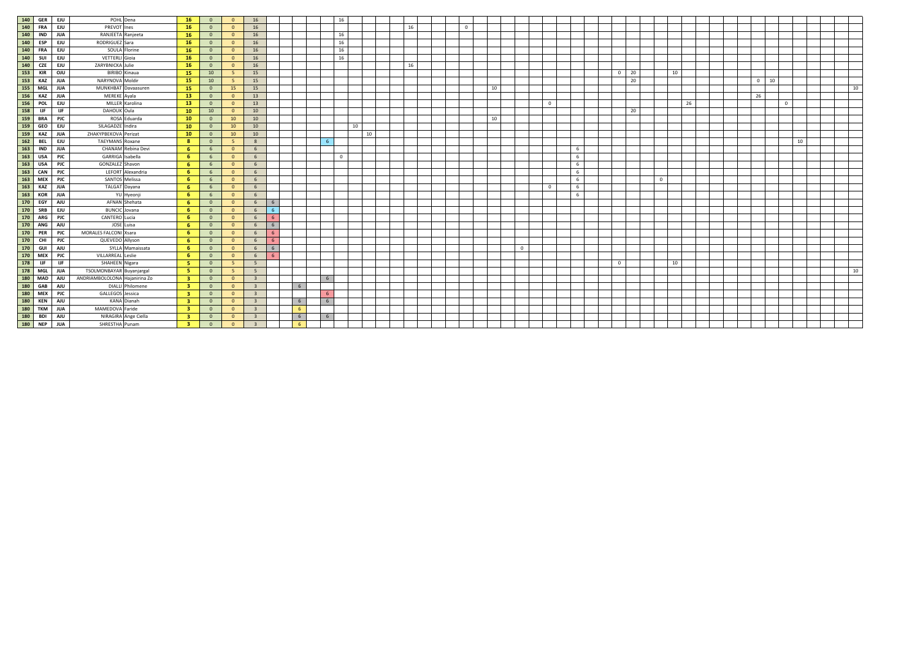| | | | | | | | | | | | | | | | | | | | | | | | | | | | | | | | | | | | | | | | | | | | | | | | | | |
|---|---|---|---|---|---|---|---|---|---|---|---|---|---|---|---|---|---|---|---|---|---|---|---|---|---|---|---|---|---|---|---|---|---|---|---|---|---|---|---|---|---|---|---|---|---|---|---|---|---|---|---|
| 140 | GER | EJU | POHL | Dena | 16 | 0 | 0 | 16 | | | | | | 16 | | | | | | | | | | | | | | | | | | | | | | | | | | | | | | | | | | | | |
| 140 | FRA | EJU | PREVOT | Ines | 16 | 0 | 0 | 16 | | | | | | | | | | | 16 | | | | 0 | | | | | | | | | | | | | | | | | | | | | | | | | | | |
| 140 | IND | JUA | RANJEETA | Ranjeeta | 16 | 0 | 0 | 16 | | | | | | 16 | | | | | | | | | | | | | | | | | | | | | | | | | | | | | | | | | | | | |
| 140 | ESP | EJU | RODRIGUEZ | Sara | 16 | 0 | 0 | 16 | | | | | | 16 | | | | | | | | | | | | | | | | | | | | | | | | | | | | | | | | | | | | |
| 140 | FRA | EJU | SOULA | Florine | 16 | 0 | 0 | 16 | | | | | | 16 | | | | | | | | | | | | | | | | | | | | | | | | | | | | | | | | | | | | |
| 140 | SUI | EJU | VETTERLI | Gioia | 16 | 0 | 0 | 16 | | | | | | 16 | | | | | | | | | | | | | | | | | | | | | | | | | | | | | | | | | | | | |
| 140 | CZE | EJU | ZARYBNICKA | Julie | 16 | 0 | 0 | 16 | | | | | | | | | | | 16 | | | | | | | | | | | | | | | | | | | | | | | | | | | | | | | |
| 153 | KIR | OJU | BIRIBO | Kinaua | 15 | 10 | 5 | 15 | | | | | | | | | | | | | | | | | | | | | | | | | | 0 | 20 | | | 10 | | | | | | | | | | | | | |
| 153 | KAZ | JUA | NARYNOVA | Moldir | 15 | 10 | 5 | 15 | | | | | | | | | | | | | | | | | | | | | | | | | | | 20 | | | | | | | | | 0 | 10 | | | | | | |
| 155 | MGL | JUA | MUNKHBAT | Davaasuren | 15 | 0 | 15 | 15 | | | | | | | | | | | | | | | | | 10 | | | | | | | | | | | | | | | | | | | | | | | | | 10 |
| 156 | KAZ | JUA | MEREKE | Ayala | 13 | 0 | 0 | 13 | | | | | | | | | | | | | | | | | | | | | | | | | | | | | | | | | | | | 26 | | | | | | | |
| 156 | POL | EJU | MILLER | Karolina | 13 | 0 | 0 | 13 | | | | | | | | | | | | | | | | | | | | 0 | | | | | | | | | | | 26 | | | | | | | 0 | | | | | |
| 158 | IJF | IJF | DAHOUK | Oula | 10 | 10 | 0 | 10 | | | | | | | | | | | | | | | | | | | | | | | | | | | 20 | | | | | | | | | | | | | | | | |
| 159 | BRA | PJC | ROSA | Eduarda | 10 | 0 | 10 | 10 | | | | | | | | | | | | | | | | | 10 | | | | | | | | | | | | | | | | | | | | | | | | | |
| 159 | GEO | EJU | SILAGADZE | Indira | 10 | 0 | 10 | 10 | | | | | | | 10 | | | | | | | | | | | | | | | | | | | | | | | | | | | | | | | | | | | |
| 159 | KAZ | JUA | ZHAKYPBEKOVA | Perizat | 10 | 0 | 10 | 10 | | | | | | | | 10 | | | | | | | | | | | | | | | | | | | | | | | | | | | | | | | | | | |
| 162 | BEL | EJU | TAEYMANS | Roxane | 8 | 0 | 5 | 8 | | | | | 6 | | | | | | | | | | | | | | | | | | | | | | | | | | | | | | | | | | 10 | | | |
| 163 | IND | JUA | CHANAM | Rebina Devi | 6 | 6 | 0 | 6 | | | | | | | | | | | | | | | | | | | | | | | 6 | | | | | | | | | | | | | | | | | | | |
| 163 | USA | PJC | GARRIGA | Isabella | 6 | 6 | 0 | 6 | | | | | | 0 | | | | | | | | | | | | | | | | | | | | | | | | | | | | | | | | | | | | |
| 163 | USA | PJC | GONZALEZ | Shavon | 6 | 6 | 0 | 6 | | | | | | | | | | | | | | | | | | | | | | | 6 | | | | | | | | | | | | | | | | | | | |
| 163 | CAN | PJC | LEFORT | Alexandria | 6 | 6 | 0 | 6 | | | | | | | | | | | | | | | | | | | | | | | 6 | | | | | | | | | | | | | | | | | | | |
| 163 | MEX | PJC | SANTOS | Melissa | 6 | 6 | 0 | 6 | | | | | | | | | | | | | | | | | | | | | | | 6 | | | | | | 0 | | | | | | | | | | | | | |
| 163 | KAZ | JUA | TALGAT | Dayana | 6 | 6 | 0 | 6 | | | | | | | | | | | | | | | | | | | | 0 | | | 6 | | | | | | | | | | | | | | | | | | | |
| 163 | KOR | JUA | YU | Hyeonji | 6 | 6 | 0 | 6 | | | | | | | | | | | | | | | | | | | | | | | 6 | | | | | | | | | | | | | | | | | | | |
| 170 | EGY | AJU | AFNAN | Shehata | 6 | 0 | 0 | 6 | 6 | | | | | | | | | | | | | | | | | | | | | | | | | | | | | | | | | | | | | | | | | |
| 170 | SRB | EJU | BUNCIC | Jovana | 6 | 0 | 0 | 6 | 6 | | | | | | | | | | | | | | | | | | | | | | | | | | | | | | | | | | | | | | | | | |
| 170 | ARG | PJC | CANTERO | Lucia | 6 | 0 | 0 | 6 | 6 | | | | | | | | | | | | | | | | | | | | | | | | | | | | | | | | | | | | | | | | | |
| 170 | ANG | AJU | JOSE | Luisa | 6 | 0 | 0 | 6 | 6 | | | | | | | | | | | | | | | | | | | | | | | | | | | | | | | | | | | | | | | | | |
| 170 | PER | PJC | MORALES FALCONI | Xsara | 6 | 0 | 0 | 6 | 6 | | | | | | | | | | | | | | | | | | | | | | | | | | | | | | | | | | | | | | | | | |
| 170 | CHI | PJC | QUEVEDO | Allyson | 6 | 0 | 0 | 6 | 6 | | | | | | | | | | | | | | | | | | | | | | | | | | | | | | | | | | | | | | | | | |
| 170 | GUI | AJU | SYLLA | Mamaissata | 6 | 0 | 0 | 6 | 6 | | | | | | | | | | | | | | | | | 0 | | | | | | | | | | | | | | | | | | | | | | | | |
| 170 | MEX | PJC | VILLARREAL | Leslie | 6 | 0 | 0 | 6 | 6 | | | | | | | | | | | | | | | | | | | | | | | | | | | | | | | | | | | | | | | | | |
| 178 | IJF | IJF | SHAHEEN | Nigara | 5 | 0 | 5 | 5 | | | | | | | | | | | | | | | | | | | | | | | | | | 0 | | | | 10 | | | | | | | | | | | | | |
| 178 | MGL | JUA | TSOLMONBAYAR | Buyanjargal | 5 | 0 | 5 | 5 | | | | | | | | | | | | | | | | | | | | | | | | | | | | | | | | | | | | | | | | | | 10 |
| 180 | MAD | AJU | ANDRIAMBOLOLONA | Hajanirina Zo | 3 | 0 | 0 | 3 | | | | | 6 | | | | | | | | | | | | | | | | | | | | | | | | | | | | | | | | | | | | | |
| 180 | GAB | AJU | DIALLI | Philomene | 3 | 0 | 0 | 3 | | | 6 | | | | | | | | | | | | | | | | | | | | | | | | | | | | | | | | | | | | | | | |
| 180 | MEX | PJC | GALLEGOS | Jessica | 3 | 0 | 0 | 3 | | | | | 6 | | | | | | | | | | | | | | | | | | | | | | | | | | | | | | | | | | | | | |
| 180 | KEN | AJU | KANA | Dianah | 3 | 0 | 0 | 3 | | | 6 | | 6 | | | | | | | | | | | | | | | | | | | | | | | | | | | | | | | | | | | | | |
| 180 | TKM | JUA | MAMEDOVA | Faride | 3 | 0 | 0 | 3 | | | 6 | | | | | | | | | | | | | | | | | | | | | | | | | | | | | | | | | | | | | | | |
| 180 | BDI | AJU | NIRAGIRA | Ange Ciella | 3 | 0 | 0 | 3 | | | 6 | | 6 | | | | | | | | | | | | | | | | | | | | | | | | | | | | | | | | | | | | | |
| 180 | NEP | JUA | SHRESTHA | Punam | 3 | 0 | 0 | 3 | | | 6 | | | | | | | | | | | | | | | | | | | | | | | | | | | | | | | | | | | | | | | |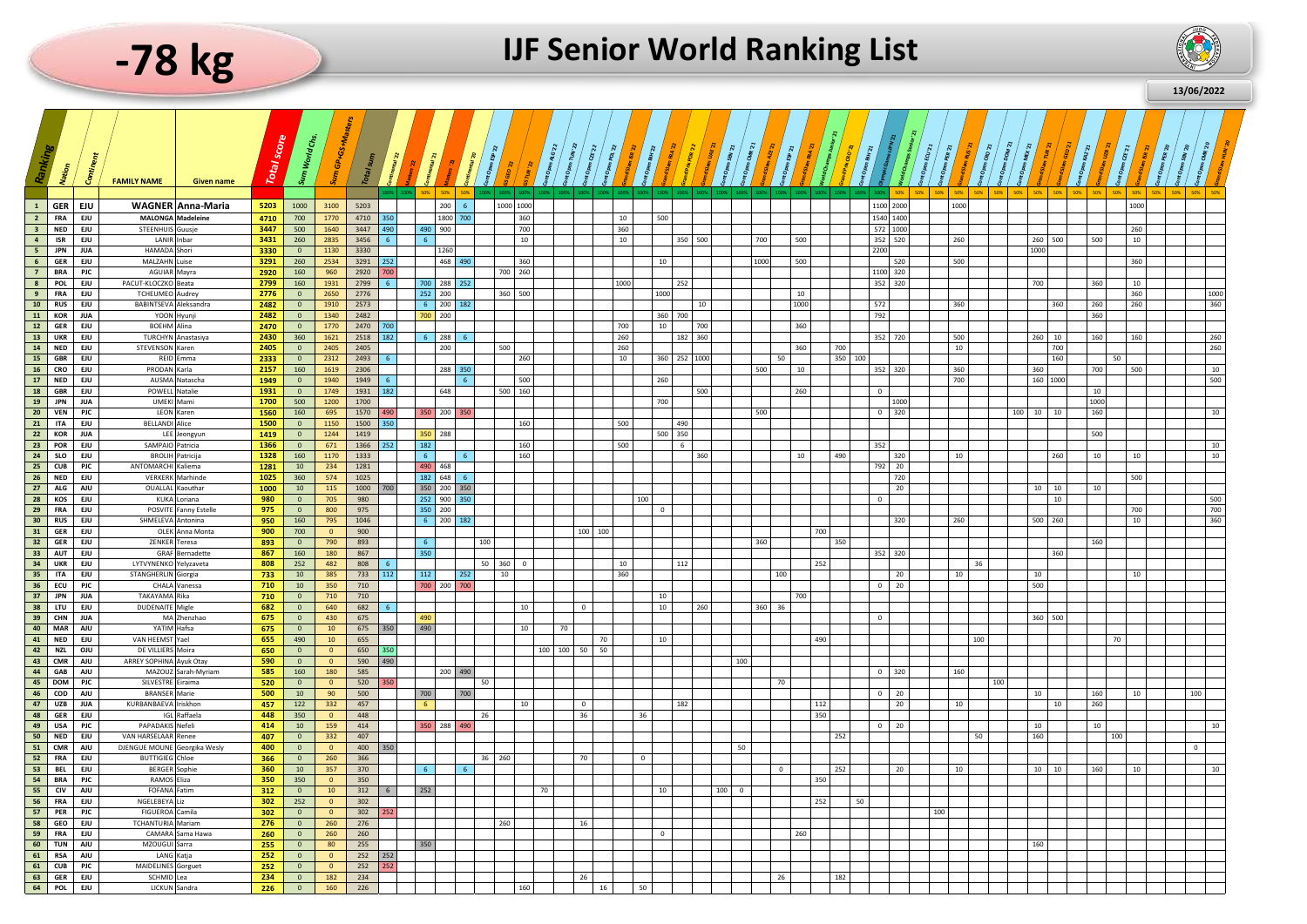# -78 kg

## IJF Senior World Ranking List

13/06/2022

Column weightings shown in the header row: 100% for events 2022, 50% for events 2021–2020. Column headers were hard to read and some may be misread; some values may sit in the wrong column.

| Ranking | Nation | Continent | FAMILY NAME | Given name | Total score | Sum World Chs. | Sum GPsGS+Masters | Total sum | Continental '22 | Masters '22 | Continental '21 | Masters '21 | Continental '20 | Cont Open ESP '22 | GS MGL '22 | GS TUR '22 | Cont Open ALG '22 | Cont Open TUN '22 | Cont Open CZE '22 | Cont Open POL '22 | Grand Slam GEO '22 | Cont Open BIH '22 | Grand Slam ISR '22 | Grand Slam FRA '22 | Grand Prix POR '22 | Grand Slam UAE '21 | Cont Open SEN '21 | Cont Open CMR '21 | Grand Slam AZE '21 | Cont Open ESP '21 | Grand Slam FRA '21 | World Champs Junior '21 | Grand Prix CRO '21 | Cont Open BIH '21 | Olympic Games JPN '21 | World Champs Senior '21 | Cont Open EGY '21 | Cont Open PER '21 | Grand Slam RUS '21 | Cont Open POR '21 | Cont Open DOM '21 | Cont Open MEX '21 | Grand Slam TUR '21 | Grand Slam GEO '21 | Grand Slam UZB '21 | Cont Open CZE '21 | Grand Slam ISR '21 | Cont Open POR '20 | Cont Open SEN '20 | Cont Open CMR '20 | Grand Slam HUN '20 |
|---|---|---|---|---|---|---|---|---|---|---|---|---|---|---|---|---|---|---|---|---|---|---|---|---|---|---|---|---|---|---|---|---|---|---|---|---|---|---|---|---|---|---|---|---|---|---|---|---|---|---|---|
| 1 | GER | EJU | WAGNER | Anna-Maria | 5203 | 1000 | 3100 | 5203 | | | | 200 | 6 | | 1000 | 1000 | | | | | | | | | | | | | | | | | | | 1100 | 2000 | | | 1000 | | | | | | | | 1000 | | | | |
| 2 | FRA | EJU | MALONGA | Madeleine | 4710 | 700 | 1770 | 4710 | 350 | | | 1800 | 700 | | | 360 | | | | | 10 | | | 500 | | | | | | | | | | | 1540 | 1400 | | | | | | | | | | | | | | | |
| 3 | NED | EJU | STEENHUIS | Guusje | 3447 | 500 | 1640 | 3447 | 490 | | 490 | 900 | | | | 700 | | | | | 360 | | | | | | | | | | | | | | 572 | 1000 | | | | | | | | | | | 260 | | | | |
| 4 | ISR | EJU | LANIR | Inbar | 3431 | 260 | 2835 | 3456 | 6 | | 6 | | | | | 10 | | | | | 10 | | | | 350 | 500 | | | 700 | | 500 | | | | 352 | 520 | | | 260 | | | | 260 | 500 | 500 | | 10 | | | | |
| 5 | JPN | JUA | HAMADA | Shori | 3330 | 0 | 1130 | 3330 | | | | 1260 | | | | | | | | | | | | | | | | | | | | | | | 2200 | | | | | | | | 1000 | | | | | | | | |
| 6 | GER | EJU | MALZAHN | Luise | 3291 | 260 | 2534 | 3291 | 252 | | | 468 | 490 | | | 360 | | | | | | | | 10 | | | | | 1000 | | 500 | | | | | 520 | | | 500 | | | | | | | | 360 | | | | |
| 7 | BRA | PJC | AGUIAR | Mayra | 2920 | 160 | 960 | 2920 | 700 | | | | | | 700 | 260 | | | | | | | | | | | | | | | | | | | 1100 | 320 | | | | | | | | | | | | | | | |
| 8 | POL | EJU | PACUT-KLOCZKO | Beata | 2799 | 160 | 1931 | 2799 | 6 | | 700 | 288 | 252 | | | | | | | | 1000 | | | | 252 | | | | | | | | | | 352 | 320 | | | | | | | 700 | | 360 | | 10 | | | | |
| 9 | FRA | EJU | TCHEUMEO | Audrey | 2776 | 0 | 2650 | 2776 | | | 252 | 200 | | | 360 | 500 | | | | | | | 1000 | | | | | | | | 10 | | | | | | | | | | | | | | | | 360 | | | | 1000 |
| 10 | RUS | EJU | BABINTSEVA | Aleksandra | 2482 | 0 | 1910 | 2573 | | | 6 | 200 | 182 | | | | | | | | | | | | | 10 | | | | | 1000 | | | | 572 | | | | 360 | | | | | 360 | 260 | | 260 | | | | 360 |
| 11 | KOR | JUA | YOON | Hyunji | 2482 | 0 | 1340 | 2482 | | | 700 | 200 | | | | | | | | | | | | 360 | 700 | | | | | | | | | | 792 | | | | | | | | | | 360 | | | | | | |
| 12 | GER | EJU | BOEHM | Alina | 2470 | 0 | 1770 | 2470 | 700 | | | | | | | | | | | | 700 | | 10 | | | 700 | | | | | 360 | | | | | | | | | | | | | | | | | | | | |
| 13 | UKR | EJU | TURCHYN | Anastasiya | 2430 | 360 | 1621 | 2518 | 182 | | 6 | 288 | 6 | | | | | | | | 260 | | | | 182 | 360 | | | | | | | | | 352 | 720 | | | 500 | | | | 260 | 10 | 160 | | 160 | | | | 260 |
| 14 | NED | EJU | STEVENSON | Karen | 2405 | 0 | 2405 | 2405 | | | | 200 | | | 500 | | | | | | 260 | | | | | | | | | | 360 | | 700 | | | | | | 10 | | | | | 700 | | | | | | | 260 |
| 15 | GBR | EJU | REID | Emma | 2333 | 0 | 2312 | 2493 | 6 | | | | | | | 260 | | | | | 10 | | | 360 | 252 | 1000 | | | | 50 | | | 350 | 100 | | | | | | | | | | 160 | | 50 | | | | | |
| 16 | CRO | EJU | PRODAN | Karla | 2157 | 160 | 1619 | 2306 | | | | 288 | 350 | | | | | | | | | | | | | | | | 500 | | 10 | | | | 352 | 320 | | | 360 | | | | 360 | | 700 | | 500 | | | | 10 |
| 17 | NED | EJU | AUSMA | Natascha | 1949 | 0 | 1940 | 1949 | 6 | | | | 6 | | | 500 | | | | | | | 260 | | | | | | | | | | | | | | | | 700 | | | | 160 | 1000 | | | | | | | 500 |
| 18 | GBR | EJU | POWELL | Natalie | 1931 | 0 | 1749 | 1931 | 182 | | | 648 | | | 500 | 160 | | | | | | | | | | 500 | | | | | 260 | | | | 0 | | | | | | | | | | 10 | | | | | | |
| 19 | JPN | JUA | UMEKI | Mami | 1700 | 500 | 1200 | 1700 | | | | | | | | | | | | | | | 700 | | | | | | | | | | | | | 1000 | | | | | | | | | 1000 | | | | | | |
| 20 | VEN | PJC | LEON | Karen | 1560 | 160 | 695 | 1570 | 490 | | 350 | 200 | 350 | | | | | | | | | | | | | | | | 500 | | | | | | 0 | 320 | | | | | | 100 | 10 | 10 | 160 | | | | | | 10 |
| 21 | ITA | EJU | BELLANDI | Alice | 1500 | 0 | 1150 | 1500 | 350 | | | | | | | 160 | | | | | 500 | | | | 490 | | | | | | | | | | | | | | | | | | | | | | | | | | |
| 22 | KOR | JUA | LEE | Jeongyun | 1419 | 0 | 1244 | 1419 | | | 350 | 288 | | | | | | | | | | | | 500 | 350 | | | | | | | | | | | | | | | | | | | | 500 | | | | | | |
| 23 | POR | EJU | SAMPAIO | Patricia | 1366 | 0 | 671 | 1366 | 252 | | 182 | | | | | 160 | | | | | 500 | | | | 6 | | | | | | | | | | 352 | | | | | | | | | | | | | | | | 10 |
| 24 | SLO | EJU | BROLIH | Patricija | 1328 | 160 | 1170 | 1333 | | | 6 | | 6 | | | 160 | | | | | | | | | | 360 | | | | | 10 | | 490 | | | 320 | | | 10 | | | | | 260 | 10 | | 10 | | | | 10 |
| 25 | CUB | PJC | ANTOMARCHI | Kaliema | 1281 | 10 | 234 | 1281 | | | 490 | 468 | | | | | | | | | | | | | | | | | | | | | | | 792 | 20 | | | | | | | | | | | | | | | |
| 26 | NED | EJU | VERKERK | Marhinde | 1025 | 360 | 574 | 1025 | | | 182 | 648 | 6 | | | | | | | | | | | | | | | | | | | | | | | 720 | | | | | | | | | | | 500 | | | | |
| 27 | ALG | AJU | OUALLAL | Kaouthar | 1000 | 10 | 115 | 1000 | 700 | | 350 | 200 | 350 | | | | | | | | | | | | | | | | | | | | | | | 20 | | | | | | | 10 | 10 | 10 | | | | | | |
| 28 | KOS | EJU | KUKA | Loriana | 980 | 0 | 705 | 980 | | | 252 | 900 | 350 | | | | | | | | | 100 | | | | | | | | | | | | | 0 | | | | | | | | | 10 | | | | | | | 500 |
| 29 | FRA | EJU | POSVITE | Fanny Estelle | 975 | 0 | 800 | 975 | | | 350 | 200 | | | | | | | | | | | | 0 | | | | | | | | | | | | | | | | | | | | | | | 700 | | | | 700 |
| 30 | RUS | EJU | SHMELEVA | Antonina | 950 | 160 | 795 | 1046 | | | 6 | 200 | 182 | | | | | | | | | | | | | | | | | | | | | | | 320 | | | 260 | | | | 500 | 260 | | | 10 | | | | 360 |
| 31 | GER | EJU | OLEK | Anna Monta | 900 | 700 | 0 | 900 | | | | | | | | | | | 100 | 100 | | | | | | | | | | | | 700 | | | | | | | | | | | | | | | | | | | |
| 32 | GER | EJU | ZENKER | Teresa | 893 | 0 | 790 | 893 | | | 6 | | | 100 | | | | | | | | | | | | | | | 360 | | | | 350 | | | | | | | | | | | | 160 | | | | | | |
| 33 | AUT | EJU | GRAF | Bernadette | 867 | 160 | 180 | 867 | | | 350 | | | | | | | | | | | | | | | | | | | | | | | | 352 | 320 | | | | | | | | 360 | | | | | | | |
| 34 | UKR | EJU | LYTVYNENKO | Yelyzaveta | 808 | 252 | 482 | 808 | 6 | | | | | 50 | 360 | 0 | | | | | 10 | | | | 112 | | | | | | | 252 | | | | | | | | 36 | | | | | | | | | | | |
| 35 | ITA | EJU | STANGHERLIN | Giorgia | 733 | 10 | 385 | 733 | 112 | | 112 | | 252 | | 10 | | | | | | 360 | | | | | | | | | 100 | | | | | | 20 | | | 10 | | | | 10 | | | | 10 | | | | |
| 36 | ECU | PJC | CHALA | Vanessa | 710 | 10 | 350 | 710 | | | 700 | 200 | 700 | | | | | | | | | | | | | | | | | | | | | | 0 | 20 | | | | | | | 500 | | | | | | | | |
| 37 | JPN | JUA | TAKAYAMA | Rika | 710 | 0 | 710 | 710 | | | | | | | | | | | | | | | 10 | | | | | | | | | 700 | | | | | | | | | | | | | | | | | | | |
| 38 | LTU | EJU | DUDENAITE | Migle | 682 | 0 | 640 | 682 | 6 | | | | | | | 10 | | | 0 | | | | | 10 | | 260 | | | | 360 | 36 | | | | | | | | | | | | | | | | | | | | |
| 39 | CHN | JUA | MA | Zhenzhao | 675 | 0 | 430 | 675 | | | 490 | | | | | | | | | | | | | | | | | | | | | | | | 0 | | | | | | | | 360 | 500 | | | | | | | |
| 40 | MAR | AJU | YATIM | Hafsa | 675 | 0 | 10 | 675 | 350 | | 490 | | | | | 10 | | 70 | | | | | | | | | | | | | | | | | | | | | | | | | | | | | | | | | |
| 41 | NED | EJU | VAN HEEMST | Yael | 655 | 490 | 10 | 655 | | | | | | | | | | | | 70 | | | | 10 | | | | | | | | 490 | | | | | | | | 100 | | | | | | 70 | | | | | |
| 42 | NZL | OJU | DE VILLIERS | Moira | 650 | 0 | 0 | 650 | 350 | | | | | | | | | 100 | 100 | 50 | | 50 | | | | | | | | | | | | | | | | | | | | | | | | | | | | | |
| 43 | CMR | AJU | ARREY SOPHINA | Ayuk Otay | 590 | 0 | 0 | 590 | 490 | | | | | | | | | | | | | | | | | | | 100 | | | | | | | | | | | | | | | | | | | | | | | |
| 44 | GAB | AJU | MAZOUZ | Sarah-Myriam | 585 | 160 | 180 | 585 | | | | 200 | 490 | | | | | | | | | | | | | | | | | | | | | | 0 | 320 | | | 160 | | | | | | | | | | | | |
| 45 | DOM | PJC | SILVESTRE | Eiraima | 520 | 0 | 0 | 520 | 350 | | | | | 50 | | | | | | | | | | | | | | | | 70 | | | | | | | | | | | 100 | | | | | | | | | | |
| 46 | COD | AJU | BRANSER | Marie | 500 | 10 | 90 | 500 | | | 700 | | 700 | | | | | | | | | | | | | | | | | | | | | | 0 | 20 | | | | | | | 10 | | 160 | | 10 | | | 100 | |
| 47 | UZB | JUA | KURBANBAEVA | Iriskhon | 457 | 122 | 332 | 457 | | | 6 | | | | | 10 | | | 0 | | | | | | 182 | | | | | | | 112 | | | | 20 | | | 10 | | | | | 10 | 260 | | | | | | |
| 48 | GER | EJU | IGL | Raffaela | 448 | 350 | 0 | 448 | | | | | | 26 | | | | | 36 | | | 36 | | | | | | | | | | 350 | | | | | | | | | | | | | | | | | | | |
| 49 | USA | PJC | PAPADAKIS | Nefeli | 414 | 10 | 159 | 414 | | | 350 | 288 | 490 | | | | | | | | | | | | | | | | | | | | | | 0 | 20 | | | | | | | 10 | | 10 | | | | | | 10 |
| 50 | NED | EJU | VAN HARSELAAR | Renee | 407 | 0 | 332 | 407 | | | | | | | | | | | | | | | | | | | | | | | | | 252 | | | | | | | 50 | | | 160 | | | 100 | | | | | |
| 51 | CMR | AJU | DJENGUE MOUNE | Georgika Wesly | 400 | 0 | 0 | 400 | 350 | | | | | | | | | | | | | | | | | | | 50 | | | | | | | | | | | | | | | | | | | | | 0 | | |
| 52 | FRA | EJU | BUTTIGIEG | Chloe | 366 | 0 | 260 | 366 | | | | | | 36 | 260 | | | | 70 | | | 0 | | | | | | | | | | | | | | | | | | | | | | | | | | | | | |
| 53 | BEL | EJU | BERGER | Sophie | 360 | 10 | 357 | 370 | | | 6 | | 6 | | | | | | | | | | | | | | | | | 0 | | | 252 | | | 20 | | | 10 | | | | 10 | 10 | 160 | | 10 | | | | 10 |
| 54 | BRA | PJC | RAMOS | Eliza | 350 | 350 | 0 | 350 | | | | | | | | | | | | | | | | | | | | | | | | 350 | | | | | | | | | | | | | | | | | | | |
| 55 | CIV | AJU | FOFANA | Fatim | 312 | 0 | 10 | 312 | 6 | | 252 | | | | | | 70 | | | | | | | 10 | | | 100 | 0 | | | | | | | | | | | | | | | | | | | | | | | |
| 56 | FRA | EJU | NGELEBEYA | Liz | 302 | 252 | 0 | 302 | | | | | | | | | | | | | | | | | | | | | | | | 252 | | 50 | | | | | | | | | | | | | | | | | |
| 57 | PER | PJC | FIGUEROA | Camila | 302 | 0 | 0 | 302 | 252 | | | | | | | | | | | | | | | | | | | | | | | | | | | | | 100 | | | | | | | | | | | | | |
| 58 | GEO | EJU | TCHANTURIA | Mariam | 276 | 0 | 260 | 276 | | | | | | | 260 | | | | 16 | | | | | | | | | | | | | | | | | | | | | | | | | | | | | | | | |
| 59 | FRA | EJU | CAMARA | Sama Hawa | 260 | 0 | 260 | 260 | | | | | | | | | | | | | | | | | | | | | | | 260 | | | | | | | | | | | | | | | | | | | | |
| 60 | TUN | AJU | MZOUGUI | Sarra | 255 | 0 | 80 | 255 | | | 350 | | | | | | | | | | | | | | | | | | | | | | | | | | | | | | | | 160 | | | | | | | | |
| 61 | RSA | AJU | LANG | Katja | 252 | 0 | 0 | 252 | 252 | | | | | | | | | | | | | | | | | | | | | | | | | | | | | | | | | | | | | | | | | | |
| 61 | CUB | PJC | MAIDELINES | Gorguet | 252 | 0 | 0 | 252 | 252 | | | | | | | | | | | | | | | | | | | | | | | | | | | | | | | | | | | | | | | | | | |
| 63 | GER | EJU | SCHMID | Lea | 234 | 0 | 182 | 234 | | | | | | | | | | | 26 | | | | | | | | | | | 26 | | | 182 | | | | | | | | | | | | | | | | | | |
| 64 | POL | EJU | LICKUN | Sandra | 226 | 0 | 160 | 226 | | | | | | | | 160 | | | | 16 | | 50 | | | | | | | | | | | | | | | | | | | | | | | | | | | | | |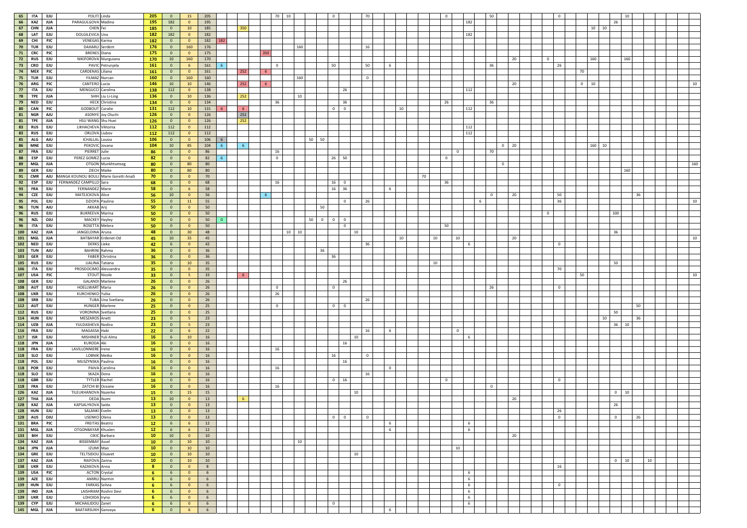| | | | | | | | | | | | | | | | | | | | | | | | | | | | | | | | | | | | | | | | | | | | | | | | | | | | | | | |
|---|---|---|---|---|---|---|---|---|---|---|---|---|---|---|---|---|---|---|---|---|---|---|---|---|---|---|---|---|---|---|---|---|---|---|---|---|---|---|---|---|---|---|---|---|---|---|---|---|---|---|---|---|---|---|---|
| 65 | ITA | EJU | POLITI | Linda | 205 | 0 | 15 | 205 | | | | | | 70 | 10 | | | | 0 | | | 70 | | | | | | | 0 | | | | 50 | | | | | 0 | | | | | | 10 | | | | | | | | | | |
| 66 | KAZ | JUA | PARAGULGOVA | Madina | 195 | 182 | 0 | 195 | | | | | | | | | | | | | | | | | | | | | | | 182 | | | | | | | | | | | | 26 | | | | | | | | | | | |
| 67 | CHN | JUA | CHEN | Fei | 185 | 0 | 10 | 185 | | | 350 | | | | | | | | | | | | | | | | | | | | | | | | | | | | | | 10 | 10 | | | | | | | | | | | | |
| 68 | LAT | EJU | DOLGILEVICA | Una | 182 | 182 | 0 | 182 | | | | | | | | | | | | | | | | | | | | | | | 182 | | | | | | | | | | | | | | | | | | | | | | | |
| 69 | CHI | PJC | VENEGAS | Karina | 182 | 0 | 0 | 182 | 182 | | | | | | | | | | | | | | | | | | | | | | | | | | | | | | | | | | | | | | | | | | | | | |
| 70 | TUR | EJU | DAHARLI | Serdem | 176 | 0 | 160 | 176 | | | | | | | | 160 | | | | | | 16 | | | | | | | | | | | | | | | | | | | | | | | | | | | | | | | | |
| 71 | CRC | PJC | BRENES | Diana | 175 | 0 | 0 | 175 | | | | | 350 | | | | | | | | | | | | | | | | | | | | | | | | | | | | | | | | | | | | | | | | | |
| 72 | RUS | EJU | NIKIFOROVA | Niurguiana | 170 | 10 | 160 | 170 | | | | | | | | | | | | | | | | | | | | | | | | | | | 20 | | | 0 | | | | 160 | | | 160 | | | | | | | | | |
| 73 | CRO | EJU | PAVIC | Petrunjela | 161 | 0 | 6 | 161 | 6 | | | | | 0 | | | | | 50 | | | 50 | | 6 | | | | | | | | 36 | | | | | | | 26 | | | | | | | | | | | | | | | |
| 74 | MEX | PJC | CARDENAS | Liliana | 161 | 0 | 0 | 161 | | | 252 | | 6 | | | | | | | | | | | | | | | | | | | | | | | | | | | | 70 | | | | | | | | | | | | | |
| 75 | TUR | EJU | YILMAZ | Nurcan | 160 | 0 | 160 | 160 | | | | | | | | 160 | | | | | | 0 | | | | | | | | | | | | | | | | | | | | | | | | | | | | | | | | |
| 76 | ARG | PJC | CANTERO | Lucia | 146 | 10 | 10 | 146 | | | 252 | | 6 | | | | | | | | | | | | | | | | | | | | | | 20 | | | | | | | 0 | 10 | | | | | | | | | | | 10 |
| 77 | ITA | EJU | MENGUCCI | Carolina | 138 | 112 | 0 | 138 | | | | | | | | | | | | 26 | | | | | | | | | | | 112 | | | | | | | | | | | | | | | | | | | | | | | |
| 78 | TPE | JUA | SHIH | Liu Li-Ling | 136 | 0 | 10 | 136 | | | 252 | | | | | 10 | | | | | | | | | | | | | | | | | | | | | | | | | | | | | | | | | | | | | | |
| 79 | NED | EJU | HECK | Christina | 134 | 0 | 0 | 134 | | | | | | 36 | | | | | | 36 | | | | | | | | | 26 | | | | 36 | | | | | | | | | | | | | | | | | | | | | |
| 80 | CAN | PJC | GODBOUT | Coralie | 131 | 112 | 10 | 131 | 6 | | 6 | | | | | | | | 0 | 0 | | | | | 10 | | | | | | 112 | | | | | | | | | | | | | | | | | | | | | | | |
| 81 | NGR | AJU | ASONYE | Joy Oluchi | 126 | 0 | 0 | 126 | | | 252 | | | | | | | | | | | | | | | | | | | | | | | | | | | | | | | | | | | | | | | | | | | |
| 81 | TPE | JUA | HSU WANG | Shu Huei | 126 | 0 | 0 | 126 | | | 252 | | | | | | | | | | | | | | | | | | | | | | | | | | | | | | | | | | | | | | | | | | | |
| 83 | RUS | EJU | LIKHACHEVA | Viktoriia | 112 | 112 | 0 | 112 | | | | | | | | | | | | | | | | | | | | | | | 112 | | | | | | | | | | | | | | | | | | | | | | | |
| 83 | RUS | EJU | ORLOVA | Liubov | 112 | 112 | 0 | 112 | | | | | | | | | | | | | | | | | | | | | | | 112 | | | | | | | | | | | | | | | | | | | | | | | |
| 85 | ALG | AJU | ICHALLAL | Louiza | 106 | 0 | 0 | 106 | 6 | | | | | | | | 50 | 50 | | | | | | | | | | | | | | | | | | | | | | | | | | | | | | | | | | | | |
| 86 | MNE | EJU | PEKOVIC | Jovana | 104 | 10 | 85 | 104 | 6 | | 6 | | | | | | | | | | | | | | | | | | | | | | | 0 | 20 | | | | | | | 160 | 10 | | | | | | | | | | | |
| 87 | FRA | EJU | PIERRET | Julie | 86 | 0 | 0 | 86 | | | | | | 16 | | | | | | | | | | | | | | | | 0 | | | 70 | | | | | | | | | | | | | | | | | | | | | |
| 88 | ESP | EJU | PEREZ GOMEZ | Lucia | 82 | 0 | 0 | 82 | 6 | | | | | 0 | | | | | 26 | 50 | | | | | | | | | 0 | | | | | | | | | | | | | | | | | | | | | | | | | |
| 89 | MGL | JUA | OTGON | Munkhtsetseg | 80 | 0 | 80 | 80 | | | | | | | | | | | | | | | | | | | | | | | | | | 0 | | | | | | | | | | | | | | | | | | | | 160 |
| 89 | GER | EJU | ZIECH | Maike | 80 | 0 | 80 | 80 | | | | | | | | | | | | | | | | | | | | | | | | | | | | | | | | | | | | | 160 | | | | | | | | | |
| 91 | CMR | AJU | MANGA KOUNOU BOULI | Marie Goretti Anaïs | 70 | 0 | 0 | 70 | | | | | | | | | | | | | | | | | | | 70 | | | | | | | | | | | | | | | | | | | | | | | | | | | |
| 92 | ESP | EJU | FERNANDEZ CAMPILLO | Sara | 68 | 0 | 0 | 68 | | | | | | 16 | | | | | 16 | 0 | | | | | | | | | 36 | | | | | | | | | | | | | | | | | | | | | | | | | |
| 93 | FRA | EJU | FERNANDEZ | Marie | 58 | 0 | 6 | 58 | | | | | | | | | | | 16 | 36 | | | | 6 | | | | | | | | | | | | | | | | | | | | | | | | | | | | | | |
| 94 | CZE | EJU | MATEJCKOVA | Alice | 56 | 10 | 0 | 56 | | | | | 6 | | | | | | | | | | | | | | | | | | | | 0 | | 20 | | | | 50 | | | | | | | | 36 | | | | | | | |
| 95 | POL | EJU | DZIOPA | Paulina | 55 | 0 | 11 | 55 | | | | | | | | | | | | 0 | | 26 | | | | | | | | | | 6 | | | | | | | 36 | | | | | | | | | | | | | | | 10 |
| 96 | TUN | AJU | AKKAB | Arij | 50 | 0 | 0 | 50 | | | | | | | | | | 50 | | | | | | | | | | | | | | | | | | | | | | | | | | | | | | | | | | | | |
| 96 | RUS | EJU | BUKREEVA | Marina | 50 | 0 | 0 | 50 | | | | | | | | | | | | | | | | | | | | | | | | | | | | | | 0 | | | | | | 100 | | | | | | | | | | |
| 96 | NZL | OJU | MACKEY | Hayley | 50 | 0 | 0 | 50 | 0 | | | | | | | | 50 | 0 | 0 | 0 | | | | | | | | | | | | | | | | | | | | | | | | | | | | | | | | | | |
| 96 | ITA | EJU | ROSETTA | Melora | 50 | 0 | 0 | 50 | | | | | | | | | | | | 0 | | | | | | | | | 50 | | | | | | | | | | | | | | | | | | | | | | | | | |
| 100 | KAZ | JUA | JANGELDINA | Aruna | 48 | 0 | 30 | 48 | | | | | | | 10 | 10 | | | | | 10 | | | | | | | | | | | | | | | | | | | | | | | 36 | | | | | | | | | | |
| 101 | MGL | JUA | BATBAYAR | Erdenet-Od | 45 | 10 | 35 | 45 | | | | | | | | | | | | | | | | | 10 | | | 10 | | 10 | | | | | 20 | | | | | | | | | | | | | | | | | | | 10 |
| 102 | NED | EJU | DERKS | Lieke | 42 | 6 | 0 | 42 | | | | | | | | | | | | | | 36 | | | | | | | | | 6 | | | | | | | | 0 | | | | | | | | | | | | | | | |
| 103 | TUN | AJU | BAHRINI | Rahma | 36 | 0 | 0 | 36 | | | | | | | | | | 36 | | | | | | | | | | | | | | | | | | | | | | | | | | | | | | | | | | | | |
| 103 | GER | EJU | FABER | Christina | 36 | 0 | 0 | 36 | | | | | | | | | | | 36 | | | | | | | | | | | | | | | | | | | | | | | | | | | | | | | | | | | |
| 105 | RUS | EJU | LIALINA | Tatiana | 35 | 0 | 10 | 35 | | | | | | | | | | | | | | | | | | | | 10 | | | | | | | | | | | | | | | | 50 | | | | | | | | | | |
| 106 | ITA | EJU | PROSDOCIMO | Alessandra | 35 | 0 | 0 | 35 | | | | | | | | | | | | | | | | | | | | | | | | | | | | | | | 70 | | | | | | | | | | | | | | | |
| 107 | USA | PJC | STOUT | Nicole | 33 | 0 | 5 | 33 | | | 6 | | | | | | | | | | | | | | | | | | | | | | | | | | | | | | 50 | | | | | | | | | | | | | 10 |
| 108 | GER | EJU | GALANDI | Marlene | 26 | 0 | 0 | 26 | | | | | | | | | | | | 26 | | | | | | | | | | | | | | | | | | | | | | | | | | | | | | | | | | |
| 108 | AUT | EJU | HOELLWART | Maria | 26 | 0 | 0 | 26 | | | | | | 0 | | | | | 0 | | | | | | | | | | | | | 26 | | | | | | | 0 | | | | | | | | | | | | | | | |
| 108 | UKR | EJU | KURCHENKO | Yuliia | 26 | 0 | 0 | 26 | | | | | | 26 | | | | | | | | | | | | | | | | | | | | | | | | | | | | | | | | | | | | | | | | |
| 108 | SRB | EJU | TUBA | Una Svetlana | 26 | 0 | 0 | 26 | | | | | | | | | | | | | | 26 | | | | | | | | | | | | | | | | | | | | | | | | | | | | | | | | |
| 112 | AUT | EJU | HUNGER | Marlene | 25 | 0 | 0 | 25 | | | | | | 0 | | | | | 0 | 0 | | | | | | | | | | | | | | | | | | | | | | | | | | | 50 | | | | | | | |
| 112 | RUS | EJU | VORONINA | Svetlana | 25 | 0 | 0 | 25 | | | | | | | | | | | | | | | | | | | | | | | | | | | | | | | | | | | | 50 | | | | | | | | | | |
| 114 | HUN | EJU | MESZAROS | Anett | 23 | 0 | 5 | 23 | | | | | | | | | | | | | | | | | | | | | | | | | | | | | | | | | | | 10 | | | | 36 | | | | | | | |
| 114 | UZB | JUA | YULDASHEVA | Nodira | 23 | 0 | 5 | 23 | | | | | | | | | | | | | | | | | | | | | | | | | | | | | | | | | | | | 36 | 10 | | | | | | | | | |
| 116 | FRA | EJU | MAGASSA | Habi | 22 | 0 | 6 | 22 | | | | | | | | | | | | | | 16 | | 6 | | | | | | 0 | | | | | | | | | | | | | | | | | | | | | | | | |
| 117 | ISR | EJU | MISHINER | Yuli Alma | 16 | 6 | 10 | 16 | | | | | | | | | | | | | 10 | | | | | | | | | | 6 | | | | | | | | | | | | | | | | | | | | | | | |
| 118 | JPN | JUA | KURODA | Aki | 16 | 0 | 0 | 16 | | | | | | | | | | | | 16 | | | | | | | | | | | | | | | | | | | | | | | | | | | | | | | | | | |
| 118 | FRA | EJU | LAVILLONNIERE | Irene | 16 | 0 | 0 | 16 | | | | | | 16 | | | | | | | | | | | | | | | | | | | | | | | | | | | | | | | | | | | | | | | | |
| 118 | SLO | EJU | LOBNIK | Metka | 16 | 0 | 0 | 16 | | | | | | | | | | | 16 | | | 0 | | | | | | | | | | | | | | | | | | | | | | | | | | | | | | | | |
| 118 | POL | EJU | MUSZYNSKA | Paulina | 16 | 0 | 0 | 16 | | | | | | | | | | | | 16 | | | | | | | | | | | | | | | | | | | | | | | | | | | | | | | | | | |
| 118 | POR | EJU | PAIVA | Carolina | 16 | 0 | 0 | 16 | | | | | | 16 | | | | | | | | | | 0 | | | | | | | | | | | | | | | | | | | | | | | | | | | | | | |
| 118 | SLO | EJU | SKAZA | Dona | 16 | 0 | 0 | 16 | | | | | | | | | | | | | | 16 | | | | | | | | | | | | | | | | | | | | | | | | | | | | | | | | |
| 118 | GBR | EJU | TYTLER | Rachel | 16 | 0 | 0 | 16 | | | | | | | | | | | 0 | 16 | | | | | | | | | 0 | | | | | | | | | | 0 | | | | | | | | | | | | | | | |
| 118 | FRA | EJU | ZATCHI BI | Oceane | 16 | 0 | 0 | 16 | | | | | | 16 | | | | | | | | | | | | | | | | | | | 0 | | | | | | | | | | | | | | | | | | | | | |
| 126 | KAZ | JUA | TILEUKHANOVA | Nazerke | 15 | 0 | 15 | 15 | | | | | | | | | | | | | 10 | | | | | | | | | | | | | | | | | | | | | | | 0 | 10 | | | | | | | | | |
| 127 | THA | JUA | OEDA | Ikumi | 13 | 10 | 0 | 13 | | | 6 | | | | | | | | | | | | | | | | | | | | | | | | 20 | | | | | | | | | | | | | | | | | | | |
| 128 | KAZ | JUA | KAPSALYKOVA | Saida | 13 | 0 | 0 | 13 | | | | | | | | | | | | | | | | | | | | | | | | | | | | | | | | | | | | 26 | | | | | | | | | | |
| 128 | HUN | EJU | SALANKI | Evelin | 13 | 0 | 0 | 13 | | | | | | | | | | | | | | | | | | | | | | | | | | | | | | | 26 | | | | | | | | | | | | | | | |
| 128 | AUS | OJU | USENKO | Olena | 13 | 0 | 0 | 13 | | | | | | | | | | | 0 | 0 | | 0 | | | | | | | | | | | | | | | | | 0 | | | | | 0 | | | 26 | | | | | | | |
| 131 | BRA | PJC | FREITAS | Beatriz | 12 | 6 | 6 | 12 | | | | | | | | | | | | | | | | 6 | | | | | | | 6 | | | | | | | | | | | | | | | | | | | | | | | |
| 131 | MGL | JUA | OTGONBAYAR | Khuslen | 12 | 6 | 6 | 12 | | | | | | | | | | | | | | | | 6 | | | | | | | 6 | | | | | | | | | | | | | | | | | | | | | | | |
| 133 | BIH | EJU | CIKIC | Barbara | 10 | 10 | 0 | 10 | | | | | | | | | | | | | | | | | | | | | | | | | | | 20 | | | | | | | | | | | | | | | | | | | |
| 134 | KAZ | JUA | BISSEMBAY | Assel | 10 | 0 | 10 | 10 | | | | | | | | 10 | | | | | | | | | | | | | | | | | | | | | | | | | | | | | | | | | | | | | | |
| 134 | JPN | JUA | IZUMI | Mao | 10 | 0 | 10 | 10 | | | | | | | | | | | | | | | | | | | | | | 10 | | | | | | | | | | | | | | | | | | | | | | | | |
| 134 | GRE | EJU | TELTSIDOU | Elisavet | 10 | 0 | 10 | 10 | | | | | | | | | | | | | 10 | | | | | | | | | | | | | | | | | | | | | | | | | | | | | | | | | |
| 137 | KAZ | JUA | RAIFOVA | Zarina | 10 | 0 | 10 | 10 | | | | | | | | | | | | | | | | | | | | | | | | | | | | | | | | | | | | 0 | 10 | | | 10 | | | | | | |
| 138 | UKR | EJU | KAZAKOVA | Anna | 8 | 0 | 0 | 8 | | | | | | | | | | | | | | | | | | | | | | | | | | | | | | | 16 | | | | | | | | | | | | | | | |
| 139 | USA | PJC | ACTON | Crystal | 6 | 6 | 0 | 6 | | | | | | | | | | | | | | | | | | | | | | | 6 | | | | | | | | | | | | | | | | | | | | | | | |
| 139 | AZE | EJU | AMIRLI | Narmin | 6 | 6 | 0 | 6 | | | | | | | | | | | | | | | | | | | | | | | 6 | | | | | | | | | | | | | | | | | | | | | | | |
| 139 | HUN | EJU | FARKAS | Szilvia | 6 | 6 | 0 | 6 | | | | | | | | | | | | | | | | | | | | | | | 6 | | | | | | | | 0 | | | | | | | | | | | | | | | |
| 139 | IND | JUA | LAISHRAM | Roshni Devi | 6 | 6 | 0 | 6 | | | | | | | | | | | | | | | | | | | | | | | 6 | | | | | | | | | | | | | | | | | | | | | | | |
| 139 | UKR | EJU | LOHOIDA | Iryna | 6 | 6 | 0 | 6 | | | | | | | | | | | | | | | | | | | | | | | 6 | | | | | | | | | | | | | | | | | | | | | | | |
| 139 | CYP | EJU | MICHAILIDOU | Zanet | 6 | 6 | 0 | 6 | | | | | | | | | | | 0 | | | | | | | | | | | | 6 | | | | | | | | | | | | | | | | | | | | | | | |
| 145 | MGL | JUA | BAATARSUKH | Ganzaya | 6 | 0 | 6 | 6 | | | | | | | | | | | | | | | | 6 | | | | | | | | | | | | | | | | | | | | | | | | | | | | | | |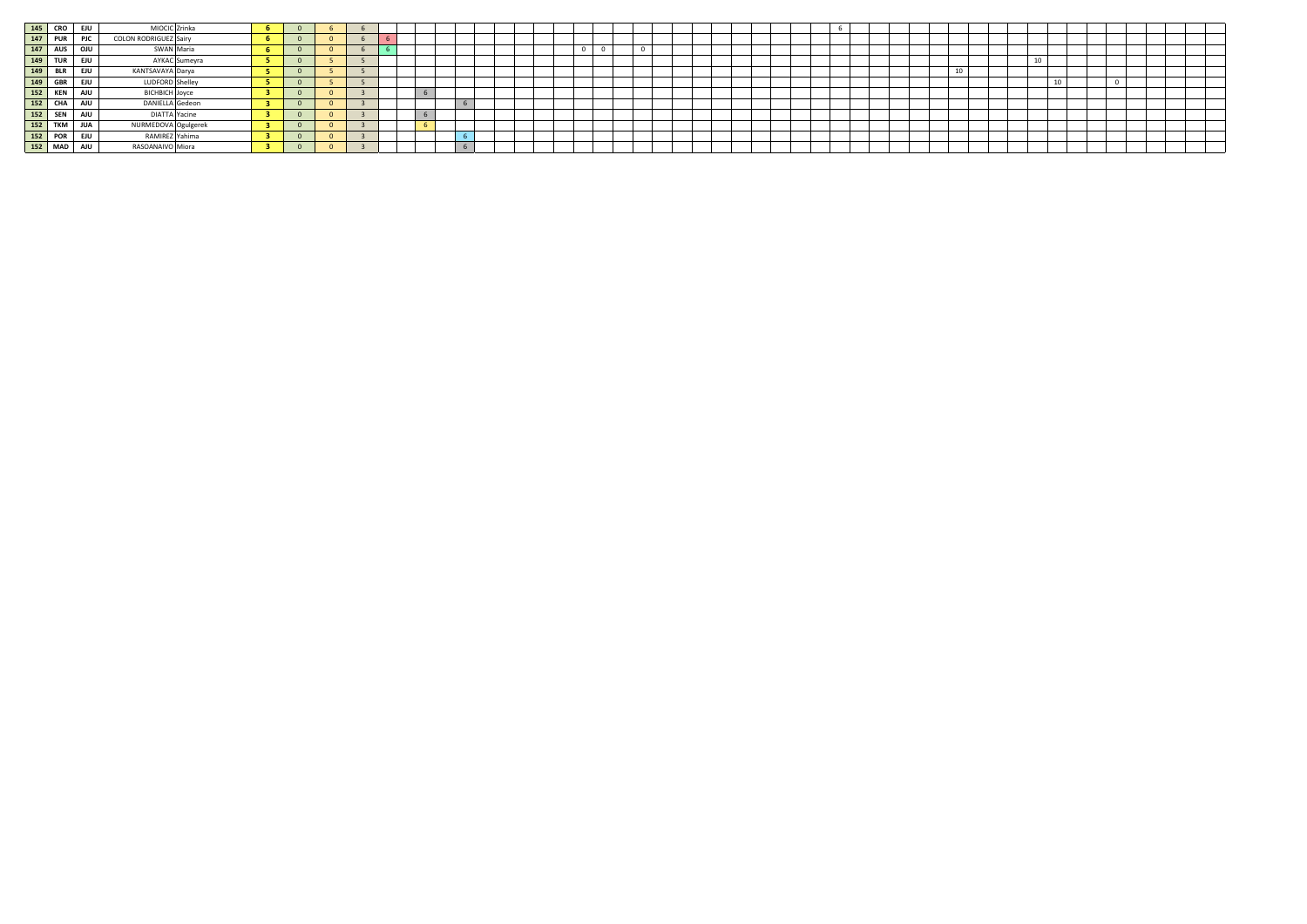| | | | | | | | | | | | | | | | | | | | | | | | | | | | | | | | | | | | | | | | | | | | | | | | | | | | | | |
|---|---|---|---|---|---|---|---|---|---|---|---|---|---|---|---|---|---|---|---|---|---|---|---|---|---|---|---|---|---|---|---|---|---|---|---|---|---|---|---|---|---|---|---|---|---|---|---|---|---|---|---|---|---|---|---|
| 145 | CRO | EJU | MIOCIC | Zrinka | 6 | 0 | 6 | 6 |  |  |  |  |  |  |  |  |  |  |  |  |  |  |  |  |  |  |  |  |  |  |  | 6 |  |  |  |  |  |  |  |  |  |  |  |  |  |  |  |  |  |  |  |  |  |  |
| 147 | PUR | PJC | COLON RODRIGUEZ | Sairy | 6 | 0 | 0 | 6 | 6 |  |  |  |  |  |  |  |  |  |  |  |  |  |  |  |  |  |  |  |  |  |  |  |  |  |  |  |  |  |  |  |  |  |  |  |  |  |  |  |  |  |  |  |  |  |
| 147 | AUS | OJU | SWAN | Maria | 6 | 0 | 0 | 6 | 6 |  |  |  |  |  |  |  |  |  | 0 | 0 |  | 0 |  |  |  |  |  |  |  |  |  |  |  |  |  |  |  |  |  |  |  |  |  |  |  |  |  |  |  |  |  |  |  |  |
| 149 | TUR | EJU | AYKAC | Sumeyra | 5 | 0 | 5 | 5 |  |  |  |  |  |  |  |  |  |  |  |  |  |  |  |  |  |  |  |  |  |  |  |  |  |  |  |  |  |  |  |  |  |  | 10 |  |  |  |  |  |  |  |  |  |  |  |  |  |
| 149 | BLR | EJU | KANTSAVAYA | Darya | 5 | 0 | 5 | 5 |  |  |  |  |  |  |  |  |  |  |  |  |  |  |  |  |  |  |  |  |  |  |  |  |  |  |  |  |  |  | 10 |  |  |  |  |  |  |  |  |  |  |  |  |  |  |  |  |  |
| 149 | GBR | EJU | LUDFORD | Shelley | 5 | 0 | 5 | 5 |  |  |  |  |  |  |  |  |  |  |  |  |  |  |  |  |  |  |  |  |  |  |  |  |  |  |  |  |  |  |  |  |  |  |  | 10 |  |  | 0 |  |  |  |  |  |  |  |  |  |
| 152 | KEN | AJU | BICHBICH | Joyce | 3 | 0 | 0 | 3 |  |  | 6 |  |  |  |  |  |  |  |  |  |  |  |  |  |  |  |  |  |  |  |  |  |  |  |  |  |  |  |  |  |  |  |  |  |  |  |  |  |  |  |  |  |  |  |  |  |
| 152 | CHA | AJU | DANIELLA | Gedeon | 3 | 0 | 0 | 3 |  |  |  |  | 6 |  |  |  |  |  |  |  |  |  |  |  |  |  |  |  |  |  |  |  |  |  |  |  |  |  |  |  |  |  |  |  |  |  |  |  |  |  |  |  |  |  |  |  |
| 152 | SEN | AJU | DIATTA | Yacine | 3 | 0 | 0 | 3 |  |  | 6 |  |  |  |  |  |  |  |  |  |  |  |  |  |  |  |  |  |  |  |  |  |  |  |  |  |  |  |  |  |  |  |  |  |  |  |  |  |  |  |  |  |  |  |  |  |
| 152 | TKM | JUA | NURMEDOVA | Ogulgerek | 3 | 0 | 0 | 3 |  |  | 6 |  |  |  |  |  |  |  |  |  |  |  |  |  |  |  |  |  |  |  |  |  |  |  |  |  |  |  |  |  |  |  |  |  |  |  |  |  |  |  |  |  |  |  |  |  |
| 152 | POR | EJU | RAMIREZ | Yahima | 3 | 0 | 0 | 3 |  |  |  |  | 6 |  |  |  |  |  |  |  |  |  |  |  |  |  |  |  |  |  |  |  |  |  |  |  |  |  |  |  |  |  |  |  |  |  |  |  |  |  |  |  |  |  |  |  |
| 152 | MAD | AJU | RASOANAIVO | Miora | 3 | 0 | 0 | 3 |  |  |  |  | 6 |  |  |  |  |  |  |  |  |  |  |  |  |  |  |  |  |  |  |  |  |  |  |  |  |  |  |  |  |  |  |  |  |  |  |  |  |  |  |  |  |  |  |  |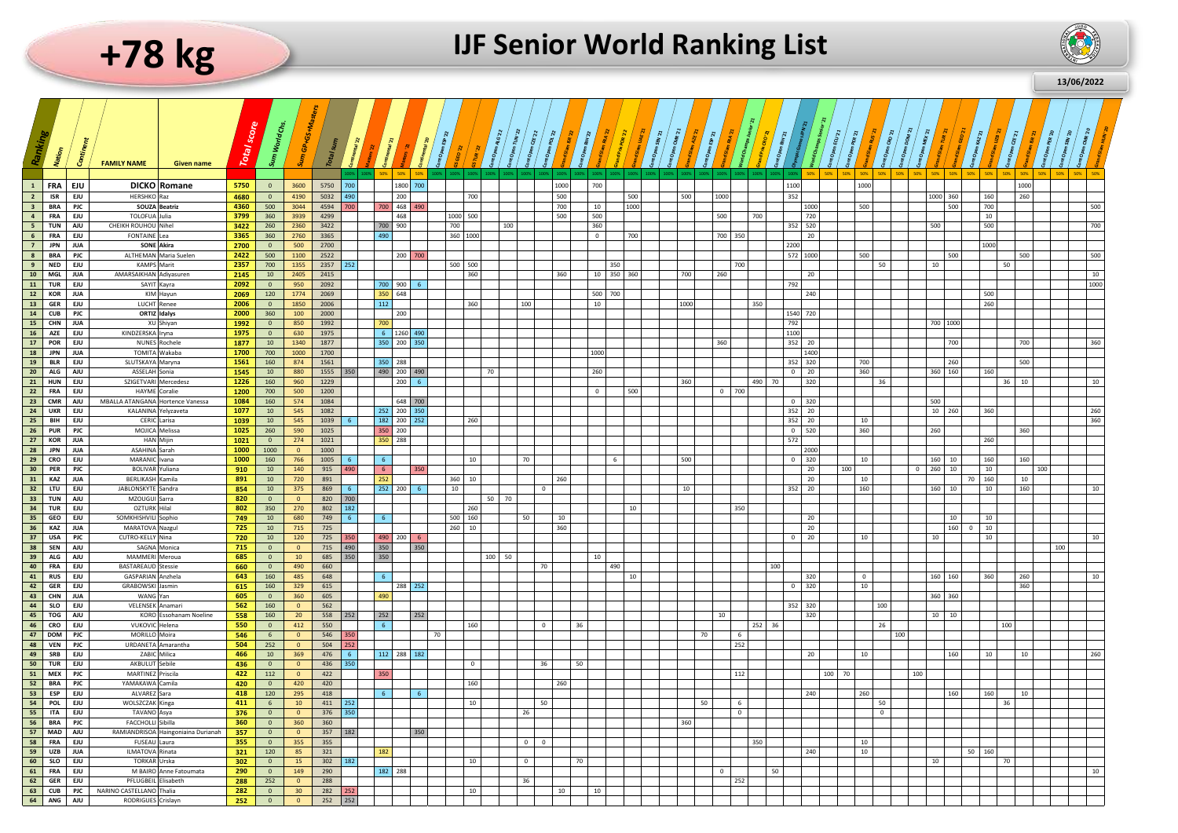# +78 kg

# IJF Senior World Ranking List

13/06/2022

The event columns could not be reliably aligned to their individual headers, which include Continental '22, Masters '22, Continental '21, Masters '21, Continental '20, and various Grand Slam, Grand Prix, Continental Open, Olympic Games and World Championships events. They are therefore combined into one column below, with values listed in left-to-right order.

| Ranking | Nation | Continent | FAMILY NAME | Given name | Total score | Sum World Chs. | Sum GP/GS+Masters | Total sum | Event results (left to right) |
|---|---|---|---|---|---|---|---|---|---|
| 1 | FRA | EJU | DICKO | Romane | 5750 | 0 | 3600 | 5750 | 700 1800 700 1000 700 1100 1000 1000 |
| 2 | ISR | EJU | HERSHKO | Raz | 4680 | 0 | 4190 | 5032 | 490 200 700 500 500 500 1000 352 1000 360 160 260 |
| 3 | BRA | PJC | SOUZA | Beatriz | 4360 | 500 | 3044 | 4594 | 700 700 468 490 700 10 1000 1000 500 500 700 500 |
| 4 | FRA | EJU | TOLOFUA | Julia | 3799 | 360 | 3939 | 4299 | 468 1000 500 500 500 500 700 720 10 |
| 5 | TUN | AJU | CHEIKH ROUHOU | Nihel | 3422 | 260 | 2360 | 3422 | 700 900 700 100 360 352 520 500 500 700 |
| 6 | FRA | EJU | FONTAINE | Lea | 3365 | 360 | 2760 | 3365 | 490 360 1000 0 700 700 350 20 |
| 7 | JPN | JUA | SONE | Akira | 2700 | 0 | 500 | 2700 | 2200 1000 |
| 8 | BRA | PJC | ALTHEMAN | Maria Suelen | 2422 | 500 | 1100 | 2522 | 200 700 572 1000 500 500 500 500 |
| 9 | NED | EJU | KAMPS | Marit | 2357 | 700 | 1355 | 2357 | 252 500 500 350 700 50 10 50 |
| 10 | MGL | JUA | AMARSAIKHAN | Adiyasuren | 2145 | 10 | 2405 | 2415 | 360 360 10 350 360 700 260 20 10 |
| 11 | TUR | EJU | SAYIT | Kayra | 2092 | 0 | 950 | 2092 | 700 900 6 792 1000 |
| 12 | KOR | JUA | KIM | Hayun | 2069 | 120 | 1774 | 2069 | 350 648 500 700 240 500 |
| 13 | GER | EJU | LUCHT | Renee | 2006 | 0 | 1850 | 2006 | 112 360 100 10 1000 350 260 |
| 14 | CUB | PJC | ORTIZ | Idalys | 2000 | 360 | 100 | 2000 | 200 1540 720 |
| 15 | CHN | JUA | XU | Shiyan | 1992 | 0 | 850 | 1992 | 700 792 700 1000 |
| 16 | AZE | EJU | KINDZERSKA | Iryna | 1975 | 0 | 630 | 1975 | 6 1260 490 1100 |
| 17 | POR | EJU | NUNES | Rochele | 1877 | 10 | 1340 | 1877 | 350 200 350 360 352 20 700 700 360 |
| 18 | JPN | JUA | TOMITA | Wakaba | 1700 | 700 | 1000 | 1700 | 1000 1400 |
| 19 | BLR | EJU | SLUTSKAYA | Maryna | 1561 | 160 | 874 | 1561 | 350 288 352 320 700 260 500 |
| 20 | ALG | AJU | ASSELAH | Sonia | 1545 | 10 | 880 | 1555 | 350 490 200 490 70 260 0 20 360 360 160 160 |
| 21 | HUN | EJU | SZIGETVARI | Mercedesz | 1226 | 160 | 960 | 1229 | 200 6 360 490 70 320 36 36 10 10 |
| 22 | FRA | EJU | HAYME | Coralie | 1200 | 700 | 500 | 1200 | 0 500 0 700 |
| 23 | CMR | AJU | MBALLA ATANGANA | Hortence Vanessa | 1084 | 160 | 574 | 1084 | 648 700 0 320 500 |
| 24 | UKR | EJU | KALANINA | Yelyzaveta | 1077 | 10 | 545 | 1082 | 252 200 350 352 20 10 260 360 260 |
| 25 | BIH | EJU | CERIC | Larisa | 1039 | 10 | 545 | 1039 | 6 182 200 252 260 352 20 10 360 |
| 26 | PUR | PJC | MOJICA | Melissa | 1025 | 260 | 590 | 1025 | 350 200 0 520 360 260 360 |
| 27 | KOR | JUA | HAN | Mijin | 1021 | 0 | 274 | 1021 | 350 288 572 260 |
| 28 | JPN | JUA | ASAHINA | Sarah | 1000 | 1000 | 0 | 1000 | 2000 |
| 29 | CRO | EJU | MARANIC | Ivana | 1000 | 160 | 766 | 1005 | 6 6 10 70 6 500 0 320 10 160 10 160 160 |
| 30 | PER | PJC | BOLIVAR | Yuliana | 910 | 10 | 140 | 915 | 490 6 350 20 100 0 260 10 10 100 |
| 31 | KAZ | JUA | BERLIKASH | Kamila | 891 | 10 | 720 | 891 | 252 360 10 260 20 10 70 160 10 |
| 32 | LTU | EJU | JABLONSKYTE | Sandra | 854 | 10 | 375 | 869 | 6 252 200 6 10 0 10 352 20 160 160 10 10 160 10 |
| 33 | TUN | AJU | MZOUGUI | Sarra | 820 | 0 | 0 | 820 | 700 50 70 |
| 34 | TUR | EJU | OZTURK | Hilal | 802 | 350 | 270 | 802 | 182 260 10 350 |
| 35 | GEO | EJU | SOMKHISHVILI | Sophio | 749 | 10 | 680 | 749 | 6 6 500 160 50 10 20 10 10 |
| 36 | KAZ | JUA | MARATOVA | Nazgul | 725 | 10 | 715 | 725 | 260 10 360 20 160 0 10 |
| 37 | USA | PJC | CUTRO-KELLY | Nina | 720 | 10 | 120 | 725 | 350 490 200 6 0 20 10 10 10 10 |
| 38 | SEN | AJU | SAGNA | Monica | 715 | 0 | 0 | 715 | 490 350 350 100 |
| 39 | ALG | AJU | MAMMERI | Meroua | 685 | 0 | 10 | 685 | 350 350 100 50 10 |
| 40 | FRA | EJU | BASTAREAUD | Stessie | 660 | 0 | 490 | 660 | 70 490 100 |
| 41 | RUS | EJU | GASPARIAN | Anzhela | 643 | 160 | 485 | 648 | 6 10 320 0 160 160 360 260 10 |
| 42 | GER | EJU | GRABOWSKI | Jasmin | 615 | 160 | 329 | 615 | 288 252 0 320 10 360 |
| 43 | CHN | JUA | WANG | Yan | 605 | 0 | 360 | 605 | 490 360 360 |
| 44 | SLO | EJU | VELENSEK | Anamari | 562 | 160 | 0 | 562 | 352 320 100 |
| 45 | TOG | AJU | KORO | Essohanam Noeline | 558 | 160 | 20 | 558 | 252 252 252 10 320 10 10 |
| 46 | CRO | EJU | VUKOVIC | Helena | 550 | 0 | 412 | 550 | 6 160 0 36 252 36 26 100 |
| 47 | DOM | PJC | MORILLO | Moira | 546 | 6 | 0 | 546 | 350 70 70 6 100 |
| 48 | VEN | PJC | URDANETA | Amarantha | 504 | 252 | 0 | 504 | 252 252 |
| 49 | SRB | EJU | ZABIC | Milica | 466 | 10 | 369 | 476 | 6 112 288 182 20 10 160 10 10 260 |
| 50 | TUR | EJU | AKBULUT | Sebile | 436 | 0 | 0 | 436 | 350 0 36 50 |
| 51 | MEX | PJC | MARTINEZ | Priscila | 422 | 112 | 0 | 422 | 350 112 100 70 100 |
| 52 | BRA | PJC | YAMAKAWA | Camila | 420 | 0 | 420 | 420 | 160 260 |
| 53 | ESP | EJU | ALVAREZ | Sara | 418 | 120 | 295 | 418 | 6 6 240 260 160 160 10 |
| 54 | POL | EJU | WOLSZCZAK | Kinga | 411 | 6 | 10 | 411 | 252 10 50 50 6 50 36 |
| 55 | ITA | EJU | TAVANO | Asya | 376 | 0 | 0 | 376 | 350 26 0 0 |
| 56 | BRA | PJC | FACCHOLLI | Sibilla | 360 | 0 | 360 | 360 | 360 |
| 57 | MAD | AJU | RAMIANDRISOA | Haingoniaina Durianah | 357 | 0 | 0 | 357 | 182 350 |
| 58 | FRA | EJU | FUSEAU | Laura | 355 | 0 | 355 | 355 | 0 0 350 10 |
| 59 | UZB | JUA | ILMATOVA | Rinata | 321 | 120 | 85 | 321 | 182 240 10 50 160 |
| 60 | SLO | EJU | TORKAR | Urska | 302 | 0 | 15 | 302 | 182 10 0 70 10 70 |
| 61 | FRA | EJU | M BAIRO | Anne Fatoumata | 290 | 0 | 149 | 290 | 182 288 0 50 10 |
| 62 | GER | EJU | PFLUGBEIL | Elisabeth | 288 | 252 | 0 | 288 | 36 252 |
| 63 | CUB | PJC | NARINO CASTELLANO | Thalia | 282 | 0 | 30 | 282 | 252 10 10 10 |
| 64 | ANG | AJU | RODRIGUES | Crislayn | 252 | 0 | 0 | 252 | 252 |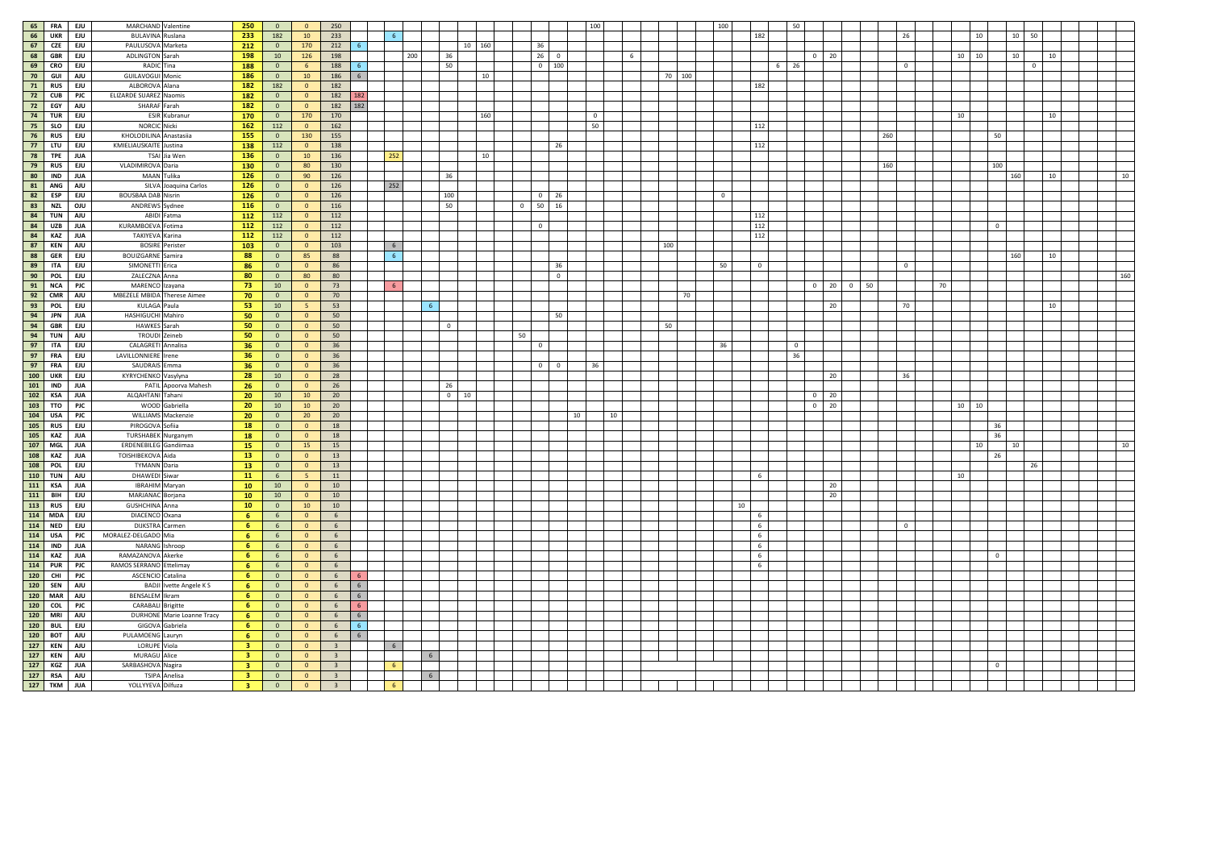| | | | | | | | | | | | | | | | | | | | | | | | | | | | | | | | | | | | | | | | | | | | | | | | | | | |
|---|---|---|---|---|---|---|---|---|---|---|---|---|---|---|---|---|---|---|---|---|---|---|---|---|---|---|---|---|---|---|---|---|---|---|---|---|---|---|---|---|---|---|---|---|---|---|---|---|---|---|
| 65 | FRA | EJU | MARCHAND | Valentine | 250 | 0 | 0 | 250 | | | | | | | | | | | | | | 100 | | | | | | 100 | | | | 50 | | | | | | | | | | | | | | | | | |
| 66 | UKR | EJU | BULAVINA | Ruslana | 233 | 182 | 10 | 233 | | | 6 | | | | | | | | | | | | | | | | | | | 182 | | | | | | | | | 26 | | | 10 | | 10 | 50 | | | | | |
| 67 | CZE | EJU | PAULUSOVA | Marketa | 212 | 0 | 170 | 212 | | | | | | | 10 | 160 | | | 36 | | | | | | | | | | | | | | | | | | | | | | | | | | | | | | | |
| 68 | GBR | EJU | ADLINGTON | Sarah | 198 | 10 | 126 | 198 | | | | 200 | | 36 | | | | | 26 | 0 | | | | 6 | | | | | | | | | 0 | 20 | | | | | | | 10 | 10 | | 10 | | 10 | | | | |
| 69 | CRO | EJU | RADIC | Tina | 188 | 0 | 6 | 188 | 6 | | | | | 50 | | | | | 0 | 100 | | | | | | | | | | | 6 | 26 | | | | | | | 0 | | | | | | | | | | | |
| 70 | GUI | AJU | GUILAVOGUI | Monic | 186 | 0 | 10 | 186 | 6 | | | | | | | 10 | | | | | | | | | 70 | 100 | | | | | | | | | | | | | | | | | | | 0 | | | | | |
| 71 | RUS | EJU | ALBOROVA | Alana | 182 | 182 | 0 | 182 | | | | | | | | | | | | | | | | | | | | | | 182 | | | | | | | | | | | | | | | | | | | | |
| 72 | CUB | PJC | ELIZARDE SUAREZ | Naomis | 182 | 0 | 0 | 182 | 182 | | | | | | | | | | | | | | | | | | | | | | | | | | | | | | | | | | | | | | | | | |
| 72 | EGY | AJU | SHARAF | Farah | 182 | 0 | 0 | 182 | 182 | | | | | | | | | | | | | | | | | | | | | | | | | | | | | | | | | | | | | | | | | |
| 74 | TUR | EJU | ESIR | Kubranur | 170 | 0 | 170 | 170 | | | | | | | | 160 | | | | | | 0 | | | | | | | | | | | | | | | | | | | 10 | | | | | 10 | | | | |
| 75 | SLO | EJU | NORCIC | Nicki | 162 | 112 | 0 | 162 | | | | | | | | | | | | | | 50 | | | | | | | | 112 | | | | | | | | | | | | | | | | | | | | |
| 76 | RUS | EJU | KHOLODILINA | Anastasiia | 155 | 0 | 130 | 155 | | | | | | | | | | | | | | | | | | | | | | | | | | | | | | 260 | | | | | 50 | | | | | | | |
| 77 | LTU | EJU | KMIELIAUSKAITE | Justina | 138 | 112 | 0 | 138 | | | | | | | | | | | | 26 | | | | | | | | | | 112 | | | | | | | | | | | | | | | | | | | | |
| 78 | TPE | JUA | TSAI | Jia Wen | 136 | 0 | 10 | 136 | | | 252 | | | | | 10 | | | | | | | | | | | | | | | | | | | | | | | | | | | | | | | | | | |
| 79 | RUS | EJU | VLADIMIROVA | Daria | 130 | 0 | 80 | 130 | | | | | | | | | | | | | | | | | | | | | | | | | | | | | 160 | | | | | | 100 | | | | | | | |
| 80 | IND | JUA | MAAN | Tulika | 126 | 0 | 90 | 126 | | | | | | 36 | | | | | | | | | | | | | | | | | | | | | | | | | | | | | | 160 | | 10 | | | | 10 |
| 81 | ANG | AJU | SILVA | Joaquina Carlos | 126 | 0 | 0 | 126 | | | 252 | | | | | | | | | | | | | | | | | | | | | | | | | | | | | | | | | | | | | | | |
| 82 | ESP | EJU | BOUSBAA DAB | Nisrin | 126 | 0 | 0 | 126 | | | | | | 100 | | | | | 0 | 26 | | | | | | | | 0 | | | | | | | | | | | | | | | | | | | | | | |
| 83 | NZL | OJU | ANDREWS | Sydnee | 116 | 0 | 0 | 116 | | | | | | 50 | | | | 0 | 50 | 16 | | | | | | | | | | | | | | | | | | | | | | | | | | | | | | |
| 84 | TUN | AJU | ABIDI | Fatma | 112 | 112 | 0 | 112 | | | | | | | | | | | | | | | | | | | | | | 112 | | | | | | | | | | | | | | | | | | | | |
| 84 | UZB | JUA | KURAMBOEVA | Fotima | 112 | 112 | 0 | 112 | | | | | | | | | | | 0 | | | | | | | | | | | 112 | | | | | | | | | | | | | 0 | | | | | | | |
| 84 | KAZ | JUA | TAKIYEVA | Karina | 112 | 112 | 0 | 112 | | | | | | | | | | | | | | | | | | | | | | 112 | | | | | | | | | | | | | | | | | | | | |
| 87 | KEN | AJU | BOSIRE | Perister | 103 | 0 | 0 | 103 | | | 6 | | | | | | | | | | | | | | 100 | | | | | | | | | | | | | | | | | | | | | | | | | |
| 88 | GER | EJU | BOUIZGARNE | Samira | 88 | 0 | 85 | 88 | | | 6 | | | | | | | | | | | | | | | | | | | | | | | | | | | | | | | | | 160 | | 10 | | | | |
| 89 | ITA | EJU | SIMONETTI | Erica | 86 | 0 | 0 | 86 | | | | | | | | | | | | 36 | | | | | | | | 50 | | 0 | | | | | | | | | 0 | | | | | | | | | | | |
| 90 | POL | EJU | ZALECZNA | Anna | 80 | 0 | 80 | 80 | | | | | | | | | | | | 0 | | | | | | | | | | | | | | | | | | | | | | | | | | | | | | 160 |
| 91 | NCA | PJC | MARENCO | Izayana | 73 | 10 | 0 | 73 | | | 6 | | | | | | | | | | | | | | | | | | | | | | 0 | 20 | 0 | 50 | | | | 70 | | | | | | | | | | |
| 92 | CMR | AJU | MBEZELE MBIDA | Therese Aimee | 70 | 0 | 0 | 70 | | | | | | | | | | | | | | | | | | 70 | | | | | | | | | | | | | | | | | | | | | | | | |
| 93 | POL | EJU | KULAGA | Paula | 53 | 10 | 5 | 53 | | | | | 6 | | | | | | | | | | | | | | | | | | | | | 20 | | | | | 70 | | | | | | | 10 | | | | |
| 94 | JPN | JUA | HASHIGUCHI | Mahiro | 50 | 0 | 0 | 50 | | | | | | | | | | | | 50 | | | | | | | | | | | | | | | | | | | | | | | | | | | | | | |
| 94 | GBR | EJU | HAWKES | Sarah | 50 | 0 | 0 | 50 | | | | | | 0 | | | | | | | | | | | 50 | | | | | | | | | | | | | | | | | | | | | | | | | |
| 94 | TUN | AJU | TROUDI | Zeineb | 50 | 0 | 0 | 50 | | | | | | | | | | 50 | | | | | | | | | | | | | | | | | | | | | | | | | | | | | | | | |
| 97 | ITA | EJU | CALAGRETI | Annalisa | 36 | 0 | 0 | 36 | | | | | | | | | | | 0 | | | | | | | | | 36 | | | | 0 | | | | | | | | | | | | | | | | | | |
| 97 | FRA | EJU | LAVILLONNIERE | Irene | 36 | 0 | 0 | 36 | | | | | | | | | | | | | | | | | | | | | | | | 36 | | | | | | | | | | | | | | | | | | |
| 97 | FRA | EJU | SAUDRAIS | Emma | 36 | 0 | 0 | 36 | | | | | | | | | | | 0 | 0 | | 36 | | | | | | | | | | | | | | | | | | | | | | | | | | | | |
| 100 | UKR | EJU | KYRYCHENKO | Vasylyna | 28 | 10 | 0 | 28 | | | | | | | | | | | | | | | | | | | | | | | | | | 20 | | | | | 36 | | | | | | | | | | | |
| 101 | IND | JUA | PATIL | Apoorva Mahesh | 26 | 0 | 0 | 26 | | | | | | 26 | | | | | | | | | | | | | | | | | | | | | | | | | | | | | | | | | | | | |
| 102 | KSA | JUA | ALQAHTANI | Tahani | 20 | 10 | 10 | 20 | | | | | | 0 | 10 | | | | | | | | | | | | | | | | | | 0 | 20 | | | | | | | | | | | | | | | | |
| 103 | TTO | PJC | WOOD | Gabriella | 20 | 10 | 10 | 20 | | | | | | | | | | | | | | | | | | | | | | | | | 0 | 20 | | | | | | | 10 | 10 | | | | | | | | |
| 104 | USA | PJC | WILLIAMS | Mackenzie | 20 | 0 | 20 | 20 | | | | | | | | | | | | | 10 | | 10 | | | | | | | | | | | | | | | | | | | | | | | | | | | |
| 105 | RUS | EJU | PIROGOVA | Sofiia | 18 | 0 | 0 | 18 | | | | | | | | | | | | | | | | | | | | | | | | | | | | | | | | | | | 36 | | | | | | | |
| 105 | KAZ | JUA | TURSHABEK | Nurganym | 18 | 0 | 0 | 18 | | | | | | | | | | | | | | | | | | | | | | | | | | | | | | | | | | | 36 | | | | | | | |
| 107 | MGL | JUA | ERDENEBILEG | Gandiimaa | 15 | 0 | 15 | 15 | | | | | | | | | | | | | | | | | | | | | | | | | | | | | | | | | | 10 | | 10 | | | | | | 10 |
| 108 | KAZ | JUA | TOISHIBEKOVA | Aida | 13 | 0 | 0 | 13 | | | | | | | | | | | | | | | | | | | | | | | | | | | | | | | | | | | 26 | | | | | | | |
| 108 | POL | EJU | TYMANN | Daria | 13 | 0 | 0 | 13 | | | | | | | | | | | | | | | | | | | | | | | | | | | | | | | | | | | | | 26 | | | | | |
| 110 | TUN | AJU | DHAWEDI | Siwar | 11 | 6 | 5 | 11 | | | | | | | | | | | | | | | | | | | | | | 6 | | | | | | | | | | | 10 | | | | | | | | | |
| 111 | KSA | JUA | IBRAHIM | Maryan | 10 | 10 | 0 | 10 | | | | | | | | | | | | | | | | | | | | | | | | | | 20 | | | | | | | | | | | | | | | | |
| 111 | BIH | EJU | MARJANAC | Borjana | 10 | 10 | 0 | 10 | | | | | | | | | | | | | | | | | | | | | | | | | | 20 | | | | | | | | | | | | | | | | |
| 113 | RUS | EJU | GUSHCHINA | Anna | 10 | 0 | 10 | 10 | | | | | | | | | | | | | | | | | | | | | 10 | | | | | | | | | | | | | | | | | | | | | |
| 114 | MDA | EJU | DIACENCO | Oxana | 6 | 6 | 0 | 6 | | | | | | | | | | | | | | | | | | | | | | 6 | | | | | | | | | | | | | | | | | | | | |
| 114 | NED | EJU | DIJKSTRA | Carmen | 6 | 6 | 0 | 6 | | | | | | | | | | | | | | | | | | | | | | 6 | | | | | | | | | 0 | | | | | | | | | | | |
| 114 | USA | PJC | MORALEZ-DELGADO | Mia | 6 | 6 | 0 | 6 | | | | | | | | | | | | | | | | | | | | | | 6 | | | | | | | | | | | | | | | | | | | | |
| 114 | IND | JUA | NARANG | Ishroop | 6 | 6 | 0 | 6 | | | | | | | | | | | | | | | | | | | | | | 6 | | | | | | | | | | | | | | | | | | | | |
| 114 | KAZ | JUA | RAMAZANOVA | Akerke | 6 | 6 | 0 | 6 | | | | | | | | | | | | | | | | | | | | | | 6 | | | | | | | | | | | | | 0 | | | | | | | |
| 114 | PUR | PJC | RAMOS SERRANO | Ettelimay | 6 | 6 | 0 | 6 | | | | | | | | | | | | | | | | | | | | | | 6 | | | | | | | | | | | | | | | | | | | | |
| 120 | CHI | PJC | ASCENCIO | Catalina | 6 | 0 | 0 | 6 | 6 | | | | | | | | | | | | | | | | | | | | | | | | | | | | | | | | | | | | | | | | | |
| 120 | SEN | AJU | BADJI | Ivette Angele K S | 6 | 0 | 0 | 6 | 6 | | | | | | | | | | | | | | | | | | | | | | | | | | | | | | | | | | | | | | | | | |
| 120 | MAR | AJU | BENSALEM | Ikram | 6 | 0 | 0 | 6 | 6 | | | | | | | | | | | | | | | | | | | | | | | | | | | | | | | | | | | | | | | | | |
| 120 | COL | PJC | CARABALI | Brigitte | 6 | 0 | 0 | 6 | 6 | | | | | | | | | | | | | | | | | | | | | | | | | | | | | | | | | | | | | | | | | |
| 120 | MRI | AJU | DURHONE | Marie Loanne Tracy | 6 | 0 | 0 | 6 | 6 | | | | | | | | | | | | | | | | | | | | | | | | | | | | | | | | | | | | | | | | | |
| 120 | BUL | EJU | GIGOVA | Gabriela | 6 | 0 | 0 | 6 | 6 | | | | | | | | | | | | | | | | | | | | | | | | | | | | | | | | | | | | | | | | | |
| 120 | BOT | AJU | PULAMOENG | Lauryn | 6 | 0 | 0 | 6 | 6 | | | | | | | | | | | | | | | | | | | | | | | | | | | | | | | | | | | | | | | | | |
| 127 | KEN | AJU | LORUPE | Viola | 3 | 0 | 0 | 3 | | | 6 | | | | | | | | | | | | | | | | | | | | | | | | | | | | | | | | | | | | | | | |
| 127 | KEN | AJU | MURAGU | Alice | 3 | 0 | 0 | 3 | | | | | 6 | | | | | | | | | | | | | | | | | | | | | | | | | | | | | | | | | | | | | |
| 127 | KGZ | JUA | SARBASHOVA | Nagira | 3 | 0 | 0 | 3 | | | 6 | | | | | | | | | | | | | | | | | | | | | | | | | | | | | | | | 0 | | | | | | | |
| 127 | RSA | AJU | TSIPA | Anelisa | 3 | 0 | 0 | 3 | | | | | 6 | | | | | | | | | | | | | | | | | | | | | | | | | | | | | | | | | | | | | |
| 127 | TKM | JUA | YOLLYYEVA | Dilfuza | 3 | 0 | 0 | 3 | | | 6 | | | | | | | | | | | | | | | | | | | | | | | | | | | | | | | | | | | | | | | |